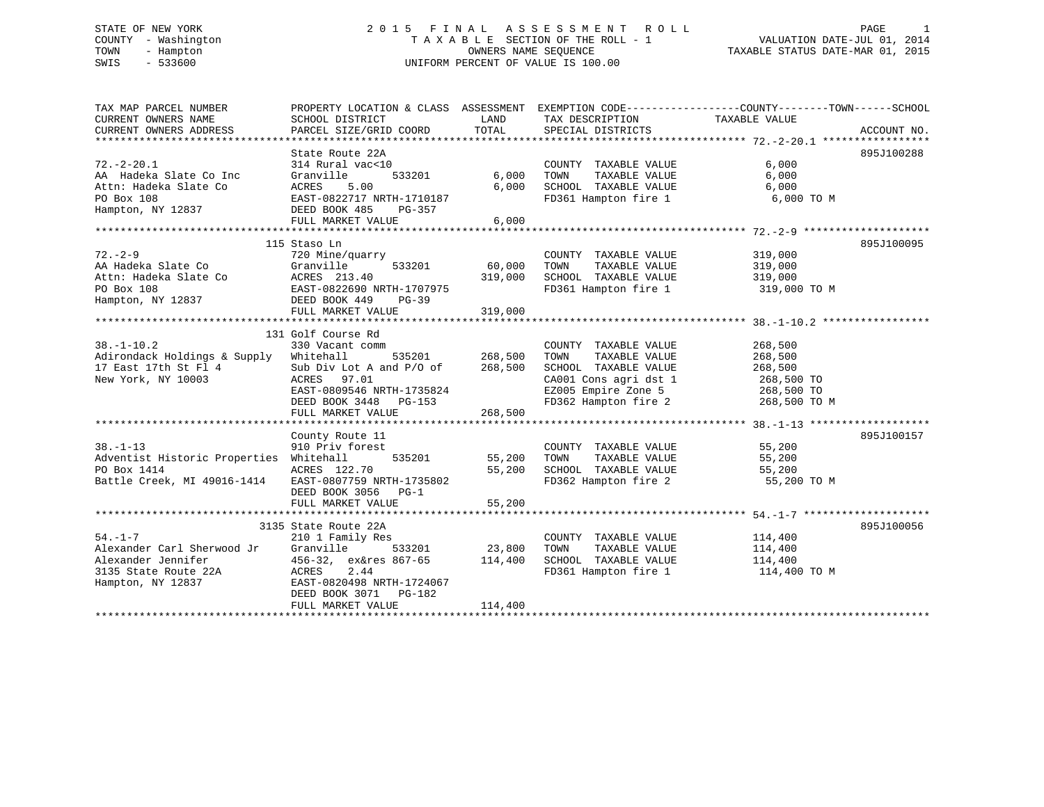STATE OF NEW YORK
COUNTY - Washington
TOWN - Hampton
SWIS - 533600

# 2015 FINAL ASSESSMENT ROLL
TAXABLE SECTION OF THE ROLL - 1
OWNERS NAME SEQUENCE
UNIFORM PERCENT OF VALUE IS 100.00

VALUATION DATE-JUL 01, 2014
TAXABLE STATUS DATE-MAR 01, 2015

| TAX MAP PARCEL NUMBER / CURRENT OWNERS NAME / CURRENT OWNERS ADDRESS | PROPERTY LOCATION & CLASS / SCHOOL DISTRICT / PARCEL SIZE/GRID COORD | ASSESSMENT LAND / TOTAL | EXEMPTION CODE / TAX DESCRIPTION / SPECIAL DISTRICTS | TAXABLE VALUE (COUNTY / TOWN / SCHOOL) | ACCOUNT NO. |
|---|---|---|---|---|---|
| 72.-2-20.1 | State Route 22A | | | | 895J100288 |
| AA Hadeka Slate Co Inc | 314 Rural vac<10 | | COUNTY TAXABLE VALUE | 6,000 | |
| Attn: Hadeka Slate Co | Granville 533201 | 6,000 | TOWN TAXABLE VALUE | 6,000 | |
| PO Box 108 | ACRES 5.00 | 6,000 | SCHOOL TAXABLE VALUE | 6,000 | |
| Hampton, NY 12837 | EAST-0822717 NRTH-1710187 | | FD361 Hampton fire 1 | 6,000 TO M | |
| | DEED BOOK 485 PG-357 | | | | |
| | FULL MARKET VALUE | 6,000 | | | |
| 72.-2-9 | 115 Staso Ln | | | | 895J100095 |
| AA Hadeka Slate Co | 720 Mine/quarry | | COUNTY TAXABLE VALUE | 319,000 | |
| Attn: Hadeka Slate Co | Granville 533201 | 60,000 | TOWN TAXABLE VALUE | 319,000 | |
| PO Box 108 | ACRES 213.40 | 319,000 | SCHOOL TAXABLE VALUE | 319,000 | |
| Hampton, NY 12837 | EAST-0822690 NRTH-1707975 | | FD361 Hampton fire 1 | 319,000 TO M | |
| | DEED BOOK 449 PG-39 | | | | |
| | FULL MARKET VALUE | 319,000 | | | |
| 38.-1-10.2 | 131 Golf Course Rd | | | | |
| Adirondack Holdings & Supply | 330 Vacant comm | | COUNTY TAXABLE VALUE | 268,500 | |
| 17 East 17th St Fl 4 | Whitehall 535201 | 268,500 | TOWN TAXABLE VALUE | 268,500 | |
| New York, NY 10003 | Sub Div Lot A and P/O of | 268,500 | SCHOOL TAXABLE VALUE | 268,500 | |
| | ACRES 97.01 | | CA001 Cons agri dst 1 | 268,500 TO | |
| | EAST-0809546 NRTH-1735824 | | EZ005 Empire Zone 5 | 268,500 TO | |
| | DEED BOOK 3448 PG-153 | | FD362 Hampton fire 2 | 268,500 TO M | |
| | FULL MARKET VALUE | 268,500 | | | |
| 38.-1-13 | County Route 11 | | | | 895J100157 |
| Adventist Historic Properties | 910 Priv forest | | COUNTY TAXABLE VALUE | 55,200 | |
| PO Box 1414 | Whitehall 535201 | 55,200 | TOWN TAXABLE VALUE | 55,200 | |
| Battle Creek, MI 49016-1414 | ACRES 122.70 | 55,200 | SCHOOL TAXABLE VALUE | 55,200 | |
| | EAST-0807759 NRTH-1735802 | | FD362 Hampton fire 2 | 55,200 TO M | |
| | DEED BOOK 3056 PG-1 | | | | |
| | FULL MARKET VALUE | 55,200 | | | |
| 54.-1-7 | 3135 State Route 22A | | | | 895J100056 |
| Alexander Carl Sherwood Jr | 210 1 Family Res | | COUNTY TAXABLE VALUE | 114,400 | |
| Alexander Jennifer | Granville 533201 | 23,800 | TOWN TAXABLE VALUE | 114,400 | |
| 3135 State Route 22A | 456-32, ex&res 867-65 | 114,400 | SCHOOL TAXABLE VALUE | 114,400 | |
| Hampton, NY 12837 | ACRES 2.44 | | FD361 Hampton fire 1 | 114,400 TO M | |
| | EAST-0820498 NRTH-1724067 | | | | |
| | DEED BOOK 3071 PG-182 | | | | |
| | FULL MARKET VALUE | 114,400 | | | |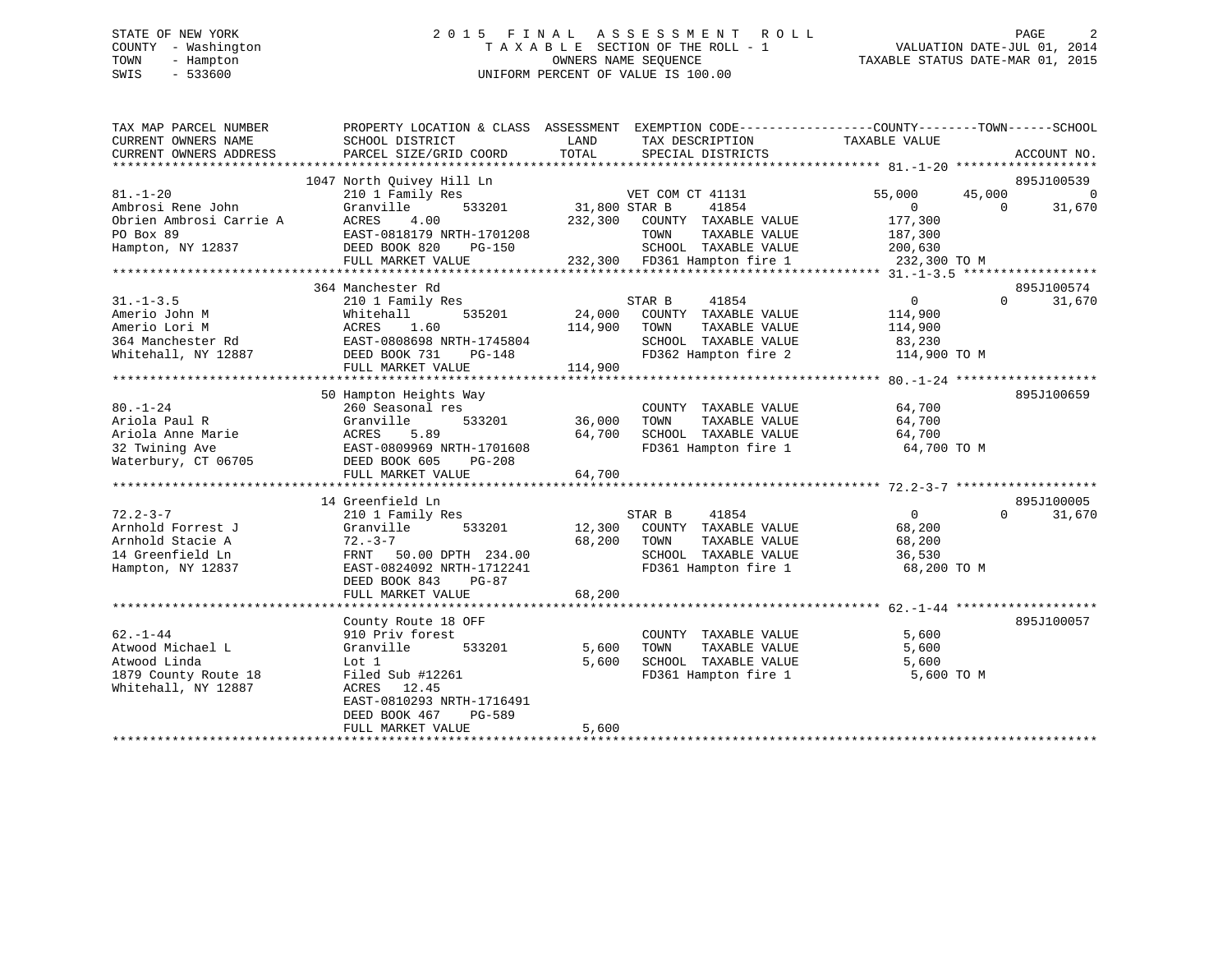STATE OF NEW YORK
COUNTY - Washington
TOWN - Hampton
SWIS - 533600

# 2015 FINAL ASSESSMENT ROLL
TAXABLE SECTION OF THE ROLL - 1
OWNERS NAME SEQUENCE
UNIFORM PERCENT OF VALUE IS 100.00

VALUATION DATE-JUL 01, 2014
TAXABLE STATUS DATE-MAR 01, 2015

```
TAX MAP PARCEL NUMBER          PROPERTY LOCATION & CLASS  ASSESSMENT  EXEMPTION CODE------------------COUNTY--------TOWN------SCHOOL
CURRENT OWNERS NAME            SCHOOL DISTRICT              LAND      TAX DESCRIPTION            TAXABLE VALUE
CURRENT OWNERS ADDRESS         PARCEL SIZE/GRID COORD      TOTAL      SPECIAL DISTRICTS                                       ACCOUNT NO.
****************************************************************************************************** 81.-1-20 *******************
                          1047 North Quivey Hill Ln                                                                           895J100539
81.-1-20                       210 1 Family Res                   VET COM CT 41131          55,000      45,000           0
Ambrosi Rene John              Granville       533201      31,800 STAR B      41854              0           0      31,670
Obrien Ambrosi Carrie A        ACRES     4.00             232,300   COUNTY  TAXABLE VALUE        177,300
PO Box 89                      EAST-0818179 NRTH-1701208            TOWN    TAXABLE VALUE        187,300
Hampton, NY 12837              DEED BOOK 820    PG-150              SCHOOL  TAXABLE VALUE        200,630
                               FULL MARKET VALUE          232,300   FD361 Hampton fire 1          232,300 TO M
****************************************************************************************************** 31.-1-3.5 ******************
                          364 Manchester Rd                                                                                   895J100574
31.-1-3.5                      210 1 Family Res                   STAR B      41854              0           0      31,670
Amerio John M                  Whitehall       535201      24,000   COUNTY  TAXABLE VALUE        114,900
Amerio Lori M                  ACRES     1.60             114,900   TOWN    TAXABLE VALUE        114,900
364 Manchester Rd              EAST-0808698 NRTH-1745804            SCHOOL  TAXABLE VALUE         83,230
Whitehall, NY 12887            DEED BOOK 731    PG-148              FD362 Hampton fire 2          114,900 TO M
                               FULL MARKET VALUE          114,900
****************************************************************************************************** 80.-1-24 *******************
                          50 Hampton Heights Way                                                                              895J100659
80.-1-24                       260 Seasonal res                     COUNTY  TAXABLE VALUE         64,700
Ariola Paul R                  Granville       533201      36,000   TOWN    TAXABLE VALUE         64,700
Ariola Anne Marie              ACRES     5.89              64,700   SCHOOL  TAXABLE VALUE         64,700
32 Twining Ave                 EAST-0809969 NRTH-1701608            FD361 Hampton fire 1           64,700 TO M
Waterbury, CT 06705            DEED BOOK 605    PG-208
                               FULL MARKET VALUE           64,700
****************************************************************************************************** 72.2-3-7 *******************
                          14 Greenfield Ln                                                                                    895J100005
72.2-3-7                       210 1 Family Res                   STAR B      41854              0           0      31,670
Arnhold Forrest J              Granville       533201      12,300   COUNTY  TAXABLE VALUE         68,200
Arnhold Stacie A               72.-3-7                     68,200   TOWN    TAXABLE VALUE         68,200
14 Greenfield Ln               FRNT    50.00 DPTH 234.00            SCHOOL  TAXABLE VALUE         36,530
Hampton, NY 12837              EAST-0824092 NRTH-1712241            FD361 Hampton fire 1           68,200 TO M
                               DEED BOOK 843    PG-87
                               FULL MARKET VALUE           68,200
****************************************************************************************************** 62.-1-44 *******************
                          County Route 18 OFF                                                                                 895J100057
62.-1-44                       910 Priv forest                      COUNTY  TAXABLE VALUE          5,600
Atwood Michael L               Granville       533201       5,600   TOWN    TAXABLE VALUE          5,600
Atwood Linda                   Lot 1                        5,600   SCHOOL  TAXABLE VALUE          5,600
1879 County Route 18           Filed Sub #12261                     FD361 Hampton fire 1            5,600 TO M
Whitehall, NY 12887            ACRES    12.45
                               EAST-0810293 NRTH-1716491
                               DEED BOOK 467    PG-589
                               FULL MARKET VALUE            5,600
************************************************************************************************************************************
```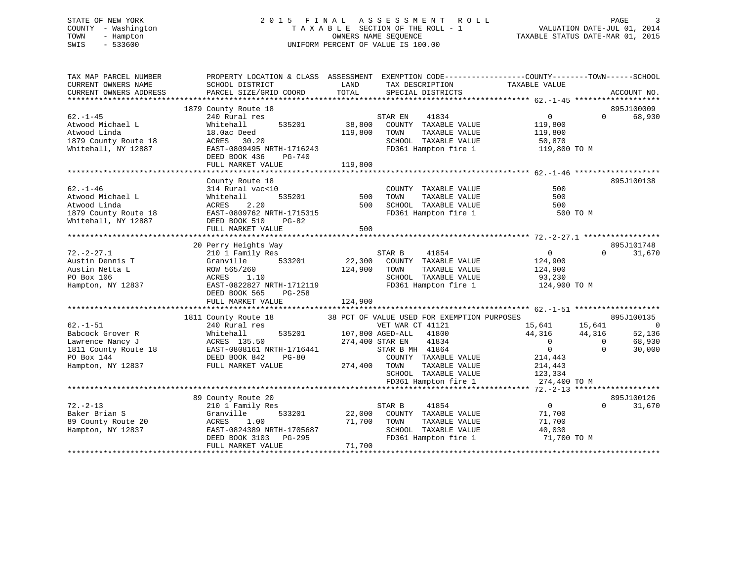STATE OF NEW YORK
COUNTY - Washington
TOWN - Hampton
SWIS - 533600

# 2015 FINAL ASSESSMENT ROLL

TAXABLE SECTION OF THE ROLL - 1
OWNERS NAME SEQUENCE
UNIFORM PERCENT OF VALUE IS 100.00

VALUATION DATE-JUL 01, 2014
TAXABLE STATUS DATE-MAR 01, 2015

```
TAX MAP PARCEL NUMBER          PROPERTY LOCATION & CLASS  ASSESSMENT  EXEMPTION CODE------------------COUNTY--------TOWN------SCHOOL
CURRENT OWNERS NAME            SCHOOL DISTRICT               LAND      TAX DESCRIPTION            TAXABLE VALUE
CURRENT OWNERS ADDRESS         PARCEL SIZE/GRID COORD        TOTAL     SPECIAL DISTRICTS                                        ACCOUNT NO.
******************************************************************************************************* 62.-1-45 ******************
                               1879 County Route 18                                                                          895J100009
62.-1-45                       240 Rural res                           STAR EN    41834            0            0       68,930
Atwood Michael L               Whitehall      535201       38,800      COUNTY  TAXABLE VALUE       119,800
Atwood Linda                   18.0ac Deed                119,800      TOWN    TAXABLE VALUE       119,800
1879 County Route 18           ACRES   30.20                           SCHOOL  TAXABLE VALUE        50,870
Whitehall, NY 12887            EAST-0809495 NRTH-1716243               FD361 Hampton fire 1        119,800 TO M
                               DEED BOOK 436    PG-740
                               FULL MARKET VALUE          119,800
******************************************************************************************************* 62.-1-46 ******************
                               County Route 18                                                                               895J100138
62.-1-46                       314 Rural vac<10                        COUNTY  TAXABLE VALUE           500
Atwood Michael L               Whitehall      535201          500      TOWN    TAXABLE VALUE           500
Atwood Linda                   ACRES    2.20                  500      SCHOOL  TAXABLE VALUE           500
1879 County Route 18           EAST-0809762 NRTH-1715315               FD361 Hampton fire 1            500 TO M
Whitehall, NY 12887            DEED BOOK 510    PG-82
                               FULL MARKET VALUE              500
******************************************************************************************************* 72.-2-27.1 ****************
                               20 Perry Heights Way                                                                          895J101748
72.-2-27.1                     210 1 Family Res                        STAR B     41854            0            0       31,670
Austin Dennis T                Granville      533201       22,300      COUNTY  TAXABLE VALUE       124,900
Austin Netta L                 ROW 565/260                124,900      TOWN    TAXABLE VALUE       124,900
PO Box 106                     ACRES    1.10                           SCHOOL  TAXABLE VALUE        93,230
Hampton, NY 12837              EAST-0822827 NRTH-1712119               FD361 Hampton fire 1        124,900 TO M
                               DEED BOOK 565    PG-258
                               FULL MARKET VALUE          124,900
******************************************************************************************************* 62.-1-51 ******************
                               1811 County Route 18          38 PCT OF VALUE USED FOR EXEMPTION PURPOSES                     895J100135
62.-1-51                       240 Rural res                           VET WAR CT 41121          15,641       15,641            0
Babcock Grover R               Whitehall      535201      107,800 AGED-ALL    41800          44,316       44,316       52,136
Lawrence Nancy J               ACRES  135.50              274,400 STAR EN     41834               0            0       68,930
1811 County Route 18           EAST-0808161 NRTH-1716441               STAR B MH  41864            0            0       30,000
PO Box 144                     DEED BOOK 842    PG-80                  COUNTY  TAXABLE VALUE       214,443
Hampton, NY 12837              FULL MARKET VALUE          274,400      TOWN    TAXABLE VALUE       214,443
                                                                       SCHOOL  TAXABLE VALUE       123,334
                                                                       FD361 Hampton fire 1        274,400 TO M
******************************************************************************************************* 72.-2-13 ******************
                               89 County Route 20                                                                            895J100126
72.-2-13                       210 1 Family Res                        STAR B     41854            0            0       31,670
Baker Brian S                  Granville      533201       22,000      COUNTY  TAXABLE VALUE        71,700
89 County Route 20             ACRES    1.00               71,700      TOWN    TAXABLE VALUE        71,700
Hampton, NY 12837              EAST-0824389 NRTH-1705687               SCHOOL  TAXABLE VALUE        40,030
                               DEED BOOK 3103   PG-295                 FD361 Hampton fire 1         71,700 TO M
                               FULL MARKET VALUE           71,700
************************************************************************************************************************************
```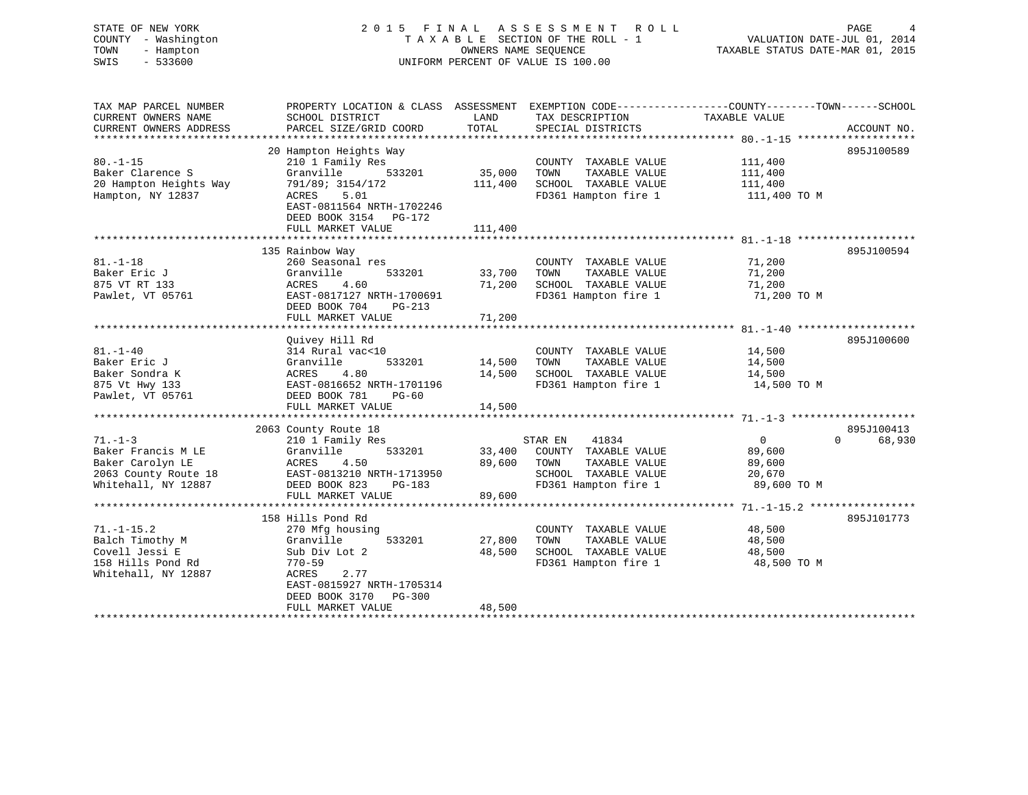STATE OF NEW YORK
COUNTY - Washington
TOWN - Hampton
SWIS - 533600

2015 FINAL ASSESSMENT ROLL
TAXABLE SECTION OF THE ROLL - 1
OWNERS NAME SEQUENCE
UNIFORM PERCENT OF VALUE IS 100.00

VALUATION DATE-JUL 01, 2014
TAXABLE STATUS DATE-MAR 01, 2015

```
TAX MAP PARCEL NUMBER          PROPERTY LOCATION & CLASS  ASSESSMENT  EXEMPTION CODE-----------------COUNTY--------TOWN------SCHOOL
CURRENT OWNERS NAME            SCHOOL DISTRICT               LAND      TAX DESCRIPTION              TAXABLE VALUE
CURRENT OWNERS ADDRESS         PARCEL SIZE/GRID COORD        TOTAL     SPECIAL DISTRICTS                                    ACCOUNT NO.
****************************************************************************************************** 80.-1-15 *******************
                          20 Hampton Heights Way                                                                     895J100589
80.-1-15                       210 1 Family Res                         COUNTY  TAXABLE VALUE           111,400
Baker Clarence S               Granville       533201        35,000     TOWN    TAXABLE VALUE           111,400
20 Hampton Heights Way         791/89; 3154/172             111,400     SCHOOL  TAXABLE VALUE           111,400
Hampton, NY 12837              ACRES    5.01                            FD361 Hampton fire 1             111,400 TO M
                               EAST-0811564 NRTH-1702246
                               DEED BOOK 3154   PG-172
                               FULL MARKET VALUE            111,400
****************************************************************************************************** 81.-1-18 *******************
                          135 Rainbow Way                                                                            895J100594
81.-1-18                       260 Seasonal res                         COUNTY  TAXABLE VALUE            71,200
Baker Eric J                   Granville       533201        33,700     TOWN    TAXABLE VALUE            71,200
875 VT RT 133                  ACRES    4.60                  71,200    SCHOOL  TAXABLE VALUE            71,200
Pawlet, VT 05761               EAST-0817127 NRTH-1700691                FD361 Hampton fire 1              71,200 TO M
                               DEED BOOK 704    PG-213
                               FULL MARKET VALUE             71,200
****************************************************************************************************** 81.-1-40 *******************
                               Quivey Hill Rd                                                                        895J100600
81.-1-40                       314 Rural vac<10                         COUNTY  TAXABLE VALUE            14,500
Baker Eric J                   Granville       533201        14,500     TOWN    TAXABLE VALUE            14,500
Baker Sondra K                 ACRES    4.80                  14,500    SCHOOL  TAXABLE VALUE            14,500
875 Vt Hwy 133                 EAST-0816652 NRTH-1701196                FD361 Hampton fire 1              14,500 TO M
Pawlet, VT 05761               DEED BOOK 781    PG-60
                               FULL MARKET VALUE             14,500
****************************************************************************************************** 71.-1-3 ********************
                          2063 County Route 18                                                                       895J100413
71.-1-3                        210 1 Family Res                         STAR EN    41834                 0            0     68,930
Baker Francis M LE             Granville       533201        33,400     COUNTY  TAXABLE VALUE            89,600
Baker Carolyn LE               ACRES    4.50                  89,600    TOWN    TAXABLE VALUE            89,600
2063 County Route 18           EAST-0813210 NRTH-1713950                SCHOOL  TAXABLE VALUE            20,670
Whitehall, NY 12887            DEED BOOK 823    PG-183                  FD361 Hampton fire 1              89,600 TO M
                               FULL MARKET VALUE             89,600
****************************************************************************************************** 71.-1-15.2 *****************
                          158 Hills Pond Rd                                                                          895J101773
71.-1-15.2                     270 Mfg housing                          COUNTY  TAXABLE VALUE            48,500
Balch Timothy M                Granville       533201        27,800     TOWN    TAXABLE VALUE            48,500
Covell Jessi E                 Sub Div Lot 2                  48,500    SCHOOL  TAXABLE VALUE            48,500
158 Hills Pond Rd              770-59                                   FD361 Hampton fire 1              48,500 TO M
Whitehall, NY 12887            ACRES    2.77
                               EAST-0815927 NRTH-1705314
                               DEED BOOK 3170   PG-300
                               FULL MARKET VALUE             48,500
************************************************************************************************************************************
```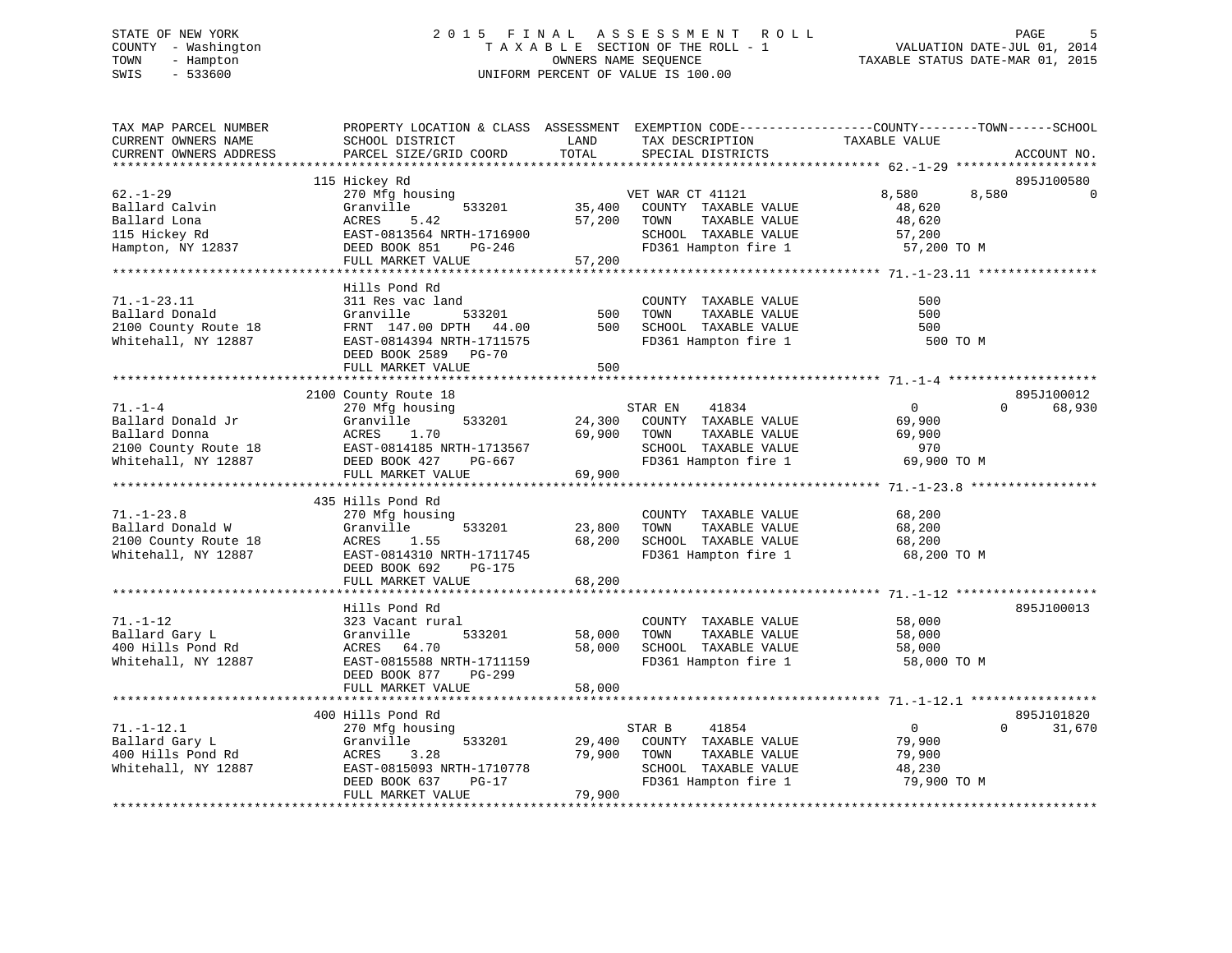STATE OF NEW YORK
COUNTY - Washington
TOWN - Hampton
SWIS - 533600

# 2015 FINAL ASSESSMENT ROLL

TAXABLE SECTION OF THE ROLL - 1
OWNERS NAME SEQUENCE
UNIFORM PERCENT OF VALUE IS 100.00

VALUATION DATE-JUL 01, 2014
TAXABLE STATUS DATE-MAR 01, 2015

| TAX MAP PARCEL NUMBER / CURRENT OWNERS NAME / CURRENT OWNERS ADDRESS | PROPERTY LOCATION & CLASS / SCHOOL DISTRICT / PARCEL SIZE/GRID COORD | ASSESSMENT LAND | TOTAL | EXEMPTION CODE / TAX DESCRIPTION / SPECIAL DISTRICTS | COUNTY | TOWN | SCHOOL | ACCOUNT NO. |
|---|---|---|---|---|---|---|---|---|
| 62.-1-29 | 115 Hickey Rd | | | | | | | 895J100580 |
| | 270 Mfg housing | | | VET WAR CT 41121 | 8,580 | 8,580 | 0 | |
| Ballard Calvin | Granville 533201 | 35,400 | | COUNTY TAXABLE VALUE | 48,620 | | | |
| Ballard Lona | ACRES 5.42 | | 57,200 | TOWN TAXABLE VALUE | | 48,620 | | |
| 115 Hickey Rd | EAST-0813564 NRTH-1716900 | | | SCHOOL TAXABLE VALUE | | | 57,200 | |
| Hampton, NY 12837 | DEED BOOK 851 PG-246 | | | FD361 Hampton fire 1 | 57,200 TO M | | | |
| | FULL MARKET VALUE | | 57,200 | | | | | |
| 71.-1-23.11 | Hills Pond Rd | | | | | | | |
| | 311 Res vac land | | | COUNTY TAXABLE VALUE | 500 | | | |
| Ballard Donald | Granville 533201 | 500 | | TOWN TAXABLE VALUE | | 500 | | |
| 2100 County Route 18 | FRNT 147.00 DPTH 44.00 | | 500 | SCHOOL TAXABLE VALUE | | | 500 | |
| Whitehall, NY 12887 | EAST-0814394 NRTH-1711575 | | | FD361 Hampton fire 1 | 500 TO M | | | |
| | DEED BOOK 2589 PG-70 | | | | | | | |
| | FULL MARKET VALUE | | 500 | | | | | |
| 71.-1-4 | 2100 County Route 18 | | | | | | | 895J100012 |
| | 270 Mfg housing | | | STAR EN 41834 | 0 | 0 | 68,930 | |
| Ballard Donald Jr | Granville 533201 | 24,300 | | COUNTY TAXABLE VALUE | 69,900 | | | |
| Ballard Donna | ACRES 1.70 | | 69,900 | TOWN TAXABLE VALUE | | 69,900 | | |
| 2100 County Route 18 | EAST-0814185 NRTH-1713567 | | | SCHOOL TAXABLE VALUE | | | 970 | |
| Whitehall, NY 12887 | DEED BOOK 427 PG-667 | | | FD361 Hampton fire 1 | 69,900 TO M | | | |
| | FULL MARKET VALUE | | 69,900 | | | | | |
| 71.-1-23.8 | 435 Hills Pond Rd | | | | | | | |
| | 270 Mfg housing | | | COUNTY TAXABLE VALUE | 68,200 | | | |
| Ballard Donald W | Granville 533201 | 23,800 | | TOWN TAXABLE VALUE | | 68,200 | | |
| 2100 County Route 18 | ACRES 1.55 | | 68,200 | SCHOOL TAXABLE VALUE | | | 68,200 | |
| Whitehall, NY 12887 | EAST-0814310 NRTH-1711745 | | | FD361 Hampton fire 1 | 68,200 TO M | | | |
| | DEED BOOK 692 PG-175 | | | | | | | |
| | FULL MARKET VALUE | | 68,200 | | | | | |
| 71.-1-12 | Hills Pond Rd | | | | | | | 895J100013 |
| | 323 Vacant rural | | | COUNTY TAXABLE VALUE | 58,000 | | | |
| Ballard Gary L | Granville 533201 | 58,000 | | TOWN TAXABLE VALUE | | 58,000 | | |
| 400 Hills Pond Rd | ACRES 64.70 | | 58,000 | SCHOOL TAXABLE VALUE | | | 58,000 | |
| Whitehall, NY 12887 | EAST-0815588 NRTH-1711159 | | | FD361 Hampton fire 1 | 58,000 TO M | | | |
| | DEED BOOK 877 PG-299 | | | | | | | |
| | FULL MARKET VALUE | | 58,000 | | | | | |
| 71.-1-12.1 | 400 Hills Pond Rd | | | | | | | 895J101820 |
| | 270 Mfg housing | | | STAR B 41854 | 0 | 0 | 31,670 | |
| Ballard Gary L | Granville 533201 | 29,400 | | COUNTY TAXABLE VALUE | 79,900 | | | |
| 400 Hills Pond Rd | ACRES 3.28 | | 79,900 | TOWN TAXABLE VALUE | | 79,900 | | |
| Whitehall, NY 12887 | EAST-0815093 NRTH-1710778 | | | SCHOOL TAXABLE VALUE | | | 48,230 | |
| | DEED BOOK 637 PG-17 | | | FD361 Hampton fire 1 | 79,900 TO M | | | |
| | FULL MARKET VALUE | | 79,900 | | | | | |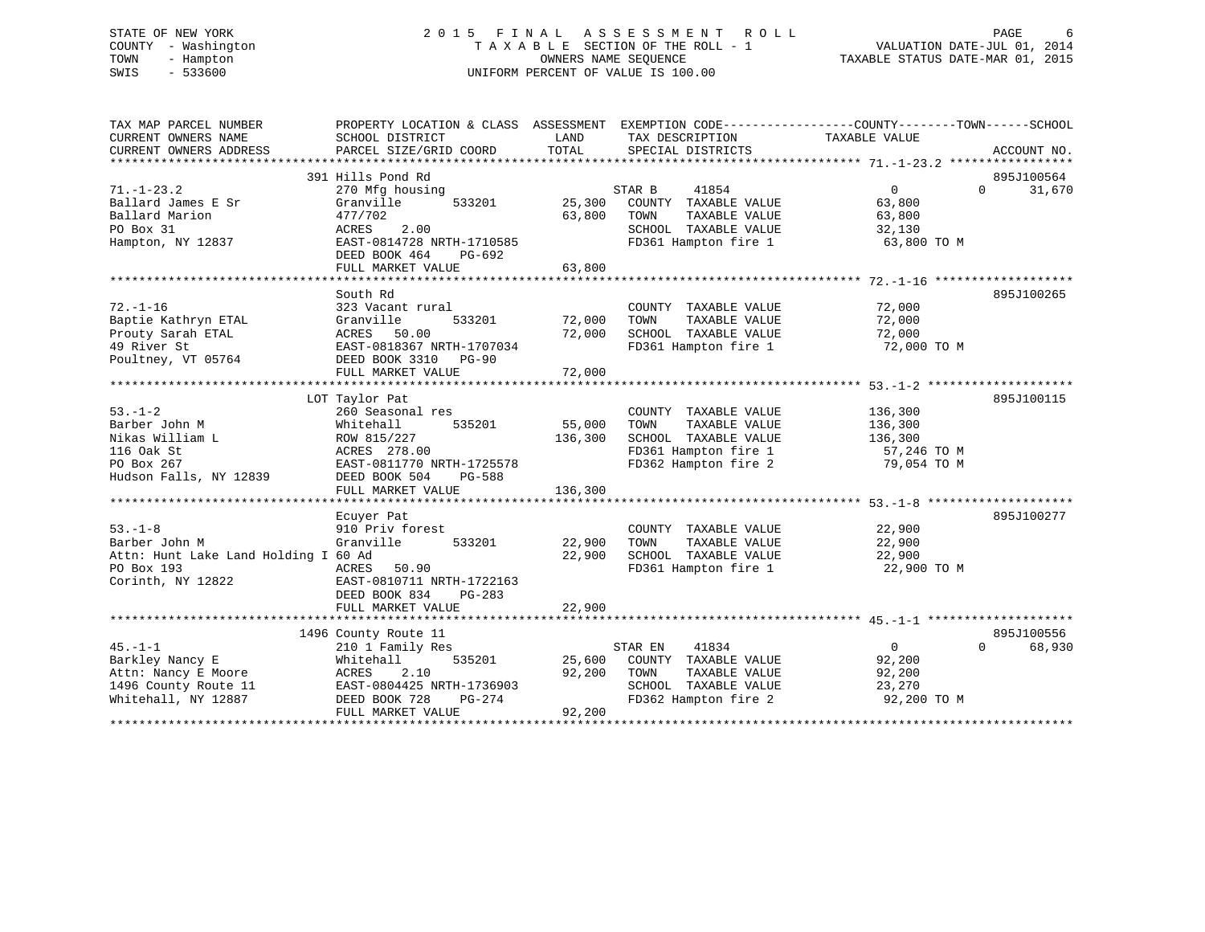STATE OF NEW YORK
COUNTY - Washington
TOWN - Hampton
SWIS - 533600

# 2015 FINAL ASSESSMENT ROLL
TAXABLE SECTION OF THE ROLL - 1
OWNERS NAME SEQUENCE
UNIFORM PERCENT OF VALUE IS 100.00

VALUATION DATE-JUL 01, 2014
TAXABLE STATUS DATE-MAR 01, 2015

| TAX MAP PARCEL NUMBER / CURRENT OWNERS NAME / CURRENT OWNERS ADDRESS | PROPERTY LOCATION & CLASS / SCHOOL DISTRICT / PARCEL SIZE/GRID COORD | ASSESSMENT LAND / TOTAL | EXEMPTION CODE / TAX DESCRIPTION / SPECIAL DISTRICTS | COUNTY / TOWN / SCHOOL TAXABLE VALUE | ACCOUNT NO. |
|---|---|---|---|---|---|
| **71.-1-23.2** | 391 Hills Pond Rd | | | | 895J100564 |
| 71.-1-23.2 | 270 Mfg housing | | STAR B 41854 | 0 0 31,670 | |
| Ballard James E Sr | Granville 533201 | 25,300 | COUNTY TAXABLE VALUE | 63,800 | |
| Ballard Marion | 477/702 | 63,800 | TOWN TAXABLE VALUE | 63,800 | |
| PO Box 31 | ACRES 2.00 | | SCHOOL TAXABLE VALUE | 32,130 | |
| Hampton, NY 12837 | EAST-0814728 NRTH-1710585 | | FD361 Hampton fire 1 | 63,800 TO M | |
| | DEED BOOK 464 PG-692 | | | | |
| | FULL MARKET VALUE | 63,800 | | | |
| **72.-1-16** | South Rd | | | | 895J100265 |
| 72.-1-16 | 323 Vacant rural | | COUNTY TAXABLE VALUE | 72,000 | |
| Baptie Kathryn ETAL | Granville 533201 | 72,000 | TOWN TAXABLE VALUE | 72,000 | |
| Prouty Sarah ETAL | ACRES 50.00 | 72,000 | SCHOOL TAXABLE VALUE | 72,000 | |
| 49 River St | EAST-0818367 NRTH-1707034 | | FD361 Hampton fire 1 | 72,000 TO M | |
| Poultney, VT 05764 | DEED BOOK 3310 PG-90 | | | | |
| | FULL MARKET VALUE | 72,000 | | | |
| **53.-1-2** | LOT Taylor Pat | | | | 895J100115 |
| 53.-1-2 | 260 Seasonal res | | COUNTY TAXABLE VALUE | 136,300 | |
| Barber John M | Whitehall 535201 | 55,000 | TOWN TAXABLE VALUE | 136,300 | |
| Nikas William L | ROW 815/227 | 136,300 | SCHOOL TAXABLE VALUE | 136,300 | |
| 116 Oak St | ACRES 278.00 | | FD361 Hampton fire 1 | 57,246 TO M | |
| PO Box 267 | EAST-0811770 NRTH-1725578 | | FD362 Hampton fire 2 | 79,054 TO M | |
| Hudson Falls, NY 12839 | DEED BOOK 504 PG-588 | | | | |
| | FULL MARKET VALUE | 136,300 | | | |
| **53.-1-8** | Ecuyer Pat | | | | 895J100277 |
| 53.-1-8 | 910 Priv forest | | COUNTY TAXABLE VALUE | 22,900 | |
| Barber John M | Granville 533201 | 22,900 | TOWN TAXABLE VALUE | 22,900 | |
| Attn: Hunt Lake Land Holding I | 60 Ad | 22,900 | SCHOOL TAXABLE VALUE | 22,900 | |
| PO Box 193 | ACRES 50.90 | | FD361 Hampton fire 1 | 22,900 TO M | |
| Corinth, NY 12822 | EAST-0810711 NRTH-1722163 | | | | |
| | DEED BOOK 834 PG-283 | | | | |
| | FULL MARKET VALUE | 22,900 | | | |
| **45.-1-1** | 1496 County Route 11 | | | | 895J100556 |
| 45.-1-1 | 210 1 Family Res | | STAR EN 41834 | 0 0 68,930 | |
| Barkley Nancy E | Whitehall 535201 | 25,600 | COUNTY TAXABLE VALUE | 92,200 | |
| Attn: Nancy E Moore | ACRES 2.10 | 92,200 | TOWN TAXABLE VALUE | 92,200 | |
| 1496 County Route 11 | EAST-0804425 NRTH-1736903 | | SCHOOL TAXABLE VALUE | 23,270 | |
| Whitehall, NY 12887 | DEED BOOK 728 PG-274 | | FD362 Hampton fire 2 | 92,200 TO M | |
| | FULL MARKET VALUE | 92,200 | | | |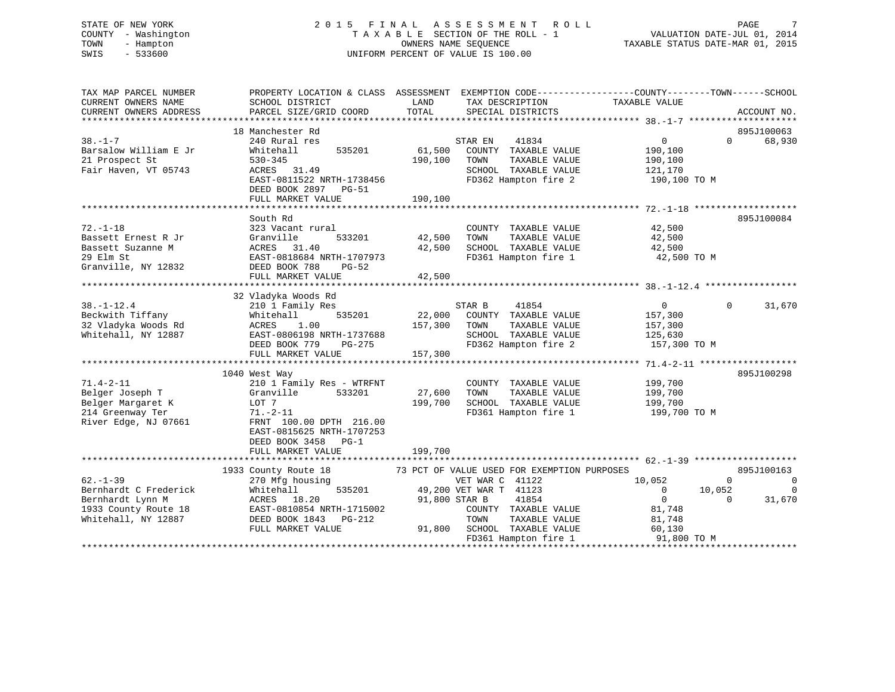STATE OF NEW YORK
COUNTY - Washington
TOWN - Hampton
SWIS - 533600

2015 FINAL ASSESSMENT ROLL
TAXABLE SECTION OF THE ROLL - 1
OWNERS NAME SEQUENCE
UNIFORM PERCENT OF VALUE IS 100.00

VALUATION DATE-JUL 01, 2014
TAXABLE STATUS DATE-MAR 01, 2015

```
TAX MAP PARCEL NUMBER          PROPERTY LOCATION & CLASS  ASSESSMENT  EXEMPTION CODE------------------COUNTY--------TOWN------SCHOOL
CURRENT OWNERS NAME            SCHOOL DISTRICT               LAND      TAX DESCRIPTION             TAXABLE VALUE
CURRENT OWNERS ADDRESS         PARCEL SIZE/GRID COORD        TOTAL     SPECIAL DISTRICTS                                        ACCOUNT NO.
******************************************************************************************************* 38.-1-7 ********************
                               18 Manchester Rd                                                                              895J100063
38.-1-7                        240 Rural res                          STAR EN    41834                 0             0        68,930
Barsalow William E Jr          Whitehall        535201       61,500   COUNTY  TAXABLE VALUE           190,100
21 Prospect St                 530-345                      190,100   TOWN    TAXABLE VALUE           190,100
Fair Haven, VT 05743           ACRES   31.49                          SCHOOL  TAXABLE VALUE           121,170
                               EAST-0811522 NRTH-1738456              FD362 Hampton fire 2             190,100 TO M
                               DEED BOOK 2897   PG-51
                               FULL MARKET VALUE            190,100
******************************************************************************************************* 72.-1-18 *******************
                               South Rd                                                                                      895J100084
72.-1-18                       323 Vacant rural                       COUNTY  TAXABLE VALUE            42,500
Bassett Ernest R Jr            Granville        533201       42,500   TOWN    TAXABLE VALUE            42,500
Bassett Suzanne M              ACRES   31.40                 42,500   SCHOOL  TAXABLE VALUE            42,500
29 Elm St                      EAST-0818684 NRTH-1707973              FD361 Hampton fire 1              42,500 TO M
Granville, NY 12832            DEED BOOK 788    PG-52
                               FULL MARKET VALUE             42,500
******************************************************************************************************* 38.-1-12.4 *****************
                               32 Vladyka Woods Rd
38.-1-12.4                     210 1 Family Res                       STAR B     41854                 0             0        31,670
Beckwith Tiffany               Whitehall        535201       22,000   COUNTY  TAXABLE VALUE           157,300
32 Vladyka Woods Rd            ACRES    1.00                157,300   TOWN    TAXABLE VALUE           157,300
Whitehall, NY 12887            EAST-0806198 NRTH-1737688              SCHOOL  TAXABLE VALUE           125,630
                               DEED BOOK 779    PG-275                FD362 Hampton fire 2             157,300 TO M
                               FULL MARKET VALUE            157,300
******************************************************************************************************* 71.4-2-11 ******************
                               1040 West Way                                                                                 895J100298
71.4-2-11                      210 1 Family Res - WTRFNT              COUNTY  TAXABLE VALUE           199,700
Belger Joseph T                Granville        533201       27,600   TOWN    TAXABLE VALUE           199,700
Belger Margaret K              LOT 7                        199,700   SCHOOL  TAXABLE VALUE           199,700
214 Greenway Ter               71.-2-11                               FD361 Hampton fire 1             199,700 TO M
River Edge, NJ 07661           FRNT 100.00 DPTH 216.00
                               EAST-0815625 NRTH-1707253
                               DEED BOOK 3458   PG-1
                               FULL MARKET VALUE            199,700
******************************************************************************************************* 62.-1-39 *******************
                               1933 County Route 18          73 PCT OF VALUE USED FOR EXEMPTION PURPOSES                     895J100163
62.-1-39                       270 Mfg housing                        VET WAR C  41122            10,052             0             0
Bernhardt C Frederick          Whitehall        535201       49,200   VET WAR T  41123                 0        10,052             0
Bernhardt Lynn M               ACRES   18.20                 91,800   STAR B     41854                 0             0        31,670
1933 County Route 18           EAST-0810854 NRTH-1715002              COUNTY  TAXABLE VALUE            81,748
Whitehall, NY 12887            DEED BOOK 1843   PG-212                TOWN    TAXABLE VALUE            81,748
                               FULL MARKET VALUE             91,800   SCHOOL  TAXABLE VALUE            60,130
                                                                      FD361 Hampton fire 1              91,800 TO M
************************************************************************************************************************************
```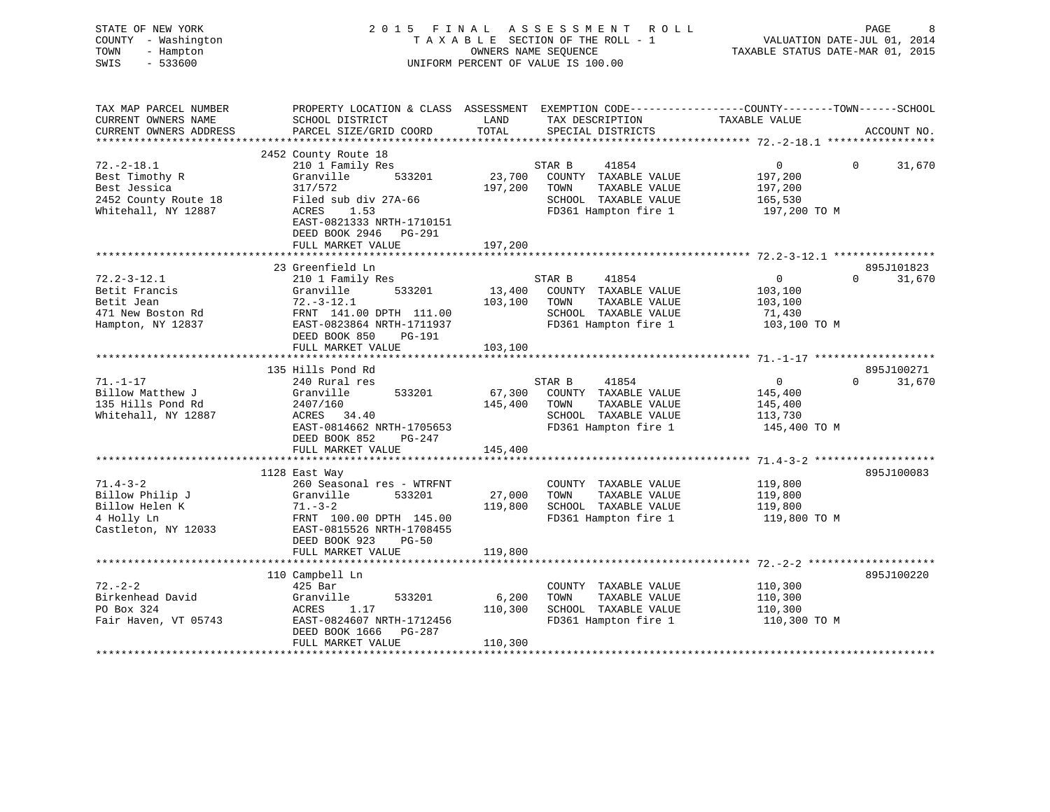STATE OF NEW YORK
COUNTY - Washington
TOWN - Hampton
SWIS - 533600

2015 FINAL ASSESSMENT ROLL
TAXABLE SECTION OF THE ROLL - 1
OWNERS NAME SEQUENCE
UNIFORM PERCENT OF VALUE IS 100.00

VALUATION DATE-JUL 01, 2014
TAXABLE STATUS DATE-MAR 01, 2015

| TAX MAP PARCEL NUMBER / CURRENT OWNERS NAME / CURRENT OWNERS ADDRESS | PROPERTY LOCATION & CLASS / SCHOOL DISTRICT / PARCEL SIZE/GRID COORD | ASSESSMENT LAND / TOTAL | EXEMPTION CODE / TAX DESCRIPTION / SPECIAL DISTRICTS | COUNTY | TOWN | SCHOOL / ACCOUNT NO. |
|---|---|---|---|---|---|---|
| **72.-2-18.1** | 2452 County Route 18 | | | | | |
| 72.-2-18.1 | 210 1 Family Res | | STAR B 41854 | 0 | 0 | 31,670 |
| Best Timothy R | Granville 533201 | 23,700 | COUNTY TAXABLE VALUE | 197,200 | | |
| Best Jessica | 317/572 | 197,200 | TOWN TAXABLE VALUE | | 197,200 | |
| 2452 County Route 18 | Filed sub div 27A-66 | | SCHOOL TAXABLE VALUE | | | 165,530 |
| Whitehall, NY 12887 | ACRES 1.53 | | FD361 Hampton fire 1 | 197,200 TO M | | |
| | EAST-0821333 NRTH-1710151 | | | | | |
| | DEED BOOK 2946 PG-291 | | | | | |
| | FULL MARKET VALUE | 197,200 | | | | |
| **72.2-3-12.1** | 23 Greenfield Ln | | | | | 895J101823 |
| 72.2-3-12.1 | 210 1 Family Res | | STAR B 41854 | 0 | 0 | 31,670 |
| Betit Francis | Granville 533201 | 13,400 | COUNTY TAXABLE VALUE | 103,100 | | |
| Betit Jean | 72.-3-12.1 | 103,100 | TOWN TAXABLE VALUE | | 103,100 | |
| 471 New Boston Rd | FRNT 141.00 DPTH 111.00 | | SCHOOL TAXABLE VALUE | | | 71,430 |
| Hampton, NY 12837 | EAST-0823864 NRTH-1711937 | | FD361 Hampton fire 1 | 103,100 TO M | | |
| | DEED BOOK 850 PG-191 | | | | | |
| | FULL MARKET VALUE | 103,100 | | | | |
| **71.-1-17** | 135 Hills Pond Rd | | | | | 895J100271 |
| 71.-1-17 | 240 Rural res | | STAR B 41854 | 0 | 0 | 31,670 |
| Billow Matthew J | Granville 533201 | 67,300 | COUNTY TAXABLE VALUE | 145,400 | | |
| 135 Hills Pond Rd | 2407/160 | 145,400 | TOWN TAXABLE VALUE | | 145,400 | |
| Whitehall, NY 12887 | ACRES 34.40 | | SCHOOL TAXABLE VALUE | | | 113,730 |
| | EAST-0814662 NRTH-1705653 | | FD361 Hampton fire 1 | 145,400 TO M | | |
| | DEED BOOK 852 PG-247 | | | | | |
| | FULL MARKET VALUE | 145,400 | | | | |
| **71.4-3-2** | 1128 East Way | | | | | 895J100083 |
| 71.4-3-2 | 260 Seasonal res - WTRFNT | | COUNTY TAXABLE VALUE | 119,800 | | |
| Billow Philip J | Granville 533201 | 27,000 | TOWN TAXABLE VALUE | | 119,800 | |
| Billow Helen K | 71.-3-2 | 119,800 | SCHOOL TAXABLE VALUE | | | 119,800 |
| 4 Holly Ln | FRNT 100.00 DPTH 145.00 | | FD361 Hampton fire 1 | 119,800 TO M | | |
| Castleton, NY 12033 | EAST-0815526 NRTH-1708455 | | | | | |
| | DEED BOOK 923 PG-50 | | | | | |
| | FULL MARKET VALUE | 119,800 | | | | |
| **72.-2-2** | 110 Campbell Ln | | | | | 895J100220 |
| 72.-2-2 | 425 Bar | | COUNTY TAXABLE VALUE | 110,300 | | |
| Birkenhead David | Granville 533201 | 6,200 | TOWN TAXABLE VALUE | | 110,300 | |
| PO Box 324 | ACRES 1.17 | 110,300 | SCHOOL TAXABLE VALUE | | | 110,300 |
| Fair Haven, VT 05743 | EAST-0824607 NRTH-1712456 | | FD361 Hampton fire 1 | 110,300 TO M | | |
| | DEED BOOK 1666 PG-287 | | | | | |
| | FULL MARKET VALUE | 110,300 | | | | |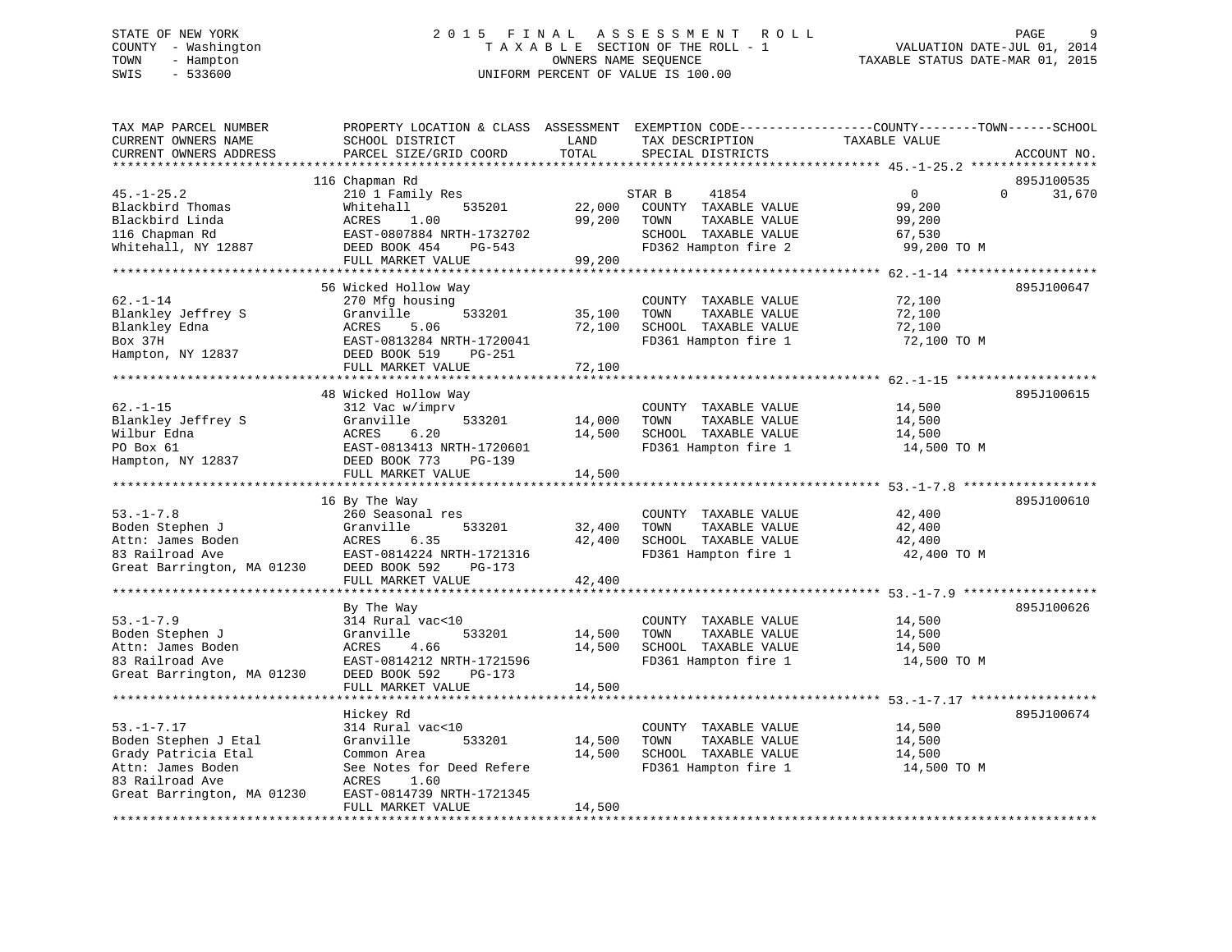STATE OF NEW YORK
COUNTY - Washington
TOWN - Hampton
SWIS - 533600

# 2015 FINAL ASSESSMENT ROLL
TAXABLE SECTION OF THE ROLL - 1
OWNERS NAME SEQUENCE
UNIFORM PERCENT OF VALUE IS 100.00

VALUATION DATE-JUL 01, 2014
TAXABLE STATUS DATE-MAR 01, 2015

| TAX MAP PARCEL NUMBER / CURRENT OWNERS NAME / CURRENT OWNERS ADDRESS | PROPERTY LOCATION & CLASS / SCHOOL DISTRICT / PARCEL SIZE/GRID COORD | ASSESSMENT LAND / TOTAL | EXEMPTION CODE / TAX DESCRIPTION / SPECIAL DISTRICTS | COUNTY / TOWN / SCHOOL TAXABLE VALUE | ACCOUNT NO. |
|---|---|---|---|---|---|
| 45.-1-25.2 | 116 Chapman Rd | | | | 895J100535 |
| Blackbird Thomas | 210 1 Family Res | | STAR B 41854 | 0 0 31,670 | |
| Blackbird Linda | Whitehall 535201 | 22,000 | COUNTY TAXABLE VALUE | 99,200 | |
| 116 Chapman Rd | ACRES 1.00 | 99,200 | TOWN TAXABLE VALUE | 99,200 | |
| Whitehall, NY 12887 | EAST-0807884 NRTH-1732702 | | SCHOOL TAXABLE VALUE | 67,530 | |
| | DEED BOOK 454 PG-543 | | FD362 Hampton fire 2 | 99,200 TO M | |
| | FULL MARKET VALUE | 99,200 | | | |
| 62.-1-14 | 56 Wicked Hollow Way | | | | 895J100647 |
| Blankley Jeffrey S | 270 Mfg housing | | COUNTY TAXABLE VALUE | 72,100 | |
| Blankley Edna | Granville 533201 | 35,100 | TOWN TAXABLE VALUE | 72,100 | |
| Box 37H | ACRES 5.06 | 72,100 | SCHOOL TAXABLE VALUE | 72,100 | |
| Hampton, NY 12837 | EAST-0813284 NRTH-1720041 | | FD361 Hampton fire 1 | 72,100 TO M | |
| | DEED BOOK 519 PG-251 | | | | |
| | FULL MARKET VALUE | 72,100 | | | |
| 62.-1-15 | 48 Wicked Hollow Way | | | | 895J100615 |
| Blankley Jeffrey S | 312 Vac w/imprv | | COUNTY TAXABLE VALUE | 14,500 | |
| Wilbur Edna | Granville 533201 | 14,000 | TOWN TAXABLE VALUE | 14,500 | |
| PO Box 61 | ACRES 6.20 | 14,500 | SCHOOL TAXABLE VALUE | 14,500 | |
| Hampton, NY 12837 | EAST-0813413 NRTH-1720601 | | FD361 Hampton fire 1 | 14,500 TO M | |
| | DEED BOOK 773 PG-139 | | | | |
| | FULL MARKET VALUE | 14,500 | | | |
| 53.-1-7.8 | 16 By The Way | | | | 895J100610 |
| Boden Stephen J | 260 Seasonal res | | COUNTY TAXABLE VALUE | 42,400 | |
| Attn: James Boden | Granville 533201 | 32,400 | TOWN TAXABLE VALUE | 42,400 | |
| 83 Railroad Ave | ACRES 6.35 | 42,400 | SCHOOL TAXABLE VALUE | 42,400 | |
| Great Barrington, MA 01230 | EAST-0814224 NRTH-1721316 | | FD361 Hampton fire 1 | 42,400 TO M | |
| | DEED BOOK 592 PG-173 | | | | |
| | FULL MARKET VALUE | 42,400 | | | |
| 53.-1-7.9 | By The Way | | | | 895J100626 |
| Boden Stephen J | 314 Rural vac<10 | | COUNTY TAXABLE VALUE | 14,500 | |
| Attn: James Boden | Granville 533201 | 14,500 | TOWN TAXABLE VALUE | 14,500 | |
| 83 Railroad Ave | ACRES 4.66 | 14,500 | SCHOOL TAXABLE VALUE | 14,500 | |
| Great Barrington, MA 01230 | EAST-0814212 NRTH-1721596 | | FD361 Hampton fire 1 | 14,500 TO M | |
| | DEED BOOK 592 PG-173 | | | | |
| | FULL MARKET VALUE | 14,500 | | | |
| 53.-1-7.17 | Hickey Rd | | | | 895J100674 |
| Boden Stephen J Etal | 314 Rural vac<10 | | COUNTY TAXABLE VALUE | 14,500 | |
| Grady Patricia Etal | Granville 533201 | 14,500 | TOWN TAXABLE VALUE | 14,500 | |
| Attn: James Boden | Common Area | 14,500 | SCHOOL TAXABLE VALUE | 14,500 | |
| 83 Railroad Ave | See Notes for Deed Refere | | FD361 Hampton fire 1 | 14,500 TO M | |
| Great Barrington, MA 01230 | ACRES 1.60 | | | | |
| | EAST-0814739 NRTH-1721345 | | | | |
| | FULL MARKET VALUE | 14,500 | | | |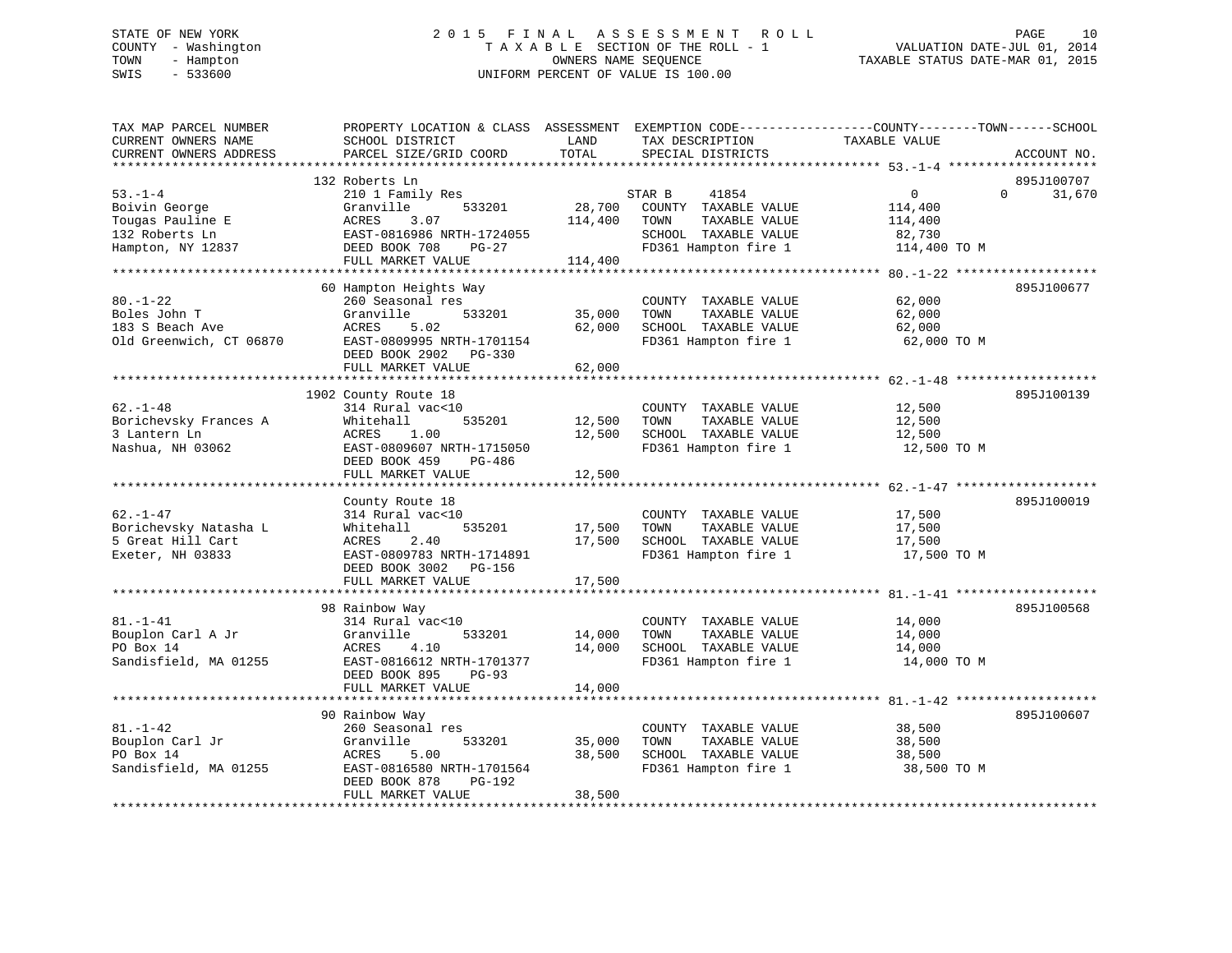STATE OF NEW YORK
COUNTY - Washington
TOWN - Hampton
SWIS - 533600

2015 FINAL ASSESSMENT ROLL
TAXABLE SECTION OF THE ROLL - 1
OWNERS NAME SEQUENCE
UNIFORM PERCENT OF VALUE IS 100.00

VALUATION DATE-JUL 01, 2014
TAXABLE STATUS DATE-MAR 01, 2015

| TAX MAP PARCEL NUMBER / CURRENT OWNERS NAME / CURRENT OWNERS ADDRESS | PROPERTY LOCATION & CLASS / SCHOOL DISTRICT / PARCEL SIZE/GRID COORD | ASSESSMENT LAND / TOTAL | EXEMPTION CODE / TAX DESCRIPTION / SPECIAL DISTRICTS | COUNTY TAXABLE VALUE | TOWN | SCHOOL | ACCOUNT NO. |
|---|---|---|---|---|---|---|---|
| 53.-1-4 | 132 Roberts Ln | | | | | | 895J100707 |
| Boivin George | 210 1 Family Res | | STAR B 41854 | 0 | 0 | 31,670 | |
| Tougas Pauline E | Granville 533201 | 28,700 | COUNTY TAXABLE VALUE | 114,400 | | | |
| 132 Roberts Ln | ACRES 3.07 | 114,400 | TOWN TAXABLE VALUE | 114,400 | | | |
| Hampton, NY 12837 | EAST-0816986 NRTH-1724055 | | SCHOOL TAXABLE VALUE | 82,730 | | | |
| | DEED BOOK 708 PG-27 | | FD361 Hampton fire 1 | 114,400 TO M | | | |
| | FULL MARKET VALUE | 114,400 | | | | | |
| 80.-1-22 | 60 Hampton Heights Way | | | | | | 895J100677 |
| Boles John T | 260 Seasonal res | | COUNTY TAXABLE VALUE | 62,000 | | | |
| 183 S Beach Ave | Granville 533201 | 35,000 | TOWN TAXABLE VALUE | 62,000 | | | |
| Old Greenwich, CT 06870 | ACRES 5.02 | 62,000 | SCHOOL TAXABLE VALUE | 62,000 | | | |
| | EAST-0809995 NRTH-1701154 | | FD361 Hampton fire 1 | 62,000 TO M | | | |
| | DEED BOOK 2902 PG-330 | | | | | | |
| | FULL MARKET VALUE | 62,000 | | | | | |
| 62.-1-48 | 1902 County Route 18 | | | | | | 895J100139 |
| Borichevsky Frances A | 314 Rural vac<10 | | COUNTY TAXABLE VALUE | 12,500 | | | |
| 3 Lantern Ln | Whitehall 535201 | 12,500 | TOWN TAXABLE VALUE | 12,500 | | | |
| Nashua, NH 03062 | ACRES 1.00 | 12,500 | SCHOOL TAXABLE VALUE | 12,500 | | | |
| | EAST-0809607 NRTH-1715050 | | FD361 Hampton fire 1 | 12,500 TO M | | | |
| | DEED BOOK 459 PG-486 | | | | | | |
| | FULL MARKET VALUE | 12,500 | | | | | |
| 62.-1-47 | County Route 18 | | | | | | 895J100019 |
| Borichevsky Natasha L | 314 Rural vac<10 | | COUNTY TAXABLE VALUE | 17,500 | | | |
| 5 Great Hill Cart | Whitehall 535201 | 17,500 | TOWN TAXABLE VALUE | 17,500 | | | |
| Exeter, NH 03833 | ACRES 2.40 | 17,500 | SCHOOL TAXABLE VALUE | 17,500 | | | |
| | EAST-0809783 NRTH-1714891 | | FD361 Hampton fire 1 | 17,500 TO M | | | |
| | DEED BOOK 3002 PG-156 | | | | | | |
| | FULL MARKET VALUE | 17,500 | | | | | |
| 81.-1-41 | 98 Rainbow Way | | | | | | 895J100568 |
| Bouplon Carl A Jr | 314 Rural vac<10 | | COUNTY TAXABLE VALUE | 14,000 | | | |
| PO Box 14 | Granville 533201 | 14,000 | TOWN TAXABLE VALUE | 14,000 | | | |
| Sandisfield, MA 01255 | ACRES 4.10 | 14,000 | SCHOOL TAXABLE VALUE | 14,000 | | | |
| | EAST-0816612 NRTH-1701377 | | FD361 Hampton fire 1 | 14,000 TO M | | | |
| | DEED BOOK 895 PG-93 | | | | | | |
| | FULL MARKET VALUE | 14,000 | | | | | |
| 81.-1-42 | 90 Rainbow Way | | | | | | 895J100607 |
| Bouplon Carl Jr | 260 Seasonal res | | COUNTY TAXABLE VALUE | 38,500 | | | |
| PO Box 14 | Granville 533201 | 35,000 | TOWN TAXABLE VALUE | 38,500 | | | |
| Sandisfield, MA 01255 | ACRES 5.00 | 38,500 | SCHOOL TAXABLE VALUE | 38,500 | | | |
| | EAST-0816580 NRTH-1701564 | | FD361 Hampton fire 1 | 38,500 TO M | | | |
| | DEED BOOK 878 PG-192 | | | | | | |
| | FULL MARKET VALUE | 38,500 | | | | | |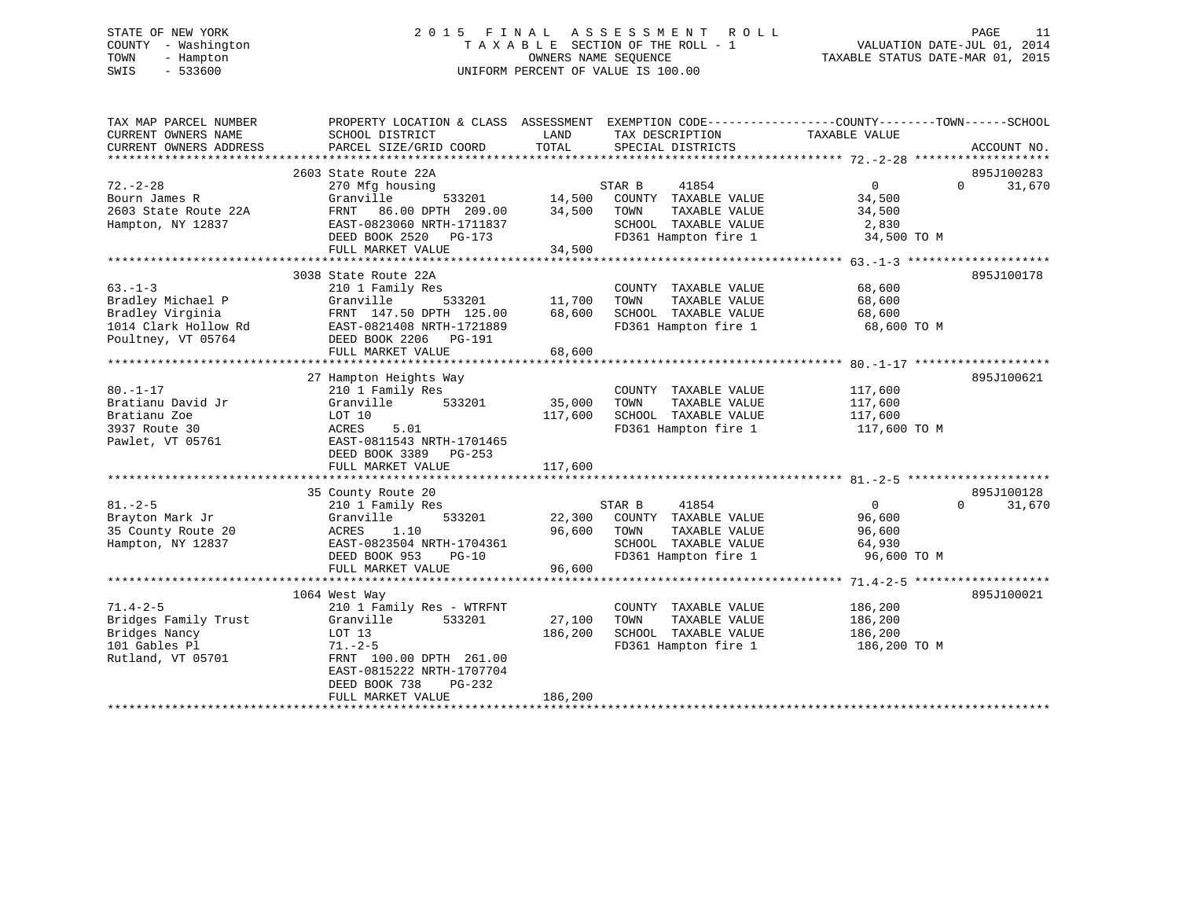STATE OF NEW YORK
COUNTY - Washington
TOWN - Hampton
SWIS - 533600

2 0 1 5 F I N A L A S S E S S M E N T R O L L
T A X A B L E SECTION OF THE ROLL - 1
OWNERS NAME SEQUENCE
UNIFORM PERCENT OF VALUE IS 100.00

VALUATION DATE-JUL 01, 2014
TAXABLE STATUS DATE-MAR 01, 2015

```
TAX MAP PARCEL NUMBER          PROPERTY LOCATION & CLASS  ASSESSMENT  EXEMPTION CODE------------------COUNTY--------TOWN------SCHOOL
CURRENT OWNERS NAME            SCHOOL DISTRICT               LAND      TAX DESCRIPTION            TAXABLE VALUE
CURRENT OWNERS ADDRESS         PARCEL SIZE/GRID COORD        TOTAL     SPECIAL DISTRICTS                                   ACCOUNT NO.
******************************************************************************************************* 72.-2-28 *******************
                               2603 State Route 22A                                                                   895J100283
72.-2-28                       270 Mfg housing                         STAR B      41854              0             0     31,670
Bourn James R                  Granville        533201       14,500    COUNTY  TAXABLE VALUE          34,500
2603 State Route 22A           FRNT   86.00 DPTH  209.00     34,500    TOWN    TAXABLE VALUE          34,500
Hampton, NY 12837              EAST-0823060 NRTH-1711837               SCHOOL  TAXABLE VALUE           2,830
                               DEED BOOK 2520   PG-173                 FD361 Hampton fire 1            34,500 TO M
                               FULL MARKET VALUE             34,500
******************************************************************************************************* 63.-1-3 ********************
                               3038 State Route 22A                                                                   895J100178
63.-1-3                        210 1 Family Res                        COUNTY  TAXABLE VALUE          68,600
Bradley Michael P              Granville        533201       11,700    TOWN    TAXABLE VALUE          68,600
Bradley Virginia               FRNT  147.50 DPTH  125.00     68,600    SCHOOL  TAXABLE VALUE          68,600
1014 Clark Hollow Rd           EAST-0821408 NRTH-1721889               FD361 Hampton fire 1            68,600 TO M
Poultney, VT 05764             DEED BOOK 2206   PG-191
                               FULL MARKET VALUE             68,600
******************************************************************************************************* 80.-1-17 *******************
                               27 Hampton Heights Way                                                                 895J100621
80.-1-17                       210 1 Family Res                        COUNTY  TAXABLE VALUE         117,600
Bratianu David Jr              Granville        533201       35,000    TOWN    TAXABLE VALUE         117,600
Bratianu Zoe                   LOT 10                       117,600    SCHOOL  TAXABLE VALUE         117,600
3937 Route 30                  ACRES    5.01                           FD361 Hampton fire 1           117,600 TO M
Pawlet, VT 05761               EAST-0811543 NRTH-1701465
                               DEED BOOK 3389   PG-253
                               FULL MARKET VALUE            117,600
******************************************************************************************************* 81.-2-5 ********************
                               35 County Route 20                                                                     895J100128
81.-2-5                        210 1 Family Res                        STAR B      41854              0             0     31,670
Brayton Mark Jr                Granville        533201       22,300    COUNTY  TAXABLE VALUE          96,600
35 County Route 20             ACRES    1.10                 96,600    TOWN    TAXABLE VALUE          96,600
Hampton, NY 12837              EAST-0823504 NRTH-1704361               SCHOOL  TAXABLE VALUE          64,930
                               DEED BOOK 953    PG-10                  FD361 Hampton fire 1            96,600 TO M
                               FULL MARKET VALUE             96,600
******************************************************************************************************* 71.4-2-5 *******************
                               1064 West Way                                                                          895J100021
71.4-2-5                       210 1 Family Res - WTRFNT               COUNTY  TAXABLE VALUE         186,200
Bridges Family Trust           Granville        533201       27,100    TOWN    TAXABLE VALUE         186,200
Bridges Nancy                  LOT 13                       186,200    SCHOOL  TAXABLE VALUE         186,200
101 Gables Pl                  71.-2-5                                 FD361 Hampton fire 1           186,200 TO M
Rutland, VT 05701              FRNT  100.00 DPTH  261.00
                               EAST-0815222 NRTH-1707704
                               DEED BOOK 738    PG-232
                               FULL MARKET VALUE            186,200
************************************************************************************************************************************
```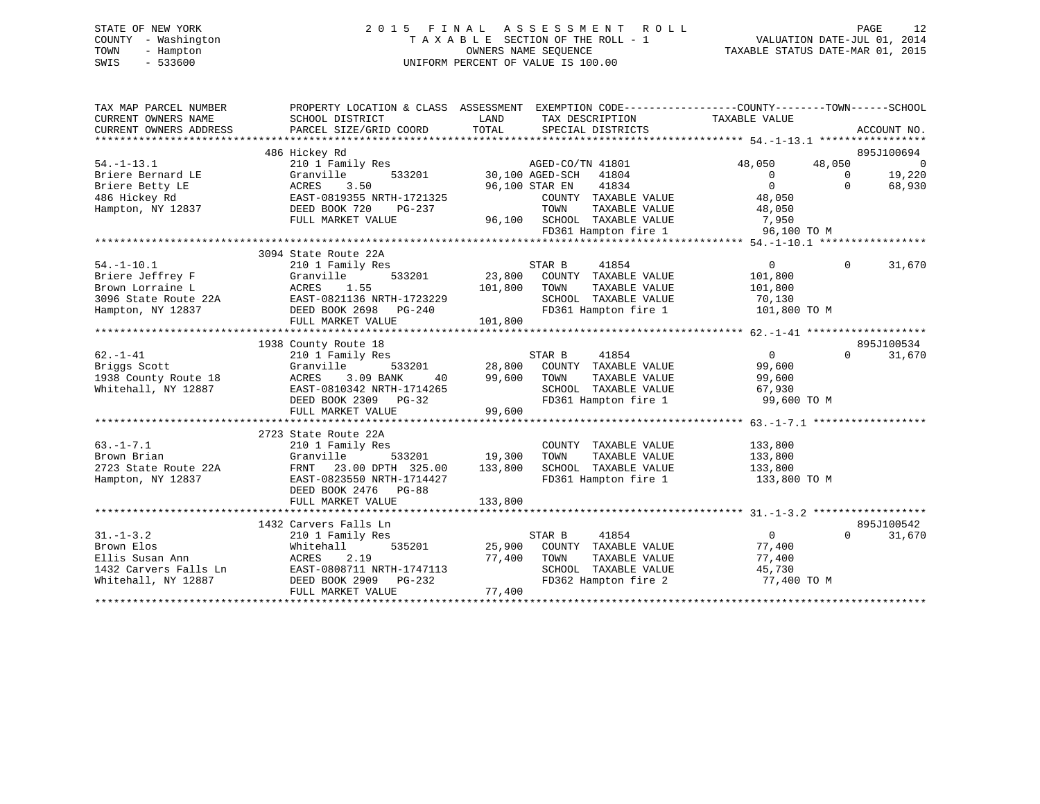STATE OF NEW YORK
COUNTY - Washington
TOWN - Hampton
SWIS - 533600

2 0 1 5 F I N A L A S S E S S M E N T R O L L
T A X A B L E SECTION OF THE ROLL - 1
OWNERS NAME SEQUENCE
UNIFORM PERCENT OF VALUE IS 100.00

VALUATION DATE-JUL 01, 2014
TAXABLE STATUS DATE-MAR 01, 2015

```
TAX MAP PARCEL NUMBER          PROPERTY LOCATION & CLASS  ASSESSMENT  EXEMPTION CODE------------------COUNTY--------TOWN------SCHOOL
CURRENT OWNERS NAME            SCHOOL DISTRICT               LAND      TAX DESCRIPTION             TAXABLE VALUE
CURRENT OWNERS ADDRESS         PARCEL SIZE/GRID COORD        TOTAL     SPECIAL DISTRICTS                                       ACCOUNT NO.
******************************************************************************************************* 54.-1-13.1 *****************
                           486 Hickey Rd                                                                                    895J100694
54.-1-13.1                     210 1 Family Res                      AGED-CO/TN 41801          48,050        48,050               0
Briere Bernard LE              Granville       533201      30,100 AGED-SCH   41804                  0             0          19,220
Briere Betty LE                ACRES    3.50               96,100 STAR EN    41834                  0             0          68,930
486 Hickey Rd                  EAST-0819355 NRTH-1721325            COUNTY  TAXABLE VALUE          48,050
Hampton, NY 12837              DEED BOOK 720    PG-237              TOWN    TAXABLE VALUE          48,050
                               FULL MARKET VALUE            96,100  SCHOOL  TAXABLE VALUE           7,950
                                                                    FD361 Hampton fire 1           96,100 TO M
******************************************************************************************************* 54.-1-10.1 *****************
                           3094 State Route 22A
54.-1-10.1                     210 1 Family Res                      STAR B     41854                  0             0          31,670
Briere Jeffrey F               Granville       533201      23,800   COUNTY  TAXABLE VALUE         101,800
Brown Lorraine L               ACRES    1.55              101,800   TOWN    TAXABLE VALUE         101,800
3096 State Route 22A           EAST-0821136 NRTH-1723229            SCHOOL  TAXABLE VALUE          70,130
Hampton, NY 12837              DEED BOOK 2698   PG-240              FD361 Hampton fire 1          101,800 TO M
                               FULL MARKET VALUE           101,800
******************************************************************************************************* 62.-1-41 *******************
                           1938 County Route 18                                                                             895J100534
62.-1-41                       210 1 Family Res                      STAR B     41854                  0             0          31,670
Briggs Scott                   Granville       533201      28,800   COUNTY  TAXABLE VALUE          99,600
1938 County Route 18           ACRES    3.09 BANK     40   99,600   TOWN    TAXABLE VALUE          99,600
Whitehall, NY 12887            EAST-0810342 NRTH-1714265            SCHOOL  TAXABLE VALUE          67,930
                               DEED BOOK 2309   PG-32               FD361 Hampton fire 1           99,600 TO M
                               FULL MARKET VALUE            99,600
******************************************************************************************************* 63.-1-7.1 ******************
                           2723 State Route 22A
63.-1-7.1                      210 1 Family Res                     COUNTY  TAXABLE VALUE         133,800
Brown Brian                    Granville       533201      19,300   TOWN    TAXABLE VALUE         133,800
2723 State Route 22A           FRNT   23.00 DPTH 325.00   133,800   SCHOOL  TAXABLE VALUE         133,800
Hampton, NY 12837              EAST-0823550 NRTH-1714427            FD361 Hampton fire 1          133,800 TO M
                               DEED BOOK 2476   PG-88
                               FULL MARKET VALUE           133,800
******************************************************************************************************* 31.-1-3.2 ******************
                           1432 Carvers Falls Ln                                                                            895J100542
31.-1-3.2                      210 1 Family Res                      STAR B     41854                  0             0          31,670
Brown Elos                     Whitehall       535201      25,900   COUNTY  TAXABLE VALUE          77,400
Ellis Susan Ann                ACRES    2.19               77,400   TOWN    TAXABLE VALUE          77,400
1432 Carvers Falls Ln          EAST-0808711 NRTH-1747113            SCHOOL  TAXABLE VALUE          45,730
Whitehall, NY 12887            DEED BOOK 2909   PG-232              FD362 Hampton fire 2           77,400 TO M
                               FULL MARKET VALUE            77,400
************************************************************************************************************************************
```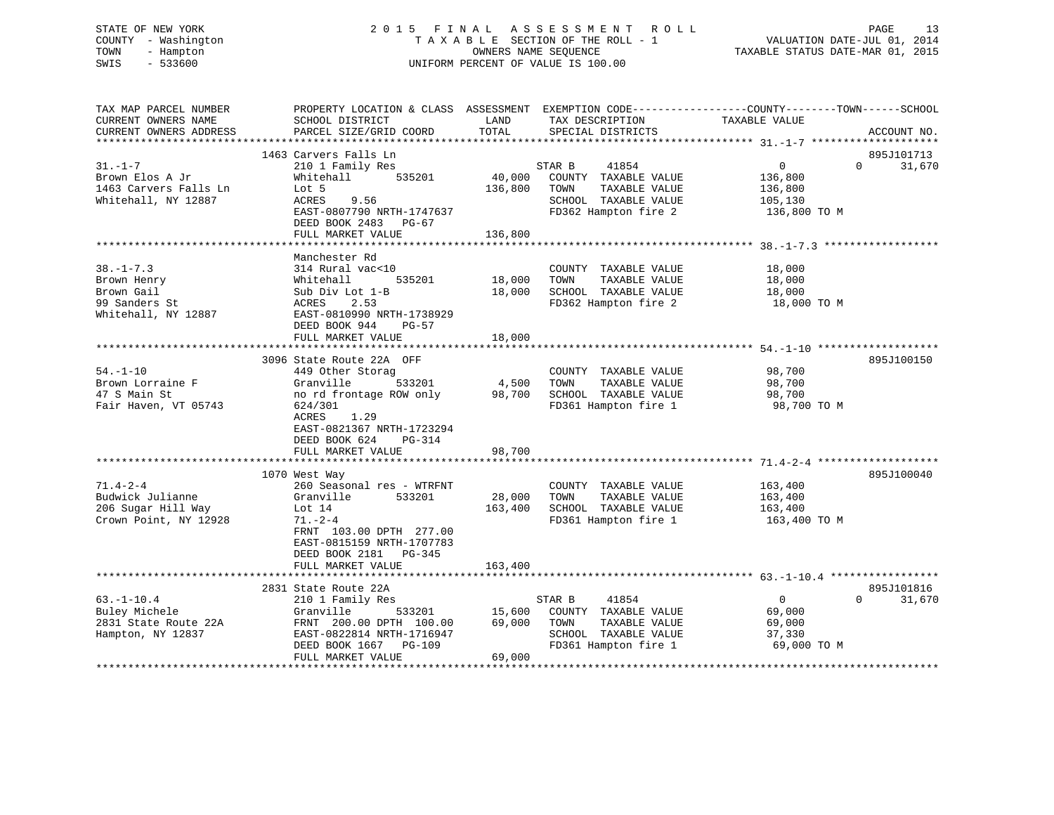STATE OF NEW YORK
COUNTY - Washington
TOWN - Hampton
SWIS - 533600

2015 FINAL ASSESSMENT ROLL
TAXABLE SECTION OF THE ROLL - 1
OWNERS NAME SEQUENCE
UNIFORM PERCENT OF VALUE IS 100.00

VALUATION DATE-JUL 01, 2014
TAXABLE STATUS DATE-MAR 01, 2015

| TAX MAP PARCEL NUMBER / CURRENT OWNERS NAME / CURRENT OWNERS ADDRESS | PROPERTY LOCATION & CLASS / SCHOOL DISTRICT / PARCEL SIZE/GRID COORD | ASSESSMENT LAND / TOTAL | EXEMPTION CODE / TAX DESCRIPTION / SPECIAL DISTRICTS | COUNTY TAXABLE VALUE | TOWN | SCHOOL | ACCOUNT NO. |
|---|---|---|---|---|---|---|---|
| **31.-1-7** | 1463 Carvers Falls Ln | | | | | | 895J101713 |
| Brown Elos A Jr | 210 1 Family Res | | STAR B 41854 | 0 | 0 | 31,670 | |
| 1463 Carvers Falls Ln | Whitehall 535201 | 40,000 | COUNTY TAXABLE VALUE | 136,800 | | | |
| Whitehall, NY 12887 | Lot 5 | 136,800 | TOWN TAXABLE VALUE | 136,800 | | | |
| | ACRES 9.56 | | SCHOOL TAXABLE VALUE | 105,130 | | | |
| | EAST-0807790 NRTH-1747637 | | FD362 Hampton fire 2 | 136,800 TO M | | | |
| | DEED BOOK 2483 PG-67 | | | | | | |
| | FULL MARKET VALUE | 136,800 | | | | | |
| **38.-1-7.3** | Manchester Rd | | | | | | |
| Brown Henry | 314 Rural vac<10 | | COUNTY TAXABLE VALUE | 18,000 | | | |
| Brown Gail | Whitehall 535201 | 18,000 | TOWN TAXABLE VALUE | 18,000 | | | |
| 99 Sanders St | Sub Div Lot 1-B | 18,000 | SCHOOL TAXABLE VALUE | 18,000 | | | |
| Whitehall, NY 12887 | ACRES 2.53 | | FD362 Hampton fire 2 | 18,000 TO M | | | |
| | EAST-0810990 NRTH-1738929 | | | | | | |
| | DEED BOOK 944 PG-57 | | | | | | |
| | FULL MARKET VALUE | 18,000 | | | | | |
| **54.-1-10** | 3096 State Route 22A OFF | | | | | | 895J100150 |
| Brown Lorraine F | 449 Other Storag | | COUNTY TAXABLE VALUE | 98,700 | | | |
| 47 S Main St | Granville 533201 | 4,500 | TOWN TAXABLE VALUE | 98,700 | | | |
| Fair Haven, VT 05743 | no rd frontage ROW only | 98,700 | SCHOOL TAXABLE VALUE | 98,700 | | | |
| | 624/301 | | FD361 Hampton fire 1 | 98,700 TO M | | | |
| | ACRES 1.29 | | | | | | |
| | EAST-0821367 NRTH-1723294 | | | | | | |
| | DEED BOOK 624 PG-314 | | | | | | |
| | FULL MARKET VALUE | 98,700 | | | | | |
| **71.4-2-4** | 1070 West Way | | | | | | 895J100040 |
| Budwick Julianne | 260 Seasonal res - WTRFNT | | COUNTY TAXABLE VALUE | 163,400 | | | |
| 206 Sugar Hill Way | Granville 533201 | 28,000 | TOWN TAXABLE VALUE | 163,400 | | | |
| Crown Point, NY 12928 | Lot 14 | 163,400 | SCHOOL TAXABLE VALUE | 163,400 | | | |
| | 71.-2-4 | | FD361 Hampton fire 1 | 163,400 TO M | | | |
| | FRNT 103.00 DPTH 277.00 | | | | | | |
| | EAST-0815159 NRTH-1707783 | | | | | | |
| | DEED BOOK 2181 PG-345 | | | | | | |
| | FULL MARKET VALUE | 163,400 | | | | | |
| **63.-1-10.4** | 2831 State Route 22A | | | | | | 895J101816 |
| Buley Michele | 210 1 Family Res | | STAR B 41854 | 0 | 0 | 31,670 | |
| 2831 State Route 22A | Granville 533201 | 15,600 | COUNTY TAXABLE VALUE | 69,000 | | | |
| Hampton, NY 12837 | FRNT 200.00 DPTH 100.00 | 69,000 | TOWN TAXABLE VALUE | 69,000 | | | |
| | EAST-0822814 NRTH-1716947 | | SCHOOL TAXABLE VALUE | 37,330 | | | |
| | DEED BOOK 1667 PG-109 | | FD361 Hampton fire 1 | 69,000 TO M | | | |
| | FULL MARKET VALUE | 69,000 | | | | | |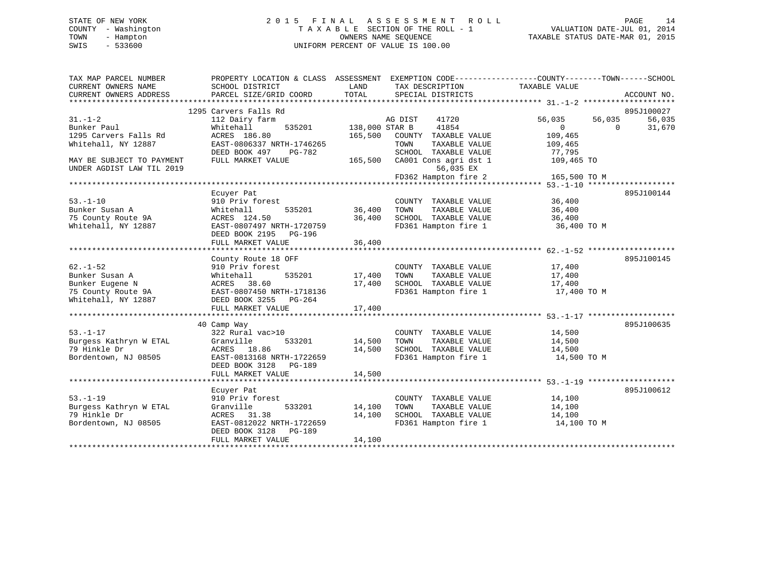STATE OF NEW YORK
COUNTY - Washington
TOWN - Hampton
SWIS - 533600

# 2015 FINAL ASSESSMENT ROLL
TAXABLE SECTION OF THE ROLL - 1
OWNERS NAME SEQUENCE
UNIFORM PERCENT OF VALUE IS 100.00

VALUATION DATE-JUL 01, 2014
TAXABLE STATUS DATE-MAR 01, 2015

```
TAX MAP PARCEL NUMBER          PROPERTY LOCATION & CLASS  ASSESSMENT  EXEMPTION CODE------------------COUNTY--------TOWN------SCHOOL
CURRENT OWNERS NAME            SCHOOL DISTRICT               LAND      TAX DESCRIPTION             TAXABLE VALUE
CURRENT OWNERS ADDRESS         PARCEL SIZE/GRID COORD        TOTAL     SPECIAL DISTRICTS                                        ACCOUNT NO.
******************************************************************************************************* 31.-1-2 ********************
                              1295 Carvers Falls Rd                                                                    895J100027
31.-1-2                        112 Dairy farm                          AG DIST    41720            56,035     56,035     56,035
Bunker Paul                    Whitehall       535201      138,000 STAR B     41854                 0          0     31,670
1295 Carvers Falls Rd          ACRES  186.80                165,500   COUNTY  TAXABLE VALUE        109,465
Whitehall, NY 12887            EAST-0806337 NRTH-1746265              TOWN    TAXABLE VALUE        109,465
                               DEED BOOK 497     PG-782               SCHOOL  TAXABLE VALUE         77,795
MAY BE SUBJECT TO PAYMENT      FULL MARKET VALUE            165,500   CA001 Cons agri dst 1        109,465 TO
UNDER AGDIST LAW TIL 2019                                                   56,035 EX
                                                                      FD362 Hampton fire 2          165,500 TO M
******************************************************************************************************* 53.-1-10 *******************
                               Ecuyer Pat                                                                              895J100144
53.-1-10                       910 Priv forest                        COUNTY  TAXABLE VALUE         36,400
Bunker Susan A                 Whitehall       535201       36,400    TOWN    TAXABLE VALUE         36,400
75 County Route 9A             ACRES  124.50                36,400    SCHOOL  TAXABLE VALUE         36,400
Whitehall, NY 12887            EAST-0807497 NRTH-1720759              FD361 Hampton fire 1          36,400 TO M
                               DEED BOOK 2195    PG-196
                               FULL MARKET VALUE             36,400
******************************************************************************************************* 62.-1-52 *******************
                               County Route 18 OFF                                                                     895J100145
62.-1-52                       910 Priv forest                        COUNTY  TAXABLE VALUE         17,400
Bunker Susan A                 Whitehall       535201       17,400    TOWN    TAXABLE VALUE         17,400
Bunker Eugene N                ACRES   38.60                17,400    SCHOOL  TAXABLE VALUE         17,400
75 County Route 9A             EAST-0807450 NRTH-1718136              FD361 Hampton fire 1          17,400 TO M
Whitehall, NY 12887            DEED BOOK 3255    PG-264
                               FULL MARKET VALUE             17,400
******************************************************************************************************* 53.-1-17 *******************
                               40 Camp Way                                                                             895J100635
53.-1-17                       322 Rural vac>10                       COUNTY  TAXABLE VALUE         14,500
Burgess Kathryn W ETAL         Granville       533201       14,500    TOWN    TAXABLE VALUE         14,500
79 Hinkle Dr                   ACRES   18.86                14,500    SCHOOL  TAXABLE VALUE         14,500
Bordentown, NJ 08505           EAST-0813168 NRTH-1722659              FD361 Hampton fire 1          14,500 TO M
                               DEED BOOK 3128    PG-189
                               FULL MARKET VALUE             14,500
******************************************************************************************************* 53.-1-19 *******************
                               Ecuyer Pat                                                                              895J100612
53.-1-19                       910 Priv forest                        COUNTY  TAXABLE VALUE         14,100
Burgess Kathryn W ETAL         Granville       533201       14,100    TOWN    TAXABLE VALUE         14,100
79 Hinkle Dr                   ACRES   31.38                14,100    SCHOOL  TAXABLE VALUE         14,100
Bordentown, NJ 08505           EAST-0812022 NRTH-1722659              FD361 Hampton fire 1          14,100 TO M
                               DEED BOOK 3128    PG-189
                               FULL MARKET VALUE             14,100
************************************************************************************************************************************
```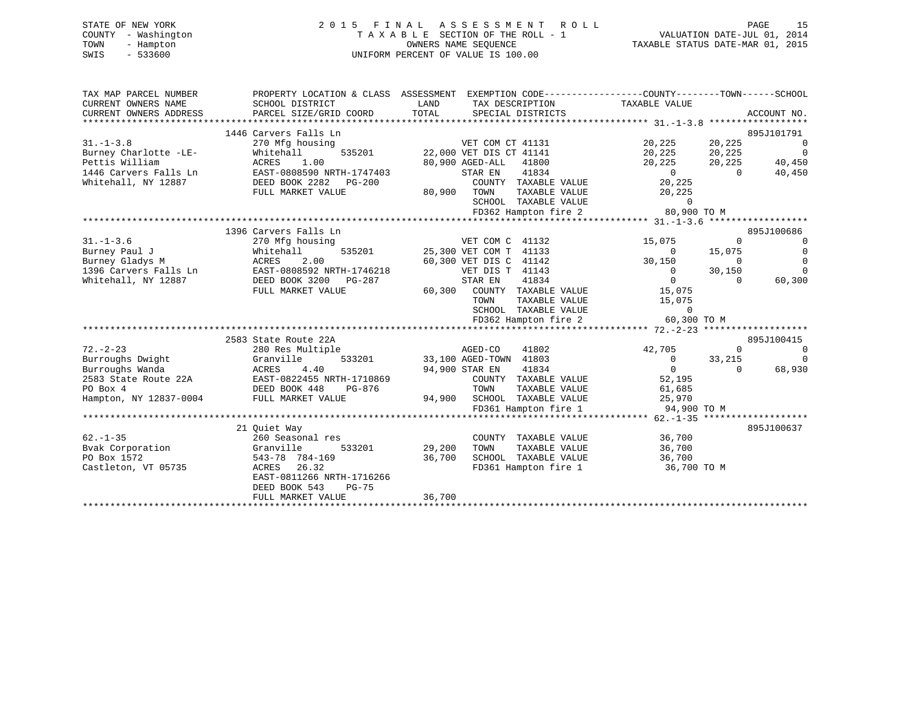STATE OF NEW YORK
COUNTY - Washington
TOWN - Hampton
SWIS - 533600

2 0 1 5 F I N A L A S S E S S M E N T R O L L
T A X A B L E SECTION OF THE ROLL - 1
OWNERS NAME SEQUENCE
UNIFORM PERCENT OF VALUE IS 100.00

VALUATION DATE-JUL 01, 2014
TAXABLE STATUS DATE-MAR 01, 2015

```
TAX MAP PARCEL NUMBER          PROPERTY LOCATION & CLASS  ASSESSMENT  EXEMPTION CODE------------------COUNTY--------TOWN------SCHOOL
CURRENT OWNERS NAME            SCHOOL DISTRICT              LAND      TAX DESCRIPTION              TAXABLE VALUE
CURRENT OWNERS ADDRESS         PARCEL SIZE/GRID COORD       TOTAL     SPECIAL DISTRICTS                                       ACCOUNT NO.
******************************************************************************************************* 31.-1-3.8 ******************
                      1446 Carvers Falls Ln                                                                            895J101791
31.-1-3.8                  270 Mfg housing                      VET COM CT 41131                 20,225      20,225          0
Burney Charlotte -LE-      Whitehall        535201        22,000 VET DIS CT 41141                 20,225      20,225          0
Pettis William             ACRES     1.00                 80,900 AGED-ALL    41800                20,225      20,225     40,450
1446 Carvers Falls Ln      EAST-0808590 NRTH-1747403              STAR EN     41834                     0           0     40,450
Whitehall, NY 12887        DEED BOOK 2282   PG-200                 COUNTY  TAXABLE VALUE           20,225
                           FULL MARKET VALUE               80,900   TOWN    TAXABLE VALUE           20,225
                                                                    SCHOOL  TAXABLE VALUE                0
                                                                    FD362 Hampton fire 2            80,900 TO M
******************************************************************************************************* 31.-1-3.6 ******************
                      1396 Carvers Falls Ln                                                                            895J100686
31.-1-3.6                  270 Mfg housing                      VET COM C  41132                 15,075           0          0
Burney Paul J              Whitehall        535201        25,300 VET COM T  41133                      0      15,075          0
Burney Gladys M            ACRES     2.00                 60,300 VET DIS C  41142                 30,150           0          0
1396 Carvers Falls Ln      EAST-0808592 NRTH-1746218              VET DIS T  41143                      0      30,150          0
Whitehall, NY 12887        DEED BOOK 3200   PG-287                 STAR EN    41834                      0           0     60,300
                           FULL MARKET VALUE               60,300   COUNTY  TAXABLE VALUE           15,075
                                                                    TOWN    TAXABLE VALUE           15,075
                                                                    SCHOOL  TAXABLE VALUE                0
                                                                    FD362 Hampton fire 2            60,300 TO M
******************************************************************************************************* 72.-2-23 *******************
                      2583 State Route 22A                                                                             895J100415
72.-2-23                   280 Res Multiple                     AGED-CO     41802                42,705           0          0
Burroughs Dwight           Granville        533201        33,100 AGED-TOWN  41803                     0      33,215          0
Burroughs Wanda            ACRES     4.40                 94,900 STAR EN     41834                     0           0     68,930
2583 State Route 22A       EAST-0822455 NRTH-1710869               COUNTY  TAXABLE VALUE           52,195
PO Box 4                   DEED BOOK 448    PG-876                 TOWN    TAXABLE VALUE           61,685
Hampton, NY 12837-0004     FULL MARKET VALUE               94,900   SCHOOL  TAXABLE VALUE           25,970
                                                                    FD361 Hampton fire 1            94,900 TO M
******************************************************************************************************* 62.-1-35 *******************
                      21 Quiet Way                                                                                     895J100637
62.-1-35                   260 Seasonal res                     COUNTY  TAXABLE VALUE           36,700
Bvak Corporation           Granville        533201        29,200   TOWN    TAXABLE VALUE           36,700
PO Box 1572                543-78  784-169                36,700   SCHOOL  TAXABLE VALUE           36,700
Castleton, VT 05735        ACRES    26.32                          FD361 Hampton fire 1            36,700 TO M
                           EAST-0811266 NRTH-1716266
                           DEED BOOK 543    PG-75
                           FULL MARKET VALUE               36,700
************************************************************************************************************************************
```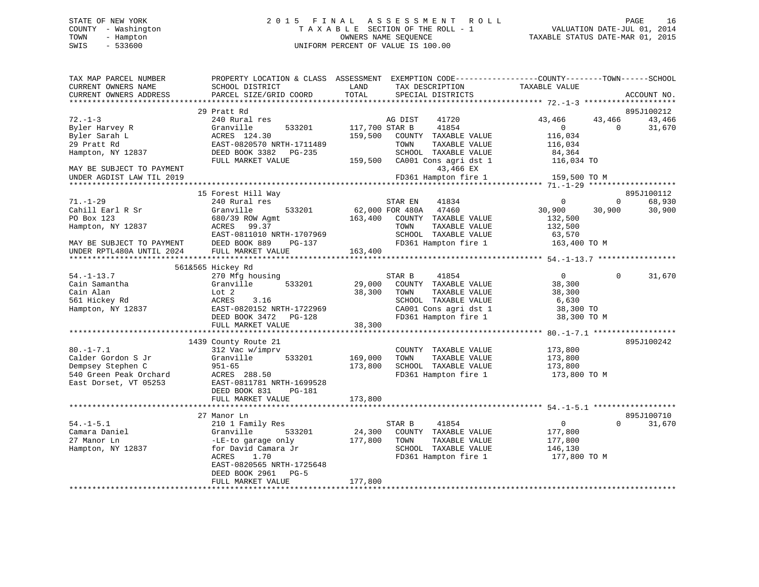STATE OF NEW YORK
COUNTY - Washington
TOWN - Hampton
SWIS - 533600

2015 FINAL ASSESSMENT ROLL
TAXABLE SECTION OF THE ROLL - 1
OWNERS NAME SEQUENCE
UNIFORM PERCENT OF VALUE IS 100.00

VALUATION DATE-JUL 01, 2014
TAXABLE STATUS DATE-MAR 01, 2015

```
TAX MAP PARCEL NUMBER          PROPERTY LOCATION & CLASS  ASSESSMENT  EXEMPTION CODE-----------------COUNTY--------TOWN------SCHOOL
CURRENT OWNERS NAME            SCHOOL DISTRICT              LAND       TAX DESCRIPTION             TAXABLE VALUE
CURRENT OWNERS ADDRESS         PARCEL SIZE/GRID COORD       TOTAL      SPECIAL DISTRICTS                                      ACCOUNT NO.
*********************************************************************************************** 72.-1-3 ********************
                               29 Pratt Rd                                                                              895J100212
72.-1-3                        240 Rural res                     AG DIST    41720           43,466      43,466       43,466
Byler Harvey R                 Granville      533201    117,700 STAR B     41854                0            0       31,670
Byler Sarah L                  ACRES 124.30              159,500   COUNTY  TAXABLE VALUE      116,034
29 Pratt Rd                    EAST-0820570 NRTH-1711489           TOWN    TAXABLE VALUE      116,034
Hampton, NY 12837              DEED BOOK 3382   PG-235             SCHOOL  TAXABLE VALUE       84,364
                               FULL MARKET VALUE         159,500   CA001 Cons agri dst 1      116,034 TO
MAY BE SUBJECT TO PAYMENT                                               43,466 EX
UNDER AGDIST LAW TIL 2019                                          FD361 Hampton fire 1       159,500 TO M
*********************************************************************************************** 71.-1-29 *******************
                               15 Forest Hill Way                                                                       895J100112
71.-1-29                       240 Rural res                     STAR EN    41834               0            0       68,930
Cahill Earl R Sr               Granville      533201     62,000 FOR 480A   47460           30,900      30,900       30,900
PO Box 123                     680/39 ROW Agmt           163,400   COUNTY  TAXABLE VALUE      132,500
Hampton, NY 12837              ACRES  99.37                        TOWN    TAXABLE VALUE      132,500
                               EAST-0811010 NRTH-1707969           SCHOOL  TAXABLE VALUE       63,570
MAY BE SUBJECT TO PAYMENT      DEED BOOK 889    PG-137             FD361 Hampton fire 1       163,400 TO M
UNDER RPTL480A UNTIL 2024      FULL MARKET VALUE         163,400
*********************************************************************************************** 54.-1-13.7 *****************
                               561&565 Hickey Rd
54.-1-13.7                     270 Mfg housing                   STAR B     41854               0            0       31,670
Cain Samantha                  Granville      533201     29,000   COUNTY  TAXABLE VALUE       38,300
Cain Alan                      Lot 2                      38,300   TOWN    TAXABLE VALUE       38,300
561 Hickey Rd                  ACRES    3.16                       SCHOOL  TAXABLE VALUE        6,630
Hampton, NY 12837              EAST-0820152 NRTH-1722969           CA001 Cons agri dst 1       38,300 TO
                               DEED BOOK 3472   PG-128             FD361 Hampton fire 1        38,300 TO M
                               FULL MARKET VALUE          38,300
*********************************************************************************************** 80.-1-7.1 ******************
                               1439 County Route 21                                                                     895J100242
80.-1-7.1                      312 Vac w/imprv                     COUNTY  TAXABLE VALUE      173,800
Calder Gordon S Jr             Granville      533201    169,000   TOWN    TAXABLE VALUE      173,800
Dempsey Stephen C              951-65                    173,800   SCHOOL  TAXABLE VALUE      173,800
540 Green Peak Orchard         ACRES 288.50                        FD361 Hampton fire 1       173,800 TO M
East Dorset, VT 05253          EAST-0811781 NRTH-1699528
                               DEED BOOK 831    PG-181
                               FULL MARKET VALUE         173,800
*********************************************************************************************** 54.-1-5.1 ******************
                               27 Manor Ln                                                                              895J100710
54.-1-5.1                      210 1 Family Res                  STAR B     41854               0            0       31,670
Camara Daniel                  Granville      533201     24,300   COUNTY  TAXABLE VALUE      177,800
27 Manor Ln                    -LE-to garage only        177,800   TOWN    TAXABLE VALUE      177,800
Hampton, NY 12837              for David Camara Jr                 SCHOOL  TAXABLE VALUE      146,130
                               ACRES    1.70                       FD361 Hampton fire 1       177,800 TO M
                               EAST-0820565 NRTH-1725648
                               DEED BOOK 2961   PG-5
                               FULL MARKET VALUE         177,800
******************************************************************************************************************************
```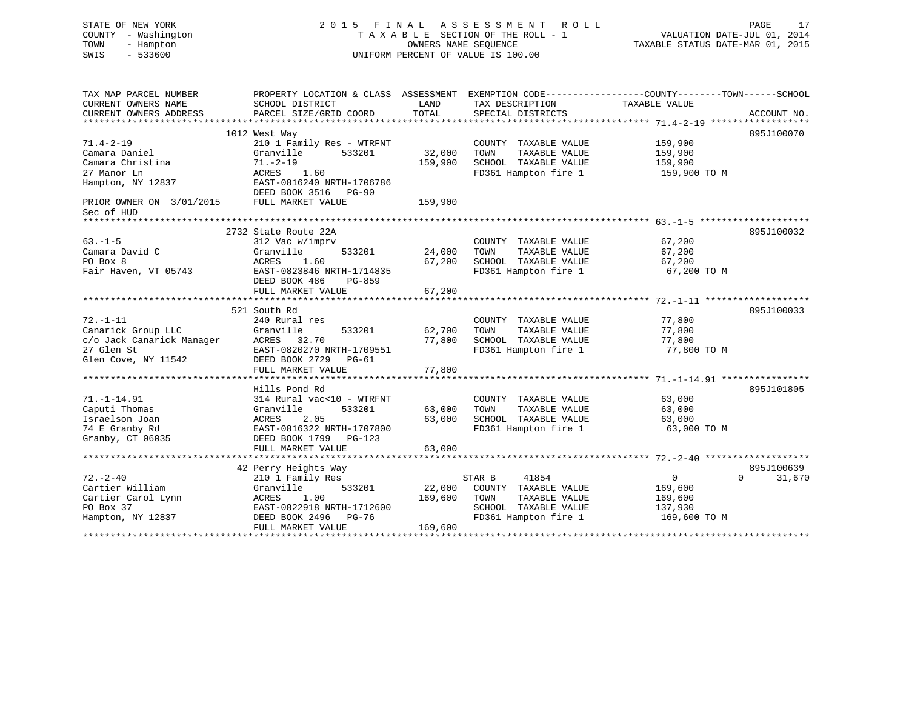STATE OF NEW YORK
COUNTY - Washington
TOWN - Hampton
SWIS - 533600

2015 FINAL ASSESSMENT ROLL
TAXABLE SECTION OF THE ROLL - 1
OWNERS NAME SEQUENCE
UNIFORM PERCENT OF VALUE IS 100.00

VALUATION DATE-JUL 01, 2014
TAXABLE STATUS DATE-MAR 01, 2015

```
TAX MAP PARCEL NUMBER          PROPERTY LOCATION & CLASS  ASSESSMENT  EXEMPTION CODE------------------COUNTY--------TOWN------SCHOOL
CURRENT OWNERS NAME            SCHOOL DISTRICT               LAND      TAX DESCRIPTION            TAXABLE VALUE
CURRENT OWNERS ADDRESS         PARCEL SIZE/GRID COORD        TOTAL     SPECIAL DISTRICTS                                      ACCOUNT NO.
******************************************************************************************************* 71.4-2-19 ******************
                               1012 West Way                                                                                  895J100070
71.4-2-19                      210 1 Family Res - WTRFNT              COUNTY  TAXABLE VALUE            159,900
Camara Daniel                  Granville         533201     32,000    TOWN    TAXABLE VALUE            159,900
Camara Christina               71.-2-19                    159,900    SCHOOL  TAXABLE VALUE            159,900
27 Manor Ln                    ACRES    1.60                          FD361 Hampton fire 1              159,900 TO M
Hampton, NY 12837              EAST-0816240 NRTH-1706786
                               DEED BOOK 3516   PG-90
PRIOR OWNER ON 3/01/2015       FULL MARKET VALUE           159,900
Sec of HUD
******************************************************************************************************* 63.-1-5 ********************
                               2732 State Route 22A                                                                           895J100032
63.-1-5                        312 Vac w/imprv                        COUNTY  TAXABLE VALUE             67,200
Camara David C                 Granville         533201     24,000    TOWN    TAXABLE VALUE             67,200
PO Box 8                       ACRES    1.60                67,200    SCHOOL  TAXABLE VALUE             67,200
Fair Haven, VT 05743           EAST-0823846 NRTH-1714835              FD361 Hampton fire 1               67,200 TO M
                               DEED BOOK 486    PG-859
                               FULL MARKET VALUE            67,200
******************************************************************************************************* 72.-1-11 *******************
                               521 South Rd                                                                                   895J100033
72.-1-11                       240 Rural res                          COUNTY  TAXABLE VALUE             77,800
Canarick Group LLC             Granville         533201     62,700    TOWN    TAXABLE VALUE             77,800
c/o Jack Canarick Manager      ACRES   32.70                77,800    SCHOOL  TAXABLE VALUE             77,800
27 Glen St                     EAST-0820270 NRTH-1709551              FD361 Hampton fire 1               77,800 TO M
Glen Cove, NY 11542            DEED BOOK 2729   PG-61
                               FULL MARKET VALUE            77,800
******************************************************************************************************* 71.-1-14.91 ****************
                               Hills Pond Rd                                                                                  895J101805
71.-1-14.91                    314 Rural vac<10 - WTRFNT              COUNTY  TAXABLE VALUE             63,000
Caputi Thomas                  Granville         533201     63,000    TOWN    TAXABLE VALUE             63,000
Israelson Joan                 ACRES    2.05                63,000    SCHOOL  TAXABLE VALUE             63,000
74 E Granby Rd                 EAST-0816322 NRTH-1707800              FD361 Hampton fire 1               63,000 TO M
Granby, CT 06035               DEED BOOK 1799   PG-123
                               FULL MARKET VALUE            63,000
******************************************************************************************************* 72.-2-40 *******************
                               42 Perry Heights Way                                                                           895J100639
72.-2-40                       210 1 Family Res                       STAR B     41854                   0             0     31,670
Cartier William                Granville         533201     22,000    COUNTY  TAXABLE VALUE            169,600
Cartier Carol Lynn             ACRES    1.00               169,600    TOWN    TAXABLE VALUE            169,600
PO Box 37                      EAST-0822918 NRTH-1712600              SCHOOL  TAXABLE VALUE            137,930
Hampton, NY 12837              DEED BOOK 2496   PG-76                 FD361 Hampton fire 1              169,600 TO M
                               FULL MARKET VALUE           169,600
************************************************************************************************************************************
```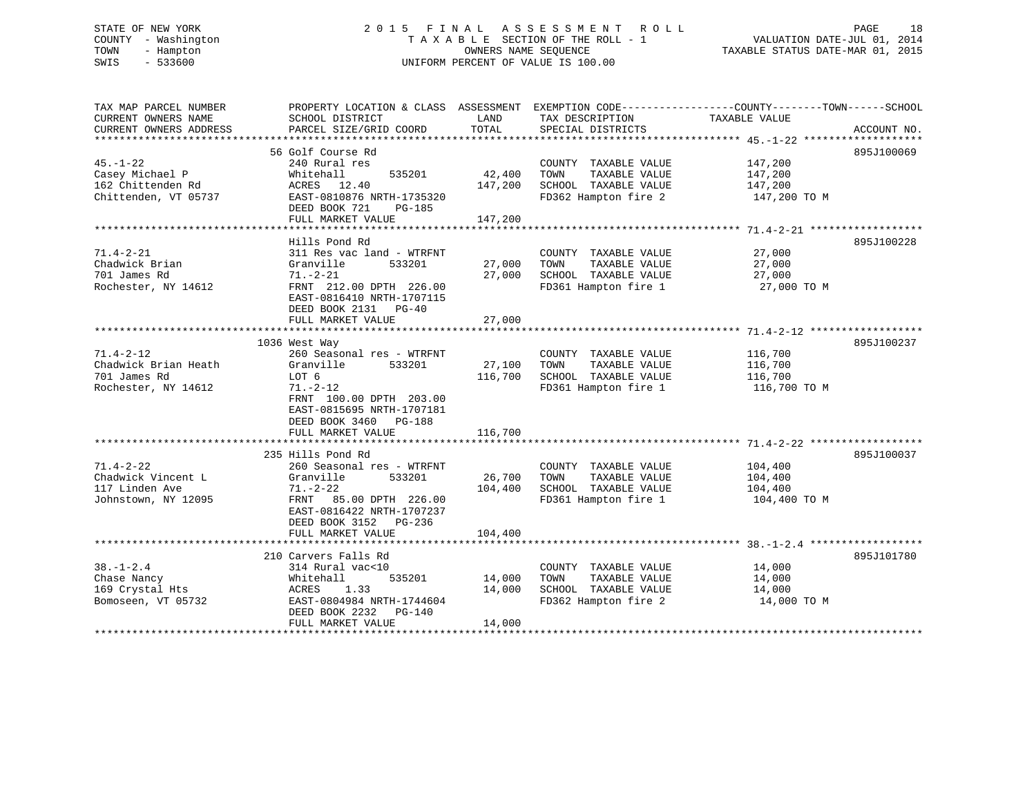STATE OF NEW YORK
COUNTY - Washington
TOWN - Hampton
SWIS - 533600

2015 FINAL ASSESSMENT ROLL
TAXABLE SECTION OF THE ROLL - 1
OWNERS NAME SEQUENCE
UNIFORM PERCENT OF VALUE IS 100.00

VALUATION DATE-JUL 01, 2014
TAXABLE STATUS DATE-MAR 01, 2015

| TAX MAP PARCEL NUMBER / CURRENT OWNERS NAME / CURRENT OWNERS ADDRESS | PROPERTY LOCATION & CLASS / SCHOOL DISTRICT / PARCEL SIZE/GRID COORD | ASSESSMENT LAND / TOTAL | EXEMPTION CODE / TAX DESCRIPTION / SPECIAL DISTRICTS | COUNTY--TOWN--SCHOOL TAXABLE VALUE | ACCOUNT NO. |
|---|---|---|---|---|---|
| 45.-1-22 | 56 Golf Course Rd | | | | 895J100069 |
| 45.-1-22 | 240 Rural res | | COUNTY TAXABLE VALUE | 147,200 | |
| Casey Michael P | Whitehall 535201 | 42,400 | TOWN TAXABLE VALUE | 147,200 | |
| 162 Chittenden Rd | ACRES 12.40 | 147,200 | SCHOOL TAXABLE VALUE | 147,200 | |
| Chittenden, VT 05737 | EAST-0810876 NRTH-1735320 | | FD362 Hampton fire 2 | 147,200 TO M | |
| | DEED BOOK 721 PG-185 | | | | |
| | FULL MARKET VALUE | 147,200 | | | |
| 71.4-2-21 | Hills Pond Rd | | | | 895J100228 |
| 71.4-2-21 | 311 Res vac land - WTRFNT | | COUNTY TAXABLE VALUE | 27,000 | |
| Chadwick Brian | Granville 533201 | 27,000 | TOWN TAXABLE VALUE | 27,000 | |
| 701 James Rd | 71.-2-21 | 27,000 | SCHOOL TAXABLE VALUE | 27,000 | |
| Rochester, NY 14612 | FRNT 212.00 DPTH 226.00 | | FD361 Hampton fire 1 | 27,000 TO M | |
| | EAST-0816410 NRTH-1707115 | | | | |
| | DEED BOOK 2131 PG-40 | | | | |
| | FULL MARKET VALUE | 27,000 | | | |
| 71.4-2-12 | 1036 West Way | | | | 895J100237 |
| 71.4-2-12 | 260 Seasonal res - WTRFNT | | COUNTY TAXABLE VALUE | 116,700 | |
| Chadwick Brian Heath | Granville 533201 | 27,100 | TOWN TAXABLE VALUE | 116,700 | |
| 701 James Rd | LOT 6 | 116,700 | SCHOOL TAXABLE VALUE | 116,700 | |
| Rochester, NY 14612 | 71.-2-12 | | FD361 Hampton fire 1 | 116,700 TO M | |
| | FRNT 100.00 DPTH 203.00 | | | | |
| | EAST-0815695 NRTH-1707181 | | | | |
| | DEED BOOK 3460 PG-188 | | | | |
| | FULL MARKET VALUE | 116,700 | | | |
| 71.4-2-22 | 235 Hills Pond Rd | | | | 895J100037 |
| 71.4-2-22 | 260 Seasonal res - WTRFNT | | COUNTY TAXABLE VALUE | 104,400 | |
| Chadwick Vincent L | Granville 533201 | 26,700 | TOWN TAXABLE VALUE | 104,400 | |
| 117 Linden Ave | 71.-2-22 | 104,400 | SCHOOL TAXABLE VALUE | 104,400 | |
| Johnstown, NY 12095 | FRNT 85.00 DPTH 226.00 | | FD361 Hampton fire 1 | 104,400 TO M | |
| | EAST-0816422 NRTH-1707237 | | | | |
| | DEED BOOK 3152 PG-236 | | | | |
| | FULL MARKET VALUE | 104,400 | | | |
| 38.-1-2.4 | 210 Carvers Falls Rd | | | | 895J101780 |
| 38.-1-2.4 | 314 Rural vac<10 | | COUNTY TAXABLE VALUE | 14,000 | |
| Chase Nancy | Whitehall 535201 | 14,000 | TOWN TAXABLE VALUE | 14,000 | |
| 169 Crystal Hts | ACRES 1.33 | 14,000 | SCHOOL TAXABLE VALUE | 14,000 | |
| Bomoseen, VT 05732 | EAST-0804984 NRTH-1744604 | | FD362 Hampton fire 2 | 14,000 TO M | |
| | DEED BOOK 2232 PG-140 | | | | |
| | FULL MARKET VALUE | 14,000 | | | |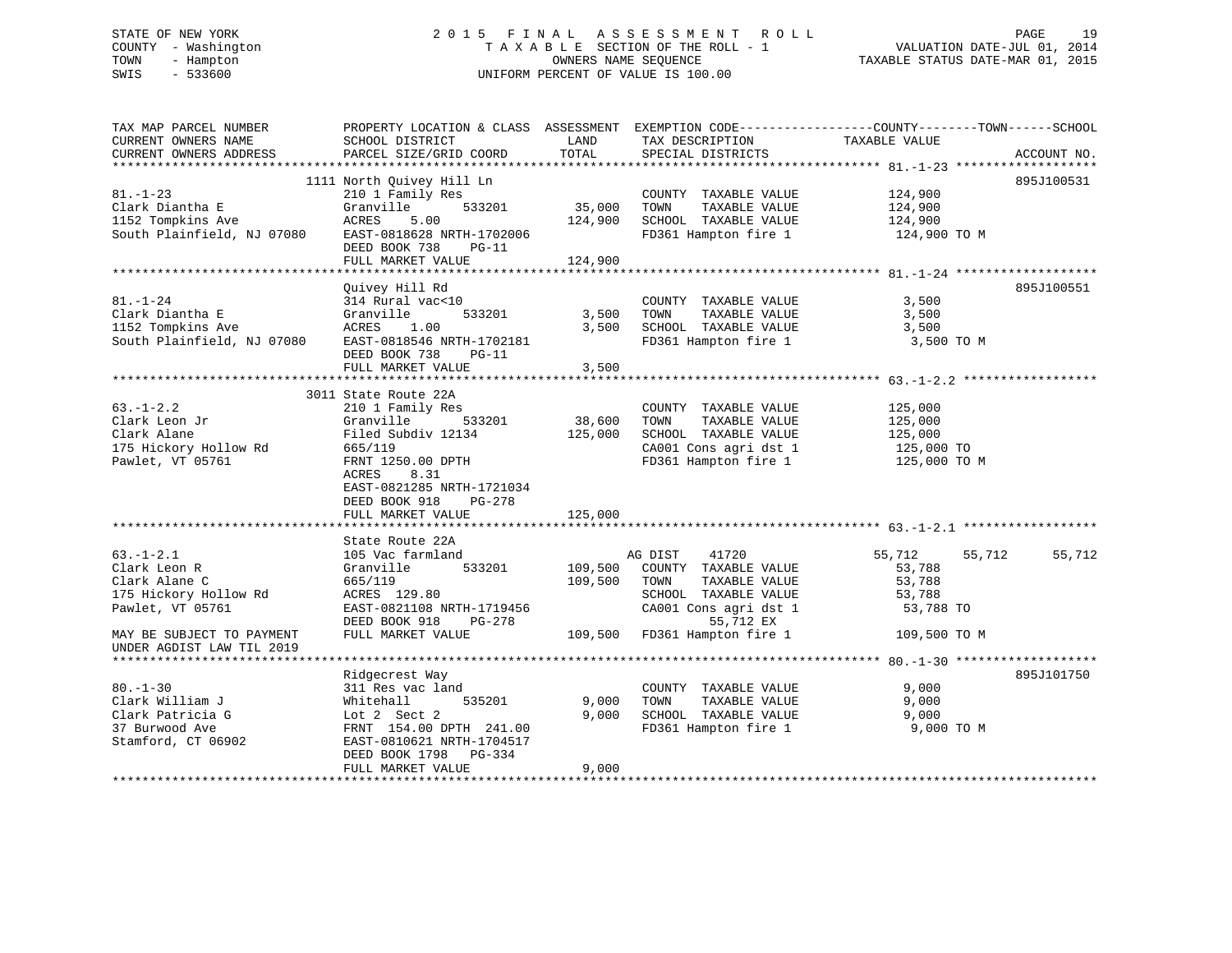STATE OF NEW YORK
COUNTY - Washington
TOWN - Hampton
SWIS - 533600

# 2015 FINAL ASSESSMENT ROLL

TAXABLE SECTION OF THE ROLL - 1
OWNERS NAME SEQUENCE
UNIFORM PERCENT OF VALUE IS 100.00

VALUATION DATE-JUL 01, 2014
TAXABLE STATUS DATE-MAR 01, 2015

| TAX MAP PARCEL NUMBER / CURRENT OWNERS NAME / CURRENT OWNERS ADDRESS | PROPERTY LOCATION & CLASS / SCHOOL DISTRICT / PARCEL SIZE/GRID COORD | ASSESSMENT LAND | TOTAL | EXEMPTION CODE / TAX DESCRIPTION / SPECIAL DISTRICTS | COUNTY TAXABLE VALUE | TOWN | SCHOOL | ACCOUNT NO. |
|---|---|---|---|---|---|---|---|---|
| **81.-1-23** | 1111 North Quivey Hill Ln | | | | | | | 895J100531 |
| 81.-1-23 | 210 1 Family Res | | | COUNTY TAXABLE VALUE | 124,900 | | | |
| Clark Diantha E | Granville 533201 | 35,000 | | TOWN TAXABLE VALUE | 124,900 | | | |
| 1152 Tompkins Ave | ACRES 5.00 | | 124,900 | SCHOOL TAXABLE VALUE | 124,900 | | | |
| South Plainfield, NJ 07080 | EAST-0818628 NRTH-1702006 | | | FD361 Hampton fire 1 | 124,900 TO M | | | |
| | DEED BOOK 738 PG-11 | | | | | | | |
| | FULL MARKET VALUE | | 124,900 | | | | | |
| **81.-1-24** | Quivey Hill Rd | | | | | | | 895J100551 |
| 81.-1-24 | 314 Rural vac<10 | | | COUNTY TAXABLE VALUE | 3,500 | | | |
| Clark Diantha E | Granville 533201 | 3,500 | | TOWN TAXABLE VALUE | 3,500 | | | |
| 1152 Tompkins Ave | ACRES 1.00 | | 3,500 | SCHOOL TAXABLE VALUE | 3,500 | | | |
| South Plainfield, NJ 07080 | EAST-0818546 NRTH-1702181 | | | FD361 Hampton fire 1 | 3,500 TO M | | | |
| | DEED BOOK 738 PG-11 | | | | | | | |
| | FULL MARKET VALUE | | 3,500 | | | | | |
| **63.-1-2.2** | 3011 State Route 22A | | | | | | | |
| 63.-1-2.2 | 210 1 Family Res | | | COUNTY TAXABLE VALUE | 125,000 | | | |
| Clark Leon Jr | Granville 533201 | 38,600 | | TOWN TAXABLE VALUE | 125,000 | | | |
| Clark Alane | Filed Subdiv 12134 | | 125,000 | SCHOOL TAXABLE VALUE | 125,000 | | | |
| 175 Hickory Hollow Rd | 665/119 | | | CA001 Cons agri dst 1 | 125,000 TO | | | |
| Pawlet, VT 05761 | FRNT 1250.00 DPTH | | | FD361 Hampton fire 1 | 125,000 TO M | | | |
| | ACRES 8.31 | | | | | | | |
| | EAST-0821285 NRTH-1721034 | | | | | | | |
| | DEED BOOK 918 PG-278 | | | | | | | |
| | FULL MARKET VALUE | | 125,000 | | | | | |
| **63.-1-2.1** | State Route 22A | | | | | | | |
| 63.-1-2.1 | 105 Vac farmland | | | AG DIST 41720 | 55,712 | 55,712 | 55,712 | |
| Clark Leon R | Granville 533201 | 109,500 | | COUNTY TAXABLE VALUE | 53,788 | | | |
| Clark Alane C | 665/119 | | 109,500 | TOWN TAXABLE VALUE | 53,788 | | | |
| 175 Hickory Hollow Rd | ACRES 129.80 | | | SCHOOL TAXABLE VALUE | 53,788 | | | |
| Pawlet, VT 05761 | EAST-0821108 NRTH-1719456 | | | CA001 Cons agri dst 1 | 53,788 TO | | | |
| | DEED BOOK 918 PG-278 | | | 55,712 EX | | | | |
| MAY BE SUBJECT TO PAYMENT UNDER AGDIST LAW TIL 2019 | FULL MARKET VALUE | | 109,500 | FD361 Hampton fire 1 | 109,500 TO M | | | |
| **80.-1-30** | Ridgecrest Way | | | | | | | 895J101750 |
| 80.-1-30 | 311 Res vac land | | | COUNTY TAXABLE VALUE | 9,000 | | | |
| Clark William J | Whitehall 535201 | 9,000 | | TOWN TAXABLE VALUE | 9,000 | | | |
| Clark Patricia G | Lot 2 Sect 2 | | 9,000 | SCHOOL TAXABLE VALUE | 9,000 | | | |
| 37 Burwood Ave | FRNT 154.00 DPTH 241.00 | | | FD361 Hampton fire 1 | 9,000 TO M | | | |
| Stamford, CT 06902 | EAST-0810621 NRTH-1704517 | | | | | | | |
| | DEED BOOK 1798 PG-334 | | | | | | | |
| | FULL MARKET VALUE | | 9,000 | | | | | |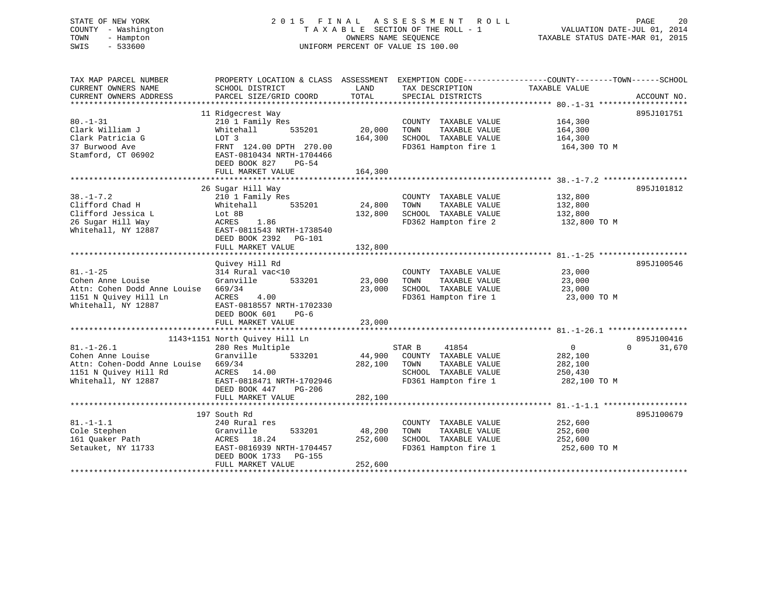STATE OF NEW YORK — COUNTY - Washington — TOWN - Hampton — SWIS - 533600

2015 FINAL ASSESSMENT ROLL
TAXABLE SECTION OF THE ROLL - 1
OWNERS NAME SEQUENCE
UNIFORM PERCENT OF VALUE IS 100.00

VALUATION DATE-JUL 01, 2014
TAXABLE STATUS DATE-MAR 01, 2015

| TAX MAP PARCEL NUMBER / CURRENT OWNERS NAME / CURRENT OWNERS ADDRESS | PROPERTY LOCATION & CLASS / SCHOOL DISTRICT / PARCEL SIZE/GRID COORD | ASSESSMENT LAND / TOTAL | EXEMPTION CODE / TAX DESCRIPTION / SPECIAL DISTRICTS | COUNTY / TOWN / SCHOOL TAXABLE VALUE | ACCOUNT NO. |
|---|---|---|---|---|---|
| 80.-1-31 | 11 Ridgecrest Way | | | | 895J101751 |
| Clark William J | 210 1 Family Res | | COUNTY TAXABLE VALUE | 164,300 | |
| Clark Patricia G | Whitehall 535201 | 20,000 | TOWN TAXABLE VALUE | 164,300 | |
| 37 Burwood Ave | LOT 3 | 164,300 | SCHOOL TAXABLE VALUE | 164,300 | |
| Stamford, CT 06902 | FRNT 124.00 DPTH 270.00 | | FD361 Hampton fire 1 | 164,300 TO M | |
| | EAST-0810434 NRTH-1704466 | | | | |
| | DEED BOOK 827 PG-54 | | | | |
| | FULL MARKET VALUE | 164,300 | | | |
| 38.-1-7.2 | 26 Sugar Hill Way | | | | 895J101812 |
| Clifford Chad H | 210 1 Family Res | | COUNTY TAXABLE VALUE | 132,800 | |
| Clifford Jessica L | Whitehall 535201 | 24,800 | TOWN TAXABLE VALUE | 132,800 | |
| 26 Sugar Hill Way | Lot 8B | 132,800 | SCHOOL TAXABLE VALUE | 132,800 | |
| Whitehall, NY 12887 | ACRES 1.86 | | FD362 Hampton fire 2 | 132,800 TO M | |
| | EAST-0811543 NRTH-1738540 | | | | |
| | DEED BOOK 2392 PG-101 | | | | |
| | FULL MARKET VALUE | 132,800 | | | |
| 81.-1-25 | Quivey Hill Rd | | | | 895J100546 |
| Cohen Anne Louise | 314 Rural vac<10 | | COUNTY TAXABLE VALUE | 23,000 | |
| Attn: Cohen Dodd Anne Louise | Granville 533201 | 23,000 | TOWN TAXABLE VALUE | 23,000 | |
| 1151 N Quivey Hill Ln | 669/34 | 23,000 | SCHOOL TAXABLE VALUE | 23,000 | |
| Whitehall, NY 12887 | ACRES 4.00 | | FD361 Hampton fire 1 | 23,000 TO M | |
| | EAST-0818557 NRTH-1702330 | | | | |
| | DEED BOOK 601 PG-6 | | | | |
| | FULL MARKET VALUE | 23,000 | | | |
| 81.-1-26.1 | 1143+1151 North Quivey Hill Ln | | | | 895J100416 |
| Cohen Anne Louise | 280 Res Multiple | | STAR B 41854 | 0 / 0 / 31,670 | |
| Attn: Cohen-Dodd Anne Louise | Granville 533201 | 44,900 | COUNTY TAXABLE VALUE | 282,100 | |
| 1151 N Quivey Hill Rd | 669/34 | 282,100 | TOWN TAXABLE VALUE | 282,100 | |
| Whitehall, NY 12887 | ACRES 14.00 | | SCHOOL TAXABLE VALUE | 250,430 | |
| | EAST-0818471 NRTH-1702946 | | FD361 Hampton fire 1 | 282,100 TO M | |
| | DEED BOOK 447 PG-206 | | | | |
| | FULL MARKET VALUE | 282,100 | | | |
| 81.-1-1.1 | 197 South Rd | | | | 895J100679 |
| Cole Stephen | 240 Rural res | | COUNTY TAXABLE VALUE | 252,600 | |
| 161 Quaker Path | Granville 533201 | 48,200 | TOWN TAXABLE VALUE | 252,600 | |
| Setauket, NY 11733 | ACRES 18.24 | 252,600 | SCHOOL TAXABLE VALUE | 252,600 | |
| | EAST-0816939 NRTH-1704457 | | FD361 Hampton fire 1 | 252,600 TO M | |
| | DEED BOOK 1733 PG-155 | | | | |
| | FULL MARKET VALUE | 252,600 | | | |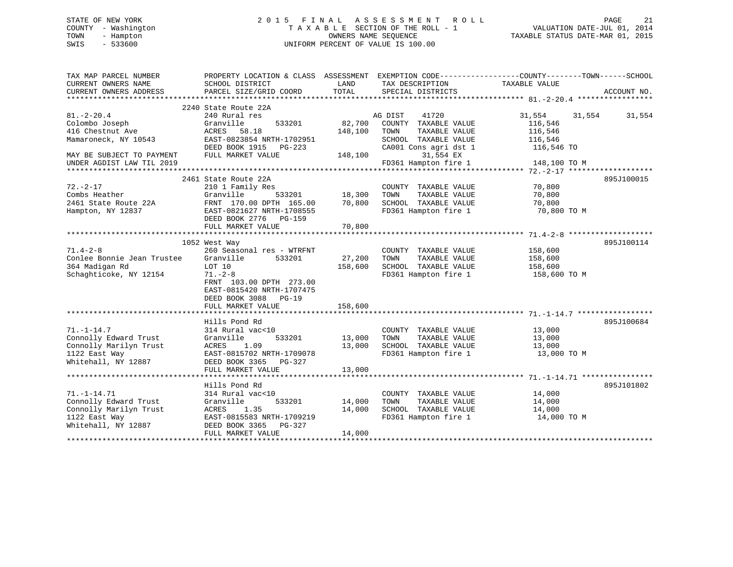STATE OF NEW YORK
COUNTY - Washington
TOWN - Hampton
SWIS - 533600

2015 FINAL ASSESSMENT ROLL
TAXABLE SECTION OF THE ROLL - 1
OWNERS NAME SEQUENCE
UNIFORM PERCENT OF VALUE IS 100.00

VALUATION DATE-JUL 01, 2014
TAXABLE STATUS DATE-MAR 01, 2015

| TAX MAP PARCEL NUMBER / CURRENT OWNERS NAME / CURRENT OWNERS ADDRESS | PROPERTY LOCATION & CLASS / SCHOOL DISTRICT / PARCEL SIZE/GRID COORD | ASSESSMENT LAND / TOTAL | EXEMPTION CODE / TAX DESCRIPTION / SPECIAL DISTRICTS | COUNTY | TOWN | SCHOOL / ACCOUNT NO. |
|---|---|---|---|---|---|---|
| 81.-2-20.4 | 2240 State Route 22A | | | | | |
| Colombo Joseph | 240 Rural res | | AG DIST 41720 | 31,554 | 31,554 | 31,554 |
| 416 Chestnut Ave | Granville 533201 | 82,700 | COUNTY TAXABLE VALUE | 116,546 | | |
| Mamaroneck, NY 10543 | ACRES 58.18 | 148,100 | TOWN TAXABLE VALUE | 116,546 | | |
| | EAST-0823854 NRTH-1702951 | | SCHOOL TAXABLE VALUE | 116,546 | | |
| | DEED BOOK 1915 PG-223 | | CA001 Cons agri dst 1 | 116,546 TO | | |
| MAY BE SUBJECT TO PAYMENT | FULL MARKET VALUE | 148,100 | 31,554 EX | | | |
| UNDER AGDIST LAW TIL 2019 | | | FD361 Hampton fire 1 | 148,100 TO M | | |
| 72.-2-17 | 2461 State Route 22A | | | | | 895J100015 |
| Combs Heather | 210 1 Family Res | | COUNTY TAXABLE VALUE | 70,800 | | |
| 2461 State Route 22A | Granville 533201 | 18,300 | TOWN TAXABLE VALUE | 70,800 | | |
| Hampton, NY 12837 | FRNT 170.00 DPTH 165.00 | 70,800 | SCHOOL TAXABLE VALUE | 70,800 | | |
| | EAST-0821627 NRTH-1708555 | | FD361 Hampton fire 1 | 70,800 TO M | | |
| | DEED BOOK 2776 PG-159 | | | | | |
| | FULL MARKET VALUE | 70,800 | | | | |
| 71.4-2-8 | 1052 West Way | | | | | 895J100114 |
| Conlee Bonnie Jean Trustee | 260 Seasonal res - WTRFNT | | COUNTY TAXABLE VALUE | 158,600 | | |
| 364 Madigan Rd | Granville 533201 | 27,200 | TOWN TAXABLE VALUE | 158,600 | | |
| Schaghticoke, NY 12154 | LOT 10 | 158,600 | SCHOOL TAXABLE VALUE | 158,600 | | |
| | 71.-2-8 | | FD361 Hampton fire 1 | 158,600 TO M | | |
| | FRNT 103.00 DPTH 273.00 | | | | | |
| | EAST-0815420 NRTH-1707475 | | | | | |
| | DEED BOOK 3088 PG-19 | | | | | |
| | FULL MARKET VALUE | 158,600 | | | | |
| 71.-1-14.7 | Hills Pond Rd | | | | | 895J100684 |
| Connolly Edward Trust | 314 Rural vac<10 | | COUNTY TAXABLE VALUE | 13,000 | | |
| Connolly Marilyn Trust | Granville 533201 | 13,000 | TOWN TAXABLE VALUE | 13,000 | | |
| 1122 East Way | ACRES 1.09 | 13,000 | SCHOOL TAXABLE VALUE | 13,000 | | |
| Whitehall, NY 12887 | EAST-0815702 NRTH-1709078 | | FD361 Hampton fire 1 | 13,000 TO M | | |
| | DEED BOOK 3365 PG-327 | | | | | |
| | FULL MARKET VALUE | 13,000 | | | | |
| 71.-1-14.71 | Hills Pond Rd | | | | | 895J101802 |
| Connolly Edward Trust | 314 Rural vac<10 | | COUNTY TAXABLE VALUE | 14,000 | | |
| Connolly Marilyn Trust | Granville 533201 | 14,000 | TOWN TAXABLE VALUE | 14,000 | | |
| 1122 East Way | ACRES 1.35 | 14,000 | SCHOOL TAXABLE VALUE | 14,000 | | |
| Whitehall, NY 12887 | EAST-0815583 NRTH-1709219 | | FD361 Hampton fire 1 | 14,000 TO M | | |
| | DEED BOOK 3365 PG-327 | | | | | |
| | FULL MARKET VALUE | 14,000 | | | | |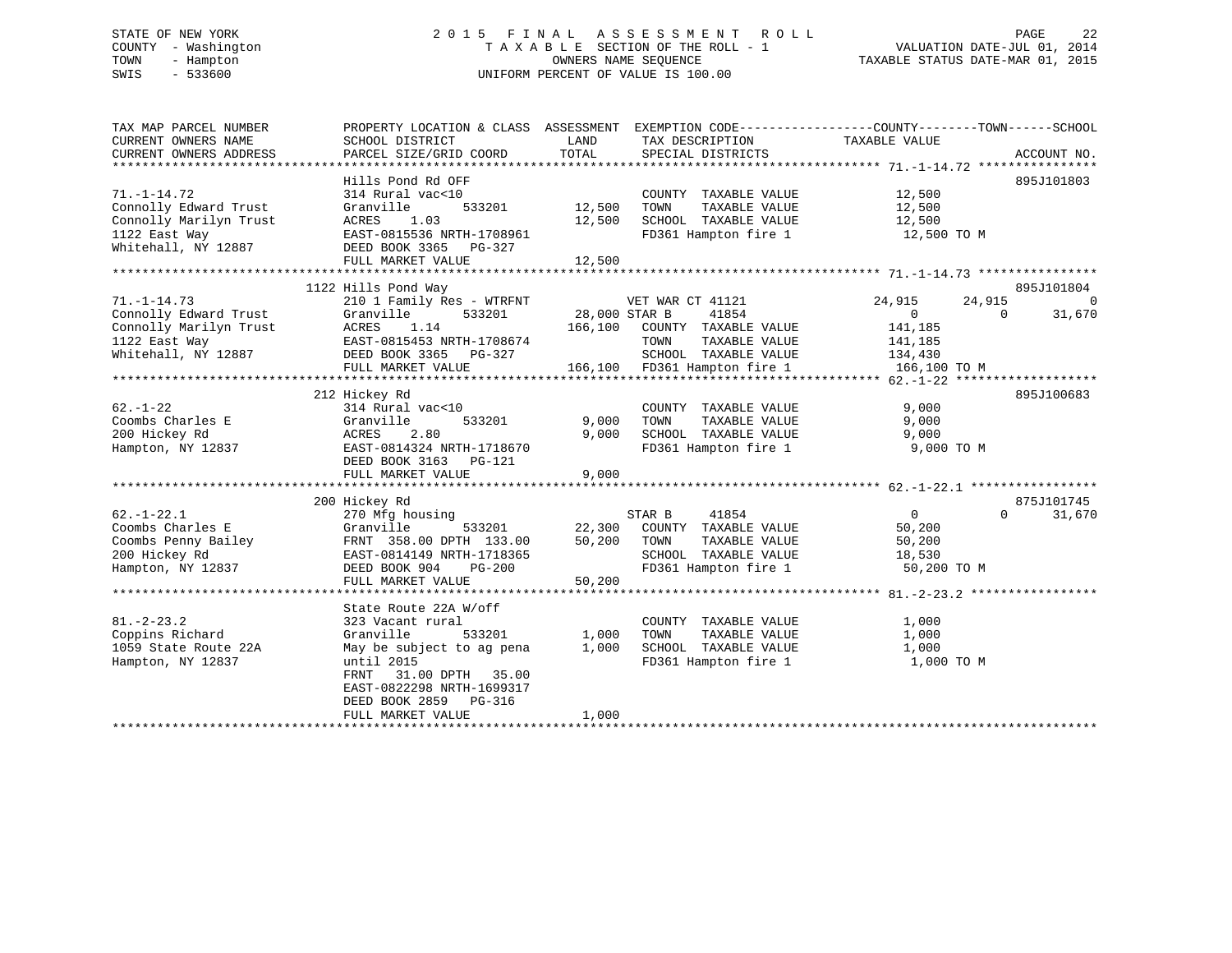STATE OF NEW YORK
COUNTY - Washington
TOWN - Hampton
SWIS - 533600

2 0 1 5 F I N A L A S S E S S M E N T R O L L
T A X A B L E SECTION OF THE ROLL - 1
OWNERS NAME SEQUENCE
UNIFORM PERCENT OF VALUE IS 100.00

VALUATION DATE-JUL 01, 2014
TAXABLE STATUS DATE-MAR 01, 2015

```
TAX MAP PARCEL NUMBER          PROPERTY LOCATION & CLASS  ASSESSMENT  EXEMPTION CODE------------------COUNTY--------TOWN------SCHOOL
CURRENT OWNERS NAME            SCHOOL DISTRICT              LAND      TAX DESCRIPTION            TAXABLE VALUE
CURRENT OWNERS ADDRESS         PARCEL SIZE/GRID COORD       TOTAL     SPECIAL DISTRICTS                                    ACCOUNT NO.
******************************************************************************************************* 71.-1-14.72 ****************
                               Hills Pond Rd OFF                                                                        895J101803
71.-1-14.72                    314 Rural vac<10                        COUNTY  TAXABLE VALUE          12,500
Connolly Edward Trust          Granville       533201       12,500     TOWN    TAXABLE VALUE          12,500
Connolly Marilyn Trust         ACRES    1.03                12,500     SCHOOL  TAXABLE VALUE          12,500
1122 East Way                  EAST-0815536 NRTH-1708961               FD361 Hampton fire 1            12,500 TO M
Whitehall, NY 12887            DEED BOOK 3365   PG-327
                               FULL MARKET VALUE            12,500
******************************************************************************************************* 71.-1-14.73 ****************
                               1122 Hills Pond Way                                                                      895J101804
71.-1-14.73                    210 1 Family Res - WTRFNT              VET WAR CT 41121           24,915      24,915           0
Connolly Edward Trust          Granville       533201       28,000 STAR B      41854                  0           0      31,670
Connolly Marilyn Trust         ACRES    1.14               166,100     COUNTY  TAXABLE VALUE         141,185
1122 East Way                  EAST-0815453 NRTH-1708674               TOWN    TAXABLE VALUE         141,185
Whitehall, NY 12887            DEED BOOK 3365   PG-327                 SCHOOL  TAXABLE VALUE         134,430
                               FULL MARKET VALUE           166,100     FD361 Hampton fire 1           166,100 TO M
******************************************************************************************************* 62.-1-22 *******************
                               212 Hickey Rd                                                                            895J100683
62.-1-22                       314 Rural vac<10                        COUNTY  TAXABLE VALUE           9,000
Coombs Charles E               Granville       533201        9,000     TOWN    TAXABLE VALUE           9,000
200 Hickey Rd                  ACRES    2.80                 9,000     SCHOOL  TAXABLE VALUE           9,000
Hampton, NY 12837              EAST-0814324 NRTH-1718670               FD361 Hampton fire 1             9,000 TO M
                               DEED BOOK 3163   PG-121
                               FULL MARKET VALUE             9,000
******************************************************************************************************* 62.-1-22.1 *****************
                               200 Hickey Rd                                                                            875J101745
62.-1-22.1                     270 Mfg housing                        STAR B      41854                  0           0      31,670
Coombs Charles E               Granville       533201       22,300     COUNTY  TAXABLE VALUE          50,200
Coombs Penny Bailey            FRNT 358.00 DPTH 133.00      50,200     TOWN    TAXABLE VALUE          50,200
200 Hickey Rd                  EAST-0814149 NRTH-1718365               SCHOOL  TAXABLE VALUE          18,530
Hampton, NY 12837              DEED BOOK 904    PG-200                 FD361 Hampton fire 1            50,200 TO M
                               FULL MARKET VALUE            50,200
******************************************************************************************************* 81.-2-23.2 *****************
                               State Route 22A W/off
81.-2-23.2                     323 Vacant rural                        COUNTY  TAXABLE VALUE           1,000
Coppins Richard                Granville       533201        1,000     TOWN    TAXABLE VALUE           1,000
1059 State Route 22A           May be subject to ag pena     1,000     SCHOOL  TAXABLE VALUE           1,000
Hampton, NY 12837              until 2015                              FD361 Hampton fire 1             1,000 TO M
                               FRNT   31.00 DPTH   35.00
                               EAST-0822298 NRTH-1699317
                               DEED BOOK 2859   PG-316
                               FULL MARKET VALUE             1,000
************************************************************************************************************************************
```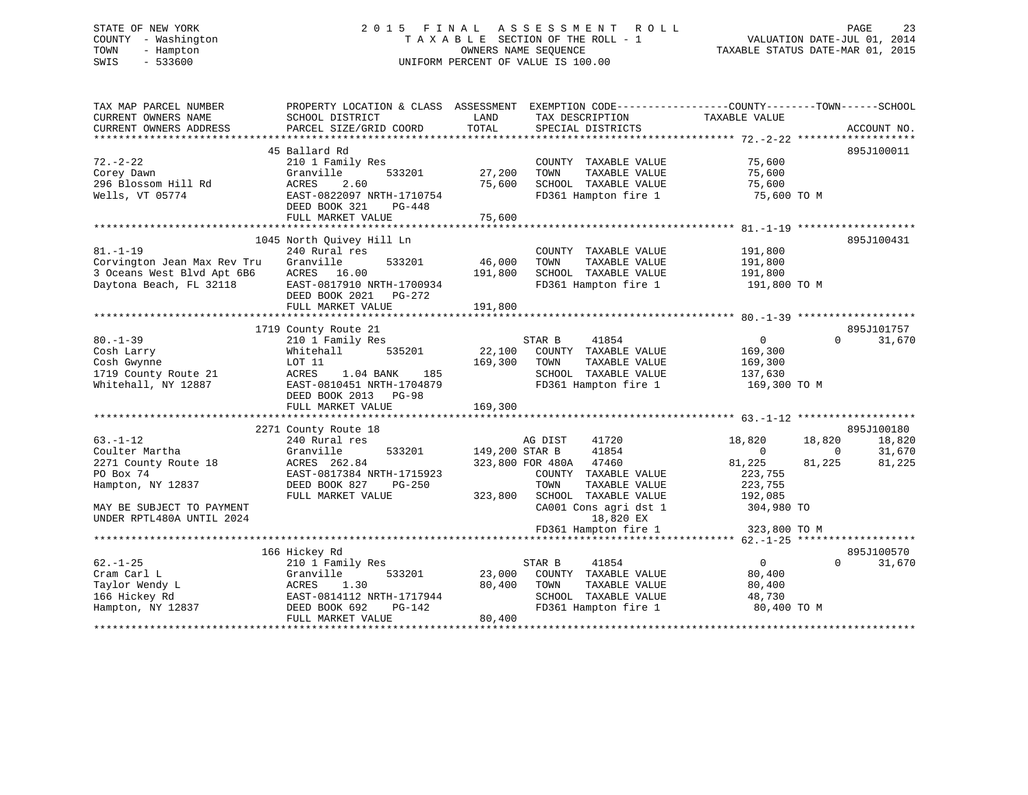STATE OF NEW YORK
COUNTY - Washington
TOWN - Hampton
SWIS - 533600

2015 FINAL ASSESSMENT ROLL
TAXABLE SECTION OF THE ROLL - 1
OWNERS NAME SEQUENCE
UNIFORM PERCENT OF VALUE IS 100.00

VALUATION DATE-JUL 01, 2014
TAXABLE STATUS DATE-MAR 01, 2015

```
TAX MAP PARCEL NUMBER          PROPERTY LOCATION & CLASS  ASSESSMENT  EXEMPTION CODE------------------COUNTY--------TOWN------SCHOOL
CURRENT OWNERS NAME            SCHOOL DISTRICT               LAND      TAX DESCRIPTION             TAXABLE VALUE
CURRENT OWNERS ADDRESS         PARCEL SIZE/GRID COORD       TOTAL      SPECIAL DISTRICTS                                        ACCOUNT NO.
******************************************************************************************************* 72.-2-22 *******************
                               45 Ballard Rd                                                                               895J100011
72.-2-22                       210 1 Family Res                          COUNTY  TAXABLE VALUE            75,600
Corey Dawn                     Granville         533201      27,200      TOWN    TAXABLE VALUE            75,600
296 Blossom Hill Rd            ACRES    2.60                 75,600      SCHOOL  TAXABLE VALUE            75,600
Wells, VT 05774                EAST-0822097 NRTH-1710754                 FD361 Hampton fire 1              75,600 TO M
                               DEED BOOK 321    PG-448
                               FULL MARKET VALUE             75,600
******************************************************************************************************* 81.-1-19 *******************
                               1045 North Quivey Hill Ln                                                                   895J100431
81.-1-19                       240 Rural res                             COUNTY  TAXABLE VALUE           191,800
Corvington Jean Max Rev Tru    Granville         533201      46,000      TOWN    TAXABLE VALUE           191,800
3 Oceans West Blvd Apt 6B6     ACRES   16.00                191,800      SCHOOL  TAXABLE VALUE           191,800
Daytona Beach, FL 32118        EAST-0817910 NRTH-1700934                 FD361 Hampton fire 1             191,800 TO M
                               DEED BOOK 2021   PG-272
                               FULL MARKET VALUE            191,800
******************************************************************************************************* 80.-1-39 *******************
                               1719 County Route 21                                                                        895J101757
80.-1-39                       210 1 Family Res                          STAR B     41854                  0             0    31,670
Cosh Larry                     Whitehall         535201      22,100      COUNTY  TAXABLE VALUE           169,300
Cosh Gwynne                    LOT 11                       169,300      TOWN    TAXABLE VALUE           169,300
1719 County Route 21           ACRES    1.04 BANK    185                 SCHOOL  TAXABLE VALUE           137,630
Whitehall, NY 12887            EAST-0810451 NRTH-1704879                 FD361 Hampton fire 1             169,300 TO M
                               DEED BOOK 2013   PG-98
                               FULL MARKET VALUE            169,300
******************************************************************************************************* 63.-1-12 *******************
                               2271 County Route 18                                                                        895J100180
63.-1-12                       240 Rural res                             AG DIST    41720             18,820        18,820    18,820
Coulter Martha                 Granville         533201     149,200 STAR B     41854                  0             0    31,670
2271 County Route 18           ACRES  262.84                323,800 FOR 480A   47460             81,225        81,225    81,225
PO Box 74                      EAST-0817384 NRTH-1715923                 COUNTY  TAXABLE VALUE           223,755
Hampton, NY 12837              DEED BOOK 827    PG-250                   TOWN    TAXABLE VALUE           223,755
                               FULL MARKET VALUE            323,800      SCHOOL  TAXABLE VALUE           192,085
MAY BE SUBJECT TO PAYMENT                                                CA001 Cons agri dst 1            304,980 TO
UNDER RPTL480A UNTIL 2024                                                        18,820 EX
                                                                         FD361 Hampton fire 1             323,800 TO M
******************************************************************************************************* 62.-1-25 *******************
                               166 Hickey Rd                                                                               895J100570
62.-1-25                       210 1 Family Res                          STAR B     41854                  0             0    31,670
Cram Carl L                    Granville         533201      23,000      COUNTY  TAXABLE VALUE            80,400
Taylor Wendy L                 ACRES    1.30                 80,400      TOWN    TAXABLE VALUE            80,400
166 Hickey Rd                  EAST-0814112 NRTH-1717944                 SCHOOL  TAXABLE VALUE            48,730
Hampton, NY 12837              DEED BOOK 692    PG-142                   FD361 Hampton fire 1              80,400 TO M
                               FULL MARKET VALUE             80,400
************************************************************************************************************************************
```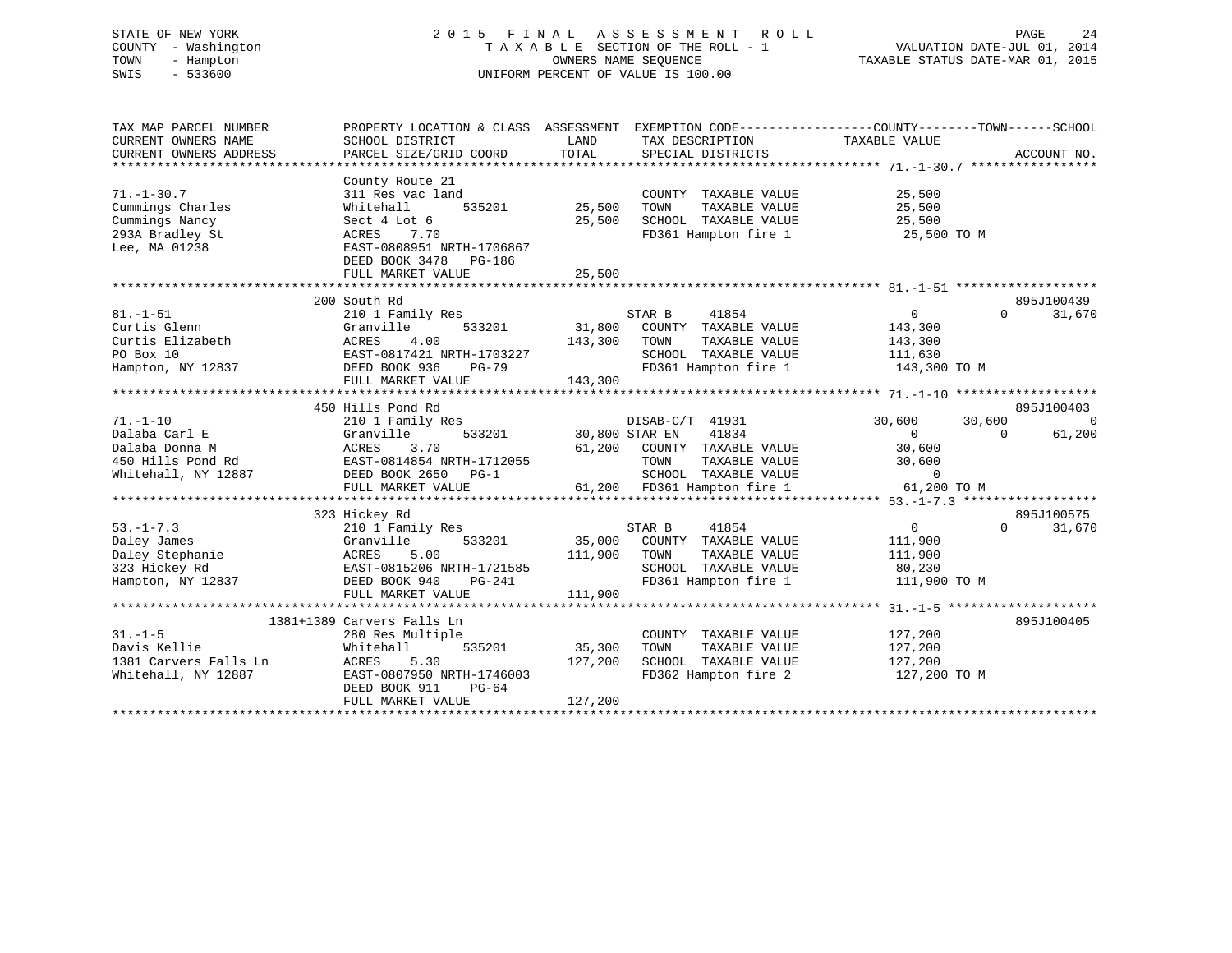STATE OF NEW YORK
COUNTY - Washington
TOWN - Hampton
SWIS - 533600

2015 FINAL ASSESSMENT ROLL
TAXABLE SECTION OF THE ROLL - 1
OWNERS NAME SEQUENCE
UNIFORM PERCENT OF VALUE IS 100.00

VALUATION DATE-JUL 01, 2014
TAXABLE STATUS DATE-MAR 01, 2015

```
TAX MAP PARCEL NUMBER          PROPERTY LOCATION & CLASS  ASSESSMENT  EXEMPTION CODE------------------COUNTY--------TOWN------SCHOOL
CURRENT OWNERS NAME            SCHOOL DISTRICT                LAND      TAX DESCRIPTION              TAXABLE VALUE
CURRENT OWNERS ADDRESS         PARCEL SIZE/GRID COORD         TOTAL     SPECIAL DISTRICTS                                          ACCOUNT NO.
******************************************************************************************************* 71.-1-30.7 *****************
                               County Route 21
71.-1-30.7                     311 Res vac land                         COUNTY  TAXABLE VALUE            25,500
Cummings Charles               Whitehall        535201        25,500    TOWN    TAXABLE VALUE            25,500
Cummings Nancy                 Sect 4 Lot 6                   25,500    SCHOOL  TAXABLE VALUE            25,500
293A Bradley St                ACRES    7.70                            FD361 Hampton fire 1              25,500 TO M
Lee, MA 01238                  EAST-0808951 NRTH-1706867
                               DEED BOOK 3478   PG-186
                               FULL MARKET VALUE              25,500
******************************************************************************************************* 81.-1-51 *******************
                               200 South Rd                                                                                  895J100439
81.-1-51                       210 1 Family Res                         STAR B      41854                   0             0     31,670
Curtis Glenn                   Granville        533201        31,800    COUNTY  TAXABLE VALUE           143,300
Curtis Elizabeth               ACRES    4.00                 143,300    TOWN    TAXABLE VALUE           143,300
PO Box 10                      EAST-0817421 NRTH-1703227                SCHOOL  TAXABLE VALUE           111,630
Hampton, NY 12837              DEED BOOK 936    PG-79                   FD361 Hampton fire 1             143,300 TO M
                               FULL MARKET VALUE             143,300
******************************************************************************************************* 71.-1-10 *******************
                               450 Hills Pond Rd                                                                             895J100403
71.-1-10                       210 1 Family Res                         DISAB-C/T  41931               30,600       30,600           0
Dalaba Carl E                  Granville        533201        30,800 STAR EN    41834                   0             0     61,200
Dalaba Donna M                 ACRES    3.70                  61,200    COUNTY  TAXABLE VALUE            30,600
450 Hills Pond Rd              EAST-0814854 NRTH-1712055                TOWN    TAXABLE VALUE            30,600
Whitehall, NY 12887            DEED BOOK 2650   PG-1                    SCHOOL  TAXABLE VALUE                 0
                               FULL MARKET VALUE              61,200    FD361 Hampton fire 1              61,200 TO M
******************************************************************************************************* 53.-1-7.3 ******************
                               323 Hickey Rd                                                                                 895J100575
53.-1-7.3                      210 1 Family Res                         STAR B      41854                   0             0     31,670
Daley James                    Granville        533201        35,000    COUNTY  TAXABLE VALUE           111,900
Daley Stephanie                ACRES    5.00                 111,900    TOWN    TAXABLE VALUE           111,900
323 Hickey Rd                  EAST-0815206 NRTH-1721585                SCHOOL  TAXABLE VALUE            80,230
Hampton, NY 12837              DEED BOOK 940    PG-241                  FD361 Hampton fire 1             111,900 TO M
                               FULL MARKET VALUE             111,900
******************************************************************************************************* 31.-1-5 ********************
                               1381+1389 Carvers Falls Ln                                                                    895J100405
31.-1-5                        280 Res Multiple                         COUNTY  TAXABLE VALUE           127,200
Davis Kellie                   Whitehall        535201        35,300    TOWN    TAXABLE VALUE           127,200
1381 Carvers Falls Ln          ACRES    5.30                 127,200    SCHOOL  TAXABLE VALUE           127,200
Whitehall, NY 12887            EAST-0807950 NRTH-1746003                FD362 Hampton fire 2             127,200 TO M
                               DEED BOOK 911    PG-64
                               FULL MARKET VALUE             127,200
************************************************************************************************************************************
```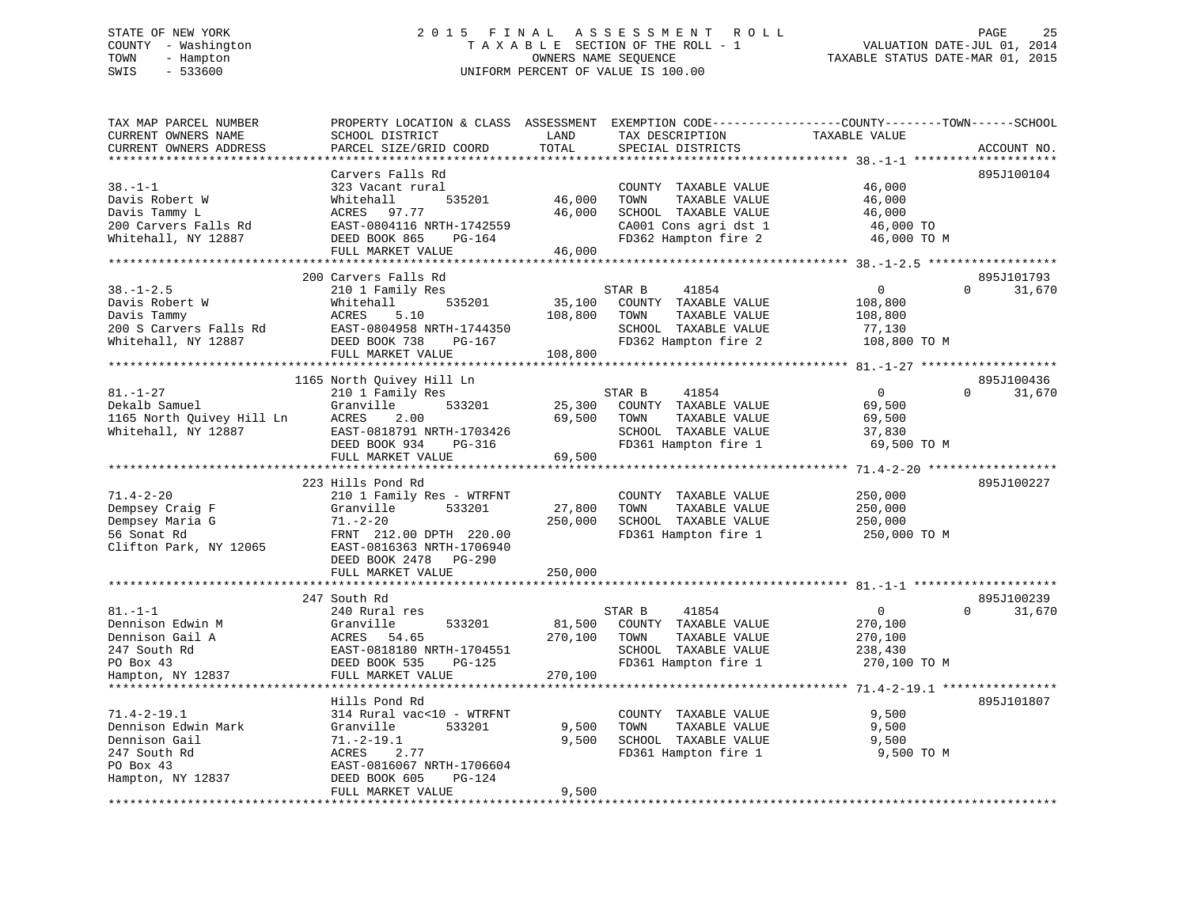STATE OF NEW YORK
COUNTY - Washington
TOWN - Hampton
SWIS - 533600

2015 FINAL ASSESSMENT ROLL
TAXABLE SECTION OF THE ROLL - 1
OWNERS NAME SEQUENCE
UNIFORM PERCENT OF VALUE IS 100.00

VALUATION DATE-JUL 01, 2014
TAXABLE STATUS DATE-MAR 01, 2015

| TAX MAP PARCEL NUMBER / CURRENT OWNERS NAME / CURRENT OWNERS ADDRESS | PROPERTY LOCATION & CLASS / SCHOOL DISTRICT / PARCEL SIZE/GRID COORD | ASSESSMENT LAND / TOTAL | EXEMPTION CODE / TAX DESCRIPTION / SPECIAL DISTRICTS | COUNTY TAXABLE VALUE | TOWN | SCHOOL | ACCOUNT NO. |
|---|---|---|---|---|---|---|---|
| **38.-1-1** | Carvers Falls Rd | | | | | | 895J100104 |
| 38.-1-1 | 323 Vacant rural | | COUNTY TAXABLE VALUE | 46,000 | | | |
| Davis Robert W | Whitehall 535201 | 46,000 | TOWN TAXABLE VALUE | 46,000 | | | |
| Davis Tammy L | ACRES 97.77 | 46,000 | SCHOOL TAXABLE VALUE | 46,000 | | | |
| 200 Carvers Falls Rd | EAST-0804116 NRTH-1742559 | | CA001 Cons agri dst 1 | 46,000 TO | | | |
| Whitehall, NY 12887 | DEED BOOK 865 PG-164 | | FD362 Hampton fire 2 | 46,000 TO M | | | |
| | FULL MARKET VALUE | 46,000 | | | | | |
| **38.-1-2.5** | 200 Carvers Falls Rd | | | | | | 895J101793 |
| 38.-1-2.5 | 210 1 Family Res | | STAR B 41854 | 0 | 0 | 31,670 | |
| Davis Robert W | Whitehall 535201 | 35,100 | COUNTY TAXABLE VALUE | 108,800 | | | |
| Davis Tammy | ACRES 5.10 | 108,800 | TOWN TAXABLE VALUE | 108,800 | | | |
| 200 S Carvers Falls Rd | EAST-0804958 NRTH-1744350 | | SCHOOL TAXABLE VALUE | 77,130 | | | |
| Whitehall, NY 12887 | DEED BOOK 738 PG-167 | | FD362 Hampton fire 2 | 108,800 TO M | | | |
| | FULL MARKET VALUE | 108,800 | | | | | |
| **81.-1-27** | 1165 North Quivey Hill Ln | | | | | | 895J100436 |
| 81.-1-27 | 210 1 Family Res | | STAR B 41854 | 0 | 0 | 31,670 | |
| Dekalb Samuel | Granville 533201 | 25,300 | COUNTY TAXABLE VALUE | 69,500 | | | |
| 1165 North Quivey Hill Ln | ACRES 2.00 | 69,500 | TOWN TAXABLE VALUE | 69,500 | | | |
| Whitehall, NY 12887 | EAST-0818791 NRTH-1703426 | | SCHOOL TAXABLE VALUE | 37,830 | | | |
| | DEED BOOK 934 PG-316 | | FD361 Hampton fire 1 | 69,500 TO M | | | |
| | FULL MARKET VALUE | 69,500 | | | | | |
| **71.4-2-20** | 223 Hills Pond Rd | | | | | | 895J100227 |
| 71.4-2-20 | 210 1 Family Res - WTRFNT | | COUNTY TAXABLE VALUE | 250,000 | | | |
| Dempsey Craig F | Granville 533201 | 27,800 | TOWN TAXABLE VALUE | 250,000 | | | |
| Dempsey Maria G | 71.-2-20 | 250,000 | SCHOOL TAXABLE VALUE | 250,000 | | | |
| 56 Sonat Rd | FRNT 212.00 DPTH 220.00 | | FD361 Hampton fire 1 | 250,000 TO M | | | |
| Clifton Park, NY 12065 | EAST-0816363 NRTH-1706940 | | | | | | |
| | DEED BOOK 2478 PG-290 | | | | | | |
| | FULL MARKET VALUE | 250,000 | | | | | |
| **81.-1-1** | 247 South Rd | | | | | | 895J100239 |
| 81.-1-1 | 240 Rural res | | STAR B 41854 | 0 | 0 | 31,670 | |
| Dennison Edwin M | Granville 533201 | 81,500 | COUNTY TAXABLE VALUE | 270,100 | | | |
| Dennison Gail A | ACRES 54.65 | 270,100 | TOWN TAXABLE VALUE | 270,100 | | | |
| 247 South Rd | EAST-0818180 NRTH-1704551 | | SCHOOL TAXABLE VALUE | 238,430 | | | |
| PO Box 43 | DEED BOOK 535 PG-125 | | FD361 Hampton fire 1 | 270,100 TO M | | | |
| Hampton, NY 12837 | FULL MARKET VALUE | 270,100 | | | | | |
| **71.4-2-19.1** | Hills Pond Rd | | | | | | 895J101807 |
| 71.4-2-19.1 | 314 Rural vac<10 - WTRFNT | | COUNTY TAXABLE VALUE | 9,500 | | | |
| Dennison Edwin Mark | Granville 533201 | 9,500 | TOWN TAXABLE VALUE | 9,500 | | | |
| Dennison Gail | 71.-2-19.1 | 9,500 | SCHOOL TAXABLE VALUE | 9,500 | | | |
| 247 South Rd | ACRES 2.77 | | FD361 Hampton fire 1 | 9,500 TO M | | | |
| PO Box 43 | EAST-0816067 NRTH-1706604 | | | | | | |
| Hampton, NY 12837 | DEED BOOK 605 PG-124 | | | | | | |
| | FULL MARKET VALUE | 9,500 | | | | | |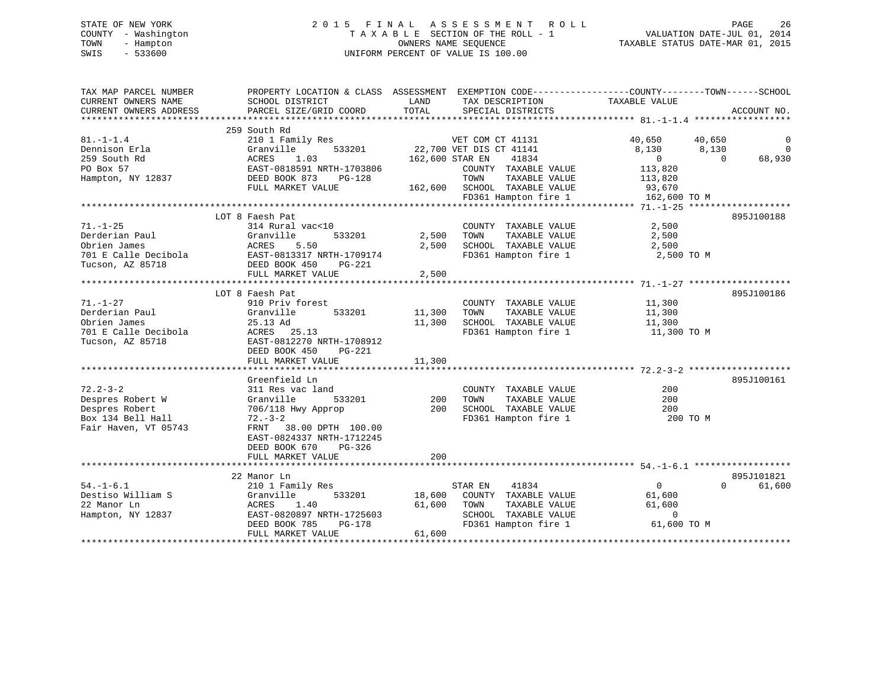STATE OF NEW YORK
COUNTY - Washington
TOWN - Hampton
SWIS - 533600

# 2015 FINAL ASSESSMENT ROLL
TAXABLE SECTION OF THE ROLL - 1
OWNERS NAME SEQUENCE
UNIFORM PERCENT OF VALUE IS 100.00

VALUATION DATE-JUL 01, 2014
TAXABLE STATUS DATE-MAR 01, 2015

| TAX MAP PARCEL NUMBER / CURRENT OWNERS NAME / CURRENT OWNERS ADDRESS | PROPERTY LOCATION & CLASS / SCHOOL DISTRICT / PARCEL SIZE/GRID COORD | ASSESSMENT LAND / TOTAL | EXEMPTION CODE / TAX DESCRIPTION / SPECIAL DISTRICTS | COUNTY TAXABLE VALUE | TOWN | SCHOOL | ACCOUNT NO. |
|---|---|---|---|---|---|---|---|
| **81.-1-1.4** | 259 South Rd | | | | | | |
| 81.-1-1.4 | 210 1 Family Res | | VET COM CT 41131 | 40,650 | 40,650 | 0 | |
| Dennison Erla | Granville 533201 | 22,700 | VET DIS CT 41141 | 8,130 | 8,130 | 0 | |
| 259 South Rd | ACRES 1.03 | 162,600 | STAR EN 41834 | 0 | 0 | 68,930 | |
| PO Box 57 | EAST-0818591 NRTH-1703806 | | COUNTY TAXABLE VALUE | 113,820 | | | |
| Hampton, NY 12837 | DEED BOOK 873 PG-128 | | TOWN TAXABLE VALUE | 113,820 | | | |
| | FULL MARKET VALUE | 162,600 | SCHOOL TAXABLE VALUE | 93,670 | | | |
| | | | FD361 Hampton fire 1 | 162,600 TO M | | | |
| **71.-1-25** | LOT 8 Faesh Pat | | | | | | 895J100188 |
| 71.-1-25 | 314 Rural vac<10 | | COUNTY TAXABLE VALUE | 2,500 | | | |
| Derderian Paul | Granville 533201 | 2,500 | TOWN TAXABLE VALUE | 2,500 | | | |
| Obrien James | ACRES 5.50 | 2,500 | SCHOOL TAXABLE VALUE | 2,500 | | | |
| 701 E Calle Decibola | EAST-0813317 NRTH-1709174 | | FD361 Hampton fire 1 | 2,500 TO M | | | |
| Tucson, AZ 85718 | DEED BOOK 450 PG-221 | | | | | | |
| | FULL MARKET VALUE | 2,500 | | | | | |
| **71.-1-27** | LOT 8 Faesh Pat | | | | | | 895J100186 |
| 71.-1-27 | 910 Priv forest | | COUNTY TAXABLE VALUE | 11,300 | | | |
| Derderian Paul | Granville 533201 | 11,300 | TOWN TAXABLE VALUE | 11,300 | | | |
| Obrien James | 25.13 Ad | 11,300 | SCHOOL TAXABLE VALUE | 11,300 | | | |
| 701 E Calle Decibola | ACRES 25.13 | | FD361 Hampton fire 1 | 11,300 TO M | | | |
| Tucson, AZ 85718 | EAST-0812270 NRTH-1708912 | | | | | | |
| | DEED BOOK 450 PG-221 | | | | | | |
| | FULL MARKET VALUE | 11,300 | | | | | |
| **72.2-3-2** | Greenfield Ln | | | | | | 895J100161 |
| 72.2-3-2 | 311 Res vac land | | COUNTY TAXABLE VALUE | 200 | | | |
| Despres Robert W | Granville 533201 | 200 | TOWN TAXABLE VALUE | 200 | | | |
| Despres Robert | 706/118 Hwy Approp | 200 | SCHOOL TAXABLE VALUE | 200 | | | |
| Box 134 Bell Hall | 72.-3-2 | | FD361 Hampton fire 1 | 200 TO M | | | |
| Fair Haven, VT 05743 | FRNT 38.00 DPTH 100.00 | | | | | | |
| | EAST-0824337 NRTH-1712245 | | | | | | |
| | DEED BOOK 670 PG-326 | | | | | | |
| | FULL MARKET VALUE | 200 | | | | | |
| **54.-1-6.1** | 22 Manor Ln | | | | | | 895J101821 |
| 54.-1-6.1 | 210 1 Family Res | | STAR EN 41834 | 0 | 0 | 61,600 | |
| Destiso William S | Granville 533201 | 18,600 | COUNTY TAXABLE VALUE | 61,600 | | | |
| 22 Manor Ln | ACRES 1.40 | 61,600 | TOWN TAXABLE VALUE | 61,600 | | | |
| Hampton, NY 12837 | EAST-0820897 NRTH-1725603 | | SCHOOL TAXABLE VALUE | 0 | | | |
| | DEED BOOK 785 PG-178 | | FD361 Hampton fire 1 | 61,600 TO M | | | |
| | FULL MARKET VALUE | 61,600 | | | | | |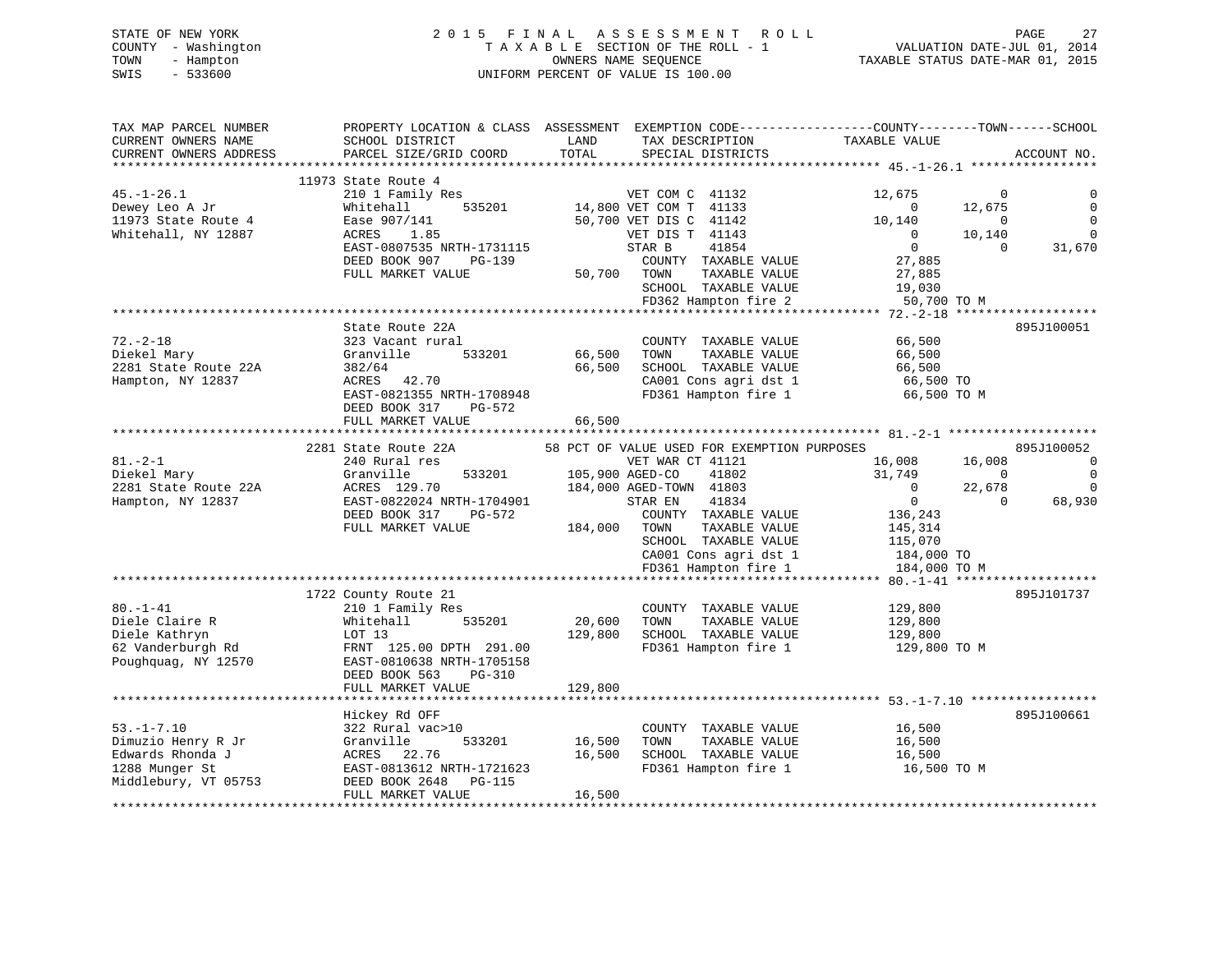STATE OF NEW YORK — 2015 FINAL ASSESSMENT ROLL
COUNTY - Washington — TAXABLE SECTION OF THE ROLL - 1 — VALUATION DATE-JUL 01, 2014
TOWN - Hampton — OWNERS NAME SEQUENCE — TAXABLE STATUS DATE-MAR 01, 2015
SWIS - 533600 — UNIFORM PERCENT OF VALUE IS 100.00

```
TAX MAP PARCEL NUMBER          PROPERTY LOCATION & CLASS  ASSESSMENT  EXEMPTION CODE------------------COUNTY--------TOWN------SCHOOL
CURRENT OWNERS NAME            SCHOOL DISTRICT               LAND      TAX DESCRIPTION             TAXABLE VALUE
CURRENT OWNERS ADDRESS         PARCEL SIZE/GRID COORD       TOTAL      SPECIAL DISTRICTS                                   ACCOUNT NO.
******************************************************************************************************* 45.-1-26.1 *****************
                         11973 State Route 4
45.-1-26.1                     210 1 Family Res                 VET COM C  41132              12,675            0            0
Dewey Leo A Jr                 Whitehall        535201      14,800 VET COM T  41133                  0       12,675            0
11973 State Route 4            Ease 907/141                 50,700 VET DIS C  41142             10,140            0            0
Whitehall, NY 12887            ACRES    1.85                       VET DIS T  41143                  0       10,140            0
                               EAST-0807535 NRTH-1731115           STAR B     41854                  0            0       31,670
                               DEED BOOK 907    PG-139              COUNTY  TAXABLE VALUE           27,885
                               FULL MARKET VALUE            50,700  TOWN    TAXABLE VALUE           27,885
                                                                     SCHOOL  TAXABLE VALUE           19,030
                                                                     FD362 Hampton fire 2            50,700 TO M
******************************************************************************************************* 72.-2-18 *******************
                               State Route 22A                                                                        895J100051
72.-2-18                       323 Vacant rural                     COUNTY  TAXABLE VALUE           66,500
Diekel Mary                    Granville        533201      66,500  TOWN    TAXABLE VALUE           66,500
2281 State Route 22A           382/64                       66,500  SCHOOL  TAXABLE VALUE           66,500
Hampton, NY 12837              ACRES   42.70                        CA001 Cons agri dst 1           66,500 TO
                               EAST-0821355 NRTH-1708948            FD361 Hampton fire 1            66,500 TO M
                               DEED BOOK 317    PG-572
                               FULL MARKET VALUE            66,500
******************************************************************************************************* 81.-2-1 ********************
                          2281 State Route 22A          58 PCT OF VALUE USED FOR EXEMPTION PURPOSES                   895J100052
81.-2-1                        240 Rural res                    VET WAR CT 41121              16,008       16,008            0
Diekel Mary                    Granville        533201     105,900 AGED-CO    41802             31,749            0            0
2281 State Route 22A           ACRES  129.70               184,000 AGED-TOWN  41803                  0       22,678            0
Hampton, NY 12837              EAST-0822024 NRTH-1704901           STAR EN    41834                  0            0       68,930
                               DEED BOOK 317    PG-572              COUNTY  TAXABLE VALUE          136,243
                               FULL MARKET VALUE           184,000  TOWN    TAXABLE VALUE          145,314
                                                                     SCHOOL  TAXABLE VALUE          115,070
                                                                     CA001 Cons agri dst 1          184,000 TO
                                                                     FD361 Hampton fire 1           184,000 TO M
******************************************************************************************************* 80.-1-41 *******************
                          1722 County Route 21                                                                        895J101737
80.-1-41                       210 1 Family Res                     COUNTY  TAXABLE VALUE          129,800
Diele Claire R                 Whitehall        535201      20,600  TOWN    TAXABLE VALUE          129,800
Diele Kathryn                  LOT 13                      129,800  SCHOOL  TAXABLE VALUE          129,800
62 Vanderburgh Rd              FRNT 125.00 DPTH 291.00              FD361 Hampton fire 1           129,800 TO M
Poughquag, NY 12570            EAST-0810638 NRTH-1705158
                               DEED BOOK 563    PG-310
                               FULL MARKET VALUE           129,800
******************************************************************************************************* 53.-1-7.10 *****************
                               Hickey Rd OFF                                                                          895J100661
53.-1-7.10                     322 Rural vac>10                     COUNTY  TAXABLE VALUE           16,500
Dimuzio Henry R Jr             Granville        533201      16,500  TOWN    TAXABLE VALUE           16,500
Edwards Rhonda J               ACRES   22.76                16,500  SCHOOL  TAXABLE VALUE           16,500
1288 Munger St                 EAST-0813612 NRTH-1721623            FD361 Hampton fire 1            16,500 TO M
Middlebury, VT 05753           DEED BOOK 2648   PG-115
                               FULL MARKET VALUE            16,500
************************************************************************************************************************************
```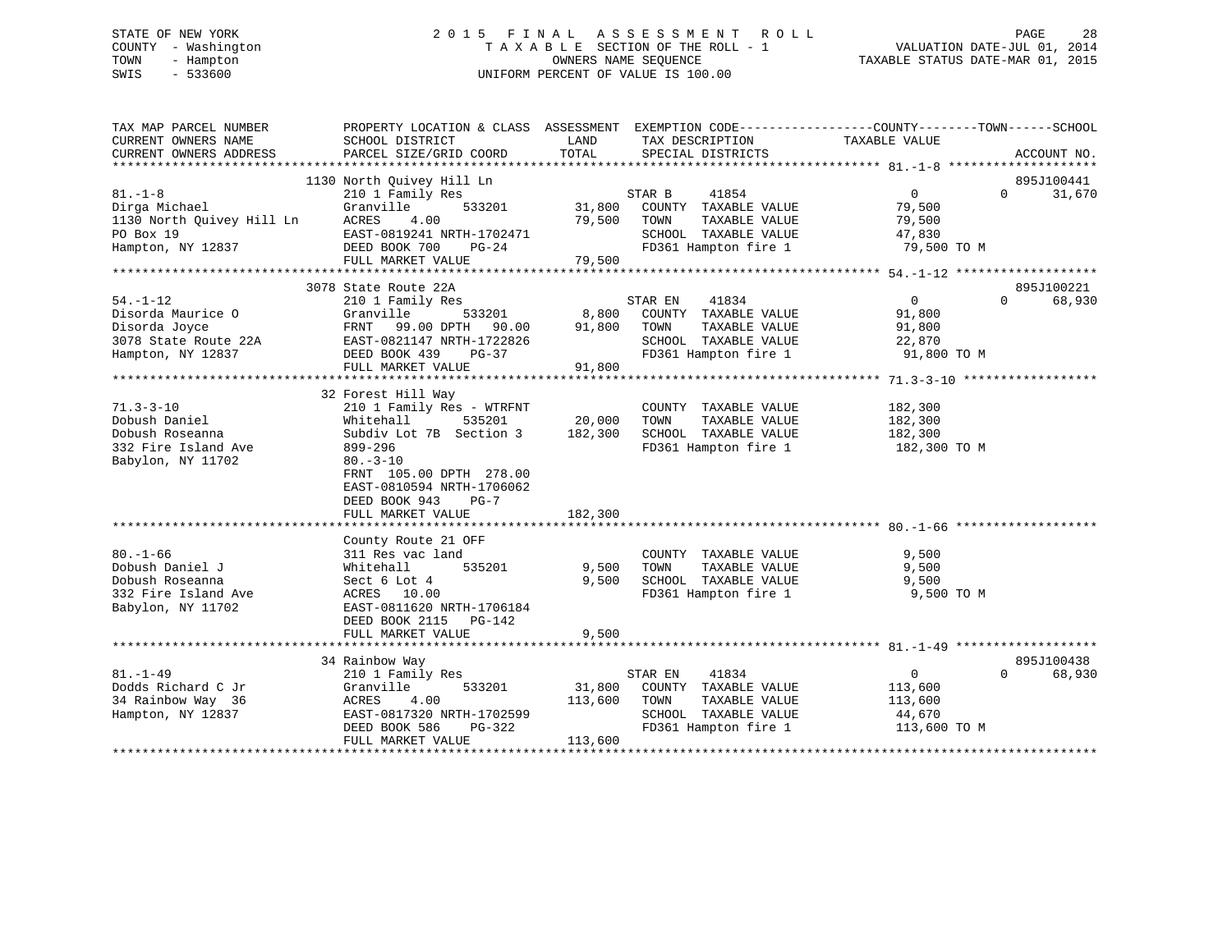STATE OF NEW YORK
COUNTY - Washington
TOWN - Hampton
SWIS - 533600

2015 FINAL ASSESSMENT ROLL
TAXABLE SECTION OF THE ROLL - 1
OWNERS NAME SEQUENCE
UNIFORM PERCENT OF VALUE IS 100.00

VALUATION DATE-JUL 01, 2014
TAXABLE STATUS DATE-MAR 01, 2015

```
TAX MAP PARCEL NUMBER          PROPERTY LOCATION & CLASS  ASSESSMENT  EXEMPTION CODE------------------COUNTY--------TOWN------SCHOOL
CURRENT OWNERS NAME            SCHOOL DISTRICT               LAND      TAX DESCRIPTION             TAXABLE VALUE
CURRENT OWNERS ADDRESS         PARCEL SIZE/GRID COORD        TOTAL     SPECIAL DISTRICTS                                    ACCOUNT NO.
******************************************************************************************************* 81.-1-8 ********************
                    1130 North Quivey Hill Ln                                                                          895J100441
81.-1-8                        210 1 Family Res                   STAR B    41854                  0             0      31,670
Dirga Michael                  Granville      533201     31,800   COUNTY  TAXABLE VALUE          79,500
1130 North Quivey Hill Ln      ACRES    4.00             79,500   TOWN    TAXABLE VALUE          79,500
PO Box 19                      EAST-0819241 NRTH-1702471          SCHOOL  TAXABLE VALUE          47,830
Hampton, NY 12837              DEED BOOK 700    PG-24             FD361 Hampton fire 1            79,500 TO M
                               FULL MARKET VALUE         79,500
******************************************************************************************************* 54.-1-12 *******************
                    3078 State Route 22A                                                                               895J100221
54.-1-12                       210 1 Family Res                   STAR EN   41834                  0             0      68,930
Disorda Maurice O              Granville      533201      8,800   COUNTY  TAXABLE VALUE          91,800
Disorda Joyce                  FRNT   99.00 DPTH  90.00  91,800   TOWN    TAXABLE VALUE          91,800
3078 State Route 22A           EAST-0821147 NRTH-1722826          SCHOOL  TAXABLE VALUE          22,870
Hampton, NY 12837              DEED BOOK 439    PG-37             FD361 Hampton fire 1            91,800 TO M
                               FULL MARKET VALUE         91,800
******************************************************************************************************* 71.3-3-10 ******************
                    32 Forest Hill Way
71.3-3-10                      210 1 Family Res - WTRFNT          COUNTY  TAXABLE VALUE         182,300
Dobush Daniel                  Whitehall      535201     20,000   TOWN    TAXABLE VALUE         182,300
Dobush Roseanna                Subdiv Lot 7B  Section 3 182,300   SCHOOL  TAXABLE VALUE         182,300
332 Fire Island Ave            899-296                            FD361 Hampton fire 1           182,300 TO M
Babylon, NY 11702              80.-3-10
                               FRNT  105.00 DPTH 278.00
                               EAST-0810594 NRTH-1706062
                               DEED BOOK 943    PG-7
                               FULL MARKET VALUE        182,300
******************************************************************************************************* 80.-1-66 *******************
                    County Route 21 OFF
80.-1-66                       311 Res vac land                   COUNTY  TAXABLE VALUE           9,500
Dobush Daniel J                Whitehall      535201      9,500   TOWN    TAXABLE VALUE           9,500
Dobush Roseanna                Sect 6 Lot 4               9,500   SCHOOL  TAXABLE VALUE           9,500
332 Fire Island Ave            ACRES   10.00                      FD361 Hampton fire 1             9,500 TO M
Babylon, NY 11702              EAST-0811620 NRTH-1706184
                               DEED BOOK 2115   PG-142
                               FULL MARKET VALUE          9,500
******************************************************************************************************* 81.-1-49 *******************
                    34 Rainbow Way                                                                                     895J100438
81.-1-49                       210 1 Family Res                   STAR EN   41834                  0             0      68,930
Dodds Richard C Jr             Granville      533201     31,800   COUNTY  TAXABLE VALUE         113,600
34 Rainbow Way  36             ACRES    4.00            113,600   TOWN    TAXABLE VALUE         113,600
Hampton, NY 12837              EAST-0817320 NRTH-1702599          SCHOOL  TAXABLE VALUE          44,670
                               DEED BOOK 586    PG-322            FD361 Hampton fire 1           113,600 TO M
                               FULL MARKET VALUE        113,600
************************************************************************************************************************************
```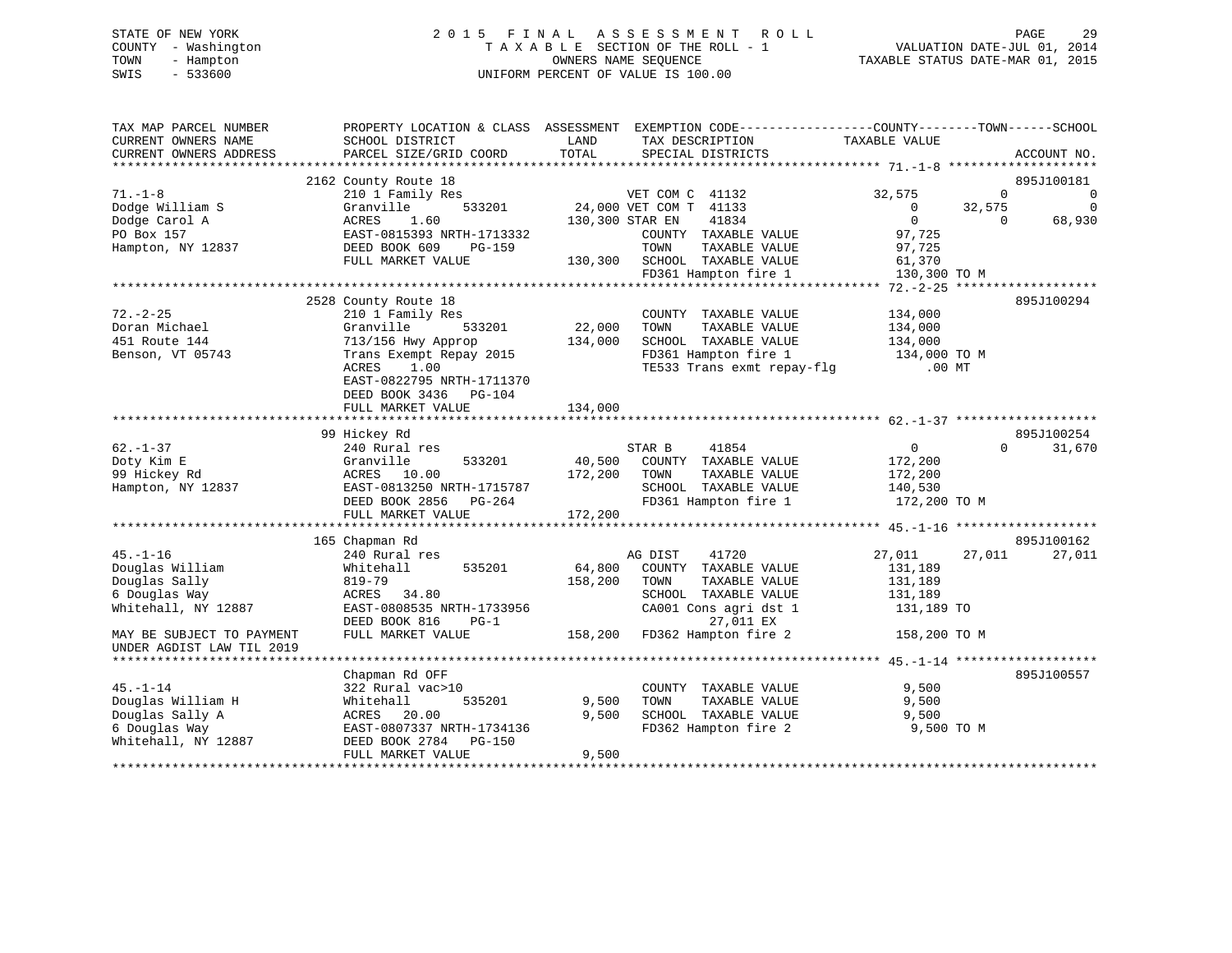STATE OF NEW YORK
COUNTY - Washington
TOWN - Hampton
SWIS - 533600

2015 FINAL ASSESSMENT ROLL
TAXABLE SECTION OF THE ROLL - 1
OWNERS NAME SEQUENCE
UNIFORM PERCENT OF VALUE IS 100.00

VALUATION DATE-JUL 01, 2014
TAXABLE STATUS DATE-MAR 01, 2015

```
TAX MAP PARCEL NUMBER          PROPERTY LOCATION & CLASS  ASSESSMENT  EXEMPTION CODE------------------COUNTY--------TOWN------SCHOOL
CURRENT OWNERS NAME            SCHOOL DISTRICT              LAND      TAX DESCRIPTION              TAXABLE VALUE
CURRENT OWNERS ADDRESS         PARCEL SIZE/GRID COORD       TOTAL     SPECIAL DISTRICTS                                    ACCOUNT NO.
******************************************************************************************************* 71.-1-8 ********************
                          2162 County Route 18                                                                           895J100181
71.-1-8                    210 1 Family Res                   VET COM C  41132               32,575          0             0
Dodge William S            Granville      533201        24,000 VET COM T  41133                    0     32,575             0
Dodge Carol A              ACRES    1.60               130,300 STAR EN    41834                    0          0        68,930
PO Box 157                 EAST-0815393 NRTH-1713332           COUNTY  TAXABLE VALUE           97,725
Hampton, NY 12837          DEED BOOK 609    PG-159             TOWN    TAXABLE VALUE           97,725
                           FULL MARKET VALUE           130,300  SCHOOL  TAXABLE VALUE           61,370
                                                                FD361 Hampton fire 1           130,300 TO M
******************************************************************************************************* 72.-2-25 *******************
                          2528 County Route 18                                                                           895J100294
72.-2-25                   210 1 Family Res                    COUNTY  TAXABLE VALUE          134,000
Doran Michael              Granville      533201        22,000  TOWN    TAXABLE VALUE          134,000
451 Route 144              713/156 Hwy Approp          134,000  SCHOOL  TAXABLE VALUE          134,000
Benson, VT 05743           Trans Exempt Repay 2015              FD361 Hampton fire 1           134,000 TO M
                           ACRES    1.00                        TE533 Trans exmt repay-flg         .00 MT
                           EAST-0822795 NRTH-1711370
                           DEED BOOK 3436   PG-104
                           FULL MARKET VALUE           134,000
******************************************************************************************************* 62.-1-37 *******************
                          99 Hickey Rd                                                                                   895J100254
62.-1-37                   240 Rural res                      STAR B     41854                    0          0        31,670
Doty Kim E                 Granville      533201        40,500  COUNTY  TAXABLE VALUE          172,200
99 Hickey Rd               ACRES   10.00               172,200  TOWN    TAXABLE VALUE          172,200
Hampton, NY 12837          EAST-0813250 NRTH-1715787            SCHOOL  TAXABLE VALUE          140,530
                           DEED BOOK 2856   PG-264              FD361 Hampton fire 1           172,200 TO M
                           FULL MARKET VALUE           172,200
******************************************************************************************************* 45.-1-16 *******************
                          165 Chapman Rd                                                                                 895J100162
45.-1-16                   240 Rural res                      AG DIST    41720               27,011     27,011        27,011
Douglas William            Whitehall      535201        64,800  COUNTY  TAXABLE VALUE          131,189
Douglas Sally              819-79                      158,200  TOWN    TAXABLE VALUE          131,189
6 Douglas Way              ACRES   34.80                        SCHOOL  TAXABLE VALUE          131,189
Whitehall, NY 12887        EAST-0808535 NRTH-1733956            CA001 Cons agri dst 1          131,189 TO
                           DEED BOOK 816    PG-1                        27,011 EX
MAY BE SUBJECT TO PAYMENT  FULL MARKET VALUE           158,200  FD362 Hampton fire 2           158,200 TO M
UNDER AGDIST LAW TIL 2019
******************************************************************************************************* 45.-1-14 *******************
                           Chapman Rd OFF                                                                                895J100557
45.-1-14                   322 Rural vac>10                    COUNTY  TAXABLE VALUE            9,500
Douglas William H          Whitehall      535201         9,500  TOWN    TAXABLE VALUE            9,500
Douglas Sally A            ACRES   20.00                 9,500  SCHOOL  TAXABLE VALUE            9,500
6 Douglas Way              EAST-0807337 NRTH-1734136            FD362 Hampton fire 2             9,500 TO M
Whitehall, NY 12887        DEED BOOK 2784   PG-150
                           FULL MARKET VALUE             9,500
************************************************************************************************************************************
```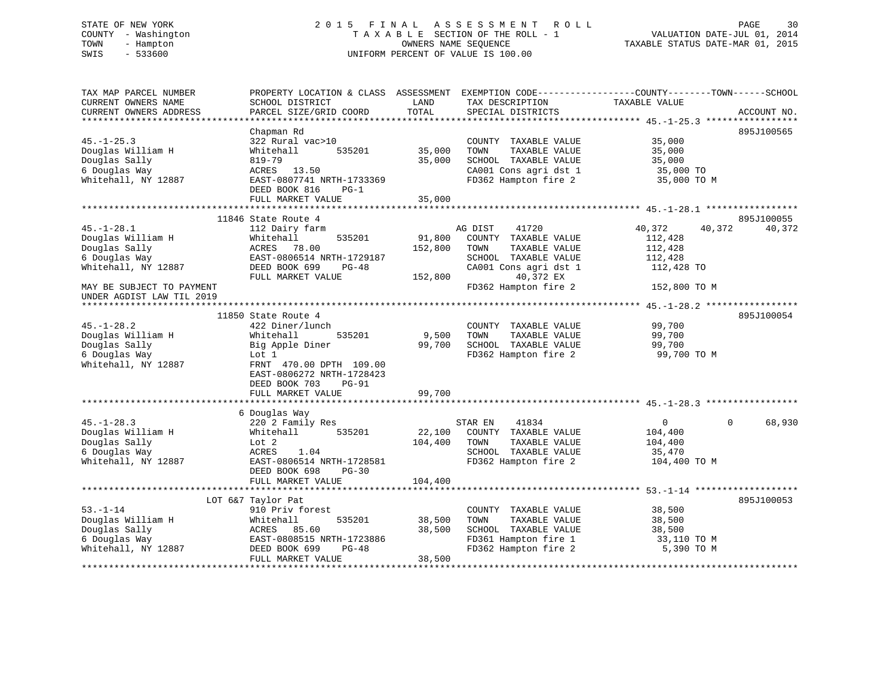STATE OF NEW YORK
COUNTY - Washington
TOWN - Hampton
SWIS - 533600

# 2015 FINAL ASSESSMENT ROLL
TAXABLE SECTION OF THE ROLL - 1
OWNERS NAME SEQUENCE
UNIFORM PERCENT OF VALUE IS 100.00

VALUATION DATE-JUL 01, 2014
TAXABLE STATUS DATE-MAR 01, 2015

| TAX MAP PARCEL NUMBER / CURRENT OWNERS NAME / CURRENT OWNERS ADDRESS | PROPERTY LOCATION & CLASS / SCHOOL DISTRICT / PARCEL SIZE/GRID COORD | ASSESSMENT LAND | TOTAL | EXEMPTION CODE / TAX DESCRIPTION / SPECIAL DISTRICTS | COUNTY TAXABLE VALUE | TOWN | SCHOOL | ACCOUNT NO. |
|---|---|---|---|---|---|---|---|---|
| **45.-1-25.3** | Chapman Rd | | | | | | | 895J100565 |
| 45.-1-25.3 | 322 Rural vac>10 | | | COUNTY TAXABLE VALUE | 35,000 | | | |
| Douglas William H | Whitehall 535201 | 35,000 | | TOWN TAXABLE VALUE | 35,000 | | | |
| Douglas Sally | 819-79 | | 35,000 | SCHOOL TAXABLE VALUE | 35,000 | | | |
| 6 Douglas Way | ACRES 13.50 | | | CA001 Cons agri dst 1 | 35,000 TO | | | |
| Whitehall, NY 12887 | EAST-0807741 NRTH-1733369 | | | FD362 Hampton fire 2 | 35,000 TO M | | | |
| | DEED BOOK 816 PG-1 | | | | | | | |
| | FULL MARKET VALUE | | 35,000 | | | | | |
| **45.-1-28.1** | 11846 State Route 4 | | | | | | | 895J100055 |
| 45.-1-28.1 | 112 Dairy farm | | | AG DIST 41720 | 40,372 | 40,372 | 40,372 | |
| Douglas William H | Whitehall 535201 | 91,800 | | COUNTY TAXABLE VALUE | 112,428 | | | |
| Douglas Sally | ACRES 78.00 | | 152,800 | TOWN TAXABLE VALUE | 112,428 | | | |
| 6 Douglas Way | EAST-0806514 NRTH-1729187 | | | SCHOOL TAXABLE VALUE | 112,428 | | | |
| Whitehall, NY 12887 | DEED BOOK 699 PG-48 | | | CA001 Cons agri dst 1 | 112,428 TO | | | |
| | FULL MARKET VALUE | | 152,800 | 40,372 EX | | | | |
| MAY BE SUBJECT TO PAYMENT UNDER AGDIST LAW TIL 2019 | | | | FD362 Hampton fire 2 | 152,800 TO M | | | |
| **45.-1-28.2** | 11850 State Route 4 | | | | | | | 895J100054 |
| 45.-1-28.2 | 422 Diner/lunch | | | COUNTY TAXABLE VALUE | 99,700 | | | |
| Douglas William H | Whitehall 535201 | 9,500 | | TOWN TAXABLE VALUE | 99,700 | | | |
| Douglas Sally | Big Apple Diner | | 99,700 | SCHOOL TAXABLE VALUE | 99,700 | | | |
| 6 Douglas Way | Lot 1 | | | FD362 Hampton fire 2 | 99,700 TO M | | | |
| Whitehall, NY 12887 | FRNT 470.00 DPTH 109.00 | | | | | | | |
| | EAST-0806272 NRTH-1728423 | | | | | | | |
| | DEED BOOK 703 PG-91 | | | | | | | |
| | FULL MARKET VALUE | | 99,700 | | | | | |
| **45.-1-28.3** | 6 Douglas Way | | | | | | | |
| 45.-1-28.3 | 220 2 Family Res | | | STAR EN 41834 | 0 | 0 | 68,930 | |
| Douglas William H | Whitehall 535201 | 22,100 | | COUNTY TAXABLE VALUE | 104,400 | | | |
| Douglas Sally | Lot 2 | | 104,400 | TOWN TAXABLE VALUE | 104,400 | | | |
| 6 Douglas Way | ACRES 1.04 | | | SCHOOL TAXABLE VALUE | 35,470 | | | |
| Whitehall, NY 12887 | EAST-0806514 NRTH-1728581 | | | FD362 Hampton fire 2 | 104,400 TO M | | | |
| | DEED BOOK 698 PG-30 | | | | | | | |
| | FULL MARKET VALUE | | 104,400 | | | | | |
| **53.-1-14** | LOT 6&7 Taylor Pat | | | | | | | 895J100053 |
| 53.-1-14 | 910 Priv forest | | | COUNTY TAXABLE VALUE | 38,500 | | | |
| Douglas William H | Whitehall 535201 | 38,500 | | TOWN TAXABLE VALUE | 38,500 | | | |
| Douglas Sally | ACRES 85.60 | | 38,500 | SCHOOL TAXABLE VALUE | 38,500 | | | |
| 6 Douglas Way | EAST-0808515 NRTH-1723886 | | | FD361 Hampton fire 1 | 33,110 TO M | | | |
| Whitehall, NY 12887 | DEED BOOK 699 PG-48 | | | FD362 Hampton fire 2 | 5,390 TO M | | | |
| | FULL MARKET VALUE | | 38,500 | | | | | |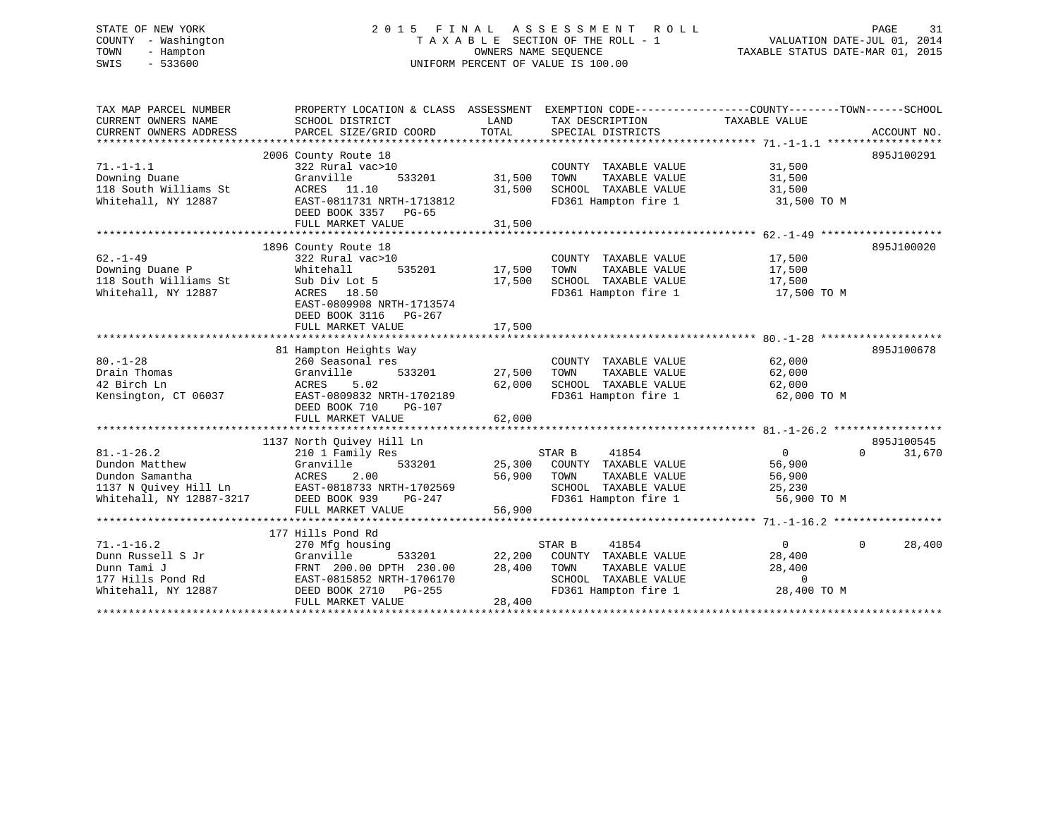STATE OF NEW YORK
COUNTY - Washington
TOWN - Hampton
SWIS - 533600

2015 FINAL ASSESSMENT ROLL
TAXABLE SECTION OF THE ROLL - 1
OWNERS NAME SEQUENCE
UNIFORM PERCENT OF VALUE IS 100.00

VALUATION DATE-JUL 01, 2014
TAXABLE STATUS DATE-MAR 01, 2015

| TAX MAP PARCEL NUMBER / CURRENT OWNERS NAME / CURRENT OWNERS ADDRESS | PROPERTY LOCATION & CLASS / SCHOOL DISTRICT / PARCEL SIZE/GRID COORD | ASSESSMENT LAND | TOTAL | EXEMPTION CODE / TAX DESCRIPTION / SPECIAL DISTRICTS | COUNTY TAXABLE VALUE | TOWN | SCHOOL | ACCOUNT NO. |
|---|---|---|---|---|---|---|---|---|
| 71.-1-1.1 | 2006 County Route 18 | | | | | | | 895J100291 |
| Downing Duane | 322 Rural vac>10 | | | COUNTY TAXABLE VALUE | 31,500 | | | |
| 118 South Williams St | Granville 533201 | 31,500 | | TOWN TAXABLE VALUE | 31,500 | | | |
| Whitehall, NY 12887 | ACRES 11.10 | | 31,500 | SCHOOL TAXABLE VALUE | 31,500 | | | |
| | EAST-0811731 NRTH-1713812 | | | FD361 Hampton fire 1 | 31,500 TO M | | | |
| | DEED BOOK 3357 PG-65 | | | | | | | |
| | FULL MARKET VALUE | | 31,500 | | | | | |
| 62.-1-49 | 1896 County Route 18 | | | | | | | 895J100020 |
| Downing Duane P | 322 Rural vac>10 | | | COUNTY TAXABLE VALUE | 17,500 | | | |
| 118 South Williams St | Whitehall 535201 | 17,500 | | TOWN TAXABLE VALUE | 17,500 | | | |
| Whitehall, NY 12887 | Sub Div Lot 5 | | 17,500 | SCHOOL TAXABLE VALUE | 17,500 | | | |
| | ACRES 18.50 | | | FD361 Hampton fire 1 | 17,500 TO M | | | |
| | EAST-0809908 NRTH-1713574 | | | | | | | |
| | DEED BOOK 3116 PG-267 | | | | | | | |
| | FULL MARKET VALUE | | 17,500 | | | | | |
| 80.-1-28 | 81 Hampton Heights Way | | | | | | | 895J100678 |
| Drain Thomas | 260 Seasonal res | | | COUNTY TAXABLE VALUE | 62,000 | | | |
| 42 Birch Ln | Granville 533201 | 27,500 | | TOWN TAXABLE VALUE | 62,000 | | | |
| Kensington, CT 06037 | ACRES 5.02 | | 62,000 | SCHOOL TAXABLE VALUE | 62,000 | | | |
| | EAST-0809832 NRTH-1702189 | | | FD361 Hampton fire 1 | 62,000 TO M | | | |
| | DEED BOOK 710 PG-107 | | | | | | | |
| | FULL MARKET VALUE | | 62,000 | | | | | |
| 81.-1-26.2 | 1137 North Quivey Hill Ln | | | | | | | 895J100545 |
| Dundon Matthew | 210 1 Family Res | | | STAR B 41854 | 0 | 0 | 31,670 | |
| Dundon Samantha | Granville 533201 | 25,300 | | COUNTY TAXABLE VALUE | 56,900 | | | |
| 1137 N Quivey Hill Ln | ACRES 2.00 | | 56,900 | TOWN TAXABLE VALUE | 56,900 | | | |
| Whitehall, NY 12887-3217 | EAST-0818733 NRTH-1702569 | | | SCHOOL TAXABLE VALUE | 25,230 | | | |
| | DEED BOOK 939 PG-247 | | | FD361 Hampton fire 1 | 56,900 TO M | | | |
| | FULL MARKET VALUE | | 56,900 | | | | | |
| 71.-1-16.2 | 177 Hills Pond Rd | | | | | | | |
| Dunn Russell S Jr | 270 Mfg housing | | | STAR B 41854 | 0 | 0 | 28,400 | |
| Dunn Tami J | Granville 533201 | 22,200 | | COUNTY TAXABLE VALUE | 28,400 | | | |
| 177 Hills Pond Rd | FRNT 200.00 DPTH 230.00 | | 28,400 | TOWN TAXABLE VALUE | 28,400 | | | |
| Whitehall, NY 12887 | EAST-0815852 NRTH-1706170 | | | SCHOOL TAXABLE VALUE | 0 | | | |
| | DEED BOOK 2710 PG-255 | | | FD361 Hampton fire 1 | 28,400 TO M | | | |
| | FULL MARKET VALUE | | 28,400 | | | | | |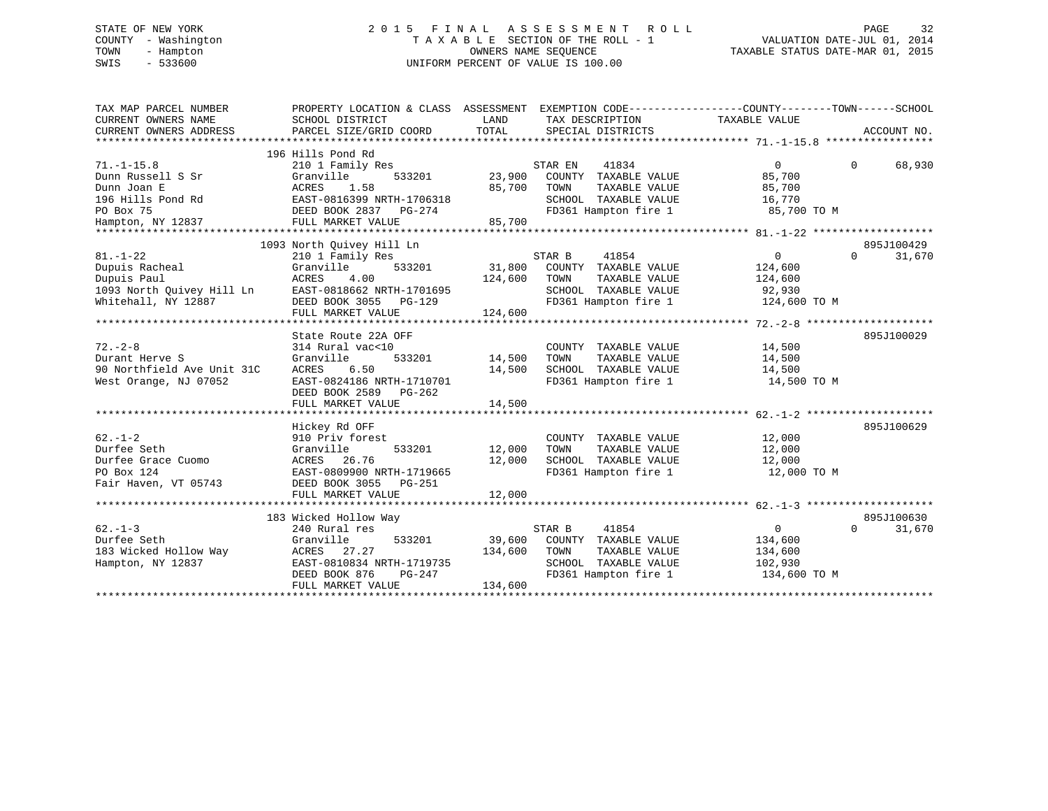STATE OF NEW YORK
COUNTY - Washington
TOWN - Hampton
SWIS - 533600

# 2015 FINAL ASSESSMENT ROLL

TAXABLE SECTION OF THE ROLL - 1
OWNERS NAME SEQUENCE
UNIFORM PERCENT OF VALUE IS 100.00

VALUATION DATE-JUL 01, 2014
TAXABLE STATUS DATE-MAR 01, 2015

| TAX MAP PARCEL NUMBER / CURRENT OWNERS NAME / CURRENT OWNERS ADDRESS | PROPERTY LOCATION & CLASS / SCHOOL DISTRICT / PARCEL SIZE/GRID COORD | ASSESSMENT LAND / TOTAL | EXEMPTION CODE / TAX DESCRIPTION / SPECIAL DISTRICTS | COUNTY / TAXABLE VALUE | TOWN | SCHOOL | ACCOUNT NO. |
|---|---|---|---|---|---|---|---|
| 71.-1-15.8 | 196 Hills Pond Rd | | | | | | |
| | 210 1 Family Res | | STAR EN 41834 | 0 | 0 | 68,930 | |
| Dunn Russell S Sr | Granville 533201 | 23,900 | COUNTY TAXABLE VALUE | 85,700 | | | |
| Dunn Joan E | ACRES 1.58 | 85,700 | TOWN TAXABLE VALUE | 85,700 | | | |
| 196 Hills Pond Rd | EAST-0816399 NRTH-1706318 | | SCHOOL TAXABLE VALUE | 16,770 | | | |
| PO Box 75 | DEED BOOK 2837 PG-274 | | FD361 Hampton fire 1 | 85,700 TO M | | | |
| Hampton, NY 12837 | FULL MARKET VALUE | 85,700 | | | | | |
| 81.-1-22 | 1093 North Quivey Hill Ln | | | | | | 895J100429 |
| | 210 1 Family Res | | STAR B 41854 | 0 | 0 | 31,670 | |
| Dupuis Racheal | Granville 533201 | 31,800 | COUNTY TAXABLE VALUE | 124,600 | | | |
| Dupuis Paul | ACRES 4.00 | 124,600 | TOWN TAXABLE VALUE | 124,600 | | | |
| 1093 North Quivey Hill Ln | EAST-0818662 NRTH-1701695 | | SCHOOL TAXABLE VALUE | 92,930 | | | |
| Whitehall, NY 12887 | DEED BOOK 3055 PG-129 | | FD361 Hampton fire 1 | 124,600 TO M | | | |
| | FULL MARKET VALUE | 124,600 | | | | | |
| 72.-2-8 | State Route 22A OFF | | | | | | 895J100029 |
| | 314 Rural vac<10 | | COUNTY TAXABLE VALUE | 14,500 | | | |
| Durant Herve S | Granville 533201 | 14,500 | TOWN TAXABLE VALUE | 14,500 | | | |
| 90 Northfield Ave Unit 31C | ACRES 6.50 | 14,500 | SCHOOL TAXABLE VALUE | 14,500 | | | |
| West Orange, NJ 07052 | EAST-0824186 NRTH-1710701 | | FD361 Hampton fire 1 | 14,500 TO M | | | |
| | DEED BOOK 2589 PG-262 | | | | | | |
| | FULL MARKET VALUE | 14,500 | | | | | |
| 62.-1-2 | Hickey Rd OFF | | | | | | 895J100629 |
| | 910 Priv forest | | COUNTY TAXABLE VALUE | 12,000 | | | |
| Durfee Seth | Granville 533201 | 12,000 | TOWN TAXABLE VALUE | 12,000 | | | |
| Durfee Grace Cuomo | ACRES 26.76 | 12,000 | SCHOOL TAXABLE VALUE | 12,000 | | | |
| PO Box 124 | EAST-0809900 NRTH-1719665 | | FD361 Hampton fire 1 | 12,000 TO M | | | |
| Fair Haven, VT 05743 | DEED BOOK 3055 PG-251 | | | | | | |
| | FULL MARKET VALUE | 12,000 | | | | | |
| 62.-1-3 | 183 Wicked Hollow Way | | | | | | 895J100630 |
| | 240 Rural res | | STAR B 41854 | 0 | 0 | 31,670 | |
| Durfee Seth | Granville 533201 | 39,600 | COUNTY TAXABLE VALUE | 134,600 | | | |
| 183 Wicked Hollow Way | ACRES 27.27 | 134,600 | TOWN TAXABLE VALUE | 134,600 | | | |
| Hampton, NY 12837 | EAST-0810834 NRTH-1719735 | | SCHOOL TAXABLE VALUE | 102,930 | | | |
| | DEED BOOK 876 PG-247 | | FD361 Hampton fire 1 | 134,600 TO M | | | |
| | FULL MARKET VALUE | 134,600 | | | | | |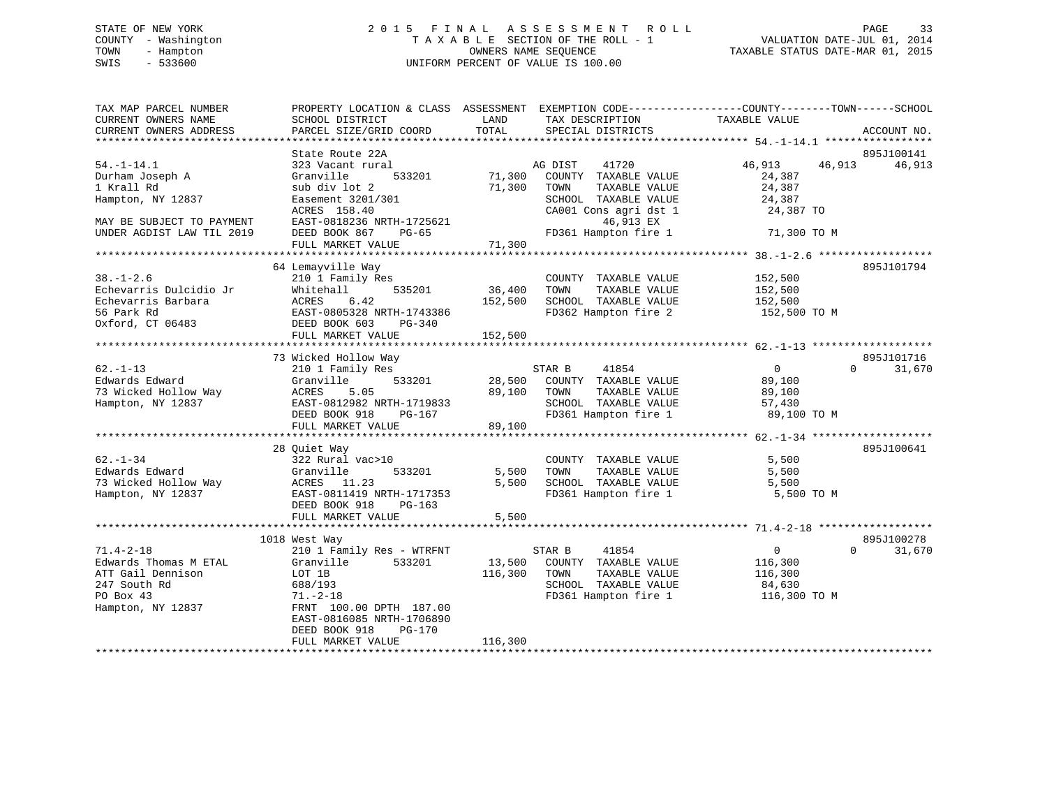STATE OF NEW YORK
COUNTY - Washington
TOWN - Hampton
SWIS - 533600

2015 FINAL ASSESSMENT ROLL
TAXABLE SECTION OF THE ROLL - 1
OWNERS NAME SEQUENCE
UNIFORM PERCENT OF VALUE IS 100.00

VALUATION DATE-JUL 01, 2014
TAXABLE STATUS DATE-MAR 01, 2015

```
TAX MAP PARCEL NUMBER          PROPERTY LOCATION & CLASS  ASSESSMENT  EXEMPTION CODE-----------------COUNTY--------TOWN------SCHOOL
CURRENT OWNERS NAME            SCHOOL DISTRICT              LAND      TAX DESCRIPTION             TAXABLE VALUE
CURRENT OWNERS ADDRESS         PARCEL SIZE/GRID COORD       TOTAL     SPECIAL DISTRICTS                                  ACCOUNT NO.
******************************************************************************************************* 54.-1-14.1 *****************
                               State Route 22A                                                                        895J100141
54.-1-14.1                     323 Vacant rural                      AG DIST    41720           46,913     46,913       46,913
Durham Joseph A                Granville        533201      71,300   COUNTY  TAXABLE VALUE          24,387
1 Krall Rd                     sub div lot 2               71,300    TOWN    TAXABLE VALUE          24,387
Hampton, NY 12837              Easement 3201/301                     SCHOOL  TAXABLE VALUE          24,387
                               ACRES  158.40                         CA001 Cons agri dst 1           24,387 TO
MAY BE SUBJECT TO PAYMENT      EAST-0818236 NRTH-1725621                  46,913 EX
UNDER AGDIST LAW TIL 2019      DEED BOOK 867    PG-65                FD361 Hampton fire 1            71,300 TO M
                               FULL MARKET VALUE            71,300
******************************************************************************************************* 38.-1-2.6 ******************
                               64 Lemayville Way                                                                      895J101794
38.-1-2.6                      210 1 Family Res                      COUNTY  TAXABLE VALUE         152,500
Echevarris Dulcidio Jr         Whitehall        535201      36,400   TOWN    TAXABLE VALUE         152,500
Echevarris Barbara             ACRES    6.42               152,500   SCHOOL  TAXABLE VALUE         152,500
56 Park Rd                     EAST-0805328 NRTH-1743386             FD362 Hampton fire 2           152,500 TO M
Oxford, CT 06483               DEED BOOK 603    PG-340
                               FULL MARKET VALUE           152,500
******************************************************************************************************* 62.-1-13 *******************
                               73 Wicked Hollow Way                                                                   895J101716
62.-1-13                       210 1 Family Res                      STAR B     41854                0          0       31,670
Edwards Edward                 Granville        533201      28,500   COUNTY  TAXABLE VALUE          89,100
73 Wicked Hollow Way           ACRES    5.05                89,100   TOWN    TAXABLE VALUE          89,100
Hampton, NY 12837              EAST-0812982 NRTH-1719833             SCHOOL  TAXABLE VALUE          57,430
                               DEED BOOK 918    PG-167               FD361 Hampton fire 1            89,100 TO M
                               FULL MARKET VALUE            89,100
******************************************************************************************************* 62.-1-34 *******************
                               28 Quiet Way                                                                           895J100641
62.-1-34                       322 Rural vac>10                      COUNTY  TAXABLE VALUE           5,500
Edwards Edward                 Granville        533201       5,500   TOWN    TAXABLE VALUE           5,500
73 Wicked Hollow Way           ACRES   11.23                 5,500   SCHOOL  TAXABLE VALUE           5,500
Hampton, NY 12837              EAST-0811419 NRTH-1717353             FD361 Hampton fire 1             5,500 TO M
                               DEED BOOK 918    PG-163
                               FULL MARKET VALUE             5,500
******************************************************************************************************* 71.4-2-18 ******************
                               1018 West Way                                                                          895J100278
71.4-2-18                      210 1 Family Res - WTRFNT             STAR B     41854                0          0       31,670
Edwards Thomas M ETAL          Granville        533201      13,500   COUNTY  TAXABLE VALUE         116,300
ATT Gail Dennison              LOT 1B                      116,300   TOWN    TAXABLE VALUE         116,300
247 South Rd                   688/193                               SCHOOL  TAXABLE VALUE          84,630
PO Box 43                      71.-2-18                              FD361 Hampton fire 1           116,300 TO M
Hampton, NY 12837              FRNT 100.00 DPTH 187.00
                               EAST-0816085 NRTH-1706890
                               DEED BOOK 918    PG-170
                               FULL MARKET VALUE           116,300
************************************************************************************************************************************
```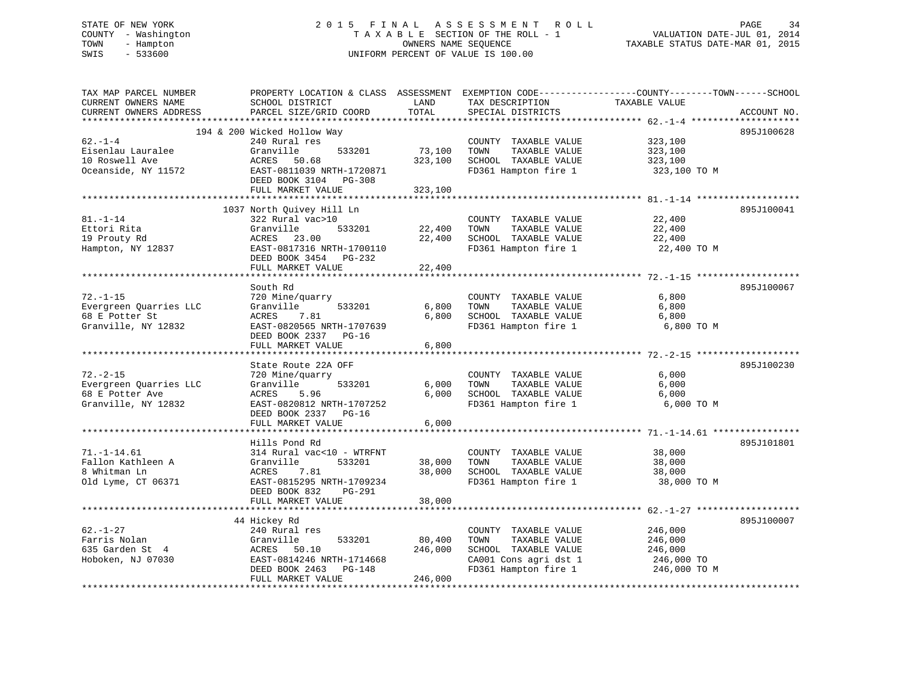STATE OF NEW YORK
COUNTY - Washington
TOWN - Hampton
SWIS - 533600

# 2015 FINAL ASSESSMENT ROLL

TAXABLE SECTION OF THE ROLL - 1
OWNERS NAME SEQUENCE
UNIFORM PERCENT OF VALUE IS 100.00

VALUATION DATE-JUL 01, 2014
TAXABLE STATUS DATE-MAR 01, 2015

| TAX MAP PARCEL NUMBER / CURRENT OWNERS NAME / CURRENT OWNERS ADDRESS | PROPERTY LOCATION & CLASS / SCHOOL DISTRICT / PARCEL SIZE/GRID COORD | ASSESSMENT LAND / TOTAL | EXEMPTION CODE / TAX DESCRIPTION / SPECIAL DISTRICTS | TAXABLE VALUE (COUNTY / TOWN / SCHOOL) | ACCOUNT NO. |
|---|---|---|---|---|---|
| 62.-1-4 | 194 & 200 Wicked Hollow Way | | | | 895J100628 |
| Eisenlau Lauralee | 240 Rural res | | COUNTY TAXABLE VALUE | 323,100 | |
| 10 Roswell Ave | Granville 533201 | 73,100 | TOWN TAXABLE VALUE | 323,100 | |
| Oceanside, NY 11572 | ACRES 50.68 | 323,100 | SCHOOL TAXABLE VALUE | 323,100 | |
| | EAST-0811039 NRTH-1720871 | | FD361 Hampton fire 1 | 323,100 TO M | |
| | DEED BOOK 3104 PG-308 | | | | |
| | FULL MARKET VALUE | 323,100 | | | |
| 81.-1-14 | 1037 North Quivey Hill Ln | | | | 895J100041 |
| Ettori Rita | 322 Rural vac>10 | | COUNTY TAXABLE VALUE | 22,400 | |
| 19 Prouty Rd | Granville 533201 | 22,400 | TOWN TAXABLE VALUE | 22,400 | |
| Hampton, NY 12837 | ACRES 23.00 | 22,400 | SCHOOL TAXABLE VALUE | 22,400 | |
| | EAST-0817316 NRTH-1700110 | | FD361 Hampton fire 1 | 22,400 TO M | |
| | DEED BOOK 3454 PG-232 | | | | |
| | FULL MARKET VALUE | 22,400 | | | |
| 72.-1-15 | South Rd | | | | 895J100067 |
| Evergreen Quarries LLC | 720 Mine/quarry | | COUNTY TAXABLE VALUE | 6,800 | |
| 68 E Potter St | Granville 533201 | 6,800 | TOWN TAXABLE VALUE | 6,800 | |
| Granville, NY 12832 | ACRES 7.81 | 6,800 | SCHOOL TAXABLE VALUE | 6,800 | |
| | EAST-0820565 NRTH-1707639 | | FD361 Hampton fire 1 | 6,800 TO M | |
| | DEED BOOK 2337 PG-16 | | | | |
| | FULL MARKET VALUE | 6,800 | | | |
| 72.-2-15 | State Route 22A OFF | | | | 895J100230 |
| Evergreen Quarries LLC | 720 Mine/quarry | | COUNTY TAXABLE VALUE | 6,000 | |
| 68 E Potter Ave | Granville 533201 | 6,000 | TOWN TAXABLE VALUE | 6,000 | |
| Granville, NY 12832 | ACRES 5.96 | 6,000 | SCHOOL TAXABLE VALUE | 6,000 | |
| | EAST-0820812 NRTH-1707252 | | FD361 Hampton fire 1 | 6,000 TO M | |
| | DEED BOOK 2337 PG-16 | | | | |
| | FULL MARKET VALUE | 6,000 | | | |
| 71.-1-14.61 | Hills Pond Rd | | | | 895J101801 |
| Fallon Kathleen A | 314 Rural vac<10 - WTRFNT | | COUNTY TAXABLE VALUE | 38,000 | |
| 8 Whitman Ln | Granville 533201 | 38,000 | TOWN TAXABLE VALUE | 38,000 | |
| Old Lyme, CT 06371 | ACRES 7.81 | 38,000 | SCHOOL TAXABLE VALUE | 38,000 | |
| | EAST-0815295 NRTH-1709234 | | FD361 Hampton fire 1 | 38,000 TO M | |
| | DEED BOOK 832 PG-291 | | | | |
| | FULL MARKET VALUE | 38,000 | | | |
| 62.-1-27 | 44 Hickey Rd | | | | 895J100007 |
| Farris Nolan | 240 Rural res | | COUNTY TAXABLE VALUE | 246,000 | |
| 635 Garden St 4 | Granville 533201 | 80,400 | TOWN TAXABLE VALUE | 246,000 | |
| Hoboken, NJ 07030 | ACRES 50.10 | 246,000 | SCHOOL TAXABLE VALUE | 246,000 | |
| | EAST-0814246 NRTH-1714668 | | CA001 Cons agri dst 1 | 246,000 TO | |
| | DEED BOOK 2463 PG-148 | | FD361 Hampton fire 1 | 246,000 TO M | |
| | FULL MARKET VALUE | 246,000 | | | |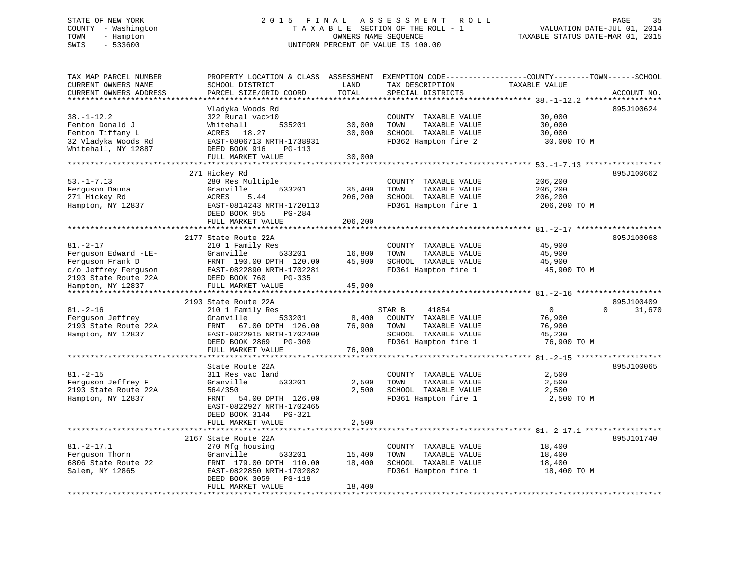STATE OF NEW YORK
COUNTY - Washington
TOWN - Hampton
SWIS - 533600

2 0 1 5 F I N A L A S S E S S M E N T R O L L
T A X A B L E SECTION OF THE ROLL - 1
OWNERS NAME SEQUENCE
UNIFORM PERCENT OF VALUE IS 100.00

VALUATION DATE-JUL 01, 2014
TAXABLE STATUS DATE-MAR 01, 2015

| TAX MAP PARCEL NUMBER / CURRENT OWNERS NAME / CURRENT OWNERS ADDRESS | PROPERTY LOCATION & CLASS / SCHOOL DISTRICT / PARCEL SIZE/GRID COORD | ASSESSMENT LAND | TOTAL | EXEMPTION CODE / TAX DESCRIPTION / SPECIAL DISTRICTS | COUNTY TAXABLE VALUE | TOWN | SCHOOL | ACCOUNT NO. |
|---|---|---|---|---|---|---|---|---|
| 38.-1-12.2 | Vladyka Woods Rd | | | | | | | 895J100624 |
| Fenton Donald J | 322 Rural vac>10 | | | COUNTY TAXABLE VALUE | 30,000 | | | |
| Fenton Tiffany L | Whitehall 535201 | 30,000 | | TOWN TAXABLE VALUE | 30,000 | | | |
| 32 Vladyka Woods Rd | ACRES 18.27 | | 30,000 | SCHOOL TAXABLE VALUE | 30,000 | | | |
| Whitehall, NY 12887 | EAST-0806713 NRTH-1738931 | | | FD362 Hampton fire 2 | 30,000 TO M | | | |
| | DEED BOOK 916 PG-113 | | | | | | | |
| | FULL MARKET VALUE | | 30,000 | | | | | |
| 53.-1-7.13 | 271 Hickey Rd | | | | | | | 895J100662 |
| Ferguson Dauna | 280 Res Multiple | | | COUNTY TAXABLE VALUE | 206,200 | | | |
| 271 Hickey Rd | Granville 533201 | 35,400 | | TOWN TAXABLE VALUE | 206,200 | | | |
| Hampton, NY 12837 | ACRES 5.44 | | 206,200 | SCHOOL TAXABLE VALUE | 206,200 | | | |
| | EAST-0814243 NRTH-1720113 | | | FD361 Hampton fire 1 | 206,200 TO M | | | |
| | DEED BOOK 955 PG-284 | | | | | | | |
| | FULL MARKET VALUE | | 206,200 | | | | | |
| 81.-2-17 | 2177 State Route 22A | | | | | | | 895J100068 |
| Ferguson Edward -LE- | 210 1 Family Res | | | COUNTY TAXABLE VALUE | 45,900 | | | |
| Ferguson Frank D | Granville 533201 | 16,800 | | TOWN TAXABLE VALUE | 45,900 | | | |
| c/o Jeffrey Ferguson | FRNT 190.00 DPTH 120.00 | | 45,900 | SCHOOL TAXABLE VALUE | 45,900 | | | |
| 2193 State Route 22A | EAST-0822890 NRTH-1702281 | | | FD361 Hampton fire 1 | 45,900 TO M | | | |
| Hampton, NY 12837 | DEED BOOK 760 PG-335 | | | | | | | |
| | FULL MARKET VALUE | | 45,900 | | | | | |
| 81.-2-16 | 2193 State Route 22A | | | | | | | 895J100409 |
| Ferguson Jeffrey | 210 1 Family Res | | | STAR B 41854 | 0 | 0 | 31,670 | |
| 2193 State Route 22A | Granville 533201 | 8,400 | | COUNTY TAXABLE VALUE | 76,900 | | | |
| Hampton, NY 12837 | FRNT 67.00 DPTH 126.00 | | 76,900 | TOWN TAXABLE VALUE | 76,900 | | | |
| | EAST-0822915 NRTH-1702409 | | | SCHOOL TAXABLE VALUE | 45,230 | | | |
| | DEED BOOK 2869 PG-300 | | | FD361 Hampton fire 1 | 76,900 TO M | | | |
| | FULL MARKET VALUE | | 76,900 | | | | | |
| 81.-2-15 | State Route 22A | | | | | | | 895J100065 |
| Ferguson Jeffrey F | 311 Res vac land | | | COUNTY TAXABLE VALUE | 2,500 | | | |
| 2193 State Route 22A | Granville 533201 | 2,500 | | TOWN TAXABLE VALUE | 2,500 | | | |
| Hampton, NY 12837 | 564/350 | | 2,500 | SCHOOL TAXABLE VALUE | 2,500 | | | |
| | FRNT 54.00 DPTH 126.00 | | | FD361 Hampton fire 1 | 2,500 TO M | | | |
| | EAST-0822927 NRTH-1702465 | | | | | | | |
| | DEED BOOK 3144 PG-321 | | | | | | | |
| | FULL MARKET VALUE | | 2,500 | | | | | |
| 81.-2-17.1 | 2167 State Route 22A | | | | | | | 895J101740 |
| Ferguson Thorn | 270 Mfg housing | | | COUNTY TAXABLE VALUE | 18,400 | | | |
| 6806 State Route 22 | Granville 533201 | 15,400 | | TOWN TAXABLE VALUE | 18,400 | | | |
| Salem, NY 12865 | FRNT 179.00 DPTH 110.00 | | 18,400 | SCHOOL TAXABLE VALUE | 18,400 | | | |
| | EAST-0822850 NRTH-1702082 | | | FD361 Hampton fire 1 | 18,400 TO M | | | |
| | DEED BOOK 3059 PG-119 | | | | | | | |
| | FULL MARKET VALUE | | 18,400 | | | | | |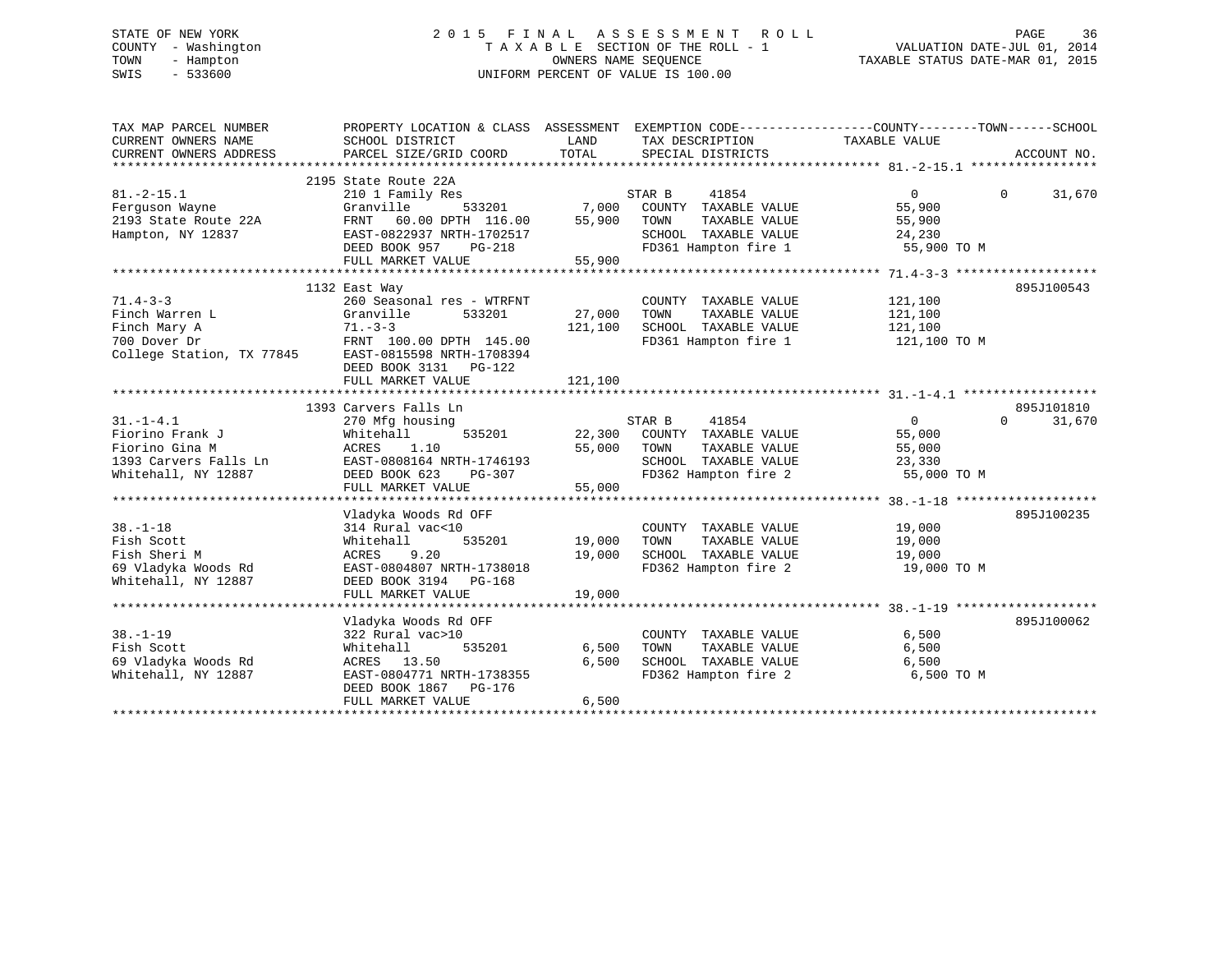STATE OF NEW YORK
COUNTY - Washington
TOWN - Hampton
SWIS - 533600

# 2015 FINAL ASSESSMENT ROLL

TAXABLE SECTION OF THE ROLL - 1
OWNERS NAME SEQUENCE
UNIFORM PERCENT OF VALUE IS 100.00

VALUATION DATE-JUL 01, 2014
TAXABLE STATUS DATE-MAR 01, 2015

| TAX MAP PARCEL NUMBER / CURRENT OWNERS NAME / CURRENT OWNERS ADDRESS | PROPERTY LOCATION & CLASS / SCHOOL DISTRICT / PARCEL SIZE/GRID COORD | ASSESSMENT LAND | TOTAL | EXEMPTION CODE / TAX DESCRIPTION / SPECIAL DISTRICTS | COUNTY TAXABLE VALUE | TOWN | SCHOOL | ACCOUNT NO. |
|---|---|---|---|---|---|---|---|---|
| **81.-2-15.1** | 2195 State Route 22A | | | | | | | |
| 81.-2-15.1 | 210 1 Family Res | | | STAR B 41854 | 0 | 0 | 31,670 | |
| Ferguson Wayne | Granville 533201 | 7,000 | | COUNTY TAXABLE VALUE | 55,900 | | | |
| 2193 State Route 22A | FRNT 60.00 DPTH 116.00 | | 55,900 | TOWN TAXABLE VALUE | 55,900 | | | |
| Hampton, NY 12837 | EAST-0822937 NRTH-1702517 | | | SCHOOL TAXABLE VALUE | 24,230 | | | |
| | DEED BOOK 957 PG-218 | | | FD361 Hampton fire 1 | 55,900 TO M | | | |
| | FULL MARKET VALUE | | 55,900 | | | | | |
| **71.4-3-3** | 1132 East Way | | | | | | | 895J100543 |
| 71.4-3-3 | 260 Seasonal res - WTRFNT | | | COUNTY TAXABLE VALUE | 121,100 | | | |
| Finch Warren L | Granville 533201 | 27,000 | | TOWN TAXABLE VALUE | 121,100 | | | |
| Finch Mary A | 71.-3-3 | | 121,100 | SCHOOL TAXABLE VALUE | 121,100 | | | |
| 700 Dover Dr | FRNT 100.00 DPTH 145.00 | | | FD361 Hampton fire 1 | 121,100 TO M | | | |
| College Station, TX 77845 | EAST-0815598 NRTH-1708394 | | | | | | | |
| | DEED BOOK 3131 PG-122 | | | | | | | |
| | FULL MARKET VALUE | | 121,100 | | | | | |
| **31.-1-4.1** | 1393 Carvers Falls Ln | | | | | | | 895J101810 |
| 31.-1-4.1 | 270 Mfg housing | | | STAR B 41854 | 0 | 0 | 31,670 | |
| Fiorino Frank J | Whitehall 535201 | 22,300 | | COUNTY TAXABLE VALUE | 55,000 | | | |
| Fiorino Gina M | ACRES 1.10 | | 55,000 | TOWN TAXABLE VALUE | 55,000 | | | |
| 1393 Carvers Falls Ln | EAST-0808164 NRTH-1746193 | | | SCHOOL TAXABLE VALUE | 23,330 | | | |
| Whitehall, NY 12887 | DEED BOOK 623 PG-307 | | | FD362 Hampton fire 2 | 55,000 TO M | | | |
| | FULL MARKET VALUE | | 55,000 | | | | | |
| **38.-1-18** | Vladyka Woods Rd OFF | | | | | | | 895J100235 |
| 38.-1-18 | 314 Rural vac<10 | | | COUNTY TAXABLE VALUE | 19,000 | | | |
| Fish Scott | Whitehall 535201 | 19,000 | | TOWN TAXABLE VALUE | 19,000 | | | |
| Fish Sheri M | ACRES 9.20 | | 19,000 | SCHOOL TAXABLE VALUE | 19,000 | | | |
| 69 Vladyka Woods Rd | EAST-0804807 NRTH-1738018 | | | FD362 Hampton fire 2 | 19,000 TO M | | | |
| Whitehall, NY 12887 | DEED BOOK 3194 PG-168 | | | | | | | |
| | FULL MARKET VALUE | | 19,000 | | | | | |
| **38.-1-19** | Vladyka Woods Rd OFF | | | | | | | 895J100062 |
| 38.-1-19 | 322 Rural vac>10 | | | COUNTY TAXABLE VALUE | 6,500 | | | |
| Fish Scott | Whitehall 535201 | 6,500 | | TOWN TAXABLE VALUE | 6,500 | | | |
| 69 Vladyka Woods Rd | ACRES 13.50 | | 6,500 | SCHOOL TAXABLE VALUE | 6,500 | | | |
| Whitehall, NY 12887 | EAST-0804771 NRTH-1738355 | | | FD362 Hampton fire 2 | 6,500 TO M | | | |
| | DEED BOOK 1867 PG-176 | | | | | | | |
| | FULL MARKET VALUE | | 6,500 | | | | | |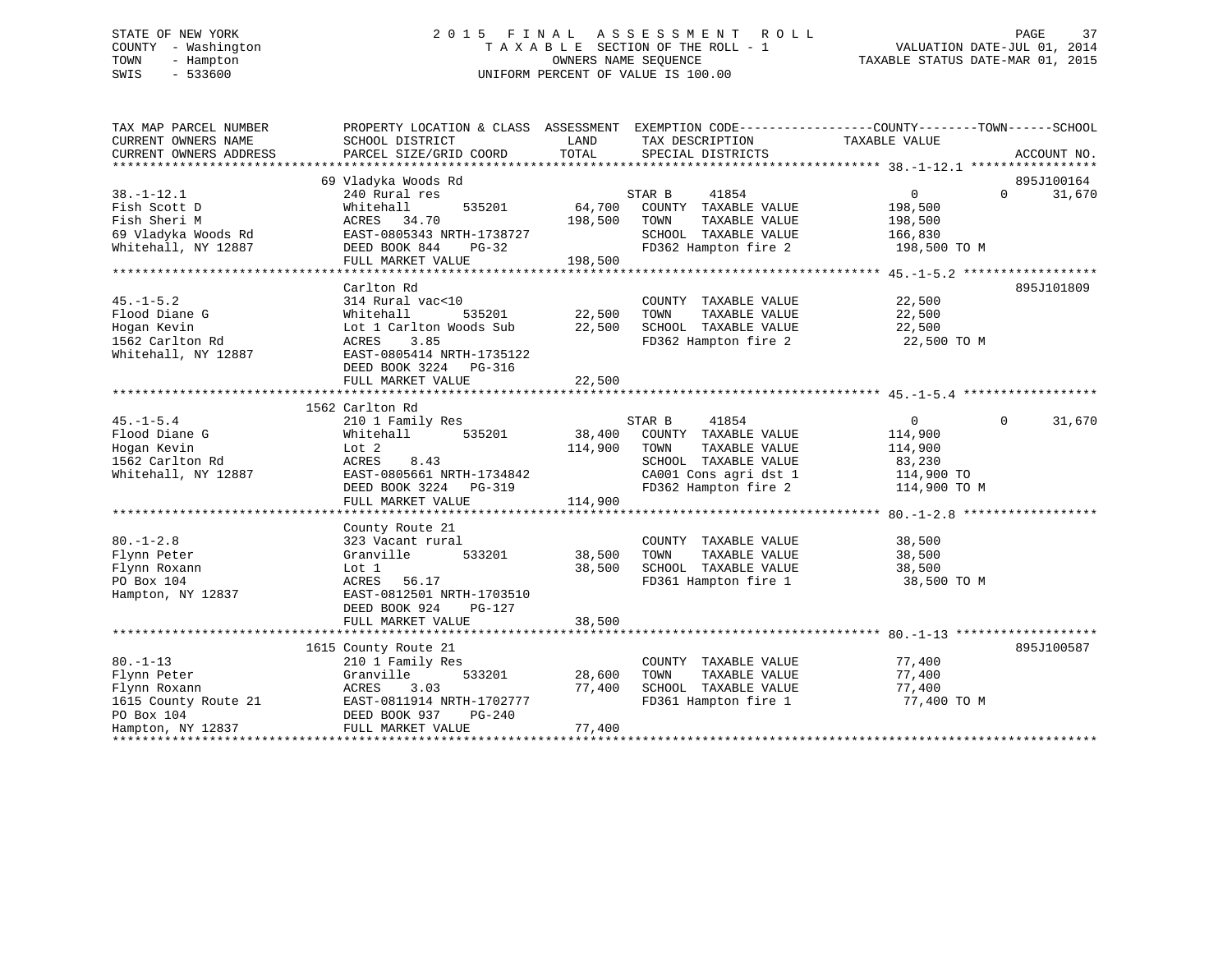STATE OF NEW YORK
COUNTY - Washington
TOWN - Hampton
SWIS - 533600

# 2015 FINAL ASSESSMENT ROLL

TAXABLE SECTION OF THE ROLL - 1
OWNERS NAME SEQUENCE
UNIFORM PERCENT OF VALUE IS 100.00

VALUATION DATE-JUL 01, 2014
TAXABLE STATUS DATE-MAR 01, 2015

| TAX MAP PARCEL NUMBER / CURRENT OWNERS NAME / CURRENT OWNERS ADDRESS | PROPERTY LOCATION & CLASS / SCHOOL DISTRICT / PARCEL SIZE/GRID COORD | ASSESSMENT LAND | TOTAL | EXEMPTION CODE / TAX DESCRIPTION / SPECIAL DISTRICTS | COUNTY TAXABLE VALUE | TOWN | SCHOOL | ACCOUNT NO. |
|---|---|---|---|---|---|---|---|---|
| 38.-1-12.1 | 69 Vladyka Woods Rd | | | | | | | 895J100164 |
| 38.-1-12.1 | 240 Rural res | | | STAR B 41854 | 0 | 0 | 31,670 | |
| Fish Scott D | Whitehall 535201 | 64,700 | | COUNTY TAXABLE VALUE | 198,500 | | | |
| Fish Sheri M | ACRES 34.70 | | 198,500 | TOWN TAXABLE VALUE | 198,500 | | | |
| 69 Vladyka Woods Rd | EAST-0805343 NRTH-1738727 | | | SCHOOL TAXABLE VALUE | 166,830 | | | |
| Whitehall, NY 12887 | DEED BOOK 844 PG-32 | | | FD362 Hampton fire 2 | 198,500 TO M | | | |
| | FULL MARKET VALUE | | 198,500 | | | | | |
| 45.-1-5.2 | Carlton Rd | | | | | | | 895J101809 |
| 45.-1-5.2 | 314 Rural vac<10 | | | COUNTY TAXABLE VALUE | 22,500 | | | |
| Flood Diane G | Whitehall 535201 | 22,500 | | TOWN TAXABLE VALUE | 22,500 | | | |
| Hogan Kevin | Lot 1 Carlton Woods Sub | | 22,500 | SCHOOL TAXABLE VALUE | 22,500 | | | |
| 1562 Carlton Rd | ACRES 3.85 | | | FD362 Hampton fire 2 | 22,500 TO M | | | |
| Whitehall, NY 12887 | EAST-0805414 NRTH-1735122 | | | | | | | |
| | DEED BOOK 3224 PG-316 | | | | | | | |
| | FULL MARKET VALUE | | 22,500 | | | | | |
| 45.-1-5.4 | 1562 Carlton Rd | | | | | | | |
| 45.-1-5.4 | 210 1 Family Res | | | STAR B 41854 | 0 | 0 | 31,670 | |
| Flood Diane G | Whitehall 535201 | 38,400 | | COUNTY TAXABLE VALUE | 114,900 | | | |
| Hogan Kevin | Lot 2 | | 114,900 | TOWN TAXABLE VALUE | 114,900 | | | |
| 1562 Carlton Rd | ACRES 8.43 | | | SCHOOL TAXABLE VALUE | 83,230 | | | |
| Whitehall, NY 12887 | EAST-0805661 NRTH-1734842 | | | CA001 Cons agri dst 1 | 114,900 TO | | | |
| | DEED BOOK 3224 PG-319 | | | FD362 Hampton fire 2 | 114,900 TO M | | | |
| | FULL MARKET VALUE | | 114,900 | | | | | |
| 80.-1-2.8 | County Route 21 | | | | | | | |
| 80.-1-2.8 | 323 Vacant rural | | | COUNTY TAXABLE VALUE | 38,500 | | | |
| Flynn Peter | Granville 533201 | 38,500 | | TOWN TAXABLE VALUE | 38,500 | | | |
| Flynn Roxann | Lot 1 | | 38,500 | SCHOOL TAXABLE VALUE | 38,500 | | | |
| PO Box 104 | ACRES 56.17 | | | FD361 Hampton fire 1 | 38,500 TO M | | | |
| Hampton, NY 12837 | EAST-0812501 NRTH-1703510 | | | | | | | |
| | DEED BOOK 924 PG-127 | | | | | | | |
| | FULL MARKET VALUE | | 38,500 | | | | | |
| 80.-1-13 | 1615 County Route 21 | | | | | | | 895J100587 |
| 80.-1-13 | 210 1 Family Res | | | COUNTY TAXABLE VALUE | 77,400 | | | |
| Flynn Peter | Granville 533201 | 28,600 | | TOWN TAXABLE VALUE | 77,400 | | | |
| Flynn Roxann | ACRES 3.03 | | 77,400 | SCHOOL TAXABLE VALUE | 77,400 | | | |
| 1615 County Route 21 | EAST-0811914 NRTH-1702777 | | | FD361 Hampton fire 1 | 77,400 TO M | | | |
| PO Box 104 | DEED BOOK 937 PG-240 | | | | | | | |
| Hampton, NY 12837 | FULL MARKET VALUE | | 77,400 | | | | | |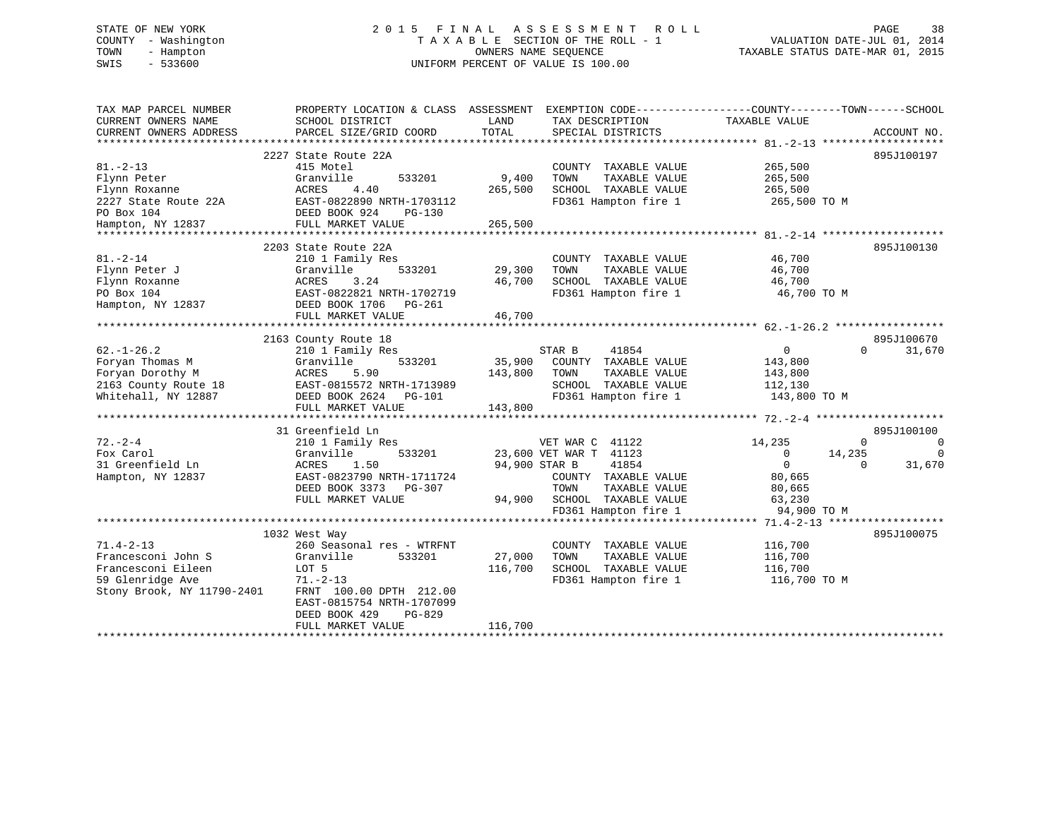STATE OF NEW YORK
COUNTY - Washington
TOWN - Hampton
SWIS - 533600

# 2015 FINAL ASSESSMENT ROLL
TAXABLE SECTION OF THE ROLL - 1
OWNERS NAME SEQUENCE
UNIFORM PERCENT OF VALUE IS 100.00

VALUATION DATE-JUL 01, 2014
TAXABLE STATUS DATE-MAR 01, 2015

| TAX MAP PARCEL NUMBER / CURRENT OWNERS NAME / CURRENT OWNERS ADDRESS | PROPERTY LOCATION & CLASS / SCHOOL DISTRICT / PARCEL SIZE/GRID COORD | ASSESSMENT LAND | ASSESSMENT TOTAL | EXEMPTION CODE / TAX DESCRIPTION / SPECIAL DISTRICTS | COUNTY TAXABLE VALUE | TOWN | SCHOOL | ACCOUNT NO. |
|---|---|---|---|---|---|---|---|---|
| 81.-2-13 | 2227 State Route 22A | | | | | | | 895J100197 |
| Flynn Peter | 415 Motel | | | COUNTY TAXABLE VALUE | 265,500 | | | |
| Flynn Roxanne | Granville 533201 | 9,400 | | TOWN TAXABLE VALUE | 265,500 | | | |
| 2227 State Route 22A | ACRES 4.40 | | 265,500 | SCHOOL TAXABLE VALUE | 265,500 | | | |
| PO Box 104 | EAST-0822890 NRTH-1703112 | | | FD361 Hampton fire 1 | 265,500 TO M | | | |
| Hampton, NY 12837 | DEED BOOK 924 PG-130 | | | | | | | |
| | FULL MARKET VALUE | | 265,500 | | | | | |
| 81.-2-14 | 2203 State Route 22A | | | | | | | 895J100130 |
| Flynn Peter J | 210 1 Family Res | | | COUNTY TAXABLE VALUE | 46,700 | | | |
| Flynn Roxanne | Granville 533201 | 29,300 | | TOWN TAXABLE VALUE | 46,700 | | | |
| PO Box 104 | ACRES 3.24 | | 46,700 | SCHOOL TAXABLE VALUE | 46,700 | | | |
| Hampton, NY 12837 | EAST-0822821 NRTH-1702719 | | | FD361 Hampton fire 1 | 46,700 TO M | | | |
| | DEED BOOK 1706 PG-261 | | | | | | | |
| | FULL MARKET VALUE | | 46,700 | | | | | |
| 62.-1-26.2 | 2163 County Route 18 | | | | | | | 895J100670 |
| Foryan Thomas M | 210 1 Family Res | | | STAR B 41854 | 0 | 0 | 31,670 | |
| Foryan Dorothy M | Granville 533201 | 35,900 | | COUNTY TAXABLE VALUE | 143,800 | | | |
| 2163 County Route 18 | ACRES 5.90 | | 143,800 | TOWN TAXABLE VALUE | 143,800 | | | |
| Whitehall, NY 12887 | EAST-0815572 NRTH-1713989 | | | SCHOOL TAXABLE VALUE | 112,130 | | | |
| | DEED BOOK 2624 PG-101 | | | FD361 Hampton fire 1 | 143,800 TO M | | | |
| | FULL MARKET VALUE | | 143,800 | | | | | |
| 72.-2-4 | 31 Greenfield Ln | | | | | | | 895J100100 |
| Fox Carol | 210 1 Family Res | | | VET WAR C 41122 | 14,235 | 0 | 0 | |
| 31 Greenfield Ln | Granville 533201 | 23,600 | | VET WAR T 41123 | 0 | 14,235 | 0 | |
| Hampton, NY 12837 | ACRES 1.50 | | 94,900 | STAR B 41854 | 0 | 0 | 31,670 | |
| | EAST-0823790 NRTH-1711724 | | | COUNTY TAXABLE VALUE | 80,665 | | | |
| | DEED BOOK 3373 PG-307 | | | TOWN TAXABLE VALUE | 80,665 | | | |
| | FULL MARKET VALUE | | 94,900 | SCHOOL TAXABLE VALUE | 63,230 | | | |
| | | | | FD361 Hampton fire 1 | 94,900 TO M | | | |
| 71.4-2-13 | 1032 West Way | | | | | | | 895J100075 |
| Francesconi John S | 260 Seasonal res - WTRFNT | | | COUNTY TAXABLE VALUE | 116,700 | | | |
| Francesconi Eileen | Granville 533201 | 27,000 | | TOWN TAXABLE VALUE | 116,700 | | | |
| 59 Glenridge Ave | LOT 5 | | 116,700 | SCHOOL TAXABLE VALUE | 116,700 | | | |
| Stony Brook, NY 11790-2401 | 71.-2-13 | | | FD361 Hampton fire 1 | 116,700 TO M | | | |
| | FRNT 100.00 DPTH 212.00 | | | | | | | |
| | EAST-0815754 NRTH-1707099 | | | | | | | |
| | DEED BOOK 429 PG-829 | | | | | | | |
| | FULL MARKET VALUE | | 116,700 | | | | | |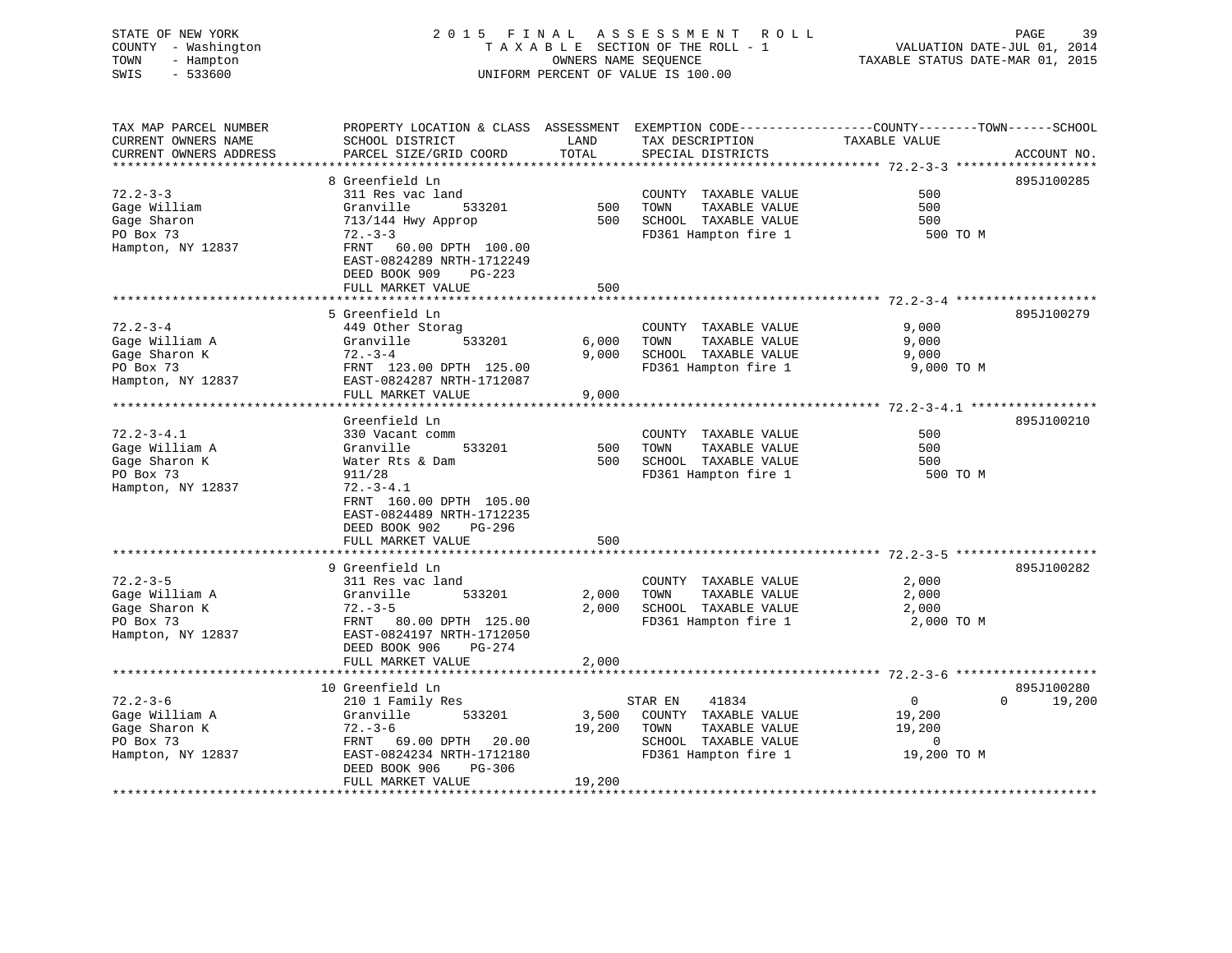STATE OF NEW YORK
COUNTY - Washington
TOWN - Hampton
SWIS - 533600

2015 FINAL ASSESSMENT ROLL
TAXABLE SECTION OF THE ROLL - 1
OWNERS NAME SEQUENCE
UNIFORM PERCENT OF VALUE IS 100.00

VALUATION DATE-JUL 01, 2014
TAXABLE STATUS DATE-MAR 01, 2015

| TAX MAP PARCEL NUMBER / CURRENT OWNERS NAME / CURRENT OWNERS ADDRESS | PROPERTY LOCATION & CLASS / SCHOOL DISTRICT / PARCEL SIZE/GRID COORD | ASSESSMENT LAND / TOTAL | EXEMPTION CODE / TAX DESCRIPTION / SPECIAL DISTRICTS | COUNTY | TOWN | SCHOOL | ACCOUNT NO. |
|---|---|---|---|---|---|---|---|
| **72.2-3-3** | 8 Greenfield Ln | | | | | | 895J100285 |
| 72.2-3-3 | 311 Res vac land | | COUNTY TAXABLE VALUE | 500 | | | |
| Gage William | Granville 533201 | 500 | TOWN TAXABLE VALUE | | 500 | | |
| Gage Sharon | 713/144 Hwy Approp | 500 | SCHOOL TAXABLE VALUE | | | 500 | |
| PO Box 73 | 72.-3-3 | | FD361 Hampton fire 1 | 500 TO M | | | |
| Hampton, NY 12837 | FRNT 60.00 DPTH 100.00 | | | | | | |
| | EAST-0824289 NRTH-1712249 | | | | | | |
| | DEED BOOK 909 PG-223 | | | | | | |
| | FULL MARKET VALUE | 500 | | | | | |
| **72.2-3-4** | 5 Greenfield Ln | | | | | | 895J100279 |
| 72.2-3-4 | 449 Other Storag | | COUNTY TAXABLE VALUE | 9,000 | | | |
| Gage William A | Granville 533201 | 6,000 | TOWN TAXABLE VALUE | | 9,000 | | |
| Gage Sharon K | 72.-3-4 | 9,000 | SCHOOL TAXABLE VALUE | | | 9,000 | |
| PO Box 73 | FRNT 123.00 DPTH 125.00 | | FD361 Hampton fire 1 | 9,000 TO M | | | |
| Hampton, NY 12837 | EAST-0824287 NRTH-1712087 | | | | | | |
| | FULL MARKET VALUE | 9,000 | | | | | |
| **72.2-3-4.1** | Greenfield Ln | | | | | | 895J100210 |
| 72.2-3-4.1 | 330 Vacant comm | | COUNTY TAXABLE VALUE | 500 | | | |
| Gage William A | Granville 533201 | 500 | TOWN TAXABLE VALUE | | 500 | | |
| Gage Sharon K | Water Rts & Dam | 500 | SCHOOL TAXABLE VALUE | | | 500 | |
| PO Box 73 | 911/28 | | FD361 Hampton fire 1 | 500 TO M | | | |
| Hampton, NY 12837 | 72.-3-4.1 | | | | | | |
| | FRNT 160.00 DPTH 105.00 | | | | | | |
| | EAST-0824489 NRTH-1712235 | | | | | | |
| | DEED BOOK 902 PG-296 | | | | | | |
| | FULL MARKET VALUE | 500 | | | | | |
| **72.2-3-5** | 9 Greenfield Ln | | | | | | 895J100282 |
| 72.2-3-5 | 311 Res vac land | | COUNTY TAXABLE VALUE | 2,000 | | | |
| Gage William A | Granville 533201 | 2,000 | TOWN TAXABLE VALUE | | 2,000 | | |
| Gage Sharon K | 72.-3-5 | 2,000 | SCHOOL TAXABLE VALUE | | | 2,000 | |
| PO Box 73 | FRNT 80.00 DPTH 125.00 | | FD361 Hampton fire 1 | 2,000 TO M | | | |
| Hampton, NY 12837 | EAST-0824197 NRTH-1712050 | | | | | | |
| | DEED BOOK 906 PG-274 | | | | | | |
| | FULL MARKET VALUE | 2,000 | | | | | |
| **72.2-3-6** | 10 Greenfield Ln | | | | | | 895J100280 |
| 72.2-3-6 | 210 1 Family Res | | STAR EN 41834 | 0 | 0 | 19,200 | |
| Gage William A | Granville 533201 | 3,500 | COUNTY TAXABLE VALUE | 19,200 | | | |
| Gage Sharon K | 72.-3-6 | 19,200 | TOWN TAXABLE VALUE | | 19,200 | | |
| PO Box 73 | FRNT 69.00 DPTH 20.00 | | SCHOOL TAXABLE VALUE | | | 0 | |
| Hampton, NY 12837 | EAST-0824234 NRTH-1712180 | | FD361 Hampton fire 1 | 19,200 TO M | | | |
| | DEED BOOK 906 PG-306 | | | | | | |
| | FULL MARKET VALUE | 19,200 | | | | | |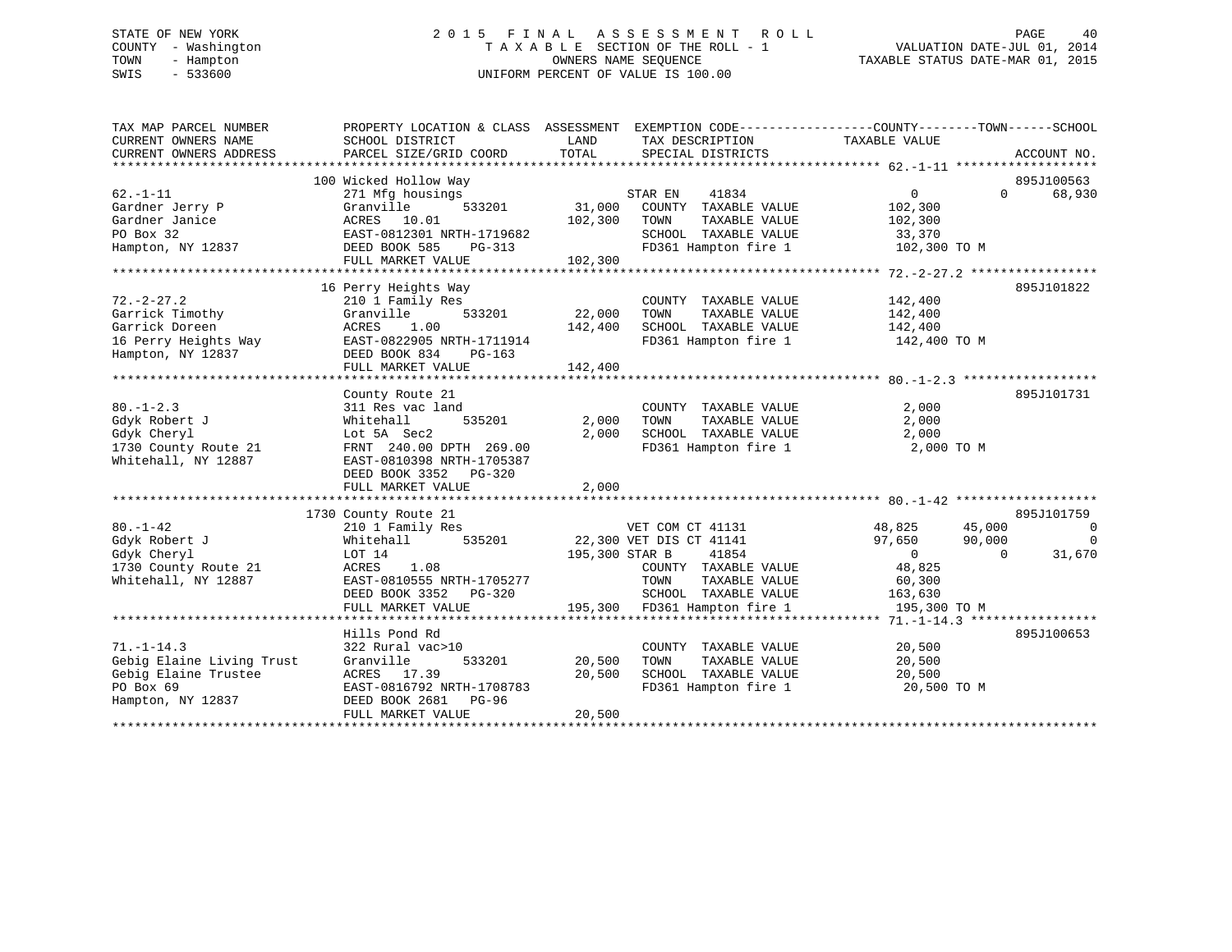STATE OF NEW YORK
COUNTY - Washington
TOWN - Hampton
SWIS - 533600

2 0 1 5 F I N A L A S S E S S M E N T R O L L
T A X A B L E SECTION OF THE ROLL - 1
OWNERS NAME SEQUENCE
UNIFORM PERCENT OF VALUE IS 100.00

VALUATION DATE-JUL 01, 2014
TAXABLE STATUS DATE-MAR 01, 2015

```
TAX MAP PARCEL NUMBER          PROPERTY LOCATION & CLASS  ASSESSMENT  EXEMPTION CODE------------------COUNTY--------TOWN------SCHOOL
CURRENT OWNERS NAME            SCHOOL DISTRICT               LAND      TAX DESCRIPTION             TAXABLE VALUE
CURRENT OWNERS ADDRESS         PARCEL SIZE/GRID COORD        TOTAL     SPECIAL DISTRICTS                                        ACCOUNT NO.
******************************************************************************************************* 62.-1-11 *******************
                               100 Wicked Hollow Way                                                                         895J100563
62.-1-11                       271 Mfg housings                        STAR EN     41834                   0             0      68,930
Gardner Jerry P                Granville          533201      31,000   COUNTY  TAXABLE VALUE           102,300
Gardner Janice                 ACRES   10.01                 102,300   TOWN    TAXABLE VALUE           102,300
PO Box 32                      EAST-0812301 NRTH-1719682               SCHOOL  TAXABLE VALUE            33,370
Hampton, NY 12837              DEED BOOK 585     PG-313                FD361 Hampton fire 1            102,300 TO M
                               FULL MARKET VALUE             102,300
******************************************************************************************************* 72.-2-27.2 *****************
                               16 Perry Heights Way                                                                          895J101822
72.-2-27.2                     210 1 Family Res                        COUNTY  TAXABLE VALUE           142,400
Garrick Timothy                Granville          533201      22,000   TOWN    TAXABLE VALUE           142,400
Garrick Doreen                 ACRES    1.00                 142,400   SCHOOL  TAXABLE VALUE           142,400
16 Perry Heights Way           EAST-0822905 NRTH-1711914               FD361 Hampton fire 1            142,400 TO M
Hampton, NY 12837              DEED BOOK 834     PG-163
                               FULL MARKET VALUE             142,400
******************************************************************************************************* 80.-1-2.3 ******************
                               County Route 21                                                                               895J101731
80.-1-2.3                      311 Res vac land                        COUNTY  TAXABLE VALUE             2,000
Gdyk Robert J                  Whitehall          535201       2,000   TOWN    TAXABLE VALUE             2,000
Gdyk Cheryl                    Lot 5A  Sec2                    2,000   SCHOOL  TAXABLE VALUE             2,000
1730 County Route 21           FRNT 240.00 DPTH 269.00                 FD361 Hampton fire 1              2,000 TO M
Whitehall, NY 12887            EAST-0810398 NRTH-1705387
                               DEED BOOK 3352    PG-320
                               FULL MARKET VALUE               2,000
******************************************************************************************************* 80.-1-42 *******************
                               1730 County Route 21                                                                          895J101759
80.-1-42                       210 1 Family Res                        VET COM CT 41131               48,825        45,000           0
Gdyk Robert J                  Whitehall          535201      22,300   VET DIS CT 41141               97,650        90,000           0
Gdyk Cheryl                    LOT 14                        195,300   STAR B      41854                   0             0      31,670
1730 County Route 21           ACRES    1.08                           COUNTY  TAXABLE VALUE            48,825
Whitehall, NY 12887            EAST-0810555 NRTH-1705277               TOWN    TAXABLE VALUE            60,300
                               DEED BOOK 3352    PG-320                SCHOOL  TAXABLE VALUE           163,630
                               FULL MARKET VALUE             195,300   FD361 Hampton fire 1            195,300 TO M
******************************************************************************************************* 71.-1-14.3 *****************
                               Hills Pond Rd                                                                                 895J100653
71.-1-14.3                     322 Rural vac>10                        COUNTY  TAXABLE VALUE            20,500
Gebig Elaine Living Trust      Granville          533201      20,500   TOWN    TAXABLE VALUE            20,500
Gebig Elaine Trustee           ACRES   17.39                  20,500   SCHOOL  TAXABLE VALUE            20,500
PO Box 69                      EAST-0816792 NRTH-1708783               FD361 Hampton fire 1             20,500 TO M
Hampton, NY 12837              DEED BOOK 2681    PG-96
                               FULL MARKET VALUE              20,500
************************************************************************************************************************************
```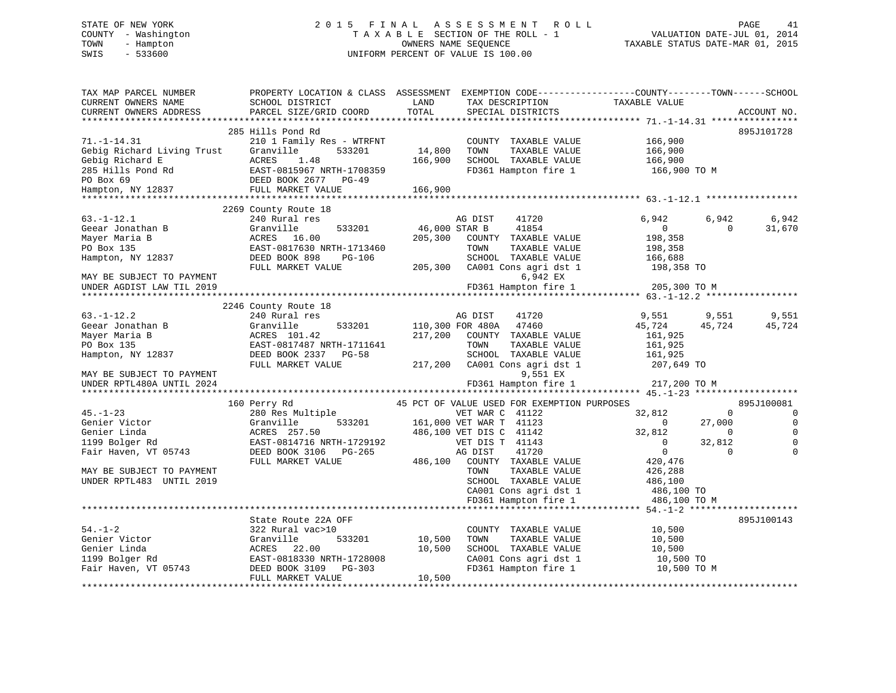STATE OF NEW YORK
COUNTY - Washington
TOWN - Hampton
SWIS - 533600

2 0 1 5 F I N A L A S S E S S M E N T R O L L
T A X A B L E SECTION OF THE ROLL - 1
OWNERS NAME SEQUENCE
UNIFORM PERCENT OF VALUE IS 100.00

VALUATION DATE-JUL 01, 2014
TAXABLE STATUS DATE-MAR 01, 2015

```
TAX MAP PARCEL NUMBER          PROPERTY LOCATION & CLASS  ASSESSMENT  EXEMPTION CODE------------------COUNTY--------TOWN------SCHOOL
CURRENT OWNERS NAME            SCHOOL DISTRICT               LAND      TAX DESCRIPTION             TAXABLE VALUE
CURRENT OWNERS ADDRESS         PARCEL SIZE/GRID COORD        TOTAL     SPECIAL DISTRICTS                                    ACCOUNT NO.
******************************************************************************************************* 71.-1-14.31 ****************
                               285 Hills Pond Rd                                                                           895J101728
71.-1-14.31                    210 1 Family Res - WTRFNT            COUNTY  TAXABLE VALUE          166,900
Gebig Richard Living Trust     Granville         533201     14,800   TOWN    TAXABLE VALUE          166,900
Gebig Richard E                ACRES    1.48               166,900   SCHOOL  TAXABLE VALUE          166,900
285 Hills Pond Rd              EAST-0815967 NRTH-1708359             FD361 Hampton fire 1            166,900 TO M
PO Box 69                      DEED BOOK 2677   PG-49
Hampton, NY 12837              FULL MARKET VALUE           166,900
******************************************************************************************************* 63.-1-12.1 *****************
                               2269 County Route 18
63.-1-12.1                     240 Rural res                         AG DIST     41720               6,942        6,942        6,942
Geear Jonathan B               Granville         533201     46,000 STAR B      41854                   0            0       31,670
Mayer Maria B                  ACRES   16.00               205,300   COUNTY  TAXABLE VALUE          198,358
PO Box 135                     EAST-0817630 NRTH-1713460             TOWN    TAXABLE VALUE          198,358
Hampton, NY 12837              DEED BOOK 898    PG-106               SCHOOL  TAXABLE VALUE          166,688
                               FULL MARKET VALUE           205,300   CA001 Cons agri dst 1           198,358 TO
MAY BE SUBJECT TO PAYMENT                                                      6,942 EX
UNDER AGDIST LAW TIL 2019                                            FD361 Hampton fire 1            205,300 TO M
******************************************************************************************************* 63.-1-12.2 *****************
                               2246 County Route 18
63.-1-12.2                     240 Rural res                         AG DIST     41720               9,551        9,551        9,551
Geear Jonathan B               Granville         533201    110,300 FOR 480A    47460              45,724       45,724       45,724
Mayer Maria B                  ACRES  101.42               217,200   COUNTY  TAXABLE VALUE          161,925
PO Box 135                     EAST-0817487 NRTH-1711641             TOWN    TAXABLE VALUE          161,925
Hampton, NY 12837              DEED BOOK 2337   PG-58                SCHOOL  TAXABLE VALUE          161,925
                               FULL MARKET VALUE           217,200   CA001 Cons agri dst 1           207,649 TO
MAY BE SUBJECT TO PAYMENT                                                      9,551 EX
UNDER RPTL480A UNTIL 2024                                            FD361 Hampton fire 1            217,200 TO M
******************************************************************************************************* 45.-1-23 *******************
                               160 Perry Rd                  45 PCT OF VALUE USED FOR EXEMPTION PURPOSES                   895J100081
45.-1-23                       280 Res Multiple                      VET WAR C  41122               32,812            0            0
Genier Victor                  Granville         533201    161,000 VET WAR T  41123                    0       27,000            0
Genier Linda                   ACRES  257.50               486,100 VET DIS C  41142               32,812            0            0
1199 Bolger Rd                 EAST-0814716 NRTH-1729192             VET DIS T  41143                    0       32,812            0
Fair Haven, VT 05743           DEED BOOK 3106   PG-265               AG DIST     41720                   0            0            0
                               FULL MARKET VALUE           486,100   COUNTY  TAXABLE VALUE          420,476
MAY BE SUBJECT TO PAYMENT                                            TOWN    TAXABLE VALUE          426,288
UNDER RPTL483  UNTIL 2019                                            SCHOOL  TAXABLE VALUE          486,100
                                                                     CA001 Cons agri dst 1           486,100 TO
                                                                     FD361 Hampton fire 1            486,100 TO M
******************************************************************************************************* 54.-1-2 ********************
                               State Route 22A OFF                                                                         895J100143
54.-1-2                        322 Rural vac>10                      COUNTY  TAXABLE VALUE           10,500
Genier Victor                  Granville         533201     10,500   TOWN    TAXABLE VALUE           10,500
Genier Linda                   ACRES   22.00                10,500   SCHOOL  TAXABLE VALUE           10,500
1199 Bolger Rd                 EAST-0818330 NRTH-1728008             CA001 Cons agri dst 1            10,500 TO
Fair Haven, VT 05743           DEED BOOK 3109   PG-303               FD361 Hampton fire 1             10,500 TO M
                               FULL MARKET VALUE            10,500
************************************************************************************************************************************
```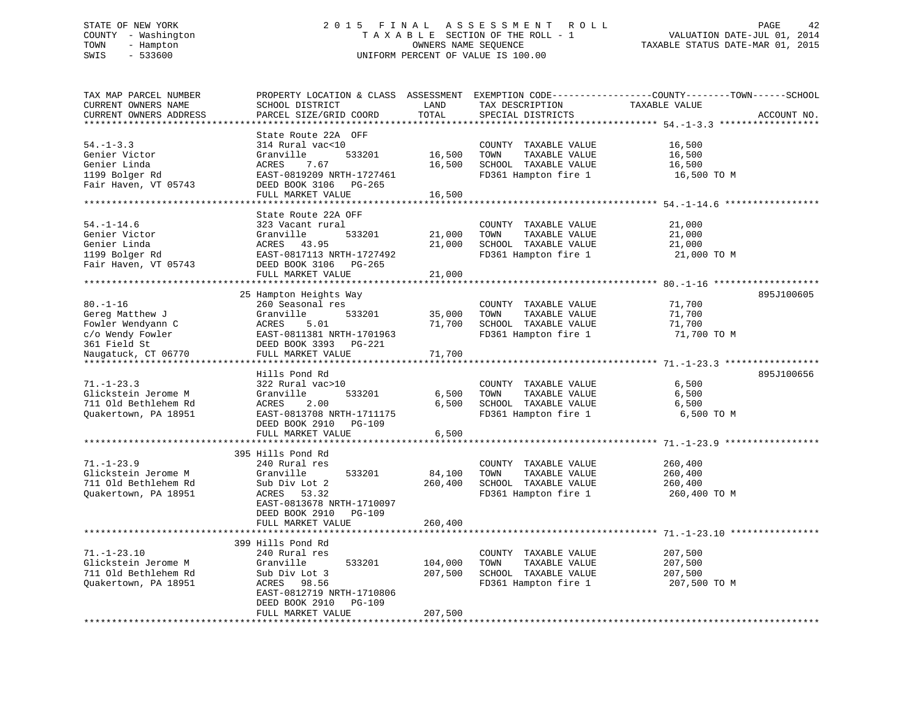STATE OF NEW YORK
COUNTY - Washington
TOWN - Hampton
SWIS - 533600

2015 FINAL ASSESSMENT ROLL
TAXABLE SECTION OF THE ROLL - 1
OWNERS NAME SEQUENCE
UNIFORM PERCENT OF VALUE IS 100.00

VALUATION DATE-JUL 01, 2014
TAXABLE STATUS DATE-MAR 01, 2015

| TAX MAP PARCEL NUMBER / CURRENT OWNERS NAME / CURRENT OWNERS ADDRESS | PROPERTY LOCATION & CLASS / SCHOOL DISTRICT / PARCEL SIZE/GRID COORD | ASSESSMENT LAND | TOTAL | EXEMPTION CODE / TAX DESCRIPTION / SPECIAL DISTRICTS | TAXABLE VALUE (COUNTY / TOWN / SCHOOL) | ACCOUNT NO. |
|---|---|---|---|---|---|---|
| 54.-1-3.3 | State Route 22A OFF | | | | | |
| 54.-1-3.3 | 314 Rural vac<10 | | | COUNTY TAXABLE VALUE | 16,500 | |
| Genier Victor | Granville 533201 | 16,500 | | TOWN TAXABLE VALUE | 16,500 | |
| Genier Linda | ACRES 7.67 | | 16,500 | SCHOOL TAXABLE VALUE | 16,500 | |
| 1199 Bolger Rd | EAST-0819209 NRTH-1727461 | | | FD361 Hampton fire 1 | 16,500 TO M | |
| Fair Haven, VT 05743 | DEED BOOK 3106 PG-265 | | | | | |
| | FULL MARKET VALUE | | 16,500 | | | |
| 54.-1-14.6 | State Route 22A OFF | | | | | |
| 54.-1-14.6 | 323 Vacant rural | | | COUNTY TAXABLE VALUE | 21,000 | |
| Genier Victor | Granville 533201 | 21,000 | | TOWN TAXABLE VALUE | 21,000 | |
| Genier Linda | ACRES 43.95 | | 21,000 | SCHOOL TAXABLE VALUE | 21,000 | |
| 1199 Bolger Rd | EAST-0817113 NRTH-1727492 | | | FD361 Hampton fire 1 | 21,000 TO M | |
| Fair Haven, VT 05743 | DEED BOOK 3106 PG-265 | | | | | |
| | FULL MARKET VALUE | | 21,000 | | | |
| 80.-1-16 | 25 Hampton Heights Way | | | | | 895J100605 |
| 80.-1-16 | 260 Seasonal res | | | COUNTY TAXABLE VALUE | 71,700 | |
| Gereg Matthew J | Granville 533201 | 35,000 | | TOWN TAXABLE VALUE | 71,700 | |
| Fowler Wendyann C | ACRES 5.01 | | 71,700 | SCHOOL TAXABLE VALUE | 71,700 | |
| c/o Wendy Fowler | EAST-0811381 NRTH-1701963 | | | FD361 Hampton fire 1 | 71,700 TO M | |
| 361 Field St | DEED BOOK 3393 PG-221 | | | | | |
| Naugatuck, CT 06770 | FULL MARKET VALUE | | 71,700 | | | |
| 71.-1-23.3 | Hills Pond Rd | | | | | 895J100656 |
| 71.-1-23.3 | 322 Rural vac>10 | | | COUNTY TAXABLE VALUE | 6,500 | |
| Glickstein Jerome M | Granville 533201 | 6,500 | | TOWN TAXABLE VALUE | 6,500 | |
| 711 Old Bethlehem Rd | ACRES 2.00 | | 6,500 | SCHOOL TAXABLE VALUE | 6,500 | |
| Quakertown, PA 18951 | EAST-0813708 NRTH-1711175 | | | FD361 Hampton fire 1 | 6,500 TO M | |
| | DEED BOOK 2910 PG-109 | | | | | |
| | FULL MARKET VALUE | | 6,500 | | | |
| 71.-1-23.9 | 395 Hills Pond Rd | | | | | |
| 71.-1-23.9 | 240 Rural res | | | COUNTY TAXABLE VALUE | 260,400 | |
| Glickstein Jerome M | Granville 533201 | 84,100 | | TOWN TAXABLE VALUE | 260,400 | |
| 711 Old Bethlehem Rd | Sub Div Lot 2 | | 260,400 | SCHOOL TAXABLE VALUE | 260,400 | |
| Quakertown, PA 18951 | ACRES 53.32 | | | FD361 Hampton fire 1 | 260,400 TO M | |
| | EAST-0813678 NRTH-1710097 | | | | | |
| | DEED BOOK 2910 PG-109 | | | | | |
| | FULL MARKET VALUE | | 260,400 | | | |
| 71.-1-23.10 | 399 Hills Pond Rd | | | | | |
| 71.-1-23.10 | 240 Rural res | | | COUNTY TAXABLE VALUE | 207,500 | |
| Glickstein Jerome M | Granville 533201 | 104,000 | | TOWN TAXABLE VALUE | 207,500 | |
| 711 Old Bethlehem Rd | Sub Div Lot 3 | | 207,500 | SCHOOL TAXABLE VALUE | 207,500 | |
| Quakertown, PA 18951 | ACRES 98.56 | | | FD361 Hampton fire 1 | 207,500 TO M | |
| | EAST-0812719 NRTH-1710806 | | | | | |
| | DEED BOOK 2910 PG-109 | | | | | |
| | FULL MARKET VALUE | | 207,500 | | | |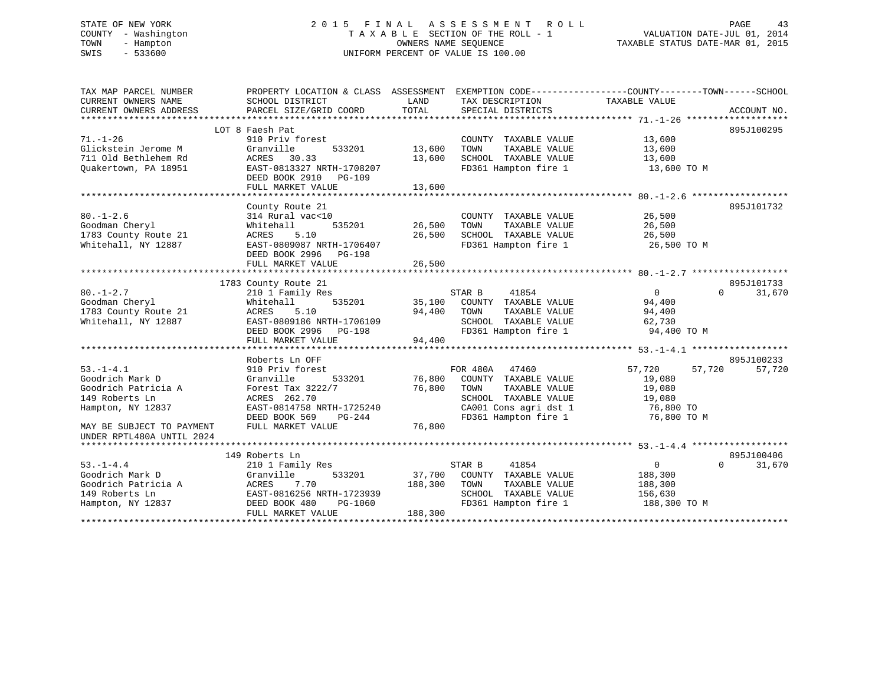STATE OF NEW YORK
COUNTY - Washington
TOWN - Hampton
SWIS - 533600

2015 FINAL ASSESSMENT ROLL
TAXABLE SECTION OF THE ROLL - 1
OWNERS NAME SEQUENCE
UNIFORM PERCENT OF VALUE IS 100.00

VALUATION DATE-JUL 01, 2014
TAXABLE STATUS DATE-MAR 01, 2015

```
TAX MAP PARCEL NUMBER          PROPERTY LOCATION & CLASS  ASSESSMENT  EXEMPTION CODE------------------COUNTY--------TOWN------SCHOOL
CURRENT OWNERS NAME            SCHOOL DISTRICT             LAND        TAX DESCRIPTION             TAXABLE VALUE
CURRENT OWNERS ADDRESS         PARCEL SIZE/GRID COORD      TOTAL       SPECIAL DISTRICTS                                      ACCOUNT NO.
******************************************************************************************************* 71.-1-26 *******************
                               LOT 8 Faesh Pat                                                                             895J100295
71.-1-26                       910 Priv forest                         COUNTY  TAXABLE VALUE          13,600
Glickstein Jerome M            Granville       533201      13,600      TOWN    TAXABLE VALUE          13,600
711 Old Bethlehem Rd           ACRES  30.33                13,600      SCHOOL  TAXABLE VALUE          13,600
Quakertown, PA 18951           EAST-0813327 NRTH-1708207               FD361 Hampton fire 1            13,600 TO M
                               DEED BOOK 2910   PG-109
                               FULL MARKET VALUE           13,600
******************************************************************************************************* 80.-1-2.6 ******************
                               County Route 21                                                                             895J101732
80.-1-2.6                      314 Rural vac<10                        COUNTY  TAXABLE VALUE          26,500
Goodman Cheryl                 Whitehall       535201      26,500      TOWN    TAXABLE VALUE          26,500
1783 County Route 21           ACRES   5.10                26,500      SCHOOL  TAXABLE VALUE          26,500
Whitehall, NY 12887            EAST-0809087 NRTH-1706407               FD361 Hampton fire 1            26,500 TO M
                               DEED BOOK 2996   PG-198
                               FULL MARKET VALUE           26,500
******************************************************************************************************* 80.-1-2.7 ******************
                          1783 County Route 21                                                                             895J101733
80.-1-2.7                      210 1 Family Res                     STAR B      41854                  0            0     31,670
Goodman Cheryl                 Whitehall       535201      35,100      COUNTY  TAXABLE VALUE          94,400
1783 County Route 21           ACRES   5.10                94,400      TOWN    TAXABLE VALUE          94,400
Whitehall, NY 12887            EAST-0809186 NRTH-1706109               SCHOOL  TAXABLE VALUE          62,730
                               DEED BOOK 2996   PG-198                 FD361 Hampton fire 1            94,400 TO M
                               FULL MARKET VALUE           94,400
******************************************************************************************************* 53.-1-4.1 ******************
                               Roberts Ln OFF                                                                              895J100233
53.-1-4.1                      910 Priv forest                      FOR 480A    47460             57,720       57,720     57,720
Goodrich Mark D                Granville       533201      76,800      COUNTY  TAXABLE VALUE          19,080
Goodrich Patricia A            Forest Tax 3222/7           76,800      TOWN    TAXABLE VALUE          19,080
149 Roberts Ln                 ACRES 262.70                            SCHOOL  TAXABLE VALUE          19,080
Hampton, NY 12837              EAST-0814758 NRTH-1725240               CA001 Cons agri dst 1           76,800 TO
                               DEED BOOK 569    PG-244                 FD361 Hampton fire 1            76,800 TO M
MAY BE SUBJECT TO PAYMENT      FULL MARKET VALUE           76,800
UNDER RPTL480A UNTIL 2024
******************************************************************************************************* 53.-1-4.4 ******************
                           149 Roberts Ln                                                                                  895J100406
53.-1-4.4                      210 1 Family Res                     STAR B      41854                  0            0     31,670
Goodrich Mark D                Granville       533201      37,700      COUNTY  TAXABLE VALUE         188,300
Goodrich Patricia A            ACRES   7.70               188,300      TOWN    TAXABLE VALUE         188,300
149 Roberts Ln                 EAST-0816256 NRTH-1723939               SCHOOL  TAXABLE VALUE         156,630
Hampton, NY 12837              DEED BOOK 480    PG-1060                FD361 Hampton fire 1           188,300 TO M
                               FULL MARKET VALUE          188,300
************************************************************************************************************************************
```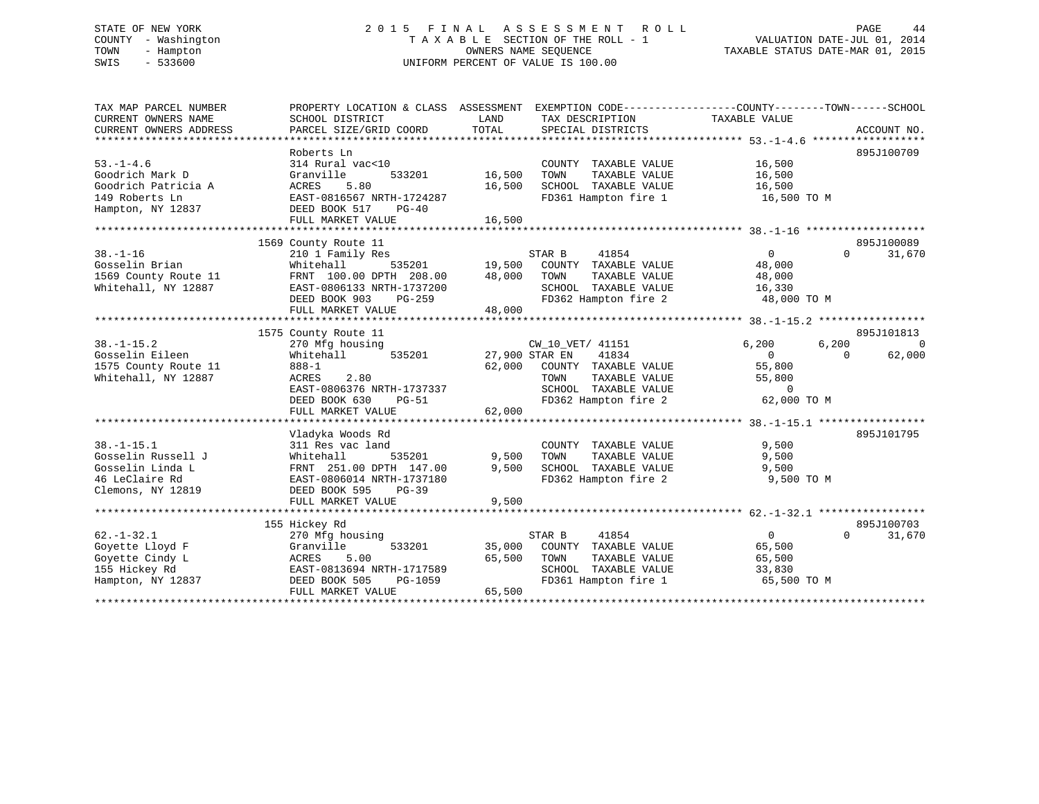STATE OF NEW YORK
COUNTY - Washington
TOWN - Hampton
SWIS - 533600

# 2015 FINAL ASSESSMENT ROLL
TAXABLE SECTION OF THE ROLL - 1
OWNERS NAME SEQUENCE
UNIFORM PERCENT OF VALUE IS 100.00

VALUATION DATE-JUL 01, 2014
TAXABLE STATUS DATE-MAR 01, 2015

```
TAX MAP PARCEL NUMBER     PROPERTY LOCATION & CLASS  ASSESSMENT  EXEMPTION CODE------------------COUNTY--------TOWN------SCHOOL
CURRENT OWNERS NAME       SCHOOL DISTRICT               LAND      TAX DESCRIPTION            TAXABLE VALUE
CURRENT OWNERS ADDRESS    PARCEL SIZE/GRID COORD        TOTAL     SPECIAL DISTRICTS                                   ACCOUNT NO.
******************************************************************************************************* 53.-1-4.6 ******************
                          Roberts Ln                                                                                   895J100709
53.-1-4.6                 314 Rural vac<10                        COUNTY  TAXABLE VALUE           16,500
Goodrich Mark D           Granville      533201       16,500      TOWN    TAXABLE VALUE           16,500
Goodrich Patricia A       ACRES    5.80               16,500      SCHOOL  TAXABLE VALUE           16,500
149 Roberts Ln            EAST-0816567 NRTH-1724287               FD361 Hampton fire 1             16,500 TO M
Hampton, NY 12837         DEED BOOK 517    PG-40
                          FULL MARKET VALUE           16,500
******************************************************************************************************* 38.-1-16 *******************
                     1569 County Route 11                                                                              895J100089
38.-1-16                  210 1 Family Res                        STAR B     41854                     0            0       31,670
Gosselin Brian            Whitehall      535201       19,500      COUNTY  TAXABLE VALUE           48,000
1569 County Route 11      FRNT 100.00 DPTH 208.00     48,000      TOWN    TAXABLE VALUE           48,000
Whitehall, NY 12887       EAST-0806133 NRTH-1737200               SCHOOL  TAXABLE VALUE           16,330
                          DEED BOOK 903    PG-259                 FD362 Hampton fire 2             48,000 TO M
                          FULL MARKET VALUE           48,000
******************************************************************************************************* 38.-1-15.2 *****************
                     1575 County Route 11                                                                              895J101813
38.-1-15.2                270 Mfg housing                         CW_10_VET/ 41151                 6,200        6,200            0
Gosselin Eileen           Whitehall      535201       27,900 STAR EN    41834                          0            0       62,000
1575 County Route 11      888-1                       62,000      COUNTY  TAXABLE VALUE           55,800
Whitehall, NY 12887       ACRES    2.80                           TOWN    TAXABLE VALUE           55,800
                          EAST-0806376 NRTH-1737337               SCHOOL  TAXABLE VALUE                0
                          DEED BOOK 630    PG-51                  FD362 Hampton fire 2             62,000 TO M
                          FULL MARKET VALUE           62,000
******************************************************************************************************* 38.-1-15.1 *****************
                          Vladyka Woods Rd                                                                             895J101795
38.-1-15.1                311 Res vac land                        COUNTY  TAXABLE VALUE            9,500
Gosselin Russell J        Whitehall      535201        9,500      TOWN    TAXABLE VALUE            9,500
Gosselin Linda L          FRNT 251.00 DPTH 147.00      9,500      SCHOOL  TAXABLE VALUE            9,500
46 LeClaire Rd            EAST-0806014 NRTH-1737180               FD362 Hampton fire 2              9,500 TO M
Clemons, NY 12819         DEED BOOK 595    PG-39
                          FULL MARKET VALUE            9,500
******************************************************************************************************* 62.-1-32.1 *****************
                      155 Hickey Rd                                                                                    895J100703
62.-1-32.1                270 Mfg housing                         STAR B     41854                     0            0       31,670
Goyette Lloyd F           Granville      533201       35,000      COUNTY  TAXABLE VALUE           65,500
Goyette Cindy L           ACRES    5.00               65,500      TOWN    TAXABLE VALUE           65,500
155 Hickey Rd             EAST-0813694 NRTH-1717589               SCHOOL  TAXABLE VALUE           33,830
Hampton, NY 12837         DEED BOOK 505    PG-1059                FD361 Hampton fire 1             65,500 TO M
                          FULL MARKET VALUE           65,500
************************************************************************************************************************************
```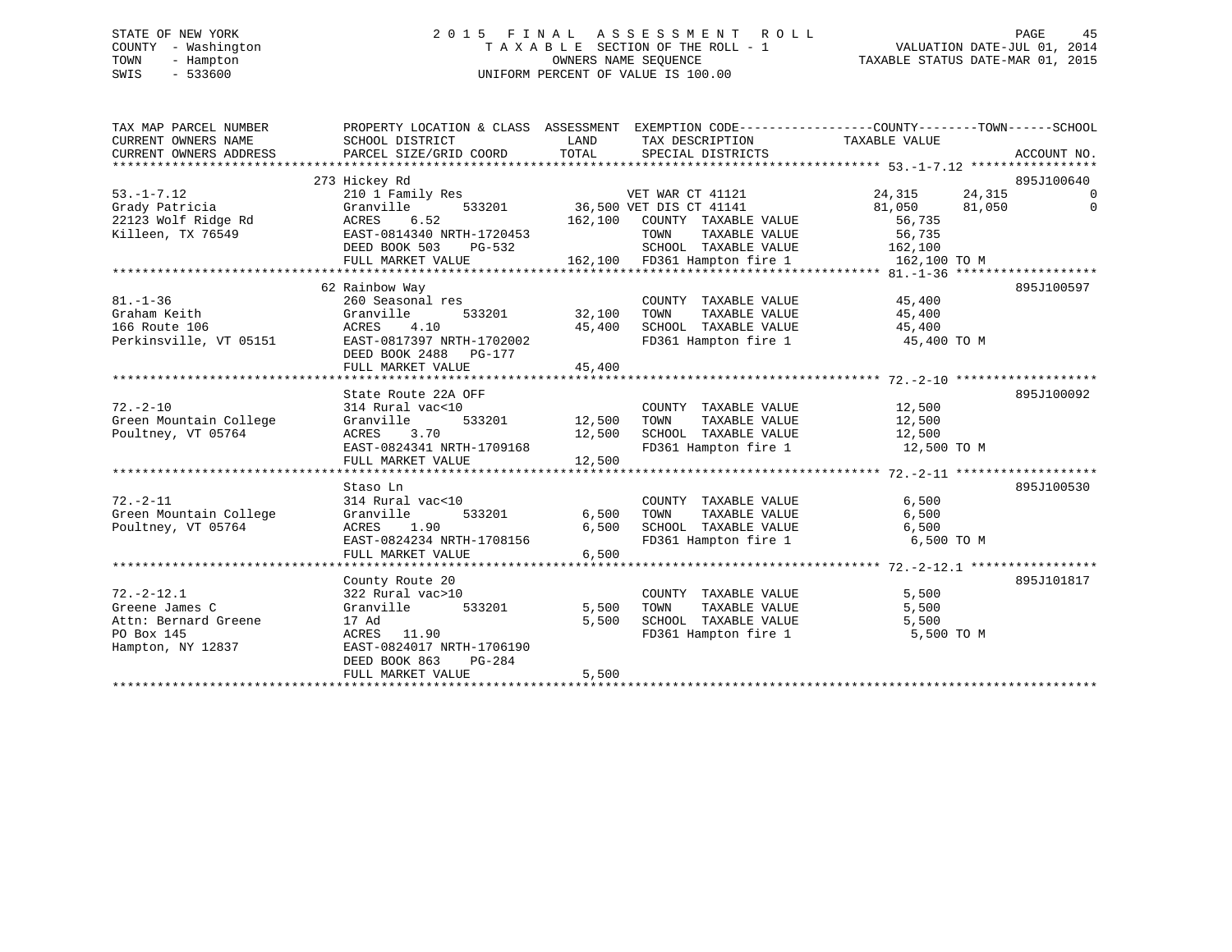STATE OF NEW YORK
COUNTY - Washington
TOWN - Hampton
SWIS - 533600

2015 FINAL ASSESSMENT ROLL
TAXABLE SECTION OF THE ROLL - 1
OWNERS NAME SEQUENCE
UNIFORM PERCENT OF VALUE IS 100.00

VALUATION DATE-JUL 01, 2014
TAXABLE STATUS DATE-MAR 01, 2015

```
TAX MAP PARCEL NUMBER     PROPERTY LOCATION & CLASS  ASSESSMENT  EXEMPTION CODE------------------COUNTY--------TOWN------SCHOOL
CURRENT OWNERS NAME       SCHOOL DISTRICT             LAND       TAX DESCRIPTION              TAXABLE VALUE
CURRENT OWNERS ADDRESS    PARCEL SIZE/GRID COORD      TOTAL      SPECIAL DISTRICTS                                     ACCOUNT NO.
******************************************************************************************** 53.-1-7.12 *****************
                          273 Hickey Rd                                                                          895J100640
53.-1-7.12                210 1 Family Res                   VET WAR CT 41121              24,315     24,315          0
Grady Patricia            Granville       533201     36,500 VET DIS CT 41141               81,050     81,050          0
22123 Wolf Ridge Rd       ACRES    6.52            162,100    COUNTY  TAXABLE VALUE          56,735
Killeen, TX 76549         EAST-0814340 NRTH-1720453           TOWN    TAXABLE VALUE          56,735
                          DEED BOOK 503    PG-532             SCHOOL  TAXABLE VALUE         162,100
                          FULL MARKET VALUE        162,100    FD361 Hampton fire 1          162,100 TO M
******************************************************************************************** 81.-1-36 *******************
                          62 Rainbow Way                                                                         895J100597
81.-1-36                  260 Seasonal res                    COUNTY  TAXABLE VALUE          45,400
Graham Keith              Granville       533201     32,100   TOWN    TAXABLE VALUE          45,400
166 Route 106             ACRES    4.10             45,400    SCHOOL  TAXABLE VALUE          45,400
Perkinsville, VT 05151    EAST-0817397 NRTH-1702002           FD361 Hampton fire 1           45,400 TO M
                          DEED BOOK 2488   PG-177
                          FULL MARKET VALUE         45,400
******************************************************************************************** 72.-2-10 *******************
                          State Route 22A OFF                                                                    895J100092
72.-2-10                  314 Rural vac<10                    COUNTY  TAXABLE VALUE          12,500
Green Mountain College    Granville       533201     12,500   TOWN    TAXABLE VALUE          12,500
Poultney, VT 05764        ACRES    3.70             12,500    SCHOOL  TAXABLE VALUE          12,500
                          EAST-0824341 NRTH-1709168           FD361 Hampton fire 1           12,500 TO M
                          FULL MARKET VALUE         12,500
******************************************************************************************** 72.-2-11 *******************
                          Staso Ln                                                                               895J100530
72.-2-11                  314 Rural vac<10                    COUNTY  TAXABLE VALUE           6,500
Green Mountain College    Granville       533201      6,500   TOWN    TAXABLE VALUE           6,500
Poultney, VT 05764        ACRES    1.90              6,500    SCHOOL  TAXABLE VALUE           6,500
                          EAST-0824234 NRTH-1708156           FD361 Hampton fire 1            6,500 TO M
                          FULL MARKET VALUE          6,500
******************************************************************************************** 72.-2-12.1 *****************
                          County Route 20                                                                        895J101817
72.-2-12.1                322 Rural vac>10                    COUNTY  TAXABLE VALUE           5,500
Greene James C            Granville       533201      5,500   TOWN    TAXABLE VALUE           5,500
Attn: Bernard Greene      17 Ad                      5,500    SCHOOL  TAXABLE VALUE           5,500
PO Box 145                ACRES   11.90                       FD361 Hampton fire 1            5,500 TO M
Hampton, NY 12837         EAST-0824017 NRTH-1706190
                          DEED BOOK 863    PG-284
                          FULL MARKET VALUE          5,500
****************************************************************************************************************************
```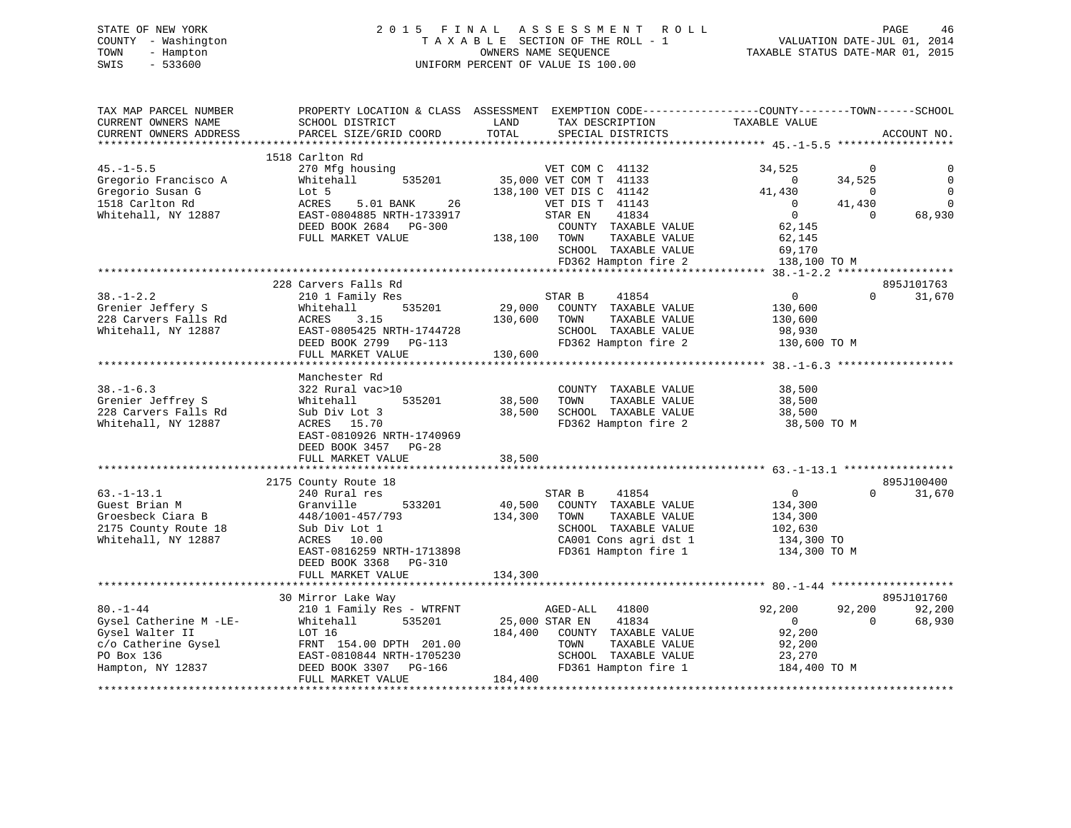STATE OF NEW YORK　　　　　　　2015 FINAL ASSESSMENT ROLL
COUNTY - Washington　　　　　　TAXABLE SECTION OF THE ROLL - 1　　　　VALUATION DATE-JUL 01, 2014
TOWN - Hampton　　　　　　　　　　OWNERS NAME SEQUENCE　　　　　　TAXABLE STATUS DATE-MAR 01, 2015
SWIS - 533600　　　　　　　　UNIFORM PERCENT OF VALUE IS 100.00

```
TAX MAP PARCEL NUMBER          PROPERTY LOCATION & CLASS  ASSESSMENT  EXEMPTION CODE-----------------COUNTY--------TOWN------SCHOOL
CURRENT OWNERS NAME            SCHOOL DISTRICT               LAND      TAX DESCRIPTION             TAXABLE VALUE
CURRENT OWNERS ADDRESS         PARCEL SIZE/GRID COORD        TOTAL     SPECIAL DISTRICTS                                    ACCOUNT NO.
******************************************************************************************************* 45.-1-5.5 ******************
                               1518 Carlton Rd
45.-1-5.5                      270 Mfg housing                  VET COM C  41132                34,525          0           0
Gregorio Francisco A           Whitehall        535201      35,000 VET COM T  41133                     0     34,525           0
Gregorio Susan G               Lot 5                       138,100 VET DIS C  41142                41,430          0           0
1518 Carlton Rd                ACRES     5.01 BANK     26          VET DIS T  41143                     0     41,430           0
Whitehall, NY 12887            EAST-0804885 NRTH-1733917           STAR EN    41834                     0          0      68,930
                               DEED BOOK 2684   PG-300              COUNTY  TAXABLE VALUE          62,145
                               FULL MARKET VALUE           138,100  TOWN    TAXABLE VALUE          62,145
                                                                    SCHOOL  TAXABLE VALUE          69,170
                                                                    FD362 Hampton fire 2          138,100 TO M
******************************************************************************************************* 38.-1-2.2 ******************
                               228 Carvers Falls Rd                                                             895J101763
38.-1-2.2                      210 1 Family Res                    STAR B     41854                     0          0      31,670
Grenier Jeffery S              Whitehall        535201      29,000  COUNTY  TAXABLE VALUE         130,600
228 Carvers Falls Rd           ACRES     3.15              130,600  TOWN    TAXABLE VALUE         130,600
Whitehall, NY 12887            EAST-0805425 NRTH-1744728            SCHOOL  TAXABLE VALUE          98,930
                               DEED BOOK 2799   PG-113              FD362 Hampton fire 2          130,600 TO M
                               FULL MARKET VALUE           130,600
******************************************************************************************************* 38.-1-6.3 ******************
                               Manchester Rd
38.-1-6.3                      322 Rural vac>10                     COUNTY  TAXABLE VALUE          38,500
Grenier Jeffrey S              Whitehall        535201      38,500  TOWN    TAXABLE VALUE          38,500
228 Carvers Falls Rd           Sub Div Lot 3                38,500  SCHOOL  TAXABLE VALUE          38,500
Whitehall, NY 12887            ACRES    15.70                       FD362 Hampton fire 2           38,500 TO M
                               EAST-0810926 NRTH-1740969
                               DEED BOOK 3457   PG-28
                               FULL MARKET VALUE            38,500
******************************************************************************************************* 63.-1-13.1 *****************
                               2175 County Route 18                                                             895J100400
63.-1-13.1                     240 Rural res                       STAR B     41854                     0          0      31,670
Guest Brian M                  Granville        533201      40,500  COUNTY  TAXABLE VALUE         134,300
Groesbeck Ciara B              448/1001-457/793            134,300  TOWN    TAXABLE VALUE         134,300
2175 County Route 18           Sub Div Lot 1                        SCHOOL  TAXABLE VALUE         102,630
Whitehall, NY 12887            ACRES    10.00                       CA001 Cons agri dst 1         134,300 TO
                               EAST-0816259 NRTH-1713898            FD361 Hampton fire 1          134,300 TO M
                               DEED BOOK 3368   PG-310
                               FULL MARKET VALUE           134,300
******************************************************************************************************* 80.-1-44 *******************
                               30 Mirror Lake Way                                                               895J101760
80.-1-44                       210 1 Family Res - WTRFNT           AGED-ALL   41800                92,200     92,200      92,200
Gysel Catherine M -LE-         Whitehall        535201      25,000 STAR EN    41834                     0          0      68,930
Gysel Walter II                LOT 16                      184,400  COUNTY  TAXABLE VALUE          92,200
c/o Catherine Gysel            FRNT 154.00 DPTH 201.00              TOWN    TAXABLE VALUE          92,200
PO Box 136                     EAST-0810844 NRTH-1705230            SCHOOL  TAXABLE VALUE          23,270
Hampton, NY 12837              DEED BOOK 3307   PG-166              FD361 Hampton fire 1          184,400 TO M
                               FULL MARKET VALUE           184,400
************************************************************************************************************************************
```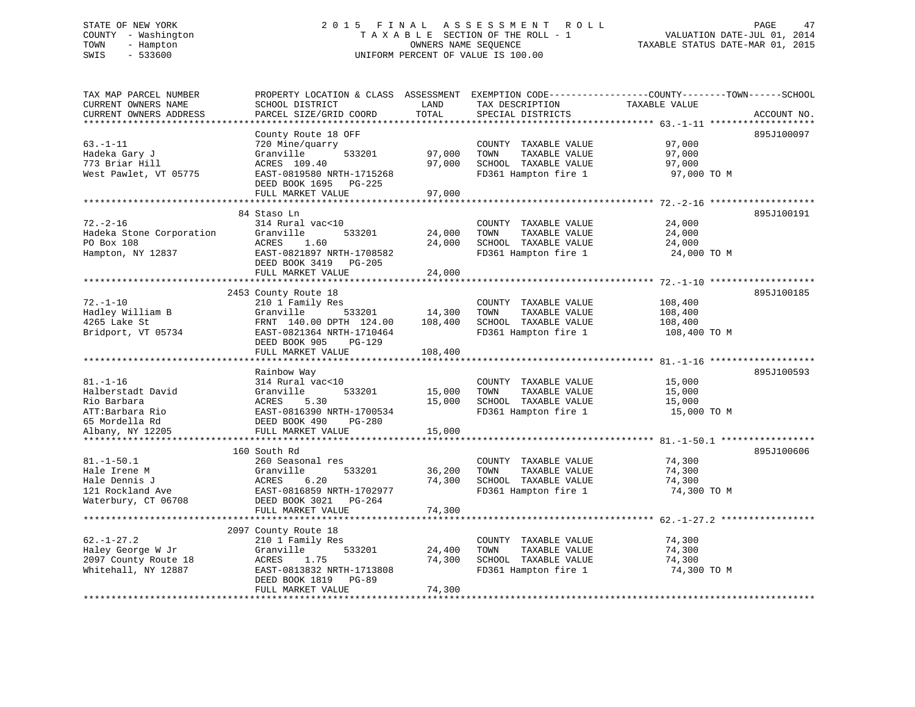STATE OF NEW YORK
COUNTY - Washington
TOWN - Hampton
SWIS - 533600

2 0 1 5 F I N A L A S S E S S M E N T R O L L
T A X A B L E SECTION OF THE ROLL - 1
OWNERS NAME SEQUENCE
UNIFORM PERCENT OF VALUE IS 100.00

VALUATION DATE-JUL 01, 2014
TAXABLE STATUS DATE-MAR 01, 2015

| TAX MAP PARCEL NUMBER / CURRENT OWNERS NAME / CURRENT OWNERS ADDRESS | PROPERTY LOCATION & CLASS / SCHOOL DISTRICT / PARCEL SIZE/GRID COORD | ASSESSMENT LAND | TOTAL | EXEMPTION CODE / TAX DESCRIPTION / SPECIAL DISTRICTS | COUNTY--------TOWN------SCHOOL TAXABLE VALUE | ACCOUNT NO. |
|---|---|---|---|---|---|---|
| 63.-1-11 | County Route 18 OFF | | | | | 895J100097 |
| | 720 Mine/quarry | | | COUNTY TAXABLE VALUE | 97,000 | |
| Hadeka Gary J | Granville 533201 | 97,000 | | TOWN TAXABLE VALUE | 97,000 | |
| 773 Briar Hill | ACRES 109.40 | | 97,000 | SCHOOL TAXABLE VALUE | 97,000 | |
| West Pawlet, VT 05775 | EAST-0819580 NRTH-1715268 | | | FD361 Hampton fire 1 | 97,000 TO M | |
| | DEED BOOK 1695 PG-225 | | | | | |
| | FULL MARKET VALUE | | 97,000 | | | |
| 72.-2-16 | 84 Staso Ln | | | | | 895J100191 |
| | 314 Rural vac<10 | | | COUNTY TAXABLE VALUE | 24,000 | |
| Hadeka Stone Corporation | Granville 533201 | 24,000 | | TOWN TAXABLE VALUE | 24,000 | |
| PO Box 108 | ACRES 1.60 | | 24,000 | SCHOOL TAXABLE VALUE | 24,000 | |
| Hampton, NY 12837 | EAST-0821897 NRTH-1708582 | | | FD361 Hampton fire 1 | 24,000 TO M | |
| | DEED BOOK 3419 PG-205 | | | | | |
| | FULL MARKET VALUE | | 24,000 | | | |
| 72.-1-10 | 2453 County Route 18 | | | | | 895J100185 |
| | 210 1 Family Res | | | COUNTY TAXABLE VALUE | 108,400 | |
| Hadley William B | Granville 533201 | 14,300 | | TOWN TAXABLE VALUE | 108,400 | |
| 4265 Lake St | FRNT 140.00 DPTH 124.00 | | 108,400 | SCHOOL TAXABLE VALUE | 108,400 | |
| Bridport, VT 05734 | EAST-0821364 NRTH-1710464 | | | FD361 Hampton fire 1 | 108,400 TO M | |
| | DEED BOOK 905 PG-129 | | | | | |
| | FULL MARKET VALUE | | 108,400 | | | |
| 81.-1-16 | Rainbow Way | | | | | 895J100593 |
| | 314 Rural vac<10 | | | COUNTY TAXABLE VALUE | 15,000 | |
| Halberstadt David | Granville 533201 | 15,000 | | TOWN TAXABLE VALUE | 15,000 | |
| Rio Barbara | ACRES 5.30 | | 15,000 | SCHOOL TAXABLE VALUE | 15,000 | |
| ATT:Barbara Rio | EAST-0816390 NRTH-1700534 | | | FD361 Hampton fire 1 | 15,000 TO M | |
| 65 Mordella Rd | DEED BOOK 490 PG-280 | | | | | |
| Albany, NY 12205 | FULL MARKET VALUE | | 15,000 | | | |
| 81.-1-50.1 | 160 South Rd | | | | | 895J100606 |
| | 260 Seasonal res | | | COUNTY TAXABLE VALUE | 74,300 | |
| Hale Irene M | Granville 533201 | 36,200 | | TOWN TAXABLE VALUE | 74,300 | |
| Hale Dennis J | ACRES 6.20 | | 74,300 | SCHOOL TAXABLE VALUE | 74,300 | |
| 121 Rockland Ave | EAST-0816859 NRTH-1702977 | | | FD361 Hampton fire 1 | 74,300 TO M | |
| Waterbury, CT 06708 | DEED BOOK 3021 PG-264 | | | | | |
| | FULL MARKET VALUE | | 74,300 | | | |
| 62.-1-27.2 | 2097 County Route 18 | | | | | |
| | 210 1 Family Res | | | COUNTY TAXABLE VALUE | 74,300 | |
| Haley George W Jr | Granville 533201 | 24,400 | | TOWN TAXABLE VALUE | 74,300 | |
| 2097 County Route 18 | ACRES 1.75 | | 74,300 | SCHOOL TAXABLE VALUE | 74,300 | |
| Whitehall, NY 12887 | EAST-0813832 NRTH-1713808 | | | FD361 Hampton fire 1 | 74,300 TO M | |
| | DEED BOOK 1819 PG-89 | | | | | |
| | FULL MARKET VALUE | | 74,300 | | | |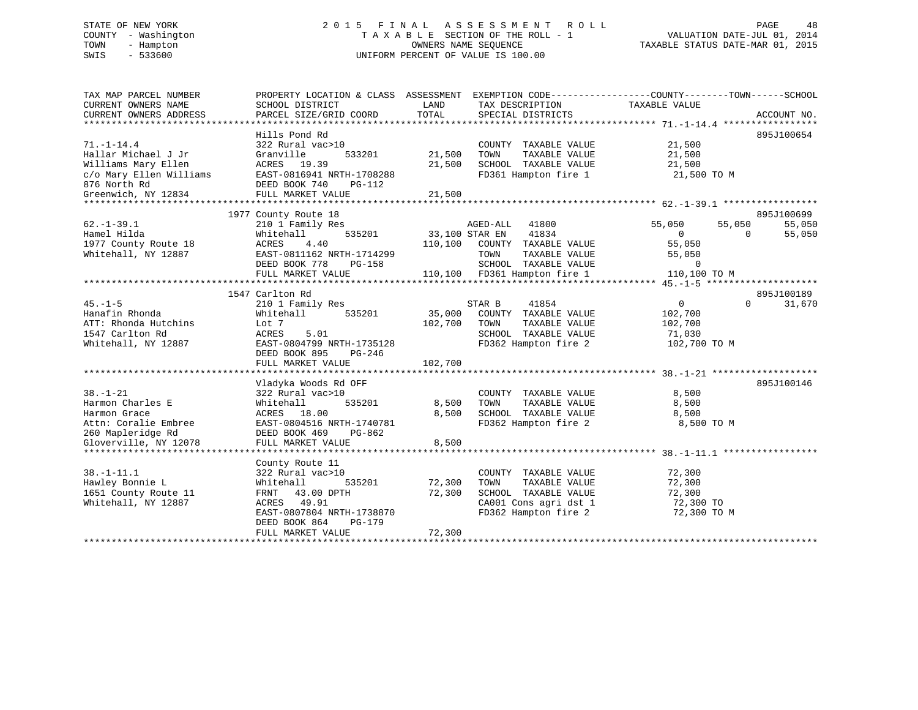STATE OF NEW YORK
COUNTY - Washington
TOWN - Hampton
SWIS - 533600

2015 FINAL ASSESSMENT ROLL
TAXABLE SECTION OF THE ROLL - 1
OWNERS NAME SEQUENCE
UNIFORM PERCENT OF VALUE IS 100.00

VALUATION DATE-JUL 01, 2014
TAXABLE STATUS DATE-MAR 01, 2015

```
TAX MAP PARCEL NUMBER          PROPERTY LOCATION & CLASS  ASSESSMENT  EXEMPTION CODE------------------COUNTY--------TOWN------SCHOOL
CURRENT OWNERS NAME            SCHOOL DISTRICT              LAND      TAX DESCRIPTION            TAXABLE VALUE
CURRENT OWNERS ADDRESS         PARCEL SIZE/GRID COORD       TOTAL     SPECIAL DISTRICTS                                  ACCOUNT NO.
******************************************************************************************** 71.-1-14.4 *****************
                               Hills Pond Rd                                                                          895J100654
71.-1-14.4                     322 Rural vac>10                       COUNTY  TAXABLE VALUE          21,500
Hallar Michael J Jr            Granville        533201      21,500    TOWN    TAXABLE VALUE          21,500
Williams Mary Ellen            ACRES   19.39                21,500    SCHOOL  TAXABLE VALUE          21,500
c/o Mary Ellen Williams        EAST-0816941 NRTH-1708288              FD361 Hampton fire 1            21,500 TO M
876 North Rd                   DEED BOOK 740    PG-112
Greenwich, NY 12834            FULL MARKET VALUE            21,500
******************************************************************************************** 62.-1-39.1 *****************
                               1977 County Route 18                                                                   895J100699
62.-1-39.1                     210 1 Family Res                    AGED-ALL   41800             55,050      55,050      55,050
Hamel Hilda                    Whitehall        535201      33,100 STAR EN    41834                  0           0      55,050
1977 County Route 18           ACRES    4.40               110,100    COUNTY  TAXABLE VALUE          55,050
Whitehall, NY 12887            EAST-0811162 NRTH-1714299              TOWN    TAXABLE VALUE          55,050
                               DEED BOOK 778    PG-158                SCHOOL  TAXABLE VALUE               0
                               FULL MARKET VALUE           110,100    FD361 Hampton fire 1           110,100 TO M
******************************************************************************************** 45.-1-5 ********************
                               1547 Carlton Rd                                                                        895J100189
45.-1-5                        210 1 Family Res                    STAR B     41854                  0           0      31,670
Hanafin Rhonda                 Whitehall        535201      35,000    COUNTY  TAXABLE VALUE         102,700
ATT: Rhonda Hutchins           Lot 7                       102,700    TOWN    TAXABLE VALUE         102,700
1547 Carlton Rd                ACRES    5.01                          SCHOOL  TAXABLE VALUE          71,030
Whitehall, NY 12887            EAST-0804799 NRTH-1735128              FD362 Hampton fire 2           102,700 TO M
                               DEED BOOK 895    PG-246
                               FULL MARKET VALUE           102,700
******************************************************************************************** 38.-1-21 *******************
                               Vladyka Woods Rd OFF                                                                   895J100146
38.-1-21                       322 Rural vac>10                       COUNTY  TAXABLE VALUE           8,500
Harmon Charles E               Whitehall        535201       8,500    TOWN    TAXABLE VALUE           8,500
Harmon Grace                   ACRES   18.00                 8,500    SCHOOL  TAXABLE VALUE           8,500
Attn: Coralie Embree           EAST-0804516 NRTH-1740781              FD362 Hampton fire 2             8,500 TO M
260 Mapleridge Rd              DEED BOOK 469    PG-862
Gloverville, NY 12078          FULL MARKET VALUE             8,500
******************************************************************************************** 38.-1-11.1 *****************
                               County Route 11
38.-1-11.1                     322 Rural vac>10                       COUNTY  TAXABLE VALUE          72,300
Hawley Bonnie L                Whitehall        535201      72,300    TOWN    TAXABLE VALUE          72,300
1651 County Route 11           FRNT   43.00 DPTH            72,300    SCHOOL  TAXABLE VALUE          72,300
Whitehall, NY 12887            ACRES   49.91                          CA001 Cons agri dst 1           72,300 TO
                               EAST-0807804 NRTH-1738870              FD362 Hampton fire 2            72,300 TO M
                               DEED BOOK 864    PG-179
                               FULL MARKET VALUE            72,300
************************************************************************************************************************************
```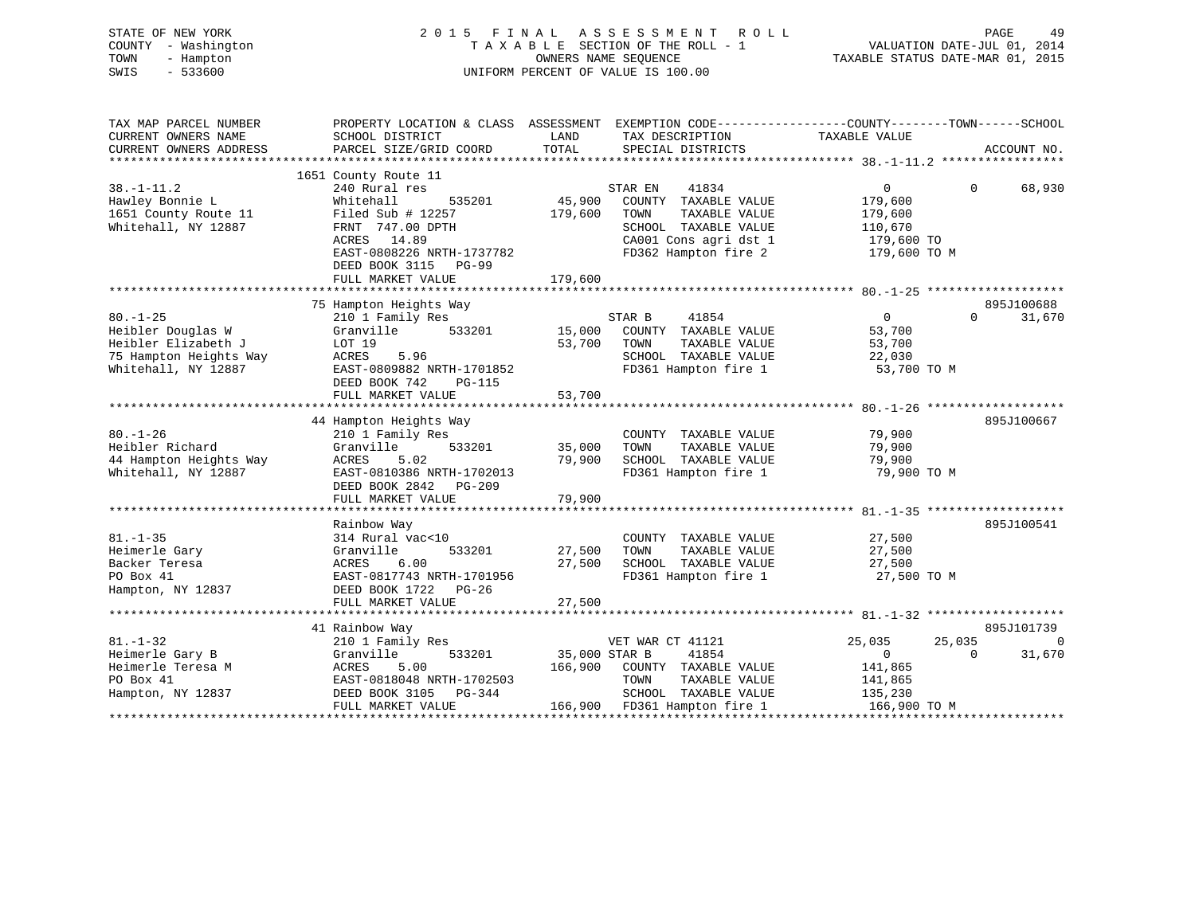STATE OF NEW YORK
COUNTY - Washington
TOWN - Hampton
SWIS - 533600

# 2015 FINAL ASSESSMENT ROLL
TAXABLE SECTION OF THE ROLL - 1
OWNERS NAME SEQUENCE
UNIFORM PERCENT OF VALUE IS 100.00

VALUATION DATE-JUL 01, 2014
TAXABLE STATUS DATE-MAR 01, 2015

| TAX MAP PARCEL NUMBER / CURRENT OWNERS NAME / CURRENT OWNERS ADDRESS | PROPERTY LOCATION & CLASS / SCHOOL DISTRICT / PARCEL SIZE/GRID COORD | ASSESSMENT LAND | TOTAL | EXEMPTION CODE / TAX DESCRIPTION / SPECIAL DISTRICTS | COUNTY TAXABLE VALUE | TOWN | SCHOOL | ACCOUNT NO. |
|---|---|---|---|---|---|---|---|---|
| 38.-1-11.2 | 1651 County Route 11 | | | | | | | |
| 38.-1-11.2 | 240 Rural res | | | STAR EN 41834 | 0 | 0 | 68,930 | |
| Hawley Bonnie L | Whitehall 535201 | 45,900 | | COUNTY TAXABLE VALUE | 179,600 | | | |
| 1651 County Route 11 | Filed Sub # 12257 | | 179,600 | TOWN TAXABLE VALUE | 179,600 | | | |
| Whitehall, NY 12887 | FRNT 747.00 DPTH | | | SCHOOL TAXABLE VALUE | 110,670 | | | |
| | ACRES 14.89 | | | CA001 Cons agri dst 1 | 179,600 TO | | | |
| | EAST-0808226 NRTH-1737782 | | | FD362 Hampton fire 2 | 179,600 TO M | | | |
| | DEED BOOK 3115 PG-99 | | | | | | | |
| | FULL MARKET VALUE | | 179,600 | | | | | |
| 80.-1-25 | 75 Hampton Heights Way | | | | | | | 895J100688 |
| 80.-1-25 | 210 1 Family Res | | | STAR B 41854 | 0 | 0 | 31,670 | |
| Heibler Douglas W | Granville 533201 | 15,000 | | COUNTY TAXABLE VALUE | 53,700 | | | |
| Heibler Elizabeth J | LOT 19 | | 53,700 | TOWN TAXABLE VALUE | 53,700 | | | |
| 75 Hampton Heights Way | ACRES 5.96 | | | SCHOOL TAXABLE VALUE | 22,030 | | | |
| Whitehall, NY 12887 | EAST-0809882 NRTH-1701852 | | | FD361 Hampton fire 1 | 53,700 TO M | | | |
| | DEED BOOK 742 PG-115 | | | | | | | |
| | FULL MARKET VALUE | | 53,700 | | | | | |
| 80.-1-26 | 44 Hampton Heights Way | | | | | | | 895J100667 |
| 80.-1-26 | 210 1 Family Res | | | COUNTY TAXABLE VALUE | 79,900 | | | |
| Heibler Richard | Granville 533201 | 35,000 | | TOWN TAXABLE VALUE | 79,900 | | | |
| 44 Hampton Heights Way | ACRES 5.02 | | 79,900 | SCHOOL TAXABLE VALUE | 79,900 | | | |
| Whitehall, NY 12887 | EAST-0810386 NRTH-1702013 | | | FD361 Hampton fire 1 | 79,900 TO M | | | |
| | DEED BOOK 2842 PG-209 | | | | | | | |
| | FULL MARKET VALUE | | 79,900 | | | | | |
| 81.-1-35 | Rainbow Way | | | | | | | 895J100541 |
| 81.-1-35 | 314 Rural vac<10 | | | COUNTY TAXABLE VALUE | 27,500 | | | |
| Heimerle Gary | Granville 533201 | 27,500 | | TOWN TAXABLE VALUE | 27,500 | | | |
| Backer Teresa | ACRES 6.00 | | 27,500 | SCHOOL TAXABLE VALUE | 27,500 | | | |
| PO Box 41 | EAST-0817743 NRTH-1701956 | | | FD361 Hampton fire 1 | 27,500 TO M | | | |
| Hampton, NY 12837 | DEED BOOK 1722 PG-26 | | | | | | | |
| | FULL MARKET VALUE | | 27,500 | | | | | |
| 81.-1-32 | 41 Rainbow Way | | | | | | | 895J101739 |
| 81.-1-32 | 210 1 Family Res | | | VET WAR CT 41121 | 25,035 | 25,035 | 0 | |
| Heimerle Gary B | Granville 533201 | 35,000 | | STAR B 41854 | 0 | 0 | 31,670 | |
| Heimerle Teresa M | ACRES 5.00 | | 166,900 | COUNTY TAXABLE VALUE | 141,865 | | | |
| PO Box 41 | EAST-0818048 NRTH-1702503 | | | TOWN TAXABLE VALUE | 141,865 | | | |
| Hampton, NY 12837 | DEED BOOK 3105 PG-344 | | | SCHOOL TAXABLE VALUE | 135,230 | | | |
| | FULL MARKET VALUE | | 166,900 | FD361 Hampton fire 1 | 166,900 TO M | | | |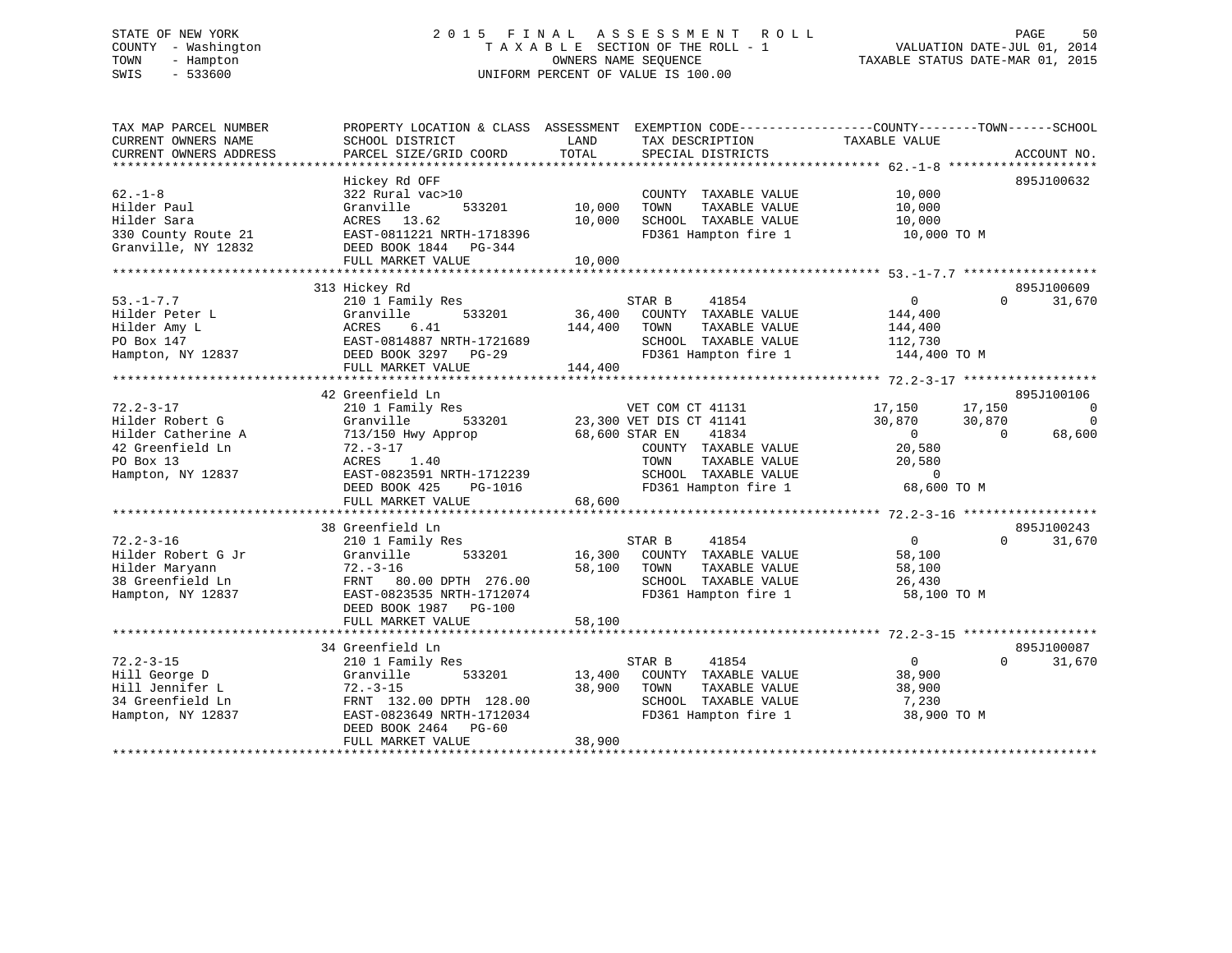STATE OF NEW YORK
COUNTY - Washington
TOWN - Hampton
SWIS - 533600

2015 FINAL ASSESSMENT ROLL
TAXABLE SECTION OF THE ROLL - 1
OWNERS NAME SEQUENCE
UNIFORM PERCENT OF VALUE IS 100.00

VALUATION DATE-JUL 01, 2014
TAXABLE STATUS DATE-MAR 01, 2015

```
TAX MAP PARCEL NUMBER          PROPERTY LOCATION & CLASS  ASSESSMENT  EXEMPTION CODE------------------COUNTY--------TOWN------SCHOOL
CURRENT OWNERS NAME            SCHOOL DISTRICT               LAND      TAX DESCRIPTION            TAXABLE VALUE
CURRENT OWNERS ADDRESS         PARCEL SIZE/GRID COORD        TOTAL     SPECIAL DISTRICTS                                    ACCOUNT NO.
******************************************************************************************************* 62.-1-8 ********************
                               Hickey Rd OFF                                                                                895J100632
62.-1-8                        322 Rural vac>10                         COUNTY  TAXABLE VALUE         10,000
Hilder Paul                    Granville      533201         10,000     TOWN    TAXABLE VALUE         10,000
Hilder Sara                    ACRES  13.62                  10,000     SCHOOL  TAXABLE VALUE         10,000
330 County Route 21            EAST-0811221 NRTH-1718396                FD361 Hampton fire 1           10,000 TO M
Granville, NY 12832            DEED BOOK 1844   PG-344
                               FULL MARKET VALUE             10,000
******************************************************************************************************* 53.-1-7.7 ******************
                               313 Hickey Rd                                                                                895J100609
53.-1-7.7                      210 1 Family Res                     STAR B      41854                0             0      31,670
Hilder Peter L                 Granville      533201         36,400    COUNTY  TAXABLE VALUE        144,400
Hilder Amy L                   ACRES    6.41                144,400    TOWN    TAXABLE VALUE        144,400
PO Box 147                     EAST-0814887 NRTH-1721689               SCHOOL  TAXABLE VALUE        112,730
Hampton, NY 12837              DEED BOOK 3297   PG-29                  FD361 Hampton fire 1          144,400 TO M
                               FULL MARKET VALUE            144,400
******************************************************************************************************* 72.2-3-17 ******************
                               42 Greenfield Ln                                                                             895J100106
72.2-3-17                      210 1 Family Res                     VET COM CT 41131             17,150        17,150            0
Hilder Robert G                Granville      533201         23,300 VET DIS CT 41141             30,870        30,870            0
Hilder Catherine A             713/150 Hwy Approp            68,600 STAR EN     41834                0             0      68,600
42 Greenfield Ln               72.-3-17                             COUNTY  TAXABLE VALUE         20,580
PO Box 13                      ACRES    1.40                        TOWN    TAXABLE VALUE         20,580
Hampton, NY 12837              EAST-0823591 NRTH-1712239            SCHOOL  TAXABLE VALUE              0
                               DEED BOOK 425    PG-1016             FD361 Hampton fire 1           68,600 TO M
                               FULL MARKET VALUE             68,600
******************************************************************************************************* 72.2-3-16 ******************
                               38 Greenfield Ln                                                                             895J100243
72.2-3-16                      210 1 Family Res                     STAR B      41854                0             0      31,670
Hilder Robert G Jr             Granville      533201         16,300    COUNTY  TAXABLE VALUE         58,100
Hilder Maryann                 72.-3-16                      58,100    TOWN    TAXABLE VALUE         58,100
38 Greenfield Ln               FRNT  80.00 DPTH 276.00                 SCHOOL  TAXABLE VALUE         26,430
Hampton, NY 12837              EAST-0823535 NRTH-1712074               FD361 Hampton fire 1           58,100 TO M
                               DEED BOOK 1987   PG-100
                               FULL MARKET VALUE             58,100
******************************************************************************************************* 72.2-3-15 ******************
                               34 Greenfield Ln                                                                             895J100087
72.2-3-15                      210 1 Family Res                     STAR B      41854                0             0      31,670
Hill George D                  Granville      533201         13,400    COUNTY  TAXABLE VALUE         38,900
Hill Jennifer L                72.-3-15                      38,900    TOWN    TAXABLE VALUE         38,900
34 Greenfield Ln               FRNT 132.00 DPTH 128.00                 SCHOOL  TAXABLE VALUE          7,230
Hampton, NY 12837              EAST-0823649 NRTH-1712034               FD361 Hampton fire 1           38,900 TO M
                               DEED BOOK 2464   PG-60
                               FULL MARKET VALUE             38,900
************************************************************************************************************************************
```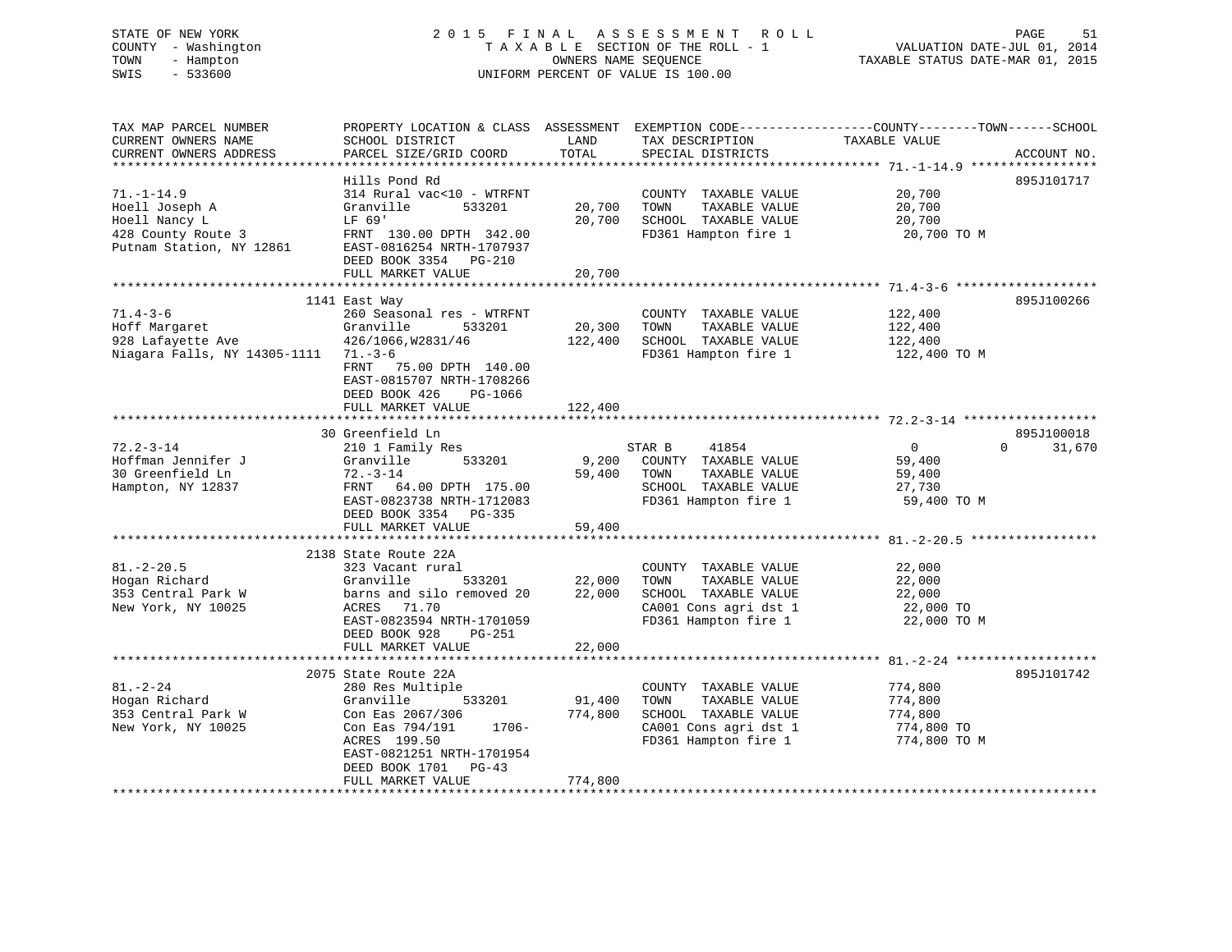STATE OF NEW YORK
COUNTY - Washington
TOWN - Hampton
SWIS - 533600

2015 FINAL ASSESSMENT ROLL
TAXABLE SECTION OF THE ROLL - 1
OWNERS NAME SEQUENCE
UNIFORM PERCENT OF VALUE IS 100.00

VALUATION DATE-JUL 01, 2014
TAXABLE STATUS DATE-MAR 01, 2015

| TAX MAP PARCEL NUMBER / CURRENT OWNERS NAME / CURRENT OWNERS ADDRESS | PROPERTY LOCATION & CLASS / SCHOOL DISTRICT / PARCEL SIZE/GRID COORD | ASSESSMENT LAND / TOTAL | EXEMPTION CODE / TAX DESCRIPTION / SPECIAL DISTRICTS | COUNTY | TOWN | SCHOOL | ACCOUNT NO. |
|---|---|---|---|---|---|---|---|
| **71.-1-14.9** | Hills Pond Rd | | | | | | 895J101717 |
| Hoell Joseph A | 314 Rural vac<10 - WTRFNT | | COUNTY TAXABLE VALUE | 20,700 | | | |
| Hoell Nancy L | Granville 533201 | 20,700 | TOWN TAXABLE VALUE | | 20,700 | | |
| 428 County Route 3 | LF 69' | 20,700 | SCHOOL TAXABLE VALUE | | | 20,700 | |
| Putnam Station, NY 12861 | FRNT 130.00 DPTH 342.00 | | FD361 Hampton fire 1 | 20,700 TO M | | | |
| | EAST-0816254 NRTH-1707937 | | | | | | |
| | DEED BOOK 3354 PG-210 | | | | | | |
| | FULL MARKET VALUE | 20,700 | | | | | |
| **71.4-3-6** | 1141 East Way | | | | | | 895J100266 |
| Hoff Margaret | 260 Seasonal res - WTRFNT | | COUNTY TAXABLE VALUE | 122,400 | | | |
| 928 Lafayette Ave | Granville 533201 | 20,300 | TOWN TAXABLE VALUE | | 122,400 | | |
| Niagara Falls, NY 14305-1111 | 426/1066,W2831/46 | 122,400 | SCHOOL TAXABLE VALUE | | | 122,400 | |
| | 71.-3-6 | | FD361 Hampton fire 1 | 122,400 TO M | | | |
| | FRNT 75.00 DPTH 140.00 | | | | | | |
| | EAST-0815707 NRTH-1708266 | | | | | | |
| | DEED BOOK 426 PG-1066 | | | | | | |
| | FULL MARKET VALUE | 122,400 | | | | | |
| **72.2-3-14** | 30 Greenfield Ln | | | | | | 895J100018 |
| Hoffman Jennifer J | 210 1 Family Res | | STAR B 41854 | 0 | 0 | 31,670 | |
| 30 Greenfield Ln | Granville 533201 | 9,200 | COUNTY TAXABLE VALUE | 59,400 | | | |
| Hampton, NY 12837 | 72.-3-14 | 59,400 | TOWN TAXABLE VALUE | | 59,400 | | |
| | FRNT 64.00 DPTH 175.00 | | SCHOOL TAXABLE VALUE | | | 27,730 | |
| | EAST-0823738 NRTH-1712083 | | FD361 Hampton fire 1 | 59,400 TO M | | | |
| | DEED BOOK 3354 PG-335 | | | | | | |
| | FULL MARKET VALUE | 59,400 | | | | | |
| **81.-2-20.5** | 2138 State Route 22A | | | | | | |
| Hogan Richard | 323 Vacant rural | | COUNTY TAXABLE VALUE | 22,000 | | | |
| 353 Central Park W | Granville 533201 | 22,000 | TOWN TAXABLE VALUE | | 22,000 | | |
| New York, NY 10025 | barns and silo removed 20 | 22,000 | SCHOOL TAXABLE VALUE | | | 22,000 | |
| | ACRES 71.70 | | CA001 Cons agri dst 1 | 22,000 TO | | | |
| | EAST-0823594 NRTH-1701059 | | FD361 Hampton fire 1 | 22,000 TO M | | | |
| | DEED BOOK 928 PG-251 | | | | | | |
| | FULL MARKET VALUE | 22,000 | | | | | |
| **81.-2-24** | 2075 State Route 22A | | | | | | 895J101742 |
| Hogan Richard | 280 Res Multiple | | COUNTY TAXABLE VALUE | 774,800 | | | |
| 353 Central Park W | Granville 533201 | 91,400 | TOWN TAXABLE VALUE | | 774,800 | | |
| New York, NY 10025 | Con Eas 2067/306 | 774,800 | SCHOOL TAXABLE VALUE | | | 774,800 | |
| | Con Eas 794/191 1706- | | CA001 Cons agri dst 1 | 774,800 TO | | | |
| | ACRES 199.50 | | FD361 Hampton fire 1 | 774,800 TO M | | | |
| | EAST-0821251 NRTH-1701954 | | | | | | |
| | DEED BOOK 1701 PG-43 | | | | | | |
| | FULL MARKET VALUE | 774,800 | | | | | |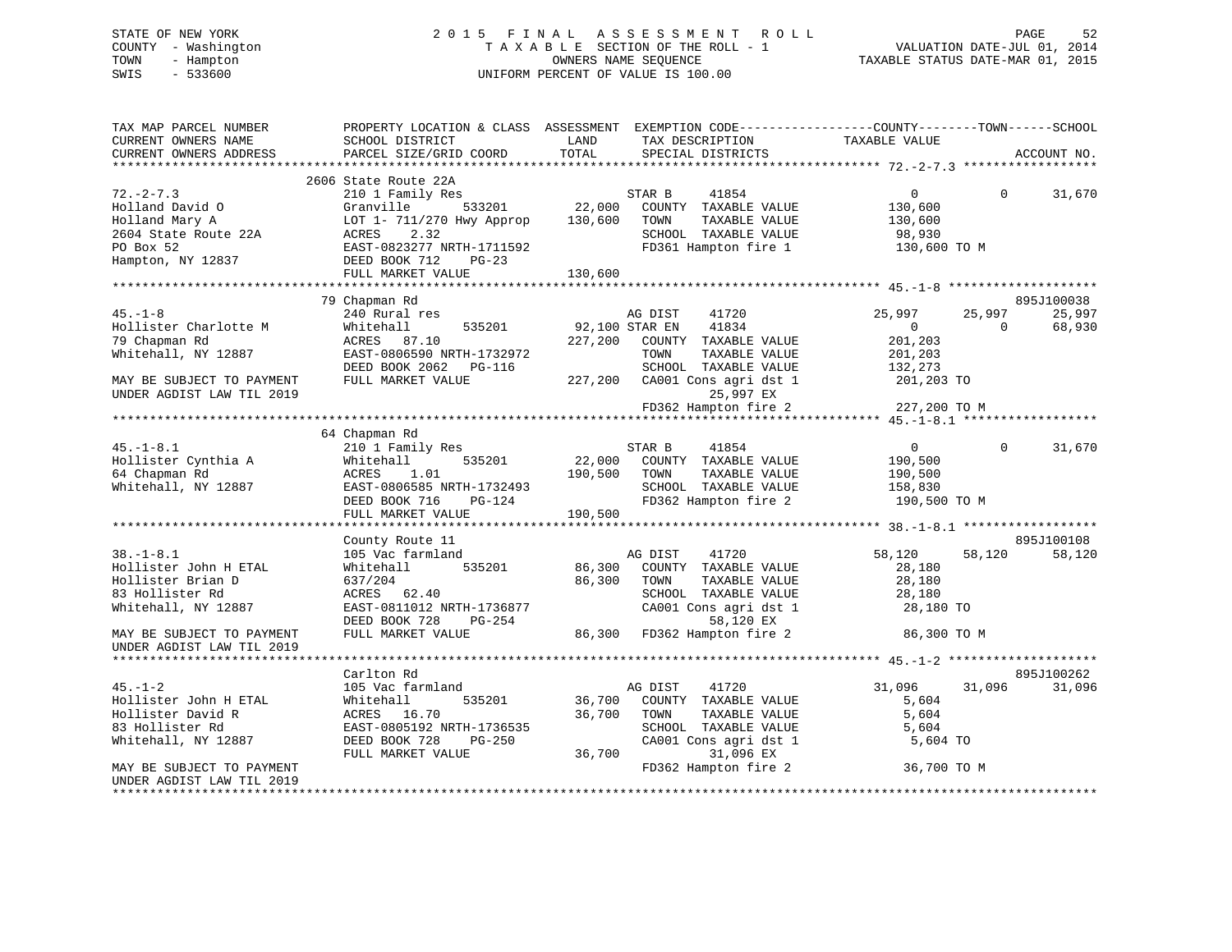STATE OF NEW YORK
COUNTY - Washington
TOWN - Hampton
SWIS - 533600

2015 FINAL ASSESSMENT ROLL
TAXABLE SECTION OF THE ROLL - 1
OWNERS NAME SEQUENCE
UNIFORM PERCENT OF VALUE IS 100.00

VALUATION DATE-JUL 01, 2014
TAXABLE STATUS DATE-MAR 01, 2015

```
TAX MAP PARCEL NUMBER          PROPERTY LOCATION & CLASS  ASSESSMENT  EXEMPTION CODE------------------COUNTY--------TOWN------SCHOOL
CURRENT OWNERS NAME            SCHOOL DISTRICT               LAND      TAX DESCRIPTION            TAXABLE VALUE
CURRENT OWNERS ADDRESS         PARCEL SIZE/GRID COORD        TOTAL     SPECIAL DISTRICTS                                      ACCOUNT NO.
******************************************************************************************************* 72.-2-7.3 ******************
                           2606 State Route 22A
72.-2-7.3                  210 1 Family Res                     STAR B      41854                  0            0      31,670
Holland David O            Granville       533201      22,000   COUNTY  TAXABLE VALUE        130,600
Holland Mary A             LOT 1- 711/270 Hwy Approp  130,600   TOWN    TAXABLE VALUE        130,600
2604 State Route 22A       ACRES    2.32                        SCHOOL  TAXABLE VALUE         98,930
PO Box 52                  EAST-0823277 NRTH-1711592            FD361 Hampton fire 1         130,600 TO M
Hampton, NY 12837          DEED BOOK 712    PG-23
                           FULL MARKET VALUE          130,600
******************************************************************************************************* 45.-1-8 ********************
                           79 Chapman Rd                                                                             895J100038
45.-1-8                    240 Rural res                        AG DIST     41720             25,997       25,997      25,997
Hollister Charlotte M      Whitehall       535201      92,100 STAR EN     41834                  0            0      68,930
79 Chapman Rd              ACRES   87.10              227,200   COUNTY  TAXABLE VALUE        201,203
Whitehall, NY 12887        EAST-0806590 NRTH-1732972            TOWN    TAXABLE VALUE        201,203
                           DEED BOOK 2062   PG-116              SCHOOL  TAXABLE VALUE        132,273
MAY BE SUBJECT TO PAYMENT  FULL MARKET VALUE          227,200   CA001 Cons agri dst 1        201,203 TO
UNDER AGDIST LAW TIL 2019                                              25,997 EX
                                                                FD362 Hampton fire 2         227,200 TO M
******************************************************************************************************* 45.-1-8.1 ******************
                           64 Chapman Rd
45.-1-8.1                  210 1 Family Res                     STAR B      41854                  0            0      31,670
Hollister Cynthia A        Whitehall       535201      22,000   COUNTY  TAXABLE VALUE        190,500
64 Chapman Rd              ACRES    1.01              190,500   TOWN    TAXABLE VALUE        190,500
Whitehall, NY 12887        EAST-0806585 NRTH-1732493            SCHOOL  TAXABLE VALUE        158,830
                           DEED BOOK 716    PG-124              FD362 Hampton fire 2         190,500 TO M
                           FULL MARKET VALUE          190,500
******************************************************************************************************* 38.-1-8.1 ******************
                           County Route 11                                                                           895J100108
38.-1-8.1                  105 Vac farmland                     AG DIST     41720             58,120       58,120      58,120
Hollister John H ETAL      Whitehall       535201      86,300   COUNTY  TAXABLE VALUE         28,180
Hollister Brian D          637/204                     86,300   TOWN    TAXABLE VALUE         28,180
83 Hollister Rd            ACRES   62.40                        SCHOOL  TAXABLE VALUE         28,180
Whitehall, NY 12887        EAST-0811012 NRTH-1736877            CA001 Cons agri dst 1         28,180 TO
                           DEED BOOK 728    PG-254                     58,120 EX
MAY BE SUBJECT TO PAYMENT  FULL MARKET VALUE           86,300   FD362 Hampton fire 2          86,300 TO M
UNDER AGDIST LAW TIL 2019
******************************************************************************************************* 45.-1-2 ********************
                           Carlton Rd                                                                                895J100262
45.-1-2                    105 Vac farmland                     AG DIST     41720             31,096       31,096      31,096
Hollister John H ETAL      Whitehall       535201      36,700   COUNTY  TAXABLE VALUE          5,604
Hollister David R          ACRES   16.70               36,700   TOWN    TAXABLE VALUE          5,604
83 Hollister Rd            EAST-0805192 NRTH-1736535            SCHOOL  TAXABLE VALUE          5,604
Whitehall, NY 12887        DEED BOOK 728    PG-250              CA001 Cons agri dst 1          5,604 TO
                           FULL MARKET VALUE           36,700          31,096 EX
MAY BE SUBJECT TO PAYMENT                                       FD362 Hampton fire 2          36,700 TO M
UNDER AGDIST LAW TIL 2019
************************************************************************************************************************************
```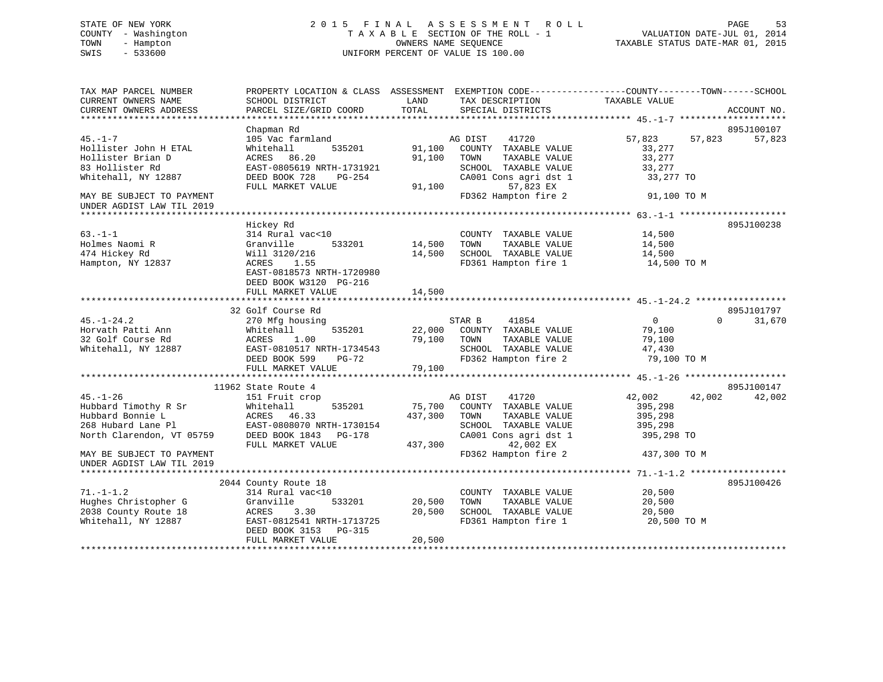STATE OF NEW YORK
COUNTY - Washington
TOWN - Hampton
SWIS - 533600

2015 FINAL ASSESSMENT ROLL
TAXABLE SECTION OF THE ROLL - 1
OWNERS NAME SEQUENCE
UNIFORM PERCENT OF VALUE IS 100.00

VALUATION DATE-JUL 01, 2014
TAXABLE STATUS DATE-MAR 01, 2015

```
TAX MAP PARCEL NUMBER          PROPERTY LOCATION & CLASS  ASSESSMENT  EXEMPTION CODE------------------COUNTY--------TOWN------SCHOOL
CURRENT OWNERS NAME            SCHOOL DISTRICT               LAND      TAX DESCRIPTION               TAXABLE VALUE
CURRENT OWNERS ADDRESS         PARCEL SIZE/GRID COORD        TOTAL     SPECIAL DISTRICTS                                     ACCOUNT NO.
******************************************************************************************************* 45.-1-7 *******************
                               Chapman Rd                                                                                895J100107
45.-1-7                        105 Vac farmland                      AG DIST     41720            57,823      57,823      57,823
Hollister John H ETAL          Whitehall        535201       91,100  COUNTY  TAXABLE VALUE          33,277
Hollister Brian D              ACRES   86.20                 91,100  TOWN    TAXABLE VALUE          33,277
83 Hollister Rd                EAST-0805619 NRTH-1731921             SCHOOL  TAXABLE VALUE          33,277
Whitehall, NY 12887            DEED BOOK 728    PG-254               CA001 Cons agri dst 1           33,277 TO
                               FULL MARKET VALUE             91,100         57,823 EX
MAY BE SUBJECT TO PAYMENT                                            FD362 Hampton fire 2            91,100 TO M
UNDER AGDIST LAW TIL 2019
******************************************************************************************************* 63.-1-1 *******************
                               Hickey Rd                                                                                 895J100238
63.-1-1                        314 Rural vac<10                      COUNTY  TAXABLE VALUE          14,500
Holmes Naomi R                 Granville        533201       14,500  TOWN    TAXABLE VALUE          14,500
474 Hickey Rd                  Will 3120/216                 14,500  SCHOOL  TAXABLE VALUE          14,500
Hampton, NY 12837              ACRES    1.55                         FD361 Hampton fire 1            14,500 TO M
                               EAST-0818573 NRTH-1720980
                               DEED BOOK W3120  PG-216
                               FULL MARKET VALUE             14,500
******************************************************************************************************* 45.-1-24.2 ****************
                               32 Golf Course Rd                                                                         895J101797
45.-1-24.2                     270 Mfg housing                       STAR B      41854                0           0       31,670
Horvath Patti Ann              Whitehall        535201       22,000  COUNTY  TAXABLE VALUE          79,100
32 Golf Course Rd              ACRES    1.00                 79,100  TOWN    TAXABLE VALUE          79,100
Whitehall, NY 12887            EAST-0810517 NRTH-1734543             SCHOOL  TAXABLE VALUE          47,430
                               DEED BOOK 599    PG-72                FD362 Hampton fire 2            79,100 TO M
                               FULL MARKET VALUE             79,100
******************************************************************************************************* 45.-1-26 ******************
                               11962 State Route 4                                                                       895J100147
45.-1-26                       151 Fruit crop                        AG DIST     41720            42,002      42,002      42,002
Hubbard Timothy R Sr           Whitehall        535201       75,700  COUNTY  TAXABLE VALUE         395,298
Hubbard Bonnie L               ACRES   46.33                437,300  TOWN    TAXABLE VALUE         395,298
268 Hubard Lane Pl             EAST-0808070 NRTH-1730154             SCHOOL  TAXABLE VALUE         395,298
North Clarendon, VT 05759      DEED BOOK 1843   PG-178               CA001 Cons agri dst 1          395,298 TO
                               FULL MARKET VALUE            437,300         42,002 EX
MAY BE SUBJECT TO PAYMENT                                            FD362 Hampton fire 2           437,300 TO M
UNDER AGDIST LAW TIL 2019
******************************************************************************************************* 71.-1-1.2 *****************
                               2044 County Route 18                                                                      895J100426
71.-1-1.2                      314 Rural vac<10                      COUNTY  TAXABLE VALUE          20,500
Hughes Christopher G           Granville        533201       20,500  TOWN    TAXABLE VALUE          20,500
2038 County Route 18           ACRES    3.30                 20,500  SCHOOL  TAXABLE VALUE          20,500
Whitehall, NY 12887            EAST-0812541 NRTH-1713725             FD361 Hampton fire 1            20,500 TO M
                               DEED BOOK 3153   PG-315
                               FULL MARKET VALUE             20,500
************************************************************************************************************************************
```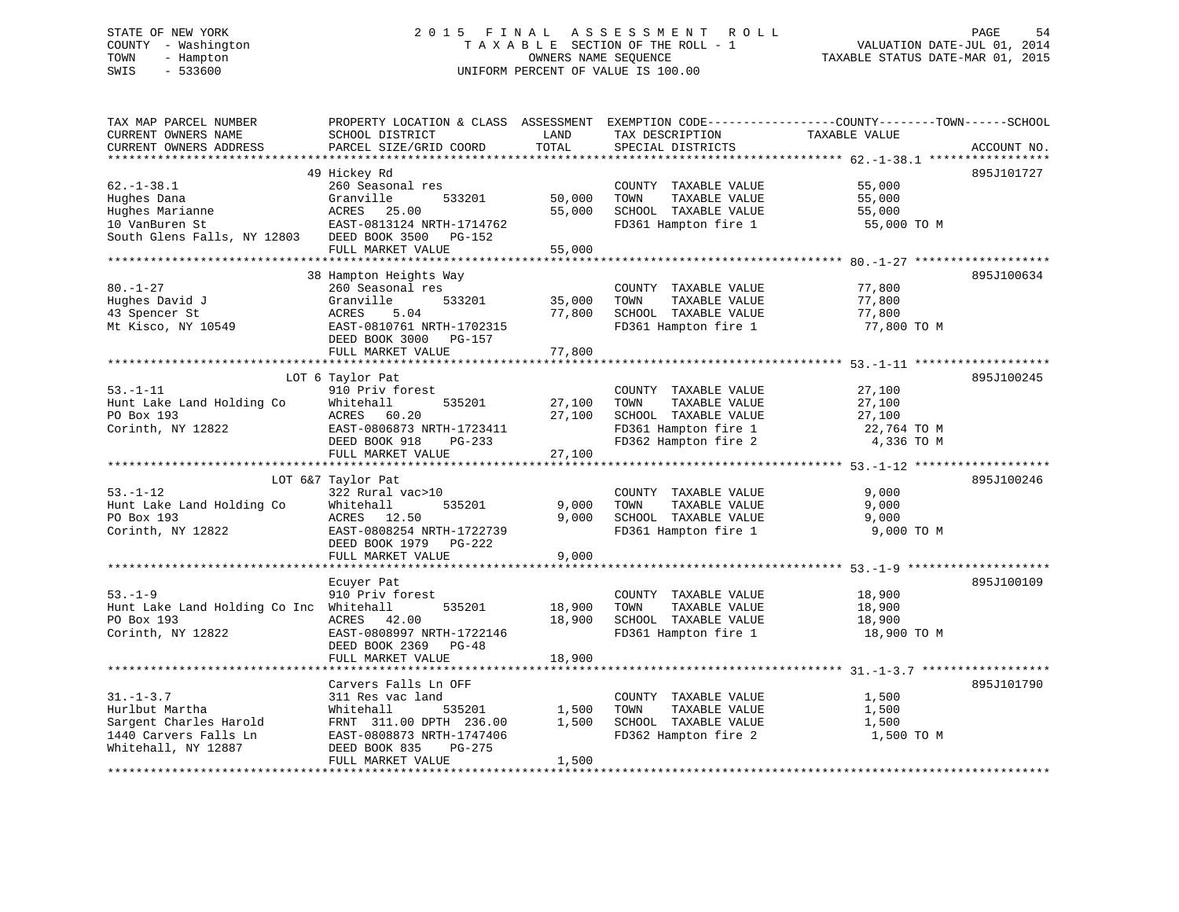STATE OF NEW YORK
COUNTY - Washington
TOWN - Hampton
SWIS - 533600

2 0 1 5 F I N A L A S S E S S M E N T R O L L
T A X A B L E SECTION OF THE ROLL - 1
OWNERS NAME SEQUENCE
UNIFORM PERCENT OF VALUE IS 100.00

VALUATION DATE-JUL 01, 2014
TAXABLE STATUS DATE-MAR 01, 2015

| TAX MAP PARCEL NUMBER / CURRENT OWNERS NAME / CURRENT OWNERS ADDRESS | PROPERTY LOCATION & CLASS / SCHOOL DISTRICT / PARCEL SIZE/GRID COORD | ASSESSMENT LAND | TOTAL | EXEMPTION CODE / TAX DESCRIPTION / SPECIAL DISTRICTS | COUNTY--------TOWN------SCHOOL TAXABLE VALUE | ACCOUNT NO. |
|---|---|---|---|---|---|---|
| **62.-1-38.1** | 49 Hickey Rd | | | | | 895J101727 |
| 62.-1-38.1 | 260 Seasonal res | | | COUNTY TAXABLE VALUE | 55,000 | |
| Hughes Dana | Granville 533201 | 50,000 | | TOWN TAXABLE VALUE | 55,000 | |
| Hughes Marianne | ACRES 25.00 | | 55,000 | SCHOOL TAXABLE VALUE | 55,000 | |
| 10 VanBuren St | EAST-0813124 NRTH-1714762 | | | FD361 Hampton fire 1 | 55,000 TO M | |
| South Glens Falls, NY 12803 | DEED BOOK 3500 PG-152 | | | | | |
| | FULL MARKET VALUE | | 55,000 | | | |
| **80.-1-27** | 38 Hampton Heights Way | | | | | 895J100634 |
| 80.-1-27 | 260 Seasonal res | | | COUNTY TAXABLE VALUE | 77,800 | |
| Hughes David J | Granville 533201 | 35,000 | | TOWN TAXABLE VALUE | 77,800 | |
| 43 Spencer St | ACRES 5.04 | | 77,800 | SCHOOL TAXABLE VALUE | 77,800 | |
| Mt Kisco, NY 10549 | EAST-0810761 NRTH-1702315 | | | FD361 Hampton fire 1 | 77,800 TO M | |
| | DEED BOOK 3000 PG-157 | | | | | |
| | FULL MARKET VALUE | | 77,800 | | | |
| **53.-1-11** | LOT 6 Taylor Pat | | | | | 895J100245 |
| 53.-1-11 | 910 Priv forest | | | COUNTY TAXABLE VALUE | 27,100 | |
| Hunt Lake Land Holding Co | Whitehall 535201 | 27,100 | | TOWN TAXABLE VALUE | 27,100 | |
| PO Box 193 | ACRES 60.20 | | 27,100 | SCHOOL TAXABLE VALUE | 27,100 | |
| Corinth, NY 12822 | EAST-0806873 NRTH-1723411 | | | FD361 Hampton fire 1 | 22,764 TO M | |
| | DEED BOOK 918 PG-233 | | | FD362 Hampton fire 2 | 4,336 TO M | |
| | FULL MARKET VALUE | | 27,100 | | | |
| **53.-1-12** | LOT 6&7 Taylor Pat | | | | | 895J100246 |
| 53.-1-12 | 322 Rural vac>10 | | | COUNTY TAXABLE VALUE | 9,000 | |
| Hunt Lake Land Holding Co | Whitehall 535201 | 9,000 | | TOWN TAXABLE VALUE | 9,000 | |
| PO Box 193 | ACRES 12.50 | | 9,000 | SCHOOL TAXABLE VALUE | 9,000 | |
| Corinth, NY 12822 | EAST-0808254 NRTH-1722739 | | | FD361 Hampton fire 1 | 9,000 TO M | |
| | DEED BOOK 1979 PG-222 | | | | | |
| | FULL MARKET VALUE | | 9,000 | | | |
| **53.-1-9** | Ecuyer Pat | | | | | 895J100109 |
| 53.-1-9 | 910 Priv forest | | | COUNTY TAXABLE VALUE | 18,900 | |
| Hunt Lake Land Holding Co Inc | Whitehall 535201 | 18,900 | | TOWN TAXABLE VALUE | 18,900 | |
| PO Box 193 | ACRES 42.00 | | 18,900 | SCHOOL TAXABLE VALUE | 18,900 | |
| Corinth, NY 12822 | EAST-0808997 NRTH-1722146 | | | FD361 Hampton fire 1 | 18,900 TO M | |
| | DEED BOOK 2369 PG-48 | | | | | |
| | FULL MARKET VALUE | | 18,900 | | | |
| **31.-1-3.7** | Carvers Falls Ln OFF | | | | | 895J101790 |
| 31.-1-3.7 | 311 Res vac land | | | COUNTY TAXABLE VALUE | 1,500 | |
| Hurlbut Martha | Whitehall 535201 | 1,500 | | TOWN TAXABLE VALUE | 1,500 | |
| Sargent Charles Harold | FRNT 311.00 DPTH 236.00 | | 1,500 | SCHOOL TAXABLE VALUE | 1,500 | |
| 1440 Carvers Falls Ln | EAST-0808873 NRTH-1747406 | | | FD362 Hampton fire 2 | 1,500 TO M | |
| Whitehall, NY 12887 | DEED BOOK 835 PG-275 | | | | | |
| | FULL MARKET VALUE | | 1,500 | | | |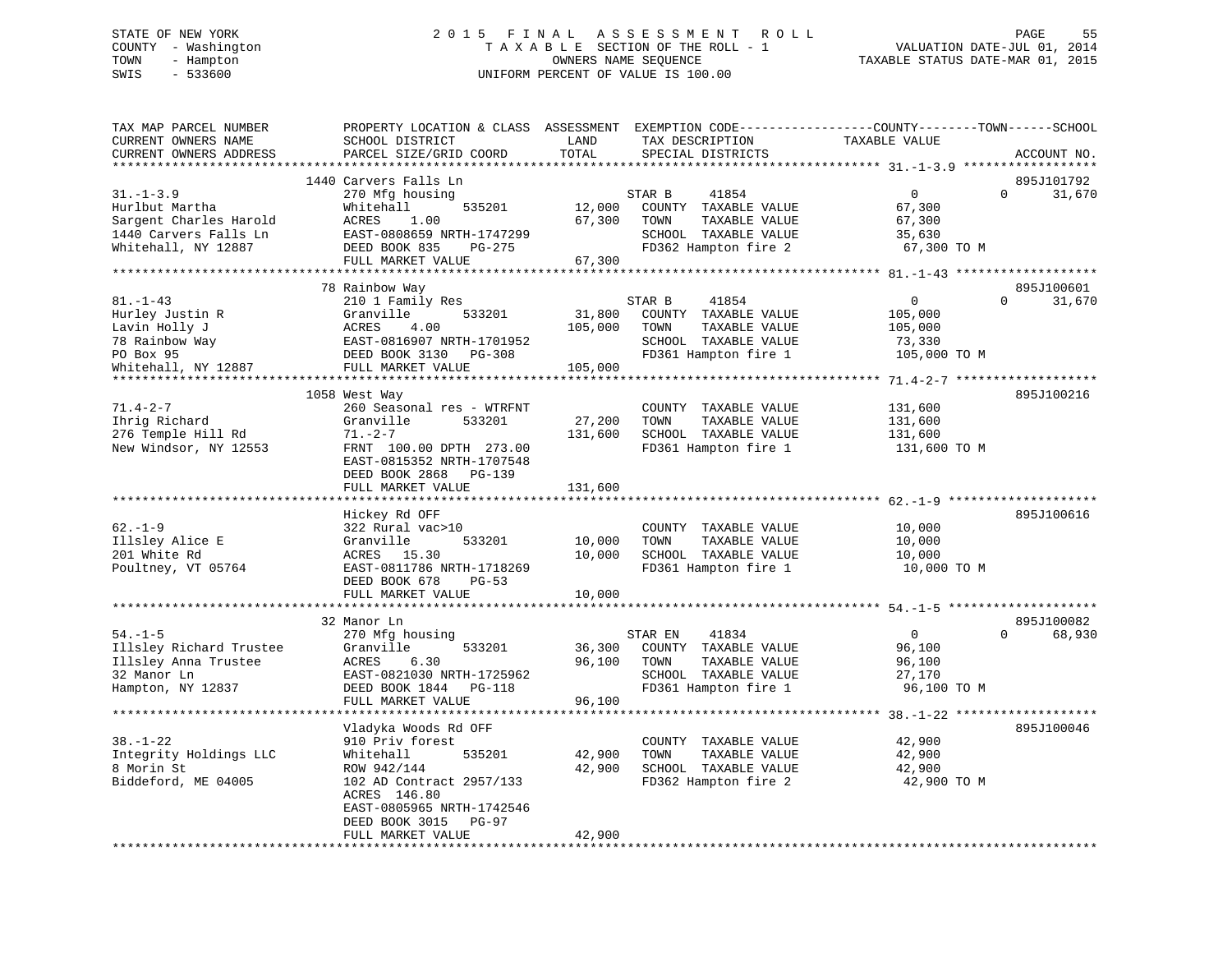STATE OF NEW YORK
COUNTY - Washington
TOWN - Hampton
SWIS - 533600

2015 FINAL ASSESSMENT ROLL
TAXABLE SECTION OF THE ROLL - 1
OWNERS NAME SEQUENCE
UNIFORM PERCENT OF VALUE IS 100.00

VALUATION DATE-JUL 01, 2014
TAXABLE STATUS DATE-MAR 01, 2015

| TAX MAP PARCEL NUMBER / CURRENT OWNERS NAME / CURRENT OWNERS ADDRESS | PROPERTY LOCATION & CLASS / SCHOOL DISTRICT / PARCEL SIZE/GRID COORD | ASSESSMENT LAND / TOTAL | EXEMPTION CODE / TAX DESCRIPTION / SPECIAL DISTRICTS | COUNTY / TAXABLE VALUE | TOWN | SCHOOL | ACCOUNT NO. |
|---|---|---|---|---|---|---|---|
| | 1440 Carvers Falls Ln | | | | | | 895J101792 |
| 31.-1-3.9 | 270 Mfg housing | | STAR B 41854 | 0 | 0 | 31,670 | |
| Hurlbut Martha | Whitehall 535201 | 12,000 | COUNTY TAXABLE VALUE | 67,300 | | | |
| Sargent Charles Harold | ACRES 1.00 | 67,300 | TOWN TAXABLE VALUE | 67,300 | | | |
| 1440 Carvers Falls Ln | EAST-0808659 NRTH-1747299 | | SCHOOL TAXABLE VALUE | 35,630 | | | |
| Whitehall, NY 12887 | DEED BOOK 835 PG-275 | | FD362 Hampton fire 2 | 67,300 TO M | | | |
| | FULL MARKET VALUE | 67,300 | | | | | |
| | 78 Rainbow Way | | | | | | 895J100601 |
| 81.-1-43 | 210 1 Family Res | | STAR B 41854 | 0 | 0 | 31,670 | |
| Hurley Justin R | Granville 533201 | 31,800 | COUNTY TAXABLE VALUE | 105,000 | | | |
| Lavin Holly J | ACRES 4.00 | 105,000 | TOWN TAXABLE VALUE | 105,000 | | | |
| 78 Rainbow Way | EAST-0816907 NRTH-1701952 | | SCHOOL TAXABLE VALUE | 73,330 | | | |
| PO Box 95 | DEED BOOK 3130 PG-308 | | FD361 Hampton fire 1 | 105,000 TO M | | | |
| Whitehall, NY 12887 | FULL MARKET VALUE | 105,000 | | | | | |
| | 1058 West Way | | | | | | 895J100216 |
| 71.4-2-7 | 260 Seasonal res - WTRFNT | | COUNTY TAXABLE VALUE | 131,600 | | | |
| Ihrig Richard | Granville 533201 | 27,200 | TOWN TAXABLE VALUE | 131,600 | | | |
| 276 Temple Hill Rd | 71.-2-7 | 131,600 | SCHOOL TAXABLE VALUE | 131,600 | | | |
| New Windsor, NY 12553 | FRNT 100.00 DPTH 273.00 | | FD361 Hampton fire 1 | 131,600 TO M | | | |
| | EAST-0815352 NRTH-1707548 | | | | | | |
| | DEED BOOK 2868 PG-139 | | | | | | |
| | FULL MARKET VALUE | 131,600 | | | | | |
| | Hickey Rd OFF | | | | | | 895J100616 |
| 62.-1-9 | 322 Rural vac>10 | | COUNTY TAXABLE VALUE | 10,000 | | | |
| Illsley Alice E | Granville 533201 | 10,000 | TOWN TAXABLE VALUE | 10,000 | | | |
| 201 White Rd | ACRES 15.30 | 10,000 | SCHOOL TAXABLE VALUE | 10,000 | | | |
| Poultney, VT 05764 | EAST-0811786 NRTH-1718269 | | FD361 Hampton fire 1 | 10,000 TO M | | | |
| | DEED BOOK 678 PG-53 | | | | | | |
| | FULL MARKET VALUE | 10,000 | | | | | |
| | 32 Manor Ln | | | | | | 895J100082 |
| 54.-1-5 | 270 Mfg housing | | STAR EN 41834 | 0 | 0 | 68,930 | |
| Illsley Richard Trustee | Granville 533201 | 36,300 | COUNTY TAXABLE VALUE | 96,100 | | | |
| Illsley Anna Trustee | ACRES 6.30 | 96,100 | TOWN TAXABLE VALUE | 96,100 | | | |
| 32 Manor Ln | EAST-0821030 NRTH-1725962 | | SCHOOL TAXABLE VALUE | 27,170 | | | |
| Hampton, NY 12837 | DEED BOOK 1844 PG-118 | | FD361 Hampton fire 1 | 96,100 TO M | | | |
| | FULL MARKET VALUE | 96,100 | | | | | |
| | Vladyka Woods Rd OFF | | | | | | 895J100046 |
| 38.-1-22 | 910 Priv forest | | COUNTY TAXABLE VALUE | 42,900 | | | |
| Integrity Holdings LLC | Whitehall 535201 | 42,900 | TOWN TAXABLE VALUE | 42,900 | | | |
| 8 Morin St | ROW 942/144 | 42,900 | SCHOOL TAXABLE VALUE | 42,900 | | | |
| Biddeford, ME 04005 | 102 AD Contract 2957/133 | | FD362 Hampton fire 2 | 42,900 TO M | | | |
| | ACRES 146.80 | | | | | | |
| | EAST-0805965 NRTH-1742546 | | | | | | |
| | DEED BOOK 3015 PG-97 | | | | | | |
| | FULL MARKET VALUE | 42,900 | | | | | |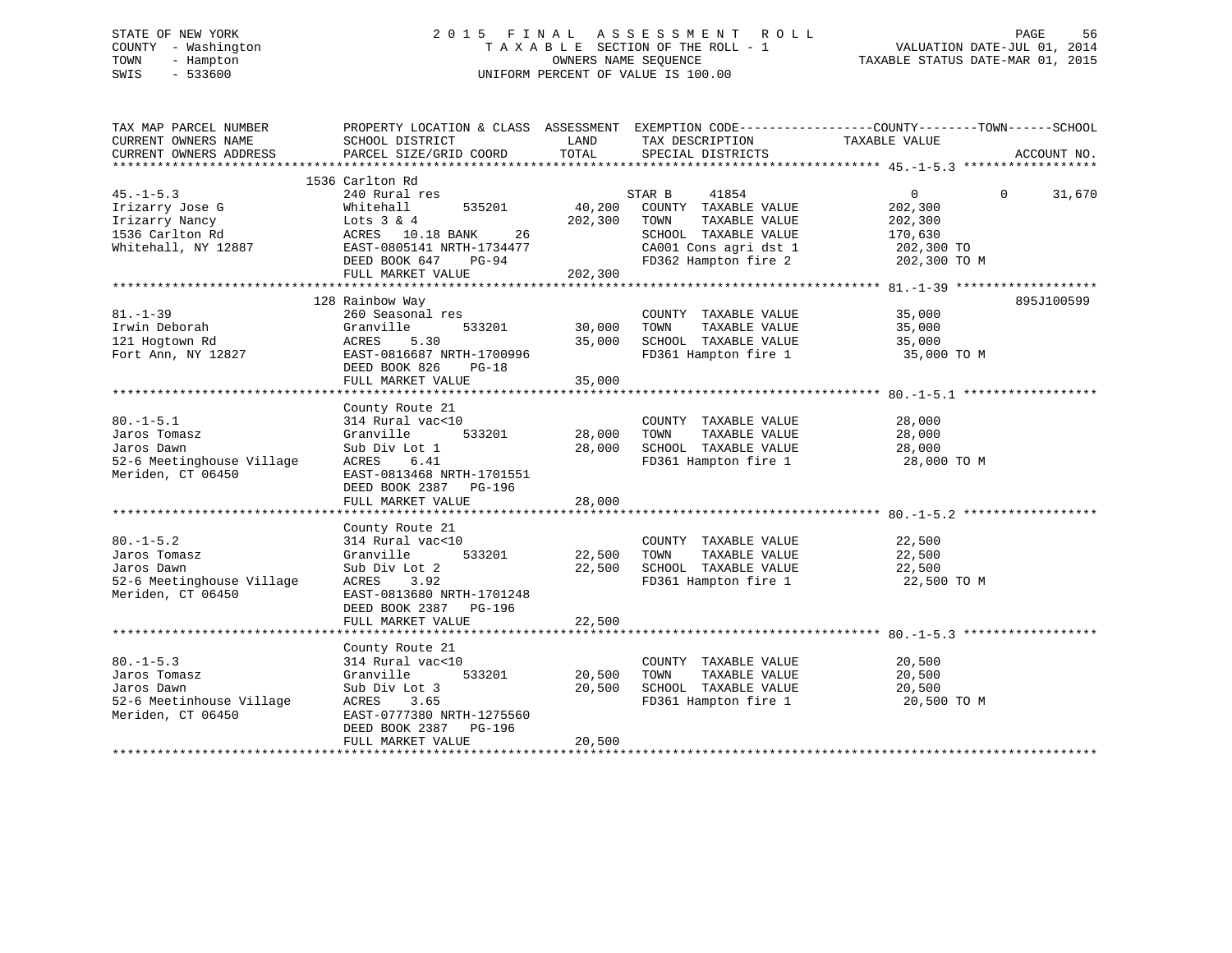STATE OF NEW YORK
COUNTY - Washington
TOWN - Hampton
SWIS - 533600

# 2015 FINAL ASSESSMENT ROLL
TAXABLE SECTION OF THE ROLL - 1
OWNERS NAME SEQUENCE
UNIFORM PERCENT OF VALUE IS 100.00

VALUATION DATE-JUL 01, 2014
TAXABLE STATUS DATE-MAR 01, 2015

| TAX MAP PARCEL NUMBER / CURRENT OWNERS NAME / CURRENT OWNERS ADDRESS | PROPERTY LOCATION & CLASS / SCHOOL DISTRICT / PARCEL SIZE/GRID COORD | ASSESSMENT LAND | TOTAL | EXEMPTION CODE / TAX DESCRIPTION / SPECIAL DISTRICTS | COUNTY / TOWN / SCHOOL TAXABLE VALUE | ACCOUNT NO. |
|---|---|---|---|---|---|---|
| **45.-1-5.3** | 1536 Carlton Rd | | | | | |
| 45.-1-5.3 | 240 Rural res | | | STAR B 41854 | 0 0 31,670 | |
| Irizarry Jose G | Whitehall 535201 | 40,200 | | COUNTY TAXABLE VALUE | 202,300 | |
| Irizarry Nancy | Lots 3 & 4 | | 202,300 | TOWN TAXABLE VALUE | 202,300 | |
| 1536 Carlton Rd | ACRES 10.18 BANK 26 | | | SCHOOL TAXABLE VALUE | 170,630 | |
| Whitehall, NY 12887 | EAST-0805141 NRTH-1734477 | | | CA001 Cons agri dst 1 | 202,300 TO | |
| | DEED BOOK 647 PG-94 | | | FD362 Hampton fire 2 | 202,300 TO M | |
| | FULL MARKET VALUE | | 202,300 | | | |
| **81.-1-39** | 128 Rainbow Way | | | | | 895J100599 |
| 81.-1-39 | 260 Seasonal res | | | COUNTY TAXABLE VALUE | 35,000 | |
| Irwin Deborah | Granville 533201 | 30,000 | | TOWN TAXABLE VALUE | 35,000 | |
| 121 Hogtown Rd | ACRES 5.30 | | 35,000 | SCHOOL TAXABLE VALUE | 35,000 | |
| Fort Ann, NY 12827 | EAST-0816687 NRTH-1700996 | | | FD361 Hampton fire 1 | 35,000 TO M | |
| | DEED BOOK 826 PG-18 | | | | | |
| | FULL MARKET VALUE | | 35,000 | | | |
| **80.-1-5.1** | County Route 21 | | | | | |
| 80.-1-5.1 | 314 Rural vac<10 | | | COUNTY TAXABLE VALUE | 28,000 | |
| Jaros Tomasz | Granville 533201 | 28,000 | | TOWN TAXABLE VALUE | 28,000 | |
| Jaros Dawn | Sub Div Lot 1 | | 28,000 | SCHOOL TAXABLE VALUE | 28,000 | |
| 52-6 Meetinghouse Village | ACRES 6.41 | | | FD361 Hampton fire 1 | 28,000 TO M | |
| Meriden, CT 06450 | EAST-0813468 NRTH-1701551 | | | | | |
| | DEED BOOK 2387 PG-196 | | | | | |
| | FULL MARKET VALUE | | 28,000 | | | |
| **80.-1-5.2** | County Route 21 | | | | | |
| 80.-1-5.2 | 314 Rural vac<10 | | | COUNTY TAXABLE VALUE | 22,500 | |
| Jaros Tomasz | Granville 533201 | 22,500 | | TOWN TAXABLE VALUE | 22,500 | |
| Jaros Dawn | Sub Div Lot 2 | | 22,500 | SCHOOL TAXABLE VALUE | 22,500 | |
| 52-6 Meetinghouse Village | ACRES 3.92 | | | FD361 Hampton fire 1 | 22,500 TO M | |
| Meriden, CT 06450 | EAST-0813680 NRTH-1701248 | | | | | |
| | DEED BOOK 2387 PG-196 | | | | | |
| | FULL MARKET VALUE | | 22,500 | | | |
| **80.-1-5.3** | County Route 21 | | | | | |
| 80.-1-5.3 | 314 Rural vac<10 | | | COUNTY TAXABLE VALUE | 20,500 | |
| Jaros Tomasz | Granville 533201 | 20,500 | | TOWN TAXABLE VALUE | 20,500 | |
| Jaros Dawn | Sub Div Lot 3 | | 20,500 | SCHOOL TAXABLE VALUE | 20,500 | |
| 52-6 Meetinhouse Village | ACRES 3.65 | | | FD361 Hampton fire 1 | 20,500 TO M | |
| Meriden, CT 06450 | EAST-0777380 NRTH-1275560 | | | | | |
| | DEED BOOK 2387 PG-196 | | | | | |
| | FULL MARKET VALUE | | 20,500 | | | |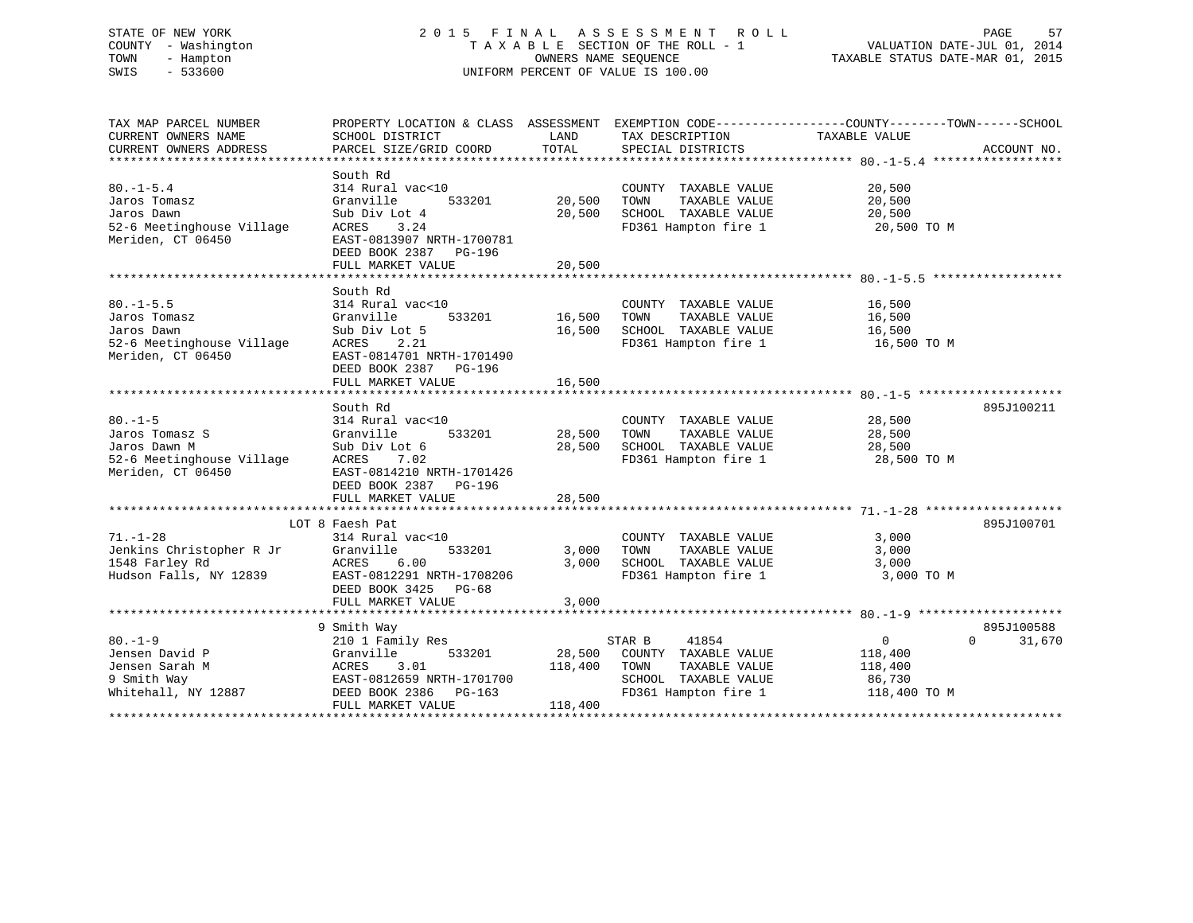STATE OF NEW YORK
COUNTY - Washington
TOWN - Hampton
SWIS - 533600

2015 FINAL ASSESSMENT ROLL
TAXABLE SECTION OF THE ROLL - 1
OWNERS NAME SEQUENCE
UNIFORM PERCENT OF VALUE IS 100.00

VALUATION DATE-JUL 01, 2014
TAXABLE STATUS DATE-MAR 01, 2015

| TAX MAP PARCEL NUMBER / CURRENT OWNERS NAME / CURRENT OWNERS ADDRESS | PROPERTY LOCATION & CLASS / SCHOOL DISTRICT / PARCEL SIZE/GRID COORD | ASSESSMENT LAND / TOTAL | EXEMPTION CODE / TAX DESCRIPTION / SPECIAL DISTRICTS | COUNTY / TOWN / SCHOOL TAXABLE VALUE | ACCOUNT NO. |
|---|---|---|---|---|---|
| 80.-1-5.4 | South Rd | | | | |
| 80.-1-5.4 | 314 Rural vac<10 | | COUNTY TAXABLE VALUE | 20,500 | |
| Jaros Tomasz | Granville 533201 | 20,500 | TOWN TAXABLE VALUE | 20,500 | |
| Jaros Dawn | Sub Div Lot 4 | 20,500 | SCHOOL TAXABLE VALUE | 20,500 | |
| 52-6 Meetinghouse Village | ACRES 3.24 | | FD361 Hampton fire 1 | 20,500 TO M | |
| Meriden, CT 06450 | EAST-0813907 NRTH-1700781 | | | | |
| | DEED BOOK 2387 PG-196 | | | | |
| | FULL MARKET VALUE | 20,500 | | | |
| 80.-1-5.5 | South Rd | | | | |
| 80.-1-5.5 | 314 Rural vac<10 | | COUNTY TAXABLE VALUE | 16,500 | |
| Jaros Tomasz | Granville 533201 | 16,500 | TOWN TAXABLE VALUE | 16,500 | |
| Jaros Dawn | Sub Div Lot 5 | 16,500 | SCHOOL TAXABLE VALUE | 16,500 | |
| 52-6 Meetinghouse Village | ACRES 2.21 | | FD361 Hampton fire 1 | 16,500 TO M | |
| Meriden, CT 06450 | EAST-0814701 NRTH-1701490 | | | | |
| | DEED BOOK 2387 PG-196 | | | | |
| | FULL MARKET VALUE | 16,500 | | | |
| 80.-1-5 | South Rd | | | | 895J100211 |
| 80.-1-5 | 314 Rural vac<10 | | COUNTY TAXABLE VALUE | 28,500 | |
| Jaros Tomasz S | Granville 533201 | 28,500 | TOWN TAXABLE VALUE | 28,500 | |
| Jaros Dawn M | Sub Div Lot 6 | 28,500 | SCHOOL TAXABLE VALUE | 28,500 | |
| 52-6 Meetinghouse Village | ACRES 7.02 | | FD361 Hampton fire 1 | 28,500 TO M | |
| Meriden, CT 06450 | EAST-0814210 NRTH-1701426 | | | | |
| | DEED BOOK 2387 PG-196 | | | | |
| | FULL MARKET VALUE | 28,500 | | | |
| 71.-1-28 | LOT 8 Faesh Pat | | | | 895J100701 |
| 71.-1-28 | 314 Rural vac<10 | | COUNTY TAXABLE VALUE | 3,000 | |
| Jenkins Christopher R Jr | Granville 533201 | 3,000 | TOWN TAXABLE VALUE | 3,000 | |
| 1548 Farley Rd | ACRES 6.00 | 3,000 | SCHOOL TAXABLE VALUE | 3,000 | |
| Hudson Falls, NY 12839 | EAST-0812291 NRTH-1708206 | | FD361 Hampton fire 1 | 3,000 TO M | |
| | DEED BOOK 3425 PG-68 | | | | |
| | FULL MARKET VALUE | 3,000 | | | |
| 80.-1-9 | 9 Smith Way | | | | 895J100588 |
| 80.-1-9 | 210 1 Family Res | | STAR B 41854 | 0 0 31,670 | |
| Jensen David P | Granville 533201 | 28,500 | COUNTY TAXABLE VALUE | 118,400 | |
| Jensen Sarah M | ACRES 3.01 | 118,400 | TOWN TAXABLE VALUE | 118,400 | |
| 9 Smith Way | EAST-0812659 NRTH-1701700 | | SCHOOL TAXABLE VALUE | 86,730 | |
| Whitehall, NY 12887 | DEED BOOK 2386 PG-163 | | FD361 Hampton fire 1 | 118,400 TO M | |
| | FULL MARKET VALUE | 118,400 | | | |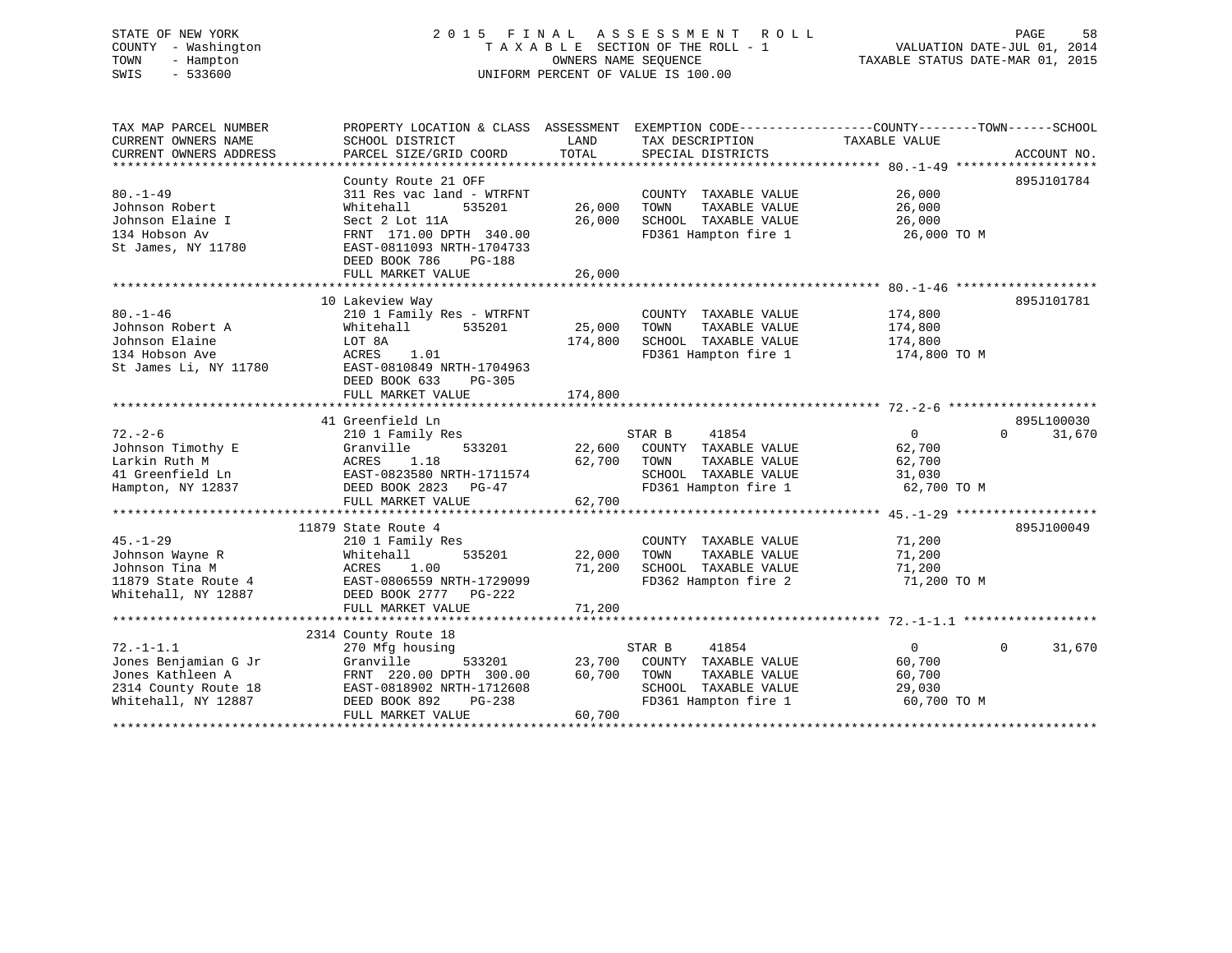STATE OF NEW YORK
COUNTY - Washington
TOWN - Hampton
SWIS - 533600

# 2015 FINAL ASSESSMENT ROLL

TAXABLE SECTION OF THE ROLL - 1
OWNERS NAME SEQUENCE
UNIFORM PERCENT OF VALUE IS 100.00

VALUATION DATE-JUL 01, 2014
TAXABLE STATUS DATE-MAR 01, 2015

| TAX MAP PARCEL NUMBER / CURRENT OWNERS NAME / CURRENT OWNERS ADDRESS | PROPERTY LOCATION & CLASS / SCHOOL DISTRICT / PARCEL SIZE/GRID COORD | ASSESSMENT LAND | TOTAL | EXEMPTION CODE / TAX DESCRIPTION / SPECIAL DISTRICTS | COUNTY / TOWN TAXABLE VALUE | SCHOOL | ACCOUNT NO. |
|---|---|---|---|---|---|---|---|
| 80.-1-49 | County Route 21 OFF | | | | | | 895J101784 |
| | 311 Res vac land - WTRFNT | | | COUNTY TAXABLE VALUE | 26,000 | | |
| Johnson Robert | Whitehall 535201 | 26,000 | | TOWN TAXABLE VALUE | 26,000 | | |
| Johnson Elaine I | Sect 2 Lot 11A | | 26,000 | SCHOOL TAXABLE VALUE | 26,000 | | |
| 134 Hobson Av | FRNT 171.00 DPTH 340.00 | | | FD361 Hampton fire 1 | 26,000 TO M | | |
| St James, NY 11780 | EAST-0811093 NRTH-1704733 | | | | | | |
| | DEED BOOK 786 PG-188 | | | | | | |
| | FULL MARKET VALUE | | 26,000 | | | | |
| 80.-1-46 | 10 Lakeview Way | | | | | | 895J101781 |
| | 210 1 Family Res - WTRFNT | | | COUNTY TAXABLE VALUE | 174,800 | | |
| Johnson Robert A | Whitehall 535201 | 25,000 | | TOWN TAXABLE VALUE | 174,800 | | |
| Johnson Elaine | LOT 8A | | 174,800 | SCHOOL TAXABLE VALUE | 174,800 | | |
| 134 Hobson Ave | ACRES 1.01 | | | FD361 Hampton fire 1 | 174,800 TO M | | |
| St James Li, NY 11780 | EAST-0810849 NRTH-1704963 | | | | | | |
| | DEED BOOK 633 PG-305 | | | | | | |
| | FULL MARKET VALUE | | 174,800 | | | | |
| 72.-2-6 | 41 Greenfield Ln | | | | | | 895L100030 |
| | 210 1 Family Res | | | STAR B 41854 | 0 / 0 | 31,670 | |
| Johnson Timothy E | Granville 533201 | 22,600 | | COUNTY TAXABLE VALUE | 62,700 | | |
| Larkin Ruth M | ACRES 1.18 | | 62,700 | TOWN TAXABLE VALUE | 62,700 | | |
| 41 Greenfield Ln | EAST-0823580 NRTH-1711574 | | | SCHOOL TAXABLE VALUE | 31,030 | | |
| Hampton, NY 12837 | DEED BOOK 2823 PG-47 | | | FD361 Hampton fire 1 | 62,700 TO M | | |
| | FULL MARKET VALUE | | 62,700 | | | | |
| 45.-1-29 | 11879 State Route 4 | | | | | | 895J100049 |
| | 210 1 Family Res | | | COUNTY TAXABLE VALUE | 71,200 | | |
| Johnson Wayne R | Whitehall 535201 | 22,000 | | TOWN TAXABLE VALUE | 71,200 | | |
| Johnson Tina M | ACRES 1.00 | | 71,200 | SCHOOL TAXABLE VALUE | 71,200 | | |
| 11879 State Route 4 | EAST-0806559 NRTH-1729099 | | | FD362 Hampton fire 2 | 71,200 TO M | | |
| Whitehall, NY 12887 | DEED BOOK 2777 PG-222 | | | | | | |
| | FULL MARKET VALUE | | 71,200 | | | | |
| 72.-1-1.1 | 2314 County Route 18 | | | | | | |
| | 270 Mfg housing | | | STAR B 41854 | 0 / 0 | 31,670 | |
| Jones Benjamian G Jr | Granville 533201 | 23,700 | | COUNTY TAXABLE VALUE | 60,700 | | |
| Jones Kathleen A | FRNT 220.00 DPTH 300.00 | | 60,700 | TOWN TAXABLE VALUE | 60,700 | | |
| 2314 County Route 18 | EAST-0818902 NRTH-1712608 | | | SCHOOL TAXABLE VALUE | 29,030 | | |
| Whitehall, NY 12887 | DEED BOOK 892 PG-238 | | | FD361 Hampton fire 1 | 60,700 TO M | | |
| | FULL MARKET VALUE | | 60,700 | | | | |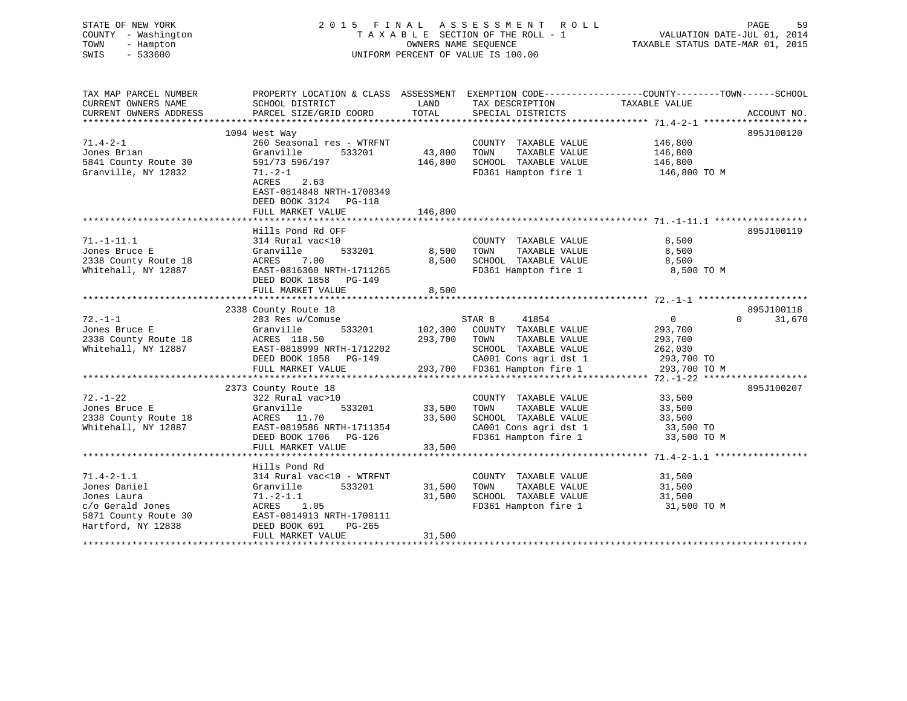STATE OF NEW YORK
COUNTY - Washington
TOWN - Hampton
SWIS - 533600

2015 FINAL ASSESSMENT ROLL
TAXABLE SECTION OF THE ROLL - 1
OWNERS NAME SEQUENCE
UNIFORM PERCENT OF VALUE IS 100.00

VALUATION DATE-JUL 01, 2014
TAXABLE STATUS DATE-MAR 01, 2015

| TAX MAP PARCEL NUMBER / CURRENT OWNERS NAME / CURRENT OWNERS ADDRESS | PROPERTY LOCATION & CLASS / SCHOOL DISTRICT / PARCEL SIZE/GRID COORD | ASSESSMENT LAND | TOTAL | EXEMPTION CODE / TAX DESCRIPTION / SPECIAL DISTRICTS | COUNTY TAXABLE VALUE | TOWN | SCHOOL | ACCOUNT NO. |
|---|---|---|---|---|---|---|---|---|
| 71.4-2-1 | 1094 West Way | | | | | | | 895J100120 |
| Jones Brian | 260 Seasonal res - WTRFNT | | | COUNTY TAXABLE VALUE | 146,800 | | | |
| 5841 County Route 30 | Granville 533201 | 43,800 | | TOWN TAXABLE VALUE | 146,800 | | | |
| Granville, NY 12832 | 591/73 596/197 | | 146,800 | SCHOOL TAXABLE VALUE | 146,800 | | | |
| | 71.-2-1 | | | FD361 Hampton fire 1 | 146,800 TO M | | | |
| | ACRES 2.63 | | | | | | | |
| | EAST-0814848 NRTH-1708349 | | | | | | | |
| | DEED BOOK 3124 PG-118 | | | | | | | |
| | FULL MARKET VALUE | | 146,800 | | | | | |
| 71.-1-11.1 | Hills Pond Rd OFF | | | | | | | 895J100119 |
| Jones Bruce E | 314 Rural vac<10 | | | COUNTY TAXABLE VALUE | 8,500 | | | |
| 2338 County Route 18 | Granville 533201 | 8,500 | | TOWN TAXABLE VALUE | 8,500 | | | |
| Whitehall, NY 12887 | ACRES 7.00 | | 8,500 | SCHOOL TAXABLE VALUE | 8,500 | | | |
| | EAST-0816360 NRTH-1711265 | | | FD361 Hampton fire 1 | 8,500 TO M | | | |
| | DEED BOOK 1858 PG-149 | | | | | | | |
| | FULL MARKET VALUE | | 8,500 | | | | | |
| 72.-1-1 | 2338 County Route 18 | | | | | | | 895J100118 |
| Jones Bruce E | 283 Res w/Comuse | | | STAR B 41854 | 0 | 0 | 31,670 | |
| 2338 County Route 18 | Granville 533201 | 102,300 | | COUNTY TAXABLE VALUE | 293,700 | | | |
| Whitehall, NY 12887 | ACRES 118.50 | | 293,700 | TOWN TAXABLE VALUE | 293,700 | | | |
| | EAST-0818999 NRTH-1712202 | | | SCHOOL TAXABLE VALUE | 262,030 | | | |
| | DEED BOOK 1858 PG-149 | | | CA001 Cons agri dst 1 | 293,700 TO | | | |
| | FULL MARKET VALUE | | 293,700 | FD361 Hampton fire 1 | 293,700 TO M | | | |
| 72.-1-22 | 2373 County Route 18 | | | | | | | 895J100207 |
| Jones Bruce E | 322 Rural vac>10 | | | COUNTY TAXABLE VALUE | 33,500 | | | |
| 2338 County Route 18 | Granville 533201 | 33,500 | | TOWN TAXABLE VALUE | 33,500 | | | |
| Whitehall, NY 12887 | ACRES 11.70 | | 33,500 | SCHOOL TAXABLE VALUE | 33,500 | | | |
| | EAST-0819586 NRTH-1711354 | | | CA001 Cons agri dst 1 | 33,500 TO | | | |
| | DEED BOOK 1706 PG-126 | | | FD361 Hampton fire 1 | 33,500 TO M | | | |
| | FULL MARKET VALUE | | 33,500 | | | | | |
| 71.4-2-1.1 | Hills Pond Rd | | | | | | | |
| Jones Daniel | 314 Rural vac<10 - WTRFNT | | | COUNTY TAXABLE VALUE | 31,500 | | | |
| Jones Laura | Granville 533201 | 31,500 | | TOWN TAXABLE VALUE | 31,500 | | | |
| c/o Gerald Jones | 71.-2-1.1 | | 31,500 | SCHOOL TAXABLE VALUE | 31,500 | | | |
| 5871 County Route 30 | ACRES 1.05 | | | FD361 Hampton fire 1 | 31,500 TO M | | | |
| Hartford, NY 12838 | EAST-0814913 NRTH-1708111 | | | | | | | |
| | DEED BOOK 691 PG-265 | | | | | | | |
| | FULL MARKET VALUE | | 31,500 | | | | | |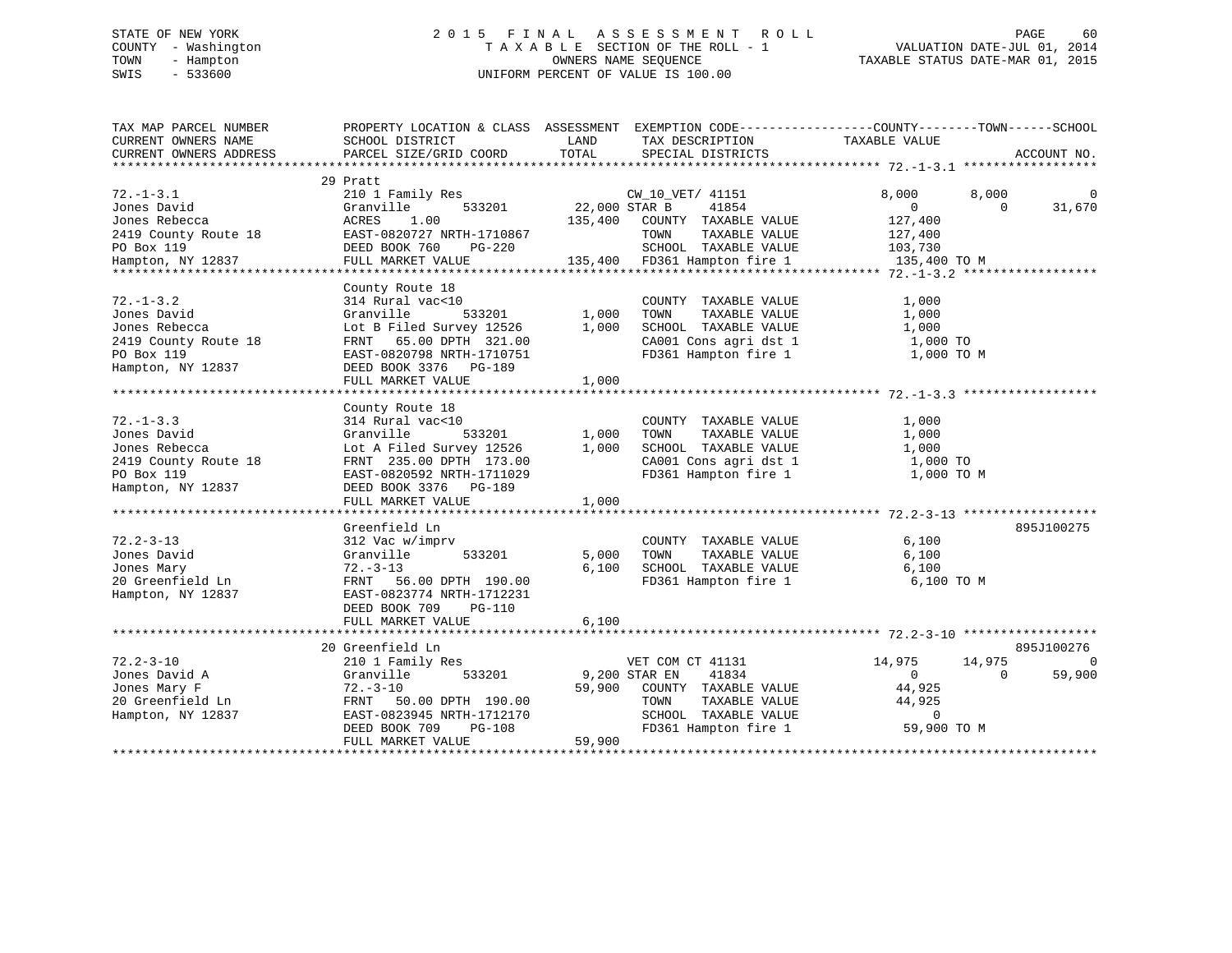STATE OF NEW YORK
COUNTY - Washington
TOWN - Hampton
SWIS - 533600

2015 FINAL ASSESSMENT ROLL
TAXABLE SECTION OF THE ROLL - 1
OWNERS NAME SEQUENCE
UNIFORM PERCENT OF VALUE IS 100.00

VALUATION DATE-JUL 01, 2014
TAXABLE STATUS DATE-MAR 01, 2015

```
TAX MAP PARCEL NUMBER     PROPERTY LOCATION & CLASS  ASSESSMENT  EXEMPTION CODE-----------------COUNTY--------TOWN------SCHOOL
CURRENT OWNERS NAME       SCHOOL DISTRICT              LAND      TAX DESCRIPTION              TAXABLE VALUE
CURRENT OWNERS ADDRESS    PARCEL SIZE/GRID COORD       TOTAL     SPECIAL DISTRICTS                                  ACCOUNT NO.
******************************************************************************************* 72.-1-3.1 ******************
                          29 Pratt
72.-1-3.1                 210 1 Family Res                   CW_10_VET/ 41151        8,000       8,000            0
Jones David               Granville      533201     22,000 STAR B     41854              0           0       31,670
Jones Rebecca             ACRES    1.00            135,400   COUNTY  TAXABLE VALUE     127,400
2419 County Route 18      EAST-0820727 NRTH-1710867           TOWN    TAXABLE VALUE     127,400
PO Box 119                DEED BOOK 760    PG-220             SCHOOL  TAXABLE VALUE     103,730
Hampton, NY 12837         FULL MARKET VALUE        135,400   FD361 Hampton fire 1       135,400 TO M
******************************************************************************************* 72.-1-3.2 ******************
                          County Route 18
72.-1-3.2                 314 Rural vac<10                     COUNTY  TAXABLE VALUE       1,000
Jones David               Granville      533201      1,000    TOWN    TAXABLE VALUE       1,000
Jones Rebecca             Lot B Filed Survey 12526   1,000    SCHOOL  TAXABLE VALUE       1,000
2419 County Route 18      FRNT   65.00 DPTH  321.00            CA001 Cons agri dst 1         1,000 TO
PO Box 119                EAST-0820798 NRTH-1710751            FD361 Hampton fire 1          1,000 TO M
Hampton, NY 12837         DEED BOOK 3376   PG-189
                          FULL MARKET VALUE          1,000
******************************************************************************************* 72.-1-3.3 ******************
                          County Route 18
72.-1-3.3                 314 Rural vac<10                     COUNTY  TAXABLE VALUE       1,000
Jones David               Granville      533201      1,000    TOWN    TAXABLE VALUE       1,000
Jones Rebecca             Lot A Filed Survey 12526   1,000    SCHOOL  TAXABLE VALUE       1,000
2419 County Route 18      FRNT  235.00 DPTH  173.00            CA001 Cons agri dst 1         1,000 TO
PO Box 119                EAST-0820592 NRTH-1711029            FD361 Hampton fire 1          1,000 TO M
Hampton, NY 12837         DEED BOOK 3376   PG-189
                          FULL MARKET VALUE          1,000
******************************************************************************************* 72.2-3-13 ******************
                          Greenfield Ln                                                                    895J100275
72.2-3-13                 312 Vac w/imprv                      COUNTY  TAXABLE VALUE       6,100
Jones David               Granville      533201      5,000    TOWN    TAXABLE VALUE       6,100
Jones Mary                72.-3-13                   6,100    SCHOOL  TAXABLE VALUE       6,100
20 Greenfield Ln          FRNT   56.00 DPTH  190.00            FD361 Hampton fire 1          6,100 TO M
Hampton, NY 12837         EAST-0823774 NRTH-1712231
                          DEED BOOK 709    PG-110
                          FULL MARKET VALUE          6,100
******************************************************************************************* 72.2-3-10 ******************
                          20 Greenfield Ln                                                                 895J100276
72.2-3-10                 210 1 Family Res                   VET COM CT 41131       14,975      14,975            0
Jones David A             Granville      533201      9,200 STAR EN    41834              0           0       59,900
Jones Mary F              72.-3-10                  59,900   COUNTY  TAXABLE VALUE      44,925
20 Greenfield Ln          FRNT   50.00 DPTH  190.00            TOWN    TAXABLE VALUE      44,925
Hampton, NY 12837         EAST-0823945 NRTH-1712170            SCHOOL  TAXABLE VALUE           0
                          DEED BOOK 709    PG-108              FD361 Hampton fire 1         59,900 TO M
                          FULL MARKET VALUE         59,900
************************************************************************************************************************
```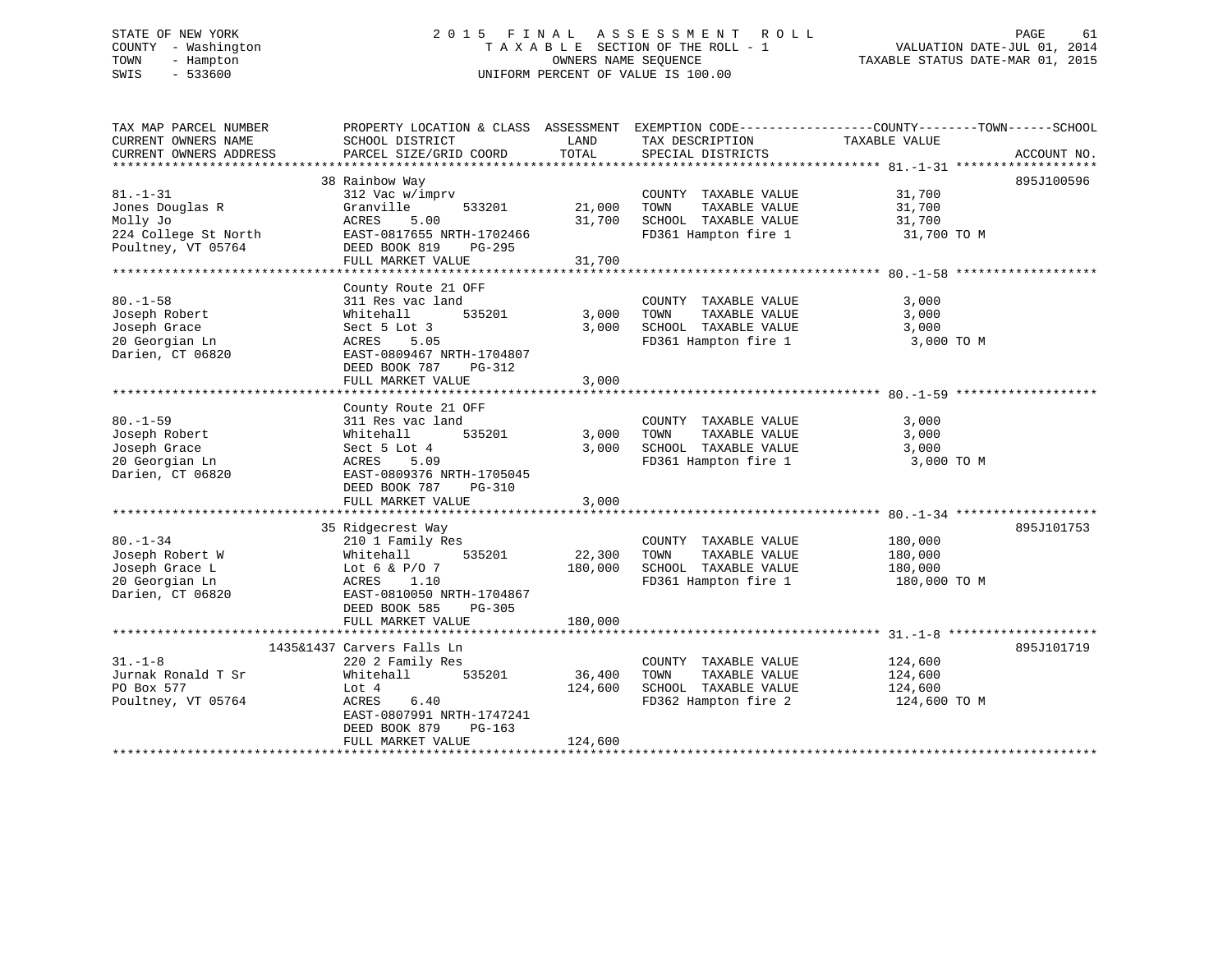STATE OF NEW YORK
COUNTY - Washington
TOWN - Hampton
SWIS - 533600

# 2015 FINAL ASSESSMENT ROLL
TAXABLE SECTION OF THE ROLL - 1
OWNERS NAME SEQUENCE
UNIFORM PERCENT OF VALUE IS 100.00

VALUATION DATE-JUL 01, 2014
TAXABLE STATUS DATE-MAR 01, 2015

| TAX MAP PARCEL NUMBER / CURRENT OWNERS NAME / CURRENT OWNERS ADDRESS | PROPERTY LOCATION & CLASS / SCHOOL DISTRICT / PARCEL SIZE/GRID COORD | ASSESSMENT LAND | TOTAL | EXEMPTION CODE / TAX DESCRIPTION / SPECIAL DISTRICTS | TAXABLE VALUE (COUNTY / TOWN / SCHOOL) | ACCOUNT NO. |
|---|---|---|---|---|---|---|
| 81.-1-31 | 38 Rainbow Way | | | | | 895J100596 |
| Jones Douglas R | 312 Vac w/imprv | | | COUNTY TAXABLE VALUE | 31,700 | |
| Molly Jo | Granville 533201 | 21,000 | | TOWN TAXABLE VALUE | 31,700 | |
| 224 College St North | ACRES 5.00 | | 31,700 | SCHOOL TAXABLE VALUE | 31,700 | |
| Poultney, VT 05764 | EAST-0817655 NRTH-1702466 | | | FD361 Hampton fire 1 | 31,700 TO M | |
| | DEED BOOK 819 PG-295 | | | | | |
| | FULL MARKET VALUE | | 31,700 | | | |
| 80.-1-58 | County Route 21 OFF | | | | | |
| Joseph Robert | 311 Res vac land | | | COUNTY TAXABLE VALUE | 3,000 | |
| Joseph Grace | Whitehall 535201 | 3,000 | | TOWN TAXABLE VALUE | 3,000 | |
| 20 Georgian Ln | Sect 5 Lot 3 | | 3,000 | SCHOOL TAXABLE VALUE | 3,000 | |
| Darien, CT 06820 | ACRES 5.05 | | | FD361 Hampton fire 1 | 3,000 TO M | |
| | EAST-0809467 NRTH-1704807 | | | | | |
| | DEED BOOK 787 PG-312 | | | | | |
| | FULL MARKET VALUE | | 3,000 | | | |
| 80.-1-59 | County Route 21 OFF | | | | | |
| Joseph Robert | 311 Res vac land | | | COUNTY TAXABLE VALUE | 3,000 | |
| Joseph Grace | Whitehall 535201 | 3,000 | | TOWN TAXABLE VALUE | 3,000 | |
| 20 Georgian Ln | Sect 5 Lot 4 | | 3,000 | SCHOOL TAXABLE VALUE | 3,000 | |
| Darien, CT 06820 | ACRES 5.09 | | | FD361 Hampton fire 1 | 3,000 TO M | |
| | EAST-0809376 NRTH-1705045 | | | | | |
| | DEED BOOK 787 PG-310 | | | | | |
| | FULL MARKET VALUE | | 3,000 | | | |
| 80.-1-34 | 35 Ridgecrest Way | | | | | 895J101753 |
| Joseph Robert W | 210 1 Family Res | | | COUNTY TAXABLE VALUE | 180,000 | |
| Joseph Grace L | Whitehall 535201 | 22,300 | | TOWN TAXABLE VALUE | 180,000 | |
| 20 Georgian Ln | Lot 6 & P/O 7 | | 180,000 | SCHOOL TAXABLE VALUE | 180,000 | |
| Darien, CT 06820 | ACRES 1.10 | | | FD361 Hampton fire 1 | 180,000 TO M | |
| | EAST-0810050 NRTH-1704867 | | | | | |
| | DEED BOOK 585 PG-305 | | | | | |
| | FULL MARKET VALUE | | 180,000 | | | |
| 31.-1-8 | 1435&1437 Carvers Falls Ln | | | | | 895J101719 |
| Jurnak Ronald T Sr | 220 2 Family Res | | | COUNTY TAXABLE VALUE | 124,600 | |
| PO Box 577 | Whitehall 535201 | 36,400 | | TOWN TAXABLE VALUE | 124,600 | |
| Poultney, VT 05764 | Lot 4 | | 124,600 | SCHOOL TAXABLE VALUE | 124,600 | |
| | ACRES 6.40 | | | FD362 Hampton fire 2 | 124,600 TO M | |
| | EAST-0807991 NRTH-1747241 | | | | | |
| | DEED BOOK 879 PG-163 | | | | | |
| | FULL MARKET VALUE | | 124,600 | | | |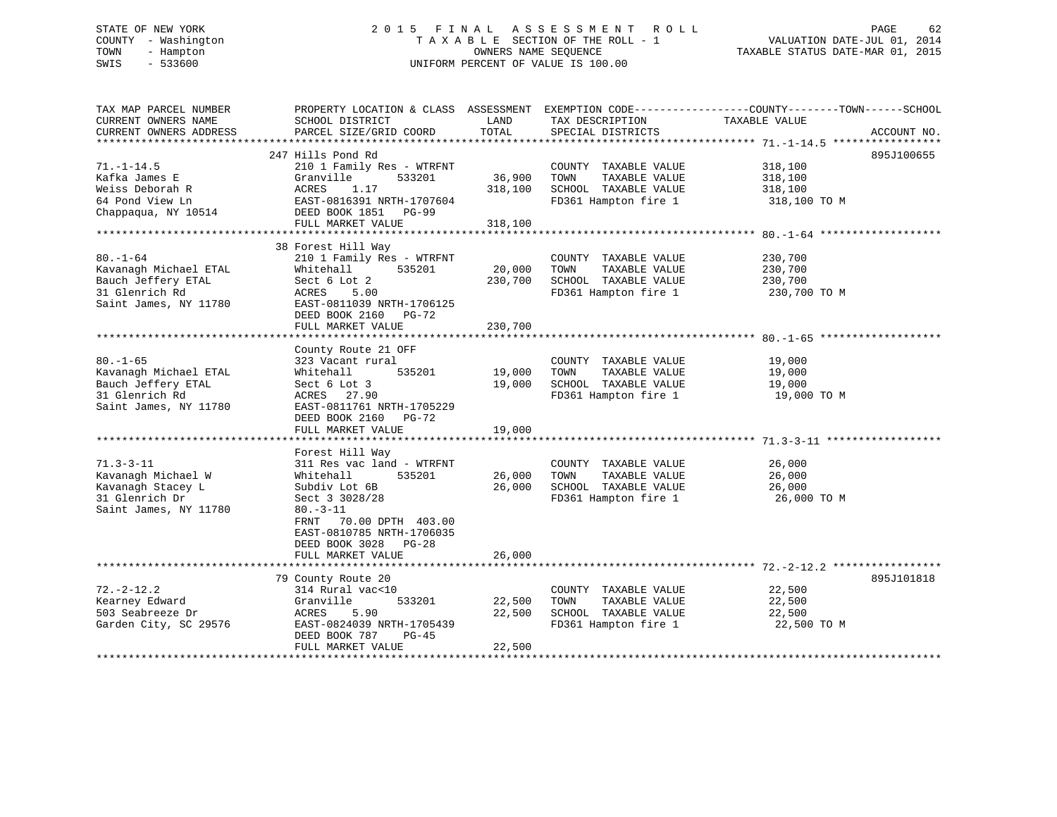STATE OF NEW YORK
COUNTY - Washington
TOWN - Hampton
SWIS - 533600

# 2015 FINAL ASSESSMENT ROLL
TAXABLE SECTION OF THE ROLL - 1
OWNERS NAME SEQUENCE
UNIFORM PERCENT OF VALUE IS 100.00

VALUATION DATE-JUL 01, 2014
TAXABLE STATUS DATE-MAR 01, 2015

| TAX MAP PARCEL NUMBER / CURRENT OWNERS NAME / CURRENT OWNERS ADDRESS | PROPERTY LOCATION & CLASS / SCHOOL DISTRICT / PARCEL SIZE/GRID COORD | ASSESSMENT LAND | TOTAL | EXEMPTION CODE / TAX DESCRIPTION / SPECIAL DISTRICTS | TAXABLE VALUE (COUNTY--TOWN--SCHOOL) | ACCOUNT NO. |
|---|---|---|---|---|---|---|
| **71.-1-14.5** | 247 Hills Pond Rd | | | | | 895J100655 |
| Kafka James E | 210 1 Family Res - WTRFNT | | | COUNTY TAXABLE VALUE | 318,100 | |
| Weiss Deborah R | Granville 533201 | 36,900 | | TOWN TAXABLE VALUE | 318,100 | |
| 64 Pond View Ln | ACRES 1.17 | | 318,100 | SCHOOL TAXABLE VALUE | 318,100 | |
| Chappaqua, NY 10514 | EAST-0816391 NRTH-1707604 | | | FD361 Hampton fire 1 | 318,100 TO M | |
| | DEED BOOK 1851 PG-99 | | | | | |
| | FULL MARKET VALUE | | 318,100 | | | |
| **80.-1-64** | 38 Forest Hill Way | | | | | |
| Kavanagh Michael ETAL | 210 1 Family Res - WTRFNT | | | COUNTY TAXABLE VALUE | 230,700 | |
| Bauch Jeffery ETAL | Whitehall 535201 | 20,000 | | TOWN TAXABLE VALUE | 230,700 | |
| 31 Glenrich Rd | Sect 6 Lot 2 | | 230,700 | SCHOOL TAXABLE VALUE | 230,700 | |
| Saint James, NY 11780 | ACRES 5.00 | | | FD361 Hampton fire 1 | 230,700 TO M | |
| | EAST-0811039 NRTH-1706125 | | | | | |
| | DEED BOOK 2160 PG-72 | | | | | |
| | FULL MARKET VALUE | | 230,700 | | | |
| **80.-1-65** | County Route 21 OFF | | | | | |
| Kavanagh Michael ETAL | 323 Vacant rural | | | COUNTY TAXABLE VALUE | 19,000 | |
| Bauch Jeffery ETAL | Whitehall 535201 | 19,000 | | TOWN TAXABLE VALUE | 19,000 | |
| 31 Glenrich Rd | Sect 6 Lot 3 | | 19,000 | SCHOOL TAXABLE VALUE | 19,000 | |
| Saint James, NY 11780 | ACRES 27.90 | | | FD361 Hampton fire 1 | 19,000 TO M | |
| | EAST-0811761 NRTH-1705229 | | | | | |
| | DEED BOOK 2160 PG-72 | | | | | |
| | FULL MARKET VALUE | | 19,000 | | | |
| **71.3-3-11** | Forest Hill Way | | | | | |
| Kavanagh Michael W | 311 Res vac land - WTRFNT | | | COUNTY TAXABLE VALUE | 26,000 | |
| Kavanagh Stacey L | Whitehall 535201 | 26,000 | | TOWN TAXABLE VALUE | 26,000 | |
| 31 Glenrich Dr | Subdiv Lot 6B | | 26,000 | SCHOOL TAXABLE VALUE | 26,000 | |
| Saint James, NY 11780 | Sect 3 3028/28 | | | FD361 Hampton fire 1 | 26,000 TO M | |
| | 80.-3-11 | | | | | |
| | FRNT 70.00 DPTH 403.00 | | | | | |
| | EAST-0810785 NRTH-1706035 | | | | | |
| | DEED BOOK 3028 PG-28 | | | | | |
| | FULL MARKET VALUE | | 26,000 | | | |
| **72.-2-12.2** | 79 County Route 20 | | | | | 895J101818 |
| Kearney Edward | 314 Rural vac<10 | | | COUNTY TAXABLE VALUE | 22,500 | |
| 503 Seabreeze Dr | Granville 533201 | 22,500 | | TOWN TAXABLE VALUE | 22,500 | |
| Garden City, SC 29576 | ACRES 5.90 | | 22,500 | SCHOOL TAXABLE VALUE | 22,500 | |
| | EAST-0824039 NRTH-1705439 | | | FD361 Hampton fire 1 | 22,500 TO M | |
| | DEED BOOK 787 PG-45 | | | | | |
| | FULL MARKET VALUE | | 22,500 | | | |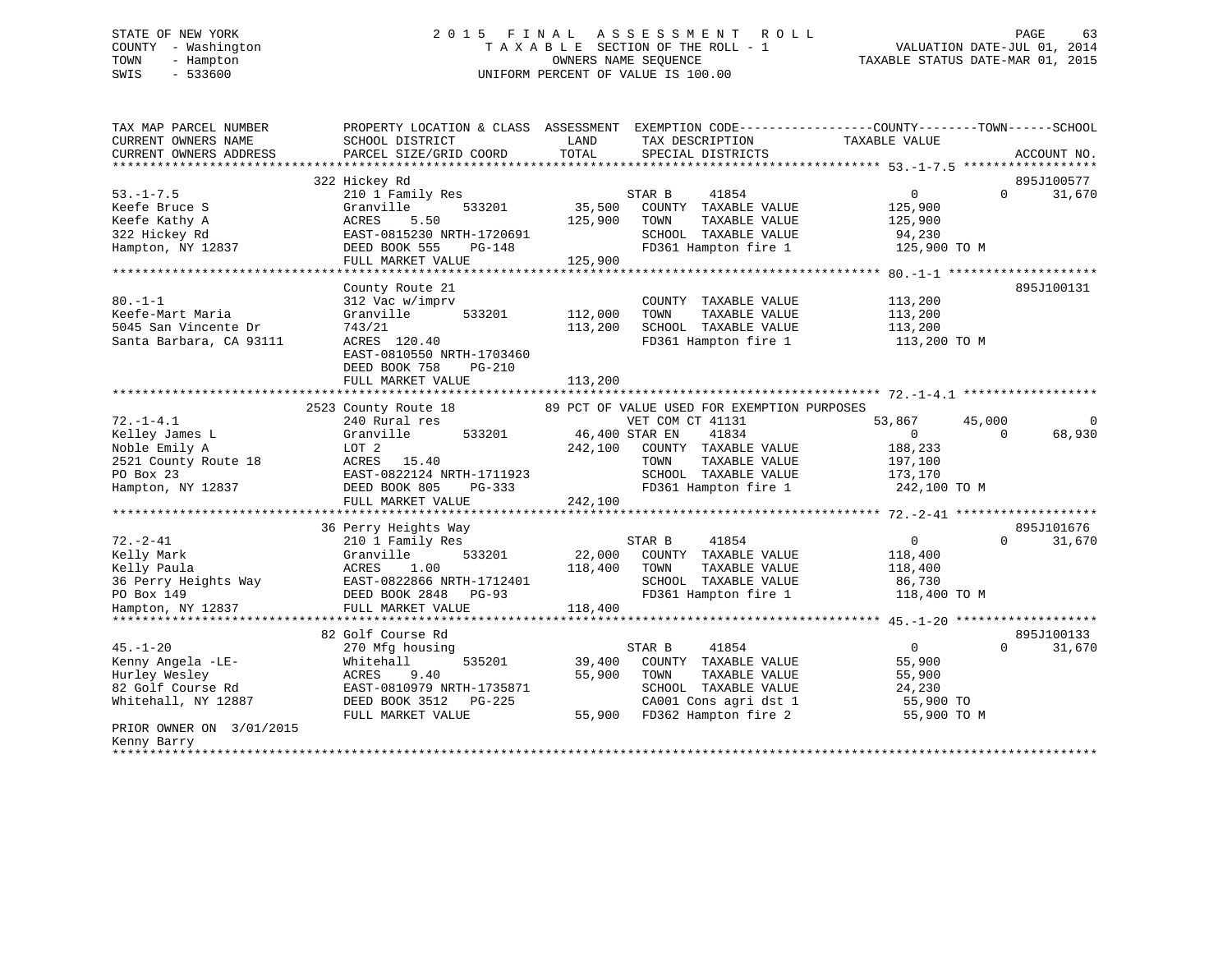STATE OF NEW YORK
COUNTY - Washington
TOWN - Hampton
SWIS - 533600

2015 FINAL ASSESSMENT ROLL
TAXABLE SECTION OF THE ROLL - 1
OWNERS NAME SEQUENCE
UNIFORM PERCENT OF VALUE IS 100.00

VALUATION DATE-JUL 01, 2014
TAXABLE STATUS DATE-MAR 01, 2015

```
TAX MAP PARCEL NUMBER          PROPERTY LOCATION & CLASS  ASSESSMENT  EXEMPTION CODE-----------------COUNTY--------TOWN------SCHOOL
CURRENT OWNERS NAME            SCHOOL DISTRICT              LAND      TAX DESCRIPTION            TAXABLE VALUE
CURRENT OWNERS ADDRESS         PARCEL SIZE/GRID COORD      TOTAL      SPECIAL DISTRICTS                                ACCOUNT NO.
******************************************************************************************************* 53.-1-7.5 *****************
                              322 Hickey Rd                                                                         895J100577
53.-1-7.5                      210 1 Family Res                   STAR B     41854              0            0      31,670
Keefe Bruce S                  Granville        533201     35,500   COUNTY  TAXABLE VALUE          125,900
Keefe Kathy A                  ACRES    5.50              125,900   TOWN    TAXABLE VALUE          125,900
322 Hickey Rd                  EAST-0815230 NRTH-1720691            SCHOOL  TAXABLE VALUE           94,230
Hampton, NY 12837              DEED BOOK 555    PG-148              FD361 Hampton fire 1           125,900 TO M
                               FULL MARKET VALUE          125,900
******************************************************************************************************* 80.-1-1 *******************
                              County Route 21                                                                       895J100131
80.-1-1                        312 Vac w/imprv                      COUNTY  TAXABLE VALUE          113,200
Keefe-Mart Maria               Granville        533201    112,000   TOWN    TAXABLE VALUE          113,200
5045 San Vincente Dr           743/21                     113,200   SCHOOL  TAXABLE VALUE          113,200
Santa Barbara, CA 93111        ACRES  120.40                        FD361 Hampton fire 1           113,200 TO M
                               EAST-0810550 NRTH-1703460
                               DEED BOOK 758    PG-210
                               FULL MARKET VALUE          113,200
******************************************************************************************************* 72.-1-4.1 *****************
                              2523 County Route 18         89 PCT OF VALUE USED FOR EXEMPTION PURPOSES
72.-1-4.1                      240 Rural res                        VET COM CT 41131            53,867       45,000           0
Kelley James L                 Granville        533201     46,400 STAR EN    41834              0            0      68,930
Noble Emily A                  LOT 2                      242,100   COUNTY  TAXABLE VALUE          188,233
2521 County Route 18           ACRES   15.40                        TOWN    TAXABLE VALUE          197,100
PO Box 23                      EAST-0822124 NRTH-1711923            SCHOOL  TAXABLE VALUE          173,170
Hampton, NY 12837              DEED BOOK 805    PG-333              FD361 Hampton fire 1           242,100 TO M
                               FULL MARKET VALUE          242,100
******************************************************************************************************* 72.-2-41 ******************
                              36 Perry Heights Way                                                                  895J101676
72.-2-41                       210 1 Family Res                   STAR B     41854              0            0      31,670
Kelly Mark                     Granville        533201     22,000   COUNTY  TAXABLE VALUE          118,400
Kelly Paula                    ACRES    1.00              118,400   TOWN    TAXABLE VALUE          118,400
36 Perry Heights Way           EAST-0822866 NRTH-1712401            SCHOOL  TAXABLE VALUE           86,730
PO Box 149                     DEED BOOK 2848   PG-93               FD361 Hampton fire 1           118,400 TO M
Hampton, NY 12837              FULL MARKET VALUE          118,400
******************************************************************************************************* 45.-1-20 ******************
                              82 Golf Course Rd                                                                     895J100133
45.-1-20                       270 Mfg housing                    STAR B     41854              0            0      31,670
Kenny Angela -LE-              Whitehall        535201     39,400   COUNTY  TAXABLE VALUE           55,900
Hurley Wesley                  ACRES    9.40               55,900   TOWN    TAXABLE VALUE           55,900
82 Golf Course Rd              EAST-0810979 NRTH-1735871            SCHOOL  TAXABLE VALUE           24,230
Whitehall, NY 12887            DEED BOOK 3512   PG-225              CA001 Cons agri dst 1           55,900 TO
                               FULL MARKET VALUE           55,900   FD362 Hampton fire 2            55,900 TO M
PRIOR OWNER ON 3/01/2015
Kenny Barry
************************************************************************************************************************************
```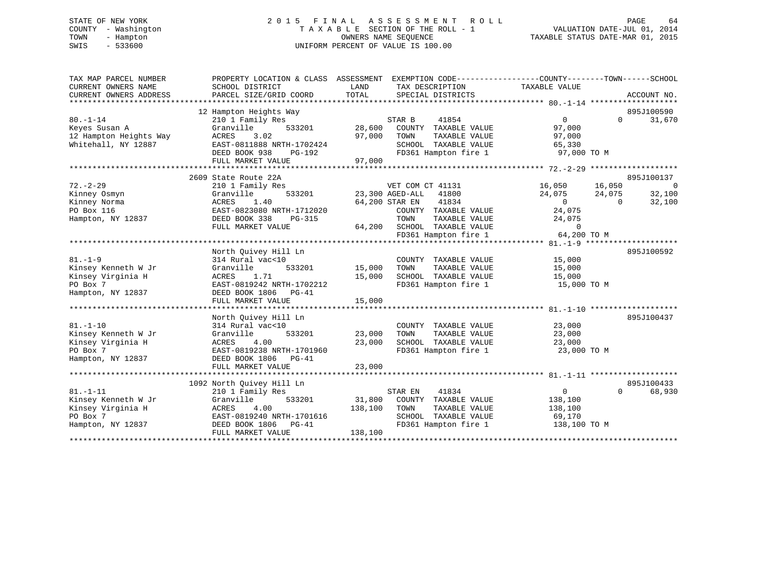STATE OF NEW YORK
COUNTY - Washington
TOWN - Hampton
SWIS - 533600

2015 FINAL ASSESSMENT ROLL
TAXABLE SECTION OF THE ROLL - 1
OWNERS NAME SEQUENCE
UNIFORM PERCENT OF VALUE IS 100.00

VALUATION DATE-JUL 01, 2014
TAXABLE STATUS DATE-MAR 01, 2015

```
TAX MAP PARCEL NUMBER          PROPERTY LOCATION & CLASS  ASSESSMENT  EXEMPTION CODE------------------COUNTY--------TOWN------SCHOOL
CURRENT OWNERS NAME            SCHOOL DISTRICT               LAND      TAX DESCRIPTION               TAXABLE VALUE
CURRENT OWNERS ADDRESS         PARCEL SIZE/GRID COORD        TOTAL     SPECIAL DISTRICTS                                     ACCOUNT NO.
******************************************************************************************************* 80.-1-14 *******************
                               12 Hampton Heights Way                                                                     895J100590
80.-1-14                       210 1 Family Res                         STAR B      41854                 0            0      31,670
Keyes Susan A                  Granville        533201      28,600      COUNTY  TAXABLE VALUE            97,000
12 Hampton Heights Way         ACRES    3.02                97,000      TOWN    TAXABLE VALUE            97,000
Whitehall, NY 12887            EAST-0811888 NRTH-1702424                SCHOOL  TAXABLE VALUE            65,330
                               DEED BOOK 938    PG-192                  FD361 Hampton fire 1             97,000 TO M
                               FULL MARKET VALUE            97,000
******************************************************************************************************* 72.-2-29 *******************
                               2609 State Route 22A                                                                       895J100137
72.-2-29                       210 1 Family Res                         VET COM CT 41131             16,050       16,050           0
Kinney Osmyn                   Granville        533201      23,300 AGED-ALL   41800                  24,075       24,075      32,100
Kinney Norma                   ACRES    1.40                64,200 STAR EN    41834                       0            0      32,100
PO Box 116                     EAST-0823080 NRTH-1712020                COUNTY  TAXABLE VALUE            24,075
Hampton, NY 12837              DEED BOOK 338    PG-315                  TOWN    TAXABLE VALUE            24,075
                               FULL MARKET VALUE            64,200      SCHOOL  TAXABLE VALUE                 0
                                                                        FD361 Hampton fire 1             64,200 TO M
******************************************************************************************************* 81.-1-9 ********************
                               North Quivey Hill Ln                                                                       895J100592
81.-1-9                        314 Rural vac<10                         COUNTY  TAXABLE VALUE            15,000
Kinsey Kenneth W Jr            Granville        533201      15,000      TOWN    TAXABLE VALUE            15,000
Kinsey Virginia H              ACRES    1.71                15,000      SCHOOL  TAXABLE VALUE            15,000
PO Box 7                       EAST-0819242 NRTH-1702212                FD361 Hampton fire 1             15,000 TO M
Hampton, NY 12837              DEED BOOK 1806   PG-41
                               FULL MARKET VALUE            15,000
******************************************************************************************************* 81.-1-10 *******************
                               North Quivey Hill Ln                                                                       895J100437
81.-1-10                       314 Rural vac<10                         COUNTY  TAXABLE VALUE            23,000
Kinsey Kenneth W Jr            Granville        533201      23,000      TOWN    TAXABLE VALUE            23,000
Kinsey Virginia H              ACRES    4.00                23,000      SCHOOL  TAXABLE VALUE            23,000
PO Box 7                       EAST-0819238 NRTH-1701960                FD361 Hampton fire 1             23,000 TO M
Hampton, NY 12837              DEED BOOK 1806   PG-41
                               FULL MARKET VALUE            23,000
******************************************************************************************************* 81.-1-11 *******************
                               1092 North Quivey Hill Ln                                                                  895J100433
81.-1-11                       210 1 Family Res                         STAR EN     41834                 0            0      68,930
Kinsey Kenneth W Jr            Granville        533201      31,800      COUNTY  TAXABLE VALUE           138,100
Kinsey Virginia H              ACRES    4.00               138,100      TOWN    TAXABLE VALUE           138,100
PO Box 7                       EAST-0819240 NRTH-1701616                SCHOOL  TAXABLE VALUE            69,170
Hampton, NY 12837              DEED BOOK 1806   PG-41                   FD361 Hampton fire 1            138,100 TO M
                               FULL MARKET VALUE           138,100
************************************************************************************************************************************
```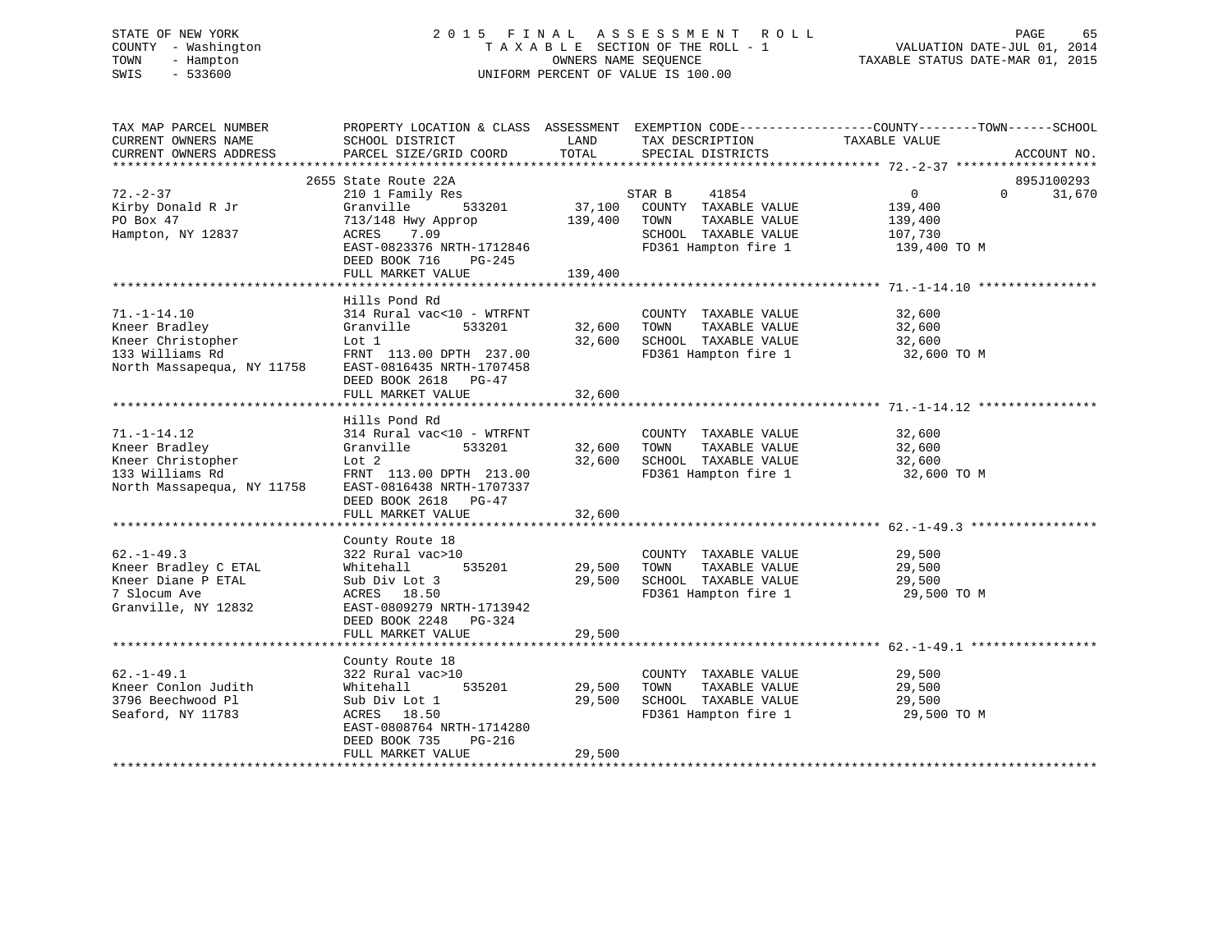STATE OF NEW YORK
COUNTY - Washington
TOWN - Hampton
SWIS - 533600

2 0 1 5 F I N A L A S S E S S M E N T R O L L
T A X A B L E SECTION OF THE ROLL - 1
OWNERS NAME SEQUENCE
UNIFORM PERCENT OF VALUE IS 100.00

VALUATION DATE-JUL 01, 2014
TAXABLE STATUS DATE-MAR 01, 2015

| TAX MAP PARCEL NUMBER / CURRENT OWNERS NAME / CURRENT OWNERS ADDRESS | PROPERTY LOCATION & CLASS / SCHOOL DISTRICT / PARCEL SIZE/GRID COORD | ASSESSMENT LAND / TOTAL | EXEMPTION CODE / TAX DESCRIPTION / SPECIAL DISTRICTS | COUNTY / TOWN / SCHOOL TAXABLE VALUE | ACCOUNT NO. |
|---|---|---|---|---|---|
| 72.-2-37 | 2655 State Route 22A | | | | 895J100293 |
| Kirby Donald R Jr | 210 1 Family Res | | STAR B 41854 | 0 0 31,670 | |
| PO Box 47 | Granville 533201 | 37,100 | COUNTY TAXABLE VALUE | 139,400 | |
| Hampton, NY 12837 | 713/148 Hwy Approp | 139,400 | TOWN TAXABLE VALUE | 139,400 | |
| | ACRES 7.09 | | SCHOOL TAXABLE VALUE | 107,730 | |
| | EAST-0823376 NRTH-1712846 | | FD361 Hampton fire 1 | 139,400 TO M | |
| | DEED BOOK 716 PG-245 | | | | |
| | FULL MARKET VALUE | 139,400 | | | |
| 71.-1-14.10 | Hills Pond Rd | | | | |
| Kneer Bradley | 314 Rural vac<10 - WTRFNT | | COUNTY TAXABLE VALUE | 32,600 | |
| Kneer Christopher | Granville 533201 | 32,600 | TOWN TAXABLE VALUE | 32,600 | |
| 133 Williams Rd | Lot 1 | 32,600 | SCHOOL TAXABLE VALUE | 32,600 | |
| North Massapequa, NY 11758 | FRNT 113.00 DPTH 237.00 | | FD361 Hampton fire 1 | 32,600 TO M | |
| | EAST-0816435 NRTH-1707458 | | | | |
| | DEED BOOK 2618 PG-47 | | | | |
| | FULL MARKET VALUE | 32,600 | | | |
| 71.-1-14.12 | Hills Pond Rd | | | | |
| Kneer Bradley | 314 Rural vac<10 - WTRFNT | | COUNTY TAXABLE VALUE | 32,600 | |
| Kneer Christopher | Granville 533201 | 32,600 | TOWN TAXABLE VALUE | 32,600 | |
| 133 Williams Rd | Lot 2 | 32,600 | SCHOOL TAXABLE VALUE | 32,600 | |
| North Massapequa, NY 11758 | FRNT 113.00 DPTH 213.00 | | FD361 Hampton fire 1 | 32,600 TO M | |
| | EAST-0816438 NRTH-1707337 | | | | |
| | DEED BOOK 2618 PG-47 | | | | |
| | FULL MARKET VALUE | 32,600 | | | |
| 62.-1-49.3 | County Route 18 | | | | |
| Kneer Bradley C ETAL | 322 Rural vac>10 | | COUNTY TAXABLE VALUE | 29,500 | |
| Kneer Diane P ETAL | Whitehall 535201 | 29,500 | TOWN TAXABLE VALUE | 29,500 | |
| 7 Slocum Ave | Sub Div Lot 3 | 29,500 | SCHOOL TAXABLE VALUE | 29,500 | |
| Granville, NY 12832 | ACRES 18.50 | | FD361 Hampton fire 1 | 29,500 TO M | |
| | EAST-0809279 NRTH-1713942 | | | | |
| | DEED BOOK 2248 PG-324 | | | | |
| | FULL MARKET VALUE | 29,500 | | | |
| 62.-1-49.1 | County Route 18 | | | | |
| Kneer Conlon Judith | 322 Rural vac>10 | | COUNTY TAXABLE VALUE | 29,500 | |
| 3796 Beechwood Pl | Whitehall 535201 | 29,500 | TOWN TAXABLE VALUE | 29,500 | |
| Seaford, NY 11783 | Sub Div Lot 1 | 29,500 | SCHOOL TAXABLE VALUE | 29,500 | |
| | ACRES 18.50 | | FD361 Hampton fire 1 | 29,500 TO M | |
| | EAST-0808764 NRTH-1714280 | | | | |
| | DEED BOOK 735 PG-216 | | | | |
| | FULL MARKET VALUE | 29,500 | | | |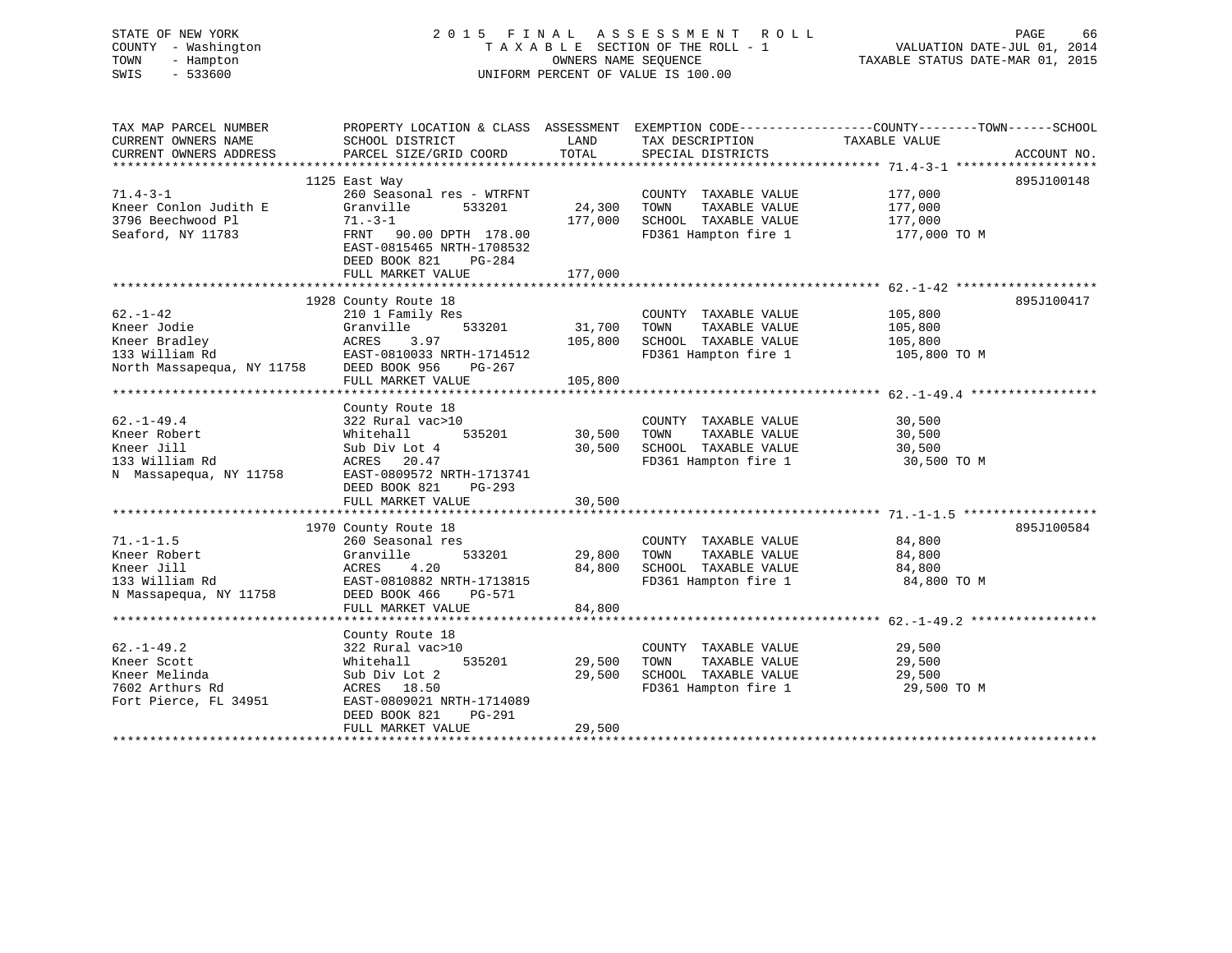STATE OF NEW YORK
COUNTY - Washington
TOWN - Hampton
SWIS - 533600

2015 FINAL ASSESSMENT ROLL
TAXABLE SECTION OF THE ROLL - 1
OWNERS NAME SEQUENCE
UNIFORM PERCENT OF VALUE IS 100.00

VALUATION DATE-JUL 01, 2014
TAXABLE STATUS DATE-MAR 01, 2015

| TAX MAP PARCEL NUMBER / CURRENT OWNERS NAME / CURRENT OWNERS ADDRESS | PROPERTY LOCATION & CLASS / SCHOOL DISTRICT / PARCEL SIZE/GRID COORD | ASSESSMENT LAND | TOTAL | EXEMPTION CODE / TAX DESCRIPTION / SPECIAL DISTRICTS | COUNTY--------TOWN------SCHOOL TAXABLE VALUE | ACCOUNT NO. |
|---|---|---|---|---|---|---|
| 71.4-3-1 | 1125 East Way | | | | | 895J100148 |
| Kneer Conlon Judith E | 260 Seasonal res - WTRFNT | | | COUNTY TAXABLE VALUE | 177,000 | |
| 3796 Beechwood Pl | Granville 533201 | 24,300 | | TOWN TAXABLE VALUE | 177,000 | |
| Seaford, NY 11783 | 71.-3-1 | | 177,000 | SCHOOL TAXABLE VALUE | 177,000 | |
| | FRNT 90.00 DPTH 178.00 | | | FD361 Hampton fire 1 | 177,000 TO M | |
| | EAST-0815465 NRTH-1708532 | | | | | |
| | DEED BOOK 821 PG-284 | | | | | |
| | FULL MARKET VALUE | | 177,000 | | | |
| 62.-1-42 | 1928 County Route 18 | | | | | 895J100417 |
| Kneer Jodie | 210 1 Family Res | | | COUNTY TAXABLE VALUE | 105,800 | |
| Kneer Bradley | Granville 533201 | 31,700 | | TOWN TAXABLE VALUE | 105,800 | |
| 133 William Rd | ACRES 3.97 | | 105,800 | SCHOOL TAXABLE VALUE | 105,800 | |
| North Massapequa, NY 11758 | EAST-0810033 NRTH-1714512 | | | FD361 Hampton fire 1 | 105,800 TO M | |
| | DEED BOOK 956 PG-267 | | | | | |
| | FULL MARKET VALUE | | 105,800 | | | |
| 62.-1-49.4 | County Route 18 | | | | | |
| Kneer Robert | 322 Rural vac>10 | | | COUNTY TAXABLE VALUE | 30,500 | |
| Kneer Jill | Whitehall 535201 | 30,500 | | TOWN TAXABLE VALUE | 30,500 | |
| 133 William Rd | Sub Div Lot 4 | | 30,500 | SCHOOL TAXABLE VALUE | 30,500 | |
| N Massapequa, NY 11758 | ACRES 20.47 | | | FD361 Hampton fire 1 | 30,500 TO M | |
| | EAST-0809572 NRTH-1713741 | | | | | |
| | DEED BOOK 821 PG-293 | | | | | |
| | FULL MARKET VALUE | | 30,500 | | | |
| 71.-1-1.5 | 1970 County Route 18 | | | | | 895J100584 |
| Kneer Robert | 260 Seasonal res | | | COUNTY TAXABLE VALUE | 84,800 | |
| Kneer Jill | Granville 533201 | 29,800 | | TOWN TAXABLE VALUE | 84,800 | |
| 133 William Rd | ACRES 4.20 | | 84,800 | SCHOOL TAXABLE VALUE | 84,800 | |
| N Massapequa, NY 11758 | EAST-0810882 NRTH-1713815 | | | FD361 Hampton fire 1 | 84,800 TO M | |
| | DEED BOOK 466 PG-571 | | | | | |
| | FULL MARKET VALUE | | 84,800 | | | |
| 62.-1-49.2 | County Route 18 | | | | | |
| Kneer Scott | 322 Rural vac>10 | | | COUNTY TAXABLE VALUE | 29,500 | |
| Kneer Melinda | Whitehall 535201 | 29,500 | | TOWN TAXABLE VALUE | 29,500 | |
| 7602 Arthurs Rd | Sub Div Lot 2 | | 29,500 | SCHOOL TAXABLE VALUE | 29,500 | |
| Fort Pierce, FL 34951 | ACRES 18.50 | | | FD361 Hampton fire 1 | 29,500 TO M | |
| | EAST-0809021 NRTH-1714089 | | | | | |
| | DEED BOOK 821 PG-291 | | | | | |
| | FULL MARKET VALUE | | 29,500 | | | |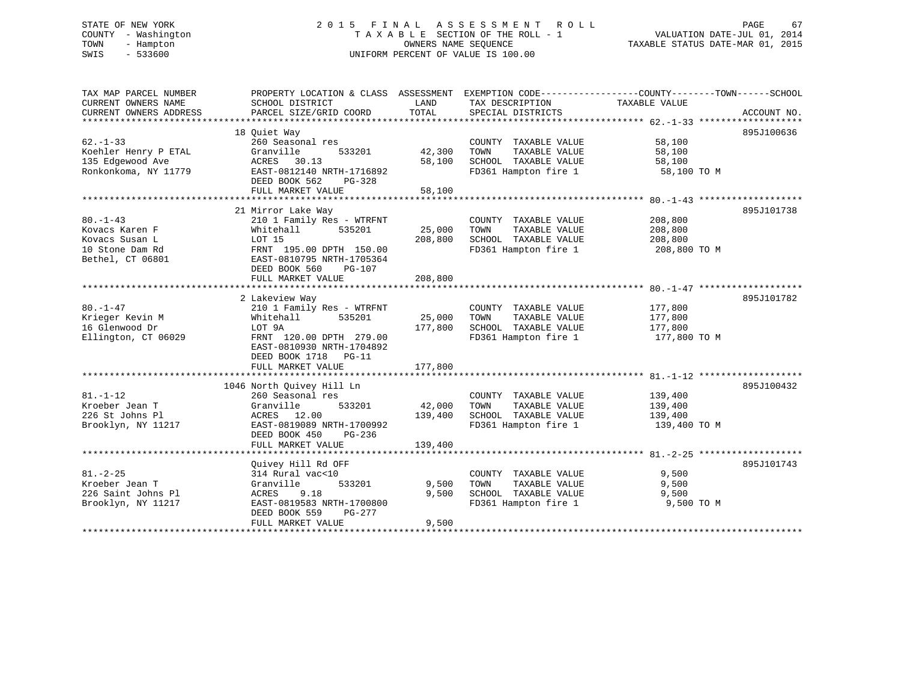STATE OF NEW YORK
COUNTY - Washington
TOWN - Hampton
SWIS - 533600

# 2015 FINAL ASSESSMENT ROLL

TAXABLE SECTION OF THE ROLL - 1
OWNERS NAME SEQUENCE
UNIFORM PERCENT OF VALUE IS 100.00

VALUATION DATE-JUL 01, 2014
TAXABLE STATUS DATE-MAR 01, 2015

| TAX MAP PARCEL NUMBER / CURRENT OWNERS NAME / CURRENT OWNERS ADDRESS | PROPERTY LOCATION & CLASS / SCHOOL DISTRICT / PARCEL SIZE/GRID COORD | ASSESSMENT LAND | TOTAL | EXEMPTION CODE / TAX DESCRIPTION / SPECIAL DISTRICTS | COUNTY--------TOWN------SCHOOL TAXABLE VALUE | ACCOUNT NO. |
|---|---|---|---|---|---|---|
| 62.-1-33 | 18 Quiet Way | | | | | 895J100636 |
| Koehler Henry P ETAL | 260 Seasonal res | | | COUNTY TAXABLE VALUE | 58,100 | |
| 135 Edgewood Ave | Granville 533201 | 42,300 | | TOWN TAXABLE VALUE | 58,100 | |
| Ronkonkoma, NY 11779 | ACRES 30.13 | | 58,100 | SCHOOL TAXABLE VALUE | 58,100 | |
| | EAST-0812140 NRTH-1716892 | | | FD361 Hampton fire 1 | 58,100 TO M | |
| | DEED BOOK 562 PG-328 | | | | | |
| | FULL MARKET VALUE | | 58,100 | | | |
| 80.-1-43 | 21 Mirror Lake Way | | | | | 895J101738 |
| Kovacs Karen F | 210 1 Family Res - WTRFNT | | | COUNTY TAXABLE VALUE | 208,800 | |
| Kovacs Susan L | Whitehall 535201 | 25,000 | | TOWN TAXABLE VALUE | 208,800 | |
| 10 Stone Dam Rd | LOT 15 | | 208,800 | SCHOOL TAXABLE VALUE | 208,800 | |
| Bethel, CT 06801 | FRNT 195.00 DPTH 150.00 | | | FD361 Hampton fire 1 | 208,800 TO M | |
| | EAST-0810795 NRTH-1705364 | | | | | |
| | DEED BOOK 560 PG-107 | | | | | |
| | FULL MARKET VALUE | | 208,800 | | | |
| 80.-1-47 | 2 Lakeview Way | | | | | 895J101782 |
| Krieger Kevin M | 210 1 Family Res - WTRFNT | | | COUNTY TAXABLE VALUE | 177,800 | |
| 16 Glenwood Dr | Whitehall 535201 | 25,000 | | TOWN TAXABLE VALUE | 177,800 | |
| Ellington, CT 06029 | LOT 9A | | 177,800 | SCHOOL TAXABLE VALUE | 177,800 | |
| | FRNT 120.00 DPTH 279.00 | | | FD361 Hampton fire 1 | 177,800 TO M | |
| | EAST-0810930 NRTH-1704892 | | | | | |
| | DEED BOOK 1718 PG-11 | | | | | |
| | FULL MARKET VALUE | | 177,800 | | | |
| 81.-1-12 | 1046 North Quivey Hill Ln | | | | | 895J100432 |
| Kroeber Jean T | 260 Seasonal res | | | COUNTY TAXABLE VALUE | 139,400 | |
| 226 St Johns Pl | Granville 533201 | 42,000 | | TOWN TAXABLE VALUE | 139,400 | |
| Brooklyn, NY 11217 | ACRES 12.00 | | 139,400 | SCHOOL TAXABLE VALUE | 139,400 | |
| | EAST-0819089 NRTH-1700992 | | | FD361 Hampton fire 1 | 139,400 TO M | |
| | DEED BOOK 450 PG-236 | | | | | |
| | FULL MARKET VALUE | | 139,400 | | | |
| 81.-2-25 | Quivey Hill Rd OFF | | | | | 895J101743 |
| Kroeber Jean T | 314 Rural vac<10 | | | COUNTY TAXABLE VALUE | 9,500 | |
| 226 Saint Johns Pl | Granville 533201 | 9,500 | | TOWN TAXABLE VALUE | 9,500 | |
| Brooklyn, NY 11217 | ACRES 9.18 | | 9,500 | SCHOOL TAXABLE VALUE | 9,500 | |
| | EAST-0819583 NRTH-1700800 | | | FD361 Hampton fire 1 | 9,500 TO M | |
| | DEED BOOK 559 PG-277 | | | | | |
| | FULL MARKET VALUE | | 9,500 | | | |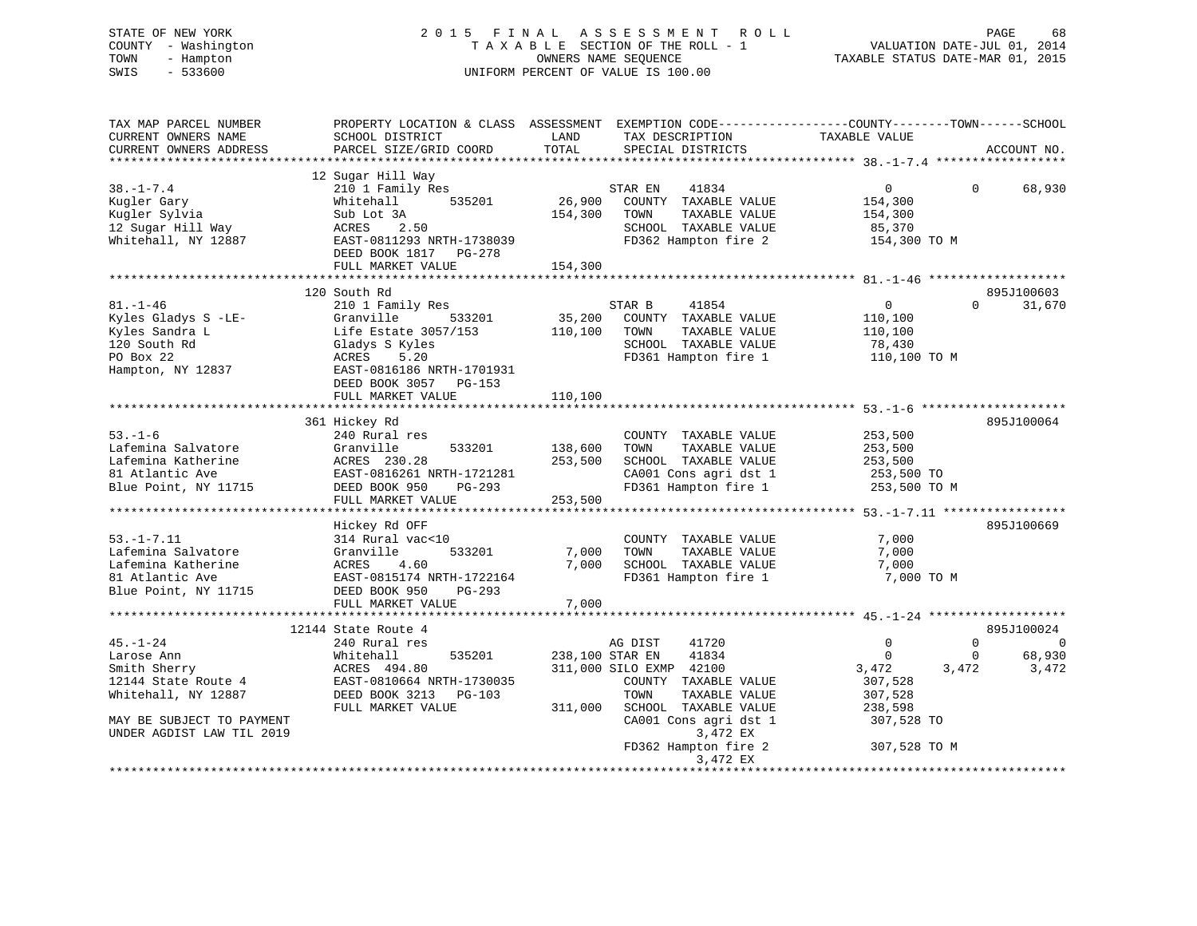STATE OF NEW YORK
COUNTY - Washington
TOWN - Hampton
SWIS - 533600

2015 FINAL ASSESSMENT ROLL
TAXABLE SECTION OF THE ROLL - 1
OWNERS NAME SEQUENCE
UNIFORM PERCENT OF VALUE IS 100.00

VALUATION DATE-JUL 01, 2014
TAXABLE STATUS DATE-MAR 01, 2015

```
TAX MAP PARCEL NUMBER          PROPERTY LOCATION & CLASS  ASSESSMENT  EXEMPTION CODE------------------COUNTY--------TOWN------SCHOOL
CURRENT OWNERS NAME            SCHOOL DISTRICT              LAND       TAX DESCRIPTION            TAXABLE VALUE
CURRENT OWNERS ADDRESS         PARCEL SIZE/GRID COORD       TOTAL      SPECIAL DISTRICTS                                     ACCOUNT NO.
******************************************************************************************************* 38.-1-7.4 ******************
                               12 Sugar Hill Way
38.-1-7.4                      210 1 Family Res                        STAR EN    41834               0             0      68,930
Kugler Gary                    Whitehall       535201       26,900     COUNTY  TAXABLE VALUE          154,300
Kugler Sylvia                  Sub Lot 3A                  154,300     TOWN    TAXABLE VALUE          154,300
12 Sugar Hill Way              ACRES    2.50                           SCHOOL  TAXABLE VALUE           85,370
Whitehall, NY 12887            EAST-0811293 NRTH-1738039               FD362 Hampton fire 2            154,300 TO M
                               DEED BOOK 1817   PG-278
                               FULL MARKET VALUE           154,300
******************************************************************************************************* 81.-1-46 *******************
                               120 South Rd                                                                              895J100603
81.-1-46                       210 1 Family Res                        STAR B     41854               0             0      31,670
Kyles Gladys S -LE-            Granville       533201       35,200     COUNTY  TAXABLE VALUE          110,100
Kyles Sandra L                 Life Estate 3057/153        110,100     TOWN    TAXABLE VALUE          110,100
120 South Rd                   Gladys S Kyles                          SCHOOL  TAXABLE VALUE           78,430
PO Box 22                      ACRES    5.20                           FD361 Hampton fire 1            110,100 TO M
Hampton, NY 12837              EAST-0816186 NRTH-1701931
                               DEED BOOK 3057   PG-153
                               FULL MARKET VALUE           110,100
******************************************************************************************************* 53.-1-6 ********************
                               361 Hickey Rd                                                                             895J100064
53.-1-6                        240 Rural res                           COUNTY  TAXABLE VALUE          253,500
Lafemina Salvatore             Granville       533201      138,600     TOWN    TAXABLE VALUE          253,500
Lafemina Katherine             ACRES  230.28               253,500     SCHOOL  TAXABLE VALUE          253,500
81 Atlantic Ave                EAST-0816261 NRTH-1721281               CA001 Cons agri dst 1           253,500 TO
Blue Point, NY 11715           DEED BOOK 950    PG-293                 FD361 Hampton fire 1            253,500 TO M
                               FULL MARKET VALUE           253,500
******************************************************************************************************* 53.-1-7.11 *****************
                               Hickey Rd OFF                                                                             895J100669
53.-1-7.11                     314 Rural vac<10                        COUNTY  TAXABLE VALUE            7,000
Lafemina Salvatore             Granville       533201        7,000     TOWN    TAXABLE VALUE            7,000
Lafemina Katherine             ACRES    4.60                 7,000     SCHOOL  TAXABLE VALUE            7,000
81 Atlantic Ave                EAST-0815174 NRTH-1722164               FD361 Hampton fire 1              7,000 TO M
Blue Point, NY 11715           DEED BOOK 950    PG-293
                               FULL MARKET VALUE             7,000
******************************************************************************************************* 45.-1-24 *******************
                               12144 State Route 4                                                                       895J100024
45.-1-24                       240 Rural res                           AG DIST    41720               0             0           0
Larose Ann                     Whitehall       535201      238,100 STAR EN    41834                   0             0      68,930
Smith Sherry                   ACRES  494.80               311,000 SILO EXMP  42100               3,472         3,472       3,472
12144 State Route 4            EAST-0810664 NRTH-1730035               COUNTY  TAXABLE VALUE          307,528
Whitehall, NY 12887            DEED BOOK 3213   PG-103                 TOWN    TAXABLE VALUE          307,528
                               FULL MARKET VALUE           311,000     SCHOOL  TAXABLE VALUE          238,598
MAY BE SUBJECT TO PAYMENT                                              CA001 Cons agri dst 1           307,528 TO
UNDER AGDIST LAW TIL 2019                                                          3,472 EX
                                                                       FD362 Hampton fire 2            307,528 TO M
                                                                                   3,472 EX
************************************************************************************************************************************
```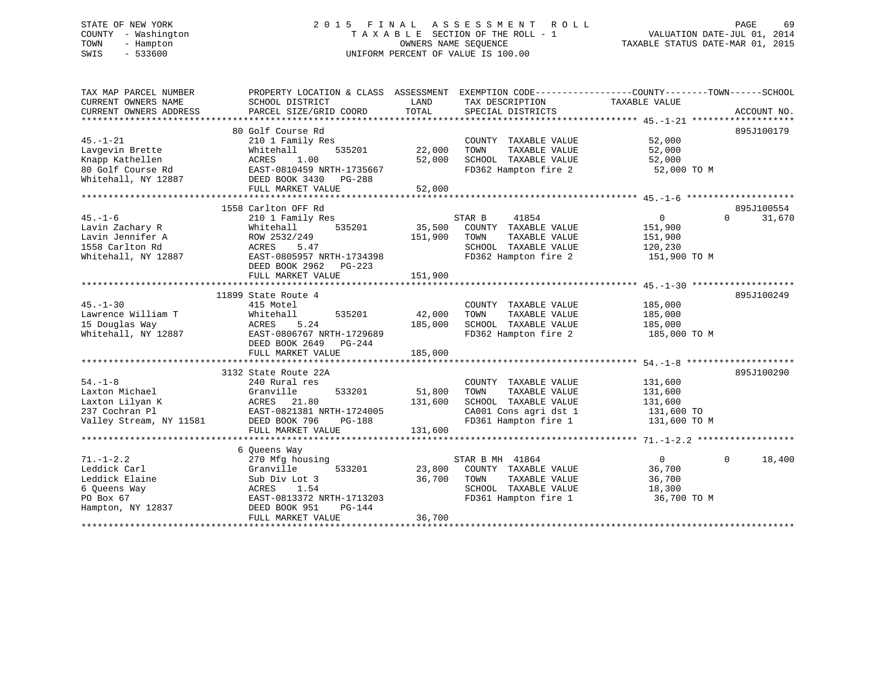STATE OF NEW YORK
COUNTY - Washington
TOWN - Hampton
SWIS - 533600

# 2015 FINAL ASSESSMENT ROLL
TAXABLE SECTION OF THE ROLL - 1
OWNERS NAME SEQUENCE
UNIFORM PERCENT OF VALUE IS 100.00

VALUATION DATE-JUL 01, 2014
TAXABLE STATUS DATE-MAR 01, 2015

| TAX MAP PARCEL NUMBER / CURRENT OWNERS NAME / CURRENT OWNERS ADDRESS | PROPERTY LOCATION & CLASS / SCHOOL DISTRICT / PARCEL SIZE/GRID COORD | ASSESSMENT LAND / TOTAL | EXEMPTION CODE / TAX DESCRIPTION / SPECIAL DISTRICTS | COUNTY / TOWN / SCHOOL TAXABLE VALUE | ACCOUNT NO. |
|---|---|---|---|---|---|
| 45.-1-21 | 80 Golf Course Rd | | | | 895J100179 |
| Lavgevin Brette | 210 1 Family Res | | COUNTY TAXABLE VALUE | 52,000 | |
| Knapp Kathellen | Whitehall 535201 | 22,000 | TOWN TAXABLE VALUE | 52,000 | |
| 80 Golf Course Rd | ACRES 1.00 | 52,000 | SCHOOL TAXABLE VALUE | 52,000 | |
| Whitehall, NY 12887 | EAST-0810459 NRTH-1735667 | | FD362 Hampton fire 2 | 52,000 TO M | |
| | DEED BOOK 3430 PG-288 | | | | |
| | FULL MARKET VALUE | 52,000 | | | |
| 45.-1-6 | 1558 Carlton OFF Rd | | | | 895J100554 |
| Lavin Zachary R | 210 1 Family Res | | STAR B 41854 | 0 0 31,670 | |
| Lavin Jennifer A | Whitehall 535201 | 35,500 | COUNTY TAXABLE VALUE | 151,900 | |
| 1558 Carlton Rd | ROW 2532/249 | 151,900 | TOWN TAXABLE VALUE | 151,900 | |
| Whitehall, NY 12887 | ACRES 5.47 | | SCHOOL TAXABLE VALUE | 120,230 | |
| | EAST-0805957 NRTH-1734398 | | FD362 Hampton fire 2 | 151,900 TO M | |
| | DEED BOOK 2962 PG-223 | | | | |
| | FULL MARKET VALUE | 151,900 | | | |
| 45.-1-30 | 11899 State Route 4 | | | | 895J100249 |
| Lawrence William T | 415 Motel | | COUNTY TAXABLE VALUE | 185,000 | |
| 15 Douglas Way | Whitehall 535201 | 42,000 | TOWN TAXABLE VALUE | 185,000 | |
| Whitehall, NY 12887 | ACRES 5.24 | 185,000 | SCHOOL TAXABLE VALUE | 185,000 | |
| | EAST-0806767 NRTH-1729689 | | FD362 Hampton fire 2 | 185,000 TO M | |
| | DEED BOOK 2649 PG-244 | | | | |
| | FULL MARKET VALUE | 185,000 | | | |
| 54.-1-8 | 3132 State Route 22A | | | | 895J100290 |
| Laxton Michael | 240 Rural res | | COUNTY TAXABLE VALUE | 131,600 | |
| Laxton Lilyan K | Granville 533201 | 51,800 | TOWN TAXABLE VALUE | 131,600 | |
| 237 Cochran Pl | ACRES 21.80 | 131,600 | SCHOOL TAXABLE VALUE | 131,600 | |
| Valley Stream, NY 11581 | EAST-0821381 NRTH-1724005 | | CA001 Cons agri dst 1 | 131,600 TO | |
| | DEED BOOK 796 PG-188 | | FD361 Hampton fire 1 | 131,600 TO M | |
| | FULL MARKET VALUE | 131,600 | | | |
| 71.-1-2.2 | 6 Queens Way | | | | |
| Leddick Carl | 270 Mfg housing | | STAR B MH 41864 | 0 0 18,400 | |
| Leddick Elaine | Granville 533201 | 23,800 | COUNTY TAXABLE VALUE | 36,700 | |
| 6 Queens Way | Sub Div Lot 3 | 36,700 | TOWN TAXABLE VALUE | 36,700 | |
| PO Box 67 | ACRES 1.54 | | SCHOOL TAXABLE VALUE | 18,300 | |
| Hampton, NY 12837 | EAST-0813372 NRTH-1713203 | | FD361 Hampton fire 1 | 36,700 TO M | |
| | DEED BOOK 951 PG-144 | | | | |
| | FULL MARKET VALUE | 36,700 | | | |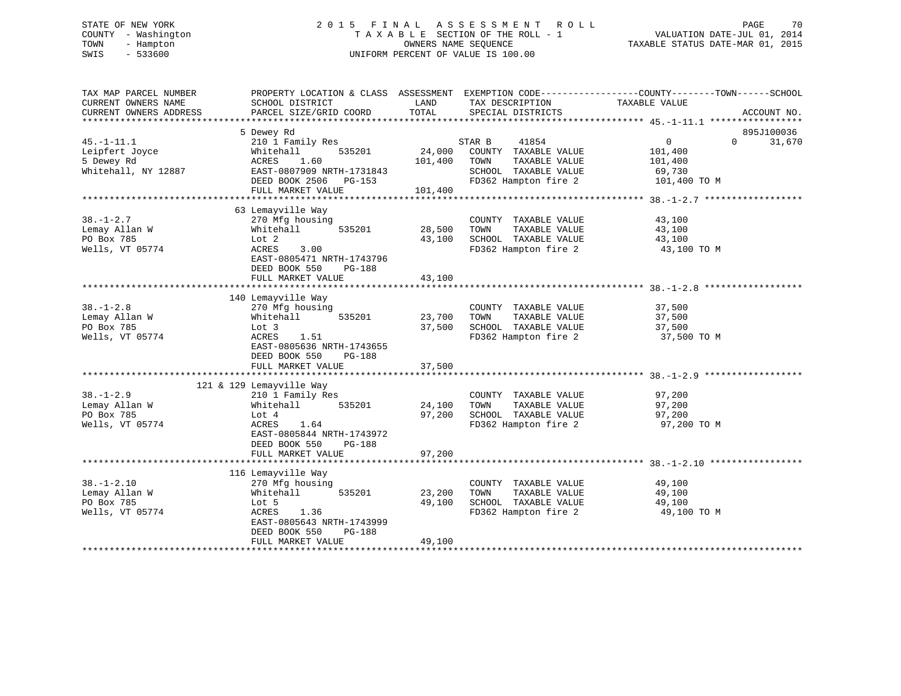STATE OF NEW YORK
COUNTY - Washington
TOWN - Hampton
SWIS - 533600

2015 FINAL ASSESSMENT ROLL
TAXABLE SECTION OF THE ROLL - 1
OWNERS NAME SEQUENCE
UNIFORM PERCENT OF VALUE IS 100.00

VALUATION DATE-JUL 01, 2014
TAXABLE STATUS DATE-MAR 01, 2015

| TAX MAP PARCEL NUMBER / CURRENT OWNERS NAME / CURRENT OWNERS ADDRESS | PROPERTY LOCATION & CLASS / SCHOOL DISTRICT / PARCEL SIZE/GRID COORD | ASSESSMENT LAND / TOTAL | EXEMPTION CODE / TAX DESCRIPTION / SPECIAL DISTRICTS | COUNTY TAXABLE VALUE | TOWN | SCHOOL | ACCOUNT NO. |
|---|---|---|---|---|---|---|---|
| 45.-1-11.1 | 5 Dewey Rd | | | | | | 895J100036 |
| | 210 1 Family Res | | STAR B 41854 | 0 | 0 | 31,670 | |
| Leipfert Joyce | Whitehall 535201 | 24,000 | COUNTY TAXABLE VALUE | 101,400 | | | |
| 5 Dewey Rd | ACRES 1.60 | 101,400 | TOWN TAXABLE VALUE | 101,400 | | | |
| Whitehall, NY 12887 | EAST-0807909 NRTH-1731843 | | SCHOOL TAXABLE VALUE | 69,730 | | | |
| | DEED BOOK 2506 PG-153 | | FD362 Hampton fire 2 | 101,400 TO M | | | |
| | FULL MARKET VALUE | 101,400 | | | | | |
| 38.-1-2.7 | 63 Lemayville Way | | | | | | |
| | 270 Mfg housing | | COUNTY TAXABLE VALUE | 43,100 | | | |
| Lemay Allan W | Whitehall 535201 | 28,500 | TOWN TAXABLE VALUE | 43,100 | | | |
| PO Box 785 | Lot 2 | 43,100 | SCHOOL TAXABLE VALUE | 43,100 | | | |
| Wells, VT 05774 | ACRES 3.00 | | FD362 Hampton fire 2 | 43,100 TO M | | | |
| | EAST-0805471 NRTH-1743796 | | | | | | |
| | DEED BOOK 550 PG-188 | | | | | | |
| | FULL MARKET VALUE | 43,100 | | | | | |
| 38.-1-2.8 | 140 Lemayville Way | | | | | | |
| | 270 Mfg housing | | COUNTY TAXABLE VALUE | 37,500 | | | |
| Lemay Allan W | Whitehall 535201 | 23,700 | TOWN TAXABLE VALUE | 37,500 | | | |
| PO Box 785 | Lot 3 | 37,500 | SCHOOL TAXABLE VALUE | 37,500 | | | |
| Wells, VT 05774 | ACRES 1.51 | | FD362 Hampton fire 2 | 37,500 TO M | | | |
| | EAST-0805636 NRTH-1743655 | | | | | | |
| | DEED BOOK 550 PG-188 | | | | | | |
| | FULL MARKET VALUE | 37,500 | | | | | |
| 38.-1-2.9 | 121 & 129 Lemayville Way | | | | | | |
| | 210 1 Family Res | | COUNTY TAXABLE VALUE | 97,200 | | | |
| Lemay Allan W | Whitehall 535201 | 24,100 | TOWN TAXABLE VALUE | 97,200 | | | |
| PO Box 785 | Lot 4 | 97,200 | SCHOOL TAXABLE VALUE | 97,200 | | | |
| Wells, VT 05774 | ACRES 1.64 | | FD362 Hampton fire 2 | 97,200 TO M | | | |
| | EAST-0805844 NRTH-1743972 | | | | | | |
| | DEED BOOK 550 PG-188 | | | | | | |
| | FULL MARKET VALUE | 97,200 | | | | | |
| 38.-1-2.10 | 116 Lemayville Way | | | | | | |
| | 270 Mfg housing | | COUNTY TAXABLE VALUE | 49,100 | | | |
| Lemay Allan W | Whitehall 535201 | 23,200 | TOWN TAXABLE VALUE | 49,100 | | | |
| PO Box 785 | Lot 5 | 49,100 | SCHOOL TAXABLE VALUE | 49,100 | | | |
| Wells, VT 05774 | ACRES 1.36 | | FD362 Hampton fire 2 | 49,100 TO M | | | |
| | EAST-0805643 NRTH-1743999 | | | | | | |
| | DEED BOOK 550 PG-188 | | | | | | |
| | FULL MARKET VALUE | 49,100 | | | | | |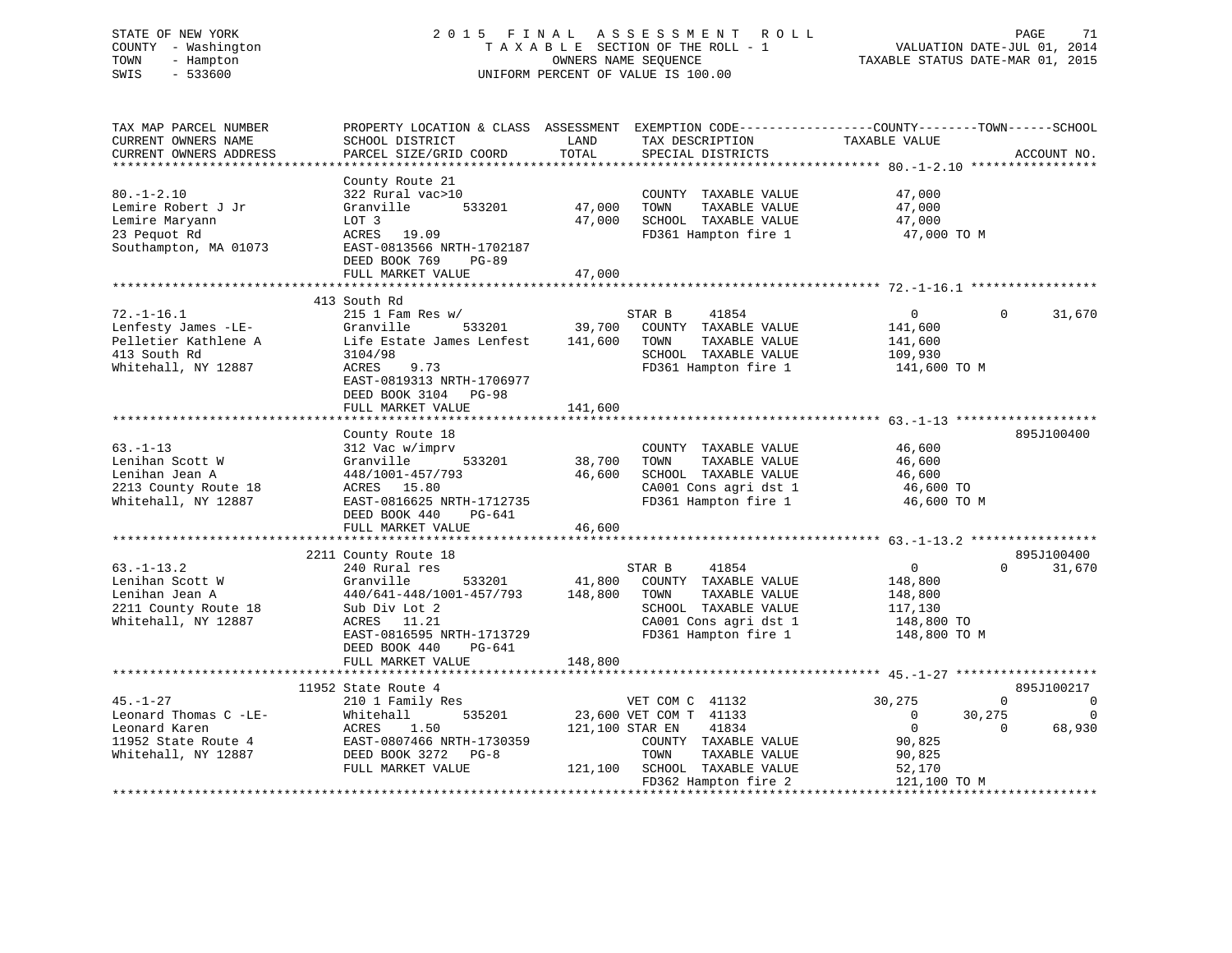STATE OF NEW YORK
COUNTY - Washington
TOWN - Hampton
SWIS - 533600

2 0 1 5 F I N A L A S S E S S M E N T R O L L
T A X A B L E SECTION OF THE ROLL - 1
OWNERS NAME SEQUENCE
UNIFORM PERCENT OF VALUE IS 100.00

VALUATION DATE-JUL 01, 2014
TAXABLE STATUS DATE-MAR 01, 2015

```
TAX MAP PARCEL NUMBER          PROPERTY LOCATION & CLASS  ASSESSMENT  EXEMPTION CODE------------------COUNTY--------TOWN------SCHOOL
CURRENT OWNERS NAME            SCHOOL DISTRICT             LAND       TAX DESCRIPTION              TAXABLE VALUE
CURRENT OWNERS ADDRESS         PARCEL SIZE/GRID COORD      TOTAL      SPECIAL DISTRICTS                                    ACCOUNT NO.
******************************************************************************************************* 80.-1-2.10 *****************
                               County Route 21
80.-1-2.10                     322 Rural vac>10                       COUNTY  TAXABLE VALUE             47,000
Lemire Robert J Jr             Granville         533201      47,000   TOWN    TAXABLE VALUE             47,000
Lemire Maryann                 LOT 3                         47,000   SCHOOL  TAXABLE VALUE             47,000
23 Pequot Rd                   ACRES  19.09                           FD361 Hampton fire 1               47,000 TO M
Southampton, MA 01073          EAST-0813566 NRTH-1702187
                               DEED BOOK 769    PG-89
                               FULL MARKET VALUE             47,000
******************************************************************************************************* 72.-1-16.1 *****************
                             413 South Rd
72.-1-16.1                     215 1 Fam Res w/                       STAR B      41854                  0           0     31,670
Lenfesty James -LE-            Granville         533201      39,700   COUNTY  TAXABLE VALUE            141,600
Pelletier Kathlene A           Life Estate James Lenfest    141,600   TOWN    TAXABLE VALUE            141,600
413 South Rd                   3104/98                                SCHOOL  TAXABLE VALUE            109,930
Whitehall, NY 12887            ACRES    9.73                          FD361 Hampton fire 1              141,600 TO M
                               EAST-0819313 NRTH-1706977
                               DEED BOOK 3104   PG-98
                               FULL MARKET VALUE            141,600
******************************************************************************************************* 63.-1-13 *******************
                               County Route 18                                                                      895J100400
63.-1-13                       312 Vac w/imprv                        COUNTY  TAXABLE VALUE             46,600
Lenihan Scott W                Granville         533201      38,700   TOWN    TAXABLE VALUE             46,600
Lenihan Jean A                 448/1001-457/793              46,600   SCHOOL  TAXABLE VALUE             46,600
2213 County Route 18           ACRES  15.80                           CA001 Cons agri dst 1              46,600 TO
Whitehall, NY 12887            EAST-0816625 NRTH-1712735              FD361 Hampton fire 1               46,600 TO M
                               DEED BOOK 440    PG-641
                               FULL MARKET VALUE             46,600
******************************************************************************************************* 63.-1-13.2 *****************
                            2211 County Route 18                                                                    895J100400
63.-1-13.2                     240 Rural res                          STAR B      41854                  0           0     31,670
Lenihan Scott W                Granville         533201      41,800   COUNTY  TAXABLE VALUE            148,800
Lenihan Jean A                 440/641-448/1001-457/793     148,800   TOWN    TAXABLE VALUE            148,800
2211 County Route 18           Sub Div Lot 2                          SCHOOL  TAXABLE VALUE            117,130
Whitehall, NY 12887            ACRES  11.21                           CA001 Cons agri dst 1             148,800 TO
                               EAST-0816595 NRTH-1713729              FD361 Hampton fire 1              148,800 TO M
                               DEED BOOK 440    PG-641
                               FULL MARKET VALUE            148,800
******************************************************************************************************* 45.-1-27 *******************
                           11952 State Route 4                                                                      895J100217
45.-1-27                       210 1 Family Res                       VET COM C  41132              30,275           0          0
Leonard Thomas C -LE-          Whitehall         535201      23,600 VET COM T  41133                   0      30,275          0
Leonard Karen                  ACRES    1.50                121,100 STAR EN    41834                   0           0     68,930
11952 State Route 4            EAST-0807466 NRTH-1730359              COUNTY  TAXABLE VALUE             90,825
Whitehall, NY 12887            DEED BOOK 3272   PG-8                  TOWN    TAXABLE VALUE             90,825
                               FULL MARKET VALUE            121,100   SCHOOL  TAXABLE VALUE             52,170
                                                                      FD362 Hampton fire 2              121,100 TO M
************************************************************************************************************************************
```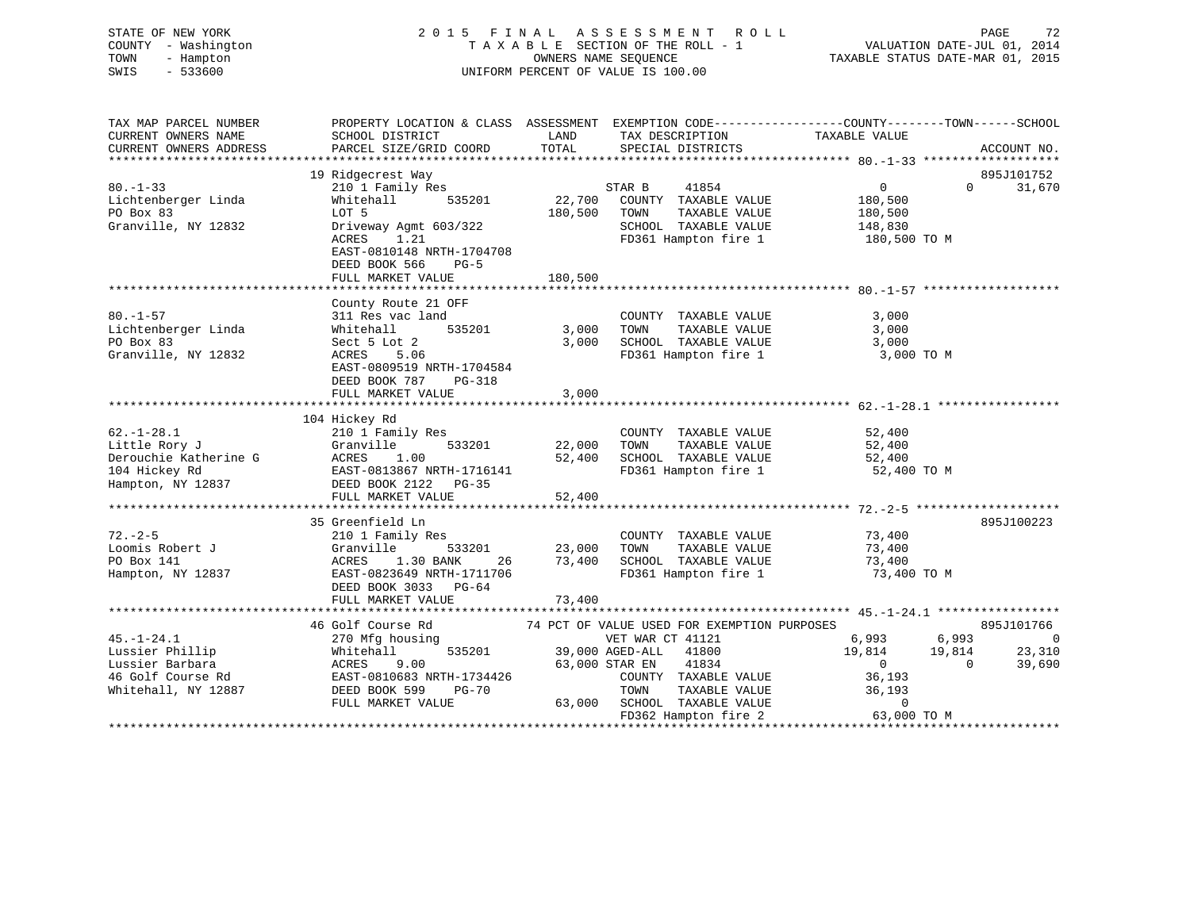STATE OF NEW YORK
COUNTY - Washington
TOWN - Hampton
SWIS - 533600

2015 FINAL ASSESSMENT ROLL
TAXABLE SECTION OF THE ROLL - 1
OWNERS NAME SEQUENCE
UNIFORM PERCENT OF VALUE IS 100.00

VALUATION DATE-JUL 01, 2014
TAXABLE STATUS DATE-MAR 01, 2015

| TAX MAP PARCEL NUMBER / CURRENT OWNERS NAME / CURRENT OWNERS ADDRESS | PROPERTY LOCATION & CLASS / SCHOOL DISTRICT / PARCEL SIZE/GRID COORD | ASSESSMENT LAND / TOTAL | EXEMPTION CODE / TAX DESCRIPTION / SPECIAL DISTRICTS | COUNTY TAXABLE VALUE | TOWN | SCHOOL / ACCOUNT NO. |
|---|---|---|---|---|---|---|
| **80.-1-33** | 19 Ridgecrest Way | | | | | 895J101752 |
| | 210 1 Family Res | | STAR B 41854 | 0 | 0 | 31,670 |
| Lichtenberger Linda | Whitehall 535201 | 22,700 | COUNTY TAXABLE VALUE | 180,500 | | |
| PO Box 83 | LOT 5 | 180,500 | TOWN TAXABLE VALUE | 180,500 | | |
| Granville, NY 12832 | Driveway Agmt 603/322 | | SCHOOL TAXABLE VALUE | 148,830 | | |
| | ACRES 1.21 | | FD361 Hampton fire 1 | 180,500 TO M | | |
| | EAST-0810148 NRTH-1704708 | | | | | |
| | DEED BOOK 566 PG-5 | | | | | |
| | FULL MARKET VALUE | 180,500 | | | | |
| **80.-1-57** | County Route 21 OFF | | | | | |
| | 311 Res vac land | | COUNTY TAXABLE VALUE | 3,000 | | |
| Lichtenberger Linda | Whitehall 535201 | 3,000 | TOWN TAXABLE VALUE | 3,000 | | |
| PO Box 83 | Sect 5 Lot 2 | 3,000 | SCHOOL TAXABLE VALUE | 3,000 | | |
| Granville, NY 12832 | ACRES 5.06 | | FD361 Hampton fire 1 | 3,000 TO M | | |
| | EAST-0809519 NRTH-1704584 | | | | | |
| | DEED BOOK 787 PG-318 | | | | | |
| | FULL MARKET VALUE | 3,000 | | | | |
| **62.-1-28.1** | 104 Hickey Rd | | | | | |
| | 210 1 Family Res | | COUNTY TAXABLE VALUE | 52,400 | | |
| Little Rory J | Granville 533201 | 22,000 | TOWN TAXABLE VALUE | 52,400 | | |
| Derouchie Katherine G | ACRES 1.00 | 52,400 | SCHOOL TAXABLE VALUE | 52,400 | | |
| 104 Hickey Rd | EAST-0813867 NRTH-1716141 | | FD361 Hampton fire 1 | 52,400 TO M | | |
| Hampton, NY 12837 | DEED BOOK 2122 PG-35 | | | | | |
| | FULL MARKET VALUE | 52,400 | | | | |
| **72.-2-5** | 35 Greenfield Ln | | | | | 895J100223 |
| | 210 1 Family Res | | COUNTY TAXABLE VALUE | 73,400 | | |
| Loomis Robert J | Granville 533201 | 23,000 | TOWN TAXABLE VALUE | 73,400 | | |
| PO Box 141 | ACRES 1.30 BANK 26 | 73,400 | SCHOOL TAXABLE VALUE | 73,400 | | |
| Hampton, NY 12837 | EAST-0823649 NRTH-1711706 | | FD361 Hampton fire 1 | 73,400 TO M | | |
| | DEED BOOK 3033 PG-64 | | | | | |
| | FULL MARKET VALUE | 73,400 | | | | |
| **45.-1-24.1** | 46 Golf Course Rd | | 74 PCT OF VALUE USED FOR EXEMPTION PURPOSES | | | 895J101766 |
| | 270 Mfg housing | | VET WAR CT 41121 | 6,993 | 6,993 | 0 |
| Lussier Phillip | Whitehall 535201 | 39,000 | AGED-ALL 41800 | 19,814 | 19,814 | 23,310 |
| Lussier Barbara | ACRES 9.00 | 63,000 | STAR EN 41834 | 0 | 0 | 39,690 |
| 46 Golf Course Rd | EAST-0810683 NRTH-1734426 | | COUNTY TAXABLE VALUE | 36,193 | | |
| Whitehall, NY 12887 | DEED BOOK 599 PG-70 | | TOWN TAXABLE VALUE | 36,193 | | |
| | FULL MARKET VALUE | 63,000 | SCHOOL TAXABLE VALUE | 0 | | |
| | | | FD362 Hampton fire 2 | 63,000 TO M | | |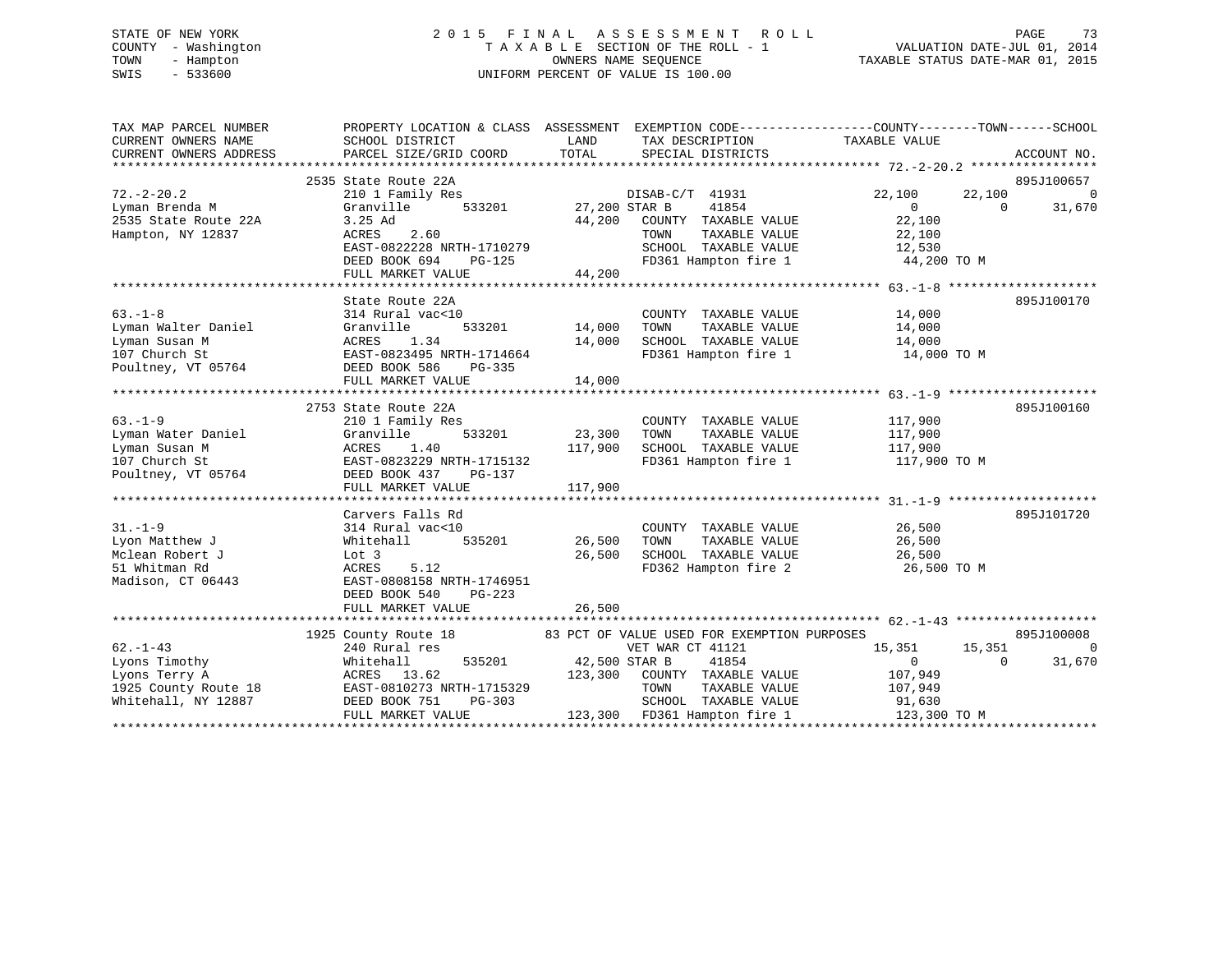STATE OF NEW YORK
COUNTY - Washington
TOWN - Hampton
SWIS - 533600

2 0 1 5 F I N A L A S S E S S M E N T R O L L
T A X A B L E SECTION OF THE ROLL - 1
OWNERS NAME SEQUENCE
UNIFORM PERCENT OF VALUE IS 100.00

VALUATION DATE-JUL 01, 2014
TAXABLE STATUS DATE-MAR 01, 2015

```
TAX MAP PARCEL NUMBER          PROPERTY LOCATION & CLASS  ASSESSMENT  EXEMPTION CODE------------------COUNTY--------TOWN------SCHOOL
CURRENT OWNERS NAME            SCHOOL DISTRICT              LAND      TAX DESCRIPTION             TAXABLE VALUE
CURRENT OWNERS ADDRESS         PARCEL SIZE/GRID COORD       TOTAL     SPECIAL DISTRICTS                                    ACCOUNT NO.
******************************************************************************************************* 72.-2-20.2 *****************
                           2535 State Route 22A                                                                          895J100657
72.-2-20.2                     210 1 Family Res                       DISAB-C/T 41931              22,100      22,100            0
Lyman Brenda M                 Granville       533201      27,200 STAR B      41854                    0           0        31,670
2535 State Route 22A           3.25 Ad                     44,200    COUNTY  TAXABLE VALUE           22,100
Hampton, NY 12837              ACRES     2.60                        TOWN    TAXABLE VALUE           22,100
                               EAST-0822228 NRTH-1710279             SCHOOL  TAXABLE VALUE           12,530
                               DEED BOOK 694    PG-125               FD361 Hampton fire 1             44,200 TO M
                               FULL MARKET VALUE           44,200
******************************************************************************************************* 63.-1-8 ********************
                               State Route 22A                                                                           895J100170
63.-1-8                        314 Rural vac<10                      COUNTY  TAXABLE VALUE           14,000
Lyman Walter Daniel            Granville       533201      14,000    TOWN    TAXABLE VALUE           14,000
Lyman Susan M                  ACRES     1.34              14,000    SCHOOL  TAXABLE VALUE           14,000
107 Church St                  EAST-0823495 NRTH-1714664             FD361 Hampton fire 1             14,000 TO M
Poultney, VT 05764             DEED BOOK 586    PG-335
                               FULL MARKET VALUE           14,000
******************************************************************************************************* 63.-1-9 ********************
                           2753 State Route 22A                                                                          895J100160
63.-1-9                        210 1 Family Res                      COUNTY  TAXABLE VALUE          117,900
Lyman Water Daniel             Granville       533201      23,300    TOWN    TAXABLE VALUE          117,900
Lyman Susan M                  ACRES     1.40             117,900    SCHOOL  TAXABLE VALUE          117,900
107 Church St                  EAST-0823229 NRTH-1715132             FD361 Hampton fire 1            117,900 TO M
Poultney, VT 05764             DEED BOOK 437    PG-137
                               FULL MARKET VALUE          117,900
******************************************************************************************************* 31.-1-9 ********************
                               Carvers Falls Rd                                                                          895J101720
31.-1-9                        314 Rural vac<10                      COUNTY  TAXABLE VALUE           26,500
Lyon Matthew J                 Whitehall       535201      26,500    TOWN    TAXABLE VALUE           26,500
Mclean Robert J                Lot 3                       26,500    SCHOOL  TAXABLE VALUE           26,500
51 Whitman Rd                  ACRES     5.12                        FD362 Hampton fire 2             26,500 TO M
Madison, CT 06443              EAST-0808158 NRTH-1746951
                               DEED BOOK 540    PG-223
                               FULL MARKET VALUE           26,500
******************************************************************************************************* 62.-1-43 *******************
                           1925 County Route 18            83 PCT OF VALUE USED FOR EXEMPTION PURPOSES                   895J100008
62.-1-43                       240 Rural res                          VET WAR CT 41121             15,351      15,351            0
Lyons Timothy                  Whitehall       535201      42,500 STAR B      41854                    0           0        31,670
Lyons Terry A                  ACRES    13.62             123,300    COUNTY  TAXABLE VALUE          107,949
1925 County Route 18           EAST-0810273 NRTH-1715329             TOWN    TAXABLE VALUE          107,949
Whitehall, NY 12887            DEED BOOK 751    PG-303               SCHOOL  TAXABLE VALUE           91,630
                               FULL MARKET VALUE          123,300    FD361 Hampton fire 1            123,300 TO M
************************************************************************************************************************************
```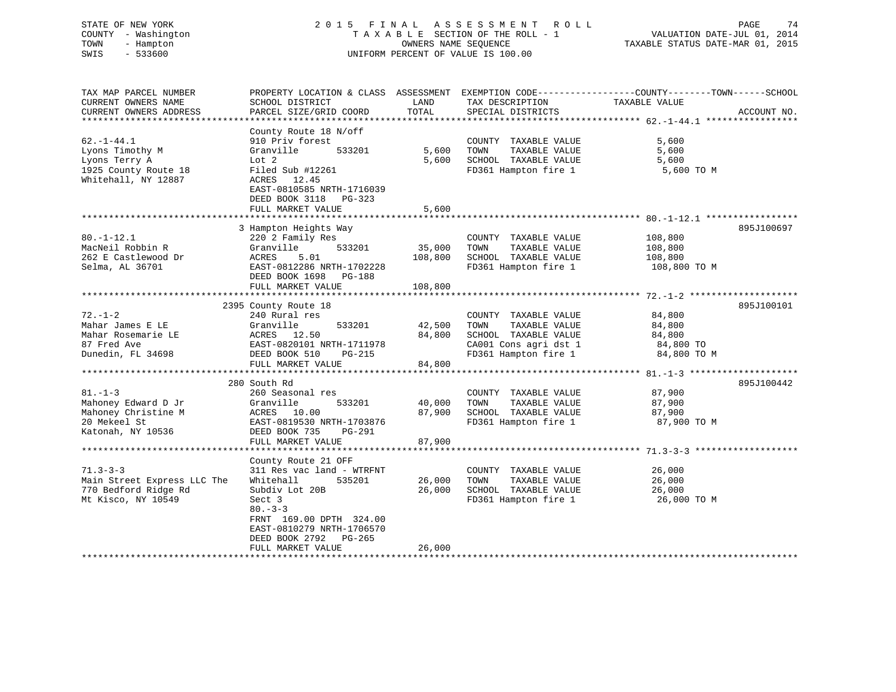STATE OF NEW YORK
COUNTY - Washington
TOWN - Hampton
SWIS - 533600

2015 FINAL ASSESSMENT ROLL
TAXABLE SECTION OF THE ROLL - 1
OWNERS NAME SEQUENCE
UNIFORM PERCENT OF VALUE IS 100.00

VALUATION DATE-JUL 01, 2014
TAXABLE STATUS DATE-MAR 01, 2015

| TAX MAP PARCEL NUMBER / CURRENT OWNERS NAME / CURRENT OWNERS ADDRESS | PROPERTY LOCATION & CLASS / SCHOOL DISTRICT / PARCEL SIZE/GRID COORD | ASSESSMENT LAND / TOTAL | EXEMPTION CODE / TAX DESCRIPTION / SPECIAL DISTRICTS | TAXABLE VALUE (COUNTY / TOWN / SCHOOL) | ACCOUNT NO. |
|---|---|---|---|---|---|
| 62.-1-44.1 | County Route 18 N/off | | | | |
| Lyons Timothy M | 910 Priv forest | | COUNTY TAXABLE VALUE | 5,600 | |
| Lyons Terry A | Granville 533201 | 5,600 | TOWN TAXABLE VALUE | 5,600 | |
| 1925 County Route 18 | Lot 2 | 5,600 | SCHOOL TAXABLE VALUE | 5,600 | |
| Whitehall, NY 12887 | Filed Sub #12261 | | FD361 Hampton fire 1 | 5,600 TO M | |
| | ACRES 12.45 | | | | |
| | EAST-0810585 NRTH-1716039 | | | | |
| | DEED BOOK 3118 PG-323 | | | | |
| | FULL MARKET VALUE | 5,600 | | | |
| 80.-1-12.1 | 3 Hampton Heights Way | | | | 895J100697 |
| MacNeil Robbin R | 220 2 Family Res | | COUNTY TAXABLE VALUE | 108,800 | |
| 262 E Castlewood Dr | Granville 533201 | 35,000 | TOWN TAXABLE VALUE | 108,800 | |
| Selma, AL 36701 | ACRES 5.01 | 108,800 | SCHOOL TAXABLE VALUE | 108,800 | |
| | EAST-0812286 NRTH-1702228 | | FD361 Hampton fire 1 | 108,800 TO M | |
| | DEED BOOK 1698 PG-188 | | | | |
| | FULL MARKET VALUE | 108,800 | | | |
| 72.-1-2 | 2395 County Route 18 | | | | 895J100101 |
| Mahar James E LE | 240 Rural res | | COUNTY TAXABLE VALUE | 84,800 | |
| Mahar Rosemarie LE | Granville 533201 | 42,500 | TOWN TAXABLE VALUE | 84,800 | |
| 87 Fred Ave | ACRES 12.50 | 84,800 | SCHOOL TAXABLE VALUE | 84,800 | |
| Dunedin, FL 34698 | EAST-0820101 NRTH-1711978 | | CA001 Cons agri dst 1 | 84,800 TO | |
| | DEED BOOK 510 PG-215 | | FD361 Hampton fire 1 | 84,800 TO M | |
| | FULL MARKET VALUE | 84,800 | | | |
| 81.-1-3 | 280 South Rd | | | | 895J100442 |
| Mahoney Edward D Jr | 260 Seasonal res | | COUNTY TAXABLE VALUE | 87,900 | |
| Mahoney Christine M | Granville 533201 | 40,000 | TOWN TAXABLE VALUE | 87,900 | |
| 20 Mekeel St | ACRES 10.00 | 87,900 | SCHOOL TAXABLE VALUE | 87,900 | |
| Katonah, NY 10536 | EAST-0819530 NRTH-1703876 | | FD361 Hampton fire 1 | 87,900 TO M | |
| | DEED BOOK 735 PG-291 | | | | |
| | FULL MARKET VALUE | 87,900 | | | |
| 71.3-3-3 | County Route 21 OFF | | | | |
| Main Street Express LLC The | 311 Res vac land - WTRFNT | | COUNTY TAXABLE VALUE | 26,000 | |
| 770 Bedford Ridge Rd | Whitehall 535201 | 26,000 | TOWN TAXABLE VALUE | 26,000 | |
| Mt Kisco, NY 10549 | Subdiv Lot 20B | 26,000 | SCHOOL TAXABLE VALUE | 26,000 | |
| | Sect 3 | | FD361 Hampton fire 1 | 26,000 TO M | |
| | 80.-3-3 | | | | |
| | FRNT 169.00 DPTH 324.00 | | | | |
| | EAST-0810279 NRTH-1706570 | | | | |
| | DEED BOOK 2792 PG-265 | | | | |
| | FULL MARKET VALUE | 26,000 | | | |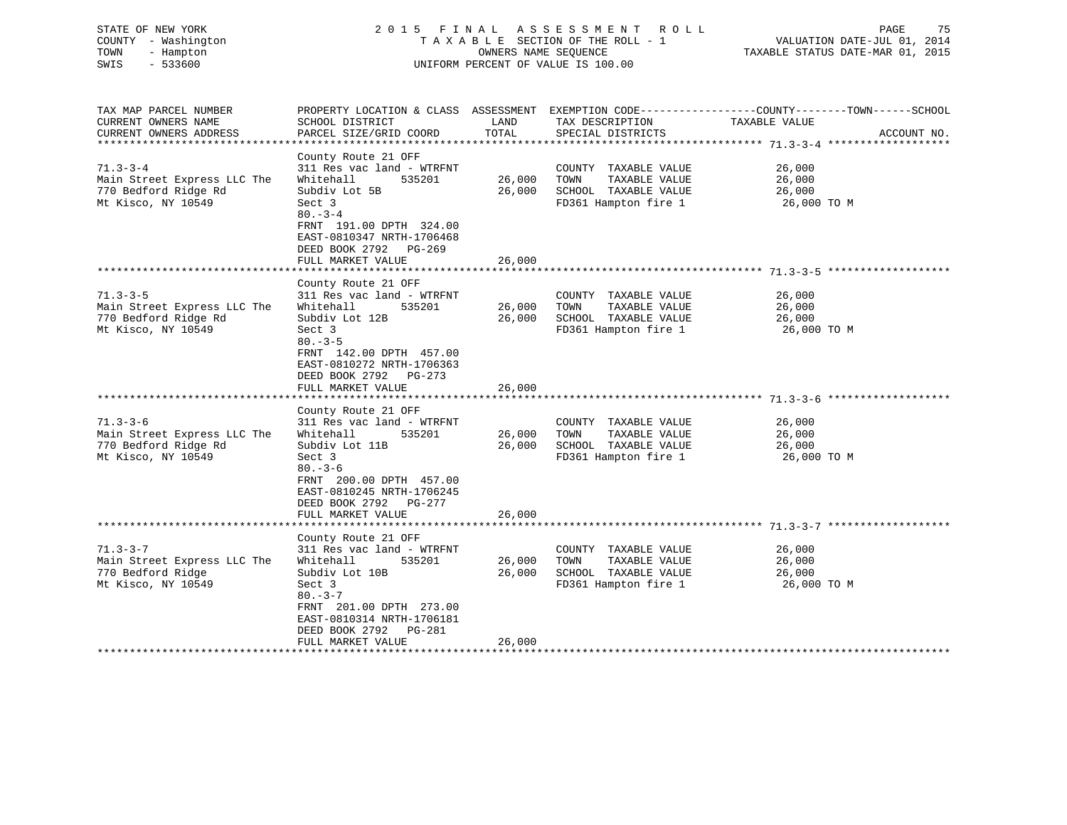STATE OF NEW YORK
COUNTY - Washington
TOWN - Hampton
SWIS - 533600

2015 FINAL ASSESSMENT ROLL
TAXABLE SECTION OF THE ROLL - 1
OWNERS NAME SEQUENCE
UNIFORM PERCENT OF VALUE IS 100.00

VALUATION DATE-JUL 01, 2014
TAXABLE STATUS DATE-MAR 01, 2015

| TAX MAP PARCEL NUMBER / CURRENT OWNERS NAME / CURRENT OWNERS ADDRESS | PROPERTY LOCATION & CLASS / SCHOOL DISTRICT / PARCEL SIZE/GRID COORD | ASSESSMENT LAND / TOTAL | EXEMPTION CODE / TAX DESCRIPTION / SPECIAL DISTRICTS | COUNTY--------TOWN------SCHOOL TAXABLE VALUE | ACCOUNT NO. |
|---|---|---|---|---|---|
| **71.3-3-4** | County Route 21 OFF | | | | |
| 71.3-3-4 | 311 Res vac land - WTRFNT | | COUNTY TAXABLE VALUE | 26,000 | |
| Main Street Express LLC The | Whitehall 535201 | 26,000 | TOWN TAXABLE VALUE | 26,000 | |
| 770 Bedford Ridge Rd | Subdiv Lot 5B | 26,000 | SCHOOL TAXABLE VALUE | 26,000 | |
| Mt Kisco, NY 10549 | Sect 3 | | FD361 Hampton fire 1 | 26,000 TO M | |
| | 80.-3-4 | | | | |
| | FRNT 191.00 DPTH 324.00 | | | | |
| | EAST-0810347 NRTH-1706468 | | | | |
| | DEED BOOK 2792 PG-269 | | | | |
| | FULL MARKET VALUE | 26,000 | | | |
| **71.3-3-5** | County Route 21 OFF | | | | |
| 71.3-3-5 | 311 Res vac land - WTRFNT | | COUNTY TAXABLE VALUE | 26,000 | |
| Main Street Express LLC The | Whitehall 535201 | 26,000 | TOWN TAXABLE VALUE | 26,000 | |
| 770 Bedford Ridge Rd | Subdiv Lot 12B | 26,000 | SCHOOL TAXABLE VALUE | 26,000 | |
| Mt Kisco, NY 10549 | Sect 3 | | FD361 Hampton fire 1 | 26,000 TO M | |
| | 80.-3-5 | | | | |
| | FRNT 142.00 DPTH 457.00 | | | | |
| | EAST-0810272 NRTH-1706363 | | | | |
| | DEED BOOK 2792 PG-273 | | | | |
| | FULL MARKET VALUE | 26,000 | | | |
| **71.3-3-6** | County Route 21 OFF | | | | |
| 71.3-3-6 | 311 Res vac land - WTRFNT | | COUNTY TAXABLE VALUE | 26,000 | |
| Main Street Express LLC The | Whitehall 535201 | 26,000 | TOWN TAXABLE VALUE | 26,000 | |
| 770 Bedford Ridge Rd | Subdiv Lot 11B | 26,000 | SCHOOL TAXABLE VALUE | 26,000 | |
| Mt Kisco, NY 10549 | Sect 3 | | FD361 Hampton fire 1 | 26,000 TO M | |
| | 80.-3-6 | | | | |
| | FRNT 200.00 DPTH 457.00 | | | | |
| | EAST-0810245 NRTH-1706245 | | | | |
| | DEED BOOK 2792 PG-277 | | | | |
| | FULL MARKET VALUE | 26,000 | | | |
| **71.3-3-7** | County Route 21 OFF | | | | |
| 71.3-3-7 | 311 Res vac land - WTRFNT | | COUNTY TAXABLE VALUE | 26,000 | |
| Main Street Express LLC The | Whitehall 535201 | 26,000 | TOWN TAXABLE VALUE | 26,000 | |
| 770 Bedford Ridge | Subdiv Lot 10B | 26,000 | SCHOOL TAXABLE VALUE | 26,000 | |
| Mt Kisco, NY 10549 | Sect 3 | | FD361 Hampton fire 1 | 26,000 TO M | |
| | 80.-3-7 | | | | |
| | FRNT 201.00 DPTH 273.00 | | | | |
| | EAST-0810314 NRTH-1706181 | | | | |
| | DEED BOOK 2792 PG-281 | | | | |
| | FULL MARKET VALUE | 26,000 | | | |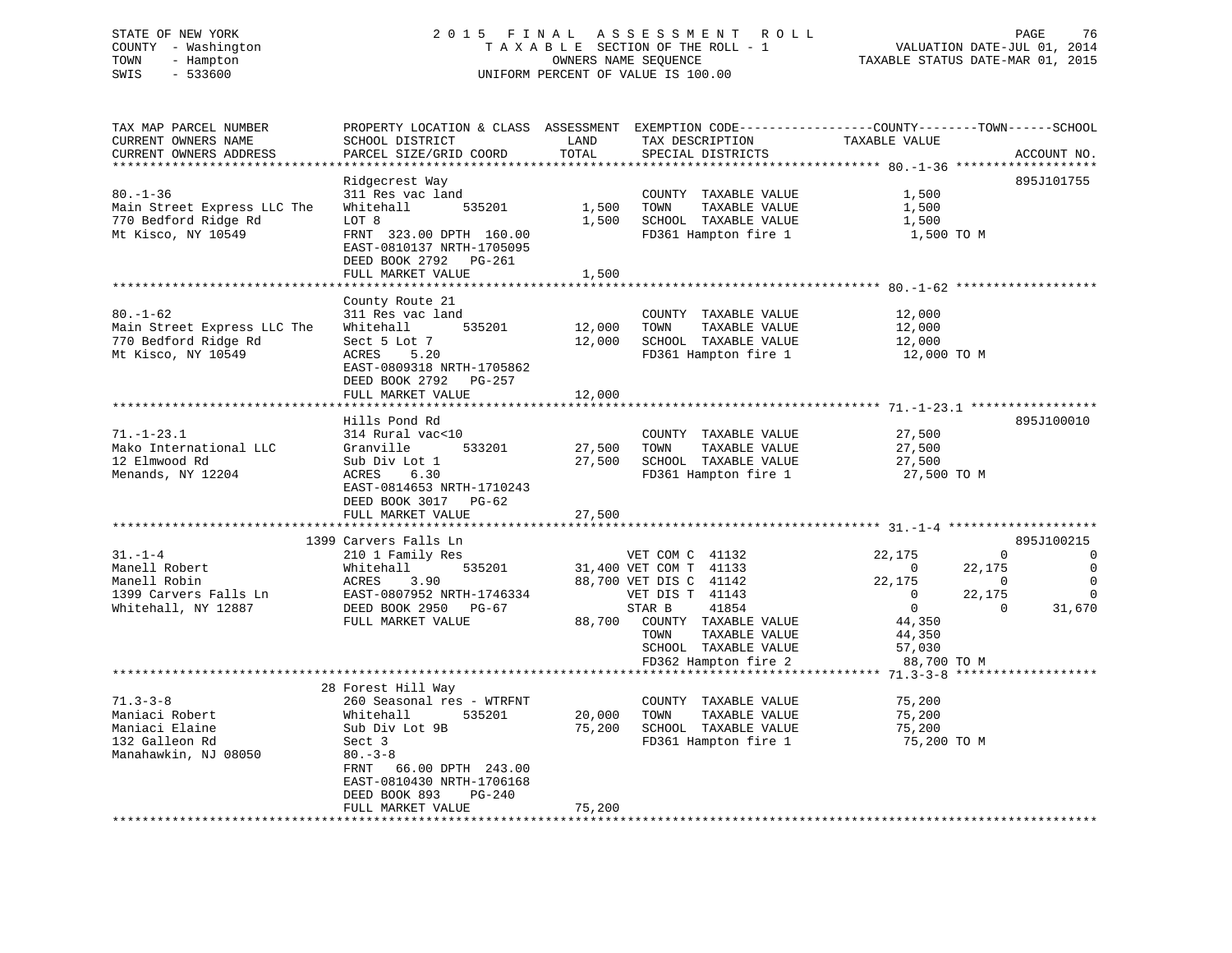STATE OF NEW YORK
COUNTY - Washington
TOWN - Hampton
SWIS - 533600

2015 FINAL ASSESSMENT ROLL
TAXABLE SECTION OF THE ROLL - 1
OWNERS NAME SEQUENCE
UNIFORM PERCENT OF VALUE IS 100.00

VALUATION DATE-JUL 01, 2014
TAXABLE STATUS DATE-MAR 01, 2015

| TAX MAP PARCEL NUMBER / CURRENT OWNERS NAME / CURRENT OWNERS ADDRESS | PROPERTY LOCATION & CLASS / SCHOOL DISTRICT / PARCEL SIZE/GRID COORD | ASSESSMENT LAND | TOTAL | EXEMPTION CODE / TAX DESCRIPTION / SPECIAL DISTRICTS | COUNTY TAXABLE VALUE | TOWN | SCHOOL | ACCOUNT NO. |
|---|---|---|---|---|---|---|---|---|
| **80.-1-36** | Ridgecrest Way | | | | | | | 895J101755 |
| | 311 Res vac land | | | COUNTY TAXABLE VALUE | 1,500 | | | |
| Main Street Express LLC The | Whitehall 535201 | 1,500 | | TOWN TAXABLE VALUE | 1,500 | | | |
| 770 Bedford Ridge Rd | LOT 8 | | 1,500 | SCHOOL TAXABLE VALUE | 1,500 | | | |
| Mt Kisco, NY 10549 | FRNT 323.00 DPTH 160.00 | | | FD361 Hampton fire 1 | 1,500 TO M | | | |
| | EAST-0810137 NRTH-1705095 | | | | | | | |
| | DEED BOOK 2792 PG-261 | | | | | | | |
| | FULL MARKET VALUE | | 1,500 | | | | | |
| **80.-1-62** | County Route 21 | | | | | | | |
| | 311 Res vac land | | | COUNTY TAXABLE VALUE | 12,000 | | | |
| Main Street Express LLC The | Whitehall 535201 | 12,000 | | TOWN TAXABLE VALUE | 12,000 | | | |
| 770 Bedford Ridge Rd | Sect 5 Lot 7 | | 12,000 | SCHOOL TAXABLE VALUE | 12,000 | | | |
| Mt Kisco, NY 10549 | ACRES 5.20 | | | FD361 Hampton fire 1 | 12,000 TO M | | | |
| | EAST-0809318 NRTH-1705862 | | | | | | | |
| | DEED BOOK 2792 PG-257 | | | | | | | |
| | FULL MARKET VALUE | | 12,000 | | | | | |
| **71.-1-23.1** | Hills Pond Rd | | | | | | | 895J100010 |
| | 314 Rural vac<10 | | | COUNTY TAXABLE VALUE | 27,500 | | | |
| Mako International LLC | Granville 533201 | 27,500 | | TOWN TAXABLE VALUE | 27,500 | | | |
| 12 Elmwood Rd | Sub Div Lot 1 | | 27,500 | SCHOOL TAXABLE VALUE | 27,500 | | | |
| Menands, NY 12204 | ACRES 6.30 | | | FD361 Hampton fire 1 | 27,500 TO M | | | |
| | EAST-0814653 NRTH-1710243 | | | | | | | |
| | DEED BOOK 3017 PG-62 | | | | | | | |
| | FULL MARKET VALUE | | 27,500 | | | | | |
| **31.-1-4** | 1399 Carvers Falls Ln | | | | | | | 895J100215 |
| | 210 1 Family Res | | | VET COM C 41132 | 22,175 | 0 | 0 | |
| Manell Robert | Whitehall 535201 | 31,400 | | VET COM T 41133 | 0 | 22,175 | 0 | |
| Manell Robin | ACRES 3.90 | | 88,700 | VET DIS C 41142 | 22,175 | 0 | 0 | |
| 1399 Carvers Falls Ln | EAST-0807952 NRTH-1746334 | | | VET DIS T 41143 | 0 | 22,175 | 0 | |
| Whitehall, NY 12887 | DEED BOOK 2950 PG-67 | | | STAR B 41854 | 0 | 0 | 31,670 | |
| | FULL MARKET VALUE | | 88,700 | COUNTY TAXABLE VALUE | 44,350 | | | |
| | | | | TOWN TAXABLE VALUE | 44,350 | | | |
| | | | | SCHOOL TAXABLE VALUE | 57,030 | | | |
| | | | | FD362 Hampton fire 2 | 88,700 TO M | | | |
| **71.3-3-8** | 28 Forest Hill Way | | | | | | | |
| | 260 Seasonal res - WTRFNT | | | COUNTY TAXABLE VALUE | 75,200 | | | |
| Maniaci Robert | Whitehall 535201 | 20,000 | | TOWN TAXABLE VALUE | 75,200 | | | |
| Maniaci Elaine | Sub Div Lot 9B | | 75,200 | SCHOOL TAXABLE VALUE | 75,200 | | | |
| 132 Galleon Rd | Sect 3 | | | FD361 Hampton fire 1 | 75,200 TO M | | | |
| Manahawkin, NJ 08050 | 80.-3-8 | | | | | | | |
| | FRNT 66.00 DPTH 243.00 | | | | | | | |
| | EAST-0810430 NRTH-1706168 | | | | | | | |
| | DEED BOOK 893 PG-240 | | | | | | | |
| | FULL MARKET VALUE | | 75,200 | | | | | |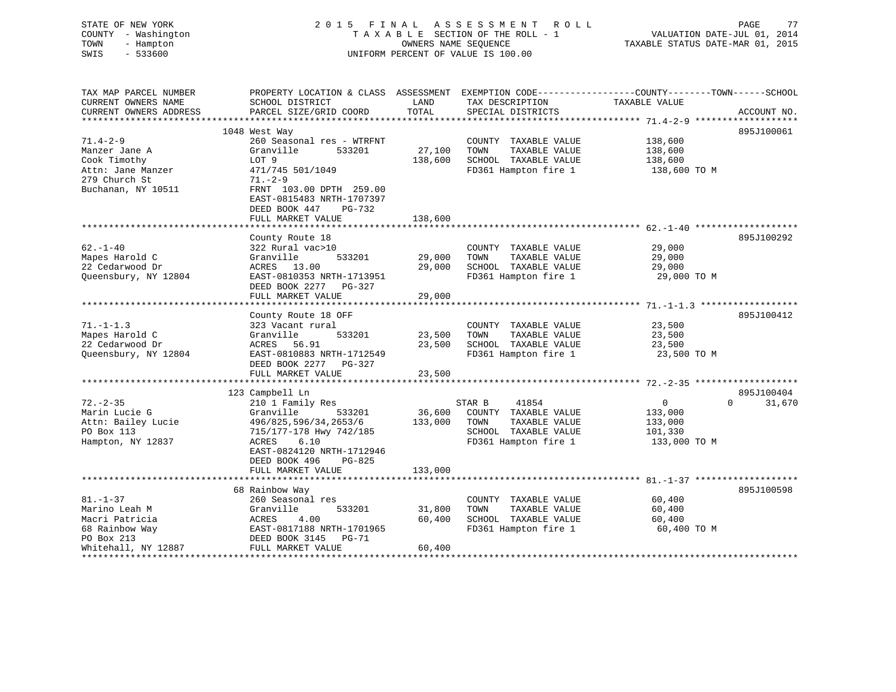STATE OF NEW YORK
COUNTY - Washington
TOWN - Hampton
SWIS - 533600

# 2015 FINAL ASSESSMENT ROLL
TAXABLE SECTION OF THE ROLL - 1
OWNERS NAME SEQUENCE
UNIFORM PERCENT OF VALUE IS 100.00

VALUATION DATE-JUL 01, 2014
TAXABLE STATUS DATE-MAR 01, 2015

| TAX MAP PARCEL NUMBER / CURRENT OWNERS NAME / CURRENT OWNERS ADDRESS | PROPERTY LOCATION & CLASS / SCHOOL DISTRICT / PARCEL SIZE/GRID COORD | ASSESSMENT LAND | TOTAL | EXEMPTION CODE / TAX DESCRIPTION / SPECIAL DISTRICTS | COUNTY / TOWN TAXABLE VALUE | SCHOOL | ACCOUNT NO. |
|---|---|---|---|---|---|---|---|
| 71.4-2-9 | 1048 West Way | | | | | | 895J100061 |
| 71.4-2-9 | 260 Seasonal res - WTRFNT | | | COUNTY TAXABLE VALUE | 138,600 | | |
| Manzer Jane A | Granville 533201 | 27,100 | | TOWN TAXABLE VALUE | 138,600 | | |
| Cook Timothy | LOT 9 | | 138,600 | SCHOOL TAXABLE VALUE | 138,600 | | |
| Attn: Jane Manzer | 471/745 501/1049 | | | FD361 Hampton fire 1 | 138,600 TO M | | |
| 279 Church St | 71.-2-9 | | | | | | |
| Buchanan, NY 10511 | FRNT 103.00 DPTH 259.00 | | | | | | |
| | EAST-0815483 NRTH-1707397 | | | | | | |
| | DEED BOOK 447 PG-732 | | | | | | |
| | FULL MARKET VALUE | | 138,600 | | | | |
| 62.-1-40 | County Route 18 | | | | | | 895J100292 |
| 62.-1-40 | 322 Rural vac>10 | | | COUNTY TAXABLE VALUE | 29,000 | | |
| Mapes Harold C | Granville 533201 | 29,000 | | TOWN TAXABLE VALUE | 29,000 | | |
| 22 Cedarwood Dr | ACRES 13.00 | | 29,000 | SCHOOL TAXABLE VALUE | 29,000 | | |
| Queensbury, NY 12804 | EAST-0810353 NRTH-1713951 | | | FD361 Hampton fire 1 | 29,000 TO M | | |
| | DEED BOOK 2277 PG-327 | | | | | | |
| | FULL MARKET VALUE | | 29,000 | | | | |
| 71.-1-1.3 | County Route 18 OFF | | | | | | 895J100412 |
| 71.-1-1.3 | 323 Vacant rural | | | COUNTY TAXABLE VALUE | 23,500 | | |
| Mapes Harold C | Granville 533201 | 23,500 | | TOWN TAXABLE VALUE | 23,500 | | |
| 22 Cedarwood Dr | ACRES 56.91 | | 23,500 | SCHOOL TAXABLE VALUE | 23,500 | | |
| Queensbury, NY 12804 | EAST-0810883 NRTH-1712549 | | | FD361 Hampton fire 1 | 23,500 TO M | | |
| | DEED BOOK 2277 PG-327 | | | | | | |
| | FULL MARKET VALUE | | 23,500 | | | | |
| 72.-2-35 | 123 Campbell Ln | | | | | | 895J100404 |
| 72.-2-35 | 210 1 Family Res | | | STAR B 41854 | 0 | 0 | 31,670 |
| Marin Lucie G | Granville 533201 | 36,600 | | COUNTY TAXABLE VALUE | 133,000 | | |
| Attn: Bailey Lucie | 496/825,596/34,2653/6 | | 133,000 | TOWN TAXABLE VALUE | 133,000 | | |
| PO Box 113 | 715/177-178 Hwy 742/185 | | | SCHOOL TAXABLE VALUE | 101,330 | | |
| Hampton, NY 12837 | ACRES 6.10 | | | FD361 Hampton fire 1 | 133,000 TO M | | |
| | EAST-0824120 NRTH-1712946 | | | | | | |
| | DEED BOOK 496 PG-825 | | | | | | |
| | FULL MARKET VALUE | | 133,000 | | | | |
| 81.-1-37 | 68 Rainbow Way | | | | | | 895J100598 |
| 81.-1-37 | 260 Seasonal res | | | COUNTY TAXABLE VALUE | 60,400 | | |
| Marino Leah M | Granville 533201 | 31,800 | | TOWN TAXABLE VALUE | 60,400 | | |
| Macri Patricia | ACRES 4.00 | | 60,400 | SCHOOL TAXABLE VALUE | 60,400 | | |
| 68 Rainbow Way | EAST-0817188 NRTH-1701965 | | | FD361 Hampton fire 1 | 60,400 TO M | | |
| PO Box 213 | DEED BOOK 3145 PG-71 | | | | | | |
| Whitehall, NY 12887 | FULL MARKET VALUE | | 60,400 | | | | |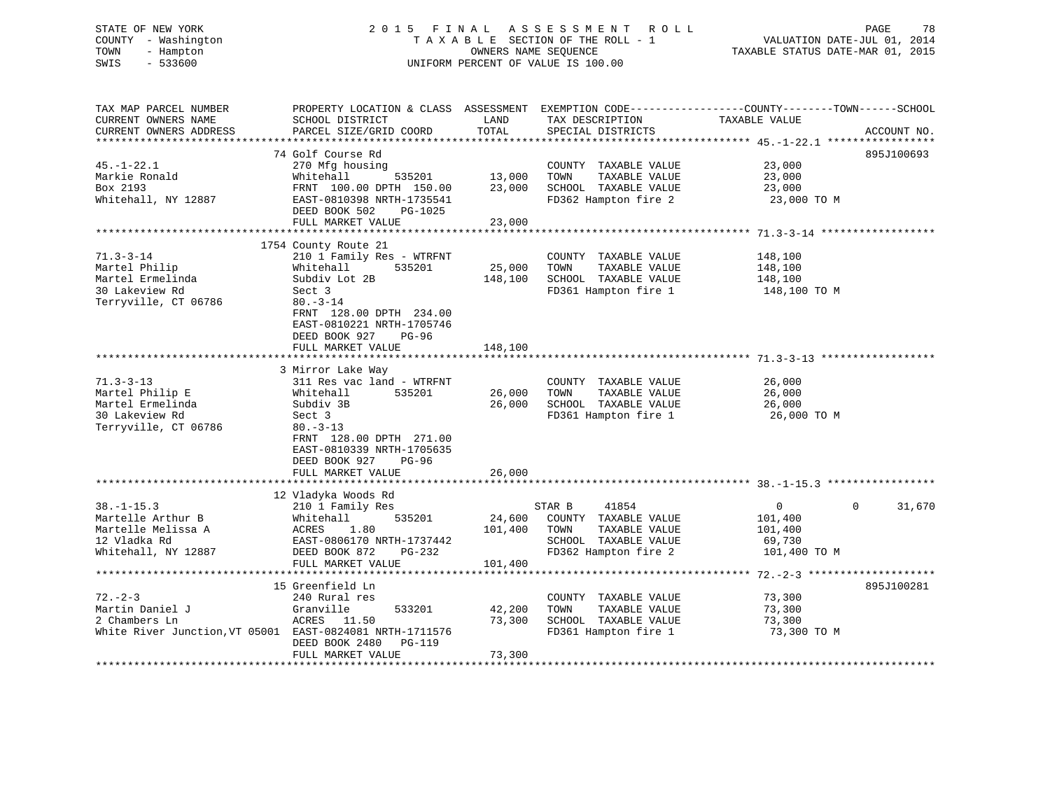STATE OF NEW YORK
COUNTY - Washington
TOWN - Hampton
SWIS - 533600

2015 FINAL ASSESSMENT ROLL
TAXABLE SECTION OF THE ROLL - 1
OWNERS NAME SEQUENCE
UNIFORM PERCENT OF VALUE IS 100.00

VALUATION DATE-JUL 01, 2014
TAXABLE STATUS DATE-MAR 01, 2015

| TAX MAP PARCEL NUMBER / CURRENT OWNERS NAME / CURRENT OWNERS ADDRESS | PROPERTY LOCATION & CLASS / SCHOOL DISTRICT / PARCEL SIZE/GRID COORD | ASSESSMENT LAND | TOTAL | EXEMPTION CODE / TAX DESCRIPTION / SPECIAL DISTRICTS | COUNTY TAXABLE VALUE | TOWN | SCHOOL | ACCOUNT NO. |
|---|---|---|---|---|---|---|---|---|
| 45.-1-22.1 | 74 Golf Course Rd | | | | | | | 895J100693 |
| Markie Ronald | 270 Mfg housing | | | COUNTY TAXABLE VALUE | 23,000 | | | |
| Box 2193 | Whitehall 535201 | 13,000 | | TOWN TAXABLE VALUE | 23,000 | | | |
| Whitehall, NY 12887 | FRNT 100.00 DPTH 150.00 | | 23,000 | SCHOOL TAXABLE VALUE | 23,000 | | | |
| | EAST-0810398 NRTH-1735541 | | | FD362 Hampton fire 2 | 23,000 TO M | | | |
| | DEED BOOK 502 PG-1025 | | | | | | | |
| | FULL MARKET VALUE | | 23,000 | | | | | |
| 71.3-3-14 | 1754 County Route 21 | | | | | | | |
| Martel Philip | 210 1 Family Res - WTRFNT | | | COUNTY TAXABLE VALUE | 148,100 | | | |
| Martel Ermelinda | Whitehall 535201 | 25,000 | | TOWN TAXABLE VALUE | 148,100 | | | |
| 30 Lakeview Rd | Subdiv Lot 2B | | 148,100 | SCHOOL TAXABLE VALUE | 148,100 | | | |
| Terryville, CT 06786 | Sect 3 | | | FD361 Hampton fire 1 | 148,100 TO M | | | |
| | 80.-3-14 | | | | | | | |
| | FRNT 128.00 DPTH 234.00 | | | | | | | |
| | EAST-0810221 NRTH-1705746 | | | | | | | |
| | DEED BOOK 927 PG-96 | | | | | | | |
| | FULL MARKET VALUE | | 148,100 | | | | | |
| 71.3-3-13 | 3 Mirror Lake Way | | | | | | | |
| Martel Philip E | 311 Res vac land - WTRFNT | | | COUNTY TAXABLE VALUE | 26,000 | | | |
| Martel Ermelinda | Whitehall 535201 | 26,000 | | TOWN TAXABLE VALUE | 26,000 | | | |
| 30 Lakeview Rd | Subdiv 3B | | 26,000 | SCHOOL TAXABLE VALUE | 26,000 | | | |
| Terryville, CT 06786 | Sect 3 | | | FD361 Hampton fire 1 | 26,000 TO M | | | |
| | 80.-3-13 | | | | | | | |
| | FRNT 128.00 DPTH 271.00 | | | | | | | |
| | EAST-0810339 NRTH-1705635 | | | | | | | |
| | DEED BOOK 927 PG-96 | | | | | | | |
| | FULL MARKET VALUE | | 26,000 | | | | | |
| 38.-1-15.3 | 12 Vladyka Woods Rd | | | | | | | |
| Martelle Arthur B | 210 1 Family Res | | | STAR B 41854 | 0 | 0 | 31,670 | |
| Martelle Melissa A | Whitehall 535201 | 24,600 | | COUNTY TAXABLE VALUE | 101,400 | | | |
| 12 Vladka Rd | ACRES 1.80 | | 101,400 | TOWN TAXABLE VALUE | 101,400 | | | |
| Whitehall, NY 12887 | EAST-0806170 NRTH-1737442 | | | SCHOOL TAXABLE VALUE | 69,730 | | | |
| | DEED BOOK 872 PG-232 | | | FD362 Hampton fire 2 | 101,400 TO M | | | |
| | FULL MARKET VALUE | | 101,400 | | | | | |
| 72.-2-3 | 15 Greenfield Ln | | | | | | | 895J100281 |
| Martin Daniel J | 240 Rural res | | | COUNTY TAXABLE VALUE | 73,300 | | | |
| 2 Chambers Ln | Granville 533201 | 42,200 | | TOWN TAXABLE VALUE | 73,300 | | | |
| White River Junction, VT 05001 | ACRES 11.50 | | 73,300 | SCHOOL TAXABLE VALUE | 73,300 | | | |
| | EAST-0824081 NRTH-1711576 | | | FD361 Hampton fire 1 | 73,300 TO M | | | |
| | DEED BOOK 2480 PG-119 | | | | | | | |
| | FULL MARKET VALUE | | 73,300 | | | | | |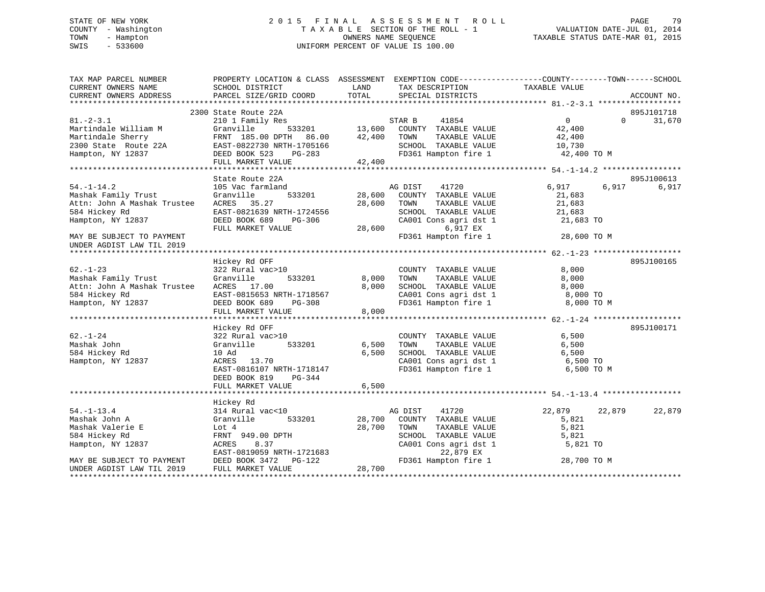STATE OF NEW YORK
COUNTY - Washington
TOWN - Hampton
SWIS - 533600

2 0 1 5 F I N A L A S S E S S M E N T R O L L
T A X A B L E SECTION OF THE ROLL - 1
OWNERS NAME SEQUENCE
UNIFORM PERCENT OF VALUE IS 100.00

VALUATION DATE-JUL 01, 2014
TAXABLE STATUS DATE-MAR 01, 2015

```
TAX MAP PARCEL NUMBER          PROPERTY LOCATION & CLASS  ASSESSMENT  EXEMPTION CODE------------------COUNTY--------TOWN------SCHOOL
CURRENT OWNERS NAME            SCHOOL DISTRICT               LAND      TAX DESCRIPTION               TAXABLE VALUE
CURRENT OWNERS ADDRESS         PARCEL SIZE/GRID COORD        TOTAL     SPECIAL DISTRICTS                                    ACCOUNT NO.
******************************************************************************************************* 81.-2-3.1 *****************
                               2300 State Route 22A                                                                        895J101718
81.-2-3.1                      210 1 Family Res                     STAR B     41854               0             0      31,670
Martindale William M           Granville        533201      13,600    COUNTY  TAXABLE VALUE          42,400
Martindale Sherry              FRNT 185.00 DPTH  86.00      42,400    TOWN    TAXABLE VALUE          42,400
2300 State  Route 22A          EAST-0822730 NRTH-1705166              SCHOOL  TAXABLE VALUE          10,730
Hampton, NY 12837              DEED BOOK 523    PG-283                FD361 Hampton fire 1            42,400 TO M
                               FULL MARKET VALUE            42,400
******************************************************************************************************* 54.-1-14.2 ****************
                               State Route 22A                                                                             895J100613
54.-1-14.2                     105 Vac farmland                     AG DIST    41720             6,917         6,917       6,917
Mashak Family Trust            Granville        533201      28,600    COUNTY  TAXABLE VALUE          21,683
Attn: John A Mashak Trustee    ACRES  35.27                 28,600    TOWN    TAXABLE VALUE          21,683
584 Hickey Rd                  EAST-0821639 NRTH-1724556              SCHOOL  TAXABLE VALUE          21,683
Hampton, NY 12837              DEED BOOK 689    PG-306                CA001 Cons agri dst 1           21,683 TO
                               FULL MARKET VALUE            28,600           6,917 EX
MAY BE SUBJECT TO PAYMENT                                             FD361 Hampton fire 1            28,600 TO M
UNDER AGDIST LAW TIL 2019
******************************************************************************************************* 62.-1-23 ******************
                               Hickey Rd OFF                                                                               895J100165
62.-1-23                       322 Rural vac>10                       COUNTY  TAXABLE VALUE           8,000
Mashak Family Trust            Granville        533201       8,000    TOWN    TAXABLE VALUE           8,000
Attn: John A Mashak Trustee    ACRES  17.00                  8,000    SCHOOL  TAXABLE VALUE           8,000
584 Hickey Rd                  EAST-0815653 NRTH-1718567              CA001 Cons agri dst 1            8,000 TO
Hampton, NY 12837              DEED BOOK 689    PG-308                FD361 Hampton fire 1             8,000 TO M
                               FULL MARKET VALUE             8,000
******************************************************************************************************* 62.-1-24 ******************
                               Hickey Rd OFF                                                                               895J100171
62.-1-24                       322 Rural vac>10                       COUNTY  TAXABLE VALUE           6,500
Mashak John                    Granville        533201       6,500    TOWN    TAXABLE VALUE           6,500
584 Hickey Rd                  10 Ad                         6,500    SCHOOL  TAXABLE VALUE           6,500
Hampton, NY 12837              ACRES  13.70                           CA001 Cons agri dst 1            6,500 TO
                               EAST-0816107 NRTH-1718147              FD361 Hampton fire 1             6,500 TO M
                               DEED BOOK 819    PG-344
                               FULL MARKET VALUE             6,500
******************************************************************************************************* 54.-1-13.4 ****************
                               Hickey Rd
54.-1-13.4                     314 Rural vac<10                     AG DIST    41720            22,879        22,879      22,879
Mashak John A                  Granville        533201      28,700    COUNTY  TAXABLE VALUE           5,821
Mashak Valerie E               Lot 4                        28,700    TOWN    TAXABLE VALUE           5,821
584 Hickey Rd                  FRNT 949.00 DPTH                       SCHOOL  TAXABLE VALUE           5,821
Hampton, NY 12837              ACRES   8.37                           CA001 Cons agri dst 1            5,821 TO
                               EAST-0819059 NRTH-1721683                    22,879 EX
MAY BE SUBJECT TO PAYMENT      DEED BOOK 3472   PG-122                FD361 Hampton fire 1            28,700 TO M
UNDER AGDIST LAW TIL 2019      FULL MARKET VALUE            28,700
************************************************************************************************************************************
```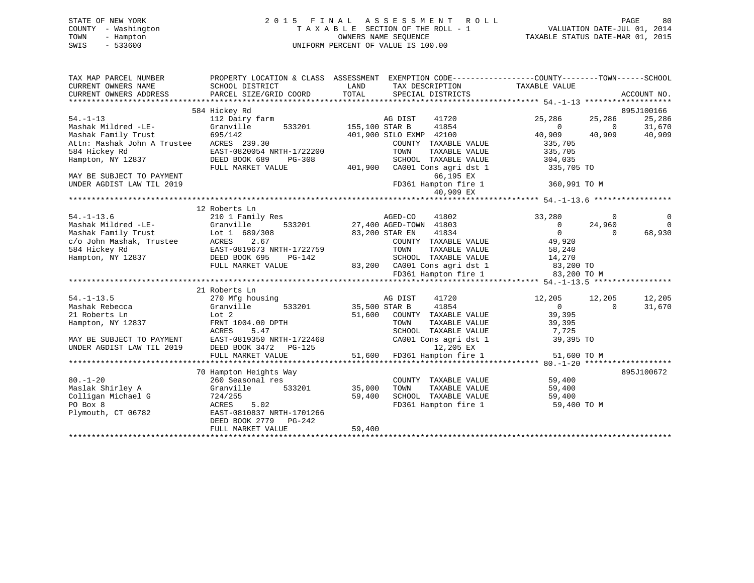STATE OF NEW YORK
COUNTY - Washington
TOWN - Hampton
SWIS - 533600

2 0 1 5 F I N A L A S S E S S M E N T R O L L
T A X A B L E SECTION OF THE ROLL - 1
OWNERS NAME SEQUENCE
UNIFORM PERCENT OF VALUE IS 100.00

VALUATION DATE-JUL 01, 2014
TAXABLE STATUS DATE-MAR 01, 2015

```
TAX MAP PARCEL NUMBER          PROPERTY LOCATION & CLASS  ASSESSMENT  EXEMPTION CODE------------------COUNTY--------TOWN------SCHOOL
CURRENT OWNERS NAME            SCHOOL DISTRICT              LAND      TAX DESCRIPTION             TAXABLE VALUE
CURRENT OWNERS ADDRESS         PARCEL SIZE/GRID COORD       TOTAL     SPECIAL DISTRICTS                                      ACCOUNT NO.
******************************************************************************************************* 54.-1-13 *******************
                               584 Hickey Rd                                                                                 895J100166
54.-1-13                       112 Dairy farm                         AG DIST     41720            25,286        25,286       25,286
Mashak Mildred -LE-            Granville        533201   155,100 STAR B      41854                 0             0       31,670
Mashak Family Trust            695/142                   401,900 SILO EXMP   42100            40,909        40,909       40,909
Attn: Mashak John A Trustee    ACRES 239.30                           COUNTY  TAXABLE VALUE       335,705
584 Hickey Rd                  EAST-0820054 NRTH-1722200              TOWN    TAXABLE VALUE       335,705
Hampton, NY 12837              DEED BOOK 689    PG-308                SCHOOL  TAXABLE VALUE       304,035
                               FULL MARKET VALUE          401,900    CA001 Cons agri dst 1         335,705 TO
MAY BE SUBJECT TO PAYMENT                                                66,195 EX
UNDER AGDIST LAW TIL 2019                                            FD361 Hampton fire 1          360,991 TO M
                                                                         40,909 EX
******************************************************************************************************* 54.-1-13.6 *****************
                               12 Roberts Ln
54.-1-13.6                     210 1 Family Res                       AGED-CO     41802            33,280             0            0
Mashak Mildred -LE-            Granville        533201    27,400 AGED-TOWN  41803                 0        24,960            0
Mashak Family Trust            Lot 1  689/308              83,200 STAR EN    41834                 0             0       68,930
c/o John Mashak, Trustee       ACRES    2.67                          COUNTY  TAXABLE VALUE        49,920
584 Hickey Rd                  EAST-0819673 NRTH-1722759              TOWN    TAXABLE VALUE        58,240
Hampton, NY 12837              DEED BOOK 695    PG-142                SCHOOL  TAXABLE VALUE        14,270
                               FULL MARKET VALUE           83,200    CA001 Cons agri dst 1          83,200 TO
                                                                     FD361 Hampton fire 1           83,200 TO M
******************************************************************************************************* 54.-1-13.5 *****************
                               21 Roberts Ln
54.-1-13.5                     270 Mfg housing                        AG DIST     41720            12,205        12,205       12,205
Mashak Rebecca                 Granville        533201    35,500 STAR B      41854                 0             0       31,670
21 Roberts Ln                  Lot 2                       51,600    COUNTY  TAXABLE VALUE         39,395
Hampton, NY 12837              FRNT 1004.00 DPTH                      TOWN    TAXABLE VALUE         39,395
                               ACRES    5.47                          SCHOOL  TAXABLE VALUE          7,725
MAY BE SUBJECT TO PAYMENT      EAST-0819350 NRTH-1722468              CA001 Cons agri dst 1          39,395 TO
UNDER AGDIST LAW TIL 2019      DEED BOOK 3472   PG-125                    12,205 EX
                               FULL MARKET VALUE           51,600    FD361 Hampton fire 1           51,600 TO M
******************************************************************************************************* 80.-1-20 *******************
                               70 Hampton Heights Way                                                                        895J100672
80.-1-20                       260 Seasonal res                       COUNTY  TAXABLE VALUE         59,400
Maslak Shirley A               Granville        533201    35,000     TOWN    TAXABLE VALUE         59,400
Colligan Michael G             724/255                     59,400    SCHOOL  TAXABLE VALUE         59,400
PO Box 8                       ACRES    5.02                          FD361 Hampton fire 1           59,400 TO M
Plymouth, CT 06782             EAST-0810837 NRTH-1701266
                               DEED BOOK 2779   PG-242
                               FULL MARKET VALUE           59,400
************************************************************************************************************************************
```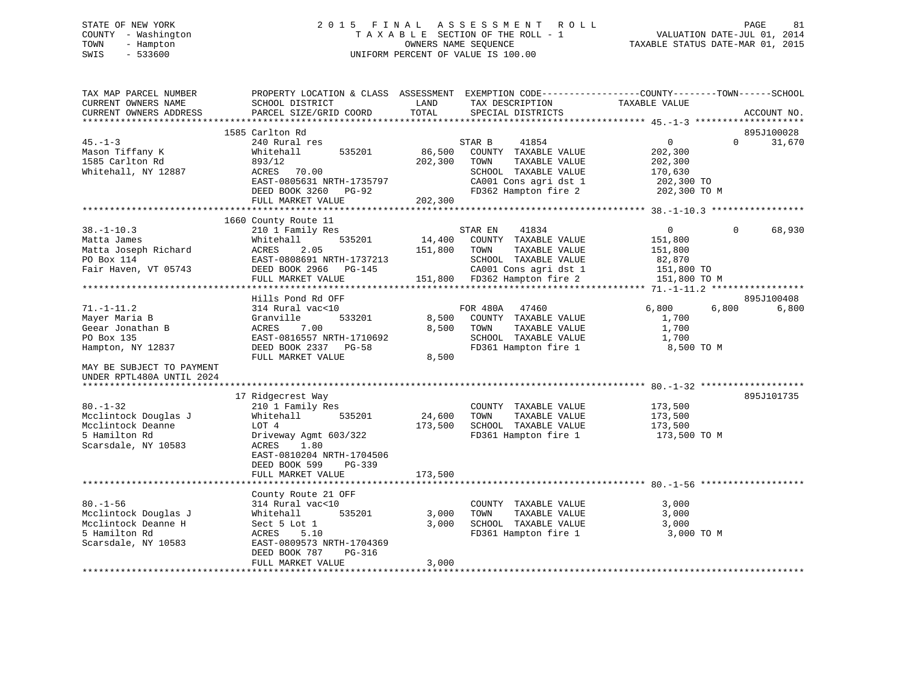STATE OF NEW YORK
COUNTY - Washington
TOWN - Hampton
SWIS - 533600

2015 FINAL ASSESSMENT ROLL
TAXABLE SECTION OF THE ROLL - 1
OWNERS NAME SEQUENCE
UNIFORM PERCENT OF VALUE IS 100.00

VALUATION DATE-JUL 01, 2014
TAXABLE STATUS DATE-MAR 01, 2015

```
TAX MAP PARCEL NUMBER          PROPERTY LOCATION & CLASS  ASSESSMENT  EXEMPTION CODE------------------COUNTY--------TOWN------SCHOOL
CURRENT OWNERS NAME            SCHOOL DISTRICT               LAND      TAX DESCRIPTION            TAXABLE VALUE
CURRENT OWNERS ADDRESS         PARCEL SIZE/GRID COORD       TOTAL      SPECIAL DISTRICTS                                    ACCOUNT NO.
******************************************************************************************************* 45.-1-3 ********************
                               1585 Carlton Rd                                                                         895J100028
45.-1-3                        240 Rural res                          STAR B     41854                  0            0      31,670
Mason Tiffany K                Whitehall        535201     86,500     COUNTY  TAXABLE VALUE         202,300
1585 Carlton Rd                893/12                      202,300    TOWN    TAXABLE VALUE         202,300
Whitehall, NY 12887            ACRES   70.00                          SCHOOL  TAXABLE VALUE         170,630
                               EAST-0805631 NRTH-1735797              CA001 Cons agri dst 1          202,300 TO
                               DEED BOOK 3260   PG-92                 FD362 Hampton fire 2           202,300 TO M
                               FULL MARKET VALUE          202,300
******************************************************************************************************* 38.-1-10.3 *****************
                               1660 County Route 11
38.-1-10.3                     210 1 Family Res                       STAR EN    41834                  0            0      68,930
Matta James                    Whitehall        535201     14,400     COUNTY  TAXABLE VALUE         151,800
Matta Joseph Richard           ACRES    2.05               151,800    TOWN    TAXABLE VALUE         151,800
PO Box 114                     EAST-0808691 NRTH-1737213              SCHOOL  TAXABLE VALUE          82,870
Fair Haven, VT 05743           DEED BOOK 2966   PG-145                CA001 Cons agri dst 1          151,800 TO
                               FULL MARKET VALUE          151,800     FD362 Hampton fire 2           151,800 TO M
******************************************************************************************************* 71.-1-11.2 *****************
                               Hills Pond Rd OFF                                                                       895J100408
71.-1-11.2                     314 Rural vac<10                       FOR 480A   47460              6,800        6,800       6,800
Mayer Maria B                  Granville        533201      8,500     COUNTY  TAXABLE VALUE           1,700
Geear Jonathan B               ACRES    7.00                 8,500    TOWN    TAXABLE VALUE           1,700
PO Box 135                     EAST-0816557 NRTH-1710692              SCHOOL  TAXABLE VALUE           1,700
Hampton, NY 12837              DEED BOOK 2337   PG-58                 FD361 Hampton fire 1             8,500 TO M
                               FULL MARKET VALUE            8,500
MAY BE SUBJECT TO PAYMENT
UNDER RPTL480A UNTIL 2024
******************************************************************************************************* 80.-1-32 *******************
                               17 Ridgecrest Way                                                                       895J101735
80.-1-32                       210 1 Family Res                       COUNTY  TAXABLE VALUE         173,500
Mcclintock Douglas J           Whitehall        535201     24,600     TOWN    TAXABLE VALUE         173,500
Mcclintock Deanne              LOT 4                       173,500    SCHOOL  TAXABLE VALUE         173,500
5 Hamilton Rd                  Driveway Agmt 603/322                  FD361 Hampton fire 1           173,500 TO M
Scarsdale, NY 10583            ACRES    1.80
                               EAST-0810204 NRTH-1704506
                               DEED BOOK 599    PG-339
                               FULL MARKET VALUE          173,500
******************************************************************************************************* 80.-1-56 *******************
                               County Route 21 OFF
80.-1-56                       314 Rural vac<10                       COUNTY  TAXABLE VALUE           3,000
Mcclintock Douglas J           Whitehall        535201      3,000     TOWN    TAXABLE VALUE           3,000
Mcclintock Deanne H            Sect 5 Lot 1                  3,000    SCHOOL  TAXABLE VALUE           3,000
5 Hamilton Rd                  ACRES    5.10                          FD361 Hampton fire 1             3,000 TO M
Scarsdale, NY 10583            EAST-0809573 NRTH-1704369
                               DEED BOOK 787    PG-316
                               FULL MARKET VALUE            3,000
************************************************************************************************************************************
```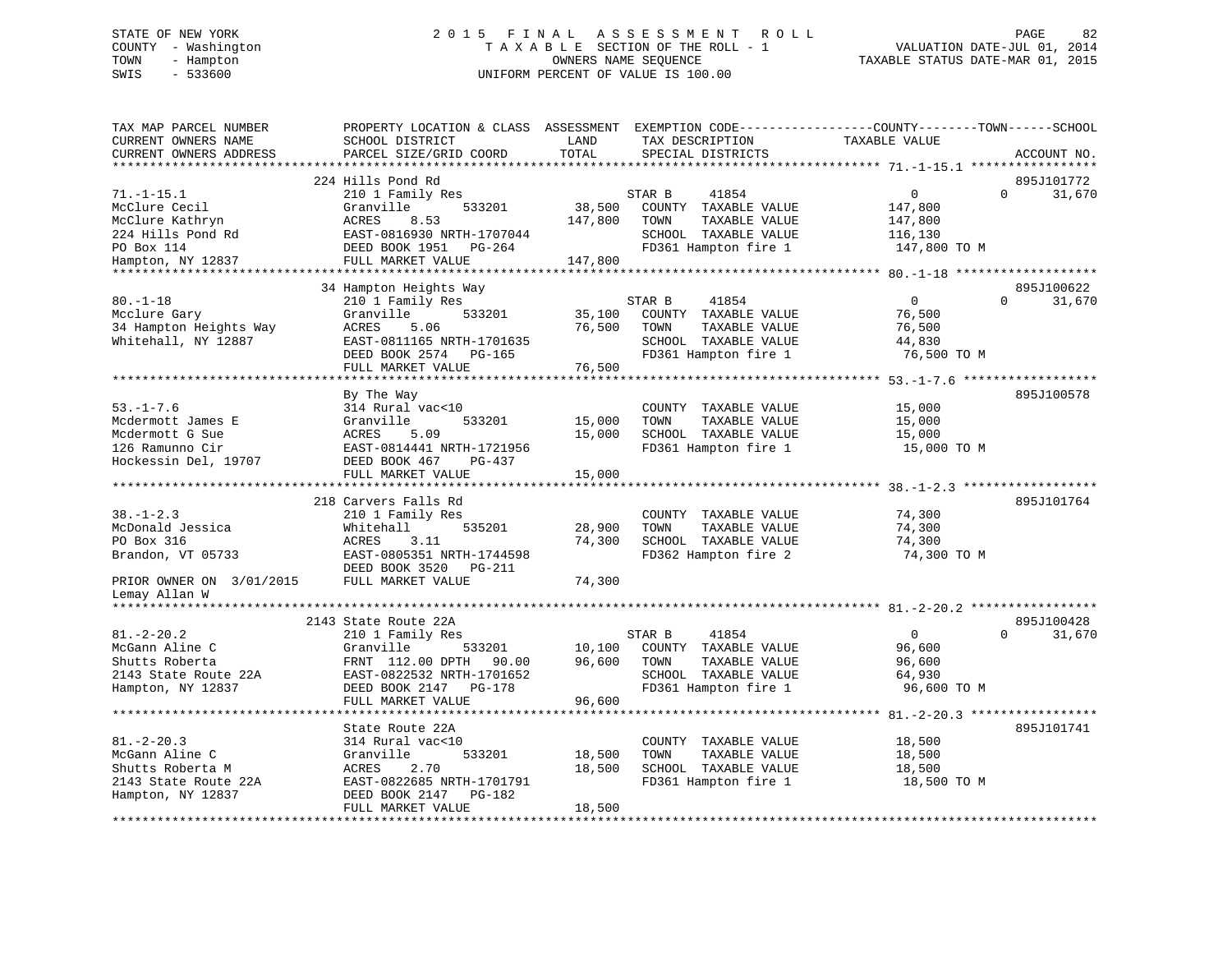STATE OF NEW YORK
COUNTY - Washington
TOWN - Hampton
SWIS - 533600

# 2015 FINAL ASSESSMENT ROLL
TAXABLE SECTION OF THE ROLL - 1
OWNERS NAME SEQUENCE
UNIFORM PERCENT OF VALUE IS 100.00

VALUATION DATE-JUL 01, 2014
TAXABLE STATUS DATE-MAR 01, 2015

| TAX MAP PARCEL NUMBER / CURRENT OWNERS NAME / CURRENT OWNERS ADDRESS | PROPERTY LOCATION & CLASS / SCHOOL DISTRICT / PARCEL SIZE/GRID COORD | ASSESSMENT LAND / TOTAL | EXEMPTION CODE / TAX DESCRIPTION / SPECIAL DISTRICTS | COUNTY / TOWN / SCHOOL TAXABLE VALUE | ACCOUNT NO. |
|---|---|---|---|---|---|
| 71.-1-15.1 | 224 Hills Pond Rd | | | | 895J101772 |
| McClure Cecil | 210 1 Family Res | | STAR B 41854 | 0 0 31,670 | |
| McClure Kathryn | Granville 533201 | 38,500 | COUNTY TAXABLE VALUE | 147,800 | |
| 224 Hills Pond Rd | ACRES 8.53 | 147,800 | TOWN TAXABLE VALUE | 147,800 | |
| PO Box 114 | EAST-0816930 NRTH-1707044 | | SCHOOL TAXABLE VALUE | 116,130 | |
| Hampton, NY 12837 | DEED BOOK 1951 PG-264 | | FD361 Hampton fire 1 | 147,800 TO M | |
| | FULL MARKET VALUE | 147,800 | | | |
| 80.-1-18 | 34 Hampton Heights Way | | | | 895J100622 |
| Mcclure Gary | 210 1 Family Res | | STAR B 41854 | 0 0 31,670 | |
| 34 Hampton Heights Way | Granville 533201 | 35,100 | COUNTY TAXABLE VALUE | 76,500 | |
| Whitehall, NY 12887 | ACRES 5.06 | 76,500 | TOWN TAXABLE VALUE | 76,500 | |
| | EAST-0811165 NRTH-1701635 | | SCHOOL TAXABLE VALUE | 44,830 | |
| | DEED BOOK 2574 PG-165 | | FD361 Hampton fire 1 | 76,500 TO M | |
| | FULL MARKET VALUE | 76,500 | | | |
| 53.-1-7.6 | By The Way | | | | 895J100578 |
| Mcdermott James E | 314 Rural vac<10 | | COUNTY TAXABLE VALUE | 15,000 | |
| Mcdermott G Sue | Granville 533201 | 15,000 | TOWN TAXABLE VALUE | 15,000 | |
| 126 Ramunno Cir | ACRES 5.09 | 15,000 | SCHOOL TAXABLE VALUE | 15,000 | |
| Hockessin Del, 19707 | EAST-0814441 NRTH-1721956 | | FD361 Hampton fire 1 | 15,000 TO M | |
| | DEED BOOK 467 PG-437 | | | | |
| | FULL MARKET VALUE | 15,000 | | | |
| 38.-1-2.3 | 218 Carvers Falls Rd | | | | 895J101764 |
| McDonald Jessica | 210 1 Family Res | | COUNTY TAXABLE VALUE | 74,300 | |
| PO Box 316 | Whitehall 535201 | 28,900 | TOWN TAXABLE VALUE | 74,300 | |
| Brandon, VT 05733 | ACRES 3.11 | 74,300 | SCHOOL TAXABLE VALUE | 74,300 | |
| | EAST-0805351 NRTH-1744598 | | FD362 Hampton fire 2 | 74,300 TO M | |
| | DEED BOOK 3520 PG-211 | | | | |
| PRIOR OWNER ON 3/01/2015 | FULL MARKET VALUE | 74,300 | | | |
| Lemay Allan W | | | | | |
| 81.-2-20.2 | 2143 State Route 22A | | | | 895J100428 |
| McGann Aline C | 210 1 Family Res | | STAR B 41854 | 0 0 31,670 | |
| Shutts Roberta | Granville 533201 | 10,100 | COUNTY TAXABLE VALUE | 96,600 | |
| 2143 State Route 22A | FRNT 112.00 DPTH 90.00 | 96,600 | TOWN TAXABLE VALUE | 96,600 | |
| Hampton, NY 12837 | EAST-0822532 NRTH-1701652 | | SCHOOL TAXABLE VALUE | 64,930 | |
| | DEED BOOK 2147 PG-178 | | FD361 Hampton fire 1 | 96,600 TO M | |
| | FULL MARKET VALUE | 96,600 | | | |
| 81.-2-20.3 | State Route 22A | | | | 895J101741 |
| McGann Aline C | 314 Rural vac<10 | | COUNTY TAXABLE VALUE | 18,500 | |
| Shutts Roberta M | Granville 533201 | 18,500 | TOWN TAXABLE VALUE | 18,500 | |
| 2143 State Route 22A | ACRES 2.70 | 18,500 | SCHOOL TAXABLE VALUE | 18,500 | |
| Hampton, NY 12837 | EAST-0822685 NRTH-1701791 | | FD361 Hampton fire 1 | 18,500 TO M | |
| | DEED BOOK 2147 PG-182 | | | | |
| | FULL MARKET VALUE | 18,500 | | | |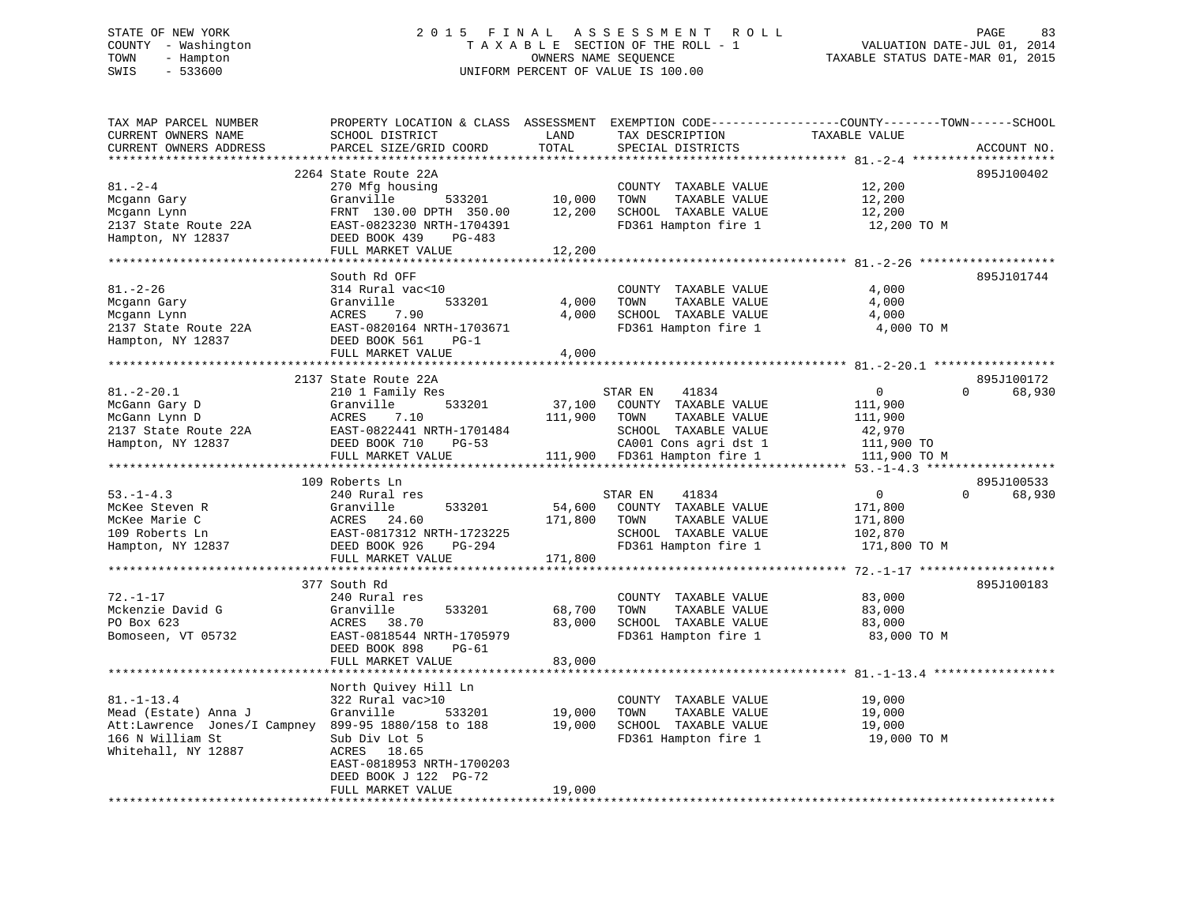STATE OF NEW YORK
COUNTY - Washington
TOWN - Hampton
SWIS - 533600

2 0 1 5 F I N A L A S S E S S M E N T R O L L
T A X A B L E SECTION OF THE ROLL - 1
OWNERS NAME SEQUENCE
UNIFORM PERCENT OF VALUE IS 100.00

VALUATION DATE-JUL 01, 2014
TAXABLE STATUS DATE-MAR 01, 2015

```
TAX MAP PARCEL NUMBER          PROPERTY LOCATION & CLASS  ASSESSMENT  EXEMPTION CODE------------------COUNTY--------TOWN------SCHOOL
CURRENT OWNERS NAME            SCHOOL DISTRICT               LAND      TAX DESCRIPTION                TAXABLE VALUE
CURRENT OWNERS ADDRESS         PARCEL SIZE/GRID COORD        TOTAL     SPECIAL DISTRICTS                                      ACCOUNT NO.
******************************************************************************************************* 81.-2-4 ********************
                               2264 State Route 22A                                                                          895J100402
81.-2-4                        270 Mfg housing                         COUNTY  TAXABLE VALUE             12,200
Mcgann Gary                    Granville        533201      10,000     TOWN    TAXABLE VALUE             12,200
Mcgann Lynn                    FRNT 130.00 DPTH 350.00      12,200     SCHOOL  TAXABLE VALUE             12,200
2137 State Route 22A           EAST-0823230 NRTH-1704391               FD361 Hampton fire 1               12,200 TO M
Hampton, NY 12837              DEED BOOK 439    PG-483
                               FULL MARKET VALUE            12,200
******************************************************************************************************* 81.-2-26 *******************
                               South Rd OFF                                                                                  895J101744
81.-2-26                       314 Rural vac<10                        COUNTY  TAXABLE VALUE              4,000
Mcgann Gary                    Granville        533201       4,000     TOWN    TAXABLE VALUE              4,000
Mcgann Lynn                    ACRES    7.90                 4,000     SCHOOL  TAXABLE VALUE              4,000
2137 State Route 22A           EAST-0820164 NRTH-1703671               FD361 Hampton fire 1                4,000 TO M
Hampton, NY 12837              DEED BOOK 561    PG-1
                               FULL MARKET VALUE             4,000
******************************************************************************************************* 81.-2-20.1 *****************
                               2137 State Route 22A                                                                          895J100172
81.-2-20.1                     210 1 Family Res                        STAR EN    41834                   0             0     68,930
McGann Gary D                  Granville        533201      37,100     COUNTY  TAXABLE VALUE            111,900
McGann Lynn D                  ACRES    7.10               111,900     TOWN    TAXABLE VALUE            111,900
2137 State Route 22A           EAST-0822441 NRTH-1701484               SCHOOL  TAXABLE VALUE             42,970
Hampton, NY 12837              DEED BOOK 710    PG-53                  CA001 Cons agri dst 1            111,900 TO
                               FULL MARKET VALUE           111,900     FD361 Hampton fire 1             111,900 TO M
******************************************************************************************************* 53.-1-4.3 ******************
                               109 Roberts Ln                                                                                895J100533
53.-1-4.3                      240 Rural res                           STAR EN    41834                   0             0     68,930
McKee Steven R                 Granville        533201      54,600     COUNTY  TAXABLE VALUE            171,800
McKee Marie C                  ACRES   24.60               171,800     TOWN    TAXABLE VALUE            171,800
109 Roberts Ln                 EAST-0817312 NRTH-1723225               SCHOOL  TAXABLE VALUE            102,870
Hampton, NY 12837              DEED BOOK 926    PG-294                 FD361 Hampton fire 1             171,800 TO M
                               FULL MARKET VALUE           171,800
******************************************************************************************************* 72.-1-17 *******************
                               377 South Rd                                                                                  895J100183
72.-1-17                       240 Rural res                           COUNTY  TAXABLE VALUE             83,000
Mckenzie David G               Granville        533201      68,700     TOWN    TAXABLE VALUE             83,000
PO Box 623                     ACRES   38.70                83,000     SCHOOL  TAXABLE VALUE             83,000
Bomoseen, VT 05732             EAST-0818544 NRTH-1705979               FD361 Hampton fire 1               83,000 TO M
                               DEED BOOK 898    PG-61
                               FULL MARKET VALUE            83,000
******************************************************************************************************* 81.-1-13.4 *****************
                               North Quivey Hill Ln
81.-1-13.4                     322 Rural vac>10                        COUNTY  TAXABLE VALUE             19,000
Mead (Estate) Anna J           Granville        533201      19,000     TOWN    TAXABLE VALUE             19,000
Att:Lawrence  Jones/I Campney  899-95 1880/158 to 188       19,000     SCHOOL  TAXABLE VALUE             19,000
166 N William St               Sub Div Lot 5                           FD361 Hampton fire 1               19,000 TO M
Whitehall, NY 12887            ACRES   18.65
                               EAST-0818953 NRTH-1700203
                               DEED BOOK J 122  PG-72
                               FULL MARKET VALUE            19,000
************************************************************************************************************************************
```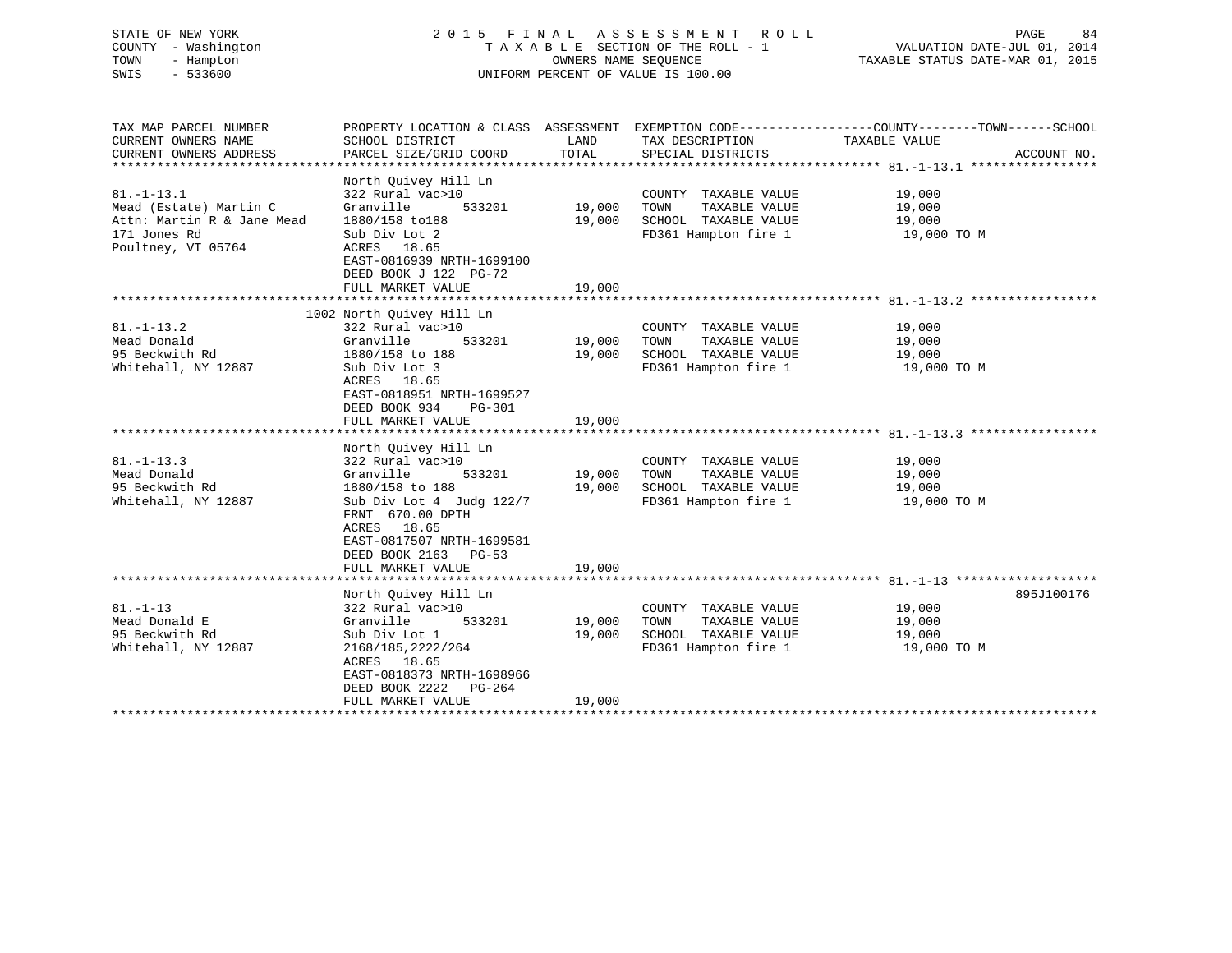STATE OF NEW YORK
COUNTY - Washington
TOWN - Hampton
SWIS - 533600

2 0 1 5 F I N A L A S S E S S M E N T R O L L
T A X A B L E SECTION OF THE ROLL - 1
OWNERS NAME SEQUENCE
UNIFORM PERCENT OF VALUE IS 100.00

VALUATION DATE-JUL 01, 2014
TAXABLE STATUS DATE-MAR 01, 2015

| TAX MAP PARCEL NUMBER / CURRENT OWNERS NAME / CURRENT OWNERS ADDRESS | PROPERTY LOCATION & CLASS / SCHOOL DISTRICT / PARCEL SIZE/GRID COORD | ASSESSMENT LAND / TOTAL | EXEMPTION CODE / TAX DESCRIPTION / SPECIAL DISTRICTS | COUNTY--------TOWN------SCHOOL TAXABLE VALUE | ACCOUNT NO. |
|---|---|---|---|---|---|
| **81.-1-13.1** | North Quivey Hill Ln | | | | |
| 81.-1-13.1 | 322 Rural vac>10 | | COUNTY TAXABLE VALUE | 19,000 | |
| Mead (Estate) Martin C | Granville 533201 | 19,000 | TOWN TAXABLE VALUE | 19,000 | |
| Attn: Martin R & Jane Mead | 1880/158 to188 | 19,000 | SCHOOL TAXABLE VALUE | 19,000 | |
| 171 Jones Rd | Sub Div Lot 2 | | FD361 Hampton fire 1 | 19,000 TO M | |
| Poultney, VT 05764 | ACRES 18.65 | | | | |
| | EAST-0816939 NRTH-1699100 | | | | |
| | DEED BOOK J 122 PG-72 | | | | |
| | FULL MARKET VALUE | 19,000 | | | |
| **81.-1-13.2** | 1002 North Quivey Hill Ln | | | | |
| 81.-1-13.2 | 322 Rural vac>10 | | COUNTY TAXABLE VALUE | 19,000 | |
| Mead Donald | Granville 533201 | 19,000 | TOWN TAXABLE VALUE | 19,000 | |
| 95 Beckwith Rd | 1880/158 to 188 | 19,000 | SCHOOL TAXABLE VALUE | 19,000 | |
| Whitehall, NY 12887 | Sub Div Lot 3 | | FD361 Hampton fire 1 | 19,000 TO M | |
| | ACRES 18.65 | | | | |
| | EAST-0818951 NRTH-1699527 | | | | |
| | DEED BOOK 934 PG-301 | | | | |
| | FULL MARKET VALUE | 19,000 | | | |
| **81.-1-13.3** | North Quivey Hill Ln | | | | |
| 81.-1-13.3 | 322 Rural vac>10 | | COUNTY TAXABLE VALUE | 19,000 | |
| Mead Donald | Granville 533201 | 19,000 | TOWN TAXABLE VALUE | 19,000 | |
| 95 Beckwith Rd | 1880/158 to 188 | 19,000 | SCHOOL TAXABLE VALUE | 19,000 | |
| Whitehall, NY 12887 | Sub Div Lot 4 Judg 122/7 | | FD361 Hampton fire 1 | 19,000 TO M | |
| | FRNT 670.00 DPTH | | | | |
| | ACRES 18.65 | | | | |
| | EAST-0817507 NRTH-1699581 | | | | |
| | DEED BOOK 2163 PG-53 | | | | |
| | FULL MARKET VALUE | 19,000 | | | |
| **81.-1-13** | North Quivey Hill Ln | | | | 895J100176 |
| 81.-1-13 | 322 Rural vac>10 | | COUNTY TAXABLE VALUE | 19,000 | |
| Mead Donald E | Granville 533201 | 19,000 | TOWN TAXABLE VALUE | 19,000 | |
| 95 Beckwith Rd | Sub Div Lot 1 | 19,000 | SCHOOL TAXABLE VALUE | 19,000 | |
| Whitehall, NY 12887 | 2168/185,2222/264 | | FD361 Hampton fire 1 | 19,000 TO M | |
| | ACRES 18.65 | | | | |
| | EAST-0818373 NRTH-1698966 | | | | |
| | DEED BOOK 2222 PG-264 | | | | |
| | FULL MARKET VALUE | 19,000 | | | |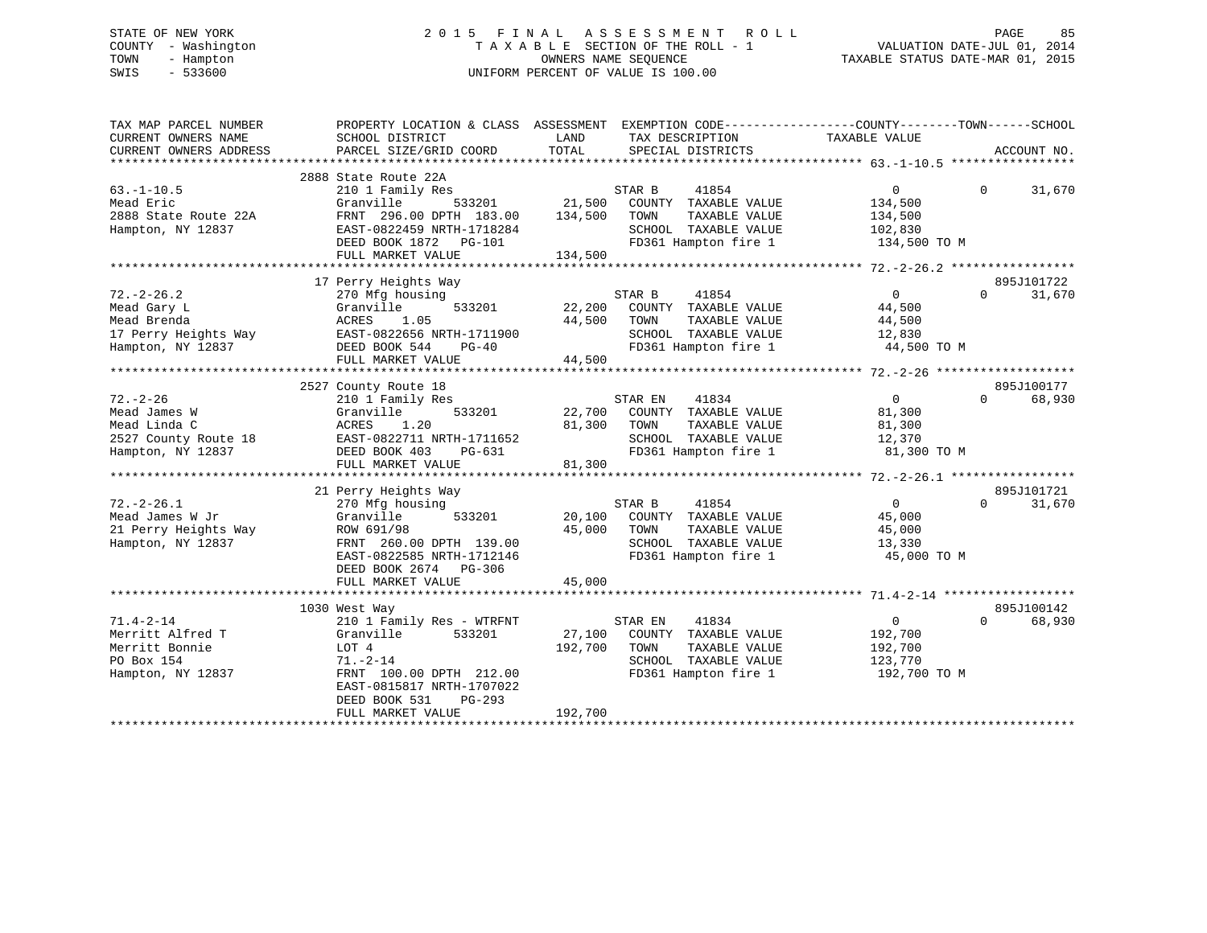STATE OF NEW YORK
COUNTY - Washington
TOWN - Hampton
SWIS - 533600

2 0 1 5 F I N A L A S S E S S M E N T R O L L
T A X A B L E SECTION OF THE ROLL - 1
OWNERS NAME SEQUENCE
UNIFORM PERCENT OF VALUE IS 100.00

VALUATION DATE-JUL 01, 2014
TAXABLE STATUS DATE-MAR 01, 2015

```
TAX MAP PARCEL NUMBER          PROPERTY LOCATION & CLASS  ASSESSMENT  EXEMPTION CODE------------------COUNTY--------TOWN------SCHOOL
CURRENT OWNERS NAME            SCHOOL DISTRICT               LAND      TAX DESCRIPTION            TAXABLE VALUE
CURRENT OWNERS ADDRESS         PARCEL SIZE/GRID COORD        TOTAL     SPECIAL DISTRICTS                                    ACCOUNT NO.
******************************************************************************************************* 63.-1-10.5 *****************
                               2888 State Route 22A
63.-1-10.5                     210 1 Family Res                    STAR B     41854                0          0      31,670
Mead Eric                      Granville        533201     21,500   COUNTY  TAXABLE VALUE          134,500
2888 State Route 22A           FRNT 296.00 DPTH 183.00    134,500   TOWN    TAXABLE VALUE          134,500
Hampton, NY 12837              EAST-0822459 NRTH-1718284            SCHOOL  TAXABLE VALUE          102,830
                               DEED BOOK 1872   PG-101              FD361 Hampton fire 1            134,500 TO M
                               FULL MARKET VALUE          134,500
******************************************************************************************************* 72.-2-26.2 *****************
                               17 Perry Heights Way                                                                  895J101722
72.-2-26.2                     270 Mfg housing                     STAR B     41854                0          0      31,670
Mead Gary L                    Granville        533201     22,200   COUNTY  TAXABLE VALUE           44,500
Mead Brenda                    ACRES    1.05               44,500   TOWN    TAXABLE VALUE           44,500
17 Perry Heights Way           EAST-0822656 NRTH-1711900            SCHOOL  TAXABLE VALUE           12,830
Hampton, NY 12837              DEED BOOK 544    PG-40               FD361 Hampton fire 1             44,500 TO M
                               FULL MARKET VALUE           44,500
******************************************************************************************************* 72.-2-26 *******************
                               2527 County Route 18                                                                  895J100177
72.-2-26                       210 1 Family Res                    STAR EN    41834                0          0      68,930
Mead James W                   Granville        533201     22,700   COUNTY  TAXABLE VALUE           81,300
Mead Linda C                   ACRES    1.20               81,300   TOWN    TAXABLE VALUE           81,300
2527 County Route 18           EAST-0822711 NRTH-1711652            SCHOOL  TAXABLE VALUE           12,370
Hampton, NY 12837              DEED BOOK 403    PG-631              FD361 Hampton fire 1             81,300 TO M
                               FULL MARKET VALUE           81,300
******************************************************************************************************* 72.-2-26.1 *****************
                               21 Perry Heights Way                                                                  895J101721
72.-2-26.1                     270 Mfg housing                     STAR B     41854                0          0      31,670
Mead James W Jr                Granville        533201     20,100   COUNTY  TAXABLE VALUE           45,000
21 Perry Heights Way           ROW 691/98                  45,000   TOWN    TAXABLE VALUE           45,000
Hampton, NY 12837              FRNT 260.00 DPTH 139.00              SCHOOL  TAXABLE VALUE           13,330
                               EAST-0822585 NRTH-1712146            FD361 Hampton fire 1             45,000 TO M
                               DEED BOOK 2674   PG-306
                               FULL MARKET VALUE           45,000
******************************************************************************************************* 71.4-2-14 ******************
                               1030 West Way                                                                         895J100142
71.4-2-14                      210 1 Family Res - WTRFNT           STAR EN    41834                0          0      68,930
Merritt Alfred T               Granville        533201     27,100   COUNTY  TAXABLE VALUE          192,700
Merritt Bonnie                 LOT 4                      192,700   TOWN    TAXABLE VALUE          192,700
PO Box 154                     71.-2-14                             SCHOOL  TAXABLE VALUE          123,770
Hampton, NY 12837              FRNT 100.00 DPTH 212.00              FD361 Hampton fire 1            192,700 TO M
                               EAST-0815817 NRTH-1707022
                               DEED BOOK 531    PG-293
                               FULL MARKET VALUE          192,700
************************************************************************************************************************************
```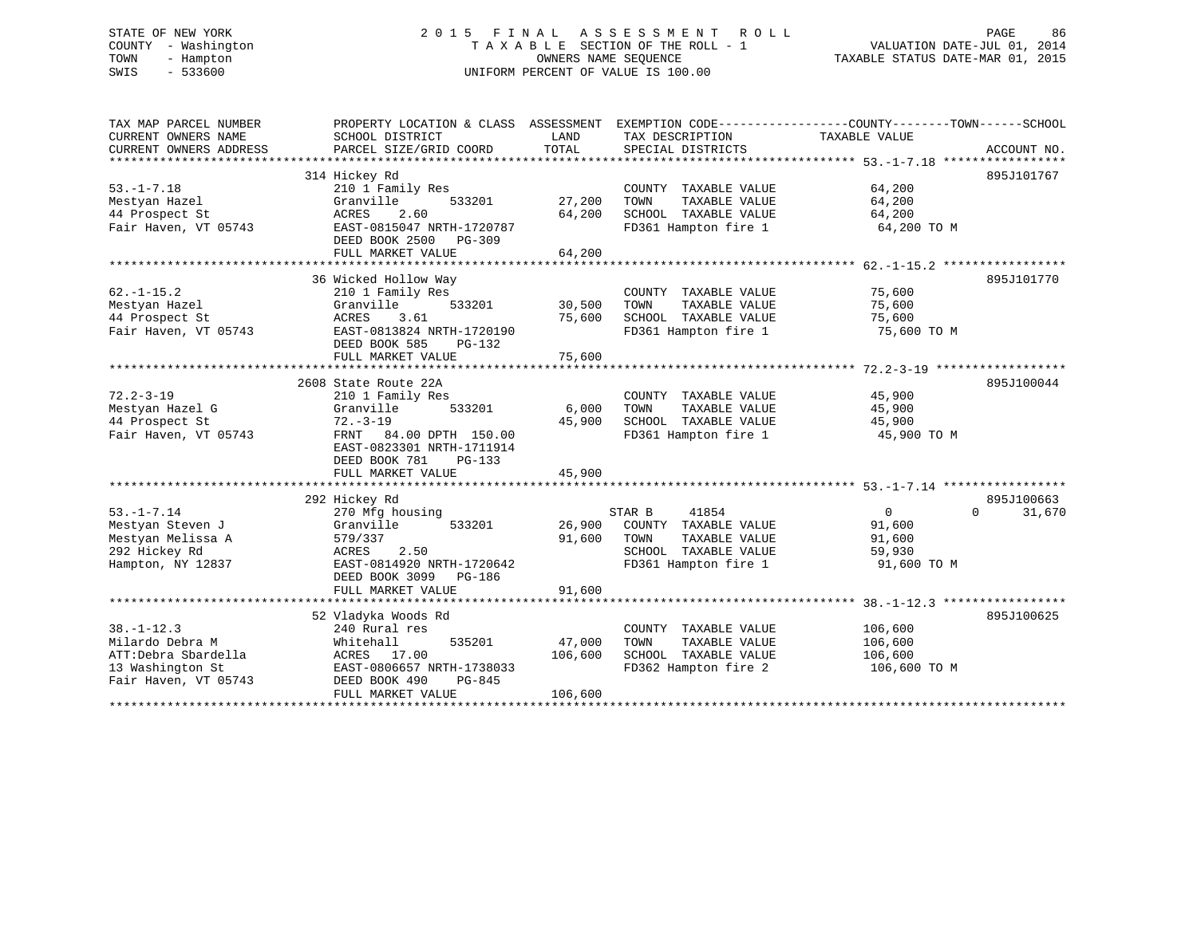STATE OF NEW YORK
COUNTY - Washington
TOWN - Hampton
SWIS - 533600

# 2015 FINAL ASSESSMENT ROLL

TAXABLE SECTION OF THE ROLL - 1
OWNERS NAME SEQUENCE
UNIFORM PERCENT OF VALUE IS 100.00

VALUATION DATE-JUL 01, 2014
TAXABLE STATUS DATE-MAR 01, 2015

| TAX MAP PARCEL NUMBER / CURRENT OWNERS NAME / CURRENT OWNERS ADDRESS | PROPERTY LOCATION & CLASS / SCHOOL DISTRICT / PARCEL SIZE/GRID COORD | ASSESSMENT LAND | TOTAL | EXEMPTION CODE / TAX DESCRIPTION / SPECIAL DISTRICTS | COUNTY | TOWN | SCHOOL / TAXABLE VALUE | ACCOUNT NO. |
|---|---|---|---|---|---|---|---|---|
| 53.-1-7.18 | 314 Hickey Rd | | | | | | | 895J101767 |
| Mestyan Hazel | 210 1 Family Res | | | COUNTY TAXABLE VALUE | 64,200 | | | |
| 44 Prospect St | Granville 533201 | 27,200 | | TOWN TAXABLE VALUE | | 64,200 | | |
| Fair Haven, VT 05743 | ACRES 2.60 | | 64,200 | SCHOOL TAXABLE VALUE | | | 64,200 | |
| | EAST-0815047 NRTH-1720787 | | | FD361 Hampton fire 1 | | | 64,200 TO M | |
| | DEED BOOK 2500 PG-309 | | | | | | | |
| | FULL MARKET VALUE | | 64,200 | | | | | |
| 62.-1-15.2 | 36 Wicked Hollow Way | | | | | | | 895J101770 |
| Mestyan Hazel | 210 1 Family Res | | | COUNTY TAXABLE VALUE | 75,600 | | | |
| 44 Prospect St | Granville 533201 | 30,500 | | TOWN TAXABLE VALUE | | 75,600 | | |
| Fair Haven, VT 05743 | ACRES 3.61 | | 75,600 | SCHOOL TAXABLE VALUE | | | 75,600 | |
| | EAST-0813824 NRTH-1720190 | | | FD361 Hampton fire 1 | | | 75,600 TO M | |
| | DEED BOOK 585 PG-132 | | | | | | | |
| | FULL MARKET VALUE | | 75,600 | | | | | |
| 72.2-3-19 | 2608 State Route 22A | | | | | | | 895J100044 |
| Mestyan Hazel G | 210 1 Family Res | | | COUNTY TAXABLE VALUE | 45,900 | | | |
| 44 Prospect St | Granville 533201 | 6,000 | | TOWN TAXABLE VALUE | | 45,900 | | |
| Fair Haven, VT 05743 | 72.-3-19 | | 45,900 | SCHOOL TAXABLE VALUE | | | 45,900 | |
| | FRNT 84.00 DPTH 150.00 | | | FD361 Hampton fire 1 | | | 45,900 TO M | |
| | EAST-0823301 NRTH-1711914 | | | | | | | |
| | DEED BOOK 781 PG-133 | | | | | | | |
| | FULL MARKET VALUE | | 45,900 | | | | | |
| 53.-1-7.14 | 292 Hickey Rd | | | | | | | 895J100663 |
| Mestyan Steven J | 270 Mfg housing | | | STAR B 41854 | 0 | 0 | 31,670 | |
| Mestyan Melissa A | Granville 533201 | 26,900 | | COUNTY TAXABLE VALUE | 91,600 | | | |
| 292 Hickey Rd | 579/337 | | 91,600 | TOWN TAXABLE VALUE | | 91,600 | | |
| Hampton, NY 12837 | ACRES 2.50 | | | SCHOOL TAXABLE VALUE | | | 59,930 | |
| | EAST-0814920 NRTH-1720642 | | | FD361 Hampton fire 1 | | | 91,600 TO M | |
| | DEED BOOK 3099 PG-186 | | | | | | | |
| | FULL MARKET VALUE | | 91,600 | | | | | |
| 38.-1-12.3 | 52 Vladyka Woods Rd | | | | | | | 895J100625 |
| Milardo Debra M | 240 Rural res | | | COUNTY TAXABLE VALUE | 106,600 | | | |
| ATT:Debra Sbardella | Whitehall 535201 | 47,000 | | TOWN TAXABLE VALUE | | 106,600 | | |
| 13 Washington St | ACRES 17.00 | | 106,600 | SCHOOL TAXABLE VALUE | | | 106,600 | |
| Fair Haven, VT 05743 | EAST-0806657 NRTH-1738033 | | | FD362 Hampton fire 2 | | | 106,600 TO M | |
| | DEED BOOK 490 PG-845 | | | | | | | |
| | FULL MARKET VALUE | | 106,600 | | | | | |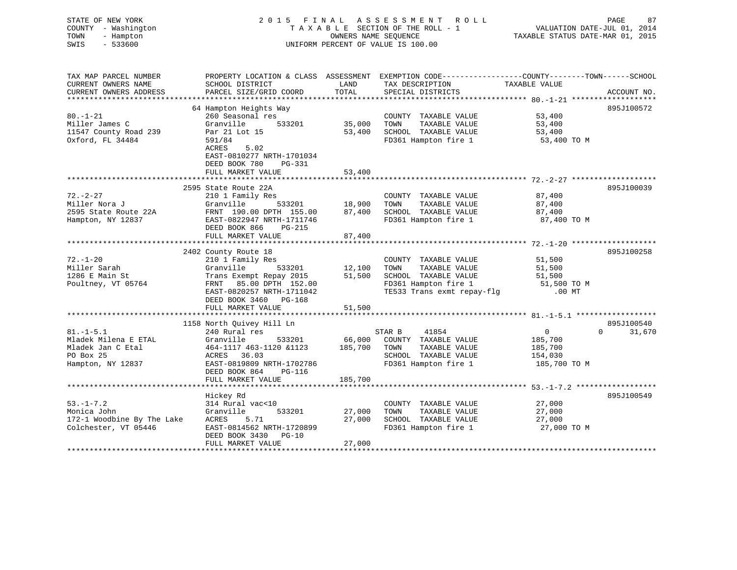STATE OF NEW YORK
COUNTY - Washington
TOWN - Hampton
SWIS - 533600

# 2015 FINAL ASSESSMENT ROLL

TAXABLE SECTION OF THE ROLL - 1
OWNERS NAME SEQUENCE
UNIFORM PERCENT OF VALUE IS 100.00

VALUATION DATE-JUL 01, 2014
TAXABLE STATUS DATE-MAR 01, 2015

| TAX MAP PARCEL NUMBER / CURRENT OWNERS NAME / CURRENT OWNERS ADDRESS | PROPERTY LOCATION & CLASS / SCHOOL DISTRICT / PARCEL SIZE/GRID COORD | ASSESSMENT LAND | ASSESSMENT TOTAL | EXEMPTION CODE / TAX DESCRIPTION / SPECIAL DISTRICTS | COUNTY TAXABLE VALUE | TOWN | SCHOOL | ACCOUNT NO. |
|---|---|---|---|---|---|---|---|---|
| 80.-1-21 | 64 Hampton Heights Way | | | | | | | 895J100572 |
| Miller James C | 260 Seasonal res | | | COUNTY TAXABLE VALUE | 53,400 | | | |
| 11547 County Road 239 | Granville 533201 | 35,000 | | TOWN TAXABLE VALUE | 53,400 | | | |
| Oxford, FL 34484 | Par 21 Lot 15 | | 53,400 | SCHOOL TAXABLE VALUE | 53,400 | | | |
| | 591/84 | | | FD361 Hampton fire 1 | 53,400 TO M | | | |
| | ACRES 5.02 | | | | | | | |
| | EAST-0810277 NRTH-1701034 | | | | | | | |
| | DEED BOOK 780 PG-331 | | | | | | | |
| | FULL MARKET VALUE | | 53,400 | | | | | |
| 72.-2-27 | 2595 State Route 22A | | | | | | | 895J100039 |
| Miller Nora J | 210 1 Family Res | | | COUNTY TAXABLE VALUE | 87,400 | | | |
| 2595 State Route 22A | Granville 533201 | 18,900 | | TOWN TAXABLE VALUE | 87,400 | | | |
| Hampton, NY 12837 | FRNT 190.00 DPTH 155.00 | | 87,400 | SCHOOL TAXABLE VALUE | 87,400 | | | |
| | EAST-0822947 NRTH-1711746 | | | FD361 Hampton fire 1 | 87,400 TO M | | | |
| | DEED BOOK 866 PG-215 | | | | | | | |
| | FULL MARKET VALUE | | 87,400 | | | | | |
| 72.-1-20 | 2402 County Route 18 | | | | | | | 895J100258 |
| Miller Sarah | 210 1 Family Res | | | COUNTY TAXABLE VALUE | 51,500 | | | |
| 1286 E Main St | Granville 533201 | 12,100 | | TOWN TAXABLE VALUE | 51,500 | | | |
| Poultney, VT 05764 | Trans Exempt Repay 2015 | | 51,500 | SCHOOL TAXABLE VALUE | 51,500 | | | |
| | FRNT 85.00 DPTH 152.00 | | | FD361 Hampton fire 1 | 51,500 TO M | | | |
| | EAST-0820257 NRTH-1711042 | | | TE533 Trans exmt repay-flg | .00 MT | | | |
| | DEED BOOK 3460 PG-168 | | | | | | | |
| | FULL MARKET VALUE | | 51,500 | | | | | |
| 81.-1-5.1 | 1158 North Quivey Hill Ln | | | | | | | 895J100540 |
| Mladek Milena E ETAL | 240 Rural res | | | STAR B 41854 | 0 | 0 | 31,670 | |
| Mladek Jan C Etal | Granville 533201 | 66,000 | | COUNTY TAXABLE VALUE | 185,700 | | | |
| PO Box 25 | 464-1117 463-1120 &1123 | | 185,700 | TOWN TAXABLE VALUE | 185,700 | | | |
| Hampton, NY 12837 | ACRES 36.03 | | | SCHOOL TAXABLE VALUE | 154,030 | | | |
| | EAST-0819809 NRTH-1702786 | | | FD361 Hampton fire 1 | 185,700 TO M | | | |
| | DEED BOOK 864 PG-116 | | | | | | | |
| | FULL MARKET VALUE | | 185,700 | | | | | |
| 53.-1-7.2 | Hickey Rd | | | | | | | 895J100549 |
| Monica John | 314 Rural vac<10 | | | COUNTY TAXABLE VALUE | 27,000 | | | |
| 172-1 Woodbine By The Lake | Granville 533201 | 27,000 | | TOWN TAXABLE VALUE | 27,000 | | | |
| Colchester, VT 05446 | ACRES 5.71 | | 27,000 | SCHOOL TAXABLE VALUE | 27,000 | | | |
| | EAST-0814562 NRTH-1720899 | | | FD361 Hampton fire 1 | 27,000 TO M | | | |
| | DEED BOOK 3430 PG-10 | | | | | | | |
| | FULL MARKET VALUE | | 27,000 | | | | | |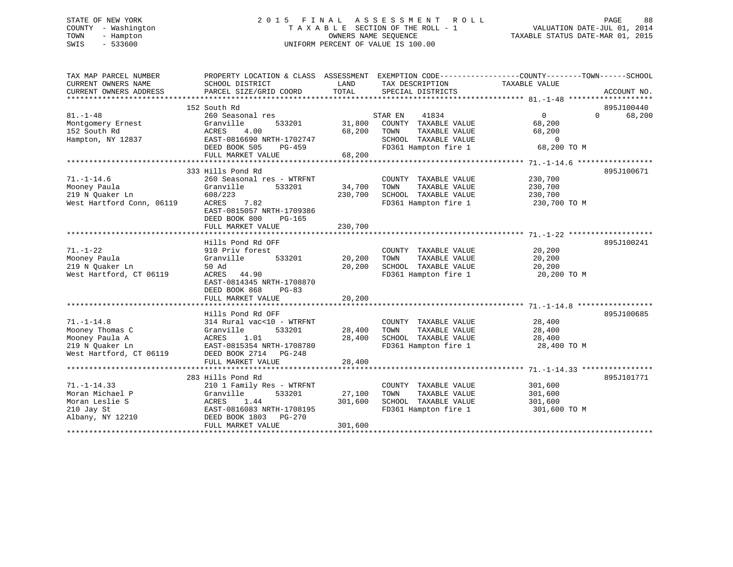STATE OF NEW YORK
COUNTY - Washington
TOWN - Hampton
SWIS - 533600

# 2015 FINAL ASSESSMENT ROLL
TAXABLE SECTION OF THE ROLL - 1
OWNERS NAME SEQUENCE
UNIFORM PERCENT OF VALUE IS 100.00

VALUATION DATE-JUL 01, 2014
TAXABLE STATUS DATE-MAR 01, 2015

| TAX MAP PARCEL NUMBER / CURRENT OWNERS NAME / CURRENT OWNERS ADDRESS | PROPERTY LOCATION & CLASS / SCHOOL DISTRICT / PARCEL SIZE/GRID COORD | ASSESSMENT LAND | TOTAL | EXEMPTION CODE / TAX DESCRIPTION / SPECIAL DISTRICTS | COUNTY / TOWN / SCHOOL TAXABLE VALUE | ACCOUNT NO. |
|---|---|---|---|---|---|---|
| 81.-1-48 | 152 South Rd | | | | | 895J100440 |
| Montgomery Ernest | 260 Seasonal res | | | STAR EN 41834 | 0 0 68,200 | |
| 152 South Rd | Granville 533201 | 31,800 | | COUNTY TAXABLE VALUE | 68,200 | |
| Hampton, NY 12837 | ACRES 4.00 | | 68,200 | TOWN TAXABLE VALUE | 68,200 | |
| | EAST-0816690 NRTH-1702747 | | | SCHOOL TAXABLE VALUE | 0 | |
| | DEED BOOK 505 PG-459 | | | FD361 Hampton fire 1 | 68,200 TO M | |
| | FULL MARKET VALUE | | 68,200 | | | |
| 71.-1-14.6 | 333 Hills Pond Rd | | | | | 895J100671 |
| Mooney Paula | 260 Seasonal res - WTRFNT | | | COUNTY TAXABLE VALUE | 230,700 | |
| 219 N Quaker Ln | Granville 533201 | 34,700 | | TOWN TAXABLE VALUE | 230,700 | |
| West Hartford Conn, 06119 | 608/223 | | 230,700 | SCHOOL TAXABLE VALUE | 230,700 | |
| | ACRES 7.82 | | | FD361 Hampton fire 1 | 230,700 TO M | |
| | EAST-0815057 NRTH-1709386 | | | | | |
| | DEED BOOK 800 PG-165 | | | | | |
| | FULL MARKET VALUE | | 230,700 | | | |
| 71.-1-22 | Hills Pond Rd OFF | | | | | 895J100241 |
| Mooney Paula | 910 Priv forest | | | COUNTY TAXABLE VALUE | 20,200 | |
| 219 N Quaker Ln | Granville 533201 | 20,200 | | TOWN TAXABLE VALUE | 20,200 | |
| West Hartford, CT 06119 | 50 Ad | | 20,200 | SCHOOL TAXABLE VALUE | 20,200 | |
| | ACRES 44.90 | | | FD361 Hampton fire 1 | 20,200 TO M | |
| | EAST-0814345 NRTH-1708870 | | | | | |
| | DEED BOOK 868 PG-83 | | | | | |
| | FULL MARKET VALUE | | 20,200 | | | |
| 71.-1-14.8 | Hills Pond Rd OFF | | | | | 895J100685 |
| Mooney Thomas C | 314 Rural vac<10 - WTRFNT | | | COUNTY TAXABLE VALUE | 28,400 | |
| Mooney Paula A | Granville 533201 | 28,400 | | TOWN TAXABLE VALUE | 28,400 | |
| 219 N Quaker Ln | ACRES 1.01 | | 28,400 | SCHOOL TAXABLE VALUE | 28,400 | |
| West Hartford, CT 06119 | EAST-0815354 NRTH-1708780 | | | FD361 Hampton fire 1 | 28,400 TO M | |
| | DEED BOOK 2714 PG-248 | | | | | |
| | FULL MARKET VALUE | | 28,400 | | | |
| 71.-1-14.33 | 283 Hills Pond Rd | | | | | 895J101771 |
| Moran Michael P | 210 1 Family Res - WTRFNT | | | COUNTY TAXABLE VALUE | 301,600 | |
| Moran Leslie S | Granville 533201 | 27,100 | | TOWN TAXABLE VALUE | 301,600 | |
| 210 Jay St | ACRES 1.44 | | 301,600 | SCHOOL TAXABLE VALUE | 301,600 | |
| Albany, NY 12210 | EAST-0816083 NRTH-1708195 | | | FD361 Hampton fire 1 | 301,600 TO M | |
| | DEED BOOK 1803 PG-270 | | | | | |
| | FULL MARKET VALUE | | 301,600 | | | |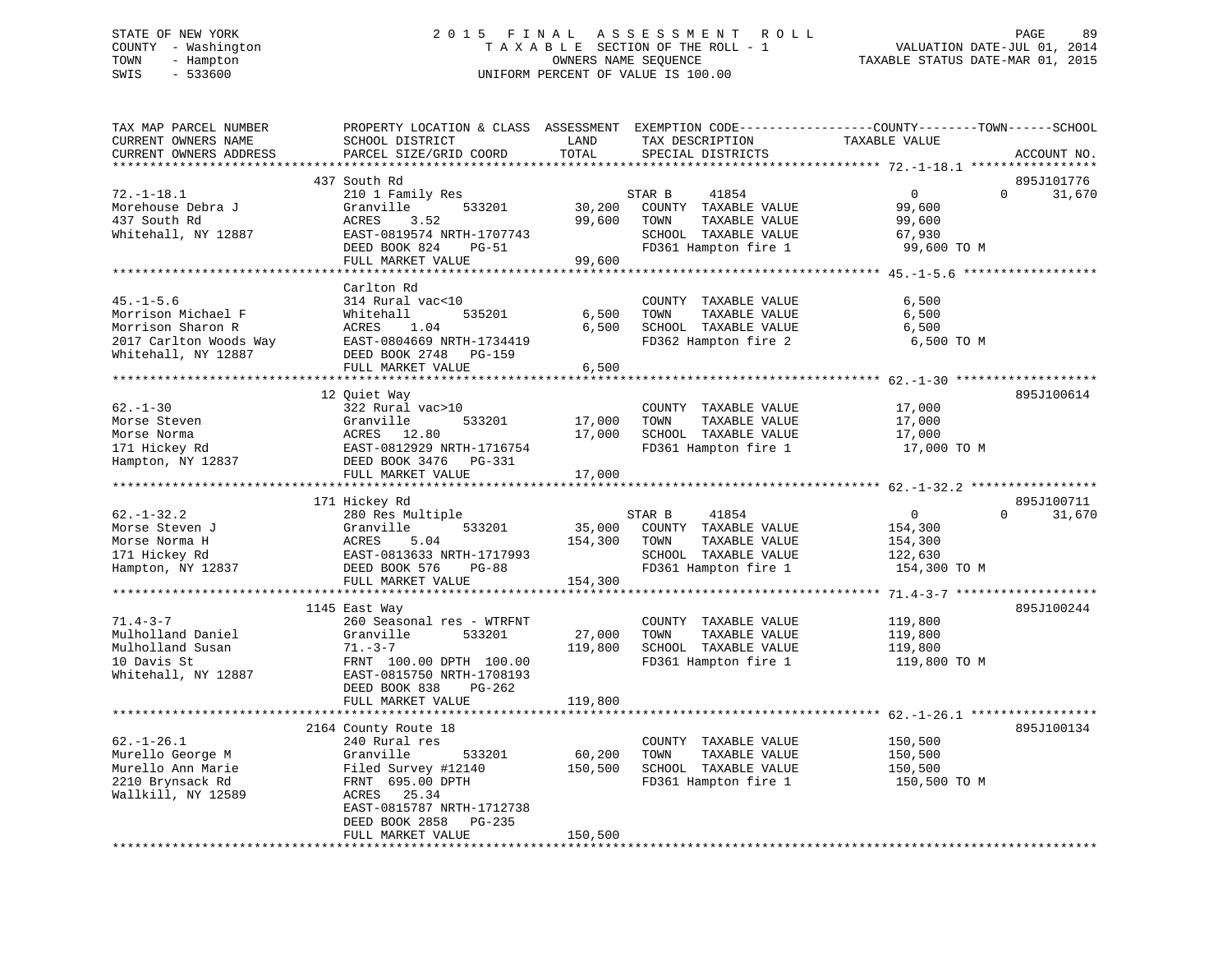STATE OF NEW YORK
COUNTY - Washington
TOWN - Hampton
SWIS - 533600

# 2015 FINAL ASSESSMENT ROLL

TAXABLE SECTION OF THE ROLL - 1
OWNERS NAME SEQUENCE
UNIFORM PERCENT OF VALUE IS 100.00

VALUATION DATE-JUL 01, 2014
TAXABLE STATUS DATE-MAR 01, 2015

| TAX MAP PARCEL NUMBER / CURRENT OWNERS NAME / CURRENT OWNERS ADDRESS | PROPERTY LOCATION & CLASS / SCHOOL DISTRICT / PARCEL SIZE/GRID COORD | ASSESSMENT LAND | TOTAL | EXEMPTION CODE / TAX DESCRIPTION / SPECIAL DISTRICTS | COUNTY / TOWN / SCHOOL TAXABLE VALUE | ACCOUNT NO. |
|---|---|---|---|---|---|---|
| 72.-1-18.1 | 437 South Rd | | | | | 895J101776 |
| 72.-1-18.1 | 210 1 Family Res | | | STAR B 41854 | 0 0 31,670 | |
| Morehouse Debra J | Granville 533201 | 30,200 | | COUNTY TAXABLE VALUE | 99,600 | |
| 437 South Rd | ACRES 3.52 | | 99,600 | TOWN TAXABLE VALUE | 99,600 | |
| Whitehall, NY 12887 | EAST-0819574 NRTH-1707743 | | | SCHOOL TAXABLE VALUE | 67,930 | |
| | DEED BOOK 824 PG-51 | | | FD361 Hampton fire 1 | 99,600 TO M | |
| | FULL MARKET VALUE | | 99,600 | | | |
| 45.-1-5.6 | Carlton Rd | | | | | |
| 45.-1-5.6 | 314 Rural vac<10 | | | COUNTY TAXABLE VALUE | 6,500 | |
| Morrison Michael F | Whitehall 535201 | 6,500 | | TOWN TAXABLE VALUE | 6,500 | |
| Morrison Sharon R | ACRES 1.04 | | 6,500 | SCHOOL TAXABLE VALUE | 6,500 | |
| 2017 Carlton Woods Way | EAST-0804669 NRTH-1734419 | | | FD362 Hampton fire 2 | 6,500 TO M | |
| Whitehall, NY 12887 | DEED BOOK 2748 PG-159 | | | | | |
| | FULL MARKET VALUE | | 6,500 | | | |
| 62.-1-30 | 12 Quiet Way | | | | | 895J100614 |
| 62.-1-30 | 322 Rural vac>10 | | | COUNTY TAXABLE VALUE | 17,000 | |
| Morse Steven | Granville 533201 | 17,000 | | TOWN TAXABLE VALUE | 17,000 | |
| Morse Norma | ACRES 12.80 | | 17,000 | SCHOOL TAXABLE VALUE | 17,000 | |
| 171 Hickey Rd | EAST-0812929 NRTH-1716754 | | | FD361 Hampton fire 1 | 17,000 TO M | |
| Hampton, NY 12837 | DEED BOOK 3476 PG-331 | | | | | |
| | FULL MARKET VALUE | | 17,000 | | | |
| 62.-1-32.2 | 171 Hickey Rd | | | | | 895J100711 |
| 62.-1-32.2 | 280 Res Multiple | | | STAR B 41854 | 0 0 31,670 | |
| Morse Steven J | Granville 533201 | 35,000 | | COUNTY TAXABLE VALUE | 154,300 | |
| Morse Norma H | ACRES 5.04 | | 154,300 | TOWN TAXABLE VALUE | 154,300 | |
| 171 Hickey Rd | EAST-0813633 NRTH-1717993 | | | SCHOOL TAXABLE VALUE | 122,630 | |
| Hampton, NY 12837 | DEED BOOK 576 PG-88 | | | FD361 Hampton fire 1 | 154,300 TO M | |
| | FULL MARKET VALUE | | 154,300 | | | |
| 71.4-3-7 | 1145 East Way | | | | | 895J100244 |
| 71.4-3-7 | 260 Seasonal res - WTRFNT | | | COUNTY TAXABLE VALUE | 119,800 | |
| Mulholland Daniel | Granville 533201 | 27,000 | | TOWN TAXABLE VALUE | 119,800 | |
| Mulholland Susan | 71.-3-7 | | 119,800 | SCHOOL TAXABLE VALUE | 119,800 | |
| 10 Davis St | FRNT 100.00 DPTH 100.00 | | | FD361 Hampton fire 1 | 119,800 TO M | |
| Whitehall, NY 12887 | EAST-0815750 NRTH-1708193 | | | | | |
| | DEED BOOK 838 PG-262 | | | | | |
| | FULL MARKET VALUE | | 119,800 | | | |
| 62.-1-26.1 | 2164 County Route 18 | | | | | 895J100134 |
| 62.-1-26.1 | 240 Rural res | | | COUNTY TAXABLE VALUE | 150,500 | |
| Murello George M | Granville 533201 | 60,200 | | TOWN TAXABLE VALUE | 150,500 | |
| Murello Ann Marie | Filed Survey #12140 | | 150,500 | SCHOOL TAXABLE VALUE | 150,500 | |
| 2210 Brynsack Rd | FRNT 695.00 DPTH | | | FD361 Hampton fire 1 | 150,500 TO M | |
| Wallkill, NY 12589 | ACRES 25.34 | | | | | |
| | EAST-0815787 NRTH-1712738 | | | | | |
| | DEED BOOK 2858 PG-235 | | | | | |
| | FULL MARKET VALUE | | 150,500 | | | |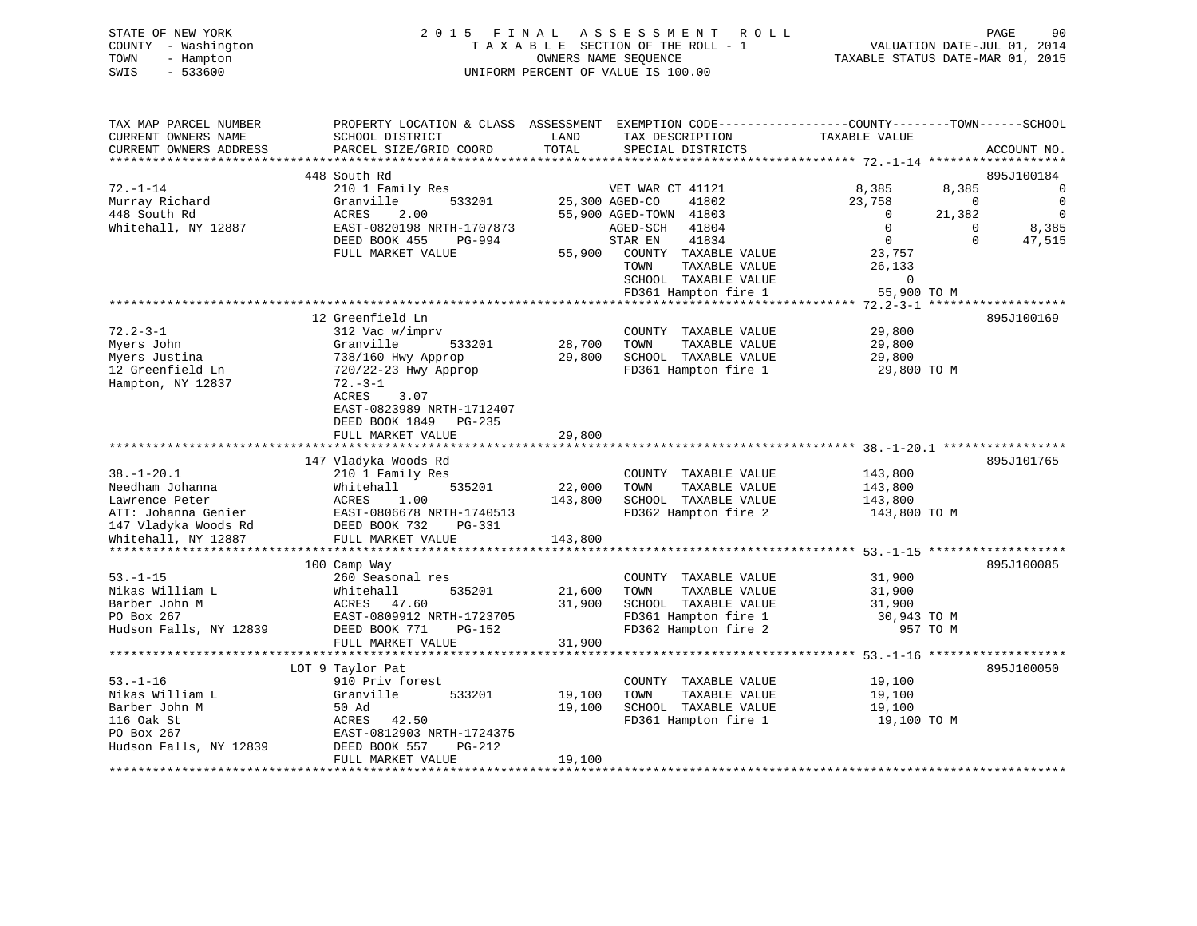STATE OF NEW YORK
COUNTY - Washington
TOWN - Hampton
SWIS - 533600

# 2015 FINAL ASSESSMENT ROLL
TAXABLE SECTION OF THE ROLL - 1
OWNERS NAME SEQUENCE
UNIFORM PERCENT OF VALUE IS 100.00

VALUATION DATE-JUL 01, 2014
TAXABLE STATUS DATE-MAR 01, 2015

| TAX MAP PARCEL NUMBER / CURRENT OWNERS NAME / CURRENT OWNERS ADDRESS | PROPERTY LOCATION & CLASS / SCHOOL DISTRICT / PARCEL SIZE/GRID COORD | ASSESSMENT LAND / TOTAL | EXEMPTION CODE / TAX DESCRIPTION / SPECIAL DISTRICTS | COUNTY TAXABLE VALUE | TOWN | SCHOOL | ACCOUNT NO. |
|---|---|---|---|---|---|---|---|
| 72.-1-14 | 448 South Rd | | | | | | 895J100184 |
| | 210 1 Family Res | | VET WAR CT 41121 | 8,385 | 8,385 | 0 | |
| Murray Richard | Granville 533201 | 25,300 | AGED-CO 41802 | 23,758 | 0 | 0 | |
| 448 South Rd | ACRES 2.00 | 55,900 | AGED-TOWN 41803 | 0 | 21,382 | 0 | |
| Whitehall, NY 12887 | EAST-0820198 NRTH-1707873 | | AGED-SCH 41804 | 0 | 0 | 8,385 | |
| | DEED BOOK 455 PG-994 | | STAR EN 41834 | 0 | 0 | 47,515 | |
| | FULL MARKET VALUE | 55,900 | COUNTY TAXABLE VALUE | 23,757 | | | |
| | | | TOWN TAXABLE VALUE | 26,133 | | | |
| | | | SCHOOL TAXABLE VALUE | 0 | | | |
| | | | FD361 Hampton fire 1 | 55,900 TO M | | | |
| 72.2-3-1 | 12 Greenfield Ln | | | | | | 895J100169 |
| | 312 Vac w/imprv | | COUNTY TAXABLE VALUE | 29,800 | | | |
| Myers John | Granville 533201 | 28,700 | TOWN TAXABLE VALUE | 29,800 | | | |
| Myers Justina | 738/160 Hwy Approp | 29,800 | SCHOOL TAXABLE VALUE | 29,800 | | | |
| 12 Greenfield Ln | 720/22-23 Hwy Approp | | FD361 Hampton fire 1 | 29,800 TO M | | | |
| Hampton, NY 12837 | 72.-3-1 | | | | | | |
| | ACRES 3.07 | | | | | | |
| | EAST-0823989 NRTH-1712407 | | | | | | |
| | DEED BOOK 1849 PG-235 | | | | | | |
| | FULL MARKET VALUE | 29,800 | | | | | |
| 38.-1-20.1 | 147 Vladyka Woods Rd | | | | | | 895J101765 |
| | 210 1 Family Res | | COUNTY TAXABLE VALUE | 143,800 | | | |
| Needham Johanna | Whitehall 535201 | 22,000 | TOWN TAXABLE VALUE | 143,800 | | | |
| Lawrence Peter | ACRES 1.00 | 143,800 | SCHOOL TAXABLE VALUE | 143,800 | | | |
| ATT: Johanna Genier | EAST-0806678 NRTH-1740513 | | FD362 Hampton fire 2 | 143,800 TO M | | | |
| 147 Vladyka Woods Rd | DEED BOOK 732 PG-331 | | | | | | |
| Whitehall, NY 12887 | FULL MARKET VALUE | 143,800 | | | | | |
| 53.-1-15 | 100 Camp Way | | | | | | 895J100085 |
| | 260 Seasonal res | | COUNTY TAXABLE VALUE | 31,900 | | | |
| Nikas William L | Whitehall 535201 | 21,600 | TOWN TAXABLE VALUE | 31,900 | | | |
| Barber John M | ACRES 47.60 | 31,900 | SCHOOL TAXABLE VALUE | 31,900 | | | |
| PO Box 267 | EAST-0809912 NRTH-1723705 | | FD361 Hampton fire 1 | 30,943 TO M | | | |
| Hudson Falls, NY 12839 | DEED BOOK 771 PG-152 | | FD362 Hampton fire 2 | 957 TO M | | | |
| | FULL MARKET VALUE | 31,900 | | | | | |
| 53.-1-16 | LOT 9 Taylor Pat | | | | | | 895J100050 |
| | 910 Priv forest | | COUNTY TAXABLE VALUE | 19,100 | | | |
| Nikas William L | Granville 533201 | 19,100 | TOWN TAXABLE VALUE | 19,100 | | | |
| Barber John M | 50 Ad | 19,100 | SCHOOL TAXABLE VALUE | 19,100 | | | |
| 116 Oak St | ACRES 42.50 | | FD361 Hampton fire 1 | 19,100 TO M | | | |
| PO Box 267 | EAST-0812903 NRTH-1724375 | | | | | | |
| Hudson Falls, NY 12839 | DEED BOOK 557 PG-212 | | | | | | |
| | FULL MARKET VALUE | 19,100 | | | | | |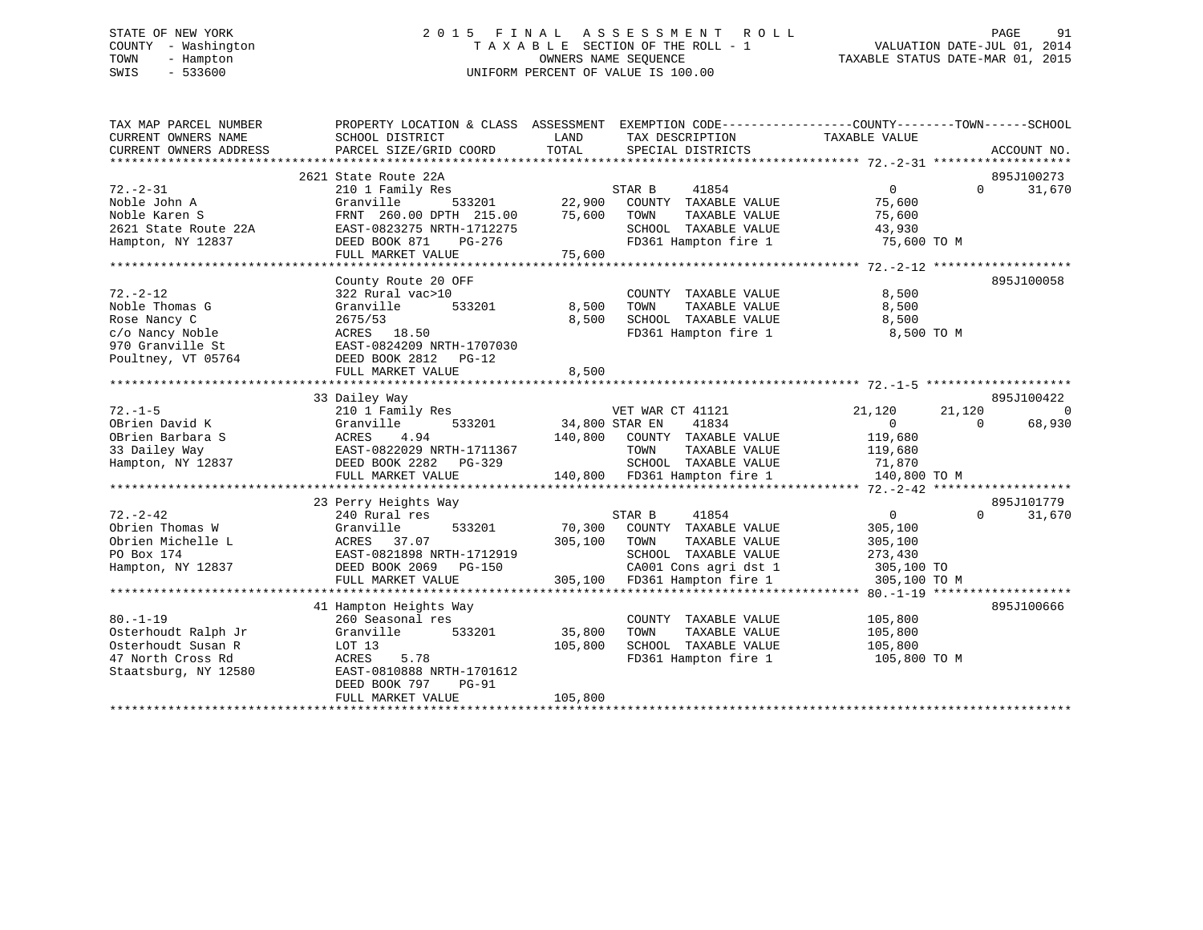STATE OF NEW YORK
COUNTY - Washington
TOWN - Hampton
SWIS - 533600

# 2015 FINAL ASSESSMENT ROLL
TAXABLE SECTION OF THE ROLL - 1
OWNERS NAME SEQUENCE
UNIFORM PERCENT OF VALUE IS 100.00

VALUATION DATE-JUL 01, 2014
TAXABLE STATUS DATE-MAR 01, 2015

| TAX MAP PARCEL NUMBER / CURRENT OWNERS NAME / CURRENT OWNERS ADDRESS | PROPERTY LOCATION & CLASS / SCHOOL DISTRICT / PARCEL SIZE/GRID COORD | ASSESSMENT LAND | TOTAL | EXEMPTION CODE / TAX DESCRIPTION / SPECIAL DISTRICTS | COUNTY TAXABLE VALUE | TOWN | SCHOOL | ACCOUNT NO. |
|---|---|---|---|---|---|---|---|---|
| 72.-2-31 | 2621 State Route 22A | | | | | | | 895J100273 |
| | 210 1 Family Res | | | STAR B 41854 | 0 | 0 | 31,670 | |
| Noble John A | Granville 533201 | 22,900 | | COUNTY TAXABLE VALUE | 75,600 | | | |
| Noble Karen S | FRNT 260.00 DPTH 215.00 | | 75,600 | TOWN TAXABLE VALUE | 75,600 | | | |
| 2621 State Route 22A | EAST-0823275 NRTH-1712275 | | | SCHOOL TAXABLE VALUE | 43,930 | | | |
| Hampton, NY 12837 | DEED BOOK 871 PG-276 | | | FD361 Hampton fire 1 | 75,600 TO M | | | |
| | FULL MARKET VALUE | | 75,600 | | | | | |
| 72.-2-12 | County Route 20 OFF | | | | | | | 895J100058 |
| | 322 Rural vac>10 | | | COUNTY TAXABLE VALUE | 8,500 | | | |
| Noble Thomas G | Granville 533201 | 8,500 | | TOWN TAXABLE VALUE | 8,500 | | | |
| Rose Nancy C | 2675/53 | | 8,500 | SCHOOL TAXABLE VALUE | 8,500 | | | |
| c/o Nancy Noble | ACRES 18.50 | | | FD361 Hampton fire 1 | 8,500 TO M | | | |
| 970 Granville St | EAST-0824209 NRTH-1707030 | | | | | | | |
| Poultney, VT 05764 | DEED BOOK 2812 PG-12 | | | | | | | |
| | FULL MARKET VALUE | | 8,500 | | | | | |
| 72.-1-5 | 33 Dailey Way | | | | | | | 895J100422 |
| | 210 1 Family Res | | | VET WAR CT 41121 | 21,120 | 21,120 | 0 | |
| OBrien David K | Granville 533201 | 34,800 | | STAR EN 41834 | 0 | 0 | 68,930 | |
| OBrien Barbara S | ACRES 4.94 | | 140,800 | COUNTY TAXABLE VALUE | 119,680 | | | |
| 33 Dailey Way | EAST-0822029 NRTH-1711367 | | | TOWN TAXABLE VALUE | 119,680 | | | |
| Hampton, NY 12837 | DEED BOOK 2282 PG-329 | | | SCHOOL TAXABLE VALUE | 71,870 | | | |
| | FULL MARKET VALUE | | 140,800 | FD361 Hampton fire 1 | 140,800 TO M | | | |
| 72.-2-42 | 23 Perry Heights Way | | | | | | | 895J101779 |
| | 240 Rural res | | | STAR B 41854 | 0 | 0 | 31,670 | |
| Obrien Thomas W | Granville 533201 | 70,300 | | COUNTY TAXABLE VALUE | 305,100 | | | |
| Obrien Michelle L | ACRES 37.07 | | 305,100 | TOWN TAXABLE VALUE | 305,100 | | | |
| PO Box 174 | EAST-0821898 NRTH-1712919 | | | SCHOOL TAXABLE VALUE | 273,430 | | | |
| Hampton, NY 12837 | DEED BOOK 2069 PG-150 | | | CA001 Cons agri dst 1 | 305,100 TO | | | |
| | FULL MARKET VALUE | | 305,100 | FD361 Hampton fire 1 | 305,100 TO M | | | |
| 80.-1-19 | 41 Hampton Heights Way | | | | | | | 895J100666 |
| | 260 Seasonal res | | | COUNTY TAXABLE VALUE | 105,800 | | | |
| Osterhoudt Ralph Jr | Granville 533201 | 35,800 | | TOWN TAXABLE VALUE | 105,800 | | | |
| Osterhoudt Susan R | LOT 13 | | 105,800 | SCHOOL TAXABLE VALUE | 105,800 | | | |
| 47 North Cross Rd | ACRES 5.78 | | | FD361 Hampton fire 1 | 105,800 TO M | | | |
| Staatsburg, NY 12580 | EAST-0810888 NRTH-1701612 | | | | | | | |
| | DEED BOOK 797 PG-91 | | | | | | | |
| | FULL MARKET VALUE | | 105,800 | | | | | |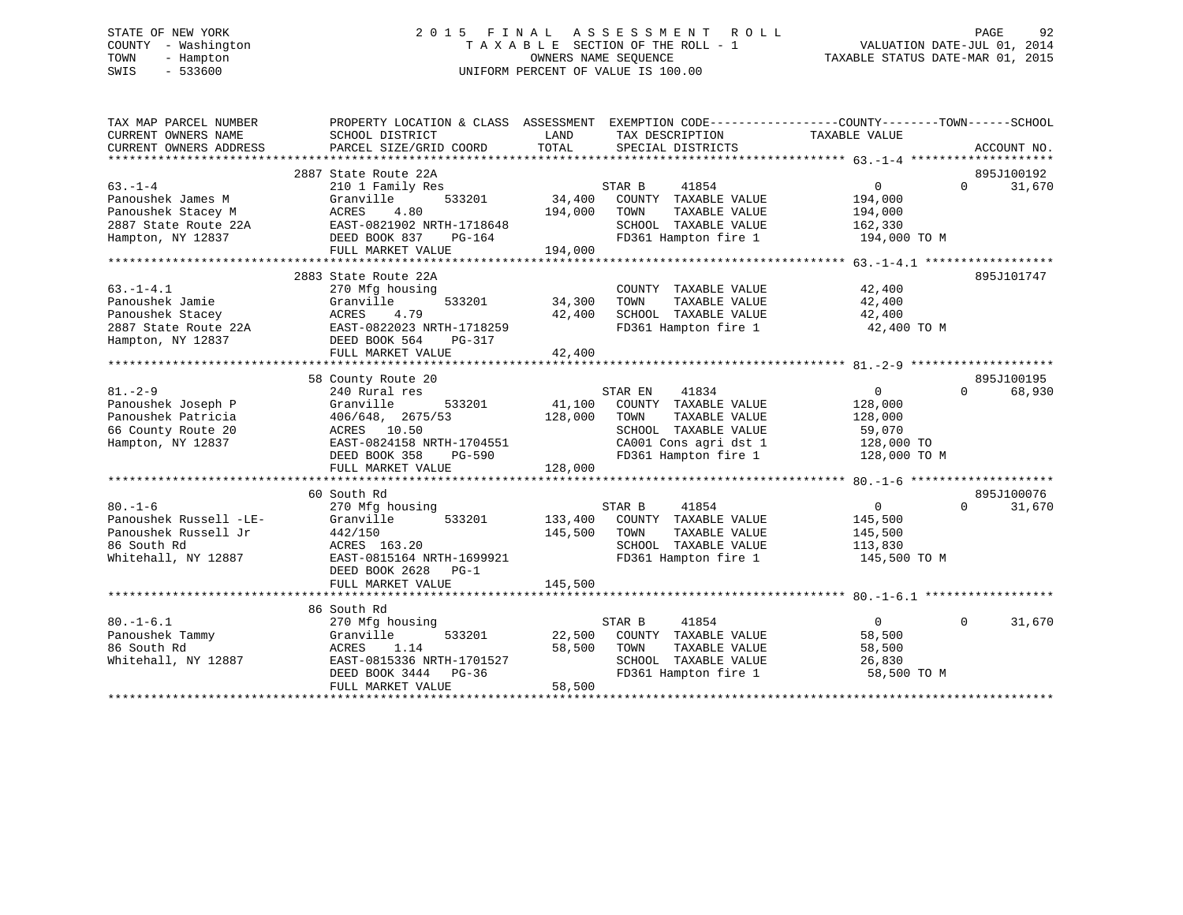STATE OF NEW YORK
COUNTY - Washington
TOWN - Hampton
SWIS - 533600

2015 FINAL ASSESSMENT ROLL
TAXABLE SECTION OF THE ROLL - 1
OWNERS NAME SEQUENCE
UNIFORM PERCENT OF VALUE IS 100.00

VALUATION DATE-JUL 01, 2014
TAXABLE STATUS DATE-MAR 01, 2015

```
TAX MAP PARCEL NUMBER          PROPERTY LOCATION & CLASS  ASSESSMENT  EXEMPTION CODE-----------------COUNTY--------TOWN------SCHOOL
CURRENT OWNERS NAME            SCHOOL DISTRICT              LAND      TAX DESCRIPTION              TAXABLE VALUE
CURRENT OWNERS ADDRESS         PARCEL SIZE/GRID COORD       TOTAL     SPECIAL DISTRICTS                                    ACCOUNT NO.
******************************************************************************************************* 63.-1-4 ********************
                               2887 State Route 22A                                                                       895J100192
63.-1-4                        210 1 Family Res                        STAR B     41854              0             0      31,670
Panoushek James M              Granville      533201       34,400    COUNTY  TAXABLE VALUE        194,000
Panoushek Stacey M             ACRES    4.80              194,000    TOWN    TAXABLE VALUE        194,000
2887 State Route 22A           EAST-0821902 NRTH-1718648             SCHOOL  TAXABLE VALUE        162,330
Hampton, NY 12837              DEED BOOK 837    PG-164               FD361 Hampton fire 1          194,000 TO M
                               FULL MARKET VALUE          194,000
******************************************************************************************************* 63.-1-4.1 ******************
                               2883 State Route 22A                                                                       895J101747
63.-1-4.1                      270 Mfg housing                        COUNTY  TAXABLE VALUE         42,400
Panoushek Jamie                Granville      533201       34,300    TOWN    TAXABLE VALUE         42,400
Panoushek Stacey               ACRES    4.79               42,400    SCHOOL  TAXABLE VALUE         42,400
2887 State Route 22A           EAST-0822023 NRTH-1718259             FD361 Hampton fire 1           42,400 TO M
Hampton, NY 12837              DEED BOOK 564    PG-317
                               FULL MARKET VALUE           42,400
******************************************************************************************************* 81.-2-9 ********************
                               58 County Route 20                                                                         895J100195
81.-2-9                        240 Rural res                          STAR EN    41834              0             0      68,930
Panoushek Joseph P             Granville      533201       41,100    COUNTY  TAXABLE VALUE        128,000
Panoushek Patricia             406/648,  2675/53          128,000    TOWN    TAXABLE VALUE        128,000
66 County Route 20             ACRES   10.50                         SCHOOL  TAXABLE VALUE         59,070
Hampton, NY 12837              EAST-0824158 NRTH-1704551             CA001 Cons agri dst 1         128,000 TO
                               DEED BOOK 358    PG-590               FD361 Hampton fire 1          128,000 TO M
                               FULL MARKET VALUE          128,000
******************************************************************************************************* 80.-1-6 ********************
                               60 South Rd                                                                                895J100076
80.-1-6                        270 Mfg housing                        STAR B     41854              0             0      31,670
Panoushek Russell -LE-         Granville      533201      133,400    COUNTY  TAXABLE VALUE        145,500
Panoushek Russell Jr           442/150                    145,500    TOWN    TAXABLE VALUE        145,500
86 South Rd                    ACRES  163.20                         SCHOOL  TAXABLE VALUE        113,830
Whitehall, NY 12887            EAST-0815164 NRTH-1699921             FD361 Hampton fire 1          145,500 TO M
                               DEED BOOK 2628   PG-1
                               FULL MARKET VALUE          145,500
******************************************************************************************************* 80.-1-6.1 ******************
                               86 South Rd
80.-1-6.1                      270 Mfg housing                        STAR B     41854              0             0      31,670
Panoushek Tammy                Granville      533201       22,500    COUNTY  TAXABLE VALUE         58,500
86 South Rd                    ACRES    1.14               58,500    TOWN    TAXABLE VALUE         58,500
Whitehall, NY 12887            EAST-0815336 NRTH-1701527             SCHOOL  TAXABLE VALUE         26,830
                               DEED BOOK 3444   PG-36                FD361 Hampton fire 1           58,500 TO M
                               FULL MARKET VALUE           58,500
************************************************************************************************************************************
```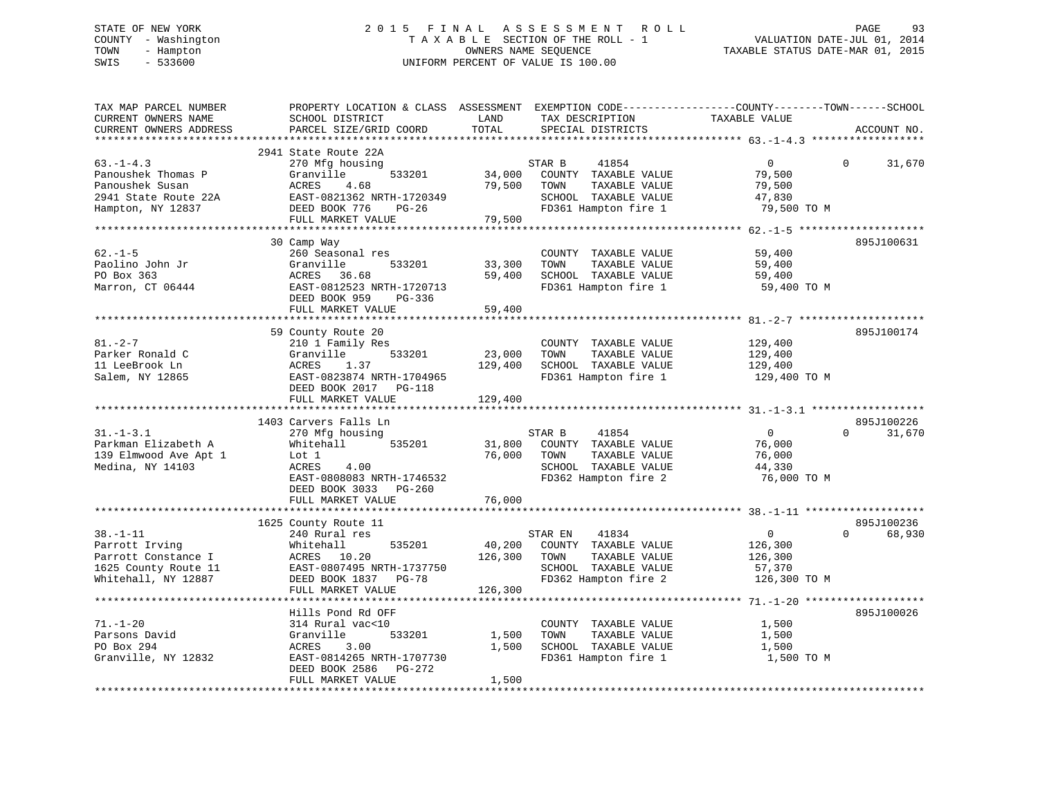STATE OF NEW YORK
COUNTY - Washington
TOWN - Hampton
SWIS - 533600

2 0 1 5 F I N A L A S S E S S M E N T R O L L
T A X A B L E SECTION OF THE ROLL - 1
OWNERS NAME SEQUENCE
UNIFORM PERCENT OF VALUE IS 100.00

VALUATION DATE-JUL 01, 2014
TAXABLE STATUS DATE-MAR 01, 2015

```
TAX MAP PARCEL NUMBER          PROPERTY LOCATION & CLASS  ASSESSMENT  EXEMPTION CODE-----------------COUNTY--------TOWN------SCHOOL
CURRENT OWNERS NAME            SCHOOL DISTRICT               LAND      TAX DESCRIPTION            TAXABLE VALUE
CURRENT OWNERS ADDRESS         PARCEL SIZE/GRID COORD        TOTAL     SPECIAL DISTRICTS                                ACCOUNT NO.
******************************************************************************************************* 63.-1-4.3 ******************
                               2941 State Route 22A
63.-1-4.3                      270 Mfg housing                        STAR B     41854                 0            0     31,670
Panoushek Thomas P             Granville        533201        34,000   COUNTY  TAXABLE VALUE          79,500
Panoushek Susan                ACRES    4.68                  79,500   TOWN    TAXABLE VALUE          79,500
2941 State Route 22A           EAST-0821362 NRTH-1720349               SCHOOL  TAXABLE VALUE          47,830
Hampton, NY 12837              DEED BOOK 776    PG-26                  FD361 Hampton fire 1            79,500 TO M
                               FULL MARKET VALUE              79,500
******************************************************************************************************* 62.-1-5 ********************
                               30 Camp Way                                                                             895J100631
62.-1-5                        260 Seasonal res                        COUNTY  TAXABLE VALUE          59,400
Paolino John Jr                Granville        533201        33,300   TOWN    TAXABLE VALUE          59,400
PO Box 363                     ACRES   36.68                  59,400   SCHOOL  TAXABLE VALUE          59,400
Marron, CT 06444               EAST-0812523 NRTH-1720713               FD361 Hampton fire 1            59,400 TO M
                               DEED BOOK 959    PG-336
                               FULL MARKET VALUE              59,400
******************************************************************************************************* 81.-2-7 ********************
                               59 County Route 20                                                                      895J100174
81.-2-7                        210 1 Family Res                        COUNTY  TAXABLE VALUE         129,400
Parker Ronald C                Granville        533201        23,000   TOWN    TAXABLE VALUE         129,400
11 LeeBrook Ln                 ACRES    1.37                 129,400   SCHOOL  TAXABLE VALUE         129,400
Salem, NY 12865                EAST-0823874 NRTH-1704965               FD361 Hampton fire 1           129,400 TO M
                               DEED BOOK 2017   PG-118
                               FULL MARKET VALUE             129,400
******************************************************************************************************* 31.-1-3.1 ******************
                               1403 Carvers Falls Ln                                                                   895J100226
31.-1-3.1                      270 Mfg housing                        STAR B     41854                 0            0     31,670
Parkman Elizabeth A            Whitehall        535201        31,800   COUNTY  TAXABLE VALUE          76,000
139 Elmwood Ave Apt 1          Lot 1                          76,000   TOWN    TAXABLE VALUE          76,000
Medina, NY 14103               ACRES    4.00                           SCHOOL  TAXABLE VALUE          44,330
                               EAST-0808083 NRTH-1746532               FD362 Hampton fire 2            76,000 TO M
                               DEED BOOK 3033   PG-260
                               FULL MARKET VALUE              76,000
******************************************************************************************************* 38.-1-11 *******************
                               1625 County Route 11                                                                    895J100236
38.-1-11                       240 Rural res                          STAR EN    41834                 0            0     68,930
Parrott Irving                 Whitehall        535201        40,200   COUNTY  TAXABLE VALUE         126,300
Parrott Constance I            ACRES   10.20                 126,300   TOWN    TAXABLE VALUE         126,300
1625 County Route 11           EAST-0807495 NRTH-1737750               SCHOOL  TAXABLE VALUE          57,370
Whitehall, NY 12887            DEED BOOK 1837   PG-78                  FD362 Hampton fire 2           126,300 TO M
                               FULL MARKET VALUE             126,300
******************************************************************************************************* 71.-1-20 *******************
                               Hills Pond Rd OFF                                                                       895J100026
71.-1-20                       314 Rural vac<10                        COUNTY  TAXABLE VALUE           1,500
Parsons David                  Granville        533201         1,500   TOWN    TAXABLE VALUE           1,500
PO Box 294                     ACRES    3.00                   1,500   SCHOOL  TAXABLE VALUE           1,500
Granville, NY 12832            EAST-0814265 NRTH-1707730               FD361 Hampton fire 1             1,500 TO M
                               DEED BOOK 2586   PG-272
                               FULL MARKET VALUE               1,500
************************************************************************************************************************************
```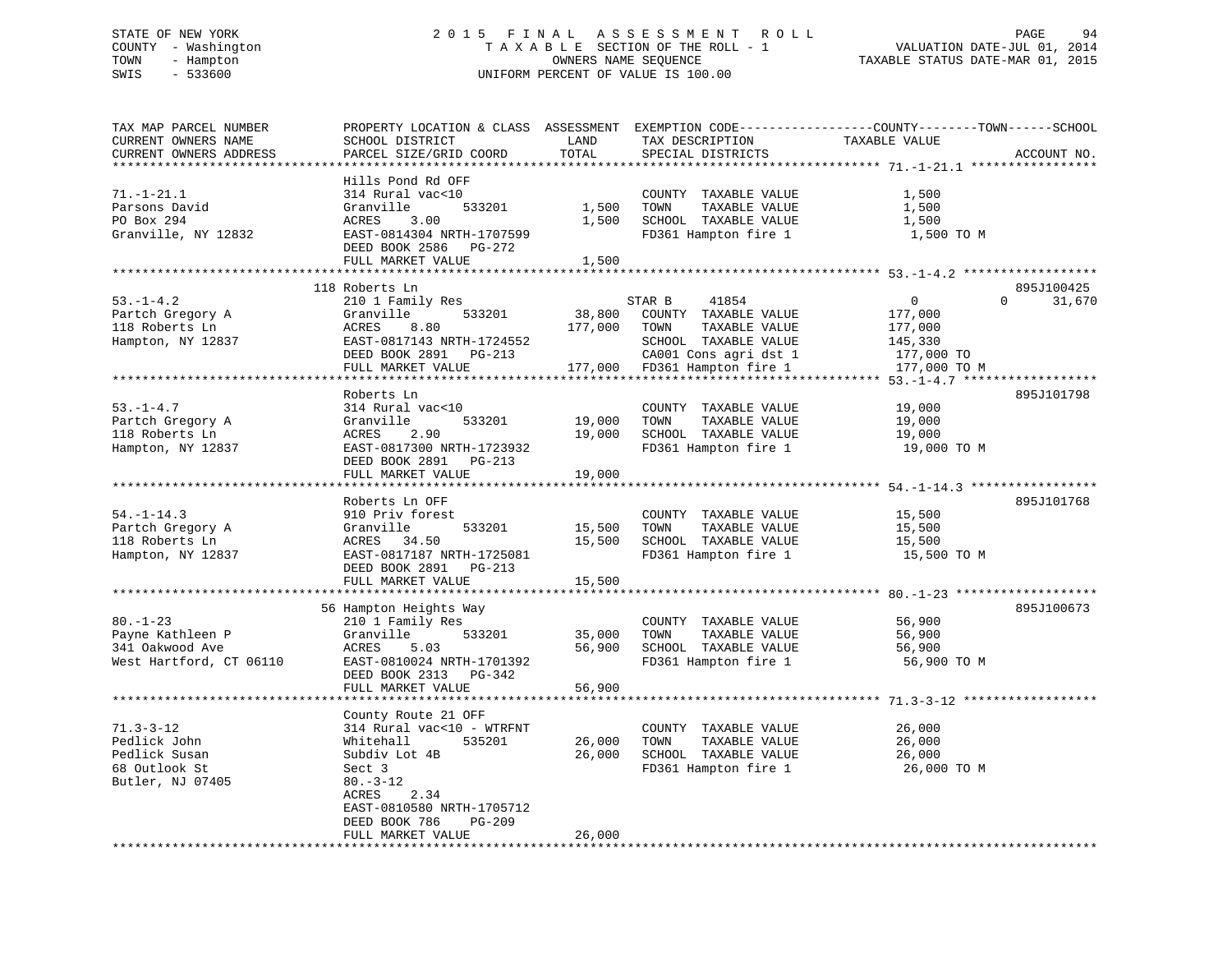STATE OF NEW YORK
COUNTY - Washington
TOWN - Hampton
SWIS - 533600

# 2015 FINAL ASSESSMENT ROLL
TAXABLE SECTION OF THE ROLL - 1
OWNERS NAME SEQUENCE
UNIFORM PERCENT OF VALUE IS 100.00

VALUATION DATE-JUL 01, 2014
TAXABLE STATUS DATE-MAR 01, 2015

| TAX MAP PARCEL NUMBER / CURRENT OWNERS NAME / CURRENT OWNERS ADDRESS | PROPERTY LOCATION & CLASS / SCHOOL DISTRICT / PARCEL SIZE/GRID COORD | ASSESSMENT LAND | TOTAL | EXEMPTION CODE / TAX DESCRIPTION / SPECIAL DISTRICTS | COUNTY / TOWN / SCHOOL TAXABLE VALUE | ACCOUNT NO. |
|---|---|---|---|---|---|---|
| 71.-1-21.1 | Hills Pond Rd OFF | | | | | |
| Parsons David | 314 Rural vac<10 | | | COUNTY TAXABLE VALUE | 1,500 | |
| PO Box 294 | Granville 533201 | 1,500 | | TOWN TAXABLE VALUE | 1,500 | |
| Granville, NY 12832 | ACRES 3.00 | | 1,500 | SCHOOL TAXABLE VALUE | 1,500 | |
| | EAST-0814304 NRTH-1707599 | | | FD361 Hampton fire 1 | 1,500 TO M | |
| | DEED BOOK 2586 PG-272 | | | | | |
| | FULL MARKET VALUE | | 1,500 | | | |
| 53.-1-4.2 | 118 Roberts Ln | | | | | 895J100425 |
| Partch Gregory A | 210 1 Family Res | | | STAR B 41854 | 0 0 31,670 | |
| 118 Roberts Ln | Granville 533201 | 38,800 | | COUNTY TAXABLE VALUE | 177,000 | |
| Hampton, NY 12837 | ACRES 8.80 | | 177,000 | TOWN TAXABLE VALUE | 177,000 | |
| | EAST-0817143 NRTH-1724552 | | | SCHOOL TAXABLE VALUE | 145,330 | |
| | DEED BOOK 2891 PG-213 | | | CA001 Cons agri dst 1 | 177,000 TO | |
| | FULL MARKET VALUE | | 177,000 | FD361 Hampton fire 1 | 177,000 TO M | |
| 53.-1-4.7 | Roberts Ln | | | | | 895J101798 |
| Partch Gregory A | 314 Rural vac<10 | | | COUNTY TAXABLE VALUE | 19,000 | |
| 118 Roberts Ln | Granville 533201 | 19,000 | | TOWN TAXABLE VALUE | 19,000 | |
| Hampton, NY 12837 | ACRES 2.90 | | 19,000 | SCHOOL TAXABLE VALUE | 19,000 | |
| | EAST-0817300 NRTH-1723932 | | | FD361 Hampton fire 1 | 19,000 TO M | |
| | DEED BOOK 2891 PG-213 | | | | | |
| | FULL MARKET VALUE | | 19,000 | | | |
| 54.-1-14.3 | Roberts Ln OFF | | | | | 895J101768 |
| Partch Gregory A | 910 Priv forest | | | COUNTY TAXABLE VALUE | 15,500 | |
| 118 Roberts Ln | Granville 533201 | 15,500 | | TOWN TAXABLE VALUE | 15,500 | |
| Hampton, NY 12837 | ACRES 34.50 | | 15,500 | SCHOOL TAXABLE VALUE | 15,500 | |
| | EAST-0817187 NRTH-1725081 | | | FD361 Hampton fire 1 | 15,500 TO M | |
| | DEED BOOK 2891 PG-213 | | | | | |
| | FULL MARKET VALUE | | 15,500 | | | |
| 80.-1-23 | 56 Hampton Heights Way | | | | | 895J100673 |
| Payne Kathleen P | 210 1 Family Res | | | COUNTY TAXABLE VALUE | 56,900 | |
| 341 Oakwood Ave | Granville 533201 | 35,000 | | TOWN TAXABLE VALUE | 56,900 | |
| West Hartford, CT 06110 | ACRES 5.03 | | 56,900 | SCHOOL TAXABLE VALUE | 56,900 | |
| | EAST-0810024 NRTH-1701392 | | | FD361 Hampton fire 1 | 56,900 TO M | |
| | DEED BOOK 2313 PG-342 | | | | | |
| | FULL MARKET VALUE | | 56,900 | | | |
| 71.3-3-12 | County Route 21 OFF | | | | | |
| Pedlick John | 314 Rural vac<10 - WTRFNT | | | COUNTY TAXABLE VALUE | 26,000 | |
| Pedlick Susan | Whitehall 535201 | 26,000 | | TOWN TAXABLE VALUE | 26,000 | |
| 68 Outlook St | Subdiv Lot 4B | | 26,000 | SCHOOL TAXABLE VALUE | 26,000 | |
| Butler, NJ 07405 | Sect 3 | | | FD361 Hampton fire 1 | 26,000 TO M | |
| | 80.-3-12 | | | | | |
| | ACRES 2.34 | | | | | |
| | EAST-0810580 NRTH-1705712 | | | | | |
| | DEED BOOK 786 PG-209 | | | | | |
| | FULL MARKET VALUE | | 26,000 | | | |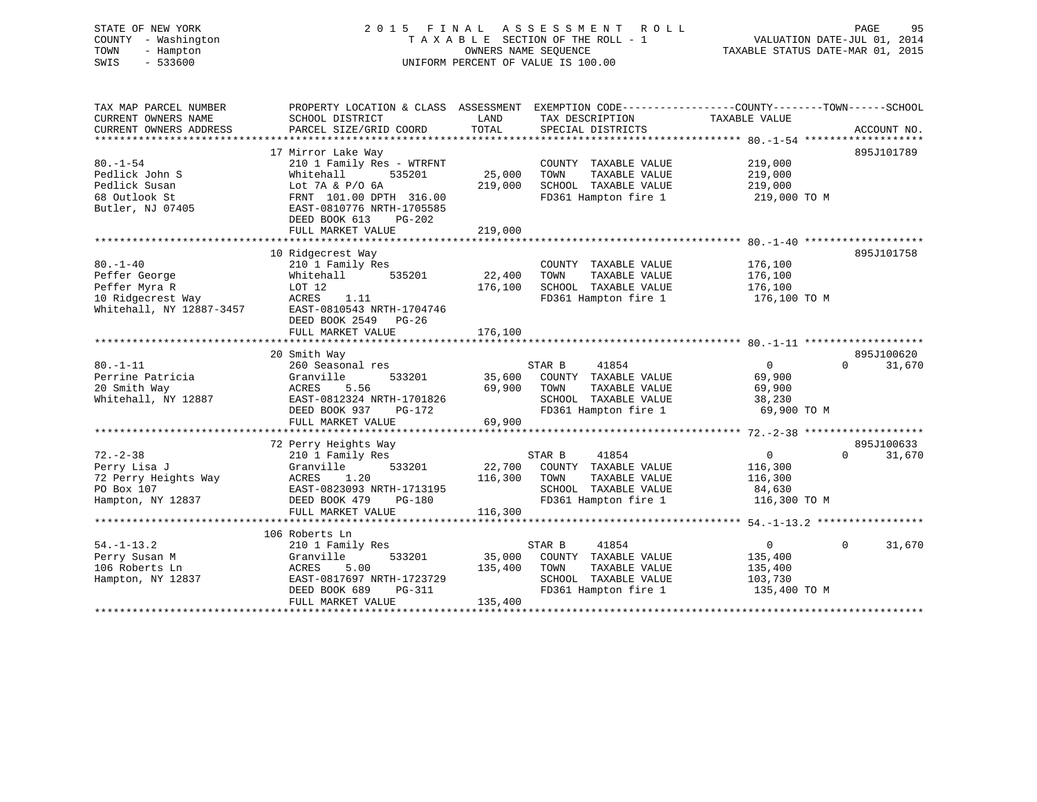STATE OF NEW YORK
COUNTY - Washington
TOWN - Hampton
SWIS - 533600

2 0 1 5 F I N A L A S S E S S M E N T R O L L
T A X A B L E SECTION OF THE ROLL - 1
OWNERS NAME SEQUENCE
UNIFORM PERCENT OF VALUE IS 100.00

VALUATION DATE-JUL 01, 2014
TAXABLE STATUS DATE-MAR 01, 2015

| TAX MAP PARCEL NUMBER / CURRENT OWNERS NAME / CURRENT OWNERS ADDRESS | PROPERTY LOCATION & CLASS / SCHOOL DISTRICT / PARCEL SIZE/GRID COORD | ASSESSMENT LAND / TOTAL | EXEMPTION CODE / TAX DESCRIPTION / SPECIAL DISTRICTS | COUNTY / TOWN TAXABLE VALUE | SCHOOL | ACCOUNT NO. |
|---|---|---|---|---|---|---|
| | 17 Mirror Lake Way | | | | | 895J101789 |
| 80.-1-54 | 210 1 Family Res - WTRFNT | | COUNTY TAXABLE VALUE | 219,000 | | |
| Pedlick John S | Whitehall 535201 | 25,000 | TOWN TAXABLE VALUE | 219,000 | | |
| Pedlick Susan | Lot 7A & P/O 6A | 219,000 | SCHOOL TAXABLE VALUE | 219,000 | | |
| 68 Outlook St | FRNT 101.00 DPTH 316.00 | | FD361 Hampton fire 1 | 219,000 TO M | | |
| Butler, NJ 07405 | EAST-0810776 NRTH-1705585 | | | | | |
| | DEED BOOK 613 PG-202 | | | | | |
| | FULL MARKET VALUE | 219,000 | | | | |
| | 10 Ridgecrest Way | | | | | 895J101758 |
| 80.-1-40 | 210 1 Family Res | | COUNTY TAXABLE VALUE | 176,100 | | |
| Peffer George | Whitehall 535201 | 22,400 | TOWN TAXABLE VALUE | 176,100 | | |
| Peffer Myra R | LOT 12 | 176,100 | SCHOOL TAXABLE VALUE | 176,100 | | |
| 10 Ridgecrest Way | ACRES 1.11 | | FD361 Hampton fire 1 | 176,100 TO M | | |
| Whitehall, NY 12887-3457 | EAST-0810543 NRTH-1704746 | | | | | |
| | DEED BOOK 2549 PG-26 | | | | | |
| | FULL MARKET VALUE | 176,100 | | | | |
| | 20 Smith Way | | | | | 895J100620 |
| 80.-1-11 | 260 Seasonal res | | STAR B 41854 | 0 | 0 | 31,670 |
| Perrine Patricia | Granville 533201 | 35,600 | COUNTY TAXABLE VALUE | 69,900 | | |
| 20 Smith Way | ACRES 5.56 | 69,900 | TOWN TAXABLE VALUE | 69,900 | | |
| Whitehall, NY 12887 | EAST-0812324 NRTH-1701826 | | SCHOOL TAXABLE VALUE | 38,230 | | |
| | DEED BOOK 937 PG-172 | | FD361 Hampton fire 1 | 69,900 TO M | | |
| | FULL MARKET VALUE | 69,900 | | | | |
| | 72 Perry Heights Way | | | | | 895J100633 |
| 72.-2-38 | 210 1 Family Res | | STAR B 41854 | 0 | 0 | 31,670 |
| Perry Lisa J | Granville 533201 | 22,700 | COUNTY TAXABLE VALUE | 116,300 | | |
| 72 Perry Heights Way | ACRES 1.20 | 116,300 | TOWN TAXABLE VALUE | 116,300 | | |
| PO Box 107 | EAST-0823093 NRTH-1713195 | | SCHOOL TAXABLE VALUE | 84,630 | | |
| Hampton, NY 12837 | DEED BOOK 479 PG-180 | | FD361 Hampton fire 1 | 116,300 TO M | | |
| | FULL MARKET VALUE | 116,300 | | | | |
| | 106 Roberts Ln | | | | | |
| 54.-1-13.2 | 210 1 Family Res | | STAR B 41854 | 0 | 0 | 31,670 |
| Perry Susan M | Granville 533201 | 35,000 | COUNTY TAXABLE VALUE | 135,400 | | |
| 106 Roberts Ln | ACRES 5.00 | 135,400 | TOWN TAXABLE VALUE | 135,400 | | |
| Hampton, NY 12837 | EAST-0817697 NRTH-1723729 | | SCHOOL TAXABLE VALUE | 103,730 | | |
| | DEED BOOK 689 PG-311 | | FD361 Hampton fire 1 | 135,400 TO M | | |
| | FULL MARKET VALUE | 135,400 | | | | |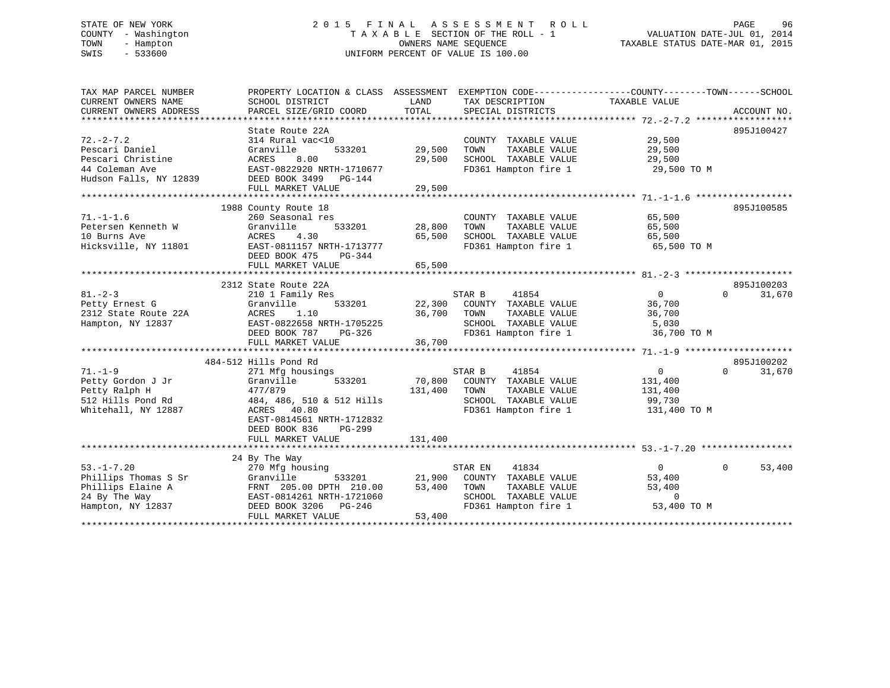STATE OF NEW YORK
COUNTY - Washington
TOWN - Hampton
SWIS - 533600

2015 FINAL ASSESSMENT ROLL
TAXABLE SECTION OF THE ROLL - 1
OWNERS NAME SEQUENCE
UNIFORM PERCENT OF VALUE IS 100.00

VALUATION DATE-JUL 01, 2014
TAXABLE STATUS DATE-MAR 01, 2015

| TAX MAP PARCEL NUMBER / CURRENT OWNERS NAME / CURRENT OWNERS ADDRESS | PROPERTY LOCATION & CLASS / SCHOOL DISTRICT / PARCEL SIZE/GRID COORD | ASSESSMENT LAND / TOTAL | EXEMPTION CODE / TAX DESCRIPTION / SPECIAL DISTRICTS | COUNTY TAXABLE VALUE | TOWN | SCHOOL | ACCOUNT NO. |
|---|---|---|---|---|---|---|---|
| 72.-2-7.2 | State Route 22A | | | | | | 895J100427 |
| Pescari Daniel | 314 Rural vac<10 | | COUNTY TAXABLE VALUE | 29,500 | | | |
| Pescari Christine | Granville 533201 | 29,500 | TOWN TAXABLE VALUE | 29,500 | | | |
| 44 Coleman Ave | ACRES 8.00 | 29,500 | SCHOOL TAXABLE VALUE | 29,500 | | | |
| Hudson Falls, NY 12839 | EAST-0822920 NRTH-1710677 | | FD361 Hampton fire 1 | 29,500 TO M | | | |
| | DEED BOOK 3499 PG-144 | | | | | | |
| | FULL MARKET VALUE | 29,500 | | | | | |
| 71.-1-1.6 | 1988 County Route 18 | | | | | | 895J100585 |
| Petersen Kenneth W | 260 Seasonal res | | COUNTY TAXABLE VALUE | 65,500 | | | |
| 10 Burns Ave | Granville 533201 | 28,800 | TOWN TAXABLE VALUE | 65,500 | | | |
| Hicksville, NY 11801 | ACRES 4.30 | 65,500 | SCHOOL TAXABLE VALUE | 65,500 | | | |
| | EAST-0811157 NRTH-1713777 | | FD361 Hampton fire 1 | 65,500 TO M | | | |
| | DEED BOOK 475 PG-344 | | | | | | |
| | FULL MARKET VALUE | 65,500 | | | | | |
| 81.-2-3 | 2312 State Route 22A | | | | | | 895J100203 |
| Petty Ernest G | 210 1 Family Res | | STAR B 41854 | 0 | 0 | 31,670 | |
| 2312 State Route 22A | Granville 533201 | 22,300 | COUNTY TAXABLE VALUE | 36,700 | | | |
| Hampton, NY 12837 | ACRES 1.10 | 36,700 | TOWN TAXABLE VALUE | 36,700 | | | |
| | EAST-0822658 NRTH-1705225 | | SCHOOL TAXABLE VALUE | 5,030 | | | |
| | DEED BOOK 787 PG-326 | | FD361 Hampton fire 1 | 36,700 TO M | | | |
| | FULL MARKET VALUE | 36,700 | | | | | |
| 71.-1-9 | 484-512 Hills Pond Rd | | | | | | 895J100202 |
| Petty Gordon J Jr | 271 Mfg housings | | STAR B 41854 | 0 | 0 | 31,670 | |
| Petty Ralph H | Granville 533201 | 70,800 | COUNTY TAXABLE VALUE | 131,400 | | | |
| 512 Hills Pond Rd | 477/879 | 131,400 | TOWN TAXABLE VALUE | 131,400 | | | |
| Whitehall, NY 12887 | 484, 486, 510 & 512 Hills | | SCHOOL TAXABLE VALUE | 99,730 | | | |
| | ACRES 40.80 | | FD361 Hampton fire 1 | 131,400 TO M | | | |
| | EAST-0814561 NRTH-1712832 | | | | | | |
| | DEED BOOK 836 PG-299 | | | | | | |
| | FULL MARKET VALUE | 131,400 | | | | | |
| 53.-1-7.20 | 24 By The Way | | | | | | |
| Phillips Thomas S Sr | 270 Mfg housing | | STAR EN 41834 | 0 | 0 | 53,400 | |
| Phillips Elaine A | Granville 533201 | 21,900 | COUNTY TAXABLE VALUE | 53,400 | | | |
| 24 By The Way | FRNT 205.00 DPTH 210.00 | 53,400 | TOWN TAXABLE VALUE | 53,400 | | | |
| Hampton, NY 12837 | EAST-0814261 NRTH-1721060 | | SCHOOL TAXABLE VALUE | 0 | | | |
| | DEED BOOK 3206 PG-246 | | FD361 Hampton fire 1 | 53,400 TO M | | | |
| | FULL MARKET VALUE | 53,400 | | | | | |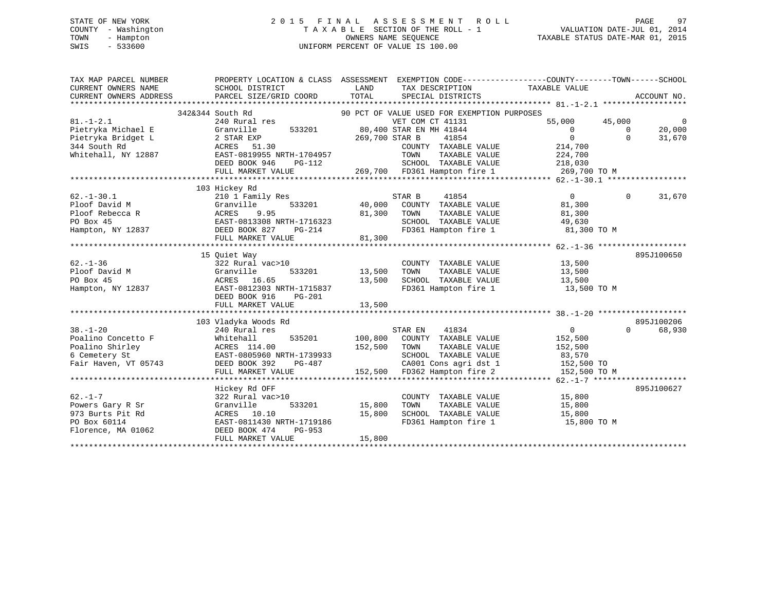STATE OF NEW YORK
COUNTY - Washington
TOWN - Hampton
SWIS - 533600

# 2015 FINAL ASSESSMENT ROLL

TAXABLE SECTION OF THE ROLL - 1
OWNERS NAME SEQUENCE
UNIFORM PERCENT OF VALUE IS 100.00

VALUATION DATE-JUL 01, 2014
TAXABLE STATUS DATE-MAR 01, 2015

```
TAX MAP PARCEL NUMBER          PROPERTY LOCATION & CLASS  ASSESSMENT  EXEMPTION CODE------------------COUNTY--------TOWN------SCHOOL
CURRENT OWNERS NAME            SCHOOL DISTRICT              LAND      TAX DESCRIPTION              TAXABLE VALUE
CURRENT OWNERS ADDRESS         PARCEL SIZE/GRID COORD       TOTAL     SPECIAL DISTRICTS                                     ACCOUNT NO.
******************************************************************************************************** 81.-1-2.1 ******************
                  342&344 South Rd                        90 PCT OF VALUE USED FOR EXEMPTION PURPOSES
81.-1-2.1                      240 Rural res                          VET COM CT 41131            55,000      45,000           0
Pietryka Michael E             Granville       533201       80,400 STAR EN MH 41844                    0           0      20,000
Pietryka Bridget L             2 STAR EXP                  269,700 STAR B     41854                    0           0      31,670
344 South Rd                   ACRES   51.30                          COUNTY  TAXABLE VALUE          214,700
Whitehall, NY 12887            EAST-0819955 NRTH-1704957              TOWN    TAXABLE VALUE          224,700
                               DEED BOOK 946    PG-112                SCHOOL  TAXABLE VALUE          218,030
                               FULL MARKET VALUE           269,700    FD361 Hampton fire 1             269,700 TO M
******************************************************************************************************** 62.-1-30.1 *****************
                  103 Hickey Rd
62.-1-30.1                     210 1 Family Res                       STAR B     41854                    0           0      31,670
Ploof David M                  Granville       533201       40,000    COUNTY  TAXABLE VALUE           81,300
Ploof Rebecca R                ACRES    9.95                81,300    TOWN    TAXABLE VALUE           81,300
PO Box 45                      EAST-0813308 NRTH-1716323              SCHOOL  TAXABLE VALUE           49,630
Hampton, NY 12837              DEED BOOK 827    PG-214                FD361 Hampton fire 1              81,300 TO M
                               FULL MARKET VALUE            81,300
******************************************************************************************************** 62.-1-36 *******************
                  15 Quiet Way                                                                                          895J100650
62.-1-36                       322 Rural vac>10                       COUNTY  TAXABLE VALUE           13,500
Ploof David M                  Granville       533201       13,500    TOWN    TAXABLE VALUE           13,500
PO Box 45                      ACRES   16.65                13,500    SCHOOL  TAXABLE VALUE           13,500
Hampton, NY 12837              EAST-0812303 NRTH-1715837              FD361 Hampton fire 1              13,500 TO M
                               DEED BOOK 916    PG-201
                               FULL MARKET VALUE            13,500
******************************************************************************************************** 38.-1-20 *******************
                  103 Vladyka Woods Rd                                                                                  895J100206
38.-1-20                       240 Rural res                          STAR EN    41834                    0           0      68,930
Poalino Concetto F             Whitehall       535201      100,800    COUNTY  TAXABLE VALUE          152,500
Poalino Shirley                ACRES  114.00               152,500    TOWN    TAXABLE VALUE          152,500
6 Cemetery St                  EAST-0805960 NRTH-1739933              SCHOOL  TAXABLE VALUE           83,570
Fair Haven, VT 05743           DEED BOOK 392    PG-487                CA001 Cons agri dst 1            152,500 TO
                               FULL MARKET VALUE           152,500    FD362 Hampton fire 2             152,500 TO M
******************************************************************************************************** 62.-1-7 ********************
                  Hickey Rd OFF                                                                                         895J100627
62.-1-7                        322 Rural vac>10                       COUNTY  TAXABLE VALUE           15,800
Powers Gary R Sr               Granville       533201       15,800    TOWN    TAXABLE VALUE           15,800
973 Burts Pit Rd               ACRES   10.10                15,800    SCHOOL  TAXABLE VALUE           15,800
PO Box 60114                   EAST-0811430 NRTH-1719186              FD361 Hampton fire 1              15,800 TO M
Florence, MA 01062             DEED BOOK 474    PG-953
                               FULL MARKET VALUE            15,800
************************************************************************************************************************************
```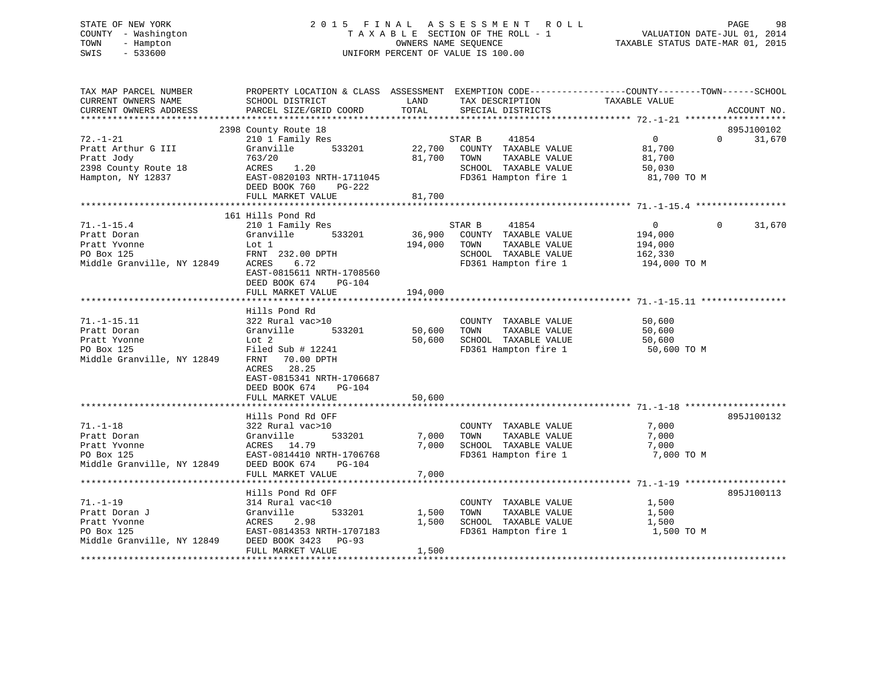STATE OF NEW YORK
COUNTY - Washington
TOWN - Hampton
SWIS - 533600

2015 FINAL ASSESSMENT ROLL
TAXABLE SECTION OF THE ROLL - 1
OWNERS NAME SEQUENCE
UNIFORM PERCENT OF VALUE IS 100.00

VALUATION DATE-JUL 01, 2014
TAXABLE STATUS DATE-MAR 01, 2015

| TAX MAP PARCEL NUMBER / CURRENT OWNERS NAME / CURRENT OWNERS ADDRESS | PROPERTY LOCATION & CLASS / SCHOOL DISTRICT / PARCEL SIZE/GRID COORD | ASSESSMENT LAND / TOTAL | EXEMPTION CODE / TAX DESCRIPTION / SPECIAL DISTRICTS | COUNTY | TOWN | SCHOOL / TAXABLE VALUE | ACCOUNT NO. |
|---|---|---|---|---|---|---|---|
| 72.-1-21 | 2398 County Route 18 | | | | | | 895J100102 |
| 72.-1-21 | 210 1 Family Res | | STAR B 41854 | 0 | 0 | 31,670 | |
| Pratt Arthur G III | Granville 533201 | 22,700 | COUNTY TAXABLE VALUE | 81,700 | | | |
| Pratt Jody | 763/20 | 81,700 | TOWN TAXABLE VALUE | | 81,700 | | |
| 2398 County Route 18 | ACRES 1.20 | | SCHOOL TAXABLE VALUE | | | 50,030 | |
| Hampton, NY 12837 | EAST-0820103 NRTH-1711045 | | FD361 Hampton fire 1 | 81,700 TO M | | | |
| | DEED BOOK 760 PG-222 | | | | | | |
| | FULL MARKET VALUE | 81,700 | | | | | |
| 71.-1-15.4 | 161 Hills Pond Rd | | | | | | |
| 71.-1-15.4 | 210 1 Family Res | | STAR B 41854 | 0 | 0 | 31,670 | |
| Pratt Doran | Granville 533201 | 36,900 | COUNTY TAXABLE VALUE | 194,000 | | | |
| Pratt Yvonne | Lot 1 | 194,000 | TOWN TAXABLE VALUE | | 194,000 | | |
| PO Box 125 | FRNT 232.00 DPTH | | SCHOOL TAXABLE VALUE | | | 162,330 | |
| Middle Granville, NY 12849 | ACRES 6.72 | | FD361 Hampton fire 1 | 194,000 TO M | | | |
| | EAST-0815611 NRTH-1708560 | | | | | | |
| | DEED BOOK 674 PG-104 | | | | | | |
| | FULL MARKET VALUE | 194,000 | | | | | |
| 71.-1-15.11 | Hills Pond Rd | | | | | | |
| 71.-1-15.11 | 322 Rural vac>10 | | COUNTY TAXABLE VALUE | 50,600 | | | |
| Pratt Doran | Granville 533201 | 50,600 | TOWN TAXABLE VALUE | | 50,600 | | |
| Pratt Yvonne | Lot 2 | 50,600 | SCHOOL TAXABLE VALUE | | | 50,600 | |
| PO Box 125 | Filed Sub # 12241 | | FD361 Hampton fire 1 | 50,600 TO M | | | |
| Middle Granville, NY 12849 | FRNT 70.00 DPTH | | | | | | |
| | ACRES 28.25 | | | | | | |
| | EAST-0815341 NRTH-1706687 | | | | | | |
| | DEED BOOK 674 PG-104 | | | | | | |
| | FULL MARKET VALUE | 50,600 | | | | | |
| 71.-1-18 | Hills Pond Rd OFF | | | | | | 895J100132 |
| 71.-1-18 | 322 Rural vac>10 | | COUNTY TAXABLE VALUE | 7,000 | | | |
| Pratt Doran | Granville 533201 | 7,000 | TOWN TAXABLE VALUE | | 7,000 | | |
| Pratt Yvonne | ACRES 14.79 | 7,000 | SCHOOL TAXABLE VALUE | | | 7,000 | |
| PO Box 125 | EAST-0814410 NRTH-1706768 | | FD361 Hampton fire 1 | 7,000 TO M | | | |
| Middle Granville, NY 12849 | DEED BOOK 674 PG-104 | | | | | | |
| | FULL MARKET VALUE | 7,000 | | | | | |
| 71.-1-19 | Hills Pond Rd OFF | | | | | | 895J100113 |
| 71.-1-19 | 314 Rural vac<10 | | COUNTY TAXABLE VALUE | 1,500 | | | |
| Pratt Doran J | Granville 533201 | 1,500 | TOWN TAXABLE VALUE | | 1,500 | | |
| Pratt Yvonne | ACRES 2.98 | 1,500 | SCHOOL TAXABLE VALUE | | | 1,500 | |
| PO Box 125 | EAST-0814353 NRTH-1707183 | | FD361 Hampton fire 1 | 1,500 TO M | | | |
| Middle Granville, NY 12849 | DEED BOOK 3423 PG-93 | | | | | | |
| | FULL MARKET VALUE | 1,500 | | | | | |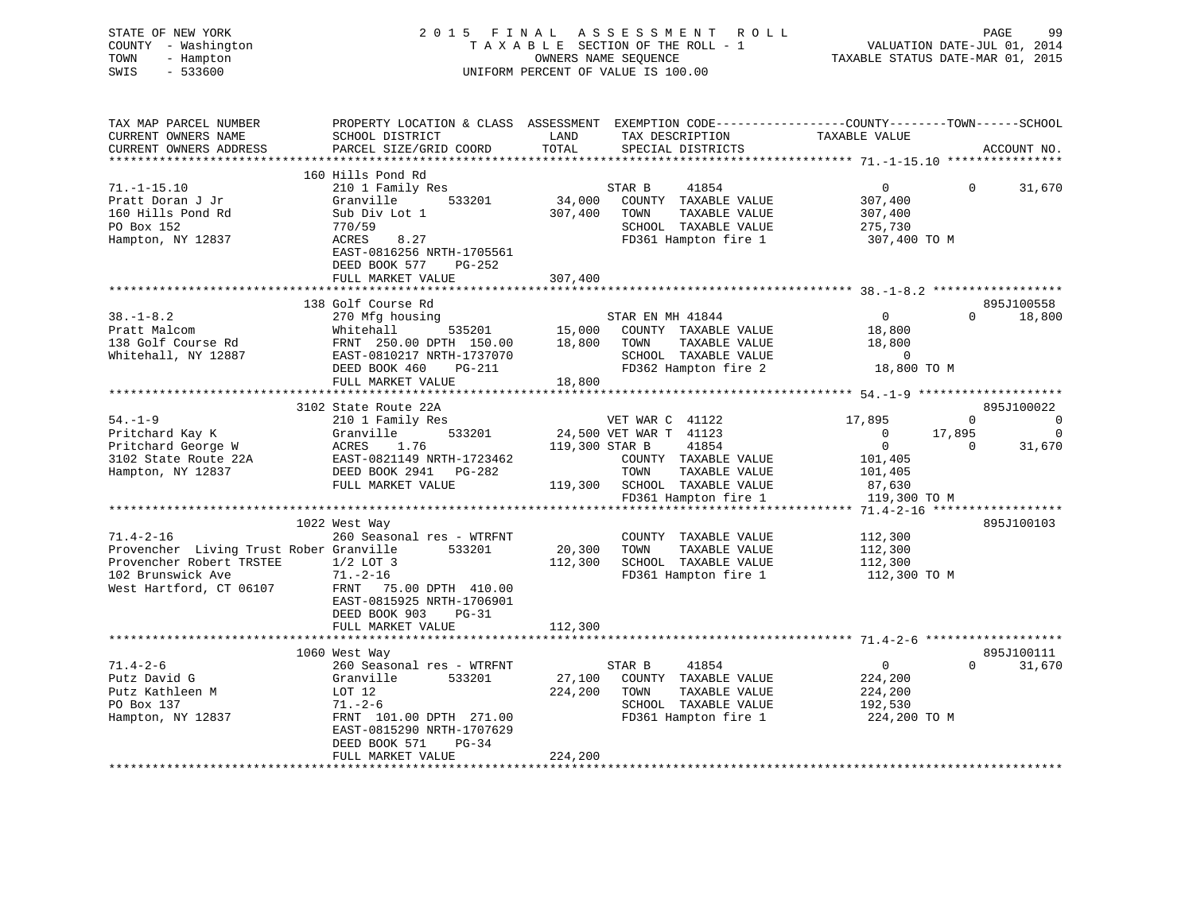STATE OF NEW YORK
COUNTY - Washington
TOWN - Hampton
SWIS - 533600

2015 FINAL ASSESSMENT ROLL
TAXABLE SECTION OF THE ROLL - 1
OWNERS NAME SEQUENCE
UNIFORM PERCENT OF VALUE IS 100.00

VALUATION DATE-JUL 01, 2014
TAXABLE STATUS DATE-MAR 01, 2015

```
TAX MAP PARCEL NUMBER          PROPERTY LOCATION & CLASS  ASSESSMENT  EXEMPTION CODE-----------------COUNTY--------TOWN------SCHOOL
CURRENT OWNERS NAME            SCHOOL DISTRICT               LAND      TAX DESCRIPTION            TAXABLE VALUE
CURRENT OWNERS ADDRESS         PARCEL SIZE/GRID COORD        TOTAL     SPECIAL DISTRICTS                                    ACCOUNT NO.
******************************************************************************************************* 71.-1-15.10 ****************
                    160 Hills Pond Rd
71.-1-15.10                    210 1 Family Res                     STAR B      41854              0           0      31,670
Pratt Doran J Jr               Granville       533201       34,000   COUNTY  TAXABLE VALUE          307,400
160 Hills Pond Rd              Sub Div Lot 1               307,400   TOWN    TAXABLE VALUE          307,400
PO Box 152                     770/59                                SCHOOL  TAXABLE VALUE          275,730
Hampton, NY 12837              ACRES    8.27                         FD361 Hampton fire 1           307,400 TO M
                               EAST-0816256 NRTH-1705561
                               DEED BOOK 577    PG-252
                               FULL MARKET VALUE           307,400
******************************************************************************************************* 38.-1-8.2 ******************
                    138 Golf Course Rd                                                                            895J100558
38.-1-8.2                      270 Mfg housing                      STAR EN MH 41844               0           0      18,800
Pratt Malcom                   Whitehall       535201       15,000   COUNTY  TAXABLE VALUE           18,800
138 Golf Course Rd             FRNT 250.00 DPTH 150.00      18,800   TOWN    TAXABLE VALUE           18,800
Whitehall, NY 12887            EAST-0810217 NRTH-1737070             SCHOOL  TAXABLE VALUE                0
                               DEED BOOK 460    PG-211               FD362 Hampton fire 2            18,800 TO M
                               FULL MARKET VALUE            18,800
******************************************************************************************************* 54.-1-9 ********************
                    3102 State Route 22A                                                                          895J100022
54.-1-9                        210 1 Family Res                     VET WAR C   41122         17,895           0           0
Pritchard Kay K                Granville       533201       24,500 VET WAR T   41123               0      17,895           0
Pritchard George W             ACRES    1.76               119,300 STAR B      41854               0           0      31,670
3102 State Route 22A           EAST-0821149 NRTH-1723462             COUNTY  TAXABLE VALUE          101,405
Hampton, NY 12837              DEED BOOK 2941   PG-282               TOWN    TAXABLE VALUE          101,405
                               FULL MARKET VALUE           119,300   SCHOOL  TAXABLE VALUE           87,630
                                                                     FD361 Hampton fire 1           119,300 TO M
******************************************************************************************************* 71.4-2-16 ******************
                    1022 West Way                                                                                 895J100103
71.4-2-16                      260 Seasonal res - WTRFNT             COUNTY  TAXABLE VALUE          112,300
Provencher  Living Trust Rober Granville       533201       20,300   TOWN    TAXABLE VALUE          112,300
Provencher Robert TRSTEE       1/2 LOT 3                   112,300   SCHOOL  TAXABLE VALUE          112,300
102 Brunswick Ave              71.-2-16                              FD361 Hampton fire 1           112,300 TO M
West Hartford, CT 06107        FRNT  75.00 DPTH 410.00
                               EAST-0815925 NRTH-1706901
                               DEED BOOK 903    PG-31
                               FULL MARKET VALUE           112,300
******************************************************************************************************* 71.4-2-6 *******************
                    1060 West Way                                                                                 895J100111
71.4-2-6                       260 Seasonal res - WTRFNT            STAR B      41854              0           0      31,670
Putz David G                   Granville       533201       27,100   COUNTY  TAXABLE VALUE          224,200
Putz Kathleen M                LOT 12                      224,200   TOWN    TAXABLE VALUE          224,200
PO Box 137                     71.-2-6                               SCHOOL  TAXABLE VALUE          192,530
Hampton, NY 12837              FRNT 101.00 DPTH 271.00               FD361 Hampton fire 1           224,200 TO M
                               EAST-0815290 NRTH-1707629
                               DEED BOOK 571    PG-34
                               FULL MARKET VALUE           224,200
************************************************************************************************************************************
```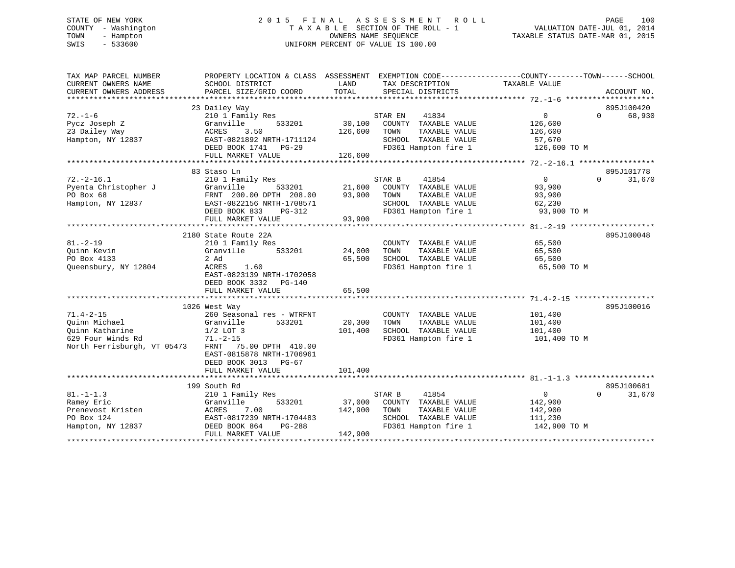STATE OF NEW YORK
COUNTY - Washington
TOWN - Hampton
SWIS - 533600

2 0 1 5 F I N A L A S S E S S M E N T R O L L
T A X A B L E SECTION OF THE ROLL - 1
OWNERS NAME SEQUENCE
UNIFORM PERCENT OF VALUE IS 100.00

VALUATION DATE-JUL 01, 2014
TAXABLE STATUS DATE-MAR 01, 2015

```
TAX MAP PARCEL NUMBER          PROPERTY LOCATION & CLASS  ASSESSMENT  EXEMPTION CODE------------------COUNTY--------TOWN------SCHOOL
CURRENT OWNERS NAME            SCHOOL DISTRICT               LAND      TAX DESCRIPTION             TAXABLE VALUE
CURRENT OWNERS ADDRESS         PARCEL SIZE/GRID COORD        TOTAL     SPECIAL DISTRICTS                                      ACCOUNT NO.
******************************************************************************************************* 72.-1-6 ********************
                               23 Dailey Way                                                                              895J100420
72.-1-6                        210 1 Family Res                        STAR EN    41834              0             0        68,930
Pycz Joseph Z                  Granville        533201        30,100   COUNTY  TAXABLE VALUE         126,600
23 Dailey Way                  ACRES    3.50                 126,600   TOWN    TAXABLE VALUE         126,600
Hampton, NY 12837              EAST-0821892 NRTH-1711124               SCHOOL  TAXABLE VALUE          57,670
                               DEED BOOK 1741   PG-29                  FD361 Hampton fire 1           126,600 TO M
                               FULL MARKET VALUE             126,600
******************************************************************************************************* 72.-2-16.1 *****************
                               83 Staso Ln                                                                                895J101778
72.-2-16.1                     210 1 Family Res                        STAR B     41854              0             0        31,670
Pyenta Christopher J           Granville        533201        21,600   COUNTY  TAXABLE VALUE          93,900
PO Box 68                      FRNT 200.00 DPTH 208.00        93,900   TOWN    TAXABLE VALUE          93,900
Hampton, NY 12837              EAST-0822156 NRTH-1708571               SCHOOL  TAXABLE VALUE          62,230
                               DEED BOOK 833    PG-312                 FD361 Hampton fire 1            93,900 TO M
                               FULL MARKET VALUE              93,900
******************************************************************************************************* 81.-2-19 *******************
                               2180 State Route 22A                                                                       895J100048
81.-2-19                       210 1 Family Res                        COUNTY  TAXABLE VALUE          65,500
Quinn Kevin                    Granville        533201        24,000   TOWN    TAXABLE VALUE          65,500
PO Box 4133                    2 Ad                           65,500   SCHOOL  TAXABLE VALUE          65,500
Queensbury, NY 12804           ACRES    1.60                           FD361 Hampton fire 1            65,500 TO M
                               EAST-0823139 NRTH-1702058
                               DEED BOOK 3332   PG-140
                               FULL MARKET VALUE              65,500
******************************************************************************************************* 71.4-2-15 ******************
                               1026 West Way                                                                              895J100016
71.4-2-15                      260 Seasonal res - WTRFNT               COUNTY  TAXABLE VALUE         101,400
Quinn Michael                  Granville        533201        20,300   TOWN    TAXABLE VALUE         101,400
Quinn Katharine                1/2 LOT 3                     101,400   SCHOOL  TAXABLE VALUE         101,400
629 Four Winds Rd              71.-2-15                                FD361 Hampton fire 1           101,400 TO M
North Ferrisburgh, VT 05473    FRNT  75.00 DPTH 410.00
                               EAST-0815878 NRTH-1706961
                               DEED BOOK 3013   PG-67
                               FULL MARKET VALUE             101,400
******************************************************************************************************* 81.-1-1.3 ******************
                               199 South Rd                                                                               895J100681
81.-1-1.3                      210 1 Family Res                        STAR B     41854              0             0        31,670
Ramey Eric                     Granville        533201        37,000   COUNTY  TAXABLE VALUE         142,900
Prenevost Kristen              ACRES    7.00                 142,900   TOWN    TAXABLE VALUE         142,900
PO Box 124                     EAST-0817239 NRTH-1704483               SCHOOL  TAXABLE VALUE         111,230
Hampton, NY 12837              DEED BOOK 864    PG-288                 FD361 Hampton fire 1           142,900 TO M
                               FULL MARKET VALUE             142,900
************************************************************************************************************************************
```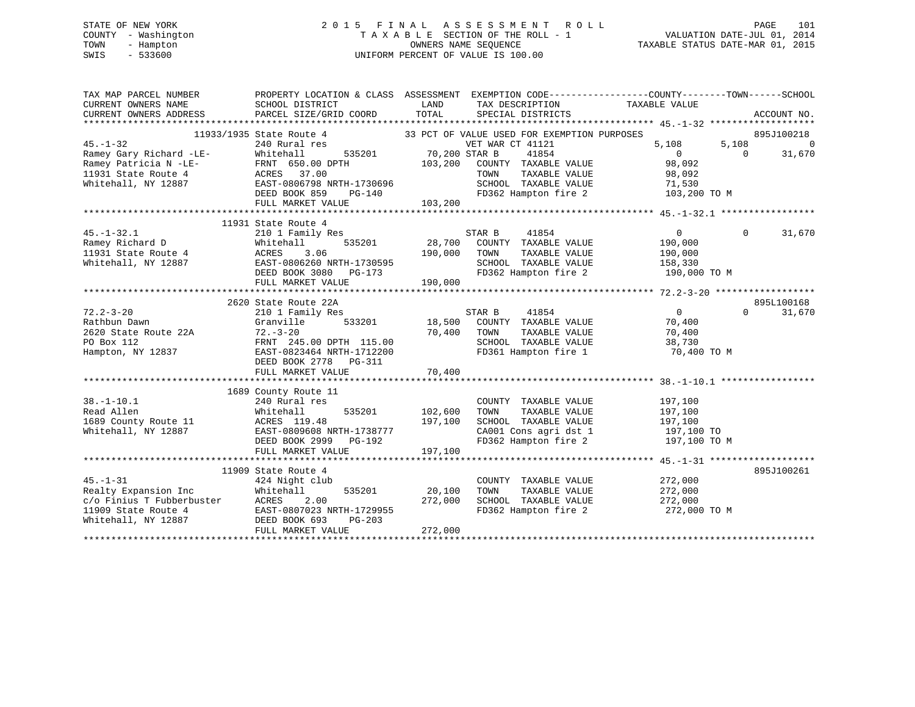STATE OF NEW YORK
COUNTY - Washington
TOWN - Hampton
SWIS - 533600

2015 FINAL ASSESSMENT ROLL
TAXABLE SECTION OF THE ROLL - 1
OWNERS NAME SEQUENCE
UNIFORM PERCENT OF VALUE IS 100.00

VALUATION DATE-JUL 01, 2014
TAXABLE STATUS DATE-MAR 01, 2015

```
TAX MAP PARCEL NUMBER          PROPERTY LOCATION & CLASS  ASSESSMENT  EXEMPTION CODE-----------------COUNTY--------TOWN------SCHOOL
CURRENT OWNERS NAME            SCHOOL DISTRICT              LAND      TAX DESCRIPTION             TAXABLE VALUE
CURRENT OWNERS ADDRESS         PARCEL SIZE/GRID COORD       TOTAL     SPECIAL DISTRICTS                                  ACCOUNT NO.
****************************************************************************************************** 45.-1-32 *******************
            11933/1935 State Route 4              33 PCT OF VALUE USED FOR EXEMPTION PURPOSES                           895J100218
45.-1-32                       240 Rural res                          VET WAR CT 41121              5,108        5,108           0
Ramey Gary Richard -LE-        Whitehall       535201      70,200 STAR B      41854                   0            0      31,670
Ramey Patricia N -LE-          FRNT 650.00 DPTH           103,200   COUNTY  TAXABLE VALUE          98,092
11931 State Route 4            ACRES  37.00                         TOWN    TAXABLE VALUE          98,092
Whitehall, NY 12887            EAST-0806798 NRTH-1730696            SCHOOL  TAXABLE VALUE          71,530
                               DEED BOOK 859    PG-140              FD362 Hampton fire 2          103,200 TO M
                               FULL MARKET VALUE          103,200
****************************************************************************************************** 45.-1-32.1 *****************
            11931 State Route 4
45.-1-32.1                     210 1 Family Res                       STAR B      41854                   0            0      31,670
Ramey Richard D                Whitehall       535201      28,700   COUNTY  TAXABLE VALUE         190,000
11931 State Route 4            ACRES   3.06               190,000   TOWN    TAXABLE VALUE         190,000
Whitehall, NY 12887            EAST-0806260 NRTH-1730595            SCHOOL  TAXABLE VALUE         158,330
                               DEED BOOK 3080   PG-173              FD362 Hampton fire 2          190,000 TO M
                               FULL MARKET VALUE          190,000
****************************************************************************************************** 72.2-3-20 ******************
            2620 State Route 22A                                                                                        895L100168
72.2-3-20                      210 1 Family Res                       STAR B      41854                   0            0      31,670
Rathbun Dawn                   Granville       533201      18,500   COUNTY  TAXABLE VALUE          70,400
2620 State Route 22A           72.-3-20                    70,400   TOWN    TAXABLE VALUE          70,400
PO Box 112                     FRNT 245.00 DPTH 115.00              SCHOOL  TAXABLE VALUE          38,730
Hampton, NY 12837              EAST-0823464 NRTH-1712200            FD361 Hampton fire 1           70,400 TO M
                               DEED BOOK 2778   PG-311
                               FULL MARKET VALUE           70,400
****************************************************************************************************** 38.-1-10.1 *****************
            1689 County Route 11
38.-1-10.1                     240 Rural res                          COUNTY  TAXABLE VALUE         197,100
Read Allen                     Whitehall       535201     102,600   TOWN    TAXABLE VALUE         197,100
1689 County Route 11           ACRES 119.48               197,100   SCHOOL  TAXABLE VALUE         197,100
Whitehall, NY 12887            EAST-0809608 NRTH-1738777            CA001 Cons agri dst 1         197,100 TO
                               DEED BOOK 2999   PG-192              FD362 Hampton fire 2          197,100 TO M
                               FULL MARKET VALUE          197,100
****************************************************************************************************** 45.-1-31 *******************
            11909 State Route 4                                                                                         895J100261
45.-1-31                       424 Night club                         COUNTY  TAXABLE VALUE         272,000
Realty Expansion Inc           Whitehall       535201      20,100   TOWN    TAXABLE VALUE         272,000
c/o Finius T Fubberbuster      ACRES   2.00               272,000   SCHOOL  TAXABLE VALUE         272,000
11909 State Route 4            EAST-0807023 NRTH-1729955            FD362 Hampton fire 2          272,000 TO M
Whitehall, NY 12887            DEED BOOK 693    PG-203
                               FULL MARKET VALUE          272,000
************************************************************************************************************************************
```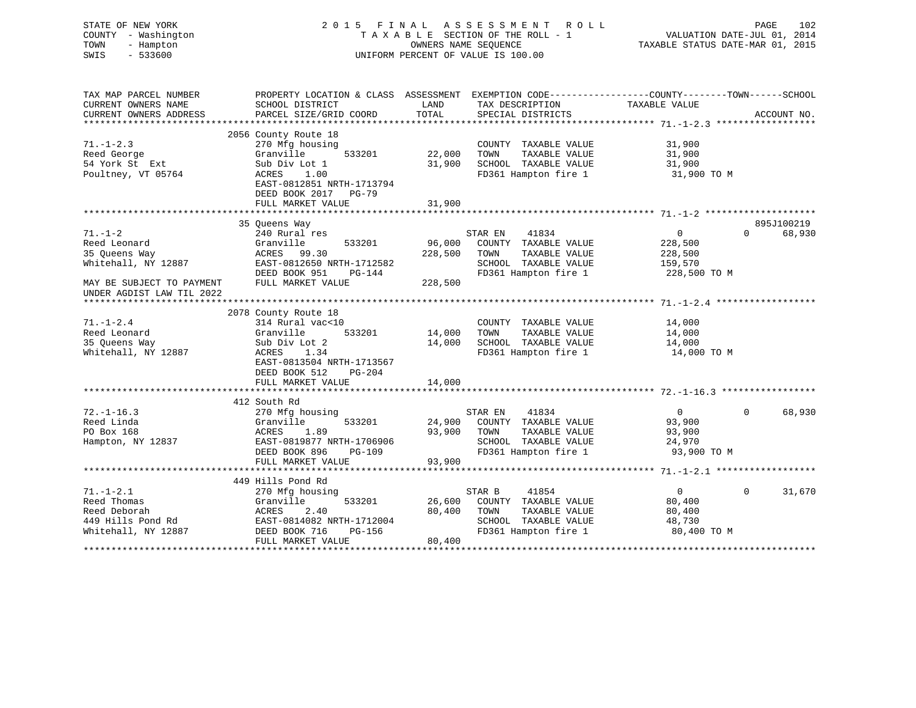STATE OF NEW YORK
COUNTY - Washington
TOWN - Hampton
SWIS - 533600

2 0 1 5 F I N A L A S S E S S M E N T R O L L
T A X A B L E SECTION OF THE ROLL - 1
OWNERS NAME SEQUENCE
UNIFORM PERCENT OF VALUE IS 100.00

VALUATION DATE-JUL 01, 2014
TAXABLE STATUS DATE-MAR 01, 2015

| TAX MAP PARCEL NUMBER / CURRENT OWNERS NAME / CURRENT OWNERS ADDRESS | PROPERTY LOCATION & CLASS / SCHOOL DISTRICT / PARCEL SIZE/GRID COORD | ASSESSMENT LAND | TOTAL | EXEMPTION CODE / TAX DESCRIPTION / SPECIAL DISTRICTS | COUNTY / TOWN TAXABLE VALUE | SCHOOL / ACCOUNT NO. |
|---|---|---|---|---|---|---|
| **71.-1-2.3** | 2056 County Route 18 | | | | | |
| 71.-1-2.3 | 270 Mfg housing | | | COUNTY TAXABLE VALUE | 31,900 | |
| Reed George | Granville 533201 | 22,000 | | TOWN TAXABLE VALUE | 31,900 | |
| 54 York St Ext | Sub Div Lot 1 | | 31,900 | SCHOOL TAXABLE VALUE | 31,900 | |
| Poultney, VT 05764 | ACRES 1.00 | | | FD361 Hampton fire 1 | 31,900 TO M | |
| | EAST-0812851 NRTH-1713794 | | | | | |
| | DEED BOOK 2017 PG-79 | | | | | |
| | FULL MARKET VALUE | | 31,900 | | | |
| **71.-1-2** | 35 Queens Way | | | | | 895J100219 |
| 71.-1-2 | 240 Rural res | | | STAR EN 41834 | 0 0 | 68,930 |
| Reed Leonard | Granville 533201 | 96,000 | | COUNTY TAXABLE VALUE | 228,500 | |
| 35 Queens Way | ACRES 99.30 | | 228,500 | TOWN TAXABLE VALUE | 228,500 | |
| Whitehall, NY 12887 | EAST-0812650 NRTH-1712582 | | | SCHOOL TAXABLE VALUE | 159,570 | |
| | DEED BOOK 951 PG-144 | | | FD361 Hampton fire 1 | 228,500 TO M | |
| MAY BE SUBJECT TO PAYMENT UNDER AGDIST LAW TIL 2022 | FULL MARKET VALUE | | 228,500 | | | |
| **71.-1-2.4** | 2078 County Route 18 | | | | | |
| 71.-1-2.4 | 314 Rural vac<10 | | | COUNTY TAXABLE VALUE | 14,000 | |
| Reed Leonard | Granville 533201 | 14,000 | | TOWN TAXABLE VALUE | 14,000 | |
| 35 Queens Way | Sub Div Lot 2 | | 14,000 | SCHOOL TAXABLE VALUE | 14,000 | |
| Whitehall, NY 12887 | ACRES 1.34 | | | FD361 Hampton fire 1 | 14,000 TO M | |
| | EAST-0813504 NRTH-1713567 | | | | | |
| | DEED BOOK 512 PG-204 | | | | | |
| | FULL MARKET VALUE | | 14,000 | | | |
| **72.-1-16.3** | 412 South Rd | | | | | |
| 72.-1-16.3 | 270 Mfg housing | | | STAR EN 41834 | 0 0 | 68,930 |
| Reed Linda | Granville 533201 | 24,900 | | COUNTY TAXABLE VALUE | 93,900 | |
| PO Box 168 | ACRES 1.89 | | 93,900 | TOWN TAXABLE VALUE | 93,900 | |
| Hampton, NY 12837 | EAST-0819877 NRTH-1706906 | | | SCHOOL TAXABLE VALUE | 24,970 | |
| | DEED BOOK 896 PG-109 | | | FD361 Hampton fire 1 | 93,900 TO M | |
| | FULL MARKET VALUE | | 93,900 | | | |
| **71.-1-2.1** | 449 Hills Pond Rd | | | | | |
| 71.-1-2.1 | 270 Mfg housing | | | STAR B 41854 | 0 0 | 31,670 |
| Reed Thomas | Granville 533201 | 26,600 | | COUNTY TAXABLE VALUE | 80,400 | |
| Reed Deborah | ACRES 2.40 | | 80,400 | TOWN TAXABLE VALUE | 80,400 | |
| 449 Hills Pond Rd | EAST-0814082 NRTH-1712004 | | | SCHOOL TAXABLE VALUE | 48,730 | |
| Whitehall, NY 12887 | DEED BOOK 716 PG-156 | | | FD361 Hampton fire 1 | 80,400 TO M | |
| | FULL MARKET VALUE | | 80,400 | | | |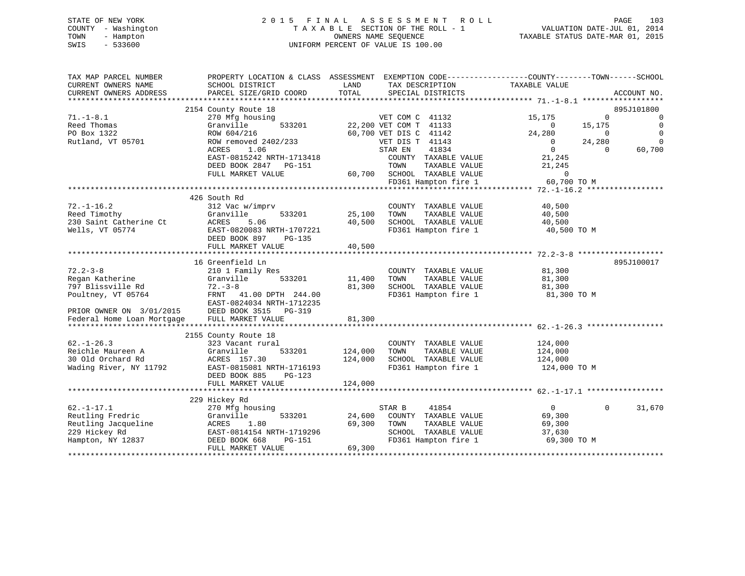STATE OF NEW YORK
COUNTY - Washington
TOWN - Hampton
SWIS - 533600

2015 FINAL ASSESSMENT ROLL
TAXABLE SECTION OF THE ROLL - 1
OWNERS NAME SEQUENCE
UNIFORM PERCENT OF VALUE IS 100.00

VALUATION DATE-JUL 01, 2014
TAXABLE STATUS DATE-MAR 01, 2015

```
TAX MAP PARCEL NUMBER          PROPERTY LOCATION & CLASS  ASSESSMENT  EXEMPTION CODE------------------COUNTY--------TOWN------SCHOOL
CURRENT OWNERS NAME            SCHOOL DISTRICT               LAND      TAX DESCRIPTION             TAXABLE VALUE
CURRENT OWNERS ADDRESS         PARCEL SIZE/GRID COORD       TOTAL      SPECIAL DISTRICTS                                      ACCOUNT NO.
******************************************************************************************************* 71.-1-8.1 ******************
                               2154 County Route 18                                                                    895J101800
71.-1-8.1                      270 Mfg housing                         VET COM C  41132             15,175          0           0
Reed Thomas                    Granville        533201      22,200 VET COM T  41133                  0      15,175           0
PO Box 1322                    ROW 604/216                  60,700 VET DIS C  41142             24,280          0           0
Rutland, VT 05701              ROW removed 2402/233                VET DIS T  41143                  0      24,280           0
                               ACRES     1.06                      STAR EN    41834                  0           0      60,700
                               EAST-0815242 NRTH-1713418             COUNTY  TAXABLE VALUE          21,245
                               DEED BOOK 2847    PG-151              TOWN    TAXABLE VALUE          21,245
                               FULL MARKET VALUE            60,700   SCHOOL  TAXABLE VALUE               0
                                                                     FD361 Hampton fire 1           60,700 TO M
******************************************************************************************************* 72.-1-16.2 *****************
                               426 South Rd
72.-1-16.2                     312 Vac w/imprv                         COUNTY  TAXABLE VALUE          40,500
Reed Timothy                   Granville        533201      25,100   TOWN    TAXABLE VALUE          40,500
230 Saint Catherine Ct         ACRES     5.06               40,500   SCHOOL  TAXABLE VALUE          40,500
Wells, VT 05774                EAST-0820083 NRTH-1707221             FD361 Hampton fire 1           40,500 TO M
                               DEED BOOK 897     PG-135
                               FULL MARKET VALUE            40,500
******************************************************************************************************* 72.2-3-8 *******************
                               16 Greenfield Ln                                                                        895J100017
72.2-3-8                       210 1 Family Res                        COUNTY  TAXABLE VALUE          81,300
Regan Katherine                Granville        533201      11,400   TOWN    TAXABLE VALUE          81,300
797 Blissville Rd              72.-3-8                      81,300   SCHOOL  TAXABLE VALUE          81,300
Poultney, VT 05764             FRNT    41.00 DPTH 244.00             FD361 Hampton fire 1           81,300 TO M
                               EAST-0824034 NRTH-1712235
PRIOR OWNER ON 3/01/2015       DEED BOOK 3515    PG-319
Federal Home Loan Mortgage     FULL MARKET VALUE            81,300
******************************************************************************************************* 62.-1-26.3 *****************
                               2155 County Route 18
62.-1-26.3                     323 Vacant rural                        COUNTY  TAXABLE VALUE         124,000
Reichle Maureen A              Granville        533201     124,000   TOWN    TAXABLE VALUE         124,000
30 Old Orchard Rd              ACRES   157.30              124,000   SCHOOL  TAXABLE VALUE         124,000
Wading River, NY 11792         EAST-0815081 NRTH-1716193             FD361 Hampton fire 1          124,000 TO M
                               DEED BOOK 885     PG-123
                               FULL MARKET VALUE           124,000
******************************************************************************************************* 62.-1-17.1 *****************
                               229 Hickey Rd
62.-1-17.1                     270 Mfg housing                         STAR B     41854                  0           0      31,670
Reutling Fredric               Granville        533201      24,600   COUNTY  TAXABLE VALUE          69,300
Reutling Jacqueline            ACRES     1.80               69,300   TOWN    TAXABLE VALUE          69,300
229 Hickey Rd                  EAST-0814154 NRTH-1719296             SCHOOL  TAXABLE VALUE          37,630
Hampton, NY 12837              DEED BOOK 668     PG-151              FD361 Hampton fire 1           69,300 TO M
                               FULL MARKET VALUE            69,300
************************************************************************************************************************************
```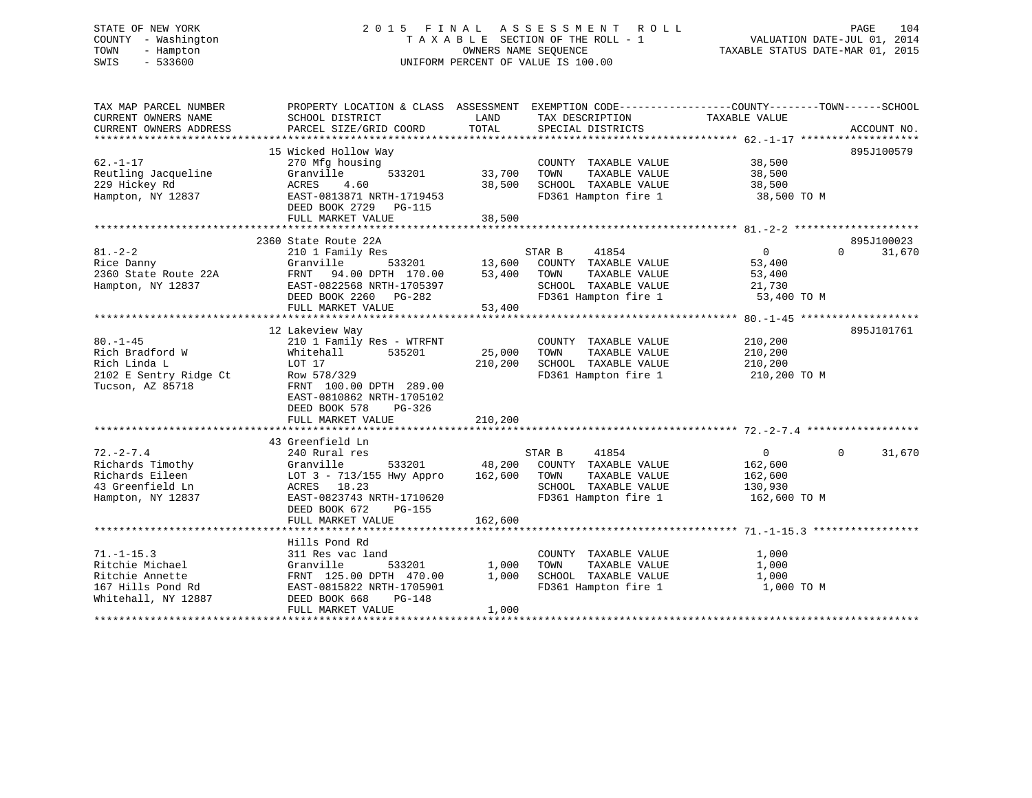STATE OF NEW YORK
COUNTY - Washington
TOWN - Hampton
SWIS - 533600

# 2015 FINAL ASSESSMENT ROLL
TAXABLE SECTION OF THE ROLL - 1
OWNERS NAME SEQUENCE
UNIFORM PERCENT OF VALUE IS 100.00

VALUATION DATE-JUL 01, 2014
TAXABLE STATUS DATE-MAR 01, 2015

| TAX MAP PARCEL NUMBER / CURRENT OWNERS NAME / CURRENT OWNERS ADDRESS | PROPERTY LOCATION & CLASS / SCHOOL DISTRICT / PARCEL SIZE/GRID COORD | ASSESSMENT LAND / TOTAL | EXEMPTION CODE / TAX DESCRIPTION / SPECIAL DISTRICTS | COUNTY / TOWN / SCHOOL TAXABLE VALUE | ACCOUNT NO. |
|---|---|---|---|---|---|
| **62.-1-17** | 15 Wicked Hollow Way | | | | 895J100579 |
| Reutling Jacqueline | 270 Mfg housing | | COUNTY TAXABLE VALUE | 38,500 | |
| 229 Hickey Rd | Granville 533201 | 33,700 | TOWN TAXABLE VALUE | 38,500 | |
| Hampton, NY 12837 | ACRES 4.60 | 38,500 | SCHOOL TAXABLE VALUE | 38,500 | |
| | EAST-0813871 NRTH-1719453 | | FD361 Hampton fire 1 | 38,500 TO M | |
| | DEED BOOK 2729 PG-115 | | | | |
| | FULL MARKET VALUE | 38,500 | | | |
| **81.-2-2** | 2360 State Route 22A | | | | 895J100023 |
| Rice Danny | 210 1 Family Res | | STAR B 41854 | 0 0 31,670 | |
| 2360 State Route 22A | Granville 533201 | 13,600 | COUNTY TAXABLE VALUE | 53,400 | |
| Hampton, NY 12837 | FRNT 94.00 DPTH 170.00 | 53,400 | TOWN TAXABLE VALUE | 53,400 | |
| | EAST-0822568 NRTH-1705397 | | SCHOOL TAXABLE VALUE | 21,730 | |
| | DEED BOOK 2260 PG-282 | | FD361 Hampton fire 1 | 53,400 TO M | |
| | FULL MARKET VALUE | 53,400 | | | |
| **80.-1-45** | 12 Lakeview Way | | | | 895J101761 |
| Rich Bradford W | 210 1 Family Res - WTRFNT | | COUNTY TAXABLE VALUE | 210,200 | |
| Rich Linda L | Whitehall 535201 | 25,000 | TOWN TAXABLE VALUE | 210,200 | |
| 2102 E Sentry Ridge Ct | LOT 17 | 210,200 | SCHOOL TAXABLE VALUE | 210,200 | |
| Tucson, AZ 85718 | Row 578/329 | | FD361 Hampton fire 1 | 210,200 TO M | |
| | FRNT 100.00 DPTH 289.00 | | | | |
| | EAST-0810862 NRTH-1705102 | | | | |
| | DEED BOOK 578 PG-326 | | | | |
| | FULL MARKET VALUE | 210,200 | | | |
| **72.-2-7.4** | 43 Greenfield Ln | | | | |
| Richards Timothy | 240 Rural res | | STAR B 41854 | 0 0 31,670 | |
| Richards Eileen | Granville 533201 | 48,200 | COUNTY TAXABLE VALUE | 162,600 | |
| 43 Greenfield Ln | LOT 3 - 713/155 Hwy Appro | 162,600 | TOWN TAXABLE VALUE | 162,600 | |
| Hampton, NY 12837 | ACRES 18.23 | | SCHOOL TAXABLE VALUE | 130,930 | |
| | EAST-0823743 NRTH-1710620 | | FD361 Hampton fire 1 | 162,600 TO M | |
| | DEED BOOK 672 PG-155 | | | | |
| | FULL MARKET VALUE | 162,600 | | | |
| **71.-1-15.3** | Hills Pond Rd | | | | |
| Ritchie Michael | 311 Res vac land | | COUNTY TAXABLE VALUE | 1,000 | |
| Ritchie Annette | Granville 533201 | 1,000 | TOWN TAXABLE VALUE | 1,000 | |
| 167 Hills Pond Rd | FRNT 125.00 DPTH 470.00 | 1,000 | SCHOOL TAXABLE VALUE | 1,000 | |
| Whitehall, NY 12887 | EAST-0815822 NRTH-1705901 | | FD361 Hampton fire 1 | 1,000 TO M | |
| | DEED BOOK 668 PG-148 | | | | |
| | FULL MARKET VALUE | 1,000 | | | |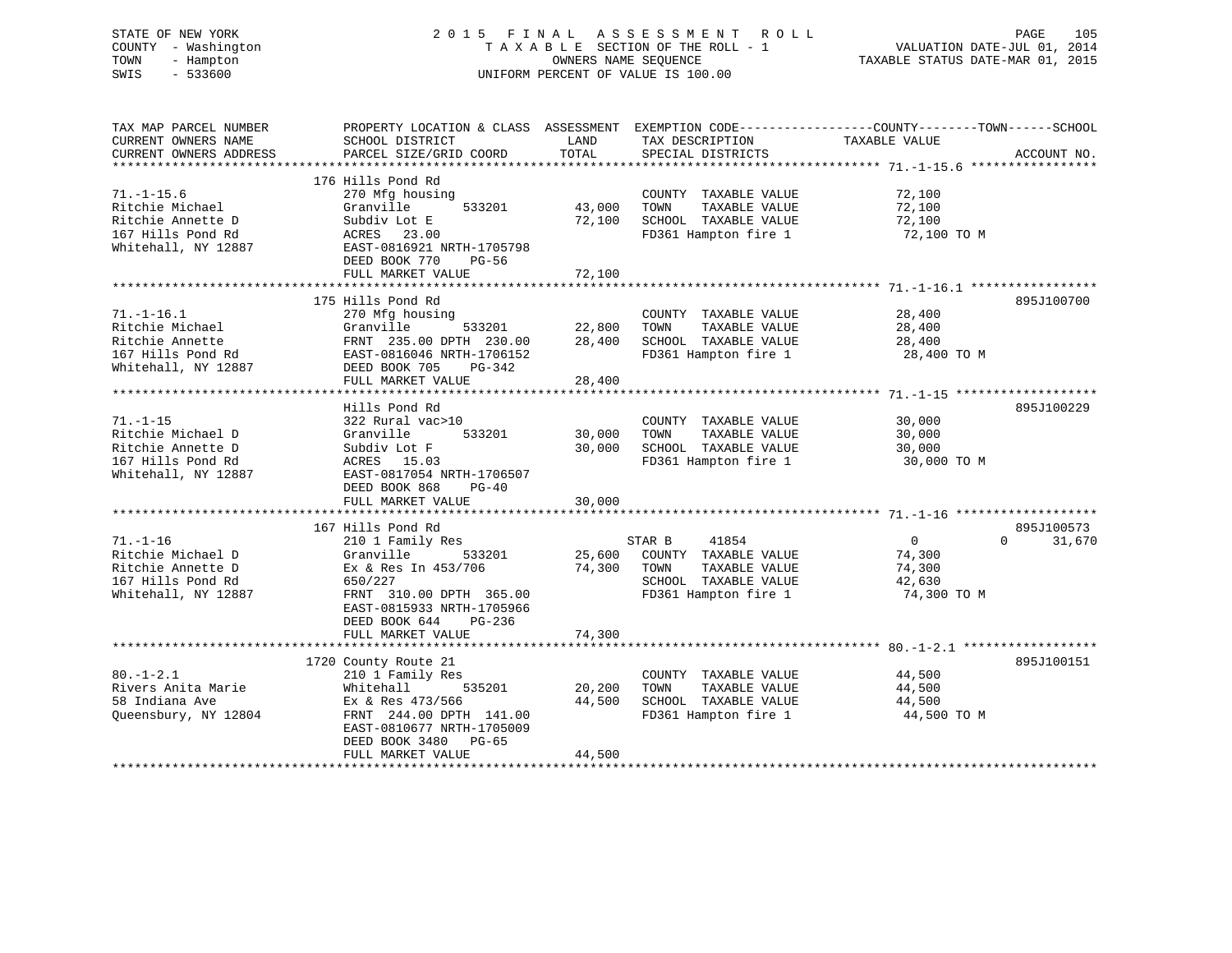STATE OF NEW YORK
COUNTY - Washington
TOWN - Hampton
SWIS - 533600

# 2015 FINAL ASSESSMENT ROLL
TAXABLE SECTION OF THE ROLL - 1
OWNERS NAME SEQUENCE
UNIFORM PERCENT OF VALUE IS 100.00

VALUATION DATE-JUL 01, 2014
TAXABLE STATUS DATE-MAR 01, 2015

| TAX MAP PARCEL NUMBER / CURRENT OWNERS NAME / CURRENT OWNERS ADDRESS | PROPERTY LOCATION & CLASS / SCHOOL DISTRICT / PARCEL SIZE/GRID COORD | ASSESSMENT LAND | TOTAL | EXEMPTION CODE / TAX DESCRIPTION / SPECIAL DISTRICTS | COUNTY / TOWN / SCHOOL TAXABLE VALUE | ACCOUNT NO. |
|---|---|---|---|---|---|---|
| **71.-1-15.6** | 176 Hills Pond Rd | | | | | |
| Ritchie Michael | 270 Mfg housing | | | COUNTY TAXABLE VALUE | 72,100 | |
| Ritchie Annette D | Granville 533201 | 43,000 | | TOWN TAXABLE VALUE | 72,100 | |
| 167 Hills Pond Rd | Subdiv Lot E | | 72,100 | SCHOOL TAXABLE VALUE | 72,100 | |
| Whitehall, NY 12887 | ACRES 23.00 | | | FD361 Hampton fire 1 | 72,100 TO M | |
| | EAST-0816921 NRTH-1705798 | | | | | |
| | DEED BOOK 770 PG-56 | | | | | |
| | FULL MARKET VALUE | | 72,100 | | | |
| **71.-1-16.1** | 175 Hills Pond Rd | | | | | 895J100700 |
| Ritchie Michael | 270 Mfg housing | | | COUNTY TAXABLE VALUE | 28,400 | |
| Ritchie Annette | Granville 533201 | 22,800 | | TOWN TAXABLE VALUE | 28,400 | |
| 167 Hills Pond Rd | FRNT 235.00 DPTH 230.00 | | 28,400 | SCHOOL TAXABLE VALUE | 28,400 | |
| Whitehall, NY 12887 | EAST-0816046 NRTH-1706152 | | | FD361 Hampton fire 1 | 28,400 TO M | |
| | DEED BOOK 705 PG-342 | | | | | |
| | FULL MARKET VALUE | | 28,400 | | | |
| **71.-1-15** | Hills Pond Rd | | | | | 895J100229 |
| Ritchie Michael D | 322 Rural vac>10 | | | COUNTY TAXABLE VALUE | 30,000 | |
| Ritchie Annette D | Granville 533201 | 30,000 | | TOWN TAXABLE VALUE | 30,000 | |
| 167 Hills Pond Rd | Subdiv Lot F | | 30,000 | SCHOOL TAXABLE VALUE | 30,000 | |
| Whitehall, NY 12887 | ACRES 15.03 | | | FD361 Hampton fire 1 | 30,000 TO M | |
| | EAST-0817054 NRTH-1706507 | | | | | |
| | DEED BOOK 868 PG-40 | | | | | |
| | FULL MARKET VALUE | | 30,000 | | | |
| **71.-1-16** | 167 Hills Pond Rd | | | | | 895J100573 |
| Ritchie Michael D | 210 1 Family Res | | | STAR B 41854 | 0 / 0 / 31,670 | |
| Ritchie Annette D | Granville 533201 | 25,600 | | COUNTY TAXABLE VALUE | 74,300 | |
| 167 Hills Pond Rd | Ex & Res In 453/706 | | 74,300 | TOWN TAXABLE VALUE | 74,300 | |
| Whitehall, NY 12887 | 650/227 | | | SCHOOL TAXABLE VALUE | 42,630 | |
| | FRNT 310.00 DPTH 365.00 | | | FD361 Hampton fire 1 | 74,300 TO M | |
| | EAST-0815933 NRTH-1705966 | | | | | |
| | DEED BOOK 644 PG-236 | | | | | |
| | FULL MARKET VALUE | | 74,300 | | | |
| **80.-1-2.1** | 1720 County Route 21 | | | | | 895J100151 |
| Rivers Anita Marie | 210 1 Family Res | | | COUNTY TAXABLE VALUE | 44,500 | |
| 58 Indiana Ave | Whitehall 535201 | 20,200 | | TOWN TAXABLE VALUE | 44,500 | |
| Queensbury, NY 12804 | Ex & Res 473/566 | | 44,500 | SCHOOL TAXABLE VALUE | 44,500 | |
| | FRNT 244.00 DPTH 141.00 | | | FD361 Hampton fire 1 | 44,500 TO M | |
| | EAST-0810677 NRTH-1705009 | | | | | |
| | DEED BOOK 3480 PG-65 | | | | | |
| | FULL MARKET VALUE | | 44,500 | | | |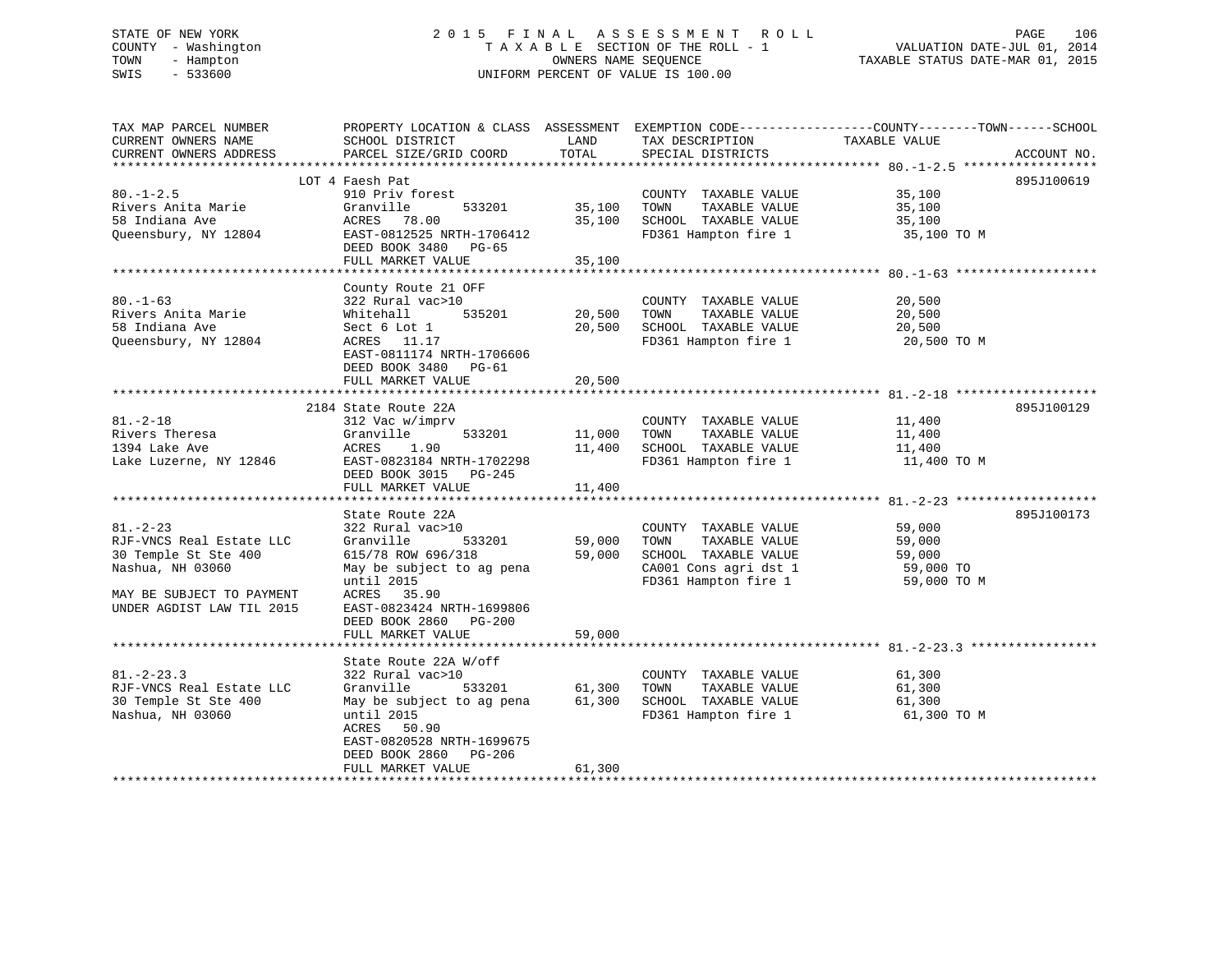STATE OF NEW YORK
COUNTY - Washington
TOWN - Hampton
SWIS - 533600

2015 FINAL ASSESSMENT ROLL
TAXABLE SECTION OF THE ROLL - 1
OWNERS NAME SEQUENCE
UNIFORM PERCENT OF VALUE IS 100.00

VALUATION DATE-JUL 01, 2014
TAXABLE STATUS DATE-MAR 01, 2015

| TAX MAP PARCEL NUMBER / CURRENT OWNERS NAME / CURRENT OWNERS ADDRESS | PROPERTY LOCATION & CLASS / SCHOOL DISTRICT / PARCEL SIZE/GRID COORD | ASSESSMENT LAND / TOTAL | EXEMPTION CODE / TAX DESCRIPTION / SPECIAL DISTRICTS | COUNTY--------TOWN------SCHOOL TAXABLE VALUE | ACCOUNT NO. |
|---|---|---|---|---|---|
| **80.-1-2.5** | LOT 4 Faesh Pat | | | | 895J100619 |
| 80.-1-2.5 | 910 Priv forest | | COUNTY TAXABLE VALUE | 35,100 | |
| Rivers Anita Marie | Granville 533201 | 35,100 | TOWN TAXABLE VALUE | 35,100 | |
| 58 Indiana Ave | ACRES 78.00 | 35,100 | SCHOOL TAXABLE VALUE | 35,100 | |
| Queensbury, NY 12804 | EAST-0812525 NRTH-1706412 | | FD361 Hampton fire 1 | 35,100 TO M | |
| | DEED BOOK 3480 PG-65 | | | | |
| | FULL MARKET VALUE | 35,100 | | | |
| **80.-1-63** | County Route 21 OFF | | | | |
| 80.-1-63 | 322 Rural vac>10 | | COUNTY TAXABLE VALUE | 20,500 | |
| Rivers Anita Marie | Whitehall 535201 | 20,500 | TOWN TAXABLE VALUE | 20,500 | |
| 58 Indiana Ave | Sect 6 Lot 1 | 20,500 | SCHOOL TAXABLE VALUE | 20,500 | |
| Queensbury, NY 12804 | ACRES 11.17 | | FD361 Hampton fire 1 | 20,500 TO M | |
| | EAST-0811174 NRTH-1706606 | | | | |
| | DEED BOOK 3480 PG-61 | | | | |
| | FULL MARKET VALUE | 20,500 | | | |
| **81.-2-18** | 2184 State Route 22A | | | | 895J100129 |
| 81.-2-18 | 312 Vac w/imprv | | COUNTY TAXABLE VALUE | 11,400 | |
| Rivers Theresa | Granville 533201 | 11,000 | TOWN TAXABLE VALUE | 11,400 | |
| 1394 Lake Ave | ACRES 1.90 | 11,400 | SCHOOL TAXABLE VALUE | 11,400 | |
| Lake Luzerne, NY 12846 | EAST-0823184 NRTH-1702298 | | FD361 Hampton fire 1 | 11,400 TO M | |
| | DEED BOOK 3015 PG-245 | | | | |
| | FULL MARKET VALUE | 11,400 | | | |
| **81.-2-23** | State Route 22A | | | | 895J100173 |
| 81.-2-23 | 322 Rural vac>10 | | COUNTY TAXABLE VALUE | 59,000 | |
| RJF-VNCS Real Estate LLC | Granville 533201 | 59,000 | TOWN TAXABLE VALUE | 59,000 | |
| 30 Temple St Ste 400 | 615/78 ROW 696/318 | 59,000 | SCHOOL TAXABLE VALUE | 59,000 | |
| Nashua, NH 03060 | May be subject to ag pena | | CA001 Cons agri dst 1 | 59,000 TO | |
| | until 2015 | | FD361 Hampton fire 1 | 59,000 TO M | |
| MAY BE SUBJECT TO PAYMENT | ACRES 35.90 | | | | |
| UNDER AGDIST LAW TIL 2015 | EAST-0823424 NRTH-1699806 | | | | |
| | DEED BOOK 2860 PG-200 | | | | |
| | FULL MARKET VALUE | 59,000 | | | |
| **81.-2-23.3** | State Route 22A W/off | | | | |
| 81.-2-23.3 | 322 Rural vac>10 | | COUNTY TAXABLE VALUE | 61,300 | |
| RJF-VNCS Real Estate LLC | Granville 533201 | 61,300 | TOWN TAXABLE VALUE | 61,300 | |
| 30 Temple St Ste 400 | May be subject to ag pena | 61,300 | SCHOOL TAXABLE VALUE | 61,300 | |
| Nashua, NH 03060 | until 2015 | | FD361 Hampton fire 1 | 61,300 TO M | |
| | ACRES 50.90 | | | | |
| | EAST-0820528 NRTH-1699675 | | | | |
| | DEED BOOK 2860 PG-206 | | | | |
| | FULL MARKET VALUE | 61,300 | | | |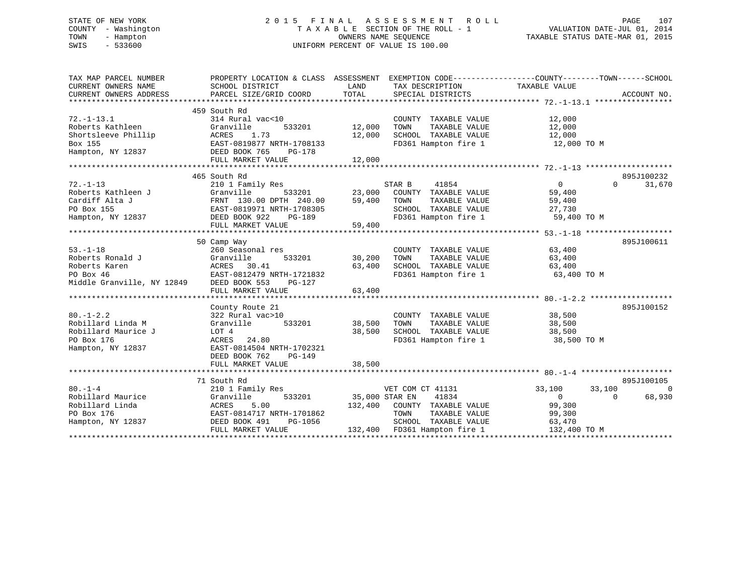STATE OF NEW YORK
COUNTY - Washington
TOWN - Hampton
SWIS - 533600

2015 FINAL ASSESSMENT ROLL
TAXABLE SECTION OF THE ROLL - 1
OWNERS NAME SEQUENCE
UNIFORM PERCENT OF VALUE IS 100.00

VALUATION DATE-JUL 01, 2014
TAXABLE STATUS DATE-MAR 01, 2015

```
TAX MAP PARCEL NUMBER          PROPERTY LOCATION & CLASS  ASSESSMENT  EXEMPTION CODE------------------COUNTY--------TOWN------SCHOOL
CURRENT OWNERS NAME            SCHOOL DISTRICT               LAND      TAX DESCRIPTION            TAXABLE VALUE
CURRENT OWNERS ADDRESS         PARCEL SIZE/GRID COORD        TOTAL     SPECIAL DISTRICTS                                    ACCOUNT NO.
******************************************************************************************************* 72.-1-13.1 *****************
                               459 South Rd
72.-1-13.1                     314 Rural vac<10                        COUNTY  TAXABLE VALUE          12,000
Roberts Kathleen               Granville        533201       12,000    TOWN    TAXABLE VALUE          12,000
Shortsleeve Phillip            ACRES    1.73                 12,000    SCHOOL  TAXABLE VALUE          12,000
Box 155                        EAST-0819877 NRTH-1708133               FD361 Hampton fire 1            12,000 TO M
Hampton, NY 12837              DEED BOOK 765    PG-178
                               FULL MARKET VALUE             12,000
******************************************************************************************************* 72.-1-13 *******************
                               465 South Rd                                                                          895J100232
72.-1-13                       210 1 Family Res                        STAR B     41854               0            0      31,670
Roberts Kathleen J             Granville        533201       23,000    COUNTY  TAXABLE VALUE          59,400
Cardiff Alta J                 FRNT 130.00 DPTH 240.00       59,400    TOWN    TAXABLE VALUE          59,400
PO Box 155                     EAST-0819971 NRTH-1708305               SCHOOL  TAXABLE VALUE          27,730
Hampton, NY 12837              DEED BOOK 922    PG-189                 FD361 Hampton fire 1            59,400 TO M
                               FULL MARKET VALUE             59,400
******************************************************************************************************* 53.-1-18 *******************
                               50 Camp Way                                                                           895J100611
53.-1-18                       260 Seasonal res                        COUNTY  TAXABLE VALUE          63,400
Roberts Ronald J               Granville        533201       30,200    TOWN    TAXABLE VALUE          63,400
Roberts Karen                  ACRES   30.41                 63,400    SCHOOL  TAXABLE VALUE          63,400
PO Box 46                      EAST-0812479 NRTH-1721832               FD361 Hampton fire 1            63,400 TO M
Middle Granville, NY 12849     DEED BOOK 553    PG-127
                               FULL MARKET VALUE             63,400
******************************************************************************************************* 80.-1-2.2 ******************
                               County Route 21                                                                       895J100152
80.-1-2.2                      322 Rural vac>10                        COUNTY  TAXABLE VALUE          38,500
Robillard Linda M              Granville        533201       38,500    TOWN    TAXABLE VALUE          38,500
Robillard Maurice J            LOT 4                         38,500    SCHOOL  TAXABLE VALUE          38,500
PO Box 176                     ACRES   24.80                           FD361 Hampton fire 1            38,500 TO M
Hampton, NY 12837              EAST-0814504 NRTH-1702321
                               DEED BOOK 762    PG-149
                               FULL MARKET VALUE             38,500
******************************************************************************************************* 80.-1-4 ********************
                               71 South Rd                                                                           895J100105
80.-1-4                        210 1 Family Res                        VET COM CT 41131           33,100       33,100           0
Robillard Maurice              Granville        533201       35,000 STAR EN    41834                  0            0      68,930
Robillard Linda                ACRES    5.00                132,400    COUNTY  TAXABLE VALUE          99,300
PO Box 176                     EAST-0814717 NRTH-1701862               TOWN    TAXABLE VALUE          99,300
Hampton, NY 12837              DEED BOOK 491    PG-1056                SCHOOL  TAXABLE VALUE          63,470
                               FULL MARKET VALUE            132,400    FD361 Hampton fire 1           132,400 TO M
************************************************************************************************************************************
```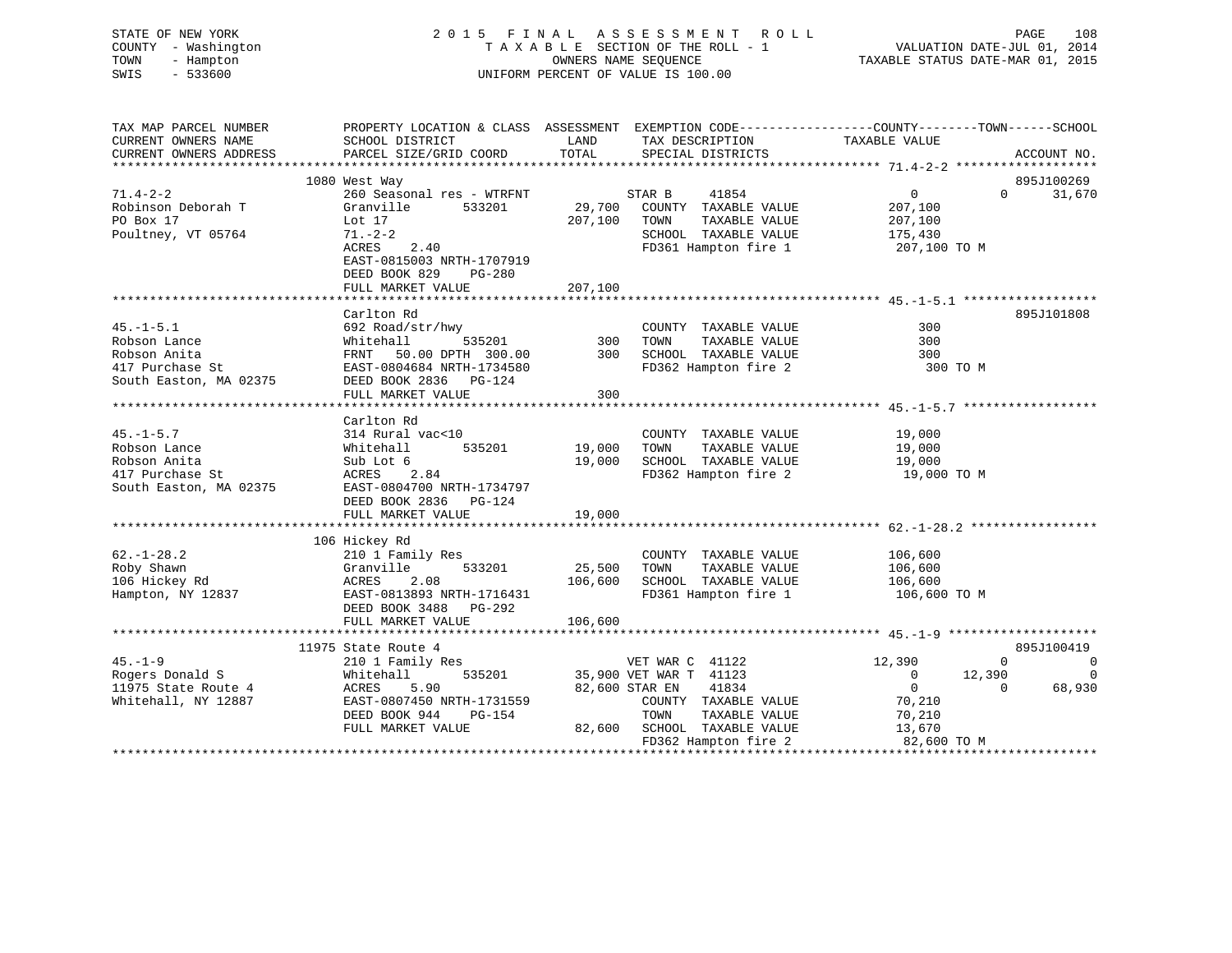STATE OF NEW YORK
COUNTY - Washington
TOWN - Hampton
SWIS - 533600

# 2015 FINAL ASSESSMENT ROLL
TAXABLE SECTION OF THE ROLL - 1
OWNERS NAME SEQUENCE
UNIFORM PERCENT OF VALUE IS 100.00

VALUATION DATE-JUL 01, 2014
TAXABLE STATUS DATE-MAR 01, 2015

| TAX MAP PARCEL NUMBER / CURRENT OWNERS NAME / CURRENT OWNERS ADDRESS | PROPERTY LOCATION & CLASS / SCHOOL DISTRICT / PARCEL SIZE/GRID COORD | ASSESSMENT LAND / TOTAL | EXEMPTION CODE / TAX DESCRIPTION / SPECIAL DISTRICTS | COUNTY TAXABLE VALUE | TOWN | SCHOOL | ACCOUNT NO. |
|---|---|---|---|---|---|---|---|
| 71.4-2-2 | 1080 West Way | | | | | | 895J100269 |
| | 260 Seasonal res - WTRFNT | | STAR B 41854 | 0 | 0 | 31,670 | |
| Robinson Deborah T | Granville 533201 | 29,700 | COUNTY TAXABLE VALUE | 207,100 | | | |
| PO Box 17 | Lot 17 | 207,100 | TOWN TAXABLE VALUE | 207,100 | | | |
| Poultney, VT 05764 | 71.-2-2 | | SCHOOL TAXABLE VALUE | 175,430 | | | |
| | ACRES 2.40 | | FD361 Hampton fire 1 | 207,100 TO M | | | |
| | EAST-0815003 NRTH-1707919 | | | | | | |
| | DEED BOOK 829 PG-280 | | | | | | |
| | FULL MARKET VALUE | 207,100 | | | | | |
| 45.-1-5.1 | Carlton Rd | | | | | | 895J101808 |
| | 692 Road/str/hwy | | COUNTY TAXABLE VALUE | 300 | | | |
| Robson Lance | Whitehall 535201 | 300 | TOWN TAXABLE VALUE | 300 | | | |
| Robson Anita | FRNT 50.00 DPTH 300.00 | 300 | SCHOOL TAXABLE VALUE | 300 | | | |
| 417 Purchase St | EAST-0804684 NRTH-1734580 | | FD362 Hampton fire 2 | 300 TO M | | | |
| South Easton, MA 02375 | DEED BOOK 2836 PG-124 | | | | | | |
| | FULL MARKET VALUE | 300 | | | | | |
| 45.-1-5.7 | Carlton Rd | | | | | | |
| | 314 Rural vac<10 | | COUNTY TAXABLE VALUE | 19,000 | | | |
| Robson Lance | Whitehall 535201 | 19,000 | TOWN TAXABLE VALUE | 19,000 | | | |
| Robson Anita | Sub Lot 6 | 19,000 | SCHOOL TAXABLE VALUE | 19,000 | | | |
| 417 Purchase St | ACRES 2.84 | | FD362 Hampton fire 2 | 19,000 TO M | | | |
| South Easton, MA 02375 | EAST-0804700 NRTH-1734797 | | | | | | |
| | DEED BOOK 2836 PG-124 | | | | | | |
| | FULL MARKET VALUE | 19,000 | | | | | |
| 62.-1-28.2 | 106 Hickey Rd | | | | | | |
| | 210 1 Family Res | | COUNTY TAXABLE VALUE | 106,600 | | | |
| Roby Shawn | Granville 533201 | 25,500 | TOWN TAXABLE VALUE | 106,600 | | | |
| 106 Hickey Rd | ACRES 2.08 | 106,600 | SCHOOL TAXABLE VALUE | 106,600 | | | |
| Hampton, NY 12837 | EAST-0813893 NRTH-1716431 | | FD361 Hampton fire 1 | 106,600 TO M | | | |
| | DEED BOOK 3488 PG-292 | | | | | | |
| | FULL MARKET VALUE | 106,600 | | | | | |
| 45.-1-9 | 11975 State Route 4 | | | | | | 895J100419 |
| | 210 1 Family Res | | VET WAR C 41122 | 12,390 | 0 | 0 | |
| Rogers Donald S | Whitehall 535201 | 35,900 | VET WAR T 41123 | 0 | 12,390 | 0 | |
| 11975 State Route 4 | ACRES 5.90 | 82,600 | STAR EN 41834 | 0 | 0 | 68,930 | |
| Whitehall, NY 12887 | EAST-0807450 NRTH-1731559 | | COUNTY TAXABLE VALUE | 70,210 | | | |
| | DEED BOOK 944 PG-154 | | TOWN TAXABLE VALUE | 70,210 | | | |
| | FULL MARKET VALUE | 82,600 | SCHOOL TAXABLE VALUE | 13,670 | | | |
| | | | FD362 Hampton fire 2 | 82,600 TO M | | | |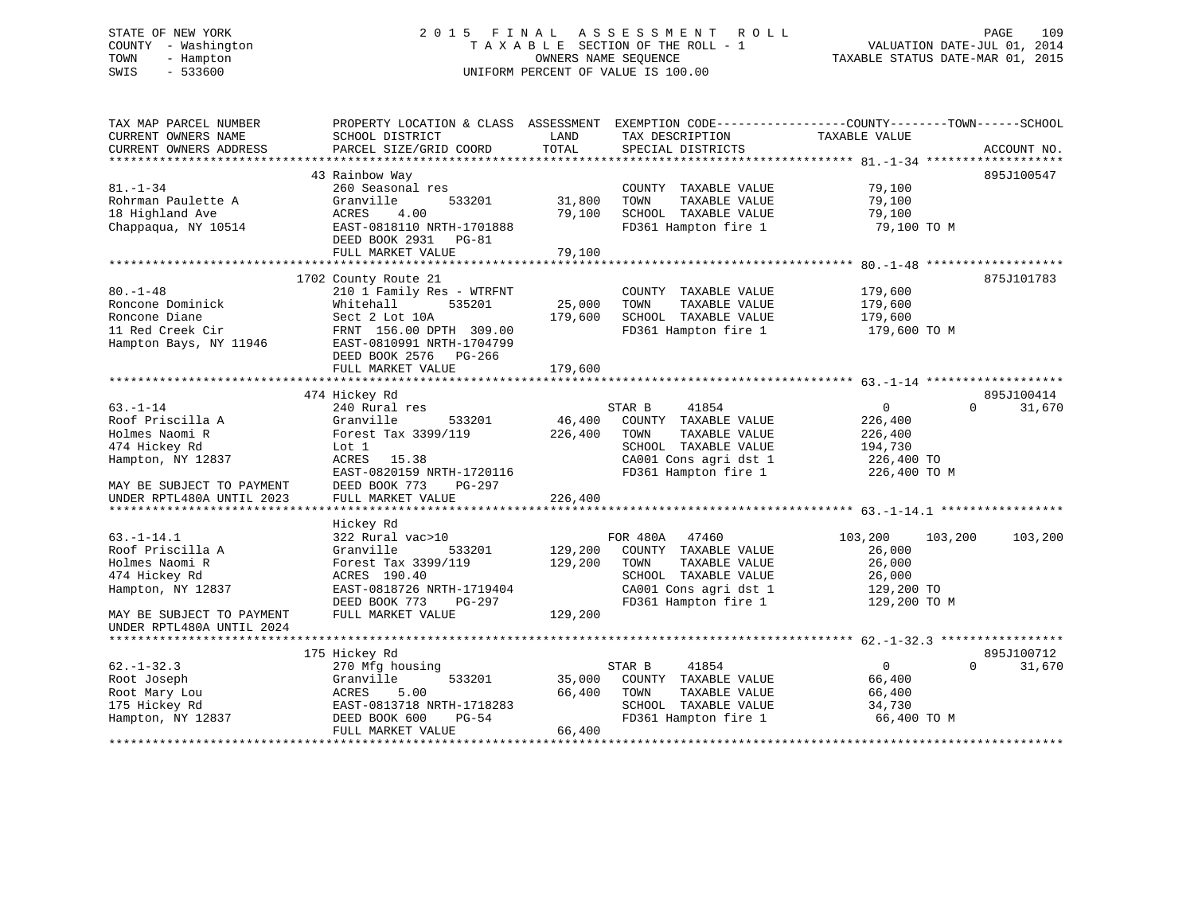STATE OF NEW YORK
COUNTY - Washington
TOWN - Hampton
SWIS - 533600

# 2015 FINAL ASSESSMENT ROLL
TAXABLE SECTION OF THE ROLL - 1
OWNERS NAME SEQUENCE
UNIFORM PERCENT OF VALUE IS 100.00

VALUATION DATE-JUL 01, 2014
TAXABLE STATUS DATE-MAR 01, 2015

| TAX MAP PARCEL NUMBER / CURRENT OWNERS NAME / CURRENT OWNERS ADDRESS | PROPERTY LOCATION & CLASS / SCHOOL DISTRICT / PARCEL SIZE/GRID COORD | ASSESSMENT LAND | TOTAL | EXEMPTION CODE / TAX DESCRIPTION / SPECIAL DISTRICTS | COUNTY TAXABLE VALUE | TOWN | SCHOOL | ACCOUNT NO. |
|---|---|---|---|---|---|---|---|---|
| | 43 Rainbow Way | | | | | | | 895J100547 |
| 81.-1-34 | 260 Seasonal res | | | COUNTY TAXABLE VALUE | 79,100 | | | |
| Rohrman Paulette A | Granville 533201 | 31,800 | | TOWN TAXABLE VALUE | 79,100 | | | |
| 18 Highland Ave | ACRES 4.00 | | 79,100 | SCHOOL TAXABLE VALUE | 79,100 | | | |
| Chappaqua, NY 10514 | EAST-0818110 NRTH-1701888 | | | FD361 Hampton fire 1 | 79,100 TO M | | | |
| | DEED BOOK 2931 PG-81 | | | | | | | |
| | FULL MARKET VALUE | | 79,100 | | | | | |
| | 1702 County Route 21 | | | | | | | 875J101783 |
| 80.-1-48 | 210 1 Family Res - WTRFNT | | | COUNTY TAXABLE VALUE | 179,600 | | | |
| Roncone Dominick | Whitehall 535201 | 25,000 | | TOWN TAXABLE VALUE | 179,600 | | | |
| Roncone Diane | Sect 2 Lot 10A | | 179,600 | SCHOOL TAXABLE VALUE | 179,600 | | | |
| 11 Red Creek Cir | FRNT 156.00 DPTH 309.00 | | | FD361 Hampton fire 1 | 179,600 TO M | | | |
| Hampton Bays, NY 11946 | EAST-0810991 NRTH-1704799 | | | | | | | |
| | DEED BOOK 2576 PG-266 | | | | | | | |
| | FULL MARKET VALUE | | 179,600 | | | | | |
| | 474 Hickey Rd | | | | | | | 895J100414 |
| 63.-1-14 | 240 Rural res | | | STAR B 41854 | 0 | 0 | 31,670 | |
| Roof Priscilla A | Granville 533201 | 46,400 | | COUNTY TAXABLE VALUE | 226,400 | | | |
| Holmes Naomi R | Forest Tax 3399/119 | | 226,400 | TOWN TAXABLE VALUE | 226,400 | | | |
| 474 Hickey Rd | Lot 1 | | | SCHOOL TAXABLE VALUE | 194,730 | | | |
| Hampton, NY 12837 | ACRES 15.38 | | | CA001 Cons agri dst 1 | 226,400 TO | | | |
| | EAST-0820159 NRTH-1720116 | | | FD361 Hampton fire 1 | 226,400 TO M | | | |
| MAY BE SUBJECT TO PAYMENT | DEED BOOK 773 PG-297 | | | | | | | |
| UNDER RPTL480A UNTIL 2023 | FULL MARKET VALUE | | 226,400 | | | | | |
| | Hickey Rd | | | | | | | |
| 63.-1-14.1 | 322 Rural vac>10 | | | FOR 480A 47460 | 103,200 | 103,200 | 103,200 | |
| Roof Priscilla A | Granville 533201 | 129,200 | | COUNTY TAXABLE VALUE | 26,000 | | | |
| Holmes Naomi R | Forest Tax 3399/119 | | 129,200 | TOWN TAXABLE VALUE | 26,000 | | | |
| 474 Hickey Rd | ACRES 190.40 | | | SCHOOL TAXABLE VALUE | 26,000 | | | |
| Hampton, NY 12837 | EAST-0818726 NRTH-1719404 | | | CA001 Cons agri dst 1 | 129,200 TO | | | |
| | DEED BOOK 773 PG-297 | | | FD361 Hampton fire 1 | 129,200 TO M | | | |
| MAY BE SUBJECT TO PAYMENT | FULL MARKET VALUE | | 129,200 | | | | | |
| UNDER RPTL480A UNTIL 2024 | | | | | | | | |
| | 175 Hickey Rd | | | | | | | 895J100712 |
| 62.-1-32.3 | 270 Mfg housing | | | STAR B 41854 | 0 | 0 | 31,670 | |
| Root Joseph | Granville 533201 | 35,000 | | COUNTY TAXABLE VALUE | 66,400 | | | |
| Root Mary Lou | ACRES 5.00 | | 66,400 | TOWN TAXABLE VALUE | 66,400 | | | |
| 175 Hickey Rd | EAST-0813718 NRTH-1718283 | | | SCHOOL TAXABLE VALUE | 34,730 | | | |
| Hampton, NY 12837 | DEED BOOK 600 PG-54 | | | FD361 Hampton fire 1 | 66,400 TO M | | | |
| | FULL MARKET VALUE | | 66,400 | | | | | |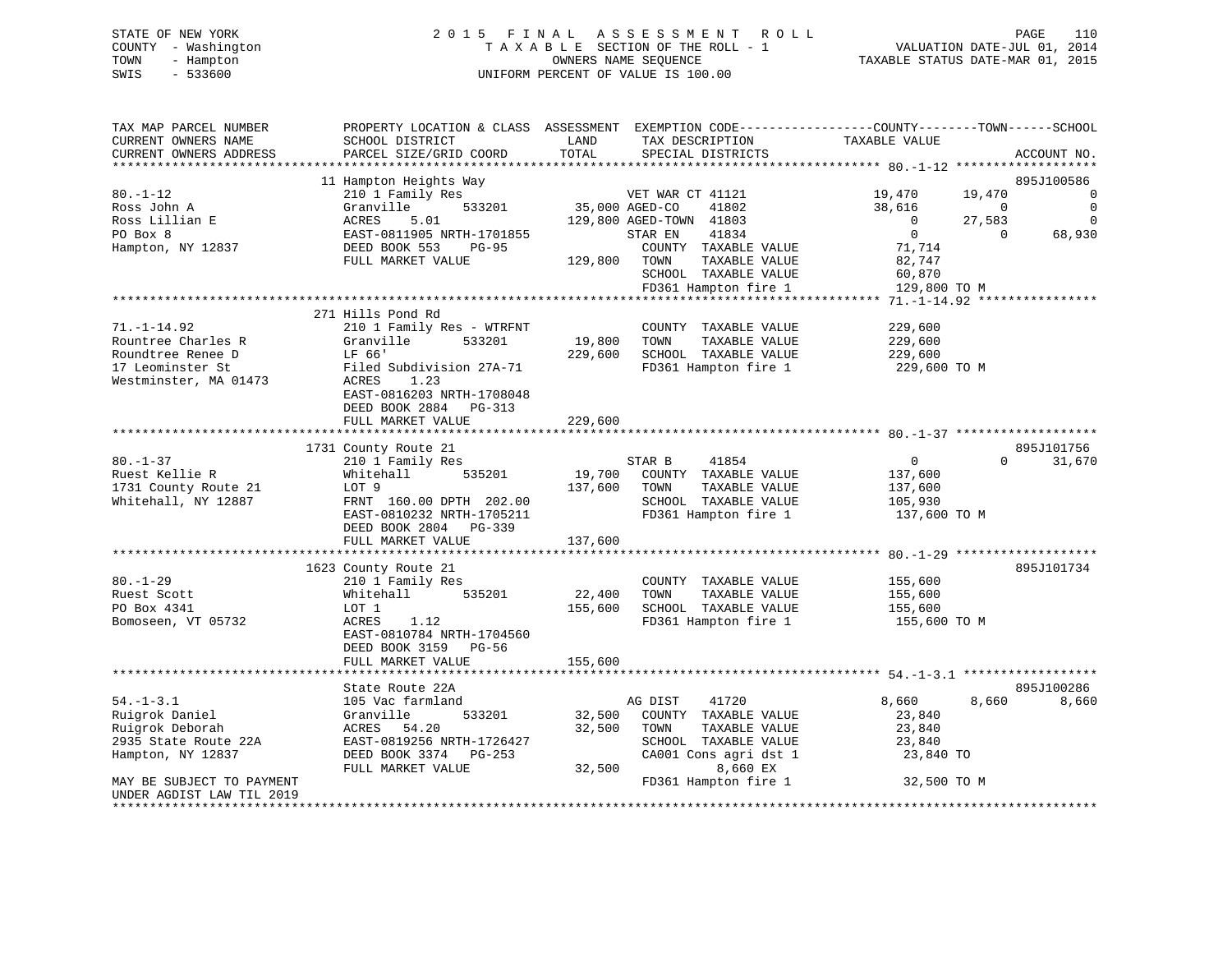STATE OF NEW YORK
COUNTY - Washington
TOWN - Hampton
SWIS - 533600

2 0 1 5 F I N A L A S S E S S M E N T R O L L
T A X A B L E SECTION OF THE ROLL - 1
OWNERS NAME SEQUENCE
UNIFORM PERCENT OF VALUE IS 100.00

VALUATION DATE-JUL 01, 2014
TAXABLE STATUS DATE-MAR 01, 2015

```
TAX MAP PARCEL NUMBER          PROPERTY LOCATION & CLASS  ASSESSMENT  EXEMPTION CODE------------------COUNTY--------TOWN------SCHOOL
CURRENT OWNERS NAME            SCHOOL DISTRICT               LAND      TAX DESCRIPTION             TAXABLE VALUE
CURRENT OWNERS ADDRESS         PARCEL SIZE/GRID COORD        TOTAL     SPECIAL DISTRICTS                                      ACCOUNT NO.
******************************************************************************************************* 80.-1-12 *******************
                               11 Hampton Heights Way                                                                          895J100586
80.-1-12                       210 1 Family Res                        VET WAR CT 41121            19,470       19,470              0
Ross John A                    Granville        533201       35,000 AGED-CO     41802              38,616            0              0
Ross Lillian E                 ACRES     5.01               129,800 AGED-TOWN  41803                   0        27,583              0
PO Box 8                       EAST-0811905 NRTH-1701855               STAR EN     41834                   0             0         68,930
Hampton, NY 12837              DEED BOOK 553    PG-95                  COUNTY  TAXABLE VALUE       71,714
                               FULL MARKET VALUE            129,800    TOWN    TAXABLE VALUE       82,747
                                                                       SCHOOL  TAXABLE VALUE       60,870
                                                                       FD361 Hampton fire 1         129,800 TO M
******************************************************************************************************* 71.-1-14.92 ****************
                               271 Hills Pond Rd
71.-1-14.92                    210 1 Family Res - WTRFNT               COUNTY  TAXABLE VALUE       229,600
Rountree Charles R             Granville        533201       19,800    TOWN    TAXABLE VALUE       229,600
Roundtree Renee D              LF 66'                       229,600    SCHOOL  TAXABLE VALUE       229,600
17 Leominster St               Filed Subdivision 27A-71                FD361 Hampton fire 1         229,600 TO M
Westminster, MA 01473          ACRES     1.23
                               EAST-0816203 NRTH-1708048
                               DEED BOOK 2884   PG-313
                               FULL MARKET VALUE            229,600
******************************************************************************************************* 80.-1-37 *******************
                               1731 County Route 21                                                                            895J101756
80.-1-37                       210 1 Family Res                        STAR B      41854                   0             0         31,670
Ruest Kellie R                 Whitehall        535201       19,700    COUNTY  TAXABLE VALUE       137,600
1731 County Route 21           LOT 9                        137,600    TOWN    TAXABLE VALUE       137,600
Whitehall, NY 12887            FRNT 160.00 DPTH 202.00                 SCHOOL  TAXABLE VALUE       105,930
                               EAST-0810232 NRTH-1705211               FD361 Hampton fire 1         137,600 TO M
                               DEED BOOK 2804   PG-339
                               FULL MARKET VALUE            137,600
******************************************************************************************************* 80.-1-29 *******************
                               1623 County Route 21                                                                            895J101734
80.-1-29                       210 1 Family Res                        COUNTY  TAXABLE VALUE       155,600
Ruest Scott                    Whitehall        535201       22,400    TOWN    TAXABLE VALUE       155,600
PO Box 4341                    LOT 1                        155,600    SCHOOL  TAXABLE VALUE       155,600
Bomoseen, VT 05732             ACRES     1.12                          FD361 Hampton fire 1         155,600 TO M
                               EAST-0810784 NRTH-1704560
                               DEED BOOK 3159   PG-56
                               FULL MARKET VALUE            155,600
******************************************************************************************************* 54.-1-3.1 ******************
                               State Route 22A                                                                                 895J100286
54.-1-3.1                      105 Vac farmland                        AG DIST     41720                8,660         8,660          8,660
Ruigrok Daniel                 Granville        533201       32,500    COUNTY  TAXABLE VALUE       23,840
Ruigrok Deborah                ACRES    54.20                32,500    TOWN    TAXABLE VALUE       23,840
2935 State Route 22A           EAST-0819256 NRTH-1726427               SCHOOL  TAXABLE VALUE       23,840
Hampton, NY 12837              DEED BOOK 3374   PG-253                 CA001 Cons agri dst 1         23,840 TO
                               FULL MARKET VALUE             32,500              8,660 EX
MAY BE SUBJECT TO PAYMENT                                              FD361 Hampton fire 1          32,500 TO M
UNDER AGDIST LAW TIL 2019
************************************************************************************************************************************
```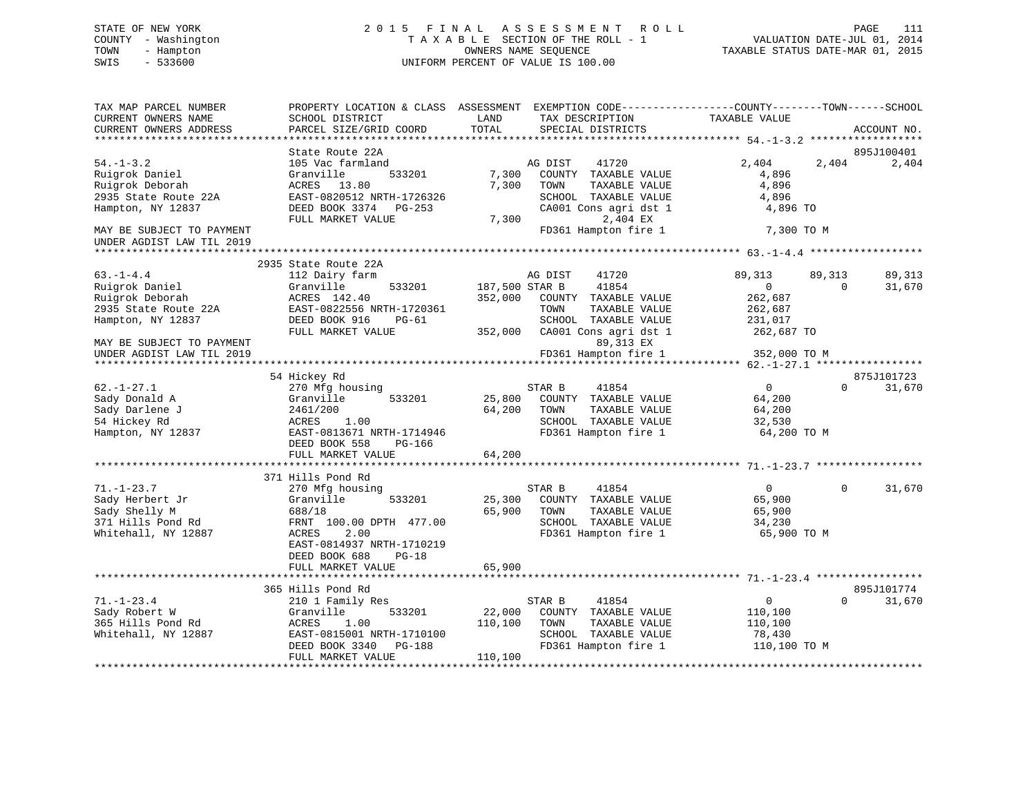STATE OF NEW YORK
COUNTY - Washington
TOWN - Hampton
SWIS - 533600

2 0 1 5 F I N A L A S S E S S M E N T R O L L
T A X A B L E SECTION OF THE ROLL - 1
OWNERS NAME SEQUENCE
UNIFORM PERCENT OF VALUE IS 100.00

VALUATION DATE-JUL 01, 2014
TAXABLE STATUS DATE-MAR 01, 2015

```
TAX MAP PARCEL NUMBER          PROPERTY LOCATION & CLASS  ASSESSMENT  EXEMPTION CODE------------------COUNTY--------TOWN------SCHOOL
CURRENT OWNERS NAME            SCHOOL DISTRICT               LAND      TAX DESCRIPTION             TAXABLE VALUE
CURRENT OWNERS ADDRESS         PARCEL SIZE/GRID COORD       TOTAL      SPECIAL DISTRICTS                                    ACCOUNT NO.
******************************************************************************************************* 54.-1-3.2 ******************
                               State Route 22A                                                                        895J100401
54.-1-3.2                      105 Vac farmland                    AG DIST     41720              2,404       2,404        2,404
Ruigrok Daniel                 Granville         533201      7,300  COUNTY  TAXABLE VALUE           4,896
Ruigrok Deborah                ACRES   13.80                 7,300  TOWN    TAXABLE VALUE           4,896
2935 State Route 22A           EAST-0820512 NRTH-1726326            SCHOOL  TAXABLE VALUE           4,896
Hampton, NY 12837              DEED BOOK 3374   PG-253              CA001 Cons agri dst 1            4,896 TO
                               FULL MARKET VALUE             7,300           2,404 EX
MAY BE SUBJECT TO PAYMENT                                           FD361 Hampton fire 1              7,300 TO M
UNDER AGDIST LAW TIL 2019
******************************************************************************************************* 63.-1-4.4 ******************
                               2935 State Route 22A
63.-1-4.4                      112 Dairy farm                      AG DIST     41720             89,313      89,313       89,313
Ruigrok Daniel                 Granville         533201    187,500 STAR B      41854                  0           0       31,670
Ruigrok Deborah                ACRES  142.40               352,000  COUNTY  TAXABLE VALUE         262,687
2935 State Route 22A           EAST-0822556 NRTH-1720361            TOWN    TAXABLE VALUE         262,687
Hampton, NY 12837              DEED BOOK 916    PG-61               SCHOOL  TAXABLE VALUE         231,017
                               FULL MARKET VALUE           352,000  CA001 Cons agri dst 1          262,687 TO
MAY BE SUBJECT TO PAYMENT                                                   89,313 EX
UNDER AGDIST LAW TIL 2019                                           FD361 Hampton fire 1            352,000 TO M
******************************************************************************************************* 62.-1-27.1 *****************
                               54 Hickey Rd                                                                           875J101723
62.-1-27.1                     270 Mfg housing                     STAR B      41854                  0           0       31,670
Sady Donald A                  Granville         533201     25,800  COUNTY  TAXABLE VALUE          64,200
Sady Darlene J                 2461/200                     64,200  TOWN    TAXABLE VALUE          64,200
54 Hickey Rd                   ACRES    1.00                        SCHOOL  TAXABLE VALUE          32,530
Hampton, NY 12837              EAST-0813671 NRTH-1714946            FD361 Hampton fire 1             64,200 TO M
                               DEED BOOK 558    PG-166
                               FULL MARKET VALUE            64,200
******************************************************************************************************* 71.-1-23.7 *****************
                               371 Hills Pond Rd
71.-1-23.7                     270 Mfg housing                     STAR B      41854                  0           0       31,670
Sady Herbert Jr                Granville         533201     25,300  COUNTY  TAXABLE VALUE          65,900
Sady Shelly M                  688/18                       65,900  TOWN    TAXABLE VALUE          65,900
371 Hills Pond Rd              FRNT 100.00 DPTH 477.00              SCHOOL  TAXABLE VALUE          34,230
Whitehall, NY 12887            ACRES    2.00                        FD361 Hampton fire 1             65,900 TO M
                               EAST-0814937 NRTH-1710219
                               DEED BOOK 688    PG-18
                               FULL MARKET VALUE            65,900
******************************************************************************************************* 71.-1-23.4 *****************
                               365 Hills Pond Rd                                                                      895J101774
71.-1-23.4                     210 1 Family Res                    STAR B      41854                  0           0       31,670
Sady Robert W                  Granville         533201     22,000  COUNTY  TAXABLE VALUE         110,100
365 Hills Pond Rd              ACRES    1.00               110,100  TOWN    TAXABLE VALUE         110,100
Whitehall, NY 12887            EAST-0815001 NRTH-1710100            SCHOOL  TAXABLE VALUE          78,430
                               DEED BOOK 3340   PG-188              FD361 Hampton fire 1            110,100 TO M
                               FULL MARKET VALUE           110,100
************************************************************************************************************************************
```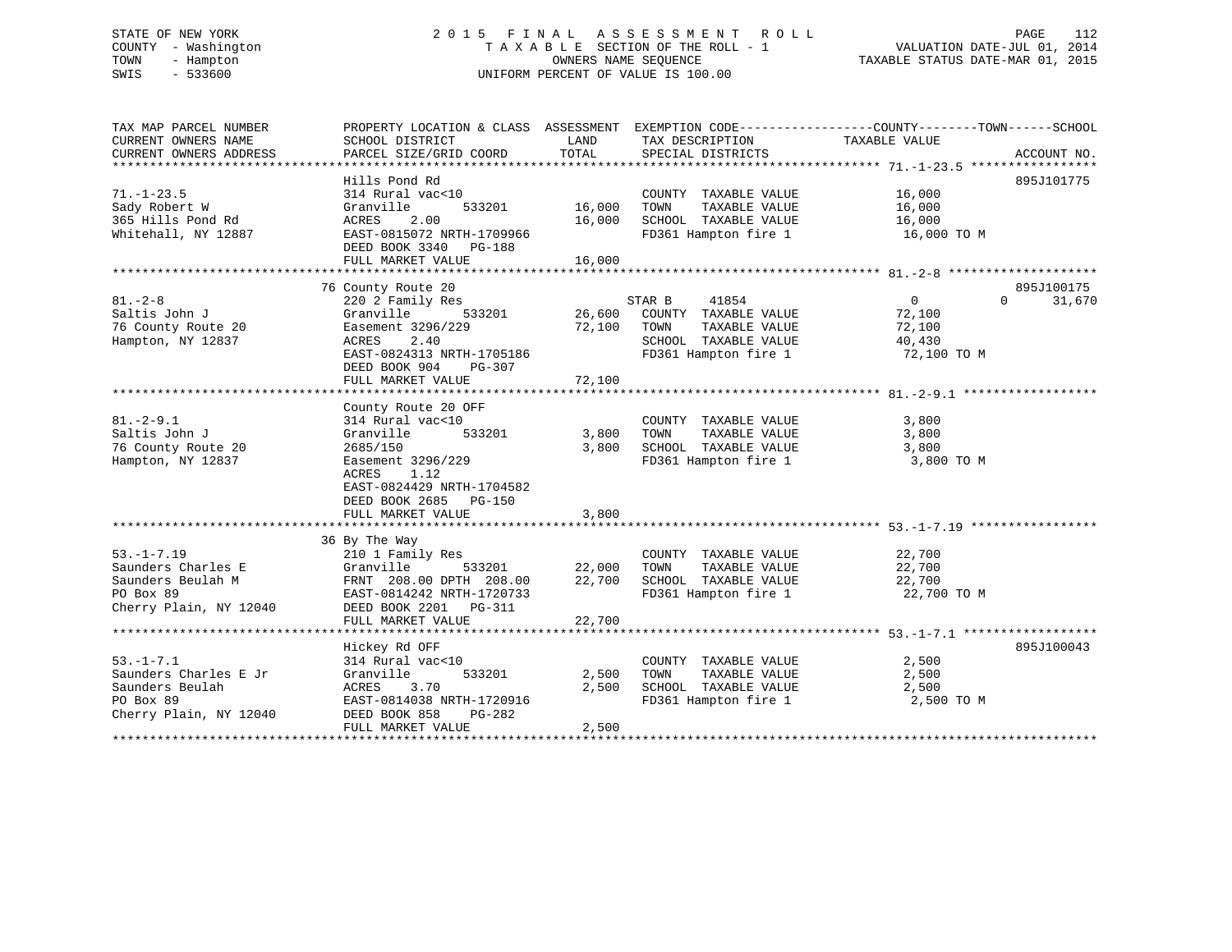STATE OF NEW YORK
COUNTY - Washington
TOWN - Hampton
SWIS - 533600

2015 FINAL ASSESSMENT ROLL
TAXABLE SECTION OF THE ROLL - 1
OWNERS NAME SEQUENCE
UNIFORM PERCENT OF VALUE IS 100.00

VALUATION DATE-JUL 01, 2014
TAXABLE STATUS DATE-MAR 01, 2015

```
TAX MAP PARCEL NUMBER          PROPERTY LOCATION & CLASS  ASSESSMENT  EXEMPTION CODE------------------COUNTY--------TOWN------SCHOOL
CURRENT OWNERS NAME            SCHOOL DISTRICT               LAND      TAX DESCRIPTION            TAXABLE VALUE
CURRENT OWNERS ADDRESS         PARCEL SIZE/GRID COORD        TOTAL     SPECIAL DISTRICTS                                 ACCOUNT NO.
******************************************************************************************************* 71.-1-23.5 *****************
                               Hills Pond Rd                                                                          895J101775
71.-1-23.5                     314 Rural vac<10                        COUNTY  TAXABLE VALUE            16,000
Sady Robert W                  Granville        533201      16,000     TOWN    TAXABLE VALUE            16,000
365 Hills Pond Rd              ACRES    2.00                16,000     SCHOOL  TAXABLE VALUE            16,000
Whitehall, NY 12887            EAST-0815072 NRTH-1709966               FD361 Hampton fire 1              16,000 TO M
                               DEED BOOK 3340   PG-188
                               FULL MARKET VALUE            16,000
******************************************************************************************************* 81.-2-8 ********************
                               76 County Route 20                                                                     895J100175
81.-2-8                        220 2 Family Res                        STAR B      41854                 0           0      31,670
Saltis John J                  Granville        533201      26,600     COUNTY  TAXABLE VALUE            72,100
76 County Route 20             Easement 3296/229            72,100     TOWN    TAXABLE VALUE            72,100
Hampton, NY 12837              ACRES    2.40                           SCHOOL  TAXABLE VALUE            40,430
                               EAST-0824313 NRTH-1705186               FD361 Hampton fire 1              72,100 TO M
                               DEED BOOK 904    PG-307
                               FULL MARKET VALUE            72,100
******************************************************************************************************* 81.-2-9.1 ******************
                               County Route 20 OFF
81.-2-9.1                      314 Rural vac<10                        COUNTY  TAXABLE VALUE             3,800
Saltis John J                  Granville        533201       3,800     TOWN    TAXABLE VALUE             3,800
76 County Route 20             2685/150                      3,800     SCHOOL  TAXABLE VALUE             3,800
Hampton, NY 12837              Easement 3296/229                       FD361 Hampton fire 1               3,800 TO M
                               ACRES    1.12
                               EAST-0824429 NRTH-1704582
                               DEED BOOK 2685   PG-150
                               FULL MARKET VALUE             3,800
******************************************************************************************************* 53.-1-7.19 *****************
                               36 By The Way
53.-1-7.19                     210 1 Family Res                        COUNTY  TAXABLE VALUE            22,700
Saunders Charles E             Granville        533201      22,000     TOWN    TAXABLE VALUE            22,700
Saunders Beulah M              FRNT 208.00 DPTH 208.00      22,700     SCHOOL  TAXABLE VALUE            22,700
PO Box 89                      EAST-0814242 NRTH-1720733               FD361 Hampton fire 1              22,700 TO M
Cherry Plain, NY 12040         DEED BOOK 2201   PG-311
                               FULL MARKET VALUE            22,700
******************************************************************************************************* 53.-1-7.1 ******************
                               Hickey Rd OFF                                                                          895J100043
53.-1-7.1                      314 Rural vac<10                        COUNTY  TAXABLE VALUE             2,500
Saunders Charles E Jr          Granville        533201       2,500     TOWN    TAXABLE VALUE             2,500
Saunders Beulah                ACRES    3.70                 2,500     SCHOOL  TAXABLE VALUE             2,500
PO Box 89                      EAST-0814038 NRTH-1720916               FD361 Hampton fire 1               2,500 TO M
Cherry Plain, NY 12040         DEED BOOK 858    PG-282
                               FULL MARKET VALUE             2,500
************************************************************************************************************************************
```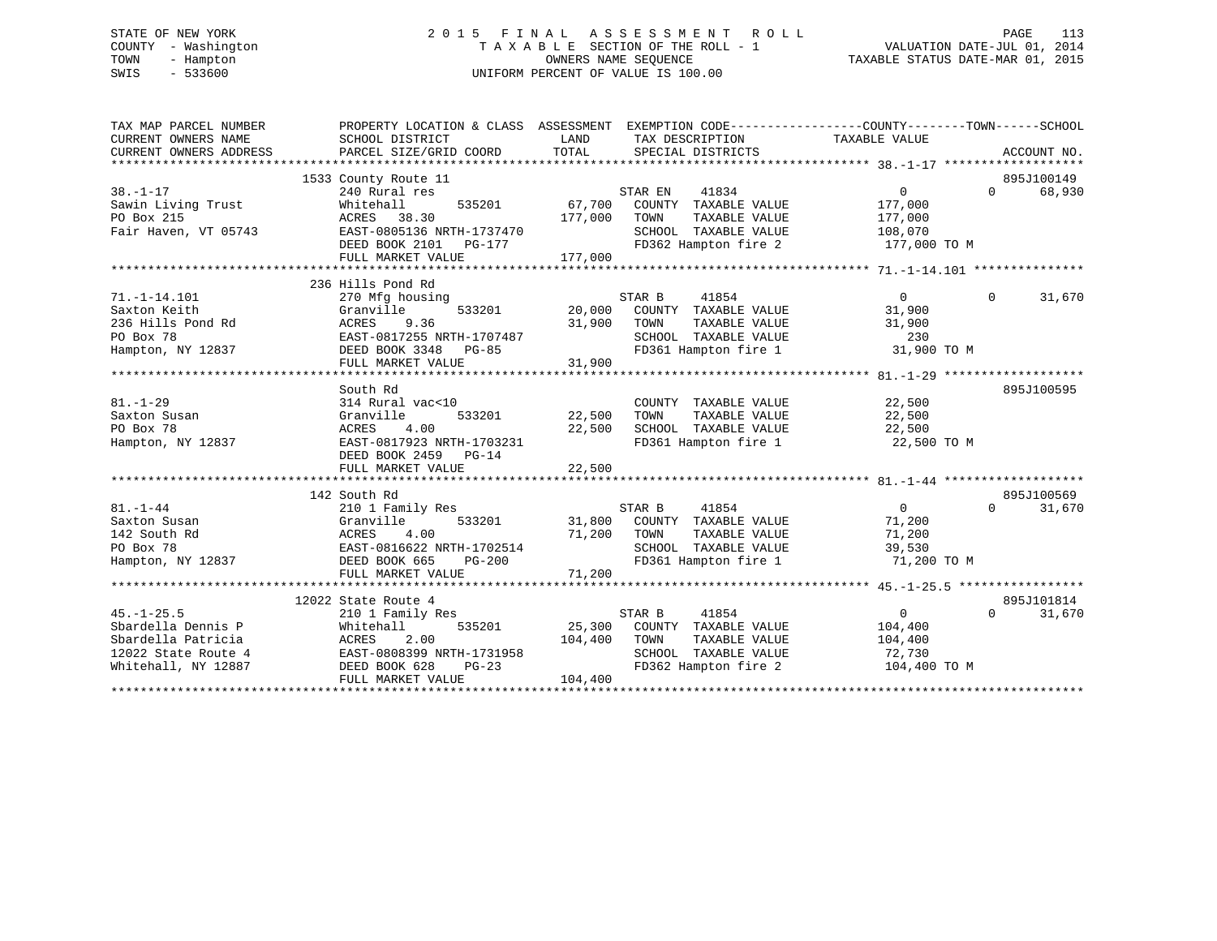STATE OF NEW YORK
COUNTY - Washington
TOWN - Hampton
SWIS - 533600

# 2015 FINAL ASSESSMENT ROLL
TAXABLE SECTION OF THE ROLL - 1
OWNERS NAME SEQUENCE
UNIFORM PERCENT OF VALUE IS 100.00

VALUATION DATE-JUL 01, 2014
TAXABLE STATUS DATE-MAR 01, 2015

```
TAX MAP PARCEL NUMBER          PROPERTY LOCATION & CLASS  ASSESSMENT  EXEMPTION CODE------------------COUNTY--------TOWN------SCHOOL
CURRENT OWNERS NAME            SCHOOL DISTRICT               LAND      TAX DESCRIPTION            TAXABLE VALUE
CURRENT OWNERS ADDRESS         PARCEL SIZE/GRID COORD        TOTAL     SPECIAL DISTRICTS                                   ACCOUNT NO.
******************************************************************************************************* 38.-1-17 *******************
                          1533 County Route 11                                                                           895J100149
38.-1-17                     240 Rural res                          STAR EN    41834            0              0       68,930
Sawin Living Trust           Whitehall      535201      67,700   COUNTY  TAXABLE VALUE       177,000
PO Box 215                   ACRES   38.30             177,000   TOWN    TAXABLE VALUE       177,000
Fair Haven, VT 05743         EAST-0805136 NRTH-1737470           SCHOOL  TAXABLE VALUE       108,070
                             DEED BOOK 2101   PG-177             FD362 Hampton fire 2          177,000 TO M
                             FULL MARKET VALUE         177,000
******************************************************************************************************* 71.-1-14.101 ***************
                          236 Hills Pond Rd
71.-1-14.101                 270 Mfg housing                        STAR B     41854            0              0       31,670
Saxton Keith                 Granville      533201      20,000   COUNTY  TAXABLE VALUE        31,900
236 Hills Pond Rd            ACRES    9.36              31,900   TOWN    TAXABLE VALUE        31,900
PO Box 78                    EAST-0817255 NRTH-1707487           SCHOOL  TAXABLE VALUE           230
Hampton, NY 12837            DEED BOOK 3348   PG-85              FD361 Hampton fire 1           31,900 TO M
                             FULL MARKET VALUE          31,900
******************************************************************************************************* 81.-1-29 *******************
                             South Rd                                                                                    895J100595
81.-1-29                     314 Rural vac<10                       COUNTY  TAXABLE VALUE        22,500
Saxton Susan                 Granville      533201      22,500   TOWN    TAXABLE VALUE        22,500
PO Box 78                    ACRES    4.00              22,500   SCHOOL  TAXABLE VALUE        22,500
Hampton, NY 12837            EAST-0817923 NRTH-1703231           FD361 Hampton fire 1           22,500 TO M
                             DEED BOOK 2459   PG-14
                             FULL MARKET VALUE          22,500
******************************************************************************************************* 81.-1-44 *******************
                          142 South Rd                                                                                   895J100569
81.-1-44                     210 1 Family Res                       STAR B     41854            0              0       31,670
Saxton Susan                 Granville      533201      31,800   COUNTY  TAXABLE VALUE        71,200
142 South Rd                 ACRES    4.00              71,200   TOWN    TAXABLE VALUE        71,200
PO Box 78                    EAST-0816622 NRTH-1702514           SCHOOL  TAXABLE VALUE        39,530
Hampton, NY 12837            DEED BOOK 665    PG-200             FD361 Hampton fire 1           71,200 TO M
                             FULL MARKET VALUE          71,200
******************************************************************************************************* 45.-1-25.5 *****************
                        12022 State Route 4                                                                              895J101814
45.-1-25.5                   210 1 Family Res                       STAR B     41854            0              0       31,670
Sbardella Dennis P           Whitehall      535201      25,300   COUNTY  TAXABLE VALUE       104,400
Sbardella Patricia           ACRES    2.00             104,400   TOWN    TAXABLE VALUE       104,400
12022 State Route 4          EAST-0808399 NRTH-1731958           SCHOOL  TAXABLE VALUE        72,730
Whitehall, NY 12887          DEED BOOK 628    PG-23              FD362 Hampton fire 2          104,400 TO M
                             FULL MARKET VALUE         104,400
************************************************************************************************************************************
```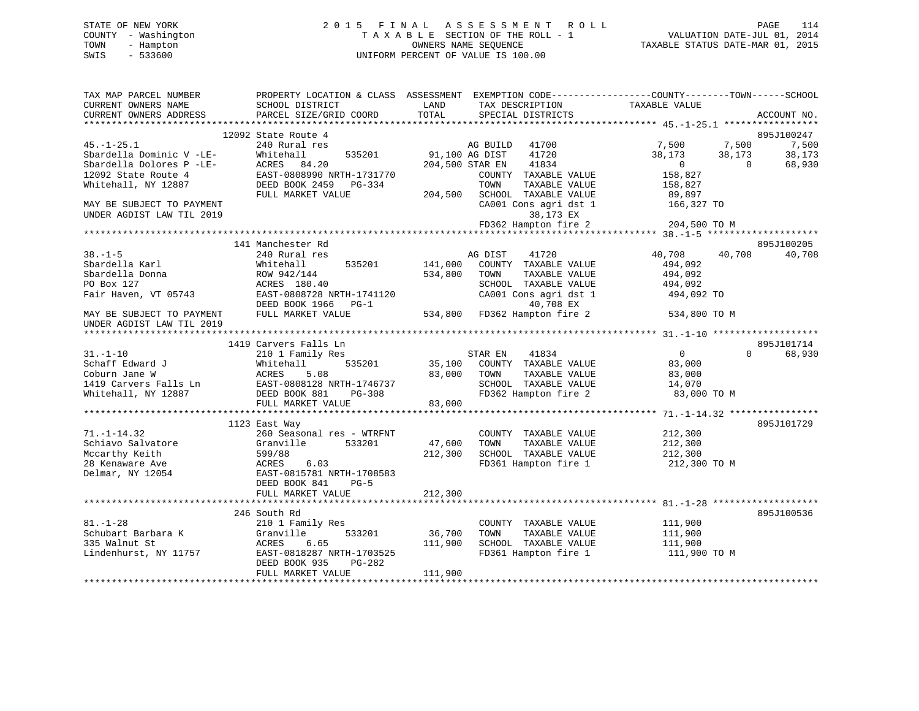STATE OF NEW YORK
COUNTY - Washington
TOWN - Hampton
SWIS - 533600

# 2015 FINAL ASSESSMENT ROLL
TAXABLE SECTION OF THE ROLL - 1
OWNERS NAME SEQUENCE
UNIFORM PERCENT OF VALUE IS 100.00

VALUATION DATE-JUL 01, 2014
TAXABLE STATUS DATE-MAR 01, 2015

```
TAX MAP PARCEL NUMBER          PROPERTY LOCATION & CLASS  ASSESSMENT  EXEMPTION CODE-----------------COUNTY--------TOWN------SCHOOL
CURRENT OWNERS NAME            SCHOOL DISTRICT              LAND      TAX DESCRIPTION             TAXABLE VALUE
CURRENT OWNERS ADDRESS         PARCEL SIZE/GRID COORD       TOTAL     SPECIAL DISTRICTS                                          ACCOUNT NO.
****************************************************************************************************** 45.-1-25.1 *****************
                          12092 State Route 4                                                                              895J100247
45.-1-25.1                     240 Rural res                          AG BUILD   41700           7,500       7,500       7,500
Sbardella Dominic V -LE-       Whitehall        535201      91,100 AG DIST    41720          38,173      38,173      38,173
Sbardella Dolores P -LE-       ACRES  84.20                204,500 STAR EN    41834               0           0      68,930
12092 State Route 4            EAST-0808990 NRTH-1731770              COUNTY  TAXABLE VALUE         158,827
Whitehall, NY 12887            DEED BOOK 2459   PG-334                TOWN    TAXABLE VALUE         158,827
                               FULL MARKET VALUE           204,500    SCHOOL  TAXABLE VALUE          89,897
MAY BE SUBJECT TO PAYMENT                                             CA001 Cons agri dst 1          166,327 TO
UNDER AGDIST LAW TIL 2019                                                   38,173 EX
                                                                      FD362 Hampton fire 2           204,500 TO M
****************************************************************************************************** 38.-1-5 ********************
                          141 Manchester Rd                                                                                895J100205
38.-1-5                        240 Rural res                          AG DIST    41720           40,708      40,708      40,708
Sbardella Karl                 Whitehall        535201     141,000    COUNTY  TAXABLE VALUE         494,092
Sbardella Donna                ROW 942/144                 534,800    TOWN    TAXABLE VALUE         494,092
PO Box 127                     ACRES 180.40                           SCHOOL  TAXABLE VALUE         494,092
Fair Haven, VT 05743           EAST-0808728 NRTH-1741120              CA001 Cons agri dst 1          494,092 TO
                               DEED BOOK 1966   PG-1                        40,708 EX
MAY BE SUBJECT TO PAYMENT      FULL MARKET VALUE           534,800    FD362 Hampton fire 2           534,800 TO M
UNDER AGDIST LAW TIL 2019
****************************************************************************************************** 31.-1-10 *******************
                          1419 Carvers Falls Ln                                                                            895J101714
31.-1-10                       210 1 Family Res                       STAR EN    41834                0           0      68,930
Schaff Edward J                Whitehall        535201      35,100    COUNTY  TAXABLE VALUE          83,000
Coburn Jane W                  ACRES    5.08                83,000    TOWN    TAXABLE VALUE          83,000
1419 Carvers Falls Ln          EAST-0808128 NRTH-1746737              SCHOOL  TAXABLE VALUE          14,070
Whitehall, NY 12887            DEED BOOK 881    PG-308                FD362 Hampton fire 2            83,000 TO M
                               FULL MARKET VALUE            83,000
****************************************************************************************************** 71.-1-14.32 ****************
                          1123 East Way                                                                                    895J101729
71.-1-14.32                    260 Seasonal res - WTRFNT              COUNTY  TAXABLE VALUE         212,300
Schiavo Salvatore              Granville        533201      47,600    TOWN    TAXABLE VALUE         212,300
Mccarthy Keith                 599/88                      212,300    SCHOOL  TAXABLE VALUE         212,300
28 Kenaware Ave                ACRES    6.03                          FD361 Hampton fire 1           212,300 TO M
Delmar, NY 12054               EAST-0815781 NRTH-1708583
                               DEED BOOK 841    PG-5
                               FULL MARKET VALUE           212,300
****************************************************************************************************** 81.-1-28 *******************
                          246 South Rd                                                                                     895J100536
81.-1-28                       210 1 Family Res                       COUNTY  TAXABLE VALUE         111,900
Schubart Barbara K             Granville        533201      36,700    TOWN    TAXABLE VALUE         111,900
335 Walnut St                  ACRES    6.65               111,900    SCHOOL  TAXABLE VALUE         111,900
Lindenhurst, NY 11757          EAST-0818287 NRTH-1703525              FD361 Hampton fire 1           111,900 TO M
                               DEED BOOK 935    PG-282
                               FULL MARKET VALUE           111,900
************************************************************************************************************************************
```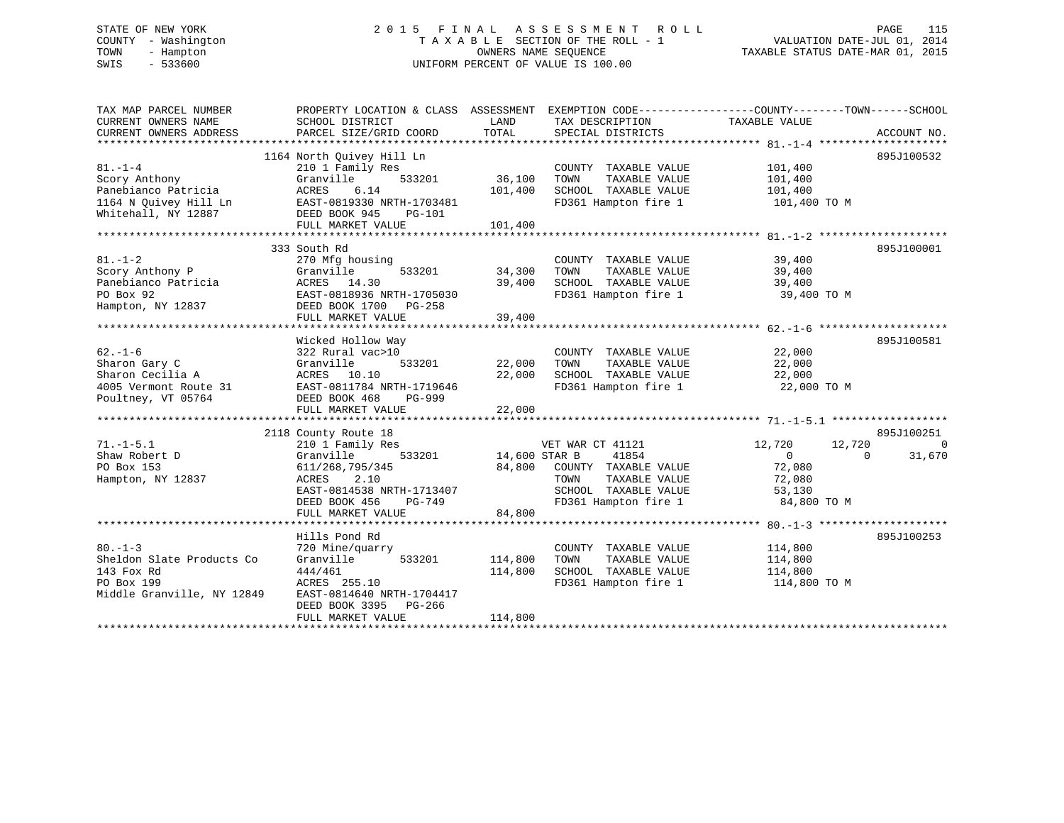STATE OF NEW YORK
COUNTY - Washington
TOWN - Hampton
SWIS - 533600

# 2015 FINAL ASSESSMENT ROLL
TAXABLE SECTION OF THE ROLL - 1
OWNERS NAME SEQUENCE
UNIFORM PERCENT OF VALUE IS 100.00

VALUATION DATE-JUL 01, 2014
TAXABLE STATUS DATE-MAR 01, 2015

| TAX MAP PARCEL NUMBER / CURRENT OWNERS NAME / CURRENT OWNERS ADDRESS | PROPERTY LOCATION & CLASS / SCHOOL DISTRICT / PARCEL SIZE/GRID COORD | ASSESSMENT LAND | TOTAL | EXEMPTION CODE / TAX DESCRIPTION / SPECIAL DISTRICTS | COUNTY TAXABLE VALUE | TOWN | SCHOOL | ACCOUNT NO. |
|---|---|---|---|---|---|---|---|---|
| 81.-1-4 | 1164 North Quivey Hill Ln | | | | | | | 895J100532 |
| Scory Anthony | 210 1 Family Res | | | COUNTY TAXABLE VALUE | 101,400 | | | |
| Panebianco Patricia | Granville 533201 | 36,100 | | TOWN TAXABLE VALUE | 101,400 | | | |
| 1164 N Quivey Hill Ln | ACRES 6.14 | | 101,400 | SCHOOL TAXABLE VALUE | 101,400 | | | |
| Whitehall, NY 12887 | EAST-0819330 NRTH-1703481 | | | FD361 Hampton fire 1 | 101,400 TO M | | | |
| | DEED BOOK 945 PG-101 | | | | | | | |
| | FULL MARKET VALUE | | 101,400 | | | | | |
| 81.-1-2 | 333 South Rd | | | | | | | 895J100001 |
| Scory Anthony P | 270 Mfg housing | | | COUNTY TAXABLE VALUE | 39,400 | | | |
| Panebianco Patricia | Granville 533201 | 34,300 | | TOWN TAXABLE VALUE | 39,400 | | | |
| PO Box 92 | ACRES 14.30 | | 39,400 | SCHOOL TAXABLE VALUE | 39,400 | | | |
| Hampton, NY 12837 | EAST-0818936 NRTH-1705030 | | | FD361 Hampton fire 1 | 39,400 TO M | | | |
| | DEED BOOK 1700 PG-258 | | | | | | | |
| | FULL MARKET VALUE | | 39,400 | | | | | |
| 62.-1-6 | Wicked Hollow Way | | | | | | | 895J100581 |
| Sharon Gary C | 322 Rural vac>10 | | | COUNTY TAXABLE VALUE | 22,000 | | | |
| Sharon Cecilia A | Granville 533201 | 22,000 | | TOWN TAXABLE VALUE | 22,000 | | | |
| 4005 Vermont Route 31 | ACRES 10.10 | | 22,000 | SCHOOL TAXABLE VALUE | 22,000 | | | |
| Poultney, VT 05764 | EAST-0811784 NRTH-1719646 | | | FD361 Hampton fire 1 | 22,000 TO M | | | |
| | DEED BOOK 468 PG-999 | | | | | | | |
| | FULL MARKET VALUE | | 22,000 | | | | | |
| 71.-1-5.1 | 2118 County Route 18 | | | | | | | 895J100251 |
| Shaw Robert D | 210 1 Family Res | | | VET WAR CT 41121 | 12,720 | 12,720 | 0 | |
| PO Box 153 | Granville 533201 | 14,600 | | STAR B 41854 | 0 | 0 | 31,670 | |
| Hampton, NY 12837 | 611/268,795/345 | | 84,800 | COUNTY TAXABLE VALUE | 72,080 | | | |
| | ACRES 2.10 | | | TOWN TAXABLE VALUE | 72,080 | | | |
| | EAST-0814538 NRTH-1713407 | | | SCHOOL TAXABLE VALUE | 53,130 | | | |
| | DEED BOOK 456 PG-749 | | | FD361 Hampton fire 1 | 84,800 TO M | | | |
| | FULL MARKET VALUE | | 84,800 | | | | | |
| 80.-1-3 | Hills Pond Rd | | | | | | | 895J100253 |
| Sheldon Slate Products Co | 720 Mine/quarry | | | COUNTY TAXABLE VALUE | 114,800 | | | |
| 143 Fox Rd | Granville 533201 | 114,800 | | TOWN TAXABLE VALUE | 114,800 | | | |
| PO Box 199 | 444/461 | | 114,800 | SCHOOL TAXABLE VALUE | 114,800 | | | |
| Middle Granville, NY 12849 | ACRES 255.10 | | | FD361 Hampton fire 1 | 114,800 TO M | | | |
| | EAST-0814640 NRTH-1704417 | | | | | | | |
| | DEED BOOK 3395 PG-266 | | | | | | | |
| | FULL MARKET VALUE | | 114,800 | | | | | |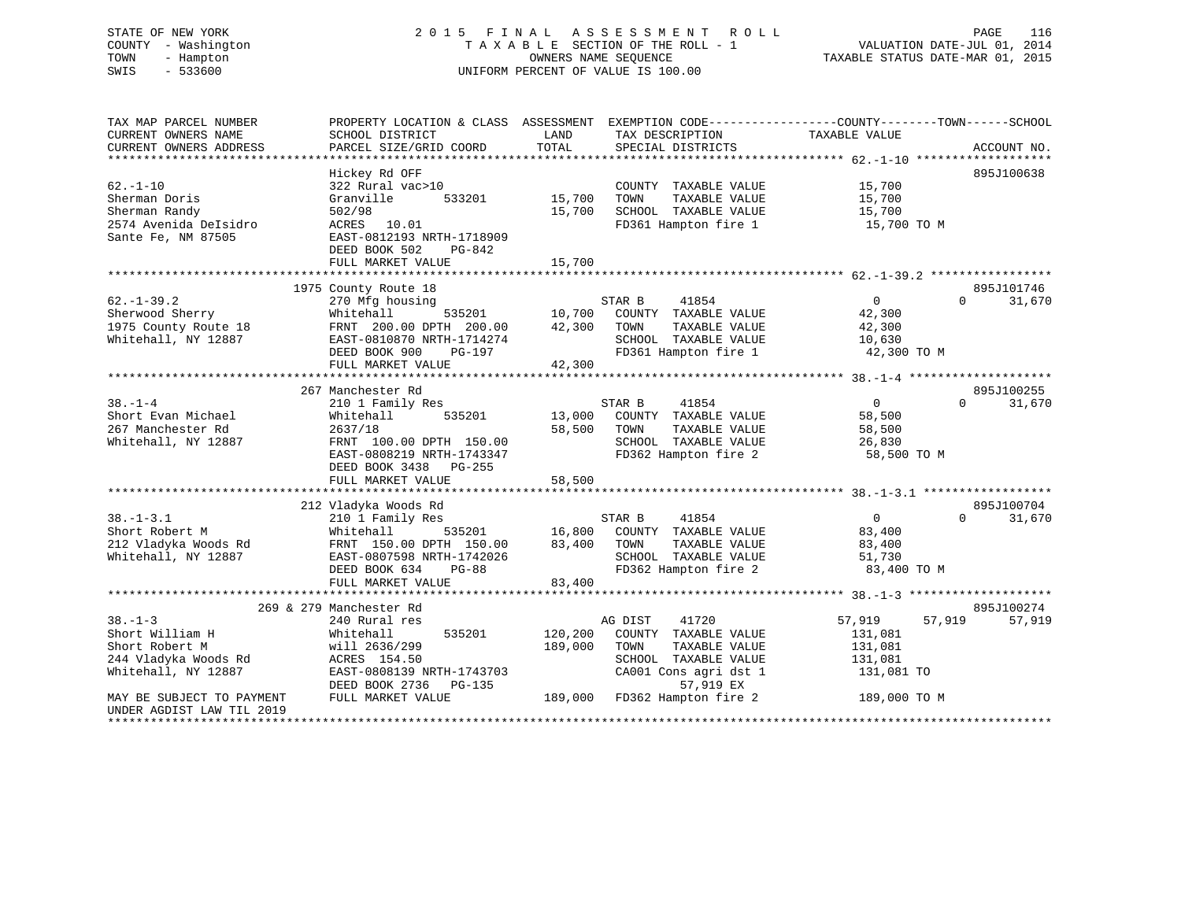STATE OF NEW YORK
COUNTY - Washington
TOWN - Hampton
SWIS - 533600

2015 FINAL ASSESSMENT ROLL
TAXABLE SECTION OF THE ROLL - 1
OWNERS NAME SEQUENCE
UNIFORM PERCENT OF VALUE IS 100.00

VALUATION DATE-JUL 01, 2014
TAXABLE STATUS DATE-MAR 01, 2015

```
TAX MAP PARCEL NUMBER          PROPERTY LOCATION & CLASS  ASSESSMENT  EXEMPTION CODE------------------COUNTY--------TOWN------SCHOOL
CURRENT OWNERS NAME            SCHOOL DISTRICT              LAND      TAX DESCRIPTION             TAXABLE VALUE
CURRENT OWNERS ADDRESS         PARCEL SIZE/GRID COORD       TOTAL     SPECIAL DISTRICTS                                       ACCOUNT NO.
******************************************************************************************************* 62.-1-10 *******************
                               Hickey Rd OFF                                                                                 895J100638
62.-1-10                       322 Rural vac>10                       COUNTY  TAXABLE VALUE          15,700
Sherman Doris                  Granville        533201     15,700     TOWN    TAXABLE VALUE          15,700
Sherman Randy                  502/98                      15,700     SCHOOL  TAXABLE VALUE          15,700
2574 Avenida DeIsidro          ACRES   10.01                          FD361 Hampton fire 1            15,700 TO M
Sante Fe, NM 87505             EAST-0812193 NRTH-1718909
                               DEED BOOK 502     PG-842
                               FULL MARKET VALUE           15,700
******************************************************************************************************* 62.-1-39.2 *****************
                        1975 County Route 18                                                                                 895J101746
62.-1-39.2                     270 Mfg housing                        STAR B      41854                  0          0      31,670
Sherwood Sherry                Whitehall        535201     10,700     COUNTY  TAXABLE VALUE          42,300
1975 County Route 18           FRNT 200.00 DPTH 200.00     42,300     TOWN    TAXABLE VALUE          42,300
Whitehall, NY 12887            EAST-0810870 NRTH-1714274              SCHOOL  TAXABLE VALUE          10,630
                               DEED BOOK 900     PG-197               FD361 Hampton fire 1            42,300 TO M
                               FULL MARKET VALUE           42,300
******************************************************************************************************* 38.-1-4 ********************
                        267 Manchester Rd                                                                                    895J100255
38.-1-4                        210 1 Family Res                       STAR B      41854                  0          0      31,670
Short Evan Michael             Whitehall        535201     13,000     COUNTY  TAXABLE VALUE          58,500
267 Manchester Rd              2637/18                     58,500     TOWN    TAXABLE VALUE          58,500
Whitehall, NY 12887            FRNT 100.00 DPTH 150.00                SCHOOL  TAXABLE VALUE          26,830
                               EAST-0808219 NRTH-1743347              FD362 Hampton fire 2            58,500 TO M
                               DEED BOOK 3438    PG-255
                               FULL MARKET VALUE           58,500
******************************************************************************************************* 38.-1-3.1 ******************
                        212 Vladyka Woods Rd                                                                                 895J100704
38.-1-3.1                      210 1 Family Res                       STAR B      41854                  0          0      31,670
Short Robert M                 Whitehall        535201     16,800     COUNTY  TAXABLE VALUE          83,400
212 Vladyka Woods Rd           FRNT 150.00 DPTH 150.00     83,400     TOWN    TAXABLE VALUE          83,400
Whitehall, NY 12887            EAST-0807598 NRTH-1742026              SCHOOL  TAXABLE VALUE          51,730
                               DEED BOOK 634     PG-88                FD362 Hampton fire 2            83,400 TO M
                               FULL MARKET VALUE           83,400
******************************************************************************************************* 38.-1-3 ********************
                    269 & 279 Manchester Rd                                                                                  895J100274
38.-1-3                        240 Rural res                          AG DIST     41720             57,919     57,919      57,919
Short William H                Whitehall        535201    120,200     COUNTY  TAXABLE VALUE         131,081
Short Robert M                 will 2636/299              189,000     TOWN    TAXABLE VALUE         131,081
244 Vladyka Woods Rd           ACRES  154.50                          SCHOOL  TAXABLE VALUE         131,081
Whitehall, NY 12887            EAST-0808139 NRTH-1743703              CA001 Cons agri dst 1          131,081 TO
                               DEED BOOK 2736    PG-135                    57,919 EX
MAY BE SUBJECT TO PAYMENT      FULL MARKET VALUE          189,000     FD362 Hampton fire 2           189,000 TO M
UNDER AGDIST LAW TIL 2019
************************************************************************************************************************************
```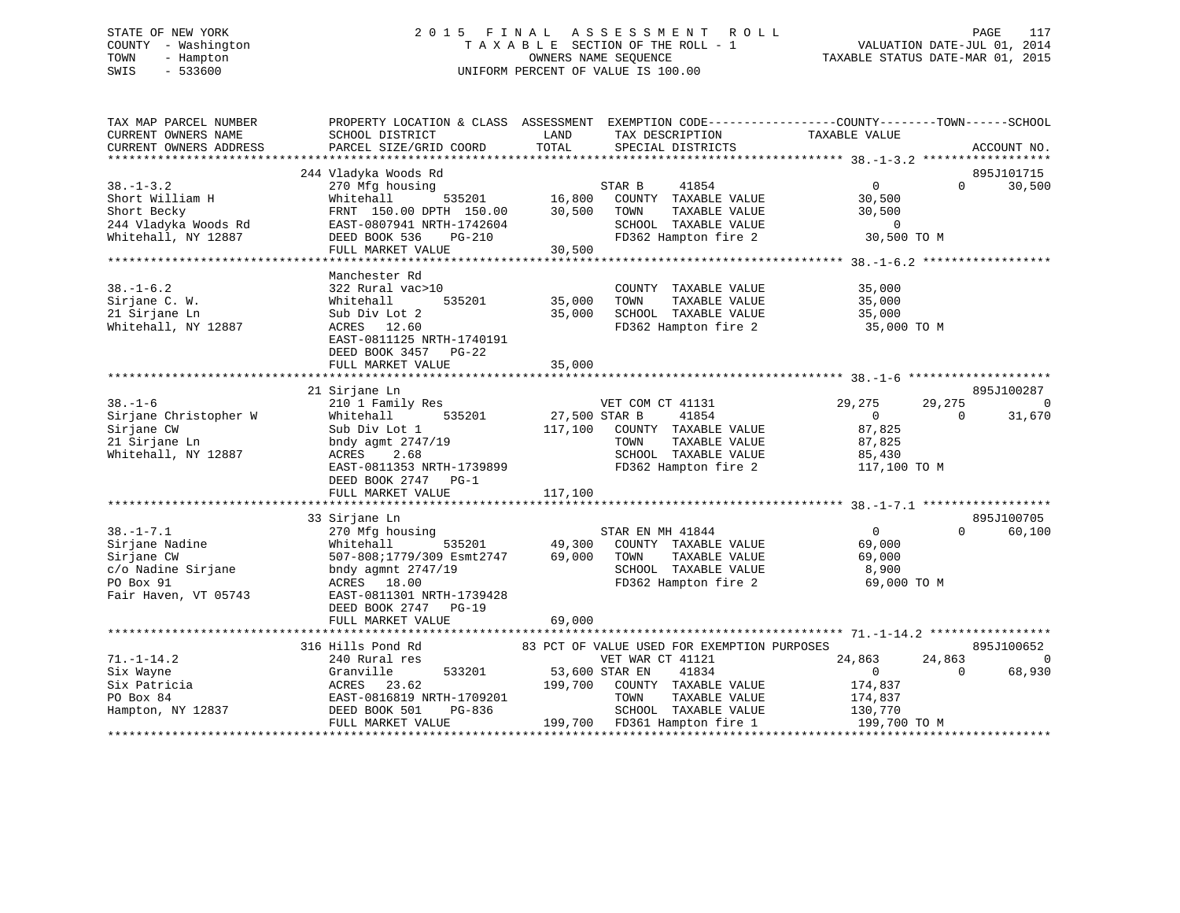STATE OF NEW YORK
COUNTY - Washington
TOWN - Hampton
SWIS - 533600

2015 FINAL ASSESSMENT ROLL
TAXABLE SECTION OF THE ROLL - 1
OWNERS NAME SEQUENCE
UNIFORM PERCENT OF VALUE IS 100.00

VALUATION DATE-JUL 01, 2014
TAXABLE STATUS DATE-MAR 01, 2015

```
TAX MAP PARCEL NUMBER          PROPERTY LOCATION & CLASS  ASSESSMENT  EXEMPTION CODE------------------COUNTY--------TOWN------SCHOOL
CURRENT OWNERS NAME            SCHOOL DISTRICT              LAND       TAX DESCRIPTION            TAXABLE VALUE
CURRENT OWNERS ADDRESS         PARCEL SIZE/GRID COORD       TOTAL      SPECIAL DISTRICTS                                       ACCOUNT NO.
******************************************************************************************************* 38.-1-3.2 ******************
                    244 Vladyka Woods Rd                                                                                  895J101715
38.-1-3.2                      270 Mfg housing                   STAR B     41854                   0            0       30,500
Short William H                Whitehall      535201    16,800   COUNTY  TAXABLE VALUE          30,500
Short Becky                    FRNT 150.00 DPTH 150.00  30,500   TOWN    TAXABLE VALUE          30,500
244 Vladyka Woods Rd           EAST-0807941 NRTH-1742604         SCHOOL  TAXABLE VALUE               0
Whitehall, NY 12887            DEED BOOK 536    PG-210           FD362 Hampton fire 2            30,500 TO M
                               FULL MARKET VALUE        30,500
******************************************************************************************************* 38.-1-6.2 ******************
                    Manchester Rd
38.-1-6.2                      322 Rural vac>10                  COUNTY  TAXABLE VALUE          35,000
Sirjane C. W.                  Whitehall      535201    35,000   TOWN    TAXABLE VALUE          35,000
21 Sirjane Ln                  Sub Div Lot 2            35,000   SCHOOL  TAXABLE VALUE          35,000
Whitehall, NY 12887            ACRES  12.60                      FD362 Hampton fire 2            35,000 TO M
                               EAST-0811125 NRTH-1740191
                               DEED BOOK 3457   PG-22
                               FULL MARKET VALUE        35,000
******************************************************************************************************* 38.-1-6 ********************
                    21 Sirjane Ln                                                                                         895J100287
38.-1-6                        210 1 Family Res                  VET COM CT 41131           29,275       29,275            0
Sirjane Christopher W          Whitehall      535201    27,500 STAR B     41854                   0            0       31,670
Sirjane CW                     Sub Div Lot 1           117,100   COUNTY  TAXABLE VALUE          87,825
21 Sirjane Ln                  bndy agmt 2747/19                 TOWN    TAXABLE VALUE          87,825
Whitehall, NY 12887            ACRES   2.68                      SCHOOL  TAXABLE VALUE          85,430
                               EAST-0811353 NRTH-1739899         FD362 Hampton fire 2           117,100 TO M
                               DEED BOOK 2747   PG-1
                               FULL MARKET VALUE       117,100
******************************************************************************************************* 38.-1-7.1 ******************
                    33 Sirjane Ln                                                                                         895J100705
38.-1-7.1                      270 Mfg housing                   STAR EN MH 41844                   0            0       60,100
Sirjane Nadine                 Whitehall      535201    49,300   COUNTY  TAXABLE VALUE          69,000
Sirjane CW                     507-808;1779/309 Esmt2747 69,000  TOWN    TAXABLE VALUE          69,000
c/o Nadine Sirjane             bndy agmnt 2747/19                SCHOOL  TAXABLE VALUE           8,900
PO Box 91                      ACRES  18.00                      FD362 Hampton fire 2            69,000 TO M
Fair Haven, VT 05743           EAST-0811301 NRTH-1739428
                               DEED BOOK 2747   PG-19
                               FULL MARKET VALUE        69,000
******************************************************************************************************* 71.-1-14.2 *****************
                    316 Hills Pond Rd              83 PCT OF VALUE USED FOR EXEMPTION PURPOSES                            895J100652
71.-1-14.2                     240 Rural res                     VET WAR CT 41121           24,863       24,863            0
Six Wayne                      Granville      533201    53,600 STAR EN    41834                   0            0       68,930
Six Patricia                   ACRES  23.62            199,700   COUNTY  TAXABLE VALUE         174,837
PO Box 84                      EAST-0816819 NRTH-1709201         TOWN    TAXABLE VALUE         174,837
Hampton, NY 12837              DEED BOOK 501    PG-836           SCHOOL  TAXABLE VALUE         130,770
                               FULL MARKET VALUE       199,700   FD361 Hampton fire 1           199,700 TO M
************************************************************************************************************************************
```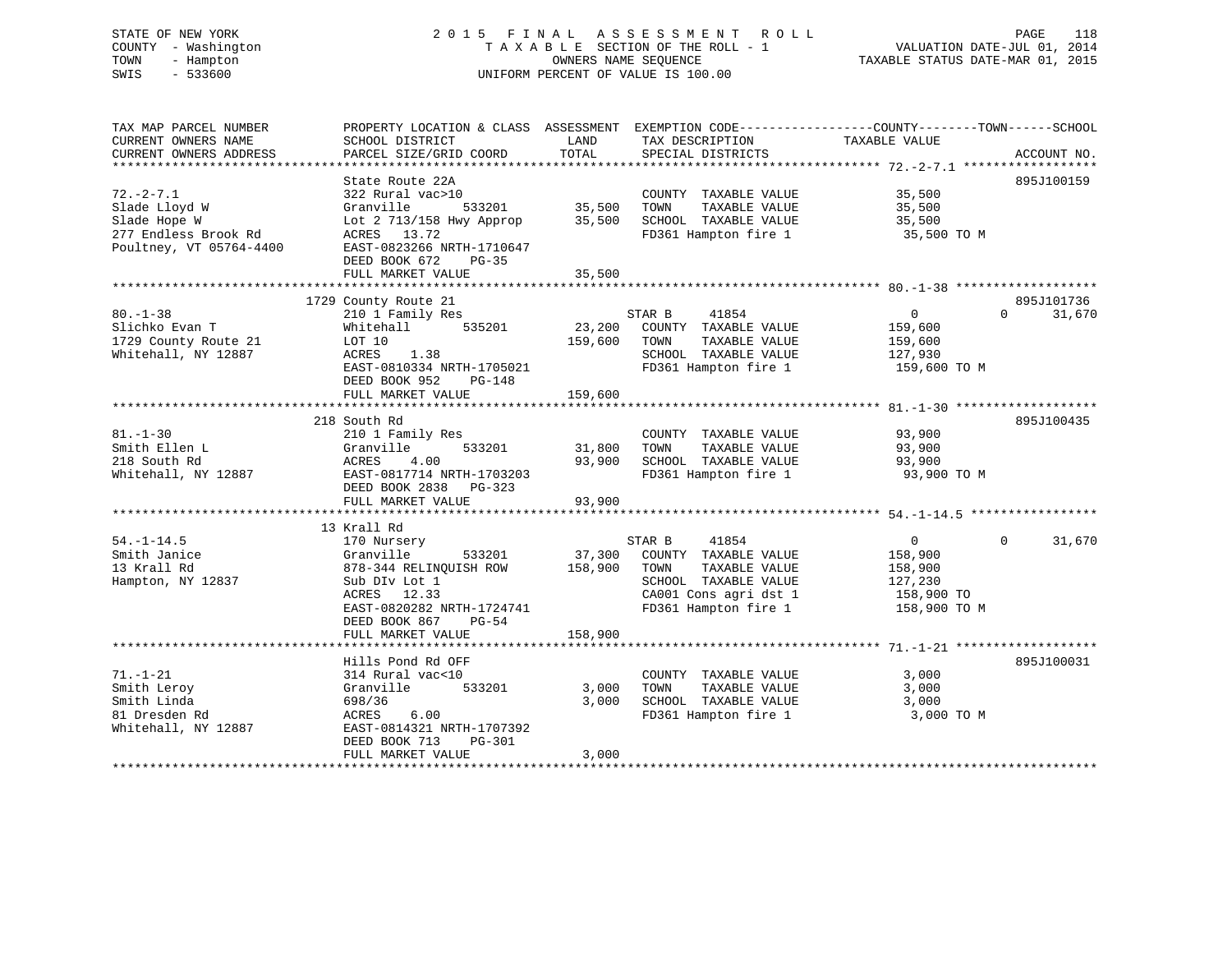STATE OF NEW YORK
COUNTY - Washington
TOWN - Hampton
SWIS - 533600

2015 FINAL ASSESSMENT ROLL
TAXABLE SECTION OF THE ROLL - 1
OWNERS NAME SEQUENCE
UNIFORM PERCENT OF VALUE IS 100.00

VALUATION DATE-JUL 01, 2014
TAXABLE STATUS DATE-MAR 01, 2015

```
TAX MAP PARCEL NUMBER          PROPERTY LOCATION & CLASS  ASSESSMENT  EXEMPTION CODE-----------------COUNTY--------TOWN------SCHOOL
CURRENT OWNERS NAME            SCHOOL DISTRICT               LAND      TAX DESCRIPTION            TAXABLE VALUE
CURRENT OWNERS ADDRESS         PARCEL SIZE/GRID COORD        TOTAL     SPECIAL DISTRICTS                                      ACCOUNT NO.
******************************************************************************************************** 72.-2-7.1 ******************
                               State Route 22A                                                                            895J100159
72.-2-7.1                      322 Rural vac>10                         COUNTY  TAXABLE VALUE           35,500
Slade Lloyd W                  Granville      533201        35,500      TOWN    TAXABLE VALUE           35,500
Slade Hope W                   Lot 2 713/158 Hwy Approp     35,500      SCHOOL  TAXABLE VALUE           35,500
277 Endless Brook Rd           ACRES   13.72                            FD361 Hampton fire 1             35,500 TO M
Poultney, VT 05764-4400        EAST-0823266 NRTH-1710647
                               DEED BOOK 672    PG-35
                               FULL MARKET VALUE            35,500
******************************************************************************************************** 80.-1-38 *******************
                          1729 County Route 21                                                                            895J101736
80.-1-38                       210 1 Family Res                    STAR B     41854                0            0       31,670
Slichko Evan T                 Whitehall      535201        23,200      COUNTY  TAXABLE VALUE          159,600
1729 County Route 21           LOT 10                      159,600      TOWN    TAXABLE VALUE          159,600
Whitehall, NY 12887            ACRES    1.38                            SCHOOL  TAXABLE VALUE          127,930
                               EAST-0810334 NRTH-1705021                FD361 Hampton fire 1            159,600 TO M
                               DEED BOOK 952    PG-148
                               FULL MARKET VALUE           159,600
******************************************************************************************************** 81.-1-30 *******************
                           218 South Rd                                                                                   895J100435
81.-1-30                       210 1 Family Res                         COUNTY  TAXABLE VALUE           93,900
Smith Ellen L                  Granville      533201        31,800      TOWN    TAXABLE VALUE           93,900
218 South Rd                   ACRES    4.00                93,900      SCHOOL  TAXABLE VALUE           93,900
Whitehall, NY 12887            EAST-0817714 NRTH-1703203                FD361 Hampton fire 1             93,900 TO M
                               DEED BOOK 2838   PG-323
                               FULL MARKET VALUE            93,900
******************************************************************************************************** 54.-1-14.5 *****************
                            13 Krall Rd
54.-1-14.5                     170 Nursery                         STAR B     41854                0            0       31,670
Smith Janice                   Granville      533201        37,300      COUNTY  TAXABLE VALUE          158,900
13 Krall Rd                    878-344 RELINQUISH ROW      158,900      TOWN    TAXABLE VALUE          158,900
Hampton, NY 12837              Sub DIv Lot 1                            SCHOOL  TAXABLE VALUE          127,230
                               ACRES   12.33                            CA001 Cons agri dst 1           158,900 TO
                               EAST-0820282 NRTH-1724741                FD361 Hampton fire 1            158,900 TO M
                               DEED BOOK 867    PG-54
                               FULL MARKET VALUE           158,900
******************************************************************************************************** 71.-1-21 *******************
                               Hills Pond Rd OFF                                                                          895J100031
71.-1-21                       314 Rural vac<10                         COUNTY  TAXABLE VALUE            3,000
Smith Leroy                    Granville      533201         3,000      TOWN    TAXABLE VALUE            3,000
Smith Linda                    698/36                        3,000      SCHOOL  TAXABLE VALUE            3,000
81 Dresden Rd                  ACRES    6.00                            FD361 Hampton fire 1              3,000 TO M
Whitehall, NY 12887            EAST-0814321 NRTH-1707392
                               DEED BOOK 713    PG-301
                               FULL MARKET VALUE             3,000
************************************************************************************************************************************
```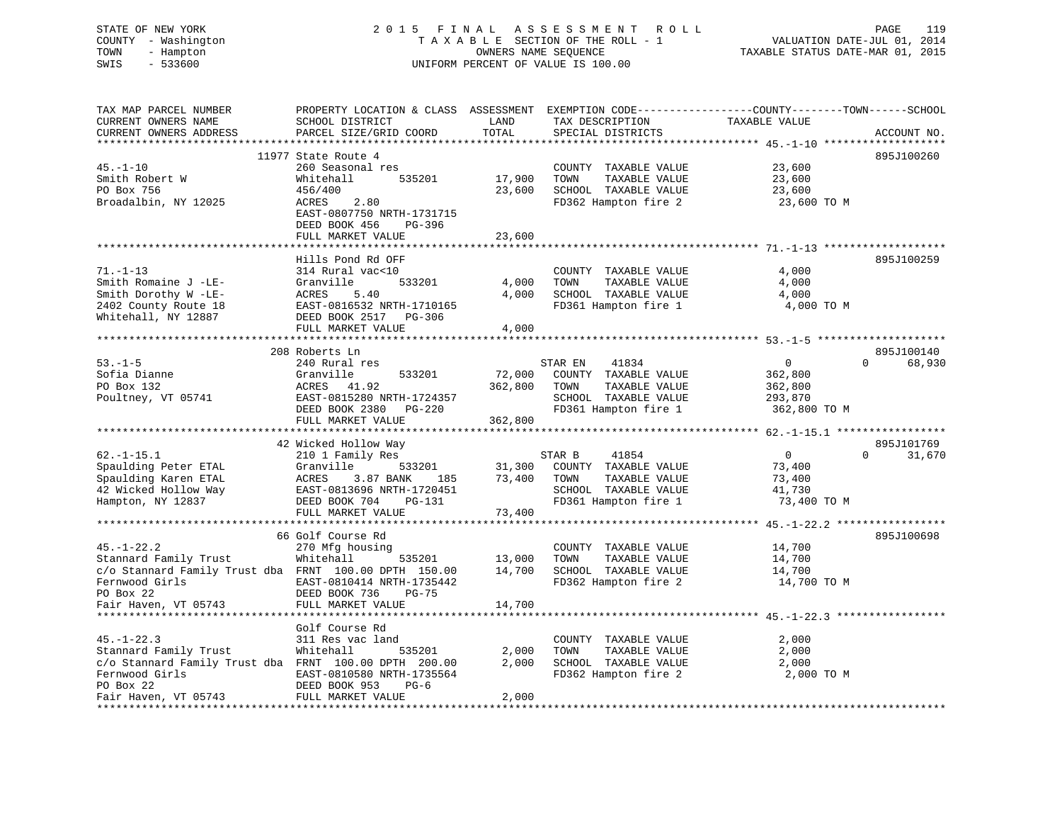STATE OF NEW YORK
COUNTY - Washington
TOWN - Hampton
SWIS - 533600

2015 FINAL ASSESSMENT ROLL
TAXABLE SECTION OF THE ROLL - 1
OWNERS NAME SEQUENCE
UNIFORM PERCENT OF VALUE IS 100.00

VALUATION DATE-JUL 01, 2014
TAXABLE STATUS DATE-MAR 01, 2015

```
TAX MAP PARCEL NUMBER          PROPERTY LOCATION & CLASS  ASSESSMENT  EXEMPTION CODE-----------------COUNTY--------TOWN------SCHOOL
CURRENT OWNERS NAME            SCHOOL DISTRICT               LAND      TAX DESCRIPTION            TAXABLE VALUE
CURRENT OWNERS ADDRESS         PARCEL SIZE/GRID COORD        TOTAL     SPECIAL DISTRICTS                                  ACCOUNT NO.
******************************************************************************************************* 45.-1-10 *******************
                          11977 State Route 4                                                                           895J100260
45.-1-10                       260 Seasonal res                        COUNTY  TAXABLE VALUE           23,600
Smith Robert W                 Whitehall       535201     17,900       TOWN    TAXABLE VALUE           23,600
PO Box 756                     456/400                    23,600       SCHOOL  TAXABLE VALUE           23,600
Broadalbin, NY 12025           ACRES    2.80                           FD362 Hampton fire 2             23,600 TO M
                               EAST-0807750 NRTH-1731715
                               DEED BOOK 456    PG-396
                               FULL MARKET VALUE          23,600
******************************************************************************************************* 71.-1-13 *******************
                               Hills Pond Rd OFF                                                                        895J100259
71.-1-13                       314 Rural vac<10                        COUNTY  TAXABLE VALUE            4,000
Smith Romaine J -LE-           Granville       533201      4,000       TOWN    TAXABLE VALUE            4,000
Smith Dorothy W -LE-           ACRES    5.40               4,000       SCHOOL  TAXABLE VALUE            4,000
2402 County Route 18           EAST-0816532 NRTH-1710165               FD361 Hampton fire 1              4,000 TO M
Whitehall, NY 12887            DEED BOOK 2517   PG-306
                               FULL MARKET VALUE           4,000
******************************************************************************************************* 53.-1-5 ********************
                           208 Roberts Ln                                                                               895J100140
53.-1-5                        240 Rural res                           STAR EN    41834                    0          0      68,930
Sofia Dianne                   Granville       533201     72,000       COUNTY  TAXABLE VALUE          362,800
PO Box 132                     ACRES   41.92             362,800       TOWN    TAXABLE VALUE          362,800
Poultney, VT 05741             EAST-0815280 NRTH-1724357               SCHOOL  TAXABLE VALUE          293,870
                               DEED BOOK 2380   PG-220                 FD361 Hampton fire 1            362,800 TO M
                               FULL MARKET VALUE         362,800
******************************************************************************************************* 62.-1-15.1 *****************
                            42 Wicked Hollow Way                                                                        895J101769
62.-1-15.1                     210 1 Family Res                        STAR B     41854                    0          0      31,670
Spaulding Peter ETAL           Granville       533201     31,300       COUNTY  TAXABLE VALUE           73,400
Spaulding Karen ETAL           ACRES    3.87 BANK    185  73,400       TOWN    TAXABLE VALUE           73,400
42 Wicked Hollow Way           EAST-0813696 NRTH-1720451               SCHOOL  TAXABLE VALUE           41,730
Hampton, NY 12837              DEED BOOK 704    PG-131                 FD361 Hampton fire 1             73,400 TO M
                               FULL MARKET VALUE          73,400
******************************************************************************************************* 45.-1-22.2 *****************
                            66 Golf Course Rd                                                                           895J100698
45.-1-22.2                     270 Mfg housing                         COUNTY  TAXABLE VALUE           14,700
Stannard Family Trust          Whitehall       535201     13,000       TOWN    TAXABLE VALUE           14,700
c/o Stannard Family Trust dba  FRNT 100.00 DPTH 150.00    14,700       SCHOOL  TAXABLE VALUE           14,700
Fernwood Girls                 EAST-0810414 NRTH-1735442               FD362 Hampton fire 2             14,700 TO M
PO Box 22                      DEED BOOK 736    PG-75
Fair Haven, VT 05743           FULL MARKET VALUE          14,700
******************************************************************************************************* 45.-1-22.3 *****************
                               Golf Course Rd
45.-1-22.3                     311 Res vac land                        COUNTY  TAXABLE VALUE            2,000
Stannard Family Trust          Whitehall       535201      2,000       TOWN    TAXABLE VALUE            2,000
c/o Stannard Family Trust dba  FRNT 100.00 DPTH 200.00     2,000       SCHOOL  TAXABLE VALUE            2,000
Fernwood Girls                 EAST-0810580 NRTH-1735564               FD362 Hampton fire 2              2,000 TO M
PO Box 22                      DEED BOOK 953    PG-6
Fair Haven, VT 05743           FULL MARKET VALUE           2,000
************************************************************************************************************************************
```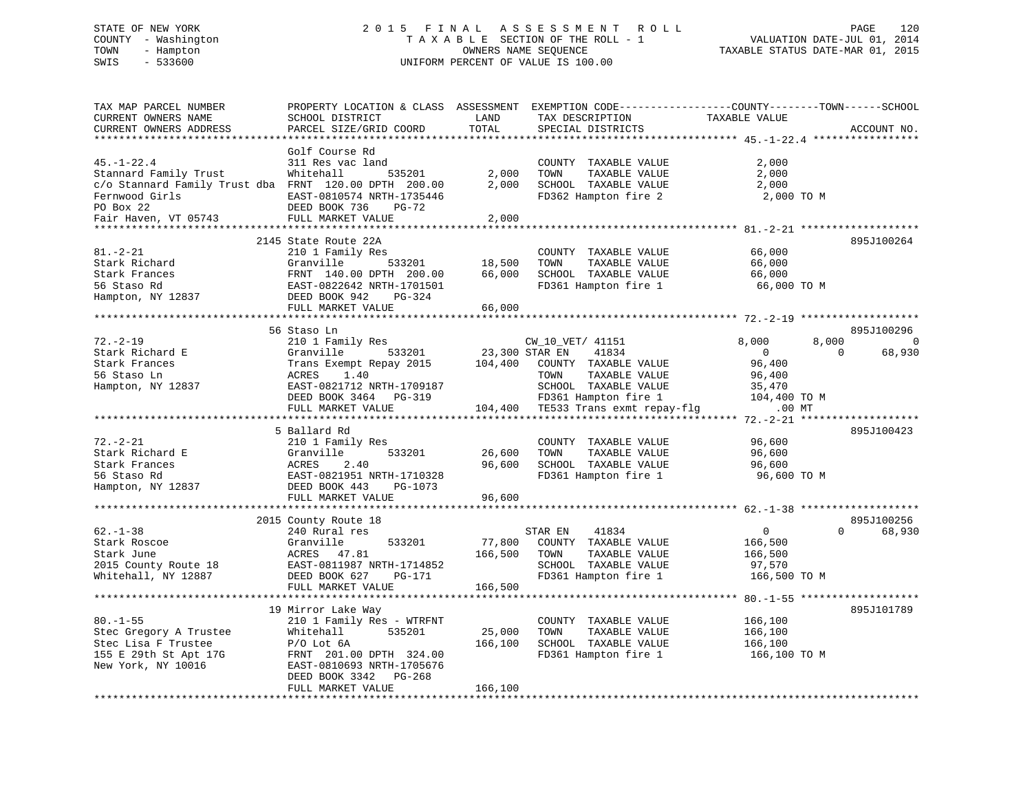STATE OF NEW YORK
COUNTY - Washington
TOWN - Hampton
SWIS - 533600

2 0 1 5 F I N A L A S S E S S M E N T R O L L
T A X A B L E SECTION OF THE ROLL - 1
OWNERS NAME SEQUENCE
UNIFORM PERCENT OF VALUE IS 100.00

VALUATION DATE-JUL 01, 2014
TAXABLE STATUS DATE-MAR 01, 2015

```
TAX MAP PARCEL NUMBER          PROPERTY LOCATION & CLASS  ASSESSMENT  EXEMPTION CODE------------------COUNTY--------TOWN------SCHOOL
CURRENT OWNERS NAME            SCHOOL DISTRICT              LAND      TAX DESCRIPTION           TAXABLE VALUE
CURRENT OWNERS ADDRESS         PARCEL SIZE/GRID COORD       TOTAL     SPECIAL DISTRICTS                                    ACCOUNT NO.
******************************************************************************************************* 45.-1-22.4 *****************
                               Golf Course Rd
45.-1-22.4                     311 Res vac land                       COUNTY  TAXABLE VALUE             2,000
Stannard Family Trust          Whitehall       535201        2,000    TOWN    TAXABLE VALUE             2,000
c/o Stannard Family Trust dba  FRNT 120.00 DPTH 200.00       2,000    SCHOOL  TAXABLE VALUE             2,000
Fernwood Girls                 EAST-0810574 NRTH-1735446              FD362 Hampton fire 2               2,000 TO M
PO Box 22                      DEED BOOK 736    PG-72
Fair Haven, VT 05743           FULL MARKET VALUE             2,000
******************************************************************************************************* 81.-2-21 *******************
                               2145 State Route 22A                                                                    895J100264
81.-2-21                       210 1 Family Res                       COUNTY  TAXABLE VALUE            66,000
Stark Richard                  Granville       533201       18,500    TOWN    TAXABLE VALUE            66,000
Stark Frances                  FRNT 140.00 DPTH 200.00      66,000    SCHOOL  TAXABLE VALUE            66,000
56 Staso Rd                    EAST-0822642 NRTH-1701501              FD361 Hampton fire 1              66,000 TO M
Hampton, NY 12837              DEED BOOK 942    PG-324
                               FULL MARKET VALUE            66,000
******************************************************************************************************* 72.-2-19 *******************
                               56 Staso Ln                                                                             895J100296
72.-2-19                       210 1 Family Res                  CW_10_VET/ 41151                 8,000       8,000           0
Stark Richard E                Granville       533201       23,300 STAR EN    41834                   0           0      68,930
Stark Frances                  Trans Exempt Repay 2015     104,400    COUNTY  TAXABLE VALUE            96,400
56 Staso Ln                    ACRES    1.40                          TOWN    TAXABLE VALUE            96,400
Hampton, NY 12837              EAST-0821712 NRTH-1709187              SCHOOL  TAXABLE VALUE            35,470
                               DEED BOOK 3464   PG-319                FD361 Hampton fire 1             104,400 TO M
                               FULL MARKET VALUE           104,400    TE533 Trans exmt repay-flg           .00 MT
******************************************************************************************************* 72.-2-21 *******************
                               5 Ballard Rd                                                                            895J100423
72.-2-21                       210 1 Family Res                       COUNTY  TAXABLE VALUE            96,600
Stark Richard E                Granville       533201       26,600    TOWN    TAXABLE VALUE            96,600
Stark Frances                  ACRES    2.40                96,600    SCHOOL  TAXABLE VALUE            96,600
56 Staso Rd                    EAST-0821951 NRTH-1710328              FD361 Hampton fire 1              96,600 TO M
Hampton, NY 12837              DEED BOOK 443    PG-1073
                               FULL MARKET VALUE            96,600
******************************************************************************************************* 62.-1-38 *******************
                               2015 County Route 18                                                                    895J100256
62.-1-38                       240 Rural res                     STAR EN    41834                       0           0      68,930
Stark Roscoe                   Granville       533201       77,800    COUNTY  TAXABLE VALUE           166,500
Stark June                     ACRES   47.81               166,500    TOWN    TAXABLE VALUE           166,500
2015 County Route 18           EAST-0811987 NRTH-1714852              SCHOOL  TAXABLE VALUE            97,570
Whitehall, NY 12887            DEED BOOK 627    PG-171                FD361 Hampton fire 1             166,500 TO M
                               FULL MARKET VALUE           166,500
******************************************************************************************************* 80.-1-55 *******************
                               19 Mirror Lake Way                                                                      895J101789
80.-1-55                       210 1 Family Res - WTRFNT              COUNTY  TAXABLE VALUE           166,100
Stec Gregory A Trustee         Whitehall       535201       25,000    TOWN    TAXABLE VALUE           166,100
Stec Lisa F Trustee            P/O Lot 6A                  166,100    SCHOOL  TAXABLE VALUE           166,100
155 E 29th St Apt 17G          FRNT 201.00 DPTH 324.00                FD361 Hampton fire 1             166,100 TO M
New York, NY 10016             EAST-0810693 NRTH-1705676
                               DEED BOOK 3342   PG-268
                               FULL MARKET VALUE           166,100
************************************************************************************************************************************
```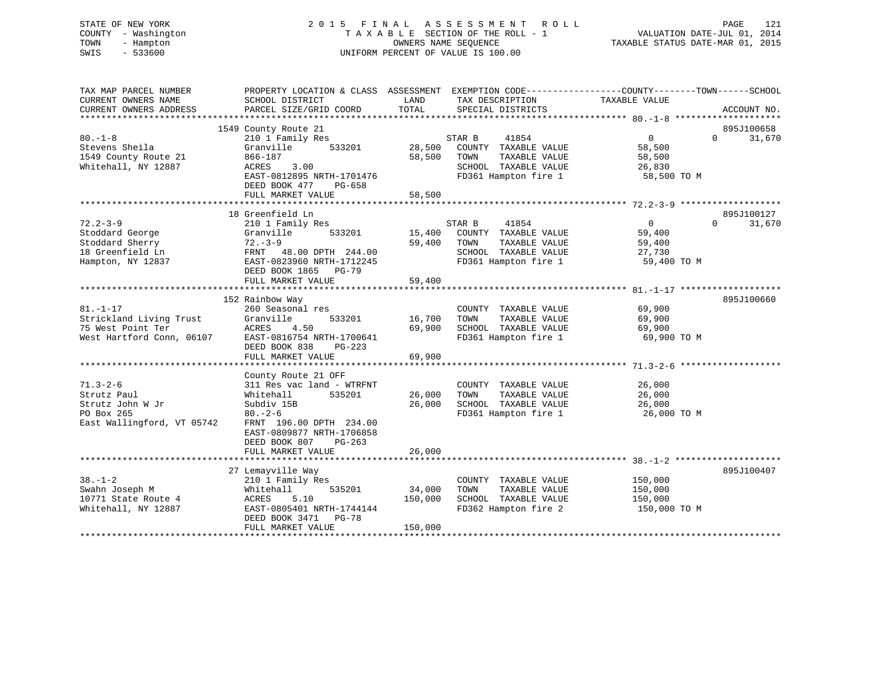STATE OF NEW YORK
COUNTY - Washington
TOWN - Hampton
SWIS - 533600

2015 FINAL ASSESSMENT ROLL
TAXABLE SECTION OF THE ROLL - 1
OWNERS NAME SEQUENCE
UNIFORM PERCENT OF VALUE IS 100.00

VALUATION DATE-JUL 01, 2014
TAXABLE STATUS DATE-MAR 01, 2015

| TAX MAP PARCEL NUMBER / CURRENT OWNERS NAME / CURRENT OWNERS ADDRESS | PROPERTY LOCATION & CLASS / SCHOOL DISTRICT / PARCEL SIZE/GRID COORD | ASSESSMENT LAND / TOTAL | EXEMPTION CODE / TAX DESCRIPTION / SPECIAL DISTRICTS | COUNTY / TAXABLE VALUE | TOWN | SCHOOL | ACCOUNT NO. |
|---|---|---|---|---|---|---|---|
| | 1549 County Route 21 | | | | | | 895J100658 |
| 80.-1-8 | 210 1 Family Res | | STAR B 41854 | 0 | 0 | 31,670 | |
| Stevens Sheila | Granville 533201 | 28,500 | COUNTY TAXABLE VALUE | 58,500 | | | |
| 1549 County Route 21 | 866-187 | 58,500 | TOWN TAXABLE VALUE | 58,500 | | | |
| Whitehall, NY 12887 | ACRES 3.00 | | SCHOOL TAXABLE VALUE | 26,830 | | | |
| | EAST-0812895 NRTH-1701476 | | FD361 Hampton fire 1 | 58,500 TO M | | | |
| | DEED BOOK 477 PG-658 | | | | | | |
| | FULL MARKET VALUE | 58,500 | | | | | |
| | 18 Greenfield Ln | | | | | | 895J100127 |
| 72.2-3-9 | 210 1 Family Res | | STAR B 41854 | 0 | 0 | 31,670 | |
| Stoddard George | Granville 533201 | 15,400 | COUNTY TAXABLE VALUE | 59,400 | | | |
| Stoddard Sherry | 72.-3-9 | 59,400 | TOWN TAXABLE VALUE | 59,400 | | | |
| 18 Greenfield Ln | FRNT 48.00 DPTH 244.00 | | SCHOOL TAXABLE VALUE | 27,730 | | | |
| Hampton, NY 12837 | EAST-0823960 NRTH-1712245 | | FD361 Hampton fire 1 | 59,400 TO M | | | |
| | DEED BOOK 1865 PG-79 | | | | | | |
| | FULL MARKET VALUE | 59,400 | | | | | |
| | 152 Rainbow Way | | | | | | 895J100660 |
| 81.-1-17 | 260 Seasonal res | | COUNTY TAXABLE VALUE | 69,900 | | | |
| Strickland Living Trust | Granville 533201 | 16,700 | TOWN TAXABLE VALUE | 69,900 | | | |
| 75 West Point Ter | ACRES 4.50 | 69,900 | SCHOOL TAXABLE VALUE | 69,900 | | | |
| West Hartford Conn, 06107 | EAST-0816754 NRTH-1700641 | | FD361 Hampton fire 1 | 69,900 TO M | | | |
| | DEED BOOK 838 PG-223 | | | | | | |
| | FULL MARKET VALUE | 69,900 | | | | | |
| | County Route 21 OFF | | | | | | |
| 71.3-2-6 | 311 Res vac land - WTRFNT | | COUNTY TAXABLE VALUE | 26,000 | | | |
| Strutz Paul | Whitehall 535201 | 26,000 | TOWN TAXABLE VALUE | 26,000 | | | |
| Strutz John W Jr | Subdiv 15B | 26,000 | SCHOOL TAXABLE VALUE | 26,000 | | | |
| PO Box 265 | 80.-2-6 | | FD361 Hampton fire 1 | 26,000 TO M | | | |
| East Wallingford, VT 05742 | FRNT 196.00 DPTH 234.00 | | | | | | |
| | EAST-0809877 NRTH-1706858 | | | | | | |
| | DEED BOOK 807 PG-263 | | | | | | |
| | FULL MARKET VALUE | 26,000 | | | | | |
| | 27 Lemayville Way | | | | | | 895J100407 |
| 38.-1-2 | 210 1 Family Res | | COUNTY TAXABLE VALUE | 150,000 | | | |
| Swahn Joseph M | Whitehall 535201 | 34,000 | TOWN TAXABLE VALUE | 150,000 | | | |
| 10771 State Route 4 | ACRES 5.10 | 150,000 | SCHOOL TAXABLE VALUE | 150,000 | | | |
| Whitehall, NY 12887 | EAST-0805401 NRTH-1744144 | | FD362 Hampton fire 2 | 150,000 TO M | | | |
| | DEED BOOK 3471 PG-78 | | | | | | |
| | FULL MARKET VALUE | 150,000 | | | | | |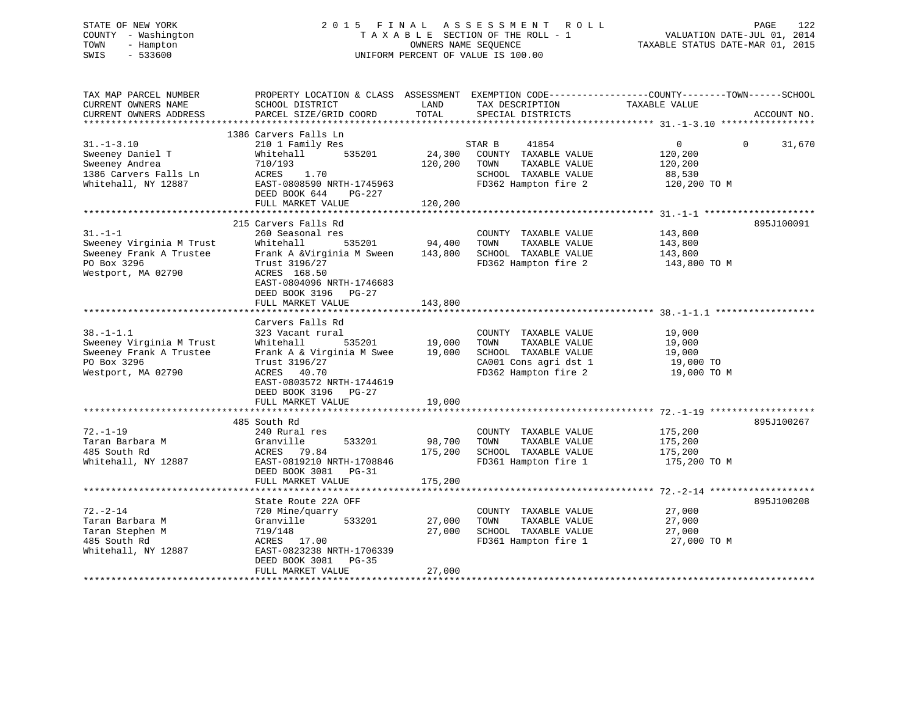STATE OF NEW YORK
COUNTY - Washington
TOWN - Hampton
SWIS - 533600

2015 FINAL ASSESSMENT ROLL
TAXABLE SECTION OF THE ROLL - 1
OWNERS NAME SEQUENCE
UNIFORM PERCENT OF VALUE IS 100.00

VALUATION DATE-JUL 01, 2014
TAXABLE STATUS DATE-MAR 01, 2015

| TAX MAP PARCEL NUMBER / CURRENT OWNERS NAME / CURRENT OWNERS ADDRESS | PROPERTY LOCATION & CLASS / SCHOOL DISTRICT / PARCEL SIZE/GRID COORD | ASSESSMENT LAND / TOTAL | EXEMPTION CODE / TAX DESCRIPTION / SPECIAL DISTRICTS | COUNTY TAXABLE VALUE | TOWN | SCHOOL | ACCOUNT NO. |
|---|---|---|---|---|---|---|---|
| 31.-1-3.10 | 1386 Carvers Falls Ln | | | | | | |
| 31.-1-3.10 | 210 1 Family Res | | STAR B 41854 | 0 | 0 | 31,670 | |
| Sweeney Daniel T | Whitehall 535201 | 24,300 | COUNTY TAXABLE VALUE | 120,200 | | | |
| Sweeney Andrea | 710/193 | 120,200 | TOWN TAXABLE VALUE | 120,200 | | | |
| 1386 Carvers Falls Ln | ACRES 1.70 | | SCHOOL TAXABLE VALUE | 88,530 | | | |
| Whitehall, NY 12887 | EAST-0808590 NRTH-1745963 | | FD362 Hampton fire 2 | 120,200 TO M | | | |
| | DEED BOOK 644 PG-227 | | | | | | |
| | FULL MARKET VALUE | 120,200 | | | | | |
| 31.-1-1 | 215 Carvers Falls Rd | | | | | | 895J100091 |
| 31.-1-1 | 260 Seasonal res | | COUNTY TAXABLE VALUE | 143,800 | | | |
| Sweeney Virginia M Trust | Whitehall 535201 | 94,400 | TOWN TAXABLE VALUE | 143,800 | | | |
| Sweeney Frank A Trustee | Frank A &Virginia M Sween | 143,800 | SCHOOL TAXABLE VALUE | 143,800 | | | |
| PO Box 3296 | Trust 3196/27 | | FD362 Hampton fire 2 | 143,800 TO M | | | |
| Westport, MA 02790 | ACRES 168.50 | | | | | | |
| | EAST-0804096 NRTH-1746683 | | | | | | |
| | DEED BOOK 3196 PG-27 | | | | | | |
| | FULL MARKET VALUE | 143,800 | | | | | |
| 38.-1-1.1 | Carvers Falls Rd | | | | | | |
| 38.-1-1.1 | 323 Vacant rural | | COUNTY TAXABLE VALUE | 19,000 | | | |
| Sweeney Virginia M Trust | Whitehall 535201 | 19,000 | TOWN TAXABLE VALUE | 19,000 | | | |
| Sweeney Frank A Trustee | Frank A & Virginia M Swee | 19,000 | SCHOOL TAXABLE VALUE | 19,000 | | | |
| PO Box 3296 | Trust 3196/27 | | CA001 Cons agri dst 1 | 19,000 TO | | | |
| Westport, MA 02790 | ACRES 40.70 | | FD362 Hampton fire 2 | 19,000 TO M | | | |
| | EAST-0803572 NRTH-1744619 | | | | | | |
| | DEED BOOK 3196 PG-27 | | | | | | |
| | FULL MARKET VALUE | 19,000 | | | | | |
| 72.-1-19 | 485 South Rd | | | | | | 895J100267 |
| 72.-1-19 | 240 Rural res | | COUNTY TAXABLE VALUE | 175,200 | | | |
| Taran Barbara M | Granville 533201 | 98,700 | TOWN TAXABLE VALUE | 175,200 | | | |
| 485 South Rd | ACRES 79.84 | 175,200 | SCHOOL TAXABLE VALUE | 175,200 | | | |
| Whitehall, NY 12887 | EAST-0819210 NRTH-1708846 | | FD361 Hampton fire 1 | 175,200 TO M | | | |
| | DEED BOOK 3081 PG-31 | | | | | | |
| | FULL MARKET VALUE | 175,200 | | | | | |
| 72.-2-14 | State Route 22A OFF | | | | | | 895J100208 |
| 72.-2-14 | 720 Mine/quarry | | COUNTY TAXABLE VALUE | 27,000 | | | |
| Taran Barbara M | Granville 533201 | 27,000 | TOWN TAXABLE VALUE | 27,000 | | | |
| Taran Stephen M | 719/148 | 27,000 | SCHOOL TAXABLE VALUE | 27,000 | | | |
| 485 South Rd | ACRES 17.00 | | FD361 Hampton fire 1 | 27,000 TO M | | | |
| Whitehall, NY 12887 | EAST-0823238 NRTH-1706339 | | | | | | |
| | DEED BOOK 3081 PG-35 | | | | | | |
| | FULL MARKET VALUE | 27,000 | | | | | |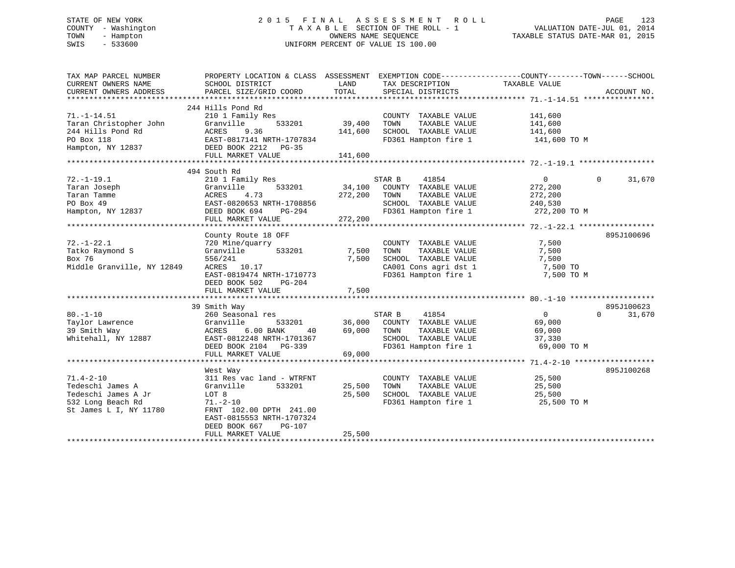STATE OF NEW YORK
COUNTY - Washington
TOWN - Hampton
SWIS - 533600

# 2015 FINAL ASSESSMENT ROLL
TAXABLE SECTION OF THE ROLL - 1
OWNERS NAME SEQUENCE
UNIFORM PERCENT OF VALUE IS 100.00

VALUATION DATE-JUL 01, 2014
TAXABLE STATUS DATE-MAR 01, 2015

| TAX MAP PARCEL NUMBER / CURRENT OWNERS NAME / CURRENT OWNERS ADDRESS | PROPERTY LOCATION & CLASS / SCHOOL DISTRICT / PARCEL SIZE/GRID COORD | ASSESSMENT LAND | TOTAL | EXEMPTION CODE / TAX DESCRIPTION / SPECIAL DISTRICTS | COUNTY / TOWN TAXABLE VALUE | SCHOOL | ACCOUNT NO. |
|---|---|---|---|---|---|---|---|
| **71.-1-14.51** | 244 Hills Pond Rd | | | | | | |
| 71.-1-14.51 | 210 1 Family Res | | | COUNTY TAXABLE VALUE | 141,600 | | |
| Taran Christopher John | Granville 533201 | 39,400 | | TOWN TAXABLE VALUE | 141,600 | | |
| 244 Hills Pond Rd | ACRES 9.36 | | 141,600 | SCHOOL TAXABLE VALUE | 141,600 | | |
| PO Box 118 | EAST-0817141 NRTH-1707834 | | | FD361 Hampton fire 1 | 141,600 TO M | | |
| Hampton, NY 12837 | DEED BOOK 2212 PG-35 | | | | | | |
| | FULL MARKET VALUE | | 141,600 | | | | |
| **72.-1-19.1** | 494 South Rd | | | | | | |
| 72.-1-19.1 | 210 1 Family Res | | | STAR B 41854 | 0 / 0 | 31,670 | |
| Taran Joseph | Granville 533201 | 34,100 | | COUNTY TAXABLE VALUE | 272,200 | | |
| Taran Tamme | ACRES 4.73 | | 272,200 | TOWN TAXABLE VALUE | 272,200 | | |
| PO Box 49 | EAST-0820653 NRTH-1708856 | | | SCHOOL TAXABLE VALUE | 240,530 | | |
| Hampton, NY 12837 | DEED BOOK 694 PG-294 | | | FD361 Hampton fire 1 | 272,200 TO M | | |
| | FULL MARKET VALUE | | 272,200 | | | | |
| **72.-1-22.1** | County Route 18 OFF | | | | | | 895J100696 |
| 72.-1-22.1 | 720 Mine/quarry | | | COUNTY TAXABLE VALUE | 7,500 | | |
| Tatko Raymond S | Granville 533201 | 7,500 | | TOWN TAXABLE VALUE | 7,500 | | |
| Box 76 | 556/241 | | 7,500 | SCHOOL TAXABLE VALUE | 7,500 | | |
| Middle Granville, NY 12849 | ACRES 10.17 | | | CA001 Cons agri dst 1 | 7,500 TO | | |
| | EAST-0819474 NRTH-1710773 | | | FD361 Hampton fire 1 | 7,500 TO M | | |
| | DEED BOOK 502 PG-204 | | | | | | |
| | FULL MARKET VALUE | | 7,500 | | | | |
| **80.-1-10** | 39 Smith Way | | | | | | 895J100623 |
| 80.-1-10 | 260 Seasonal res | | | STAR B 41854 | 0 / 0 | 31,670 | |
| Taylor Lawrence | Granville 533201 | 36,000 | | COUNTY TAXABLE VALUE | 69,000 | | |
| 39 Smith Way | ACRES 6.00 BANK 40 | | 69,000 | TOWN TAXABLE VALUE | 69,000 | | |
| Whitehall, NY 12887 | EAST-0812248 NRTH-1701367 | | | SCHOOL TAXABLE VALUE | 37,330 | | |
| | DEED BOOK 2104 PG-339 | | | FD361 Hampton fire 1 | 69,000 TO M | | |
| | FULL MARKET VALUE | | 69,000 | | | | |
| **71.4-2-10** | West Way | | | | | | 895J100268 |
| 71.4-2-10 | 311 Res vac land - WTRFNT | | | COUNTY TAXABLE VALUE | 25,500 | | |
| Tedeschi James A | Granville 533201 | 25,500 | | TOWN TAXABLE VALUE | 25,500 | | |
| Tedeschi James A Jr | LOT 8 | | 25,500 | SCHOOL TAXABLE VALUE | 25,500 | | |
| 532 Long Beach Rd | 71.-2-10 | | | FD361 Hampton fire 1 | 25,500 TO M | | |
| St James L I, NY 11780 | FRNT 102.00 DPTH 241.00 | | | | | | |
| | EAST-0815553 NRTH-1707324 | | | | | | |
| | DEED BOOK 667 PG-107 | | | | | | |
| | FULL MARKET VALUE | | 25,500 | | | | |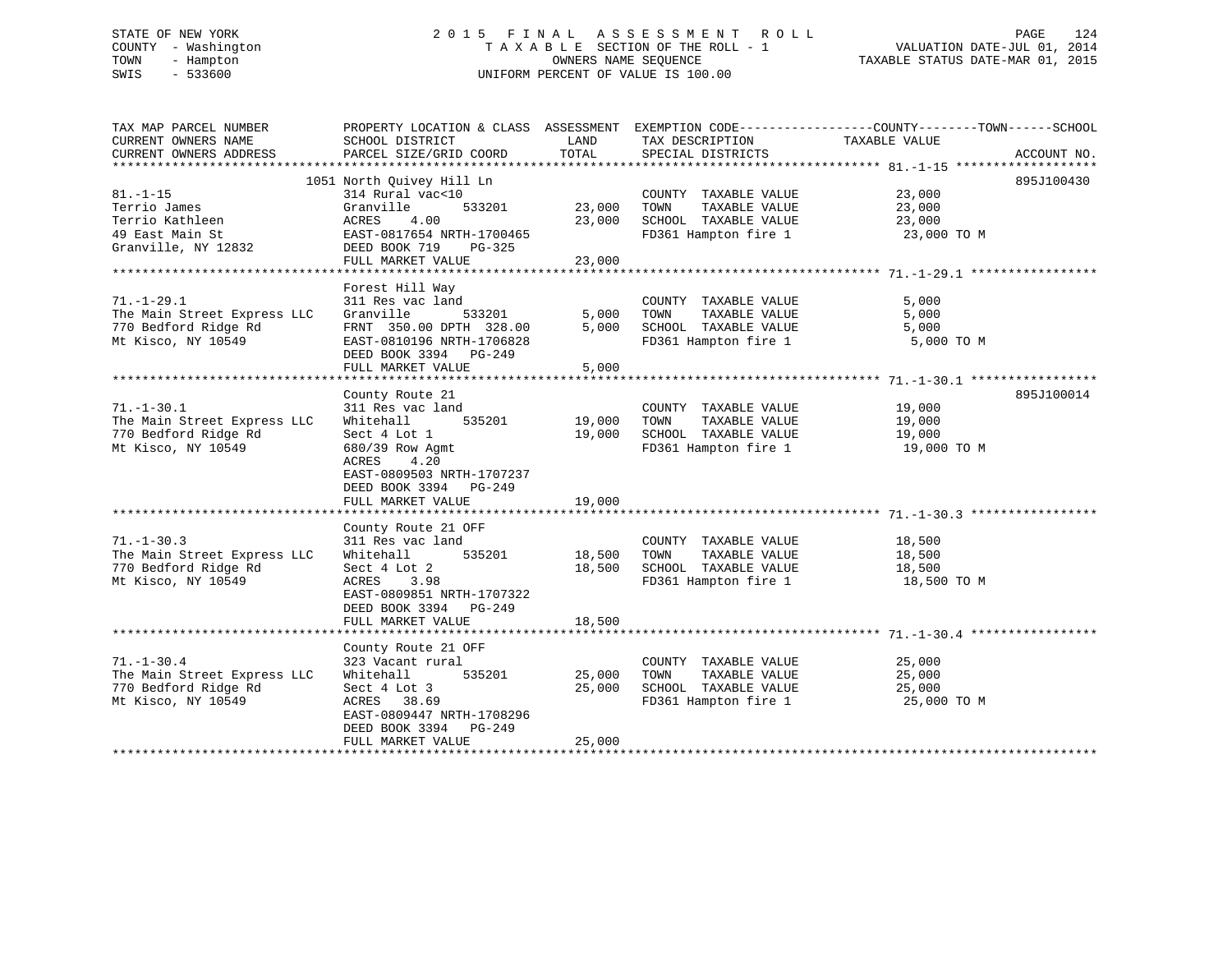STATE OF NEW YORK
COUNTY - Washington
TOWN - Hampton
SWIS - 533600

# 2015 FINAL ASSESSMENT ROLL

TAXABLE SECTION OF THE ROLL - 1
OWNERS NAME SEQUENCE
UNIFORM PERCENT OF VALUE IS 100.00

VALUATION DATE-JUL 01, 2014
TAXABLE STATUS DATE-MAR 01, 2015

| TAX MAP PARCEL NUMBER / CURRENT OWNERS NAME / CURRENT OWNERS ADDRESS | PROPERTY LOCATION & CLASS / SCHOOL DISTRICT / PARCEL SIZE/GRID COORD | ASSESSMENT LAND | TOTAL | EXEMPTION CODE / TAX DESCRIPTION / SPECIAL DISTRICTS | TAXABLE VALUE (COUNTY / TOWN / SCHOOL) | ACCOUNT NO. |
|---|---|---|---|---|---|---|
| 81.-1-15 | 1051 North Quivey Hill Ln | | | | | 895J100430 |
| Terrio James | 314 Rural vac<10 | | | COUNTY TAXABLE VALUE | 23,000 | |
| Terrio Kathleen | Granville 533201 | 23,000 | | TOWN TAXABLE VALUE | 23,000 | |
| 49 East Main St | ACRES 4.00 | | 23,000 | SCHOOL TAXABLE VALUE | 23,000 | |
| Granville, NY 12832 | EAST-0817654 NRTH-1700465 | | | FD361 Hampton fire 1 | 23,000 TO M | |
| | DEED BOOK 719 PG-325 | | | | | |
| | FULL MARKET VALUE | | 23,000 | | | |
| 71.-1-29.1 | Forest Hill Way | | | | | |
| The Main Street Express LLC | 311 Res vac land | | | COUNTY TAXABLE VALUE | 5,000 | |
| 770 Bedford Ridge Rd | Granville 533201 | 5,000 | | TOWN TAXABLE VALUE | 5,000 | |
| Mt Kisco, NY 10549 | FRNT 350.00 DPTH 328.00 | | 5,000 | SCHOOL TAXABLE VALUE | 5,000 | |
| | EAST-0810196 NRTH-1706828 | | | FD361 Hampton fire 1 | 5,000 TO M | |
| | DEED BOOK 3394 PG-249 | | | | | |
| | FULL MARKET VALUE | | 5,000 | | | |
| 71.-1-30.1 | County Route 21 | | | | | 895J100014 |
| The Main Street Express LLC | 311 Res vac land | | | COUNTY TAXABLE VALUE | 19,000 | |
| 770 Bedford Ridge Rd | Whitehall 535201 | 19,000 | | TOWN TAXABLE VALUE | 19,000 | |
| Mt Kisco, NY 10549 | Sect 4 Lot 1 | | 19,000 | SCHOOL TAXABLE VALUE | 19,000 | |
| | 680/39 Row Agmt | | | FD361 Hampton fire 1 | 19,000 TO M | |
| | ACRES 4.20 | | | | | |
| | EAST-0809503 NRTH-1707237 | | | | | |
| | DEED BOOK 3394 PG-249 | | | | | |
| | FULL MARKET VALUE | | 19,000 | | | |
| 71.-1-30.3 | County Route 21 OFF | | | | | |
| The Main Street Express LLC | 311 Res vac land | | | COUNTY TAXABLE VALUE | 18,500 | |
| 770 Bedford Ridge Rd | Whitehall 535201 | 18,500 | | TOWN TAXABLE VALUE | 18,500 | |
| Mt Kisco, NY 10549 | Sect 4 Lot 2 | | 18,500 | SCHOOL TAXABLE VALUE | 18,500 | |
| | ACRES 3.98 | | | FD361 Hampton fire 1 | 18,500 TO M | |
| | EAST-0809851 NRTH-1707322 | | | | | |
| | DEED BOOK 3394 PG-249 | | | | | |
| | FULL MARKET VALUE | | 18,500 | | | |
| 71.-1-30.4 | County Route 21 OFF | | | | | |
| The Main Street Express LLC | 323 Vacant rural | | | COUNTY TAXABLE VALUE | 25,000 | |
| 770 Bedford Ridge Rd | Whitehall 535201 | 25,000 | | TOWN TAXABLE VALUE | 25,000 | |
| Mt Kisco, NY 10549 | Sect 4 Lot 3 | | 25,000 | SCHOOL TAXABLE VALUE | 25,000 | |
| | ACRES 38.69 | | | FD361 Hampton fire 1 | 25,000 TO M | |
| | EAST-0809447 NRTH-1708296 | | | | | |
| | DEED BOOK 3394 PG-249 | | | | | |
| | FULL MARKET VALUE | | 25,000 | | | |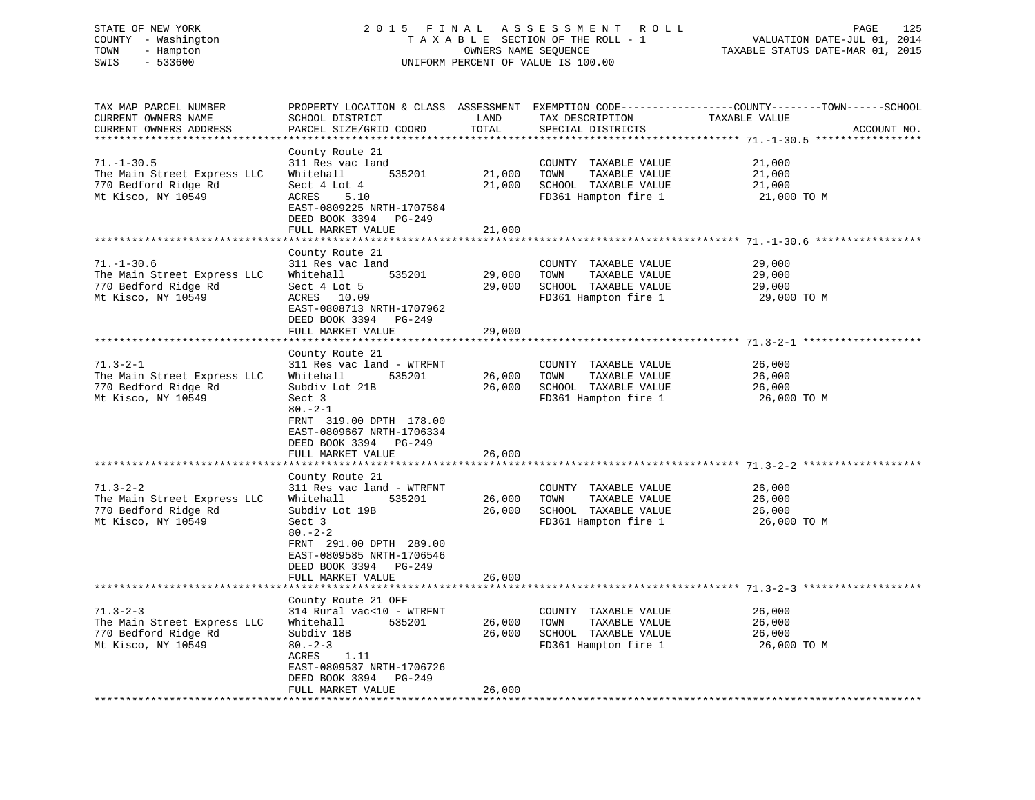STATE OF NEW YORK
COUNTY - Washington
TOWN - Hampton
SWIS - 533600

2015 FINAL ASSESSMENT ROLL
TAXABLE SECTION OF THE ROLL - 1
OWNERS NAME SEQUENCE
UNIFORM PERCENT OF VALUE IS 100.00

VALUATION DATE-JUL 01, 2014
TAXABLE STATUS DATE-MAR 01, 2015

| TAX MAP PARCEL NUMBER / CURRENT OWNERS NAME / CURRENT OWNERS ADDRESS | PROPERTY LOCATION & CLASS / SCHOOL DISTRICT / PARCEL SIZE/GRID COORD | ASSESSMENT LAND | TOTAL | EXEMPTION CODE / TAX DESCRIPTION / SPECIAL DISTRICTS | COUNTY--------TOWN------SCHOOL TAXABLE VALUE | ACCOUNT NO. |
|---|---|---|---|---|---|---|
| **71.-1-30.5** | County Route 21 | | | | | |
| 71.-1-30.5 | 311 Res vac land | | | COUNTY TAXABLE VALUE | 21,000 | |
| The Main Street Express LLC | Whitehall 535201 | 21,000 | | TOWN TAXABLE VALUE | 21,000 | |
| 770 Bedford Ridge Rd | Sect 4 Lot 4 | | 21,000 | SCHOOL TAXABLE VALUE | 21,000 | |
| Mt Kisco, NY 10549 | ACRES 5.10 | | | FD361 Hampton fire 1 | 21,000 TO M | |
| | EAST-0809225 NRTH-1707584 | | | | | |
| | DEED BOOK 3394 PG-249 | | | | | |
| | FULL MARKET VALUE | | 21,000 | | | |
| **71.-1-30.6** | County Route 21 | | | | | |
| 71.-1-30.6 | 311 Res vac land | | | COUNTY TAXABLE VALUE | 29,000 | |
| The Main Street Express LLC | Whitehall 535201 | 29,000 | | TOWN TAXABLE VALUE | 29,000 | |
| 770 Bedford Ridge Rd | Sect 4 Lot 5 | | 29,000 | SCHOOL TAXABLE VALUE | 29,000 | |
| Mt Kisco, NY 10549 | ACRES 10.09 | | | FD361 Hampton fire 1 | 29,000 TO M | |
| | EAST-0808713 NRTH-1707962 | | | | | |
| | DEED BOOK 3394 PG-249 | | | | | |
| | FULL MARKET VALUE | | 29,000 | | | |
| **71.3-2-1** | County Route 21 | | | | | |
| 71.3-2-1 | 311 Res vac land - WTRFNT | | | COUNTY TAXABLE VALUE | 26,000 | |
| The Main Street Express LLC | Whitehall 535201 | 26,000 | | TOWN TAXABLE VALUE | 26,000 | |
| 770 Bedford Ridge Rd | Subdiv Lot 21B | | 26,000 | SCHOOL TAXABLE VALUE | 26,000 | |
| Mt Kisco, NY 10549 | Sect 3 | | | FD361 Hampton fire 1 | 26,000 TO M | |
| | 80.-2-1 | | | | | |
| | FRNT 319.00 DPTH 178.00 | | | | | |
| | EAST-0809667 NRTH-1706334 | | | | | |
| | DEED BOOK 3394 PG-249 | | | | | |
| | FULL MARKET VALUE | | 26,000 | | | |
| **71.3-2-2** | County Route 21 | | | | | |
| 71.3-2-2 | 311 Res vac land - WTRFNT | | | COUNTY TAXABLE VALUE | 26,000 | |
| The Main Street Express LLC | Whitehall 535201 | 26,000 | | TOWN TAXABLE VALUE | 26,000 | |
| 770 Bedford Ridge Rd | Subdiv Lot 19B | | 26,000 | SCHOOL TAXABLE VALUE | 26,000 | |
| Mt Kisco, NY 10549 | Sect 3 | | | FD361 Hampton fire 1 | 26,000 TO M | |
| | 80.-2-2 | | | | | |
| | FRNT 291.00 DPTH 289.00 | | | | | |
| | EAST-0809585 NRTH-1706546 | | | | | |
| | DEED BOOK 3394 PG-249 | | | | | |
| | FULL MARKET VALUE | | 26,000 | | | |
| **71.3-2-3** | County Route 21 OFF | | | | | |
| 71.3-2-3 | 314 Rural vac<10 - WTRFNT | | | COUNTY TAXABLE VALUE | 26,000 | |
| The Main Street Express LLC | Whitehall 535201 | 26,000 | | TOWN TAXABLE VALUE | 26,000 | |
| 770 Bedford Ridge Rd | Subdiv 18B | | 26,000 | SCHOOL TAXABLE VALUE | 26,000 | |
| Mt Kisco, NY 10549 | 80.-2-3 | | | FD361 Hampton fire 1 | 26,000 TO M | |
| | ACRES 1.11 | | | | | |
| | EAST-0809537 NRTH-1706726 | | | | | |
| | DEED BOOK 3394 PG-249 | | | | | |
| | FULL MARKET VALUE | | 26,000 | | | |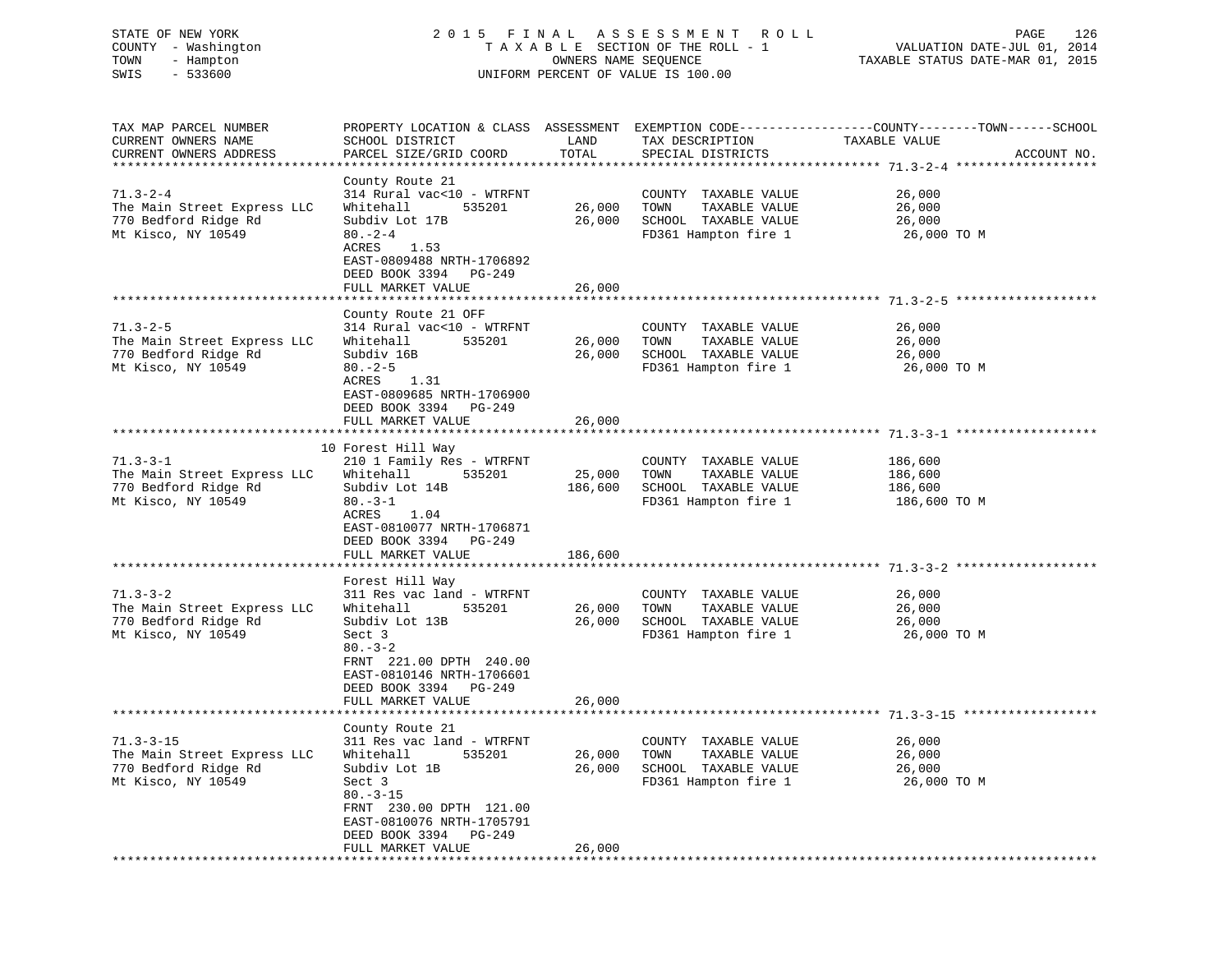STATE OF NEW YORK
COUNTY - Washington
TOWN - Hampton
SWIS - 533600

2015 FINAL ASSESSMENT ROLL
TAXABLE SECTION OF THE ROLL - 1
OWNERS NAME SEQUENCE
UNIFORM PERCENT OF VALUE IS 100.00

VALUATION DATE-JUL 01, 2014
TAXABLE STATUS DATE-MAR 01, 2015

| TAX MAP PARCEL NUMBER / CURRENT OWNERS NAME / CURRENT OWNERS ADDRESS | PROPERTY LOCATION & CLASS / SCHOOL DISTRICT / PARCEL SIZE/GRID COORD | ASSESSMENT LAND | TOTAL | EXEMPTION CODE / TAX DESCRIPTION / SPECIAL DISTRICTS | COUNTY--------TOWN------SCHOOL TAXABLE VALUE | ACCOUNT NO. |
|---|---|---|---|---|---|---|
| 71.3-2-4 | County Route 21 | | | | | |
| 71.3-2-4 | 314 Rural vac<10 - WTRFNT | | | COUNTY TAXABLE VALUE | 26,000 | |
| The Main Street Express LLC | Whitehall 535201 | 26,000 | | TOWN TAXABLE VALUE | 26,000 | |
| 770 Bedford Ridge Rd | Subdiv Lot 17B | | 26,000 | SCHOOL TAXABLE VALUE | 26,000 | |
| Mt Kisco, NY 10549 | 80.-2-4 | | | FD361 Hampton fire 1 | 26,000 TO M | |
| | ACRES 1.53 | | | | | |
| | EAST-0809488 NRTH-1706892 | | | | | |
| | DEED BOOK 3394 PG-249 | | | | | |
| | FULL MARKET VALUE | | 26,000 | | | |
| 71.3-2-5 | County Route 21 OFF | | | | | |
| 71.3-2-5 | 314 Rural vac<10 - WTRFNT | | | COUNTY TAXABLE VALUE | 26,000 | |
| The Main Street Express LLC | Whitehall 535201 | 26,000 | | TOWN TAXABLE VALUE | 26,000 | |
| 770 Bedford Ridge Rd | Subdiv 16B | | 26,000 | SCHOOL TAXABLE VALUE | 26,000 | |
| Mt Kisco, NY 10549 | 80.-2-5 | | | FD361 Hampton fire 1 | 26,000 TO M | |
| | ACRES 1.31 | | | | | |
| | EAST-0809685 NRTH-1706900 | | | | | |
| | DEED BOOK 3394 PG-249 | | | | | |
| | FULL MARKET VALUE | | 26,000 | | | |
| 71.3-3-1 | 10 Forest Hill Way | | | | | |
| 71.3-3-1 | 210 1 Family Res - WTRFNT | | | COUNTY TAXABLE VALUE | 186,600 | |
| The Main Street Express LLC | Whitehall 535201 | 25,000 | | TOWN TAXABLE VALUE | 186,600 | |
| 770 Bedford Ridge Rd | Subdiv Lot 14B | | 186,600 | SCHOOL TAXABLE VALUE | 186,600 | |
| Mt Kisco, NY 10549 | 80.-3-1 | | | FD361 Hampton fire 1 | 186,600 TO M | |
| | ACRES 1.04 | | | | | |
| | EAST-0810077 NRTH-1706871 | | | | | |
| | DEED BOOK 3394 PG-249 | | | | | |
| | FULL MARKET VALUE | | 186,600 | | | |
| 71.3-3-2 | Forest Hill Way | | | | | |
| 71.3-3-2 | 311 Res vac land - WTRFNT | | | COUNTY TAXABLE VALUE | 26,000 | |
| The Main Street Express LLC | Whitehall 535201 | 26,000 | | TOWN TAXABLE VALUE | 26,000 | |
| 770 Bedford Ridge Rd | Subdiv Lot 13B | | 26,000 | SCHOOL TAXABLE VALUE | 26,000 | |
| Mt Kisco, NY 10549 | Sect 3 | | | FD361 Hampton fire 1 | 26,000 TO M | |
| | 80.-3-2 | | | | | |
| | FRNT 221.00 DPTH 240.00 | | | | | |
| | EAST-0810146 NRTH-1706601 | | | | | |
| | DEED BOOK 3394 PG-249 | | | | | |
| | FULL MARKET VALUE | | 26,000 | | | |
| 71.3-3-15 | County Route 21 | | | | | |
| 71.3-3-15 | 311 Res vac land - WTRFNT | | | COUNTY TAXABLE VALUE | 26,000 | |
| The Main Street Express LLC | Whitehall 535201 | 26,000 | | TOWN TAXABLE VALUE | 26,000 | |
| 770 Bedford Ridge Rd | Subdiv Lot 1B | | 26,000 | SCHOOL TAXABLE VALUE | 26,000 | |
| Mt Kisco, NY 10549 | Sect 3 | | | FD361 Hampton fire 1 | 26,000 TO M | |
| | 80.-3-15 | | | | | |
| | FRNT 230.00 DPTH 121.00 | | | | | |
| | EAST-0810076 NRTH-1705791 | | | | | |
| | DEED BOOK 3394 PG-249 | | | | | |
| | FULL MARKET VALUE | | 26,000 | | | |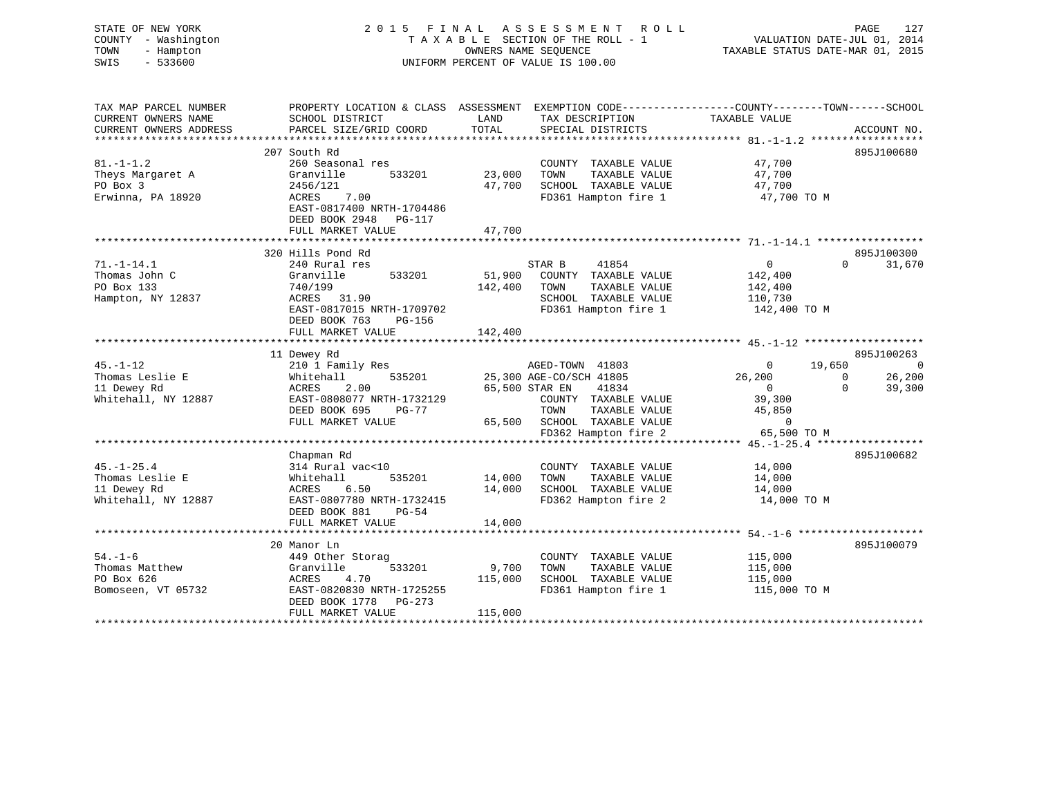STATE OF NEW YORK
COUNTY - Washington
TOWN - Hampton
SWIS - 533600

2015 FINAL ASSESSMENT ROLL
TAXABLE SECTION OF THE ROLL - 1
OWNERS NAME SEQUENCE
UNIFORM PERCENT OF VALUE IS 100.00

VALUATION DATE-JUL 01, 2014
TAXABLE STATUS DATE-MAR 01, 2015

| TAX MAP PARCEL NUMBER / CURRENT OWNERS NAME / CURRENT OWNERS ADDRESS | PROPERTY LOCATION & CLASS / SCHOOL DISTRICT / PARCEL SIZE/GRID COORD | ASSESSMENT LAND / TOTAL | EXEMPTION CODE / TAX DESCRIPTION / SPECIAL DISTRICTS | COUNTY | TOWN | SCHOOL | ACCOUNT NO. |
|---|---|---|---|---|---|---|---|
| **81.-1-1.2** | 207 South Rd | | | | | | 895J100680 |
| Theys Margaret A | 260 Seasonal res | | COUNTY TAXABLE VALUE | 47,700 | | | |
| PO Box 3 | Granville 533201 | 23,000 | TOWN TAXABLE VALUE | | 47,700 | | |
| Erwinna, PA 18920 | 2456/121 | 47,700 | SCHOOL TAXABLE VALUE | | | 47,700 | |
| | ACRES 7.00 | | FD361 Hampton fire 1 | 47,700 TO M | | | |
| | EAST-0817400 NRTH-1704486 | | | | | | |
| | DEED BOOK 2948 PG-117 | | | | | | |
| | FULL MARKET VALUE | 47,700 | | | | | |
| **71.-1-14.1** | 320 Hills Pond Rd | | | | | | 895J100300 |
| Thomas John C | 240 Rural res | | STAR B 41854 | 0 | 0 | 31,670 | |
| PO Box 133 | Granville 533201 | 51,900 | COUNTY TAXABLE VALUE | 142,400 | | | |
| Hampton, NY 12837 | 740/199 | 142,400 | TOWN TAXABLE VALUE | | 142,400 | | |
| | ACRES 31.90 | | SCHOOL TAXABLE VALUE | | | 110,730 | |
| | EAST-0817015 NRTH-1709702 | | FD361 Hampton fire 1 | 142,400 TO M | | | |
| | DEED BOOK 763 PG-156 | | | | | | |
| | FULL MARKET VALUE | 142,400 | | | | | |
| **45.-1-12** | 11 Dewey Rd | | | | | | 895J100263 |
| Thomas Leslie E | 210 1 Family Res | | AGED-TOWN 41803 | 0 | 19,650 | 0 | |
| 11 Dewey Rd | Whitehall 535201 | 25,300 | AGE-CO/SCH 41805 | 26,200 | 0 | 26,200 | |
| Whitehall, NY 12887 | ACRES 2.00 | 65,500 | STAR EN 41834 | 0 | 0 | 39,300 | |
| | EAST-0808077 NRTH-1732129 | | COUNTY TAXABLE VALUE | 39,300 | | | |
| | DEED BOOK 695 PG-77 | | TOWN TAXABLE VALUE | | 45,850 | | |
| | FULL MARKET VALUE | 65,500 | SCHOOL TAXABLE VALUE | | | 0 | |
| | | | FD362 Hampton fire 2 | 65,500 TO M | | | |
| **45.-1-25.4** | Chapman Rd | | | | | | 895J100682 |
| Thomas Leslie E | 314 Rural vac<10 | | COUNTY TAXABLE VALUE | 14,000 | | | |
| 11 Dewey Rd | Whitehall 535201 | 14,000 | TOWN TAXABLE VALUE | | 14,000 | | |
| Whitehall, NY 12887 | ACRES 6.50 | 14,000 | SCHOOL TAXABLE VALUE | | | 14,000 | |
| | EAST-0807780 NRTH-1732415 | | FD362 Hampton fire 2 | 14,000 TO M | | | |
| | DEED BOOK 881 PG-54 | | | | | | |
| | FULL MARKET VALUE | 14,000 | | | | | |
| **54.-1-6** | 20 Manor Ln | | | | | | 895J100079 |
| Thomas Matthew | 449 Other Storag | | COUNTY TAXABLE VALUE | 115,000 | | | |
| PO Box 626 | Granville 533201 | 9,700 | TOWN TAXABLE VALUE | | 115,000 | | |
| Bomoseen, VT 05732 | ACRES 4.70 | 115,000 | SCHOOL TAXABLE VALUE | | | 115,000 | |
| | EAST-0820830 NRTH-1725255 | | FD361 Hampton fire 1 | 115,000 TO M | | | |
| | DEED BOOK 1778 PG-273 | | | | | | |
| | FULL MARKET VALUE | 115,000 | | | | | |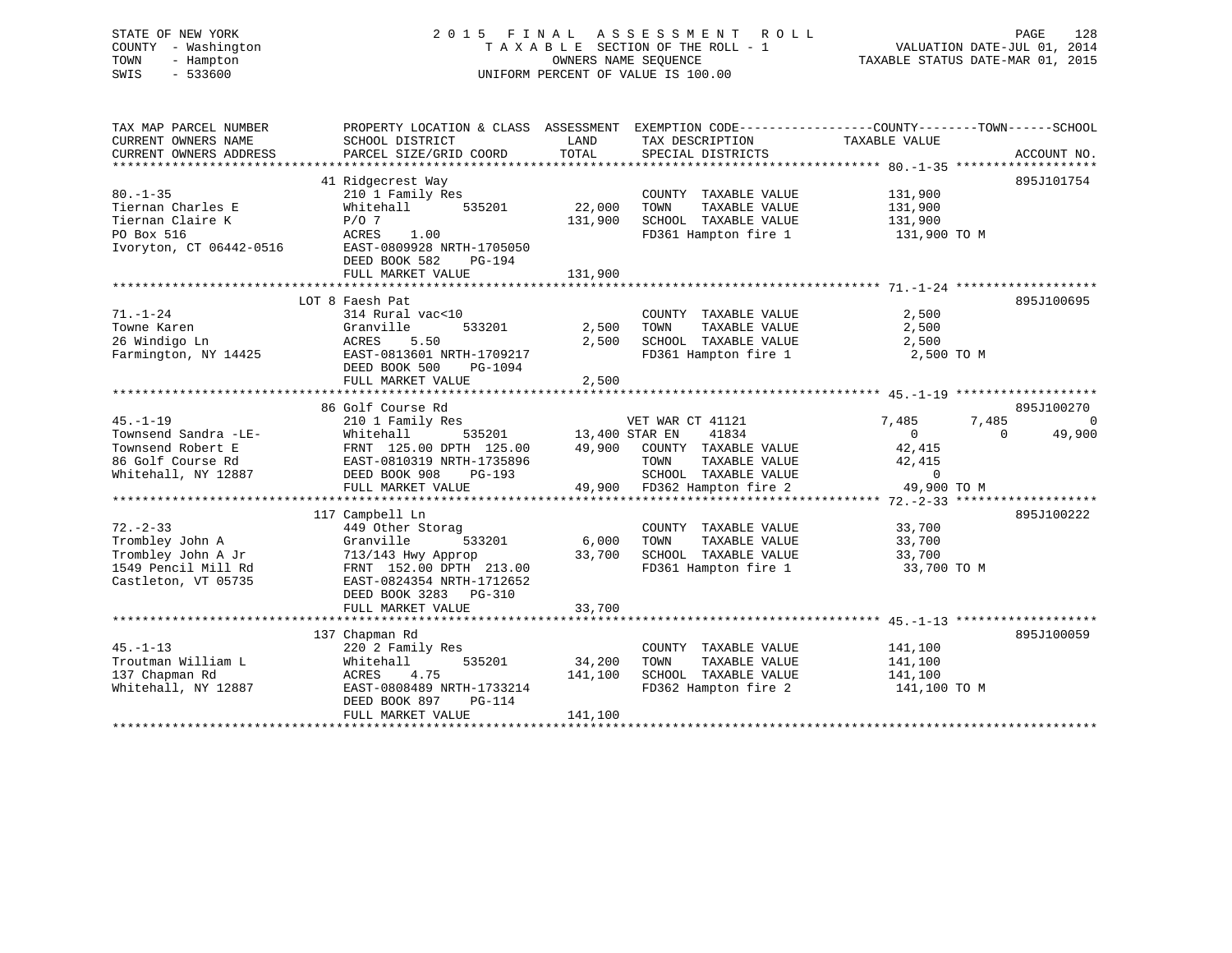STATE OF NEW YORK
COUNTY - Washington
TOWN - Hampton
SWIS - 533600

2015 FINAL ASSESSMENT ROLL
TAXABLE SECTION OF THE ROLL - 1
OWNERS NAME SEQUENCE
UNIFORM PERCENT OF VALUE IS 100.00

VALUATION DATE-JUL 01, 2014
TAXABLE STATUS DATE-MAR 01, 2015

```
TAX MAP PARCEL NUMBER     PROPERTY LOCATION & CLASS  ASSESSMENT  EXEMPTION CODE------------------COUNTY--------TOWN------SCHOOL
CURRENT OWNERS NAME       SCHOOL DISTRICT               LAND      TAX DESCRIPTION              TAXABLE VALUE
CURRENT OWNERS ADDRESS    PARCEL SIZE/GRID COORD        TOTAL     SPECIAL DISTRICTS                                   ACCOUNT NO.
******************************************************************************************************* 80.-1-35 *******************
                          41 Ridgecrest Way                                                                           895J101754
80.-1-35                  210 1 Family Res                         COUNTY  TAXABLE VALUE            131,900
Tiernan Charles E         Whitehall       535201        22,000     TOWN    TAXABLE VALUE            131,900
Tiernan Claire K          P/O 7                        131,900     SCHOOL  TAXABLE VALUE            131,900
PO Box 516                ACRES     1.00                           FD361 Hampton fire 1              131,900 TO M
Ivoryton, CT 06442-0516   EAST-0809928 NRTH-1705050
                          DEED BOOK 582     PG-194
                          FULL MARKET VALUE            131,900
******************************************************************************************************* 71.-1-24 *******************
                          LOT 8 Faesh Pat                                                                             895J100695
71.-1-24                  314 Rural vac<10                         COUNTY  TAXABLE VALUE              2,500
Towne Karen               Granville       533201         2,500     TOWN    TAXABLE VALUE              2,500
26 Windigo Ln             ACRES     5.50                 2,500     SCHOOL  TAXABLE VALUE              2,500
Farmington, NY 14425      EAST-0813601 NRTH-1709217                FD361 Hampton fire 1                2,500 TO M
                          DEED BOOK 500     PG-1094
                          FULL MARKET VALUE              2,500
******************************************************************************************************* 45.-1-19 *******************
                          86 Golf Course Rd                                                                           895J100270
45.-1-19                  210 1 Family Res                     VET WAR CT 41121               7,485        7,485            0
Townsend Sandra -LE-      Whitehall       535201        13,400 STAR EN    41834                   0            0       49,900
Townsend Robert E         FRNT 125.00 DPTH 125.00       49,900     COUNTY  TAXABLE VALUE             42,415
86 Golf Course Rd         EAST-0810319 NRTH-1735896                TOWN    TAXABLE VALUE             42,415
Whitehall, NY 12887       DEED BOOK 908     PG-193                 SCHOOL  TAXABLE VALUE                  0
                          FULL MARKET VALUE             49,900     FD362 Hampton fire 2               49,900 TO M
******************************************************************************************************* 72.-2-33 *******************
                          117 Campbell Ln                                                                             895J100222
72.-2-33                  449 Other Storag                         COUNTY  TAXABLE VALUE             33,700
Trombley John A           Granville       533201         6,000     TOWN    TAXABLE VALUE             33,700
Trombley John A Jr        713/143 Hwy Approp            33,700     SCHOOL  TAXABLE VALUE             33,700
1549 Pencil Mill Rd       FRNT 152.00 DPTH 213.00                  FD361 Hampton fire 1               33,700 TO M
Castleton, VT 05735       EAST-0824354 NRTH-1712652
                          DEED BOOK 3283   PG-310
                          FULL MARKET VALUE             33,700
******************************************************************************************************* 45.-1-13 *******************
                          137 Chapman Rd                                                                              895J100059
45.-1-13                  220 2 Family Res                         COUNTY  TAXABLE VALUE            141,100
Troutman William L        Whitehall       535201        34,200     TOWN    TAXABLE VALUE            141,100
137 Chapman Rd            ACRES     4.75               141,100     SCHOOL  TAXABLE VALUE            141,100
Whitehall, NY 12887       EAST-0808489 NRTH-1733214                FD362 Hampton fire 2              141,100 TO M
                          DEED BOOK 897     PG-114
                          FULL MARKET VALUE            141,100
************************************************************************************************************************************
```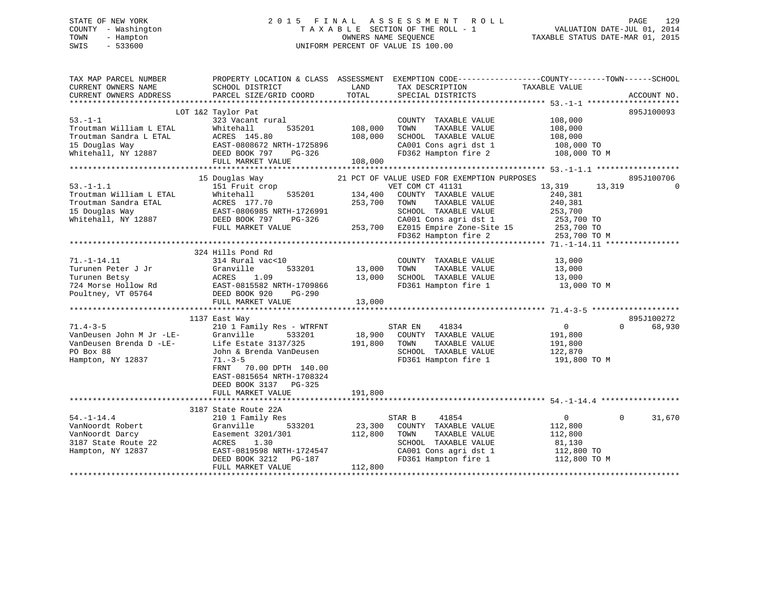STATE OF NEW YORK
COUNTY - Washington
TOWN - Hampton
SWIS - 533600

2015 FINAL ASSESSMENT ROLL
TAXABLE SECTION OF THE ROLL - 1
OWNERS NAME SEQUENCE
UNIFORM PERCENT OF VALUE IS 100.00

VALUATION DATE-JUL 01, 2014
TAXABLE STATUS DATE-MAR 01, 2015

```
TAX MAP PARCEL NUMBER          PROPERTY LOCATION & CLASS  ASSESSMENT  EXEMPTION CODE------------------COUNTY--------TOWN------SCHOOL
CURRENT OWNERS NAME            SCHOOL DISTRICT               LAND      TAX DESCRIPTION              TAXABLE VALUE
CURRENT OWNERS ADDRESS         PARCEL SIZE/GRID COORD       TOTAL      SPECIAL DISTRICTS                                    ACCOUNT NO.
******************************************************************************************************* 53.-1-1 ********************
                     LOT 1&2 Taylor Pat                                                                                895J100093
53.-1-1                        323 Vacant rural                        COUNTY  TAXABLE VALUE            108,000
Troutman William L ETAL        Whitehall        535201     108,000     TOWN    TAXABLE VALUE            108,000
Troutman Sandra L ETAL         ACRES 145.80                108,000     SCHOOL  TAXABLE VALUE            108,000
15 Douglas Way                 EAST-0808672 NRTH-1725896               CA001 Cons agri dst 1             108,000 TO
Whitehall, NY 12887            DEED BOOK 797    PG-326                 FD362 Hampton fire 2              108,000 TO M
                               FULL MARKET VALUE           108,000
******************************************************************************************************* 53.-1-1.1 ******************
                     15 Douglas Way                    21 PCT OF VALUE USED FOR EXEMPTION PURPOSES                     895J100706
53.-1-1.1                      151 Fruit crop                         VET COM CT 41131             13,319      13,319            0
Troutman William L ETAL        Whitehall        535201     134,400     COUNTY  TAXABLE VALUE            240,381
Troutman Sandra ETAL           ACRES 177.70                253,700     TOWN    TAXABLE VALUE            240,381
15 Douglas Way                 EAST-0806985 NRTH-1726991               SCHOOL  TAXABLE VALUE            253,700
Whitehall, NY 12887            DEED BOOK 797    PG-326                 CA001 Cons agri dst 1             253,700 TO
                               FULL MARKET VALUE           253,700     EZ015 Empire Zone-Site 15         253,700 TO
                                                                       FD362 Hampton fire 2              253,700 TO M
******************************************************************************************************* 71.-1-14.11 ****************
                     324 Hills Pond Rd
71.-1-14.11                    314 Rural vac<10                        COUNTY  TAXABLE VALUE             13,000
Turunen Peter J Jr             Granville        533201      13,000     TOWN    TAXABLE VALUE             13,000
Turunen Betsy                  ACRES    1.09                13,000     SCHOOL  TAXABLE VALUE             13,000
724 Morse Hollow Rd            EAST-0815582 NRTH-1709866               FD361 Hampton fire 1               13,000 TO M
Poultney, VT 05764             DEED BOOK 920    PG-290
                               FULL MARKET VALUE            13,000
******************************************************************************************************* 71.4-3-5 *******************
                     1137 East Way                                                                                     895J100272
71.4-3-5                       210 1 Family Res - WTRFNT              STAR EN    41834                  0           0       68,930
VanDeusen John M Jr -LE-       Granville        533201      18,900     COUNTY  TAXABLE VALUE            191,800
VanDeusen Brenda D -LE-        Life Estate 3137/325        191,800     TOWN    TAXABLE VALUE            191,800
PO Box 88                      John & Brenda VanDeusen                 SCHOOL  TAXABLE VALUE            122,870
Hampton, NY 12837              71.-3-5                                 FD361 Hampton fire 1              191,800 TO M
                               FRNT   70.00 DPTH 140.00
                               EAST-0815654 NRTH-1708324
                               DEED BOOK 3137   PG-325
                               FULL MARKET VALUE           191,800
******************************************************************************************************* 54.-1-14.4 *****************
                     3187 State Route 22A
54.-1-14.4                     210 1 Family Res                       STAR B     41854                  0           0       31,670
VanNoordt Robert               Granville        533201      23,300     COUNTY  TAXABLE VALUE            112,800
VanNoordt Darcy                Easement 3201/301           112,800     TOWN    TAXABLE VALUE            112,800
3187 State Route 22            ACRES    1.30                           SCHOOL  TAXABLE VALUE             81,130
Hampton, NY 12837              EAST-0819598 NRTH-1724547               CA001 Cons agri dst 1             112,800 TO
                               DEED BOOK 3212   PG-187                 FD361 Hampton fire 1              112,800 TO M
                               FULL MARKET VALUE           112,800
************************************************************************************************************************************
```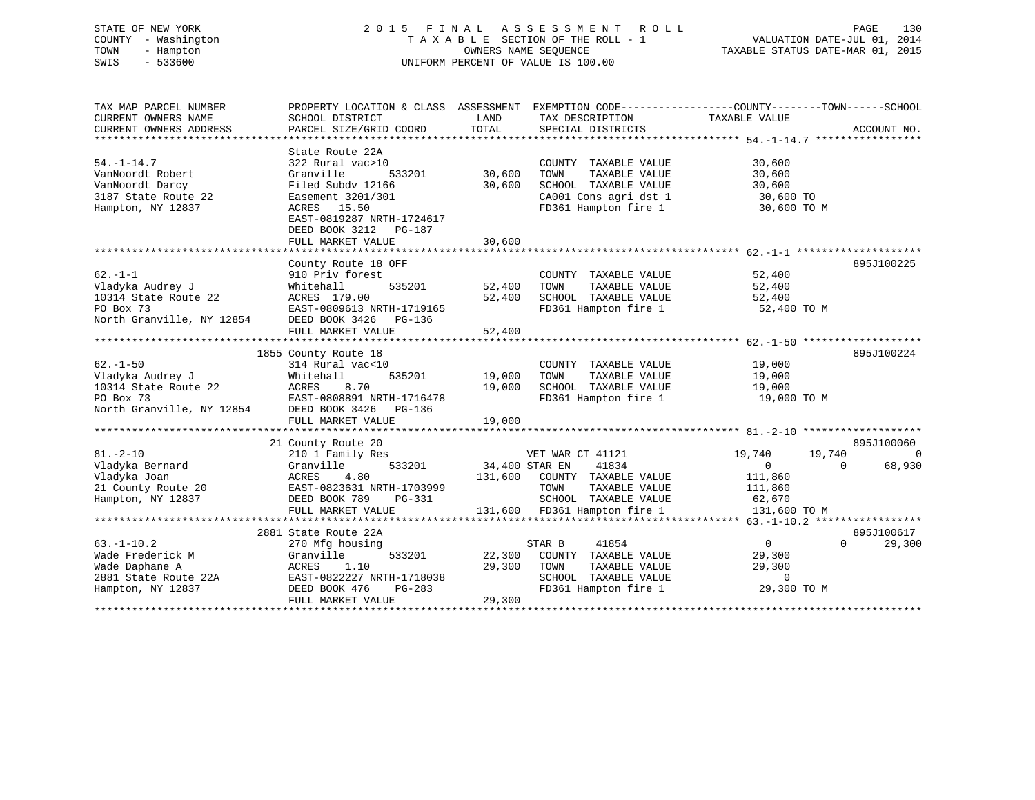STATE OF NEW YORK
COUNTY - Washington
TOWN - Hampton
SWIS - 533600

2 0 1 5 F I N A L A S S E S S M E N T R O L L
T A X A B L E SECTION OF THE ROLL - 1
OWNERS NAME SEQUENCE
UNIFORM PERCENT OF VALUE IS 100.00

VALUATION DATE-JUL 01, 2014
TAXABLE STATUS DATE-MAR 01, 2015

| TAX MAP PARCEL NUMBER / CURRENT OWNERS NAME / CURRENT OWNERS ADDRESS | PROPERTY LOCATION & CLASS / SCHOOL DISTRICT / PARCEL SIZE/GRID COORD | ASSESSMENT LAND / TOTAL | EXEMPTION CODE / TAX DESCRIPTION / SPECIAL DISTRICTS | COUNTY TAXABLE VALUE | TOWN | SCHOOL | ACCOUNT NO. |
|---|---|---|---|---|---|---|---|
| 54.-1-14.7 | State Route 22A | | | | | | |
| | 322 Rural vac>10 | | COUNTY TAXABLE VALUE | 30,600 | | | |
| VanNoordt Robert | Granville 533201 | 30,600 | TOWN TAXABLE VALUE | 30,600 | | | |
| VanNoordt Darcy | Filed Subdv 12166 | 30,600 | SCHOOL TAXABLE VALUE | 30,600 | | | |
| 3187 State Route 22 | Easement 3201/301 | | CA001 Cons agri dst 1 | 30,600 TO | | | |
| Hampton, NY 12837 | ACRES 15.50 | | FD361 Hampton fire 1 | 30,600 TO M | | | |
| | EAST-0819287 NRTH-1724617 | | | | | | |
| | DEED BOOK 3212 PG-187 | | | | | | |
| | FULL MARKET VALUE | 30,600 | | | | | |
| 62.-1-1 | County Route 18 OFF | | | | | | 895J100225 |
| | 910 Priv forest | | COUNTY TAXABLE VALUE | 52,400 | | | |
| Vladyka Audrey J | Whitehall 535201 | 52,400 | TOWN TAXABLE VALUE | 52,400 | | | |
| 10314 State Route 22 | ACRES 179.00 | 52,400 | SCHOOL TAXABLE VALUE | 52,400 | | | |
| PO Box 73 | EAST-0809613 NRTH-1719165 | | FD361 Hampton fire 1 | 52,400 TO M | | | |
| North Granville, NY 12854 | DEED BOOK 3426 PG-136 | | | | | | |
| | FULL MARKET VALUE | 52,400 | | | | | |
| 62.-1-50 | 1855 County Route 18 | | | | | | 895J100224 |
| | 314 Rural vac<10 | | COUNTY TAXABLE VALUE | 19,000 | | | |
| Vladyka Audrey J | Whitehall 535201 | 19,000 | TOWN TAXABLE VALUE | 19,000 | | | |
| 10314 State Route 22 | ACRES 8.70 | 19,000 | SCHOOL TAXABLE VALUE | 19,000 | | | |
| PO Box 73 | EAST-0808891 NRTH-1716478 | | FD361 Hampton fire 1 | 19,000 TO M | | | |
| North Granville, NY 12854 | DEED BOOK 3426 PG-136 | | | | | | |
| | FULL MARKET VALUE | 19,000 | | | | | |
| 81.-2-10 | 21 County Route 20 | | | | | | 895J100060 |
| | 210 1 Family Res | | VET WAR CT 41121 | 19,740 | 19,740 | 0 | |
| Vladyka Bernard | Granville 533201 | 34,400 | STAR EN 41834 | 0 | 0 | 68,930 | |
| Vladyka Joan | ACRES 4.80 | 131,600 | COUNTY TAXABLE VALUE | 111,860 | | | |
| 21 County Route 20 | EAST-0823631 NRTH-1703999 | | TOWN TAXABLE VALUE | 111,860 | | | |
| Hampton, NY 12837 | DEED BOOK 789 PG-331 | | SCHOOL TAXABLE VALUE | 62,670 | | | |
| | FULL MARKET VALUE | 131,600 | FD361 Hampton fire 1 | 131,600 TO M | | | |
| 63.-1-10.2 | 2881 State Route 22A | | | | | | 895J100617 |
| | 270 Mfg housing | | STAR B 41854 | 0 | 0 | 29,300 | |
| Wade Frederick M | Granville 533201 | 22,300 | COUNTY TAXABLE VALUE | 29,300 | | | |
| Wade Daphane A | ACRES 1.10 | 29,300 | TOWN TAXABLE VALUE | 29,300 | | | |
| 2881 State Route 22A | EAST-0822227 NRTH-1718038 | | SCHOOL TAXABLE VALUE | 0 | | | |
| Hampton, NY 12837 | DEED BOOK 476 PG-283 | | FD361 Hampton fire 1 | 29,300 TO M | | | |
| | FULL MARKET VALUE | 29,300 | | | | | |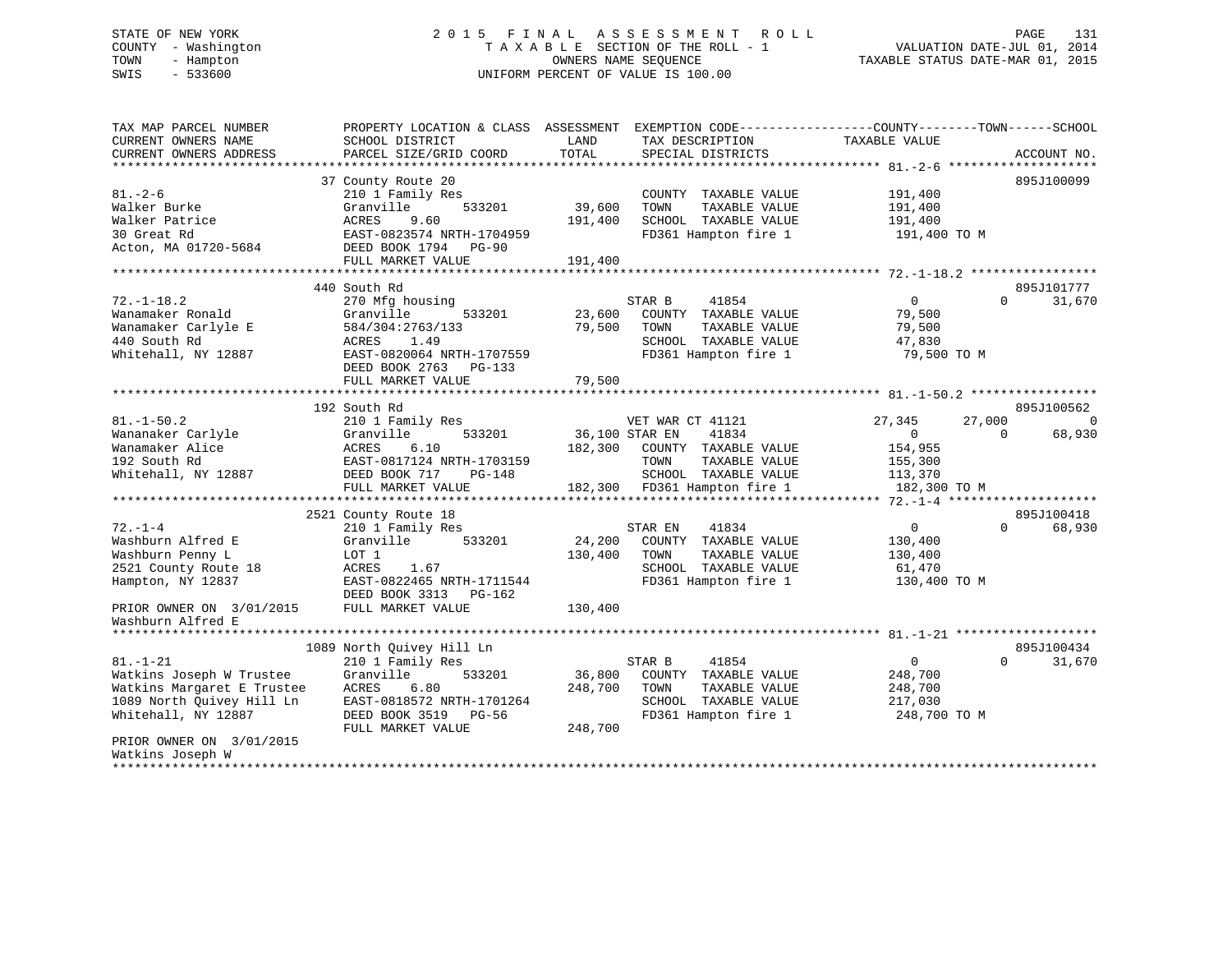STATE OF NEW YORK
COUNTY - Washington
TOWN - Hampton
SWIS - 533600

2015 FINAL ASSESSMENT ROLL
TAXABLE SECTION OF THE ROLL - 1
OWNERS NAME SEQUENCE
UNIFORM PERCENT OF VALUE IS 100.00

VALUATION DATE-JUL 01, 2014
TAXABLE STATUS DATE-MAR 01, 2015

```
TAX MAP PARCEL NUMBER          PROPERTY LOCATION & CLASS  ASSESSMENT  EXEMPTION CODE------------------COUNTY--------TOWN------SCHOOL
CURRENT OWNERS NAME            SCHOOL DISTRICT              LAND       TAX DESCRIPTION              TAXABLE VALUE
CURRENT OWNERS ADDRESS         PARCEL SIZE/GRID COORD       TOTAL      SPECIAL DISTRICTS                                      ACCOUNT NO.
******************************************************************************************** 81.-2-6 ********************
                               37 County Route 20                                                                       895J100099
81.-2-6                        210 1 Family Res                        COUNTY  TAXABLE VALUE          191,400
Walker Burke                   Granville        533201      39,600     TOWN    TAXABLE VALUE          191,400
Walker Patrice                 ACRES    9.60              191,400      SCHOOL  TAXABLE VALUE          191,400
30 Great Rd                    EAST-0823574 NRTH-1704959               FD361 Hampton fire 1            191,400 TO M
Acton, MA 01720-5684           DEED BOOK 1794   PG-90
                               FULL MARKET VALUE          191,400
******************************************************************************************** 72.-1-18.2 *****************
                               440 South Rd                                                                             895J101777
72.-1-18.2                     270 Mfg housing                         STAR B       41854                  0           0      31,670
Wanamaker Ronald               Granville        533201      23,600     COUNTY  TAXABLE VALUE           79,500
Wanamaker Carlyle E            584/304:2763/133            79,500      TOWN    TAXABLE VALUE           79,500
440 South Rd                   ACRES    1.49                           SCHOOL  TAXABLE VALUE           47,830
Whitehall, NY 12887            EAST-0820064 NRTH-1707559               FD361 Hampton fire 1             79,500 TO M
                               DEED BOOK 2763   PG-133
                               FULL MARKET VALUE           79,500
******************************************************************************************** 81.-1-50.2 *****************
                               192 South Rd                                                                             895J100562
81.-1-50.2                     210 1 Family Res                        VET WAR CT 41121               27,345      27,000           0
Wananaker Carlyle              Granville        533201      36,100 STAR EN      41834                  0           0      68,930
Wanamaker Alice                ACRES    6.10              182,300      COUNTY  TAXABLE VALUE          154,955
192 South Rd                   EAST-0817124 NRTH-1703159               TOWN    TAXABLE VALUE          155,300
Whitehall, NY 12887            DEED BOOK 717    PG-148                 SCHOOL  TAXABLE VALUE          113,370
                               FULL MARKET VALUE          182,300      FD361 Hampton fire 1            182,300 TO M
******************************************************************************************** 72.-1-4 ********************
                               2521 County Route 18                                                                     895J100418
72.-1-4                        210 1 Family Res                        STAR EN      41834                  0           0      68,930
Washburn Alfred E              Granville        533201      24,200     COUNTY  TAXABLE VALUE          130,400
Washburn Penny L               LOT 1                      130,400      TOWN    TAXABLE VALUE          130,400
2521 County Route 18           ACRES    1.67                           SCHOOL  TAXABLE VALUE           61,470
Hampton, NY 12837              EAST-0822465 NRTH-1711544               FD361 Hampton fire 1            130,400 TO M
                               DEED BOOK 3313   PG-162
PRIOR OWNER ON  3/01/2015      FULL MARKET VALUE          130,400
Washburn Alfred E
******************************************************************************************** 81.-1-21 *******************
                               1089 North Quivey Hill Ln                                                                895J100434
81.-1-21                       210 1 Family Res                        STAR B       41854                  0           0      31,670
Watkins Joseph W Trustee       Granville        533201      36,800     COUNTY  TAXABLE VALUE          248,700
Watkins Margaret E Trustee     ACRES    6.80              248,700      TOWN    TAXABLE VALUE          248,700
1089 North Quivey Hill Ln      EAST-0818572 NRTH-1701264               SCHOOL  TAXABLE VALUE          217,030
Whitehall, NY 12887            DEED BOOK 3519   PG-56                  FD361 Hampton fire 1            248,700 TO M
                               FULL MARKET VALUE          248,700
PRIOR OWNER ON  3/01/2015
Watkins Joseph W
**************************************************************************************************************************
```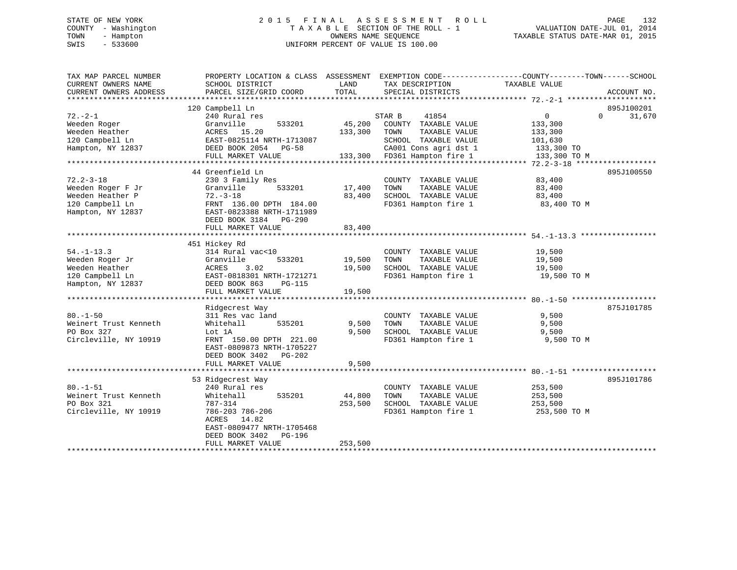STATE OF NEW YORK
COUNTY - Washington
TOWN - Hampton
SWIS - 533600

# 2015 FINAL ASSESSMENT ROLL
TAXABLE SECTION OF THE ROLL - 1
OWNERS NAME SEQUENCE
UNIFORM PERCENT OF VALUE IS 100.00

VALUATION DATE-JUL 01, 2014
TAXABLE STATUS DATE-MAR 01, 2015

| TAX MAP PARCEL NUMBER / CURRENT OWNERS NAME / CURRENT OWNERS ADDRESS | PROPERTY LOCATION & CLASS / SCHOOL DISTRICT / PARCEL SIZE/GRID COORD | ASSESSMENT LAND | TOTAL | EXEMPTION CODE / TAX DESCRIPTION / SPECIAL DISTRICTS | COUNTY / TOWN TAXABLE VALUE | SCHOOL | ACCOUNT NO. |
|---|---|---|---|---|---|---|---|
| 72.-2-1 | 120 Campbell Ln | | | | | | 895J100201 |
| Weeden Roger | 240 Rural res | | | STAR B 41854 | 0 | 0 31,670 | |
| Weeden Heather | Granville 533201 | 45,200 | | COUNTY TAXABLE VALUE | 133,300 | | |
| 120 Campbell Ln | ACRES 15.20 | | 133,300 | TOWN TAXABLE VALUE | 133,300 | | |
| Hampton, NY 12837 | EAST-0825114 NRTH-1713087 | | | SCHOOL TAXABLE VALUE | 101,630 | | |
| | DEED BOOK 2054 PG-58 | | | CA001 Cons agri dst 1 | 133,300 TO | | |
| | FULL MARKET VALUE | | 133,300 | FD361 Hampton fire 1 | 133,300 TO M | | |
| 72.2-3-18 | 44 Greenfield Ln | | | | | | 895J100550 |
| Weeden Roger F Jr | 230 3 Family Res | | | COUNTY TAXABLE VALUE | 83,400 | | |
| Weeden Heather P | Granville 533201 | 17,400 | | TOWN TAXABLE VALUE | 83,400 | | |
| 120 Campbell Ln | 72.-3-18 | | 83,400 | SCHOOL TAXABLE VALUE | 83,400 | | |
| Hampton, NY 12837 | FRNT 136.00 DPTH 184.00 | | | FD361 Hampton fire 1 | 83,400 TO M | | |
| | EAST-0823388 NRTH-1711989 | | | | | | |
| | DEED BOOK 3184 PG-290 | | | | | | |
| | FULL MARKET VALUE | | 83,400 | | | | |
| 54.-1-13.3 | 451 Hickey Rd | | | | | | |
| Weeden Roger Jr | 314 Rural vac<10 | | | COUNTY TAXABLE VALUE | 19,500 | | |
| Weeden Heather | Granville 533201 | 19,500 | | TOWN TAXABLE VALUE | 19,500 | | |
| 120 Campbell Ln | ACRES 3.02 | | 19,500 | SCHOOL TAXABLE VALUE | 19,500 | | |
| Hampton, NY 12837 | EAST-0818301 NRTH-1721271 | | | FD361 Hampton fire 1 | 19,500 TO M | | |
| | DEED BOOK 863 PG-115 | | | | | | |
| | FULL MARKET VALUE | | 19,500 | | | | |
| 80.-1-50 | Ridgecrest Way | | | | | | 875J101785 |
| Weinert Trust Kenneth | 311 Res vac land | | | COUNTY TAXABLE VALUE | 9,500 | | |
| PO Box 327 | Whitehall 535201 | 9,500 | | TOWN TAXABLE VALUE | 9,500 | | |
| Circleville, NY 10919 | Lot 1A | | 9,500 | SCHOOL TAXABLE VALUE | 9,500 | | |
| | FRNT 150.00 DPTH 221.00 | | | FD361 Hampton fire 1 | 9,500 TO M | | |
| | EAST-0809873 NRTH-1705227 | | | | | | |
| | DEED BOOK 3402 PG-202 | | | | | | |
| | FULL MARKET VALUE | | 9,500 | | | | |
| 80.-1-51 | 53 Ridgecrest Way | | | | | | 895J101786 |
| Weinert Trust Kenneth | 240 Rural res | | | COUNTY TAXABLE VALUE | 253,500 | | |
| PO Box 321 | Whitehall 535201 | 44,800 | | TOWN TAXABLE VALUE | 253,500 | | |
| Circleville, NY 10919 | 787-314 | | 253,500 | SCHOOL TAXABLE VALUE | 253,500 | | |
| | 786-203 786-206 | | | FD361 Hampton fire 1 | 253,500 TO M | | |
| | ACRES 14.82 | | | | | | |
| | EAST-0809477 NRTH-1705468 | | | | | | |
| | DEED BOOK 3402 PG-196 | | | | | | |
| | FULL MARKET VALUE | | 253,500 | | | | |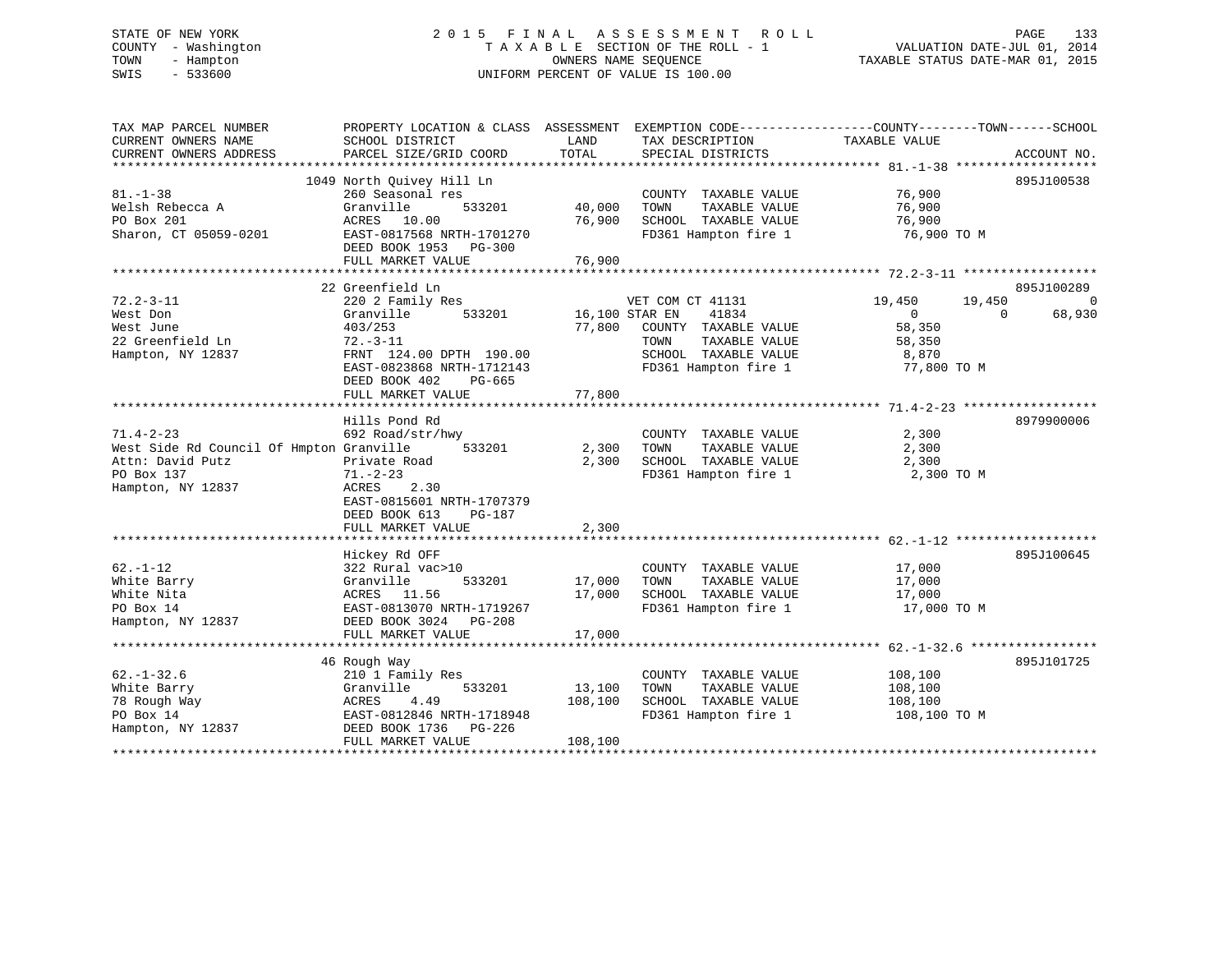STATE OF NEW YORK
COUNTY - Washington
TOWN - Hampton
SWIS - 533600

2015 FINAL ASSESSMENT ROLL
TAXABLE SECTION OF THE ROLL - 1
OWNERS NAME SEQUENCE
UNIFORM PERCENT OF VALUE IS 100.00

VALUATION DATE-JUL 01, 2014
TAXABLE STATUS DATE-MAR 01, 2015

```
TAX MAP PARCEL NUMBER          PROPERTY LOCATION & CLASS  ASSESSMENT  EXEMPTION CODE-----------------COUNTY--------TOWN------SCHOOL
CURRENT OWNERS NAME            SCHOOL DISTRICT               LAND      TAX DESCRIPTION            TAXABLE VALUE
CURRENT OWNERS ADDRESS         PARCEL SIZE/GRID COORD        TOTAL     SPECIAL DISTRICTS                                    ACCOUNT NO.
******************************************************************************************************* 81.-1-38 *******************
                               1049 North Quivey Hill Ln                                                                     895J100538
81.-1-38                       260 Seasonal res                       COUNTY  TAXABLE VALUE          76,900
Welsh Rebecca A                Granville       533201       40,000    TOWN    TAXABLE VALUE          76,900
PO Box 201                     ACRES  10.00                 76,900    SCHOOL  TAXABLE VALUE          76,900
Sharon, CT 05059-0201          EAST-0817568 NRTH-1701270              FD361 Hampton fire 1            76,900 TO M
                               DEED BOOK 1953   PG-300
                               FULL MARKET VALUE            76,900
******************************************************************************************************* 72.2-3-11 ******************
                               22 Greenfield Ln                                                                              895J100289
72.2-3-11                      220 2 Family Res                     VET COM CT 41131              19,450      19,450            0
West Don                       Granville       533201       16,100 STAR EN    41834                    0           0       68,930
West June                      403/253                      77,800    COUNTY  TAXABLE VALUE          58,350
22 Greenfield Ln               72.-3-11                               TOWN    TAXABLE VALUE          58,350
Hampton, NY 12837              FRNT 124.00 DPTH 190.00                SCHOOL  TAXABLE VALUE           8,870
                               EAST-0823868 NRTH-1712143              FD361 Hampton fire 1            77,800 TO M
                               DEED BOOK 402    PG-665
                               FULL MARKET VALUE            77,800
******************************************************************************************************* 71.4-2-23 ******************
                               Hills Pond Rd                                                                                 8979900006
71.4-2-23                      692 Road/str/hwy                       COUNTY  TAXABLE VALUE           2,300
West Side Rd Council Of Hmpton Granville       533201        2,300    TOWN    TAXABLE VALUE           2,300
Attn: David Putz               Private Road                  2,300    SCHOOL  TAXABLE VALUE           2,300
PO Box 137                     71.-2-23                               FD361 Hampton fire 1             2,300 TO M
Hampton, NY 12837              ACRES    2.30
                               EAST-0815601 NRTH-1707379
                               DEED BOOK 613    PG-187
                               FULL MARKET VALUE             2,300
******************************************************************************************************* 62.-1-12 *******************
                               Hickey Rd OFF                                                                                 895J100645
62.-1-12                       322 Rural vac>10                       COUNTY  TAXABLE VALUE          17,000
White Barry                    Granville       533201       17,000    TOWN    TAXABLE VALUE          17,000
White Nita                     ACRES  11.56                 17,000    SCHOOL  TAXABLE VALUE          17,000
PO Box 14                      EAST-0813070 NRTH-1719267              FD361 Hampton fire 1            17,000 TO M
Hampton, NY 12837              DEED BOOK 3024   PG-208
                               FULL MARKET VALUE            17,000
******************************************************************************************************* 62.-1-32.6 *****************
                               46 Rough Way                                                                                  895J101725
62.-1-32.6                     210 1 Family Res                       COUNTY  TAXABLE VALUE         108,100
White Barry                    Granville       533201       13,100    TOWN    TAXABLE VALUE         108,100
78 Rough Way                   ACRES    4.49               108,100    SCHOOL  TAXABLE VALUE         108,100
PO Box 14                      EAST-0812846 NRTH-1718948              FD361 Hampton fire 1           108,100 TO M
Hampton, NY 12837              DEED BOOK 1736   PG-226
                               FULL MARKET VALUE           108,100
************************************************************************************************************************************
```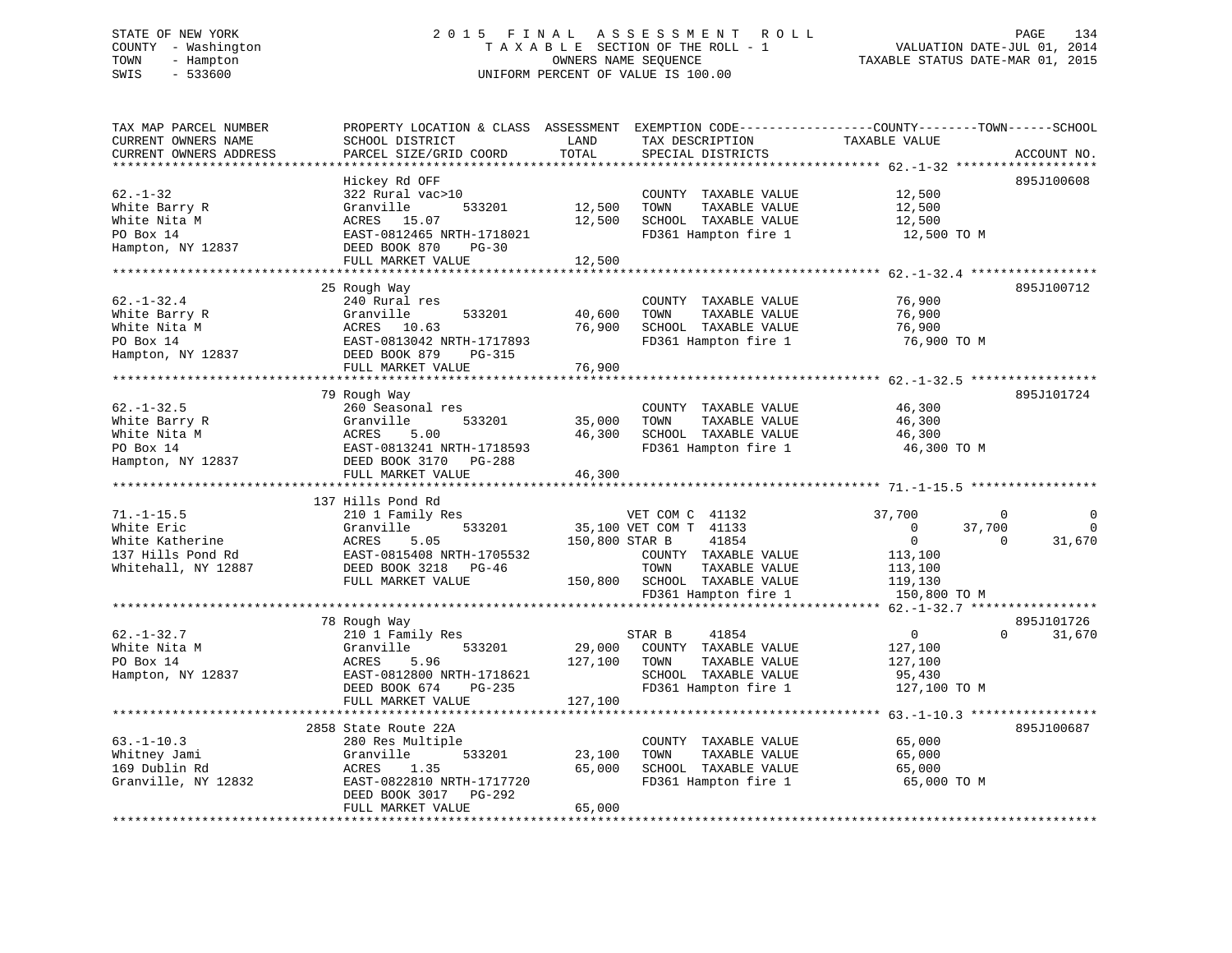STATE OF NEW YORK
COUNTY - Washington
TOWN - Hampton
SWIS - 533600

# 2015 FINAL ASSESSMENT ROLL
TAXABLE SECTION OF THE ROLL - 1
OWNERS NAME SEQUENCE
UNIFORM PERCENT OF VALUE IS 100.00

VALUATION DATE-JUL 01, 2014
TAXABLE STATUS DATE-MAR 01, 2015

| TAX MAP PARCEL NUMBER / CURRENT OWNERS NAME / CURRENT OWNERS ADDRESS | PROPERTY LOCATION & CLASS / SCHOOL DISTRICT / PARCEL SIZE/GRID COORD | ASSESSMENT LAND / TOTAL | EXEMPTION CODE / TAX DESCRIPTION / SPECIAL DISTRICTS | COUNTY TAXABLE VALUE | TOWN | SCHOOL | ACCOUNT NO. |
|---|---|---|---|---|---|---|---|
| **62.-1-32** | Hickey Rd OFF | | | | | | 895J100608 |
| White Barry R | 322 Rural vac>10 | | COUNTY TAXABLE VALUE | 12,500 | | | |
| White Nita M | Granville 533201 | 12,500 | TOWN TAXABLE VALUE | 12,500 | | | |
| PO Box 14 | ACRES 15.07 | 12,500 | SCHOOL TAXABLE VALUE | 12,500 | | | |
| Hampton, NY 12837 | EAST-0812465 NRTH-1718021 | | FD361 Hampton fire 1 | 12,500 TO M | | | |
| | DEED BOOK 870 PG-30 | | | | | | |
| | FULL MARKET VALUE | 12,500 | | | | | |
| **62.-1-32.4** | 25 Rough Way | | | | | | 895J100712 |
| White Barry R | 240 Rural res | | COUNTY TAXABLE VALUE | 76,900 | | | |
| White Nita M | Granville 533201 | 40,600 | TOWN TAXABLE VALUE | 76,900 | | | |
| PO Box 14 | ACRES 10.63 | 76,900 | SCHOOL TAXABLE VALUE | 76,900 | | | |
| Hampton, NY 12837 | EAST-0813042 NRTH-1717893 | | FD361 Hampton fire 1 | 76,900 TO M | | | |
| | DEED BOOK 879 PG-315 | | | | | | |
| | FULL MARKET VALUE | 76,900 | | | | | |
| **62.-1-32.5** | 79 Rough Way | | | | | | 895J101724 |
| White Barry R | 260 Seasonal res | | COUNTY TAXABLE VALUE | 46,300 | | | |
| White Nita M | Granville 533201 | 35,000 | TOWN TAXABLE VALUE | 46,300 | | | |
| PO Box 14 | ACRES 5.00 | 46,300 | SCHOOL TAXABLE VALUE | 46,300 | | | |
| Hampton, NY 12837 | EAST-0813241 NRTH-1718593 | | FD361 Hampton fire 1 | 46,300 TO M | | | |
| | DEED BOOK 3170 PG-288 | | | | | | |
| | FULL MARKET VALUE | 46,300 | | | | | |
| **71.-1-15.5** | 137 Hills Pond Rd | | | | | | |
| White Eric | 210 1 Family Res | | VET COM C 41132 | 37,700 | 0 | 0 | |
| White Katherine | Granville 533201 | 35,100 | VET COM T 41133 | 0 | 37,700 | 0 | |
| 137 Hills Pond Rd | ACRES 5.05 | 150,800 | STAR B 41854 | 0 | 0 | 31,670 | |
| Whitehall, NY 12887 | EAST-0815408 NRTH-1705532 | | COUNTY TAXABLE VALUE | 113,100 | | | |
| | DEED BOOK 3218 PG-46 | | TOWN TAXABLE VALUE | 113,100 | | | |
| | FULL MARKET VALUE | 150,800 | SCHOOL TAXABLE VALUE | 119,130 | | | |
| | | | FD361 Hampton fire 1 | 150,800 TO M | | | |
| **62.-1-32.7** | 78 Rough Way | | | | | | 895J101726 |
| White Nita M | 210 1 Family Res | | STAR B 41854 | 0 | 0 | 31,670 | |
| PO Box 14 | Granville 533201 | 29,000 | COUNTY TAXABLE VALUE | 127,100 | | | |
| Hampton, NY 12837 | ACRES 5.96 | 127,100 | TOWN TAXABLE VALUE | 127,100 | | | |
| | EAST-0812800 NRTH-1718621 | | SCHOOL TAXABLE VALUE | 95,430 | | | |
| | DEED BOOK 674 PG-235 | | FD361 Hampton fire 1 | 127,100 TO M | | | |
| | FULL MARKET VALUE | 127,100 | | | | | |
| **63.-1-10.3** | 2858 State Route 22A | | | | | | 895J100687 |
| Whitney Jami | 280 Res Multiple | | COUNTY TAXABLE VALUE | 65,000 | | | |
| 169 Dublin Rd | Granville 533201 | 23,100 | TOWN TAXABLE VALUE | 65,000 | | | |
| Granville, NY 12832 | ACRES 1.35 | 65,000 | SCHOOL TAXABLE VALUE | 65,000 | | | |
| | EAST-0822810 NRTH-1717720 | | FD361 Hampton fire 1 | 65,000 TO M | | | |
| | DEED BOOK 3017 PG-292 | | | | | | |
| | FULL MARKET VALUE | 65,000 | | | | | |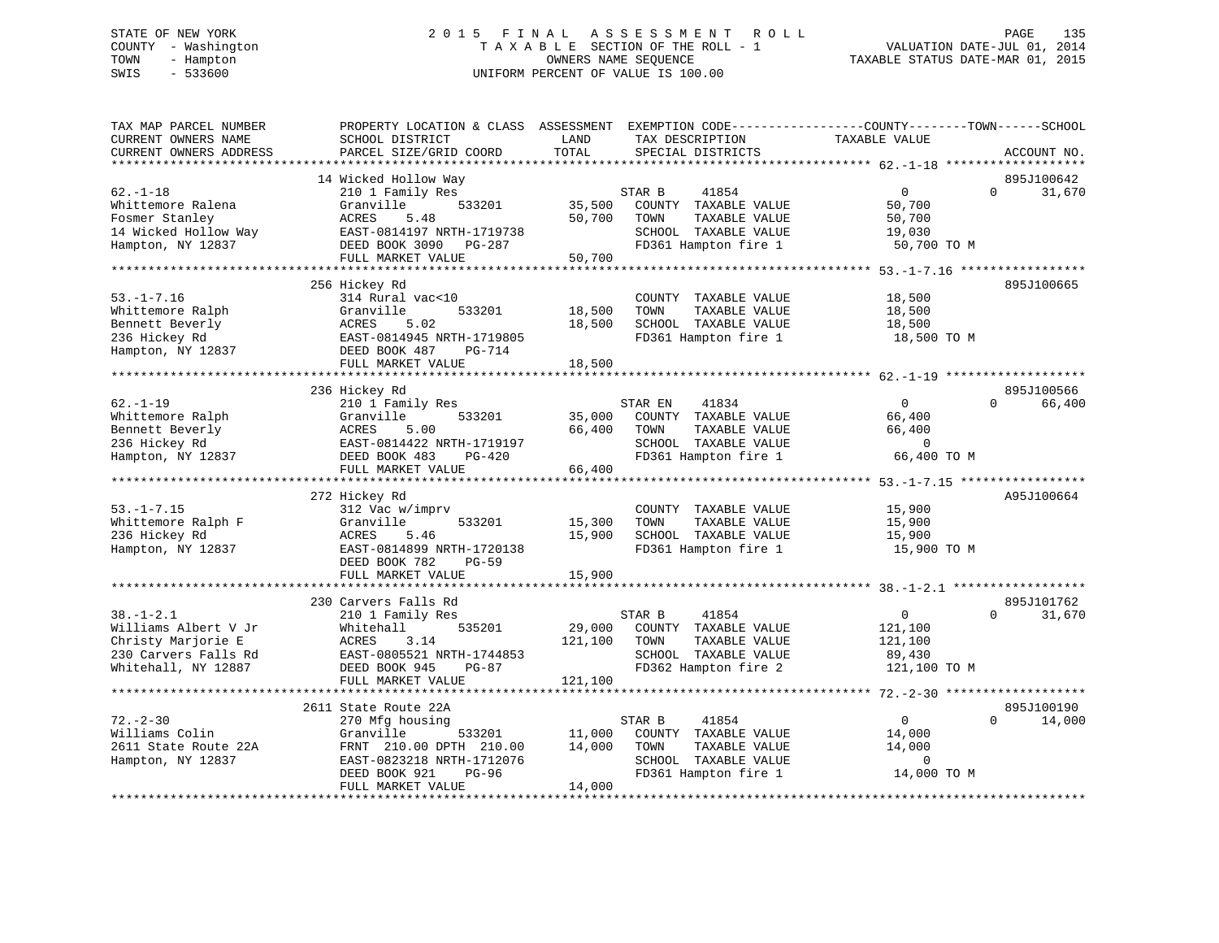STATE OF NEW YORK
COUNTY - Washington
TOWN - Hampton
SWIS - 533600

2015 FINAL ASSESSMENT ROLL
TAXABLE SECTION OF THE ROLL - 1
OWNERS NAME SEQUENCE
UNIFORM PERCENT OF VALUE IS 100.00

VALUATION DATE-JUL 01, 2014
TAXABLE STATUS DATE-MAR 01, 2015

| TAX MAP PARCEL NUMBER / CURRENT OWNERS NAME / CURRENT OWNERS ADDRESS | PROPERTY LOCATION & CLASS / SCHOOL DISTRICT / PARCEL SIZE/GRID COORD | ASSESSMENT LAND / TOTAL | EXEMPTION CODE / TAX DESCRIPTION / SPECIAL DISTRICTS | COUNTY TAXABLE VALUE | TOWN | SCHOOL | ACCOUNT NO. |
|---|---|---|---|---|---|---|---|
| 62.-1-18 | 14 Wicked Hollow Way | | | | | | 895J100642 |
| | 210 1 Family Res | | STAR B 41854 | 0 | 0 | 31,670 | |
| Whittemore Ralena | Granville 533201 | 35,500 | COUNTY TAXABLE VALUE | 50,700 | | | |
| Fosmer Stanley | ACRES 5.48 | 50,700 | TOWN TAXABLE VALUE | 50,700 | | | |
| 14 Wicked Hollow Way | EAST-0814197 NRTH-1719738 | | SCHOOL TAXABLE VALUE | 19,030 | | | |
| Hampton, NY 12837 | DEED BOOK 3090 PG-287 | | FD361 Hampton fire 1 | 50,700 TO M | | | |
| | FULL MARKET VALUE | 50,700 | | | | | |
| 53.-1-7.16 | 256 Hickey Rd | | | | | | 895J100665 |
| | 314 Rural vac<10 | | COUNTY TAXABLE VALUE | 18,500 | | | |
| Whittemore Ralph | Granville 533201 | 18,500 | TOWN TAXABLE VALUE | 18,500 | | | |
| Bennett Beverly | ACRES 5.02 | 18,500 | SCHOOL TAXABLE VALUE | 18,500 | | | |
| 236 Hickey Rd | EAST-0814945 NRTH-1719805 | | FD361 Hampton fire 1 | 18,500 TO M | | | |
| Hampton, NY 12837 | DEED BOOK 487 PG-714 | | | | | | |
| | FULL MARKET VALUE | 18,500 | | | | | |
| 62.-1-19 | 236 Hickey Rd | | | | | | 895J100566 |
| | 210 1 Family Res | | STAR EN 41834 | 0 | 0 | 66,400 | |
| Whittemore Ralph | Granville 533201 | 35,000 | COUNTY TAXABLE VALUE | 66,400 | | | |
| Bennett Beverly | ACRES 5.00 | 66,400 | TOWN TAXABLE VALUE | 66,400 | | | |
| 236 Hickey Rd | EAST-0814422 NRTH-1719197 | | SCHOOL TAXABLE VALUE | 0 | | | |
| Hampton, NY 12837 | DEED BOOK 483 PG-420 | | FD361 Hampton fire 1 | 66,400 TO M | | | |
| | FULL MARKET VALUE | 66,400 | | | | | |
| 53.-1-7.15 | 272 Hickey Rd | | | | | | A95J100664 |
| | 312 Vac w/imprv | | COUNTY TAXABLE VALUE | 15,900 | | | |
| Whittemore Ralph F | Granville 533201 | 15,300 | TOWN TAXABLE VALUE | 15,900 | | | |
| 236 Hickey Rd | ACRES 5.46 | 15,900 | SCHOOL TAXABLE VALUE | 15,900 | | | |
| Hampton, NY 12837 | EAST-0814899 NRTH-1720138 | | FD361 Hampton fire 1 | 15,900 TO M | | | |
| | DEED BOOK 782 PG-59 | | | | | | |
| | FULL MARKET VALUE | 15,900 | | | | | |
| 38.-1-2.1 | 230 Carvers Falls Rd | | | | | | 895J101762 |
| | 210 1 Family Res | | STAR B 41854 | 0 | 0 | 31,670 | |
| Williams Albert V Jr | Whitehall 535201 | 29,000 | COUNTY TAXABLE VALUE | 121,100 | | | |
| Christy Marjorie E | ACRES 3.14 | 121,100 | TOWN TAXABLE VALUE | 121,100 | | | |
| 230 Carvers Falls Rd | EAST-0805521 NRTH-1744853 | | SCHOOL TAXABLE VALUE | 89,430 | | | |
| Whitehall, NY 12887 | DEED BOOK 945 PG-87 | | FD362 Hampton fire 2 | 121,100 TO M | | | |
| | FULL MARKET VALUE | 121,100 | | | | | |
| 72.-2-30 | 2611 State Route 22A | | | | | | 895J100190 |
| | 270 Mfg housing | | STAR B 41854 | 0 | 0 | 14,000 | |
| Williams Colin | Granville 533201 | 11,000 | COUNTY TAXABLE VALUE | 14,000 | | | |
| 2611 State Route 22A | FRNT 210.00 DPTH 210.00 | 14,000 | TOWN TAXABLE VALUE | 14,000 | | | |
| Hampton, NY 12837 | EAST-0823218 NRTH-1712076 | | SCHOOL TAXABLE VALUE | 0 | | | |
| | DEED BOOK 921 PG-96 | | FD361 Hampton fire 1 | 14,000 TO M | | | |
| | FULL MARKET VALUE | 14,000 | | | | | |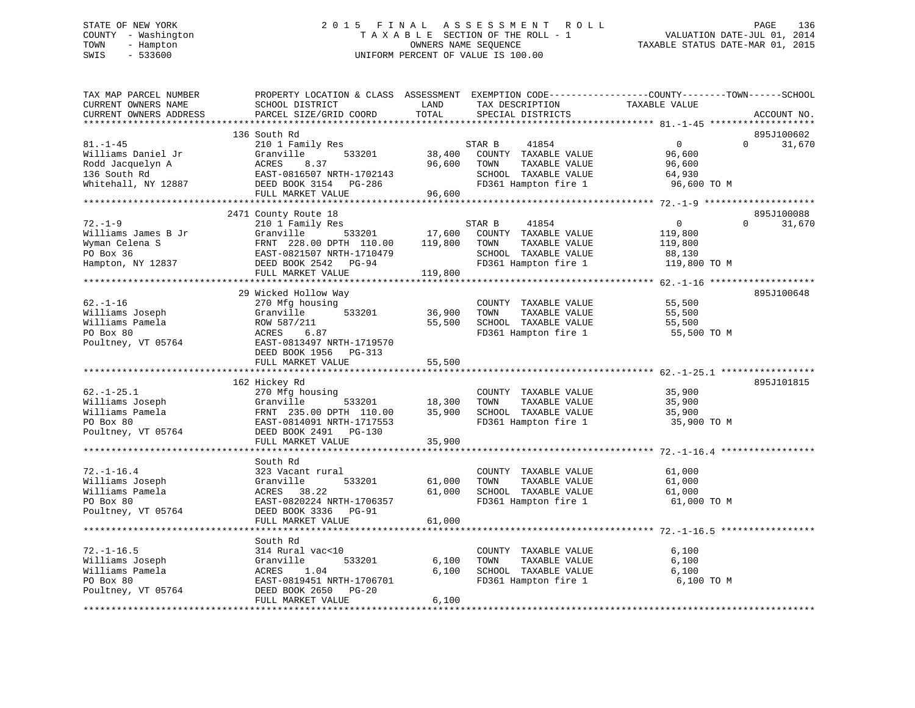STATE OF NEW YORK                    2 0 1 5   F I N A L   A S S E S S M E N T   R O L L
COUNTY - Washington                  T A X A B L E  SECTION OF THE ROLL - 1            VALUATION DATE-JUL 01, 2014
TOWN   - Hampton                     OWNERS NAME SEQUENCE                              TAXABLE STATUS DATE-MAR 01, 2015
SWIS   - 533600                      UNIFORM PERCENT OF VALUE IS 100.00

| TAX MAP PARCEL NUMBER / CURRENT OWNERS NAME / CURRENT OWNERS ADDRESS | PROPERTY LOCATION & CLASS / SCHOOL DISTRICT / PARCEL SIZE/GRID COORD | ASSESSMENT LAND | TOTAL | EXEMPTION CODE / TAX DESCRIPTION / SPECIAL DISTRICTS | COUNTY / TOWN TAXABLE VALUE | SCHOOL | ACCOUNT NO. |
|---|---|---|---|---|---|---|---|
| 81.-1-45 | 136 South Rd | | | | | | 895J100602 |
| | 210 1 Family Res | | | STAR B 41854 | 0 | 0 | 31,670 |
| Williams Daniel Jr | Granville 533201 | 38,400 | | COUNTY TAXABLE VALUE | 96,600 | | |
| Rodd Jacquelyn A | ACRES 8.37 | | 96,600 | TOWN TAXABLE VALUE | 96,600 | | |
| 136 South Rd | EAST-0816507 NRTH-1702143 | | | SCHOOL TAXABLE VALUE | 64,930 | | |
| Whitehall, NY 12887 | DEED BOOK 3154 PG-286 | | | FD361 Hampton fire 1 | 96,600 TO M | | |
| | FULL MARKET VALUE | | 96,600 | | | | |
| 72.-1-9 | 2471 County Route 18 | | | | | | 895J100088 |
| | 210 1 Family Res | | | STAR B 41854 | 0 | 0 | 31,670 |
| Williams James B Jr | Granville 533201 | 17,600 | | COUNTY TAXABLE VALUE | 119,800 | | |
| Wyman Celena S | FRNT 228.00 DPTH 110.00 | | 119,800 | TOWN TAXABLE VALUE | 119,800 | | |
| PO Box 36 | EAST-0821507 NRTH-1710479 | | | SCHOOL TAXABLE VALUE | 88,130 | | |
| Hampton, NY 12837 | DEED BOOK 2542 PG-94 | | | FD361 Hampton fire 1 | 119,800 TO M | | |
| | FULL MARKET VALUE | | 119,800 | | | | |
| 62.-1-16 | 29 Wicked Hollow Way | | | | | | 895J100648 |
| | 270 Mfg housing | | | COUNTY TAXABLE VALUE | 55,500 | | |
| Williams Joseph | Granville 533201 | 36,900 | | TOWN TAXABLE VALUE | 55,500 | | |
| Williams Pamela | ROW 587/211 | | 55,500 | SCHOOL TAXABLE VALUE | 55,500 | | |
| PO Box 80 | ACRES 6.87 | | | FD361 Hampton fire 1 | 55,500 TO M | | |
| Poultney, VT 05764 | EAST-0813497 NRTH-1719570 | | | | | | |
| | DEED BOOK 1956 PG-313 | | | | | | |
| | FULL MARKET VALUE | | 55,500 | | | | |
| 62.-1-25.1 | 162 Hickey Rd | | | | | | 895J101815 |
| | 270 Mfg housing | | | COUNTY TAXABLE VALUE | 35,900 | | |
| Williams Joseph | Granville 533201 | 18,300 | | TOWN TAXABLE VALUE | 35,900 | | |
| Williams Pamela | FRNT 235.00 DPTH 110.00 | | 35,900 | SCHOOL TAXABLE VALUE | 35,900 | | |
| PO Box 80 | EAST-0814091 NRTH-1717553 | | | FD361 Hampton fire 1 | 35,900 TO M | | |
| Poultney, VT 05764 | DEED BOOK 2491 PG-130 | | | | | | |
| | FULL MARKET VALUE | | 35,900 | | | | |
| 72.-1-16.4 | South Rd | | | | | | |
| | 323 Vacant rural | | | COUNTY TAXABLE VALUE | 61,000 | | |
| Williams Joseph | Granville 533201 | 61,000 | | TOWN TAXABLE VALUE | 61,000 | | |
| Williams Pamela | ACRES 38.22 | | 61,000 | SCHOOL TAXABLE VALUE | 61,000 | | |
| PO Box 80 | EAST-0820224 NRTH-1706357 | | | FD361 Hampton fire 1 | 61,000 TO M | | |
| Poultney, VT 05764 | DEED BOOK 3336 PG-91 | | | | | | |
| | FULL MARKET VALUE | | 61,000 | | | | |
| 72.-1-16.5 | South Rd | | | | | | |
| | 314 Rural vac<10 | | | COUNTY TAXABLE VALUE | 6,100 | | |
| Williams Joseph | Granville 533201 | 6,100 | | TOWN TAXABLE VALUE | 6,100 | | |
| Williams Pamela | ACRES 1.04 | | 6,100 | SCHOOL TAXABLE VALUE | 6,100 | | |
| PO Box 80 | EAST-0819451 NRTH-1706701 | | | FD361 Hampton fire 1 | 6,100 TO M | | |
| Poultney, VT 05764 | DEED BOOK 2650 PG-20 | | | | | | |
| | FULL MARKET VALUE | | 6,100 | | | | |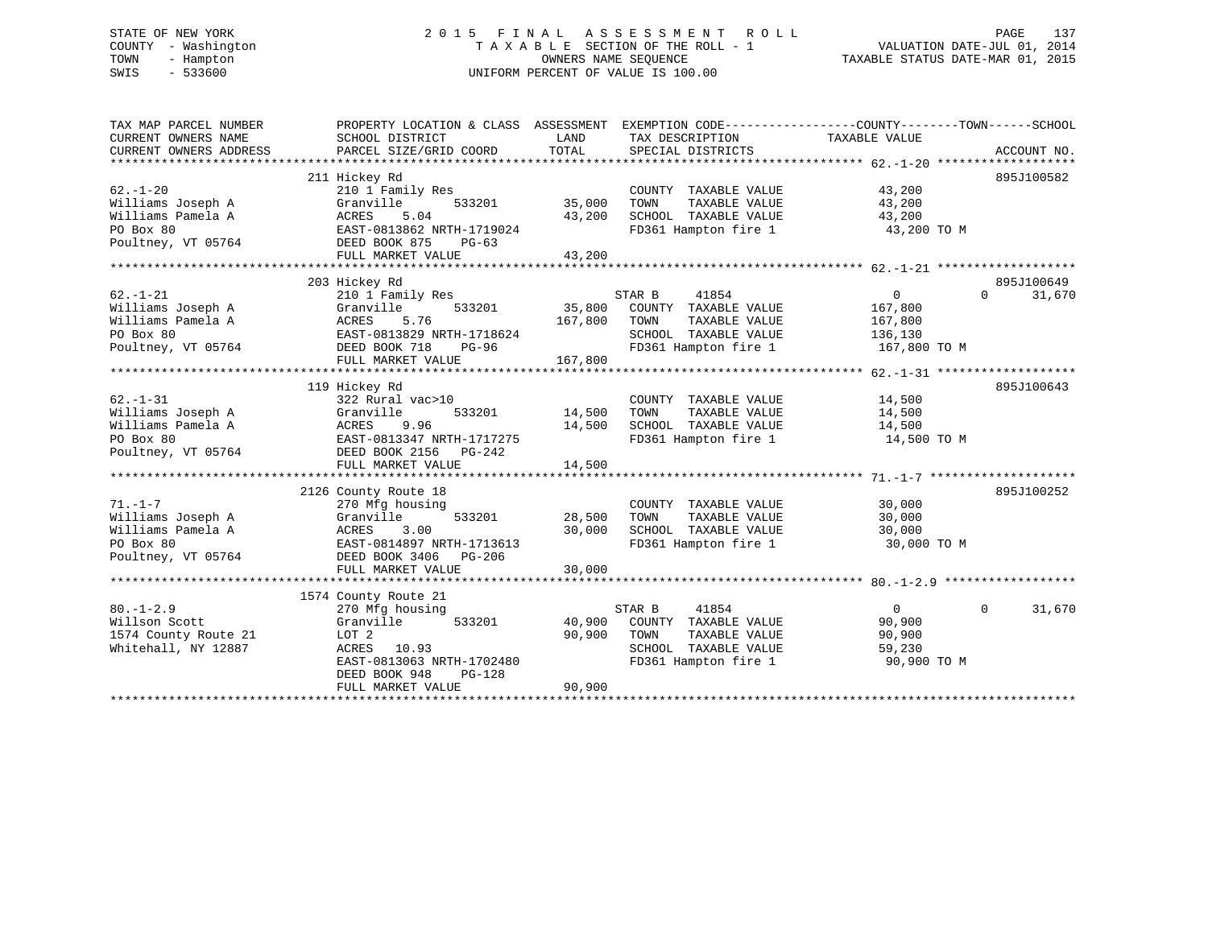STATE OF NEW YORK
COUNTY - Washington
TOWN - Hampton
SWIS - 533600

2 0 1 5 F I N A L A S S E S S M E N T R O L L
T A X A B L E SECTION OF THE ROLL - 1
OWNERS NAME SEQUENCE
UNIFORM PERCENT OF VALUE IS 100.00

VALUATION DATE-JUL 01, 2014
TAXABLE STATUS DATE-MAR 01, 2015

| TAX MAP PARCEL NUMBER / CURRENT OWNERS NAME / CURRENT OWNERS ADDRESS | PROPERTY LOCATION & CLASS / SCHOOL DISTRICT / PARCEL SIZE/GRID COORD | ASSESSMENT LAND / TOTAL | EXEMPTION CODE / TAX DESCRIPTION / SPECIAL DISTRICTS | COUNTY TAXABLE VALUE | TOWN | SCHOOL | ACCOUNT NO. |
|---|---|---|---|---|---|---|---|
| 62.-1-20 | 211 Hickey Rd | | | | | | 895J100582 |
| Williams Joseph A | 210 1 Family Res | | COUNTY TAXABLE VALUE | 43,200 | | | |
| Williams Pamela A | Granville 533201 | 35,000 | TOWN TAXABLE VALUE | 43,200 | | | |
| PO Box 80 | ACRES 5.04 | 43,200 | SCHOOL TAXABLE VALUE | 43,200 | | | |
| Poultney, VT 05764 | EAST-0813862 NRTH-1719024 | | FD361 Hampton fire 1 | 43,200 TO M | | | |
| | DEED BOOK 875 PG-63 | | | | | | |
| | FULL MARKET VALUE | 43,200 | | | | | |
| 62.-1-21 | 203 Hickey Rd | | | | | | 895J100649 |
| Williams Joseph A | 210 1 Family Res | | STAR B 41854 | 0 | 0 | 31,670 | |
| Williams Pamela A | Granville 533201 | 35,800 | COUNTY TAXABLE VALUE | 167,800 | | | |
| PO Box 80 | ACRES 5.76 | 167,800 | TOWN TAXABLE VALUE | 167,800 | | | |
| Poultney, VT 05764 | EAST-0813829 NRTH-1718624 | | SCHOOL TAXABLE VALUE | 136,130 | | | |
| | DEED BOOK 718 PG-96 | | FD361 Hampton fire 1 | 167,800 TO M | | | |
| | FULL MARKET VALUE | 167,800 | | | | | |
| 62.-1-31 | 119 Hickey Rd | | | | | | 895J100643 |
| Williams Joseph A | 322 Rural vac>10 | | COUNTY TAXABLE VALUE | 14,500 | | | |
| Williams Pamela A | Granville 533201 | 14,500 | TOWN TAXABLE VALUE | 14,500 | | | |
| PO Box 80 | ACRES 9.96 | 14,500 | SCHOOL TAXABLE VALUE | 14,500 | | | |
| Poultney, VT 05764 | EAST-0813347 NRTH-1717275 | | FD361 Hampton fire 1 | 14,500 TO M | | | |
| | DEED BOOK 2156 PG-242 | | | | | | |
| | FULL MARKET VALUE | 14,500 | | | | | |
| 71.-1-7 | 2126 County Route 18 | | | | | | 895J100252 |
| Williams Joseph A | 270 Mfg housing | | COUNTY TAXABLE VALUE | 30,000 | | | |
| Williams Pamela A | Granville 533201 | 28,500 | TOWN TAXABLE VALUE | 30,000 | | | |
| PO Box 80 | ACRES 3.00 | 30,000 | SCHOOL TAXABLE VALUE | 30,000 | | | |
| Poultney, VT 05764 | EAST-0814897 NRTH-1713613 | | FD361 Hampton fire 1 | 30,000 TO M | | | |
| | DEED BOOK 3406 PG-206 | | | | | | |
| | FULL MARKET VALUE | 30,000 | | | | | |
| 80.-1-2.9 | 1574 County Route 21 | | | | | | |
| Willson Scott | 270 Mfg housing | | STAR B 41854 | 0 | 0 | 31,670 | |
| 1574 County Route 21 | Granville 533201 | 40,900 | COUNTY TAXABLE VALUE | 90,900 | | | |
| Whitehall, NY 12887 | LOT 2 | 90,900 | TOWN TAXABLE VALUE | 90,900 | | | |
| | ACRES 10.93 | | SCHOOL TAXABLE VALUE | 59,230 | | | |
| | EAST-0813063 NRTH-1702480 | | FD361 Hampton fire 1 | 90,900 TO M | | | |
| | DEED BOOK 948 PG-128 | | | | | | |
| | FULL MARKET VALUE | 90,900 | | | | | |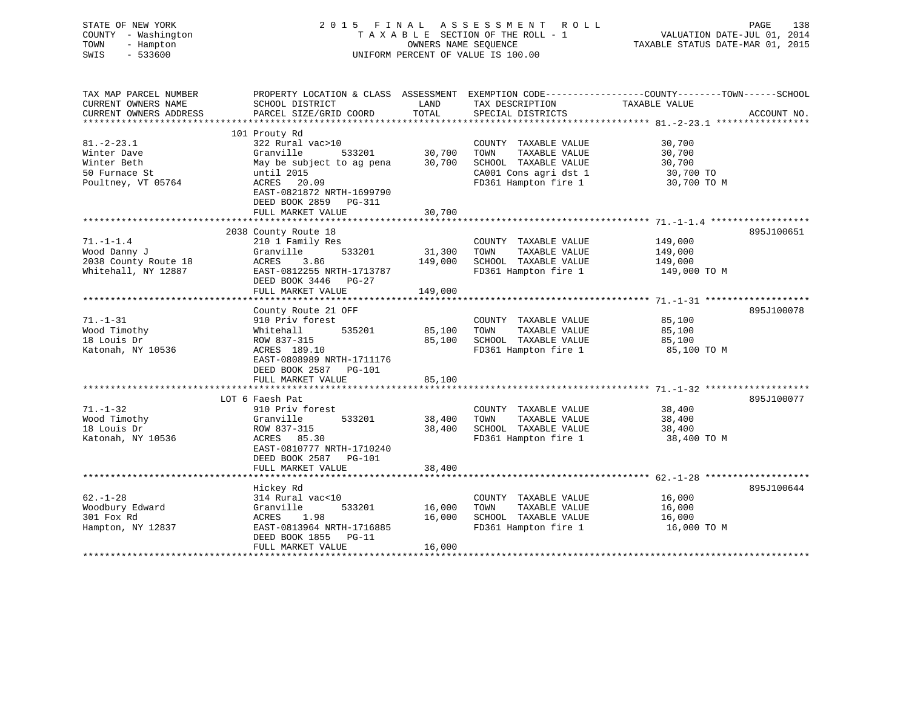STATE OF NEW YORK
COUNTY - Washington
TOWN - Hampton
SWIS - 533600

2015 FINAL ASSESSMENT ROLL
TAXABLE SECTION OF THE ROLL - 1
OWNERS NAME SEQUENCE
UNIFORM PERCENT OF VALUE IS 100.00

VALUATION DATE-JUL 01, 2014
TAXABLE STATUS DATE-MAR 01, 2015

| TAX MAP PARCEL NUMBER / CURRENT OWNERS NAME / CURRENT OWNERS ADDRESS | PROPERTY LOCATION & CLASS / SCHOOL DISTRICT / PARCEL SIZE/GRID COORD | ASSESSMENT LAND / TOTAL | EXEMPTION CODE / TAX DESCRIPTION / SPECIAL DISTRICTS | COUNTY--------TOWN------SCHOOL TAXABLE VALUE | ACCOUNT NO. |
|---|---|---|---|---|---|
| 81.-2-23.1 | 101 Prouty Rd | | | | |
| 81.-2-23.1 | 322 Rural vac>10 | | COUNTY TAXABLE VALUE | 30,700 | |
| Winter Dave | Granville 533201 | 30,700 | TOWN TAXABLE VALUE | 30,700 | |
| Winter Beth | May be subject to ag pena | 30,700 | SCHOOL TAXABLE VALUE | 30,700 | |
| 50 Furnace St | until 2015 | | CA001 Cons agri dst 1 | 30,700 TO | |
| Poultney, VT 05764 | ACRES 20.09 | | FD361 Hampton fire 1 | 30,700 TO M | |
| | EAST-0821872 NRTH-1699790 | | | | |
| | DEED BOOK 2859 PG-311 | | | | |
| | FULL MARKET VALUE | 30,700 | | | |
| 71.-1-1.4 | 2038 County Route 18 | | | | 895J100651 |
| 71.-1-1.4 | 210 1 Family Res | | COUNTY TAXABLE VALUE | 149,000 | |
| Wood Danny J | Granville 533201 | 31,300 | TOWN TAXABLE VALUE | 149,000 | |
| 2038 County Route 18 | ACRES 3.86 | 149,000 | SCHOOL TAXABLE VALUE | 149,000 | |
| Whitehall, NY 12887 | EAST-0812255 NRTH-1713787 | | FD361 Hampton fire 1 | 149,000 TO M | |
| | DEED BOOK 3446 PG-27 | | | | |
| | FULL MARKET VALUE | 149,000 | | | |
| 71.-1-31 | County Route 21 OFF | | | | 895J100078 |
| 71.-1-31 | 910 Priv forest | | COUNTY TAXABLE VALUE | 85,100 | |
| Wood Timothy | Whitehall 535201 | 85,100 | TOWN TAXABLE VALUE | 85,100 | |
| 18 Louis Dr | ROW 837-315 | 85,100 | SCHOOL TAXABLE VALUE | 85,100 | |
| Katonah, NY 10536 | ACRES 189.10 | | FD361 Hampton fire 1 | 85,100 TO M | |
| | EAST-0808989 NRTH-1711176 | | | | |
| | DEED BOOK 2587 PG-101 | | | | |
| | FULL MARKET VALUE | 85,100 | | | |
| 71.-1-32 | LOT 6 Faesh Pat | | | | 895J100077 |
| 71.-1-32 | 910 Priv forest | | COUNTY TAXABLE VALUE | 38,400 | |
| Wood Timothy | Granville 533201 | 38,400 | TOWN TAXABLE VALUE | 38,400 | |
| 18 Louis Dr | ROW 837-315 | 38,400 | SCHOOL TAXABLE VALUE | 38,400 | |
| Katonah, NY 10536 | ACRES 85.30 | | FD361 Hampton fire 1 | 38,400 TO M | |
| | EAST-0810777 NRTH-1710240 | | | | |
| | DEED BOOK 2587 PG-101 | | | | |
| | FULL MARKET VALUE | 38,400 | | | |
| 62.-1-28 | Hickey Rd | | | | 895J100644 |
| 62.-1-28 | 314 Rural vac<10 | | COUNTY TAXABLE VALUE | 16,000 | |
| Woodbury Edward | Granville 533201 | 16,000 | TOWN TAXABLE VALUE | 16,000 | |
| 301 Fox Rd | ACRES 1.98 | 16,000 | SCHOOL TAXABLE VALUE | 16,000 | |
| Hampton, NY 12837 | EAST-0813964 NRTH-1716885 | | FD361 Hampton fire 1 | 16,000 TO M | |
| | DEED BOOK 1855 PG-11 | | | | |
| | FULL MARKET VALUE | 16,000 | | | |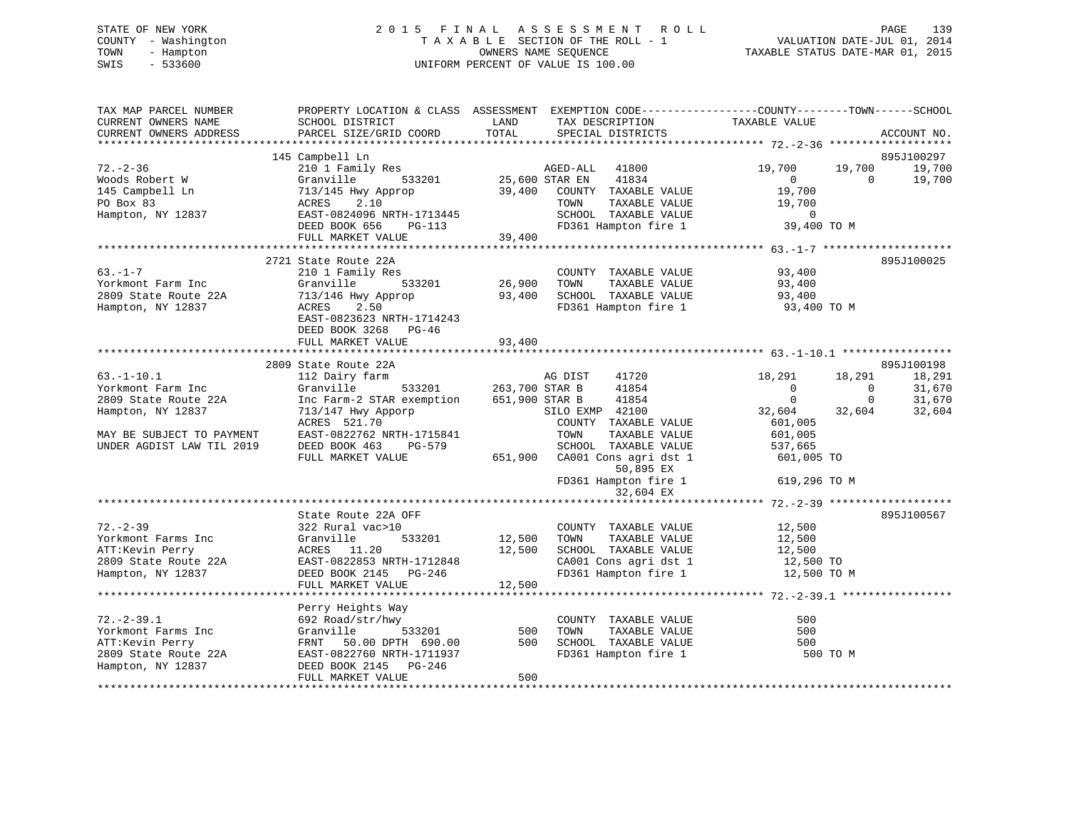STATE OF NEW YORK
COUNTY - Washington
TOWN - Hampton
SWIS - 533600

2 0 1 5 F I N A L A S S E S S M E N T R O L L
T A X A B L E SECTION OF THE ROLL - 1
OWNERS NAME SEQUENCE
UNIFORM PERCENT OF VALUE IS 100.00

VALUATION DATE-JUL 01, 2014
TAXABLE STATUS DATE-MAR 01, 2015

```
TAX MAP PARCEL NUMBER          PROPERTY LOCATION & CLASS  ASSESSMENT  EXEMPTION CODE------------------COUNTY--------TOWN------SCHOOL
CURRENT OWNERS NAME            SCHOOL DISTRICT             LAND        TAX DESCRIPTION              TAXABLE VALUE
CURRENT OWNERS ADDRESS         PARCEL SIZE/GRID COORD      TOTAL       SPECIAL DISTRICTS                                        ACCOUNT NO.
******************************************************************************************************* 72.-2-36 *******************
                               145 Campbell Ln                                                                              895J100297
72.-2-36                       210 1 Family Res                        AGED-ALL    41800             19,700      19,700      19,700
Woods Robert W                 Granville        533201      25,600 STAR EN     41834                  0           0       19,700
145 Campbell Ln                713/145 Hwy Approp           39,400    COUNTY  TAXABLE VALUE           19,700
PO Box 83                      ACRES     2.10                          TOWN    TAXABLE VALUE           19,700
Hampton, NY 12837              EAST-0824096 NRTH-1713445              SCHOOL  TAXABLE VALUE                0
                               DEED BOOK 656     PG-113                FD361 Hampton fire 1             39,400 TO M
                               FULL MARKET VALUE            39,400
******************************************************************************************************* 63.-1-7 ********************
                               2721 State Route 22A                                                                         895J100025
63.-1-7                        210 1 Family Res                        COUNTY  TAXABLE VALUE           93,400
Yorkmont Farm Inc              Granville        533201      26,900    TOWN    TAXABLE VALUE           93,400
2809 State Route 22A           713/146 Hwy Approp           93,400    SCHOOL  TAXABLE VALUE           93,400
Hampton, NY 12837              ACRES     2.50                          FD361 Hampton fire 1             93,400 TO M
                               EAST-0823623 NRTH-1714243
                               DEED BOOK 3268    PG-46
                               FULL MARKET VALUE            93,400
******************************************************************************************************* 63.-1-10.1 *****************
                               2809 State Route 22A                                                                         895J100198
63.-1-10.1                     112 Dairy farm                          AG DIST     41720             18,291      18,291      18,291
Yorkmont Farm Inc              Granville        533201     263,700 STAR B      41854                  0           0       31,670
2809 State Route 22A           Inc Farm-2 STAR exemption   651,900 STAR B      41854                  0           0       31,670
Hampton, NY 12837              713/147 Hwy Apporp                      SILO EXMP  42100              32,604      32,604      32,604
                               ACRES   521.70                          COUNTY  TAXABLE VALUE          601,005
MAY BE SUBJECT TO PAYMENT      EAST-0822762 NRTH-1715841              TOWN    TAXABLE VALUE          601,005
UNDER AGDIST LAW TIL 2019      DEED BOOK 463     PG-579                SCHOOL  TAXABLE VALUE          537,665
                               FULL MARKET VALUE           651,900    CA001 Cons agri dst 1           601,005 TO
                                                                           50,895 EX
                                                                       FD361 Hampton fire 1            619,296 TO M
                                                                           32,604 EX
******************************************************************************************************* 72.-2-39 *******************
                               State Route 22A OFF                                                                          895J100567
72.-2-39                       322 Rural vac>10                        COUNTY  TAXABLE VALUE           12,500
Yorkmont Farms Inc             Granville        533201      12,500    TOWN    TAXABLE VALUE           12,500
ATT:Kevin Perry                ACRES    11.20               12,500    SCHOOL  TAXABLE VALUE           12,500
2809 State Route 22A           EAST-0822853 NRTH-1712848              CA001 Cons agri dst 1            12,500 TO
Hampton, NY 12837              DEED BOOK 2145    PG-246                FD361 Hampton fire 1             12,500 TO M
                               FULL MARKET VALUE            12,500
******************************************************************************************************* 72.-2-39.1 *****************
                               Perry Heights Way
72.-2-39.1                     692 Road/str/hwy                        COUNTY  TAXABLE VALUE              500
Yorkmont Farms Inc             Granville        533201         500    TOWN    TAXABLE VALUE              500
ATT:Kevin Perry                FRNT    50.00 DPTH  690.00      500    SCHOOL  TAXABLE VALUE              500
2809 State Route 22A           EAST-0822760 NRTH-1711937              FD361 Hampton fire 1                500 TO M
Hampton, NY 12837              DEED BOOK 2145    PG-246
                               FULL MARKET VALUE               500
************************************************************************************************************************************
```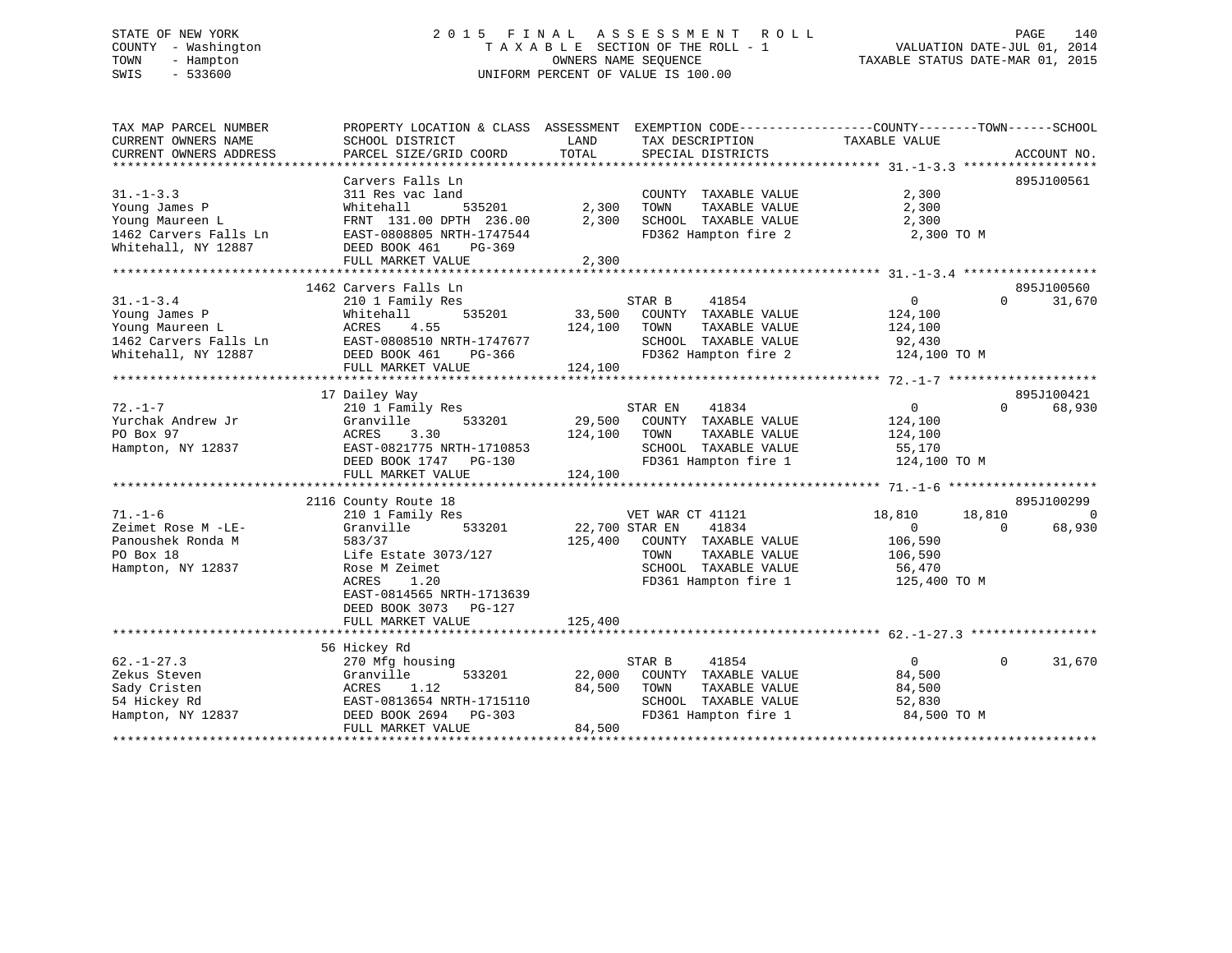STATE OF NEW YORK
COUNTY - Washington
TOWN - Hampton
SWIS - 533600

2015 FINAL ASSESSMENT ROLL
TAXABLE SECTION OF THE ROLL - 1
OWNERS NAME SEQUENCE
UNIFORM PERCENT OF VALUE IS 100.00

VALUATION DATE-JUL 01, 2014
TAXABLE STATUS DATE-MAR 01, 2015

```
TAX MAP PARCEL NUMBER          PROPERTY LOCATION & CLASS  ASSESSMENT  EXEMPTION CODE------------------COUNTY--------TOWN------SCHOOL
CURRENT OWNERS NAME            SCHOOL DISTRICT            LAND        TAX DESCRIPTION              TAXABLE VALUE
CURRENT OWNERS ADDRESS         PARCEL SIZE/GRID COORD     TOTAL       SPECIAL DISTRICTS                                      ACCOUNT NO.
******************************************************************************************************* 31.-1-3.3 *****************
                               Carvers Falls Ln                                                                          895J100561
31.-1-3.3                      311 Res vac land                       COUNTY  TAXABLE VALUE              2,300
Young James P                  Whitehall       535201        2,300    TOWN    TAXABLE VALUE              2,300
Young Maureen L                FRNT 131.00 DPTH 236.00       2,300    SCHOOL  TAXABLE VALUE              2,300
1462 Carvers Falls Ln          EAST-0808805 NRTH-1747544              FD362 Hampton fire 2               2,300 TO M
Whitehall, NY 12887            DEED BOOK 461    PG-369
                               FULL MARKET VALUE             2,300
******************************************************************************************************* 31.-1-3.4 *****************
                          1462 Carvers Falls Ln                                                                          895J100560
31.-1-3.4                      210 1 Family Res                       STAR B      41854                  0            0      31,670
Young James P                  Whitehall       535201       33,500    COUNTY  TAXABLE VALUE            124,100
Young Maureen L                ACRES     4.55              124,100    TOWN    TAXABLE VALUE            124,100
1462 Carvers Falls Ln          EAST-0808510 NRTH-1747677              SCHOOL  TAXABLE VALUE             92,430
Whitehall, NY 12887            DEED BOOK 461    PG-366                FD362 Hampton fire 2             124,100 TO M
                               FULL MARKET VALUE           124,100
******************************************************************************************************* 72.-1-7 *******************
                          17 Dailey Way                                                                                  895J100421
72.-1-7                        210 1 Family Res                       STAR EN     41834                  0            0      68,930
Yurchak Andrew Jr              Granville       533201       29,500    COUNTY  TAXABLE VALUE            124,100
PO Box 97                      ACRES     3.30              124,100    TOWN    TAXABLE VALUE            124,100
Hampton, NY 12837              EAST-0821775 NRTH-1710853              SCHOOL  TAXABLE VALUE             55,170
                               DEED BOOK 1747   PG-130                FD361 Hampton fire 1             124,100 TO M
                               FULL MARKET VALUE           124,100
******************************************************************************************************* 71.-1-6 *******************
                          2116 County Route 18                                                                           895J100299
71.-1-6                        210 1 Family Res                       VET WAR CT 41121              18,810       18,810            0
Zeimet Rose M -LE-             Granville       533201       22,700 STAR EN     41834                  0            0      68,930
Panoushek Ronda M              583/37                      125,400    COUNTY  TAXABLE VALUE            106,590
PO Box 18                      Life Estate 3073/127                   TOWN    TAXABLE VALUE            106,590
Hampton, NY 12837              Rose M Zeimet                          SCHOOL  TAXABLE VALUE             56,470
                               ACRES     1.20                         FD361 Hampton fire 1             125,400 TO M
                               EAST-0814565 NRTH-1713639
                               DEED BOOK 3073   PG-127
                               FULL MARKET VALUE           125,400
******************************************************************************************************* 62.-1-27.3 ****************
                          56 Hickey Rd
62.-1-27.3                     270 Mfg housing                        STAR B      41854                  0            0      31,670
Zekus Steven                   Granville       533201       22,000    COUNTY  TAXABLE VALUE             84,500
Sady Cristen                   ACRES     1.12               84,500    TOWN    TAXABLE VALUE             84,500
54 Hickey Rd                   EAST-0813654 NRTH-1715110              SCHOOL  TAXABLE VALUE             52,830
Hampton, NY 12837              DEED BOOK 2694   PG-303                FD361 Hampton fire 1              84,500 TO M
                               FULL MARKET VALUE            84,500
************************************************************************************************************************************
```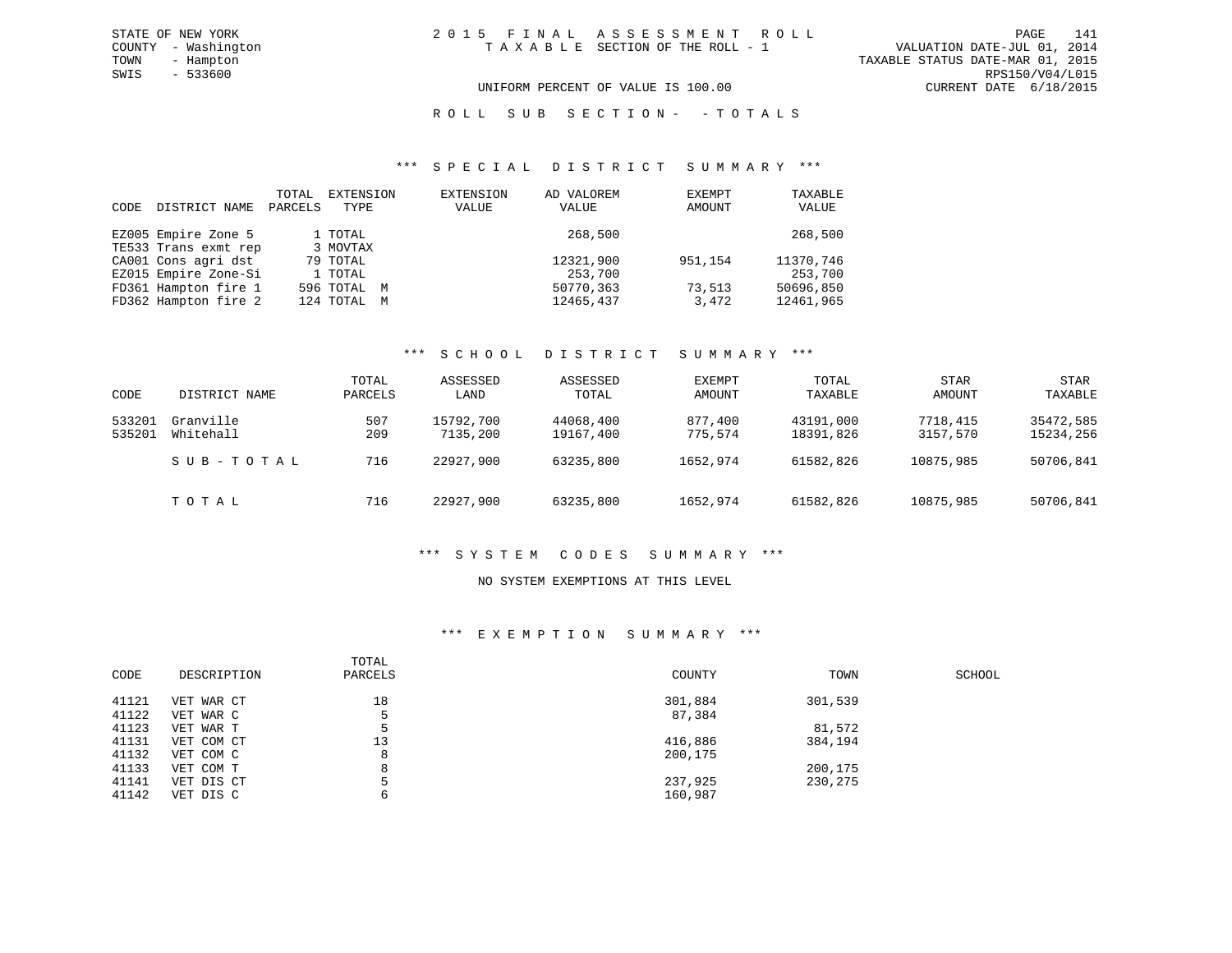STATE OF NEW YORK
COUNTY - Washington
TOWN - Hampton
SWIS - 533600

2 0 1 5 F I N A L A S S E S S M E N T R O L L
T A X A B L E SECTION OF THE ROLL - 1

VALUATION DATE-JUL 01, 2014
TAXABLE STATUS DATE-MAR 01, 2015
RPS150/V04/L015
CURRENT DATE 6/18/2015

UNIFORM PERCENT OF VALUE IS 100.00

R O L L S U B S E C T I O N - - T O T A L S

### *** S P E C I A L D I S T R I C T S U M M A R Y ***

| CODE | DISTRICT NAME | TOTAL PARCELS | EXTENSION TYPE | EXTENSION VALUE | AD VALOREM VALUE | EXEMPT AMOUNT | TAXABLE VALUE |
|---|---|---|---|---|---|---|---|
| EZ005 | Empire Zone 5 | 1 | TOTAL | | 268,500 | | 268,500 |
| TE533 | Trans exmt rep | 3 | MOVTAX | | | | |
| CA001 | Cons agri dst | 79 | TOTAL | | 12321,900 | 951,154 | 11370,746 |
| EZ015 | Empire Zone-Si | 1 | TOTAL | | 253,700 | | 253,700 |
| FD361 | Hampton fire 1 | 596 | TOTAL M | | 50770,363 | 73,513 | 50696,850 |
| FD362 | Hampton fire 2 | 124 | TOTAL M | | 12465,437 | 3,472 | 12461,965 |

### *** S C H O O L D I S T R I C T S U M M A R Y ***

| CODE | DISTRICT NAME | TOTAL PARCELS | ASSESSED LAND | ASSESSED TOTAL | EXEMPT AMOUNT | TOTAL TAXABLE | STAR AMOUNT | STAR TAXABLE |
|---|---|---|---|---|---|---|---|---|
| 533201 | Granville | 507 | 15792,700 | 44068,400 | 877,400 | 43191,000 | 7718,415 | 35472,585 |
| 535201 | Whitehall | 209 | 7135,200 | 19167,400 | 775,574 | 18391,826 | 3157,570 | 15234,256 |
| | S U B - T O T A L | 716 | 22927,900 | 63235,800 | 1652,974 | 61582,826 | 10875,985 | 50706,841 |
| | T O T A L | 716 | 22927,900 | 63235,800 | 1652,974 | 61582,826 | 10875,985 | 50706,841 |

### *** S Y S T E M C O D E S S U M M A R Y ***

NO SYSTEM EXEMPTIONS AT THIS LEVEL

### *** E X E M P T I O N S U M M A R Y ***

| CODE | DESCRIPTION | TOTAL PARCELS | COUNTY | TOWN | SCHOOL |
|---|---|---|---|---|---|
| 41121 | VET WAR CT | 18 | 301,884 | 301,539 | |
| 41122 | VET WAR C | 5 | 87,384 | | |
| 41123 | VET WAR T | 5 | | 81,572 | |
| 41131 | VET COM CT | 13 | 416,886 | 384,194 | |
| 41132 | VET COM C | 8 | 200,175 | | |
| 41133 | VET COM T | 8 | | 200,175 | |
| 41141 | VET DIS CT | 5 | 237,925 | 230,275 | |
| 41142 | VET DIS C | 6 | 160,987 | | |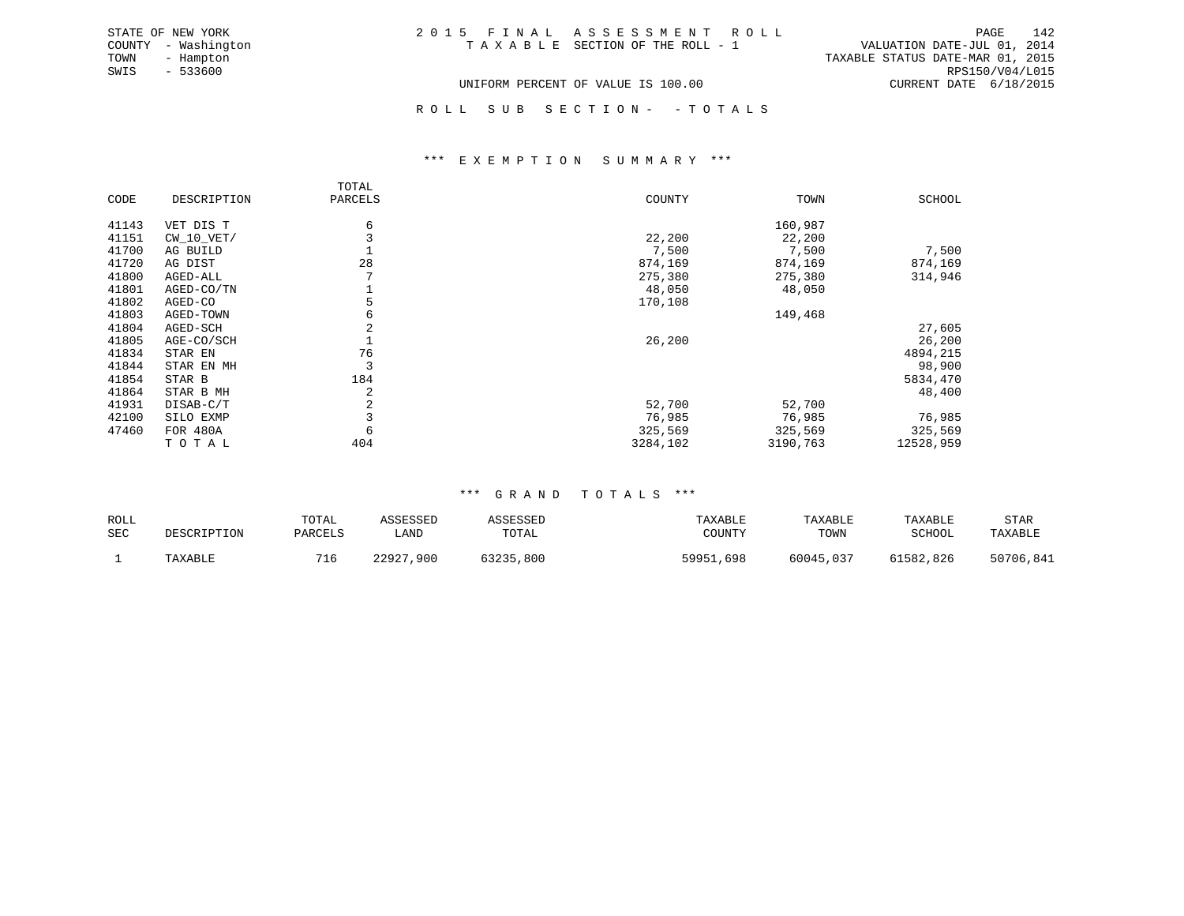STATE OF NEW YORK
COUNTY - Washington
TOWN - Hampton
SWIS - 533600

2 0 1 5 F I N A L A S S E S S M E N T R O L L
T A X A B L E SECTION OF THE ROLL - 1

VALUATION DATE-JUL 01, 2014
TAXABLE STATUS DATE-MAR 01, 2015
RPS150/V04/L015
CURRENT DATE 6/18/2015

UNIFORM PERCENT OF VALUE IS 100.00

R O L L S U B S E C T I O N - - T O T A L S

### *** E X E M P T I O N S U M M A R Y ***

| CODE | DESCRIPTION | TOTAL PARCELS | COUNTY | TOWN | SCHOOL |
|---|---|---|---|---|---|
| 41143 | VET DIS T | 6 | | 160,987 | |
| 41151 | CW_10_VET/ | 3 | 22,200 | 22,200 | |
| 41700 | AG BUILD | 1 | 7,500 | 7,500 | 7,500 |
| 41720 | AG DIST | 28 | 874,169 | 874,169 | 874,169 |
| 41800 | AGED-ALL | 7 | 275,380 | 275,380 | 314,946 |
| 41801 | AGED-CO/TN | 1 | 48,050 | 48,050 | |
| 41802 | AGED-CO | 5 | 170,108 | | |
| 41803 | AGED-TOWN | 6 | | 149,468 | |
| 41804 | AGED-SCH | 2 | | | 27,605 |
| 41805 | AGE-CO/SCH | 1 | 26,200 | | 26,200 |
| 41834 | STAR EN | 76 | | | 4894,215 |
| 41844 | STAR EN MH | 3 | | | 98,900 |
| 41854 | STAR B | 184 | | | 5834,470 |
| 41864 | STAR B MH | 2 | | | 48,400 |
| 41931 | DISAB-C/T | 2 | 52,700 | 52,700 | |
| 42100 | SILO EXMP | 3 | 76,985 | 76,985 | 76,985 |
| 47460 | FOR 480A | 6 | 325,569 | 325,569 | 325,569 |
| | T O T A L | 404 | 3284,102 | 3190,763 | 12528,959 |

### *** G R A N D T O T A L S ***

| ROLL SEC | DESCRIPTION | TOTAL PARCELS | ASSESSED LAND | ASSESSED TOTAL | TAXABLE COUNTY | TAXABLE TOWN | TAXABLE SCHOOL | STAR TAXABLE |
|---|---|---|---|---|---|---|---|---|
| 1 | TAXABLE | 716 | 22927,900 | 63235,800 | 59951,698 | 60045,037 | 61582,826 | 50706,841 |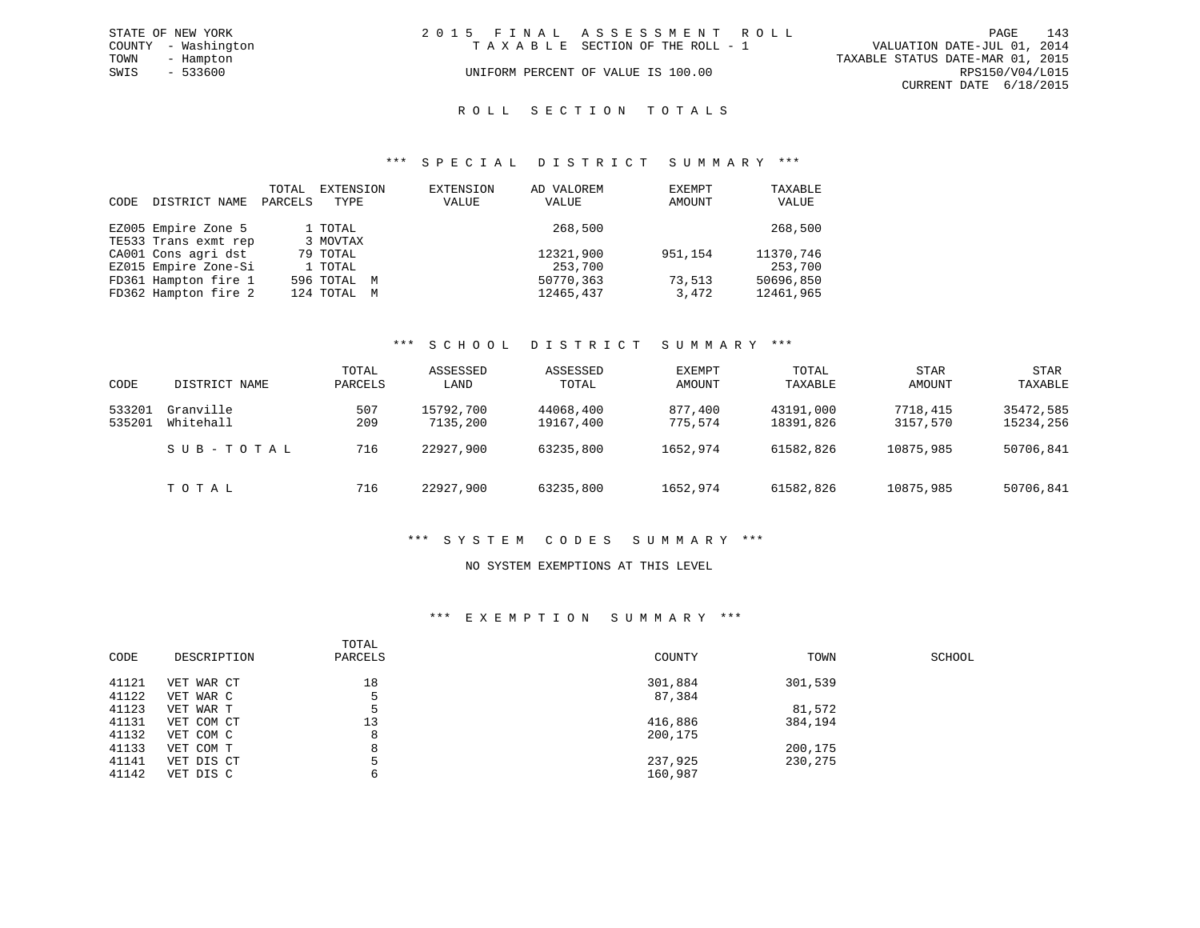STATE OF NEW YORK
COUNTY - Washington
TOWN - Hampton
SWIS - 533600

2015 FINAL ASSESSMENT ROLL
TAXABLE SECTION OF THE ROLL - 1
UNIFORM PERCENT OF VALUE IS 100.00

VALUATION DATE-JUL 01, 2014
TAXABLE STATUS DATE-MAR 01, 2015
RPS150/V04/L015
CURRENT DATE 6/18/2015

## ROLL SECTION TOTALS

### *** SPECIAL DISTRICT SUMMARY ***

| CODE | DISTRICT NAME | TOTAL PARCELS | EXTENSION TYPE | EXTENSION VALUE | AD VALOREM VALUE | EXEMPT AMOUNT | TAXABLE VALUE |
|---|---|---|---|---|---|---|---|
| EZ005 | Empire Zone 5 | 1 | TOTAL | | 268,500 | | 268,500 |
| TE533 | Trans exmt rep | 3 | MOVTAX | | | | |
| CA001 | Cons agri dst | 79 | TOTAL | | 12321,900 | 951,154 | 11370,746 |
| EZ015 | Empire Zone-Si | 1 | TOTAL | | 253,700 | | 253,700 |
| FD361 | Hampton fire 1 | 596 | TOTAL M | | 50770,363 | 73,513 | 50696,850 |
| FD362 | Hampton fire 2 | 124 | TOTAL M | | 12465,437 | 3,472 | 12461,965 |

### *** SCHOOL DISTRICT SUMMARY ***

| CODE | DISTRICT NAME | TOTAL PARCELS | ASSESSED LAND | ASSESSED TOTAL | EXEMPT AMOUNT | TOTAL TAXABLE | STAR AMOUNT | STAR TAXABLE |
|---|---|---|---|---|---|---|---|---|
| 533201 | Granville | 507 | 15792,700 | 44068,400 | 877,400 | 43191,000 | 7718,415 | 35472,585 |
| 535201 | Whitehall | 209 | 7135,200 | 19167,400 | 775,574 | 18391,826 | 3157,570 | 15234,256 |
| | SUB-TOTAL | 716 | 22927,900 | 63235,800 | 1652,974 | 61582,826 | 10875,985 | 50706,841 |
| | TOTAL | 716 | 22927,900 | 63235,800 | 1652,974 | 61582,826 | 10875,985 | 50706,841 |

### *** SYSTEM CODES SUMMARY ***

NO SYSTEM EXEMPTIONS AT THIS LEVEL

### *** EXEMPTION SUMMARY ***

| CODE | DESCRIPTION | TOTAL PARCELS | COUNTY | TOWN | SCHOOL |
|---|---|---|---|---|---|
| 41121 | VET WAR CT | 18 | 301,884 | 301,539 | |
| 41122 | VET WAR C | 5 | 87,384 | | |
| 41123 | VET WAR T | 5 | | 81,572 | |
| 41131 | VET COM CT | 13 | 416,886 | 384,194 | |
| 41132 | VET COM C | 8 | 200,175 | | |
| 41133 | VET COM T | 8 | | 200,175 | |
| 41141 | VET DIS CT | 5 | 237,925 | 230,275 | |
| 41142 | VET DIS C | 6 | 160,987 | | |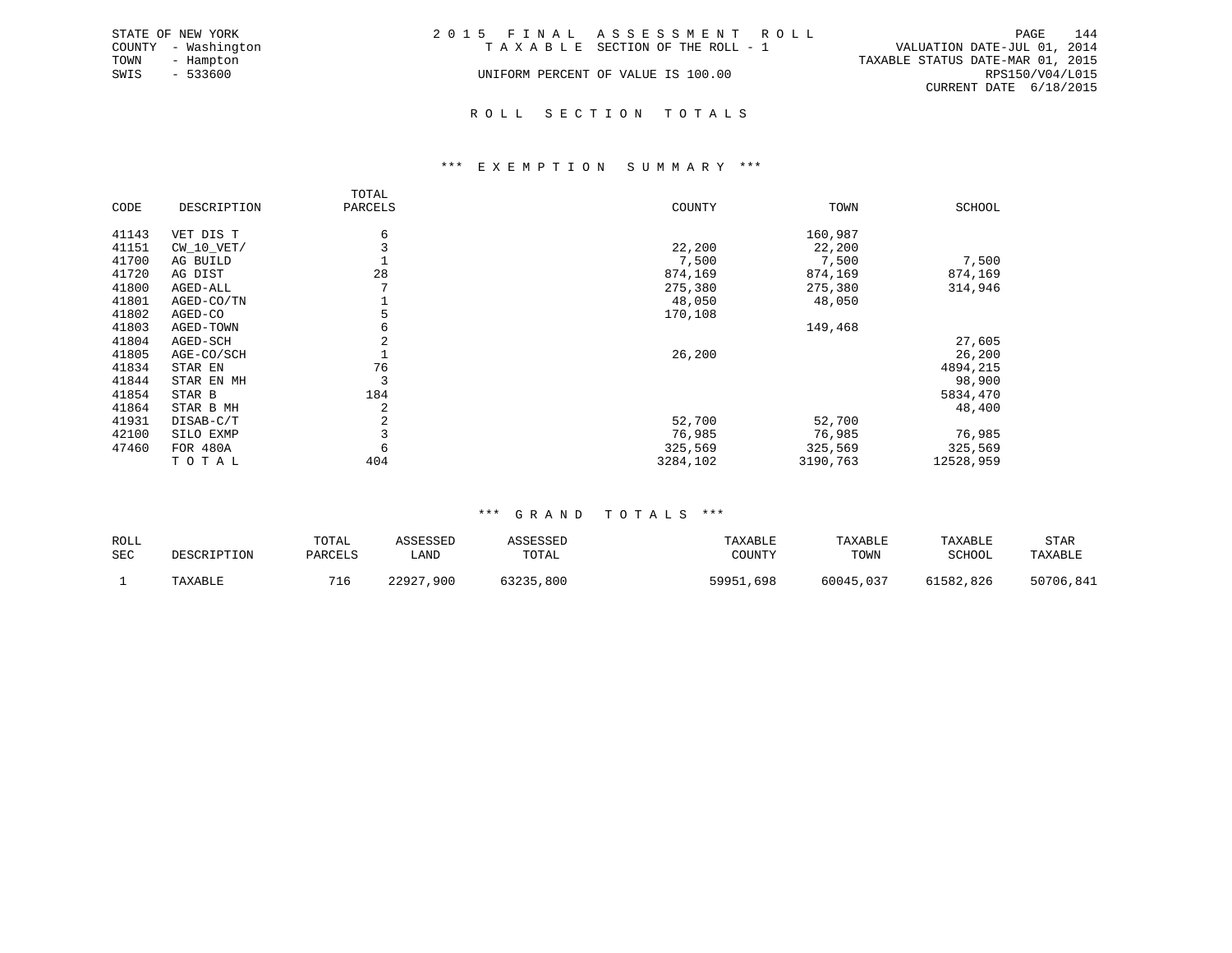STATE OF NEW YORK
COUNTY - Washington
TOWN - Hampton
SWIS - 533600

# 2015 FINAL ASSESSMENT ROLL

TAXABLE SECTION OF THE ROLL - 1

UNIFORM PERCENT OF VALUE IS 100.00

VALUATION DATE-JUL 01, 2014
TAXABLE STATUS DATE-MAR 01, 2015
RPS150/V04/L015
CURRENT DATE 6/18/2015

## ROLL SECTION TOTALS

### *** EXEMPTION SUMMARY ***

| CODE | DESCRIPTION | TOTAL PARCELS | COUNTY | TOWN | SCHOOL |
|---|---|---|---|---|---|
| 41143 | VET DIS T | 6 | | 160,987 | |
| 41151 | CW_10_VET/ | 3 | 22,200 | 22,200 | |
| 41700 | AG BUILD | 1 | 7,500 | 7,500 | 7,500 |
| 41720 | AG DIST | 28 | 874,169 | 874,169 | 874,169 |
| 41800 | AGED-ALL | 7 | 275,380 | 275,380 | 314,946 |
| 41801 | AGED-CO/TN | 1 | 48,050 | 48,050 | |
| 41802 | AGED-CO | 5 | 170,108 | | |
| 41803 | AGED-TOWN | 6 | | 149,468 | |
| 41804 | AGED-SCH | 2 | | | 27,605 |
| 41805 | AGE-CO/SCH | 1 | 26,200 | | 26,200 |
| 41834 | STAR EN | 76 | | | 4894,215 |
| 41844 | STAR EN MH | 3 | | | 98,900 |
| 41854 | STAR B | 184 | | | 5834,470 |
| 41864 | STAR B MH | 2 | | | 48,400 |
| 41931 | DISAB-C/T | 2 | 52,700 | 52,700 | |
| 42100 | SILO EXMP | 3 | 76,985 | 76,985 | 76,985 |
| 47460 | FOR 480A | 6 | 325,569 | 325,569 | 325,569 |
| | TOTAL | 404 | 3284,102 | 3190,763 | 12528,959 |

### *** GRAND TOTALS ***

| ROLL SEC | DESCRIPTION | TOTAL PARCELS | ASSESSED LAND | ASSESSED TOTAL | TAXABLE COUNTY | TAXABLE TOWN | TAXABLE SCHOOL | STAR TAXABLE |
|---|---|---|---|---|---|---|---|---|
| 1 | TAXABLE | 716 | 22927,900 | 63235,800 | 59951,698 | 60045,037 | 61582,826 | 50706,841 |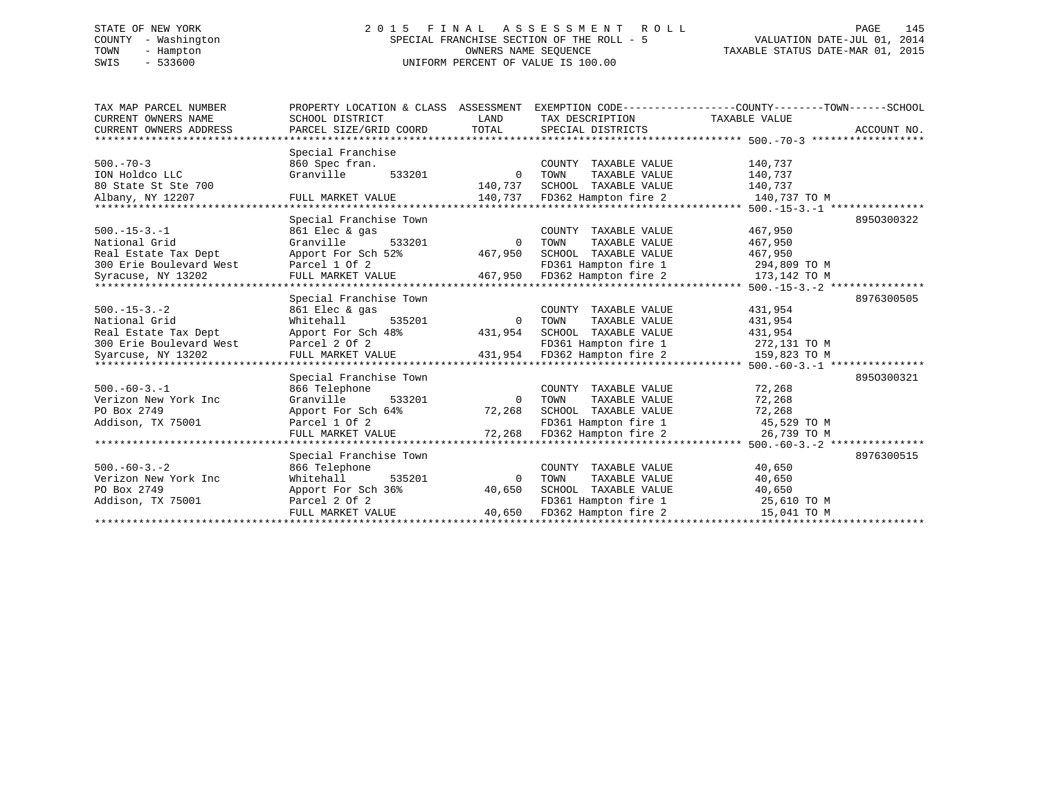STATE OF NEW YORK
COUNTY - Washington
TOWN - Hampton
SWIS - 533600

# 2015 FINAL ASSESSMENT ROLL

SPECIAL FRANCHISE SECTION OF THE ROLL - 5
OWNERS NAME SEQUENCE
UNIFORM PERCENT OF VALUE IS 100.00

VALUATION DATE-JUL 01, 2014
TAXABLE STATUS DATE-MAR 01, 2015

| TAX MAP PARCEL NUMBER / CURRENT OWNERS NAME / CURRENT OWNERS ADDRESS | PROPERTY LOCATION & CLASS / SCHOOL DISTRICT / PARCEL SIZE/GRID COORD | ASSESSMENT LAND / TOTAL | EXEMPTION CODE / TAX DESCRIPTION / SPECIAL DISTRICTS | TAXABLE VALUE (COUNTY / TOWN / SCHOOL) | ACCOUNT NO. |
|---|---|---|---|---|---|
| **500.-70-3** | Special Franchise | | | | |
| 500.-70-3 | 860 Spec fran. | | COUNTY TAXABLE VALUE | 140,737 | |
| ION Holdco LLC | Granville 533201 | 0 | TOWN TAXABLE VALUE | 140,737 | |
| 80 State St Ste 700 | | 140,737 | SCHOOL TAXABLE VALUE | 140,737 | |
| Albany, NY 12207 | FULL MARKET VALUE | 140,737 | FD362 Hampton fire 2 | 140,737 TO M | |
| **500.-15-3.-1** | Special Franchise Town | | | | 895O300322 |
| 500.-15-3.-1 | 861 Elec & gas | | COUNTY TAXABLE VALUE | 467,950 | |
| National Grid | Granville 533201 | 0 | TOWN TAXABLE VALUE | 467,950 | |
| Real Estate Tax Dept | Apport For Sch 52% | 467,950 | SCHOOL TAXABLE VALUE | 467,950 | |
| 300 Erie Boulevard West | Parcel 1 Of 2 | | FD361 Hampton fire 1 | 294,809 TO M | |
| Syracuse, NY 13202 | FULL MARKET VALUE | 467,950 | FD362 Hampton fire 2 | 173,142 TO M | |
| **500.-15-3.-2** | Special Franchise Town | | | | 8976300505 |
| 500.-15-3.-2 | 861 Elec & gas | | COUNTY TAXABLE VALUE | 431,954 | |
| National Grid | Whitehall 535201 | 0 | TOWN TAXABLE VALUE | 431,954 | |
| Real Estate Tax Dept | Apport For Sch 48% | 431,954 | SCHOOL TAXABLE VALUE | 431,954 | |
| 300 Erie Boulevard West | Parcel 2 Of 2 | | FD361 Hampton fire 1 | 272,131 TO M | |
| Syarcuse, NY 13202 | FULL MARKET VALUE | 431,954 | FD362 Hampton fire 2 | 159,823 TO M | |
| **500.-60-3.-1** | Special Franchise Town | | | | 895O300321 |
| 500.-60-3.-1 | 866 Telephone | | COUNTY TAXABLE VALUE | 72,268 | |
| Verizon New York Inc | Granville 533201 | 0 | TOWN TAXABLE VALUE | 72,268 | |
| PO Box 2749 | Apport For Sch 64% | 72,268 | SCHOOL TAXABLE VALUE | 72,268 | |
| Addison, TX 75001 | Parcel 1 Of 2 | | FD361 Hampton fire 1 | 45,529 TO M | |
| | FULL MARKET VALUE | 72,268 | FD362 Hampton fire 2 | 26,739 TO M | |
| **500.-60-3.-2** | Special Franchise Town | | | | 8976300515 |
| 500.-60-3.-2 | 866 Telephone | | COUNTY TAXABLE VALUE | 40,650 | |
| Verizon New York Inc | Whitehall 535201 | 0 | TOWN TAXABLE VALUE | 40,650 | |
| PO Box 2749 | Apport For Sch 36% | 40,650 | SCHOOL TAXABLE VALUE | 40,650 | |
| Addison, TX 75001 | Parcel 2 Of 2 | | FD361 Hampton fire 1 | 25,610 TO M | |
| | FULL MARKET VALUE | 40,650 | FD362 Hampton fire 2 | 15,041 TO M | |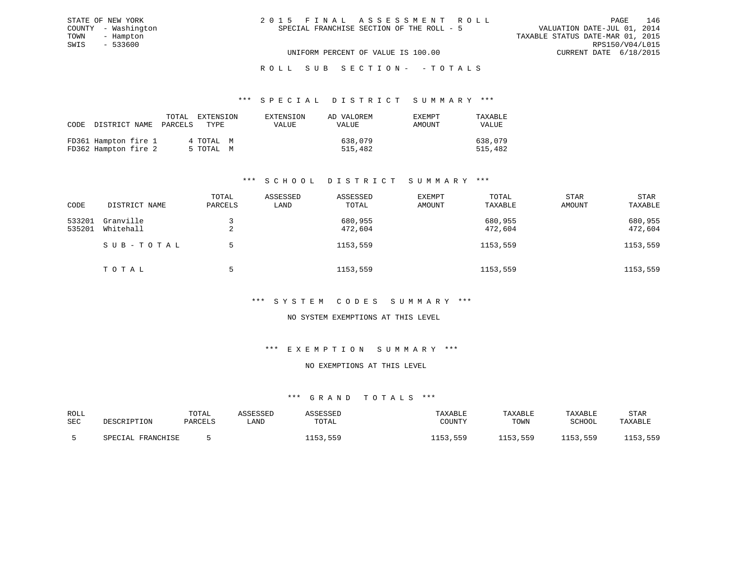STATE OF NEW YORK
COUNTY - Washington
TOWN - Hampton
SWIS - 533600

# 2015 FINAL ASSESSMENT ROLL

SPECIAL FRANCHISE SECTION OF THE ROLL - 5

VALUATION DATE-JUL 01, 2014
TAXABLE STATUS DATE-MAR 01, 2015
RPS150/V04/L015
CURRENT DATE 6/18/2015

UNIFORM PERCENT OF VALUE IS 100.00

## ROLL SUB SECTION- - TOTALS

### *** SPECIAL DISTRICT SUMMARY ***

| CODE | DISTRICT NAME | TOTAL PARCELS | EXTENSION TYPE | EXTENSION VALUE | AD VALOREM VALUE | EXEMPT AMOUNT | TAXABLE VALUE |
|---|---|---|---|---|---|---|---|
| FD361 | Hampton fire 1 | 4 | TOTAL M | | 638,079 | | 638,079 |
| FD362 | Hampton fire 2 | 5 | TOTAL M | | 515,482 | | 515,482 |

### *** SCHOOL DISTRICT SUMMARY ***

| CODE | DISTRICT NAME | TOTAL PARCELS | ASSESSED LAND | ASSESSED TOTAL | EXEMPT AMOUNT | TOTAL TAXABLE | STAR AMOUNT | STAR TAXABLE |
|---|---|---|---|---|---|---|---|---|
| 533201 | Granville | 3 | | 680,955 | | 680,955 | | 680,955 |
| 535201 | Whitehall | 2 | | 472,604 | | 472,604 | | 472,604 |
| | SUB-TOTAL | 5 | | 1153,559 | | 1153,559 | | 1153,559 |
| | TOTAL | 5 | | 1153,559 | | 1153,559 | | 1153,559 |

### *** SYSTEM CODES SUMMARY ***

NO SYSTEM EXEMPTIONS AT THIS LEVEL

### *** EXEMPTION SUMMARY ***

NO EXEMPTIONS AT THIS LEVEL

### *** GRAND TOTALS ***

| ROLL SEC | DESCRIPTION | TOTAL PARCELS | ASSESSED LAND | ASSESSED TOTAL | TAXABLE COUNTY | TAXABLE TOWN | TAXABLE SCHOOL | STAR TAXABLE |
|---|---|---|---|---|---|---|---|---|
| 5 | SPECIAL FRANCHISE | 5 | | 1153,559 | 1153,559 | 1153,559 | 1153,559 | 1153,559 |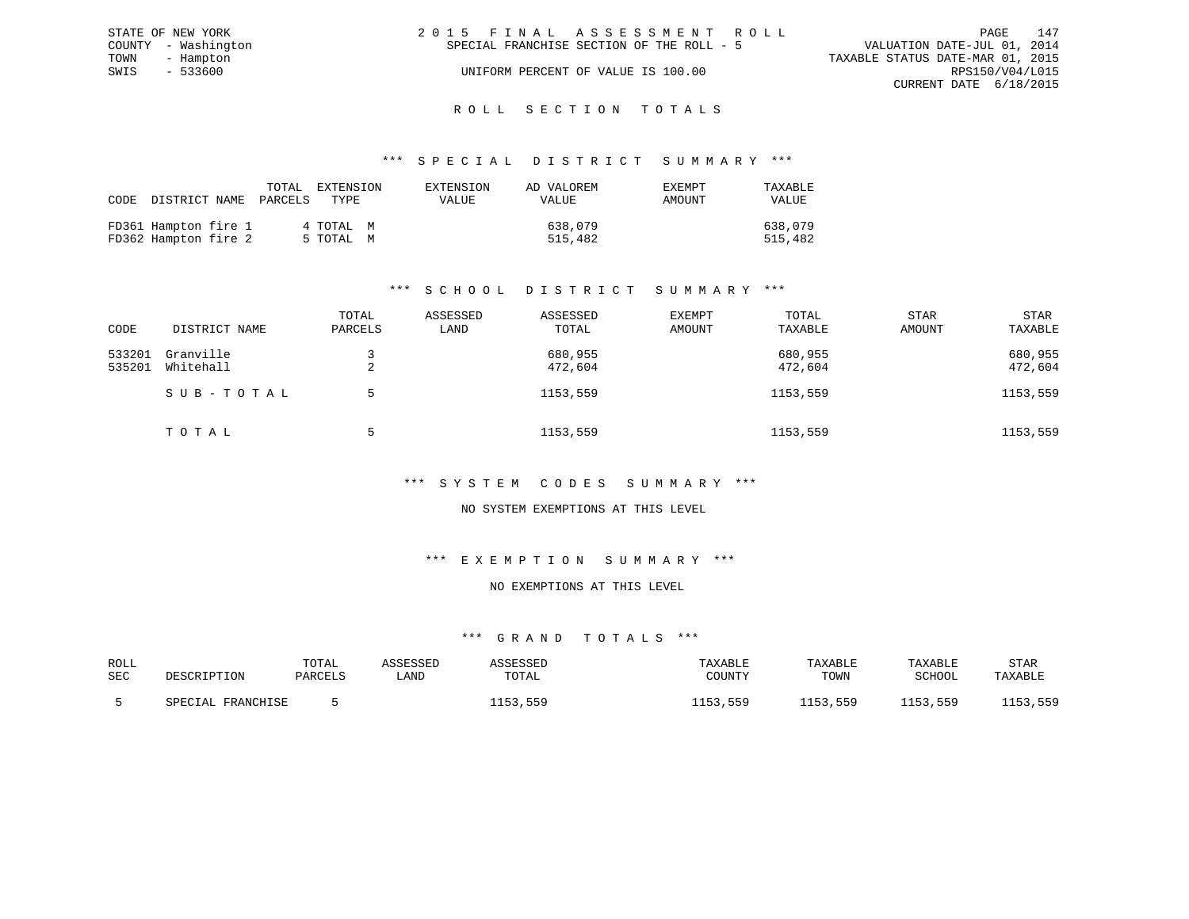STATE OF NEW YORK
COUNTY - Washington
TOWN - Hampton
SWIS - 533600

# 2015 FINAL ASSESSMENT ROLL
SPECIAL FRANCHISE SECTION OF THE ROLL - 5
UNIFORM PERCENT OF VALUE IS 100.00

VALUATION DATE-JUL 01, 2014
TAXABLE STATUS DATE-MAR 01, 2015
RPS150/V04/L015
CURRENT DATE 6/18/2015

## ROLL SECTION TOTALS

### *** SPECIAL DISTRICT SUMMARY ***

| CODE | DISTRICT NAME | TOTAL PARCELS | EXTENSION TYPE | EXTENSION VALUE | AD VALOREM VALUE | EXEMPT AMOUNT | TAXABLE VALUE |
|---|---|---|---|---|---|---|---|
| FD361 | Hampton fire 1 | 4 | TOTAL M | | 638,079 | | 638,079 |
| FD362 | Hampton fire 2 | 5 | TOTAL M | | 515,482 | | 515,482 |

### *** SCHOOL DISTRICT SUMMARY ***

| CODE | DISTRICT NAME | TOTAL PARCELS | ASSESSED LAND | ASSESSED TOTAL | EXEMPT AMOUNT | TOTAL TAXABLE | STAR AMOUNT | STAR TAXABLE |
|---|---|---|---|---|---|---|---|---|
| 533201 | Granville | 3 | | 680,955 | | 680,955 | | 680,955 |
| 535201 | Whitehall | 2 | | 472,604 | | 472,604 | | 472,604 |
| | SUB-TOTAL | 5 | | 1153,559 | | 1153,559 | | 1153,559 |
| | TOTAL | 5 | | 1153,559 | | 1153,559 | | 1153,559 |

### *** SYSTEM CODES SUMMARY ***

NO SYSTEM EXEMPTIONS AT THIS LEVEL

### *** EXEMPTION SUMMARY ***

NO EXEMPTIONS AT THIS LEVEL

### *** GRAND TOTALS ***

| ROLL SEC | DESCRIPTION | TOTAL PARCELS | ASSESSED LAND | ASSESSED TOTAL | TAXABLE COUNTY | TAXABLE TOWN | TAXABLE SCHOOL | STAR TAXABLE |
|---|---|---|---|---|---|---|---|---|
| 5 | SPECIAL FRANCHISE | 5 | | 1153,559 | 1153,559 | 1153,559 | 1153,559 | 1153,559 |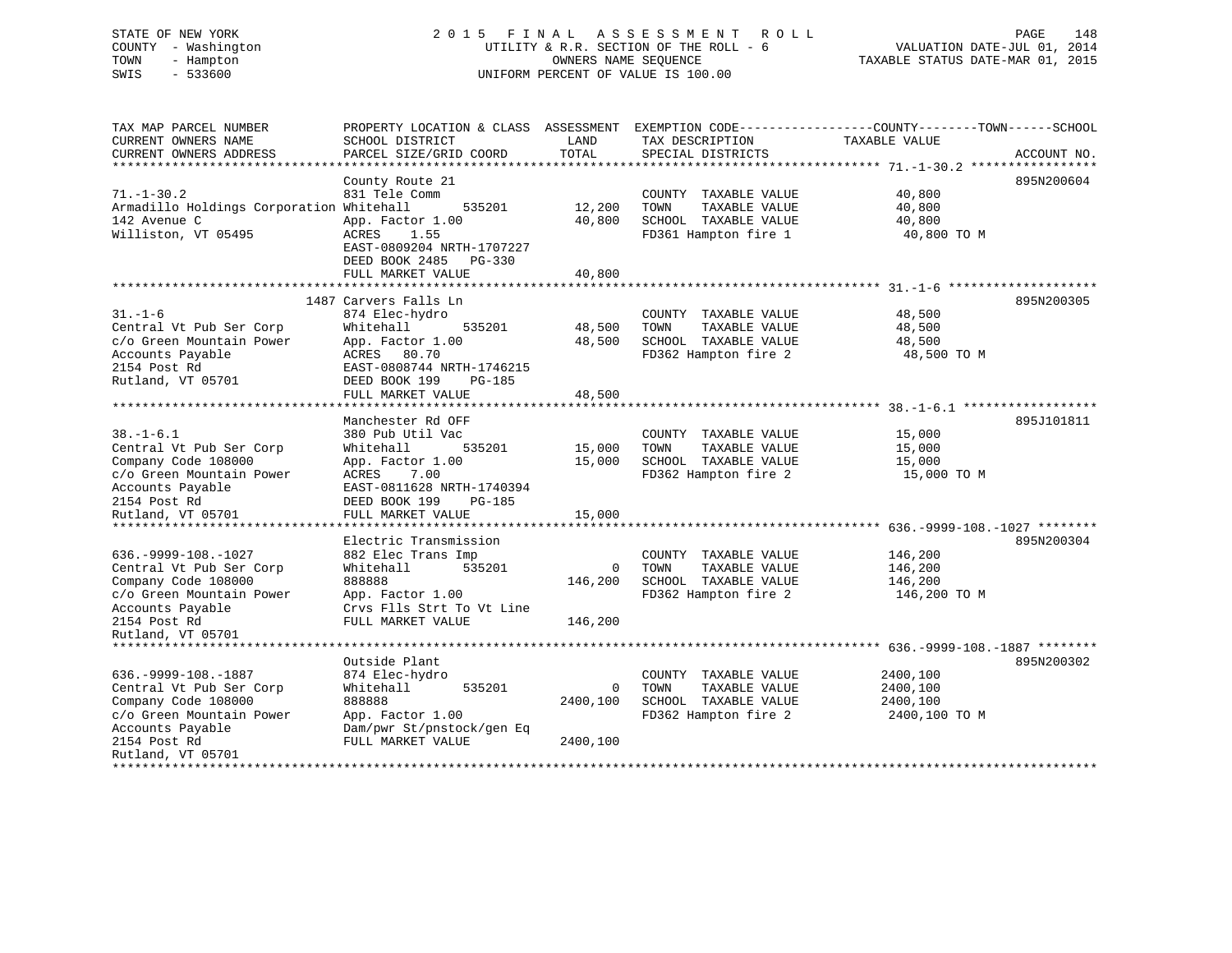STATE OF NEW YORK
COUNTY - Washington
TOWN - Hampton
SWIS - 533600

2015 FINAL ASSESSMENT ROLL
UTILITY & R.R. SECTION OF THE ROLL - 6
OWNERS NAME SEQUENCE
UNIFORM PERCENT OF VALUE IS 100.00

VALUATION DATE-JUL 01, 2014
TAXABLE STATUS DATE-MAR 01, 2015

| TAX MAP PARCEL NUMBER / CURRENT OWNERS NAME / CURRENT OWNERS ADDRESS | PROPERTY LOCATION & CLASS / SCHOOL DISTRICT / PARCEL SIZE/GRID COORD | ASSESSMENT LAND | TOTAL | EXEMPTION CODE / TAX DESCRIPTION / SPECIAL DISTRICTS | TAXABLE VALUE (COUNTY--TOWN--SCHOOL) | ACCOUNT NO. |
|---|---|---|---|---|---|---|
| **71.-1-30.2** | County Route 21 | | | | | 895N200604 |
| 71.-1-30.2 | 831 Tele Comm | | | COUNTY TAXABLE VALUE | 40,800 | |
| Armadillo Holdings Corporation | Whitehall 535201 | 12,200 | | TOWN TAXABLE VALUE | 40,800 | |
| 142 Avenue C | App. Factor 1.00 | | 40,800 | SCHOOL TAXABLE VALUE | 40,800 | |
| Williston, VT 05495 | ACRES 1.55 | | | FD361 Hampton fire 1 | 40,800 TO M | |
| | EAST-0809204 NRTH-1707227 | | | | | |
| | DEED BOOK 2485 PG-330 | | | | | |
| | FULL MARKET VALUE | | 40,800 | | | |
| **31.-1-6** | 1487 Carvers Falls Ln | | | | | 895N200305 |
| 31.-1-6 | 874 Elec-hydro | | | COUNTY TAXABLE VALUE | 48,500 | |
| Central Vt Pub Ser Corp | Whitehall 535201 | 48,500 | | TOWN TAXABLE VALUE | 48,500 | |
| c/o Green Mountain Power | App. Factor 1.00 | | 48,500 | SCHOOL TAXABLE VALUE | 48,500 | |
| Accounts Payable | ACRES 80.70 | | | FD362 Hampton fire 2 | 48,500 TO M | |
| 2154 Post Rd | EAST-0808744 NRTH-1746215 | | | | | |
| Rutland, VT 05701 | DEED BOOK 199 PG-185 | | | | | |
| | FULL MARKET VALUE | | 48,500 | | | |
| **38.-1-6.1** | Manchester Rd OFF | | | | | 895J101811 |
| 38.-1-6.1 | 380 Pub Util Vac | | | COUNTY TAXABLE VALUE | 15,000 | |
| Central Vt Pub Ser Corp | Whitehall 535201 | 15,000 | | TOWN TAXABLE VALUE | 15,000 | |
| Company Code 108000 | App. Factor 1.00 | | 15,000 | SCHOOL TAXABLE VALUE | 15,000 | |
| c/o Green Mountain Power | ACRES 7.00 | | | FD362 Hampton fire 2 | 15,000 TO M | |
| Accounts Payable | EAST-0811628 NRTH-1740394 | | | | | |
| 2154 Post Rd | DEED BOOK 199 PG-185 | | | | | |
| Rutland, VT 05701 | FULL MARKET VALUE | | 15,000 | | | |
| **636.-9999-108.-1027** | Electric Transmission | | | | | 895N200304 |
| 636.-9999-108.-1027 | 882 Elec Trans Imp | | | COUNTY TAXABLE VALUE | 146,200 | |
| Central Vt Pub Ser Corp | Whitehall 535201 | 0 | | TOWN TAXABLE VALUE | 146,200 | |
| Company Code 108000 | 888888 | | 146,200 | SCHOOL TAXABLE VALUE | 146,200 | |
| c/o Green Mountain Power | App. Factor 1.00 | | | FD362 Hampton fire 2 | 146,200 TO M | |
| Accounts Payable | Crvs Flls Strt To Vt Line | | | | | |
| 2154 Post Rd | FULL MARKET VALUE | | 146,200 | | | |
| Rutland, VT 05701 | | | | | | |
| **636.-9999-108.-1887** | Outside Plant | | | | | 895N200302 |
| 636.-9999-108.-1887 | 874 Elec-hydro | | | COUNTY TAXABLE VALUE | 2400,100 | |
| Central Vt Pub Ser Corp | Whitehall 535201 | 0 | | TOWN TAXABLE VALUE | 2400,100 | |
| Company Code 108000 | 888888 | | 2400,100 | SCHOOL TAXABLE VALUE | 2400,100 | |
| c/o Green Mountain Power | App. Factor 1.00 | | | FD362 Hampton fire 2 | 2400,100 TO M | |
| Accounts Payable | Dam/pwr St/pnstock/gen Eq | | | | | |
| 2154 Post Rd | FULL MARKET VALUE | | 2400,100 | | | |
| Rutland, VT 05701 | | | | | | |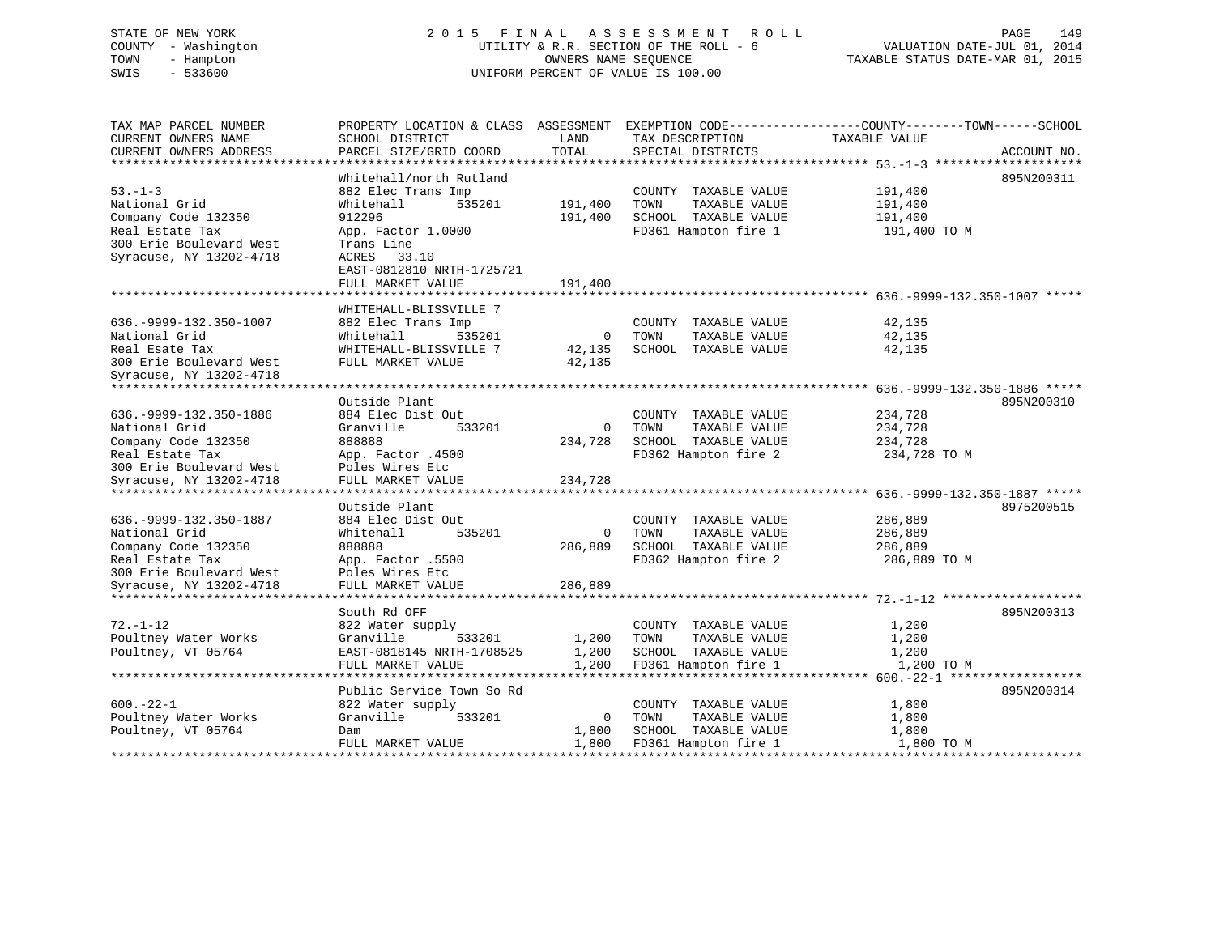STATE OF NEW YORK
COUNTY - Washington
TOWN - Hampton
SWIS - 533600

2015 FINAL ASSESSMENT ROLL
UTILITY & R.R. SECTION OF THE ROLL - 6
OWNERS NAME SEQUENCE
UNIFORM PERCENT OF VALUE IS 100.00

VALUATION DATE-JUL 01, 2014
TAXABLE STATUS DATE-MAR 01, 2015

| TAX MAP PARCEL NUMBER / CURRENT OWNERS NAME / CURRENT OWNERS ADDRESS | PROPERTY LOCATION & CLASS / SCHOOL DISTRICT / PARCEL SIZE/GRID COORD | ASSESSMENT LAND | ASSESSMENT TOTAL | EXEMPTION CODE / TAX DESCRIPTION / SPECIAL DISTRICTS | TAXABLE VALUE (COUNTY--TOWN--SCHOOL) | ACCOUNT NO. |
|---|---|---|---|---|---|---|
| **53.-1-3** | Whitehall/north Rutland | | | | | 895N200311 |
| 53.-1-3 | 882 Elec Trans Imp | | | COUNTY TAXABLE VALUE | 191,400 | |
| National Grid | Whitehall 535201 | 191,400 | | TOWN TAXABLE VALUE | 191,400 | |
| Company Code 132350 | 912296 | | 191,400 | SCHOOL TAXABLE VALUE | 191,400 | |
| Real Estate Tax | App. Factor 1.0000 | | | FD361 Hampton fire 1 | 191,400 TO M | |
| 300 Erie Boulevard West | Trans Line | | | | | |
| Syracuse, NY 13202-4718 | ACRES 33.10 | | | | | |
| | EAST-0812810 NRTH-1725721 | | | | | |
| | FULL MARKET VALUE | | 191,400 | | | |
| **636.-9999-132.350-1007** | WHITEHALL-BLISSVILLE 7 | | | | | |
| 636.-9999-132.350-1007 | 882 Elec Trans Imp | | | COUNTY TAXABLE VALUE | 42,135 | |
| National Grid | Whitehall 535201 | 0 | | TOWN TAXABLE VALUE | 42,135 | |
| Real Esate Tax | WHITEHALL-BLISSVILLE 7 | | 42,135 | SCHOOL TAXABLE VALUE | 42,135 | |
| 300 Erie Boulevard West | FULL MARKET VALUE | | 42,135 | | | |
| Syracuse, NY 13202-4718 | | | | | | |
| **636.-9999-132.350-1886** | Outside Plant | | | | | 895N200310 |
| 636.-9999-132.350-1886 | 884 Elec Dist Out | | | COUNTY TAXABLE VALUE | 234,728 | |
| National Grid | Granville 533201 | 0 | | TOWN TAXABLE VALUE | 234,728 | |
| Company Code 132350 | 888888 | | 234,728 | SCHOOL TAXABLE VALUE | 234,728 | |
| Real Estate Tax | App. Factor .4500 | | | FD362 Hampton fire 2 | 234,728 TO M | |
| 300 Erie Boulevard West | Poles Wires Etc | | | | | |
| Syracuse, NY 13202-4718 | FULL MARKET VALUE | | 234,728 | | | |
| **636.-9999-132.350-1887** | Outside Plant | | | | | 8975200515 |
| 636.-9999-132.350-1887 | 884 Elec Dist Out | | | COUNTY TAXABLE VALUE | 286,889 | |
| National Grid | Whitehall 535201 | 0 | | TOWN TAXABLE VALUE | 286,889 | |
| Company Code 132350 | 888888 | | 286,889 | SCHOOL TAXABLE VALUE | 286,889 | |
| Real Estate Tax | App. Factor .5500 | | | FD362 Hampton fire 2 | 286,889 TO M | |
| 300 Erie Boulevard West | Poles Wires Etc | | | | | |
| Syracuse, NY 13202-4718 | FULL MARKET VALUE | | 286,889 | | | |
| **72.-1-12** | South Rd OFF | | | | | 895N200313 |
| 72.-1-12 | 822 Water supply | | | COUNTY TAXABLE VALUE | 1,200 | |
| Poultney Water Works | Granville 533201 | 1,200 | | TOWN TAXABLE VALUE | 1,200 | |
| Poultney, VT 05764 | EAST-0818145 NRTH-1708525 | | 1,200 | SCHOOL TAXABLE VALUE | 1,200 | |
| | FULL MARKET VALUE | | 1,200 | FD361 Hampton fire 1 | 1,200 TO M | |
| **600.-22-1** | Public Service Town So Rd | | | | | 895N200314 |
| 600.-22-1 | 822 Water supply | | | COUNTY TAXABLE VALUE | 1,800 | |
| Poultney Water Works | Granville 533201 | 0 | | TOWN TAXABLE VALUE | 1,800 | |
| Poultney, VT 05764 | Dam | | 1,800 | SCHOOL TAXABLE VALUE | 1,800 | |
| | FULL MARKET VALUE | | 1,800 | FD361 Hampton fire 1 | 1,800 TO M | |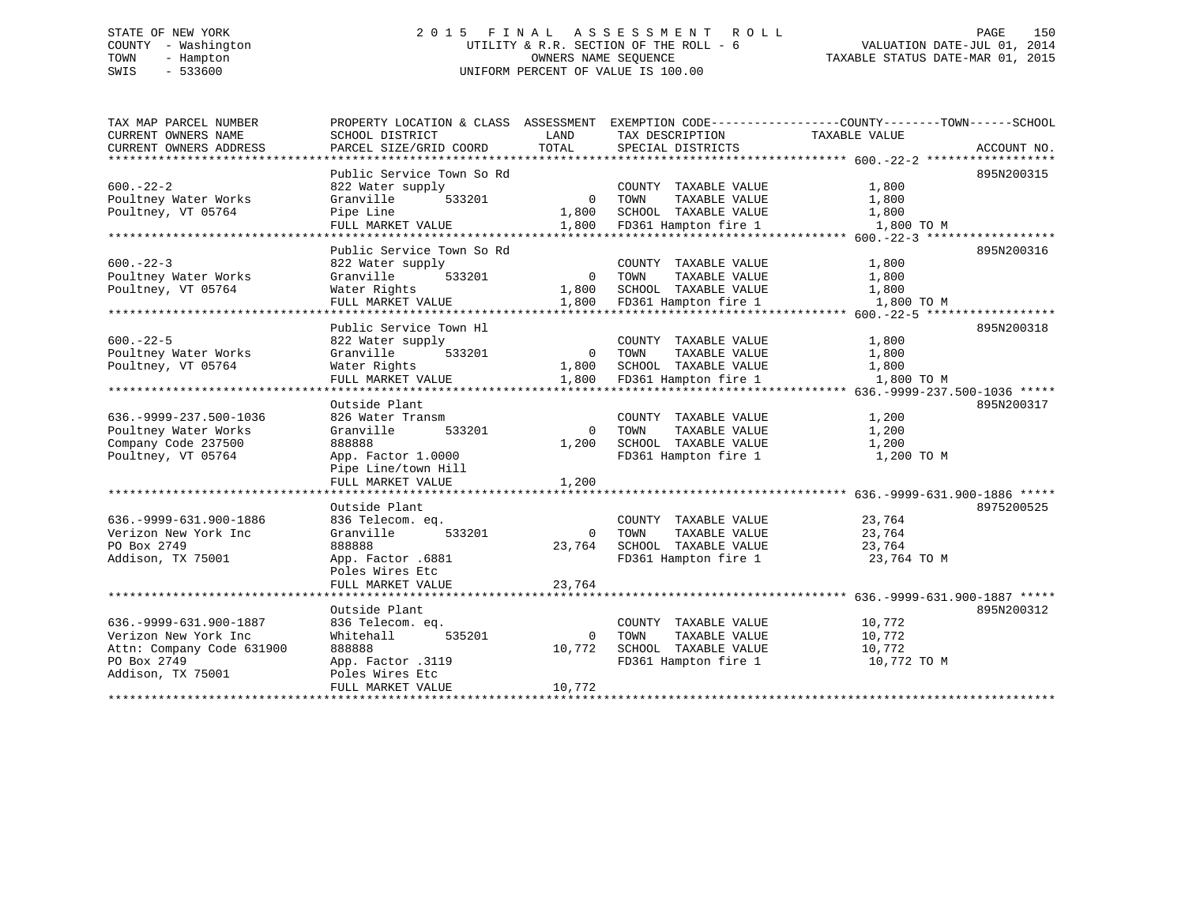STATE OF NEW YORK
COUNTY - Washington
TOWN - Hampton
SWIS - 533600

2015 FINAL ASSESSMENT ROLL
UTILITY & R.R. SECTION OF THE ROLL - 6
OWNERS NAME SEQUENCE
UNIFORM PERCENT OF VALUE IS 100.00

VALUATION DATE-JUL 01, 2014
TAXABLE STATUS DATE-MAR 01, 2015

```
TAX MAP PARCEL NUMBER          PROPERTY LOCATION & CLASS  ASSESSMENT  EXEMPTION CODE------------------COUNTY--------TOWN------SCHOOL
CURRENT OWNERS NAME            SCHOOL DISTRICT               LAND      TAX DESCRIPTION              TAXABLE VALUE
CURRENT OWNERS ADDRESS         PARCEL SIZE/GRID COORD        TOTAL     SPECIAL DISTRICTS                                    ACCOUNT NO.
******************************************************************************************************* 600.-22-2 ******************
                               Public Service Town So Rd                                                                 895N200315
600.-22-2                      822 Water supply                      COUNTY  TAXABLE VALUE           1,800
Poultney Water Works           Granville       533201           0    TOWN    TAXABLE VALUE           1,800
Poultney, VT 05764             Pipe Line                    1,800    SCHOOL  TAXABLE VALUE           1,800
                               FULL MARKET VALUE            1,800    FD361 Hampton fire 1             1,800 TO M
******************************************************************************************************* 600.-22-3 ******************
                               Public Service Town So Rd                                                                 895N200316
600.-22-3                      822 Water supply                      COUNTY  TAXABLE VALUE           1,800
Poultney Water Works           Granville       533201           0    TOWN    TAXABLE VALUE           1,800
Poultney, VT 05764             Water Rights                 1,800    SCHOOL  TAXABLE VALUE           1,800
                               FULL MARKET VALUE            1,800    FD361 Hampton fire 1             1,800 TO M
******************************************************************************************************* 600.-22-5 ******************
                               Public Service Town Hl                                                                    895N200318
600.-22-5                      822 Water supply                      COUNTY  TAXABLE VALUE           1,800
Poultney Water Works           Granville       533201           0    TOWN    TAXABLE VALUE           1,800
Poultney, VT 05764             Water Rights                 1,800    SCHOOL  TAXABLE VALUE           1,800
                               FULL MARKET VALUE            1,800    FD361 Hampton fire 1             1,800 TO M
******************************************************************************************************* 636.-9999-237.500-1036 *****
                               Outside Plant                                                                             895N200317
636.-9999-237.500-1036         826 Water Transm                      COUNTY  TAXABLE VALUE           1,200
Poultney Water Works           Granville       533201           0    TOWN    TAXABLE VALUE           1,200
Company Code 237500            888888                       1,200    SCHOOL  TAXABLE VALUE           1,200
Poultney, VT 05764             App. Factor 1.0000                    FD361 Hampton fire 1             1,200 TO M
                               Pipe Line/town Hill
                               FULL MARKET VALUE            1,200
******************************************************************************************************* 636.-9999-631.900-1886 *****
                               Outside Plant                                                                             8975200525
636.-9999-631.900-1886         836 Telecom. eq.                      COUNTY  TAXABLE VALUE          23,764
Verizon New York Inc           Granville       533201           0    TOWN    TAXABLE VALUE          23,764
PO Box 2749                    888888                      23,764    SCHOOL  TAXABLE VALUE          23,764
Addison, TX 75001              App. Factor .6881                     FD361 Hampton fire 1            23,764 TO M
                               Poles Wires Etc
                               FULL MARKET VALUE           23,764
******************************************************************************************************* 636.-9999-631.900-1887 *****
                               Outside Plant                                                                             895N200312
636.-9999-631.900-1887         836 Telecom. eq.                      COUNTY  TAXABLE VALUE          10,772
Verizon New York Inc           Whitehall       535201           0    TOWN    TAXABLE VALUE          10,772
Attn: Company Code 631900      888888                      10,772    SCHOOL  TAXABLE VALUE          10,772
PO Box 2749                    App. Factor .3119                     FD361 Hampton fire 1            10,772 TO M
Addison, TX 75001              Poles Wires Etc
                               FULL MARKET VALUE           10,772
************************************************************************************************************************************
```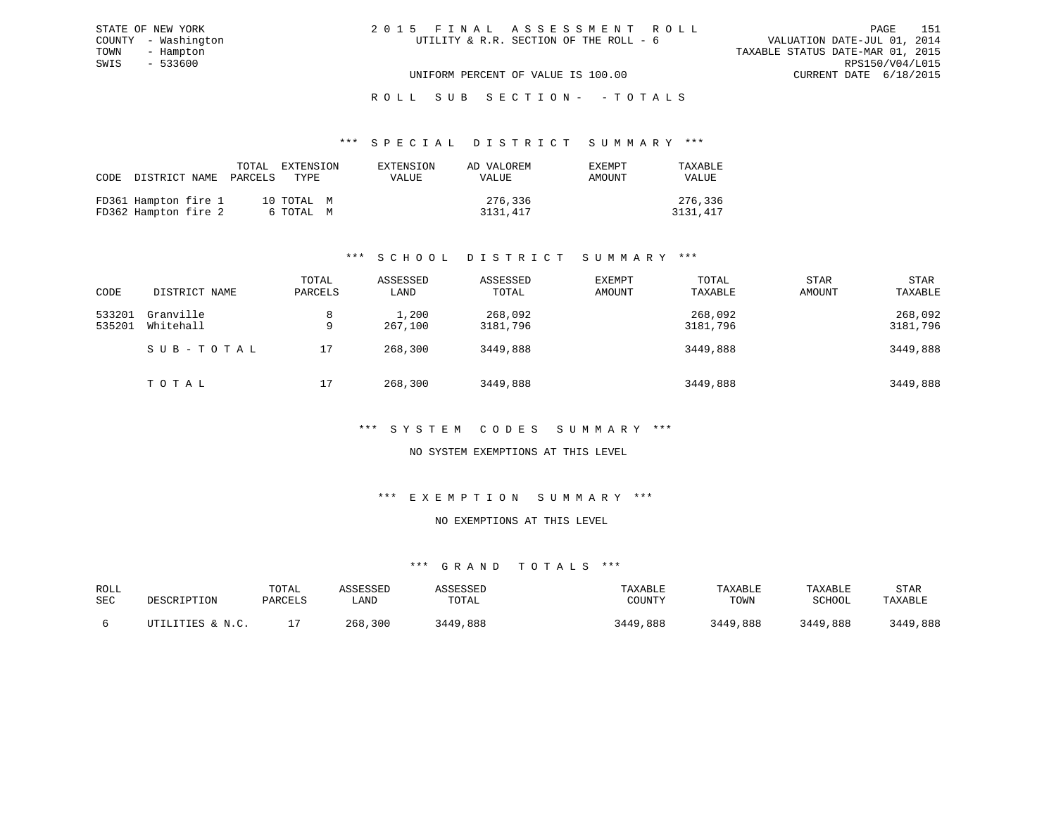STATE OF NEW YORK
COUNTY - Washington
TOWN - Hampton
SWIS - 533600

2 0 1 5 F I N A L A S S E S S M E N T R O L L
UTILITY & R.R. SECTION OF THE ROLL - 6

VALUATION DATE-JUL 01, 2014
TAXABLE STATUS DATE-MAR 01, 2015
RPS150/V04/L015
CURRENT DATE 6/18/2015

UNIFORM PERCENT OF VALUE IS 100.00

R O L L S U B S E C T I O N - - T O T A L S

### *** S P E C I A L D I S T R I C T S U M M A R Y ***

| CODE | DISTRICT NAME | TOTAL PARCELS | EXTENSION TYPE | EXTENSION VALUE | AD VALOREM VALUE | EXEMPT AMOUNT | TAXABLE VALUE |
|---|---|---|---|---|---|---|---|
| FD361 | Hampton fire 1 | 10 | TOTAL M | | 276,336 | | 276,336 |
| FD362 | Hampton fire 2 | 6 | TOTAL M | | 3131,417 | | 3131,417 |

### *** S C H O O L D I S T R I C T S U M M A R Y ***

| CODE | DISTRICT NAME | TOTAL PARCELS | ASSESSED LAND | ASSESSED TOTAL | EXEMPT AMOUNT | TOTAL TAXABLE | STAR AMOUNT | STAR TAXABLE |
|---|---|---|---|---|---|---|---|---|
| 533201 | Granville | 8 | 1,200 | 268,092 | | 268,092 | | 268,092 |
| 535201 | Whitehall | 9 | 267,100 | 3181,796 | | 3181,796 | | 3181,796 |
| | S U B - T O T A L | 17 | 268,300 | 3449,888 | | 3449,888 | | 3449,888 |
| | T O T A L | 17 | 268,300 | 3449,888 | | 3449,888 | | 3449,888 |

### *** S Y S T E M C O D E S S U M M A R Y ***

NO SYSTEM EXEMPTIONS AT THIS LEVEL

### *** E X E M P T I O N S U M M A R Y ***

NO EXEMPTIONS AT THIS LEVEL

### *** G R A N D T O T A L S ***

| ROLL SEC | DESCRIPTION | TOTAL PARCELS | ASSESSED LAND | ASSESSED TOTAL | TAXABLE COUNTY | TAXABLE TOWN | TAXABLE SCHOOL | STAR TAXABLE |
|---|---|---|---|---|---|---|---|---|
| 6 | UTILITIES & N.C. | 17 | 268,300 | 3449,888 | 3449,888 | 3449,888 | 3449,888 | 3449,888 |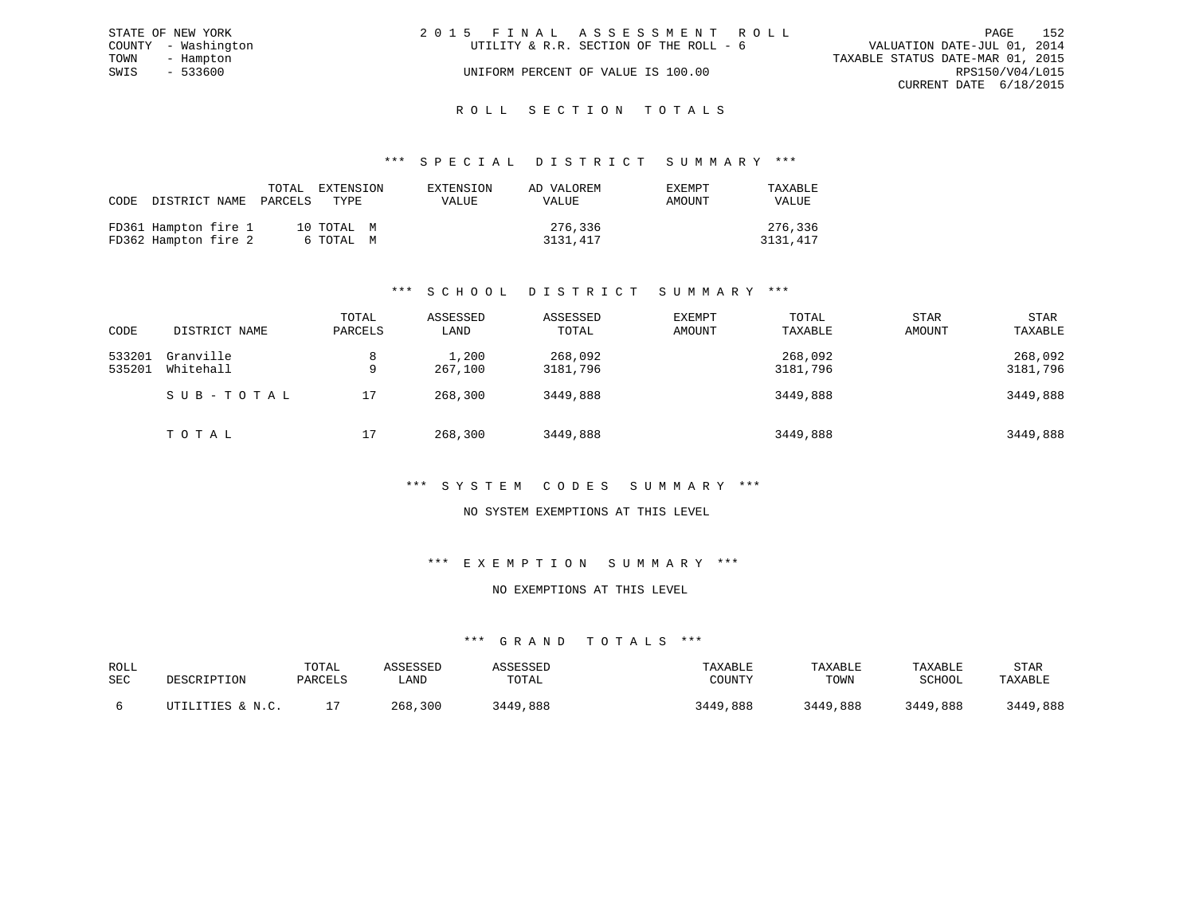STATE OF NEW YORK
COUNTY - Washington
TOWN - Hampton
SWIS - 533600

# 2015 FINAL ASSESSMENT ROLL

UTILITY & R.R. SECTION OF THE ROLL - 6

UNIFORM PERCENT OF VALUE IS 100.00

VALUATION DATE-JUL 01, 2014
TAXABLE STATUS DATE-MAR 01, 2015
RPS150/V04/L015
CURRENT DATE 6/18/2015

## ROLL SECTION TOTALS

### *** SPECIAL DISTRICT SUMMARY ***

| CODE | DISTRICT NAME | TOTAL PARCELS | EXTENSION TYPE | EXTENSION VALUE | AD VALOREM VALUE | EXEMPT AMOUNT | TAXABLE VALUE |
|---|---|---|---|---|---|---|---|
| FD361 | Hampton fire 1 | 10 | TOTAL M | | 276,336 | | 276,336 |
| FD362 | Hampton fire 2 | 6 | TOTAL M | | 3131,417 | | 3131,417 |

### *** SCHOOL DISTRICT SUMMARY ***

| CODE | DISTRICT NAME | TOTAL PARCELS | ASSESSED LAND | ASSESSED TOTAL | EXEMPT AMOUNT | TOTAL TAXABLE | STAR AMOUNT | STAR TAXABLE |
|---|---|---|---|---|---|---|---|---|
| 533201 | Granville | 8 | 1,200 | 268,092 | | 268,092 | | 268,092 |
| 535201 | Whitehall | 9 | 267,100 | 3181,796 | | 3181,796 | | 3181,796 |
| | SUB-TOTAL | 17 | 268,300 | 3449,888 | | 3449,888 | | 3449,888 |
| | TOTAL | 17 | 268,300 | 3449,888 | | 3449,888 | | 3449,888 |

### *** SYSTEM CODES SUMMARY ***

NO SYSTEM EXEMPTIONS AT THIS LEVEL

### *** EXEMPTION SUMMARY ***

NO EXEMPTIONS AT THIS LEVEL

### *** GRAND TOTALS ***

| ROLL SEC | DESCRIPTION | TOTAL PARCELS | ASSESSED LAND | ASSESSED TOTAL | TAXABLE COUNTY | TAXABLE TOWN | TAXABLE SCHOOL | STAR TAXABLE |
|---|---|---|---|---|---|---|---|---|
| 6 | UTILITIES & N.C. | 17 | 268,300 | 3449,888 | 3449,888 | 3449,888 | 3449,888 | 3449,888 |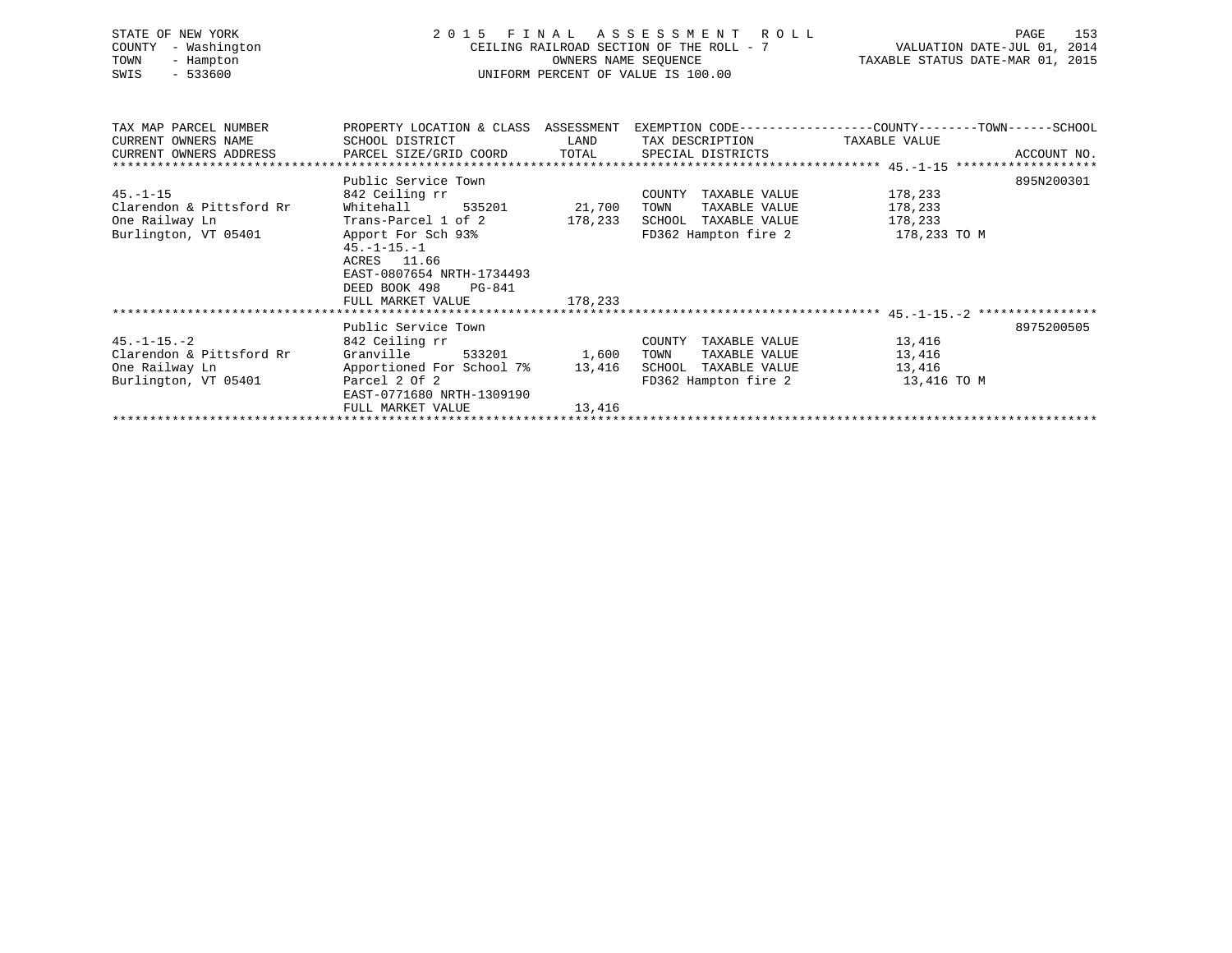STATE OF NEW YORK
COUNTY - Washington
TOWN - Hampton
SWIS - 533600

2 0 1 5 F I N A L A S S E S S M E N T R O L L
CEILING RAILROAD SECTION OF THE ROLL - 7
OWNERS NAME SEQUENCE
UNIFORM PERCENT OF VALUE IS 100.00

VALUATION DATE-JUL 01, 2014
TAXABLE STATUS DATE-MAR 01, 2015

| TAX MAP PARCEL NUMBER / CURRENT OWNERS NAME / CURRENT OWNERS ADDRESS | PROPERTY LOCATION & CLASS / SCHOOL DISTRICT / PARCEL SIZE/GRID COORD | ASSESSMENT LAND | ASSESSMENT TOTAL | EXEMPTION CODE / TAX DESCRIPTION / SPECIAL DISTRICTS | TAXABLE VALUE (COUNTY / TOWN / SCHOOL) | ACCOUNT NO. |
|---|---|---|---|---|---|---|
| 45.-1-15 | Public Service Town | | | | | 895N200301 |
| Clarendon & Pittsford Rr | 842 Ceiling rr | | | COUNTY TAXABLE VALUE | 178,233 | |
| One Railway Ln | Whitehall 535201 | 21,700 | | TOWN TAXABLE VALUE | 178,233 | |
| Burlington, VT 05401 | Trans-Parcel 1 of 2 | | 178,233 | SCHOOL TAXABLE VALUE | 178,233 | |
| | Apport For Sch 93% | | | FD362 Hampton fire 2 | 178,233 TO M | |
| | 45.-1-15.-1 | | | | | |
| | ACRES 11.66 | | | | | |
| | EAST-0807654 NRTH-1734493 | | | | | |
| | DEED BOOK 498 PG-841 | | | | | |
| | FULL MARKET VALUE | | 178,233 | | | |
| 45.-1-15.-2 | Public Service Town | | | | | 8975200505 |
| Clarendon & Pittsford Rr | 842 Ceiling rr | | | COUNTY TAXABLE VALUE | 13,416 | |
| One Railway Ln | Granville 533201 | 1,600 | | TOWN TAXABLE VALUE | 13,416 | |
| Burlington, VT 05401 | Apportioned For School 7% | | 13,416 | SCHOOL TAXABLE VALUE | 13,416 | |
| | Parcel 2 Of 2 | | | FD362 Hampton fire 2 | 13,416 TO M | |
| | EAST-0771680 NRTH-1309190 | | | | | |
| | FULL MARKET VALUE | | 13,416 | | | |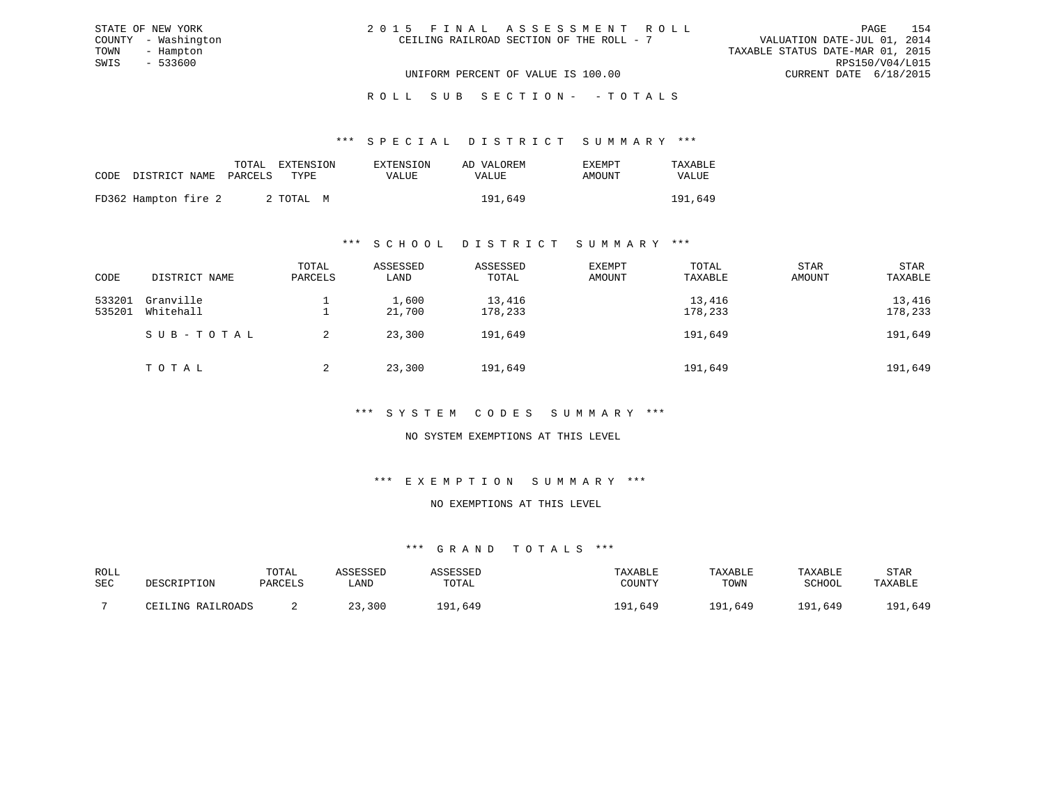STATE OF NEW YORK
COUNTY - Washington
TOWN - Hampton
SWIS - 533600

# 2015 FINAL ASSESSMENT ROLL

CEILING RAILROAD SECTION OF THE ROLL - 7

VALUATION DATE-JUL 01, 2014
TAXABLE STATUS DATE-MAR 01, 2015
RPS150/V04/L015
CURRENT DATE 6/18/2015

UNIFORM PERCENT OF VALUE IS 100.00

## ROLL SUB SECTION- - TOTALS

### *** SPECIAL DISTRICT SUMMARY ***

| CODE | DISTRICT NAME | TOTAL PARCELS | EXTENSION TYPE | EXTENSION VALUE | AD VALOREM VALUE | EXEMPT AMOUNT | TAXABLE VALUE |
|---|---|---|---|---|---|---|---|
| FD362 | Hampton fire 2 | 2 | TOTAL M | | 191,649 | | 191,649 |

### *** SCHOOL DISTRICT SUMMARY ***

| CODE | DISTRICT NAME | TOTAL PARCELS | ASSESSED LAND | ASSESSED TOTAL | EXEMPT AMOUNT | TOTAL TAXABLE | STAR AMOUNT | STAR TAXABLE |
|---|---|---|---|---|---|---|---|---|
| 533201 | Granville | 1 | 1,600 | 13,416 | | 13,416 | | 13,416 |
| 535201 | Whitehall | 1 | 21,700 | 178,233 | | 178,233 | | 178,233 |
| | SUB-TOTAL | 2 | 23,300 | 191,649 | | 191,649 | | 191,649 |
| | TOTAL | 2 | 23,300 | 191,649 | | 191,649 | | 191,649 |

### *** SYSTEM CODES SUMMARY ***

NO SYSTEM EXEMPTIONS AT THIS LEVEL

### *** EXEMPTION SUMMARY ***

NO EXEMPTIONS AT THIS LEVEL

### *** GRAND TOTALS ***

| ROLL SEC | DESCRIPTION | TOTAL PARCELS | ASSESSED LAND | ASSESSED TOTAL | TAXABLE COUNTY | TAXABLE TOWN | TAXABLE SCHOOL | STAR TAXABLE |
|---|---|---|---|---|---|---|---|---|
| 7 | CEILING RAILROADS | 2 | 23,300 | 191,649 | 191,649 | 191,649 | 191,649 | 191,649 |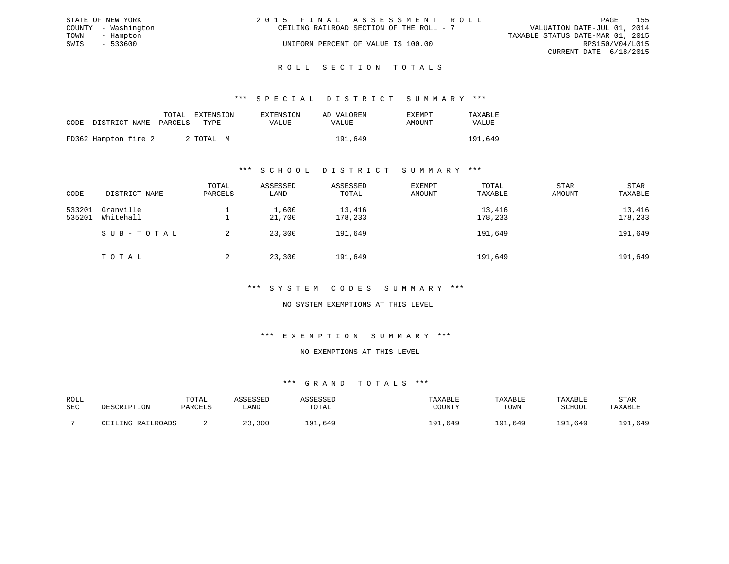STATE OF NEW YORK
COUNTY - Washington
TOWN - Hampton
SWIS - 533600

2 0 1 5 F I N A L A S S E S S M E N T R O L L
CEILING RAILROAD SECTION OF THE ROLL - 7
UNIFORM PERCENT OF VALUE IS 100.00

VALUATION DATE-JUL 01, 2014
TAXABLE STATUS DATE-MAR 01, 2015
RPS150/V04/L015
CURRENT DATE 6/18/2015

## R O L L S E C T I O N T O T A L S

### *** S P E C I A L D I S T R I C T S U M M A R Y ***

| CODE | DISTRICT NAME | TOTAL PARCELS | EXTENSION TYPE | EXTENSION VALUE | AD VALOREM VALUE | EXEMPT AMOUNT | TAXABLE VALUE |
|---|---|---|---|---|---|---|---|
| FD362 | Hampton fire 2 | 2 | TOTAL M | | 191,649 | | 191,649 |

### *** S C H O O L D I S T R I C T S U M M A R Y ***

| CODE | DISTRICT NAME | TOTAL PARCELS | ASSESSED LAND | ASSESSED TOTAL | EXEMPT AMOUNT | TOTAL TAXABLE | STAR AMOUNT | STAR TAXABLE |
|---|---|---|---|---|---|---|---|---|
| 533201 | Granville | 1 | 1,600 | 13,416 | | 13,416 | | 13,416 |
| 535201 | Whitehall | 1 | 21,700 | 178,233 | | 178,233 | | 178,233 |
| | S U B - T O T A L | 2 | 23,300 | 191,649 | | 191,649 | | 191,649 |
| | T O T A L | 2 | 23,300 | 191,649 | | 191,649 | | 191,649 |

### *** S Y S T E M C O D E S S U M M A R Y ***

NO SYSTEM EXEMPTIONS AT THIS LEVEL

### *** E X E M P T I O N S U M M A R Y ***

NO EXEMPTIONS AT THIS LEVEL

### *** G R A N D T O T A L S ***

| ROLL SEC | DESCRIPTION | TOTAL PARCELS | ASSESSED LAND | ASSESSED TOTAL | TAXABLE COUNTY | TAXABLE TOWN | TAXABLE SCHOOL | STAR TAXABLE |
|---|---|---|---|---|---|---|---|---|
| 7 | CEILING RAILROADS | 2 | 23,300 | 191,649 | 191,649 | 191,649 | 191,649 | 191,649 |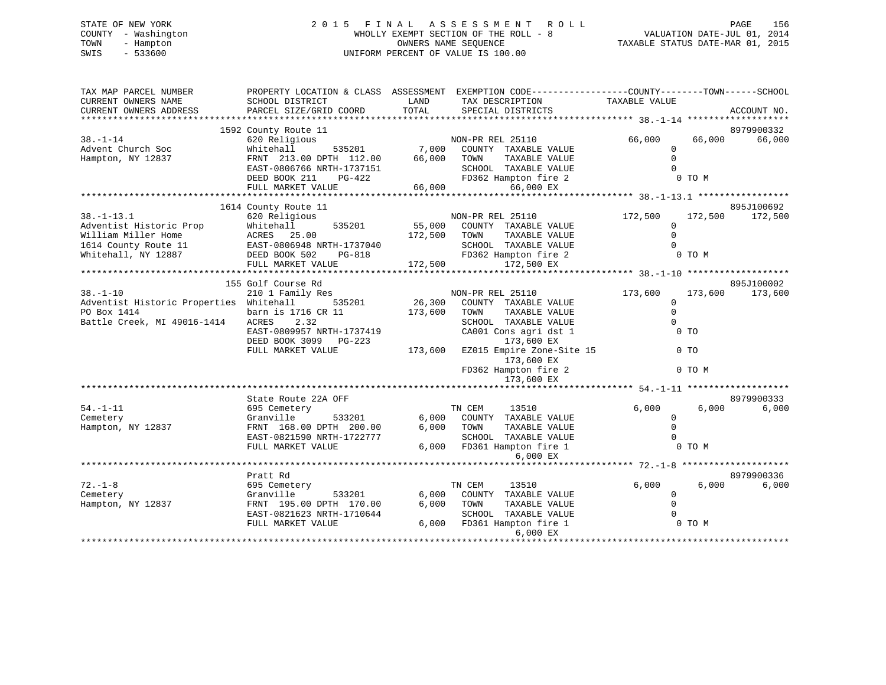STATE OF NEW YORK
COUNTY - Washington
TOWN - Hampton
SWIS - 533600

2 0 1 5 F I N A L A S S E S S M E N T R O L L
WHOLLY EXEMPT SECTION OF THE ROLL - 8
OWNERS NAME SEQUENCE
UNIFORM PERCENT OF VALUE IS 100.00

VALUATION DATE-JUL 01, 2014
TAXABLE STATUS DATE-MAR 01, 2015

```
TAX MAP PARCEL NUMBER          PROPERTY LOCATION & CLASS  ASSESSMENT  EXEMPTION CODE------------------COUNTY--------TOWN------SCHOOL
CURRENT OWNERS NAME            SCHOOL DISTRICT              LAND      TAX DESCRIPTION            TAXABLE VALUE
CURRENT OWNERS ADDRESS         PARCEL SIZE/GRID COORD       TOTAL     SPECIAL DISTRICTS                                    ACCOUNT NO.
******************************************************************************************************* 38.-1-14 *******************
                               1592 County Route 11                                                                      8979900332
38.-1-14                       620 Religious                           NON-PR REL 25110            66,000      66,000      66,000
Advent Church Soc              Whitehall        535201       7,000    COUNTY  TAXABLE VALUE            0
Hampton, NY 12837              FRNT 213.00 DPTH 112.00      66,000    TOWN    TAXABLE VALUE            0
                               EAST-0806766 NRTH-1737151              SCHOOL  TAXABLE VALUE            0
                               DEED BOOK 211    PG-422                FD362 Hampton fire 2              0 TO M
                               FULL MARKET VALUE            66,000          66,000 EX
******************************************************************************************************* 38.-1-13.1 *****************
                               1614 County Route 11                                                                      895J100692
38.-1-13.1                     620 Religious                           NON-PR REL 25110           172,500     172,500     172,500
Adventist Historic Prop        Whitehall        535201      55,000    COUNTY  TAXABLE VALUE            0
William Miller Home            ACRES  25.00                172,500    TOWN    TAXABLE VALUE            0
1614 County Route 11           EAST-0806948 NRTH-1737040              SCHOOL  TAXABLE VALUE            0
Whitehall, NY 12887            DEED BOOK 502    PG-818                FD362 Hampton fire 2              0 TO M
                               FULL MARKET VALUE           172,500          172,500 EX
******************************************************************************************************* 38.-1-10 *******************
                               155 Golf Course Rd                                                                        895J100002
38.-1-10                       210 1 Family Res                        NON-PR REL 25110           173,600     173,600     173,600
Adventist Historic Properties  Whitehall        535201      26,300    COUNTY  TAXABLE VALUE            0
PO Box 1414                    barn is 1716 CR 11          173,600    TOWN    TAXABLE VALUE            0
Battle Creek, MI 49016-1414    ACRES    2.32                          SCHOOL  TAXABLE VALUE            0
                               EAST-0809957 NRTH-1737419              CA001 Cons agri dst 1             0 TO
                               DEED BOOK 3099   PG-223                      173,600 EX
                               FULL MARKET VALUE           173,600    EZ015 Empire Zone-Site 15         0 TO
                                                                            173,600 EX
                                                                      FD362 Hampton fire 2              0 TO M
                                                                            173,600 EX
******************************************************************************************************* 54.-1-11 *******************
                               State Route 22A OFF                                                                       8979900333
54.-1-11                       695 Cemetery                            TN CEM     13510             6,000       6,000       6,000
Cemetery                       Granville        533201       6,000    COUNTY  TAXABLE VALUE            0
Hampton, NY 12837              FRNT 168.00 DPTH 200.00       6,000    TOWN    TAXABLE VALUE            0
                               EAST-0821590 NRTH-1722777              SCHOOL  TAXABLE VALUE            0
                               FULL MARKET VALUE             6,000    FD361 Hampton fire 1              0 TO M
                                                                            6,000 EX
******************************************************************************************************* 72.-1-8 ********************
                               Pratt Rd                                                                                  8979900336
72.-1-8                        695 Cemetery                            TN CEM     13510             6,000       6,000       6,000
Cemetery                       Granville        533201       6,000    COUNTY  TAXABLE VALUE            0
Hampton, NY 12837              FRNT 195.00 DPTH 170.00       6,000    TOWN    TAXABLE VALUE            0
                               EAST-0821623 NRTH-1710644              SCHOOL  TAXABLE VALUE            0
                               FULL MARKET VALUE             6,000    FD361 Hampton fire 1              0 TO M
                                                                            6,000 EX
************************************************************************************************************************************
```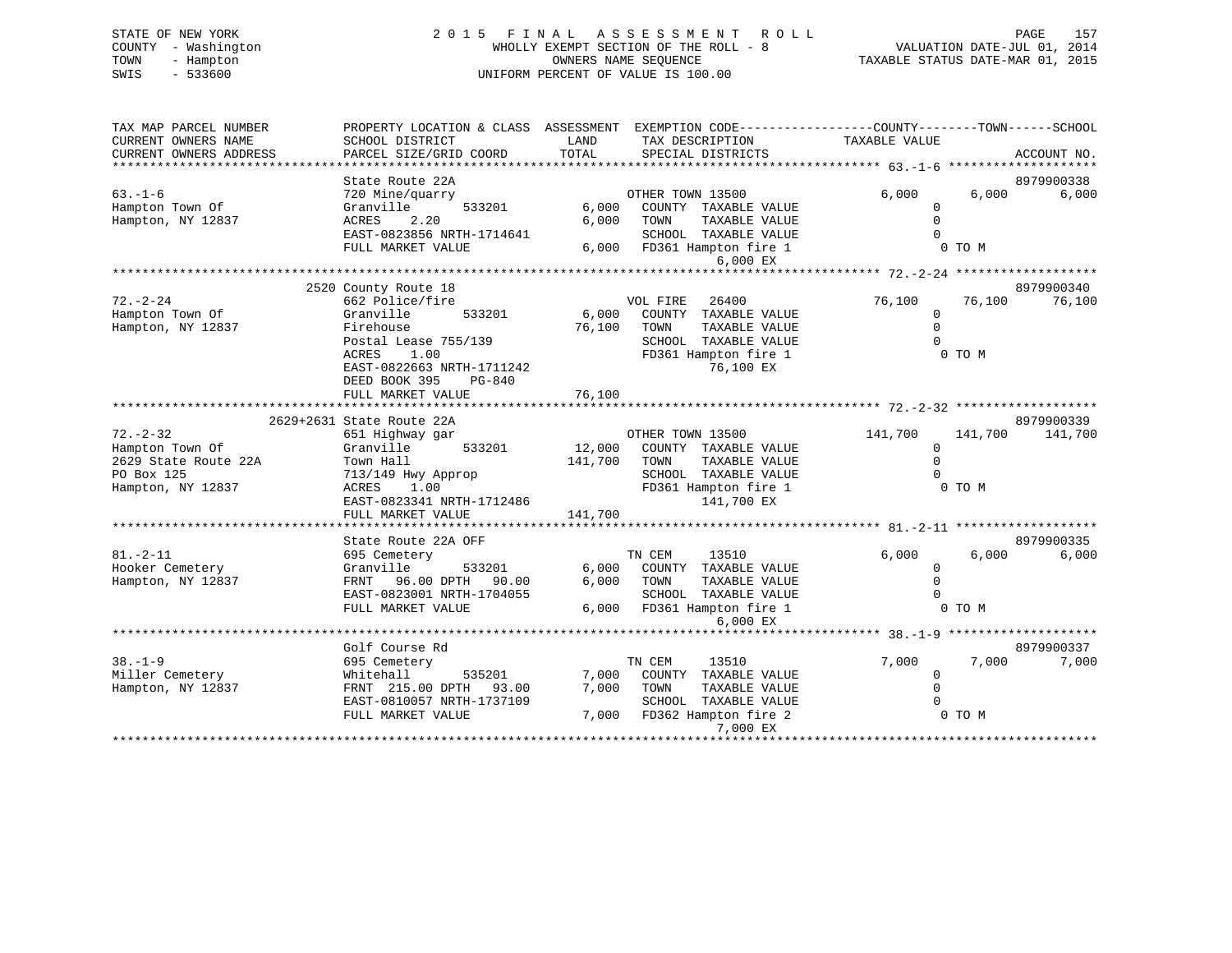STATE OF NEW YORK
COUNTY - Washington
TOWN - Hampton
SWIS - 533600

# 2015 FINAL ASSESSMENT ROLL

WHOLLY EXEMPT SECTION OF THE ROLL - 8
OWNERS NAME SEQUENCE
UNIFORM PERCENT OF VALUE IS 100.00

VALUATION DATE-JUL 01, 2014
TAXABLE STATUS DATE-MAR 01, 2015

| TAX MAP PARCEL NUMBER / CURRENT OWNERS NAME / CURRENT OWNERS ADDRESS | PROPERTY LOCATION & CLASS / SCHOOL DISTRICT / PARCEL SIZE/GRID COORD | ASSESSMENT LAND | TOTAL | EXEMPTION CODE / TAX DESCRIPTION / SPECIAL DISTRICTS | COUNTY TAXABLE VALUE | TOWN | SCHOOL | ACCOUNT NO. |
|---|---|---|---|---|---|---|---|---|
| 63.-1-6 | State Route 22A | | | | | | | 8979900338 |
| Hampton Town Of | 720 Mine/quarry | | | OTHER TOWN 13500 | 6,000 | 6,000 | 6,000 | |
| Hampton, NY 12837 | Granville 533201 | 6,000 | | COUNTY TAXABLE VALUE | 0 | | | |
| | ACRES 2.20 | | 6,000 | TOWN TAXABLE VALUE | 0 | | | |
| | EAST-0823856 NRTH-1714641 | | | SCHOOL TAXABLE VALUE | 0 | | | |
| | FULL MARKET VALUE | | 6,000 | FD361 Hampton fire 1 6,000 EX | 0 TO M | | | |
| 72.-2-24 | 2520 County Route 18 | | | | | | | 8979900340 |
| Hampton Town Of | 662 Police/fire | | | VOL FIRE 26400 | 76,100 | 76,100 | 76,100 | |
| Hampton, NY 12837 | Granville 533201 | 6,000 | | COUNTY TAXABLE VALUE | 0 | | | |
| | Firehouse | | 76,100 | TOWN TAXABLE VALUE | 0 | | | |
| | Postal Lease 755/139 | | | SCHOOL TAXABLE VALUE | 0 | | | |
| | ACRES 1.00 | | | FD361 Hampton fire 1 76,100 EX | 0 TO M | | | |
| | EAST-0822663 NRTH-1711242 | | | | | | | |
| | DEED BOOK 395 PG-840 | | | | | | | |
| | FULL MARKET VALUE | | 76,100 | | | | | |
| 72.-2-32 | 2629+2631 State Route 22A | | | | | | | 8979900339 |
| Hampton Town Of | 651 Highway gar | | | OTHER TOWN 13500 | 141,700 | 141,700 | 141,700 | |
| 2629 State Route 22A | Granville 533201 | 12,000 | | COUNTY TAXABLE VALUE | 0 | | | |
| PO Box 125 | Town Hall | | 141,700 | TOWN TAXABLE VALUE | 0 | | | |
| Hampton, NY 12837 | 713/149 Hwy Approp | | | SCHOOL TAXABLE VALUE | 0 | | | |
| | ACRES 1.00 | | | FD361 Hampton fire 1 141,700 EX | 0 TO M | | | |
| | EAST-0823341 NRTH-1712486 | | | | | | | |
| | FULL MARKET VALUE | | 141,700 | | | | | |
| 81.-2-11 | State Route 22A OFF | | | | | | | 8979900335 |
| Hooker Cemetery | 695 Cemetery | | | TN CEM 13510 | 6,000 | 6,000 | 6,000 | |
| Hampton, NY 12837 | Granville 533201 | 6,000 | | COUNTY TAXABLE VALUE | 0 | | | |
| | FRNT 96.00 DPTH 90.00 | | 6,000 | TOWN TAXABLE VALUE | 0 | | | |
| | EAST-0823001 NRTH-1704055 | | | SCHOOL TAXABLE VALUE | 0 | | | |
| | FULL MARKET VALUE | | 6,000 | FD361 Hampton fire 1 6,000 EX | 0 TO M | | | |
| 38.-1-9 | Golf Course Rd | | | | | | | 8979900337 |
| Miller Cemetery | 695 Cemetery | | | TN CEM 13510 | 7,000 | 7,000 | 7,000 | |
| Hampton, NY 12837 | Whitehall 535201 | 7,000 | | COUNTY TAXABLE VALUE | 0 | | | |
| | FRNT 215.00 DPTH 93.00 | | 7,000 | TOWN TAXABLE VALUE | 0 | | | |
| | EAST-0810057 NRTH-1737109 | | | SCHOOL TAXABLE VALUE | 0 | | | |
| | FULL MARKET VALUE | | 7,000 | FD362 Hampton fire 2 7,000 EX | 0 TO M | | | |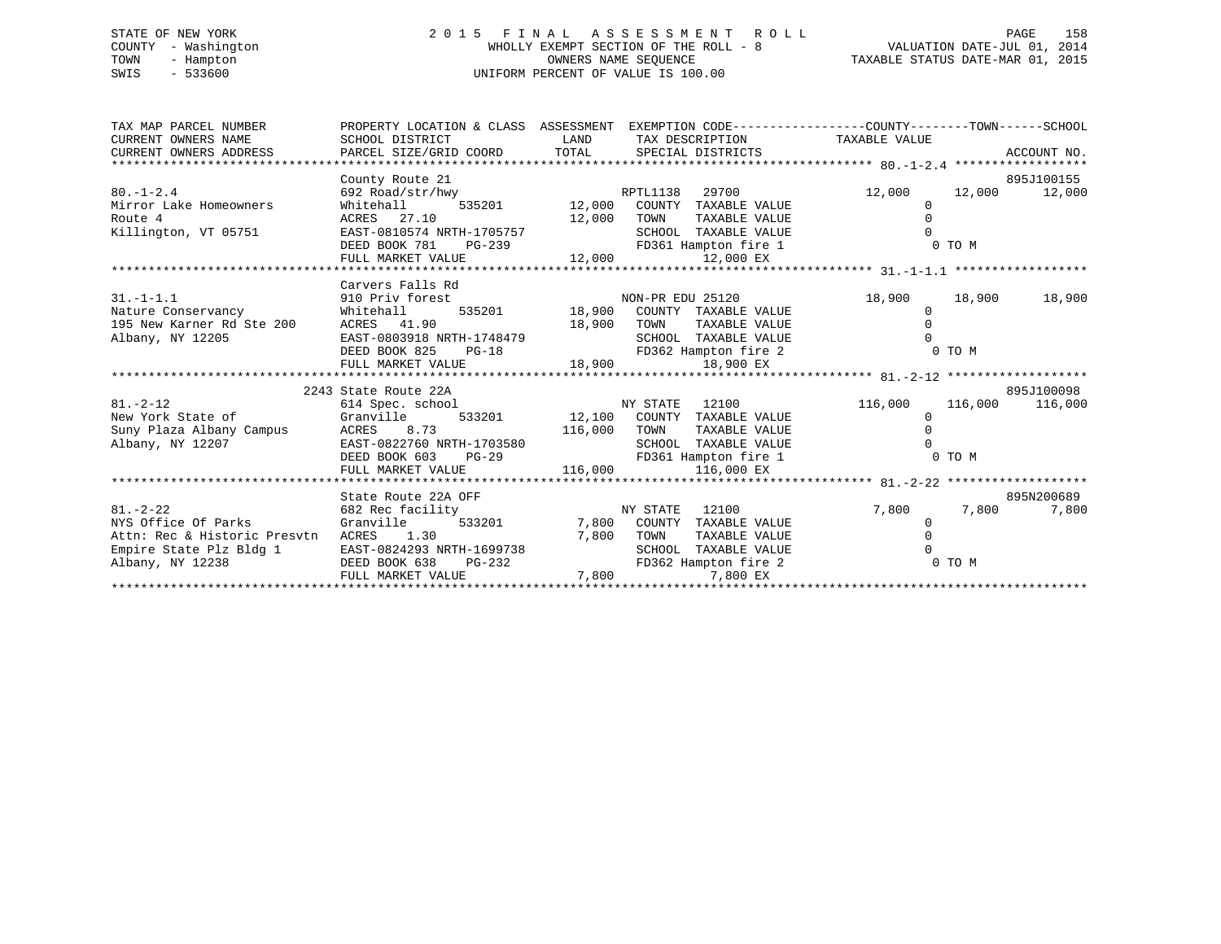STATE OF NEW YORK
COUNTY - Washington
TOWN - Hampton
SWIS - 533600

# 2015 FINAL ASSESSMENT ROLL

WHOLLY EXEMPT SECTION OF THE ROLL - 8
OWNERS NAME SEQUENCE
UNIFORM PERCENT OF VALUE IS 100.00

VALUATION DATE-JUL 01, 2014
TAXABLE STATUS DATE-MAR 01, 2015

| TAX MAP PARCEL NUMBER / CURRENT OWNERS NAME / CURRENT OWNERS ADDRESS | PROPERTY LOCATION & CLASS / SCHOOL DISTRICT / PARCEL SIZE/GRID COORD | ASSESSMENT LAND / TOTAL | EXEMPTION CODE / TAX DESCRIPTION / SPECIAL DISTRICTS | COUNTY TAXABLE VALUE | TOWN | SCHOOL / ACCOUNT NO. |
|---|---|---|---|---|---|---|
| 80.-1-2.4 | County Route 21 | | | | | 895J100155 |
| | 692 Road/str/hwy | | RPTL1138 29700 | 12,000 | 12,000 | 12,000 |
| Mirror Lake Homeowners | Whitehall 535201 | 12,000 | COUNTY TAXABLE VALUE | 0 | | |
| Route 4 | ACRES 27.10 | 12,000 | TOWN TAXABLE VALUE | 0 | | |
| Killington, VT 05751 | EAST-0810574 NRTH-1705757 | | SCHOOL TAXABLE VALUE | 0 | | |
| | DEED BOOK 781 PG-239 | | FD361 Hampton fire 1 | 0 TO M | | |
| | FULL MARKET VALUE | 12,000 | 12,000 EX | | | |
| 31.-1-1.1 | Carvers Falls Rd | | | | | |
| | 910 Priv forest | | NON-PR EDU 25120 | 18,900 | 18,900 | 18,900 |
| Nature Conservancy | Whitehall 535201 | 18,900 | COUNTY TAXABLE VALUE | 0 | | |
| 195 New Karner Rd Ste 200 | ACRES 41.90 | 18,900 | TOWN TAXABLE VALUE | 0 | | |
| Albany, NY 12205 | EAST-0803918 NRTH-1748479 | | SCHOOL TAXABLE VALUE | 0 | | |
| | DEED BOOK 825 PG-18 | | FD362 Hampton fire 2 | 0 TO M | | |
| | FULL MARKET VALUE | 18,900 | 18,900 EX | | | |
| 81.-2-12 | 2243 State Route 22A | | | | | 895J100098 |
| | 614 Spec. school | | NY STATE 12100 | 116,000 | 116,000 | 116,000 |
| New York State of | Granville 533201 | 12,100 | COUNTY TAXABLE VALUE | 0 | | |
| Suny Plaza Albany Campus | ACRES 8.73 | 116,000 | TOWN TAXABLE VALUE | 0 | | |
| Albany, NY 12207 | EAST-0822760 NRTH-1703580 | | SCHOOL TAXABLE VALUE | 0 | | |
| | DEED BOOK 603 PG-29 | | FD361 Hampton fire 1 | 0 TO M | | |
| | FULL MARKET VALUE | 116,000 | 116,000 EX | | | |
| 81.-2-22 | State Route 22A OFF | | | | | 895N200689 |
| | 682 Rec facility | | NY STATE 12100 | 7,800 | 7,800 | 7,800 |
| NYS Office Of Parks | Granville 533201 | 7,800 | COUNTY TAXABLE VALUE | 0 | | |
| Attn: Rec & Historic Presvtn | ACRES 1.30 | 7,800 | TOWN TAXABLE VALUE | 0 | | |
| Empire State Plz Bldg 1 | EAST-0824293 NRTH-1699738 | | SCHOOL TAXABLE VALUE | 0 | | |
| Albany, NY 12238 | DEED BOOK 638 PG-232 | | FD362 Hampton fire 2 | 0 TO M | | |
| | FULL MARKET VALUE | 7,800 | 7,800 EX | | | |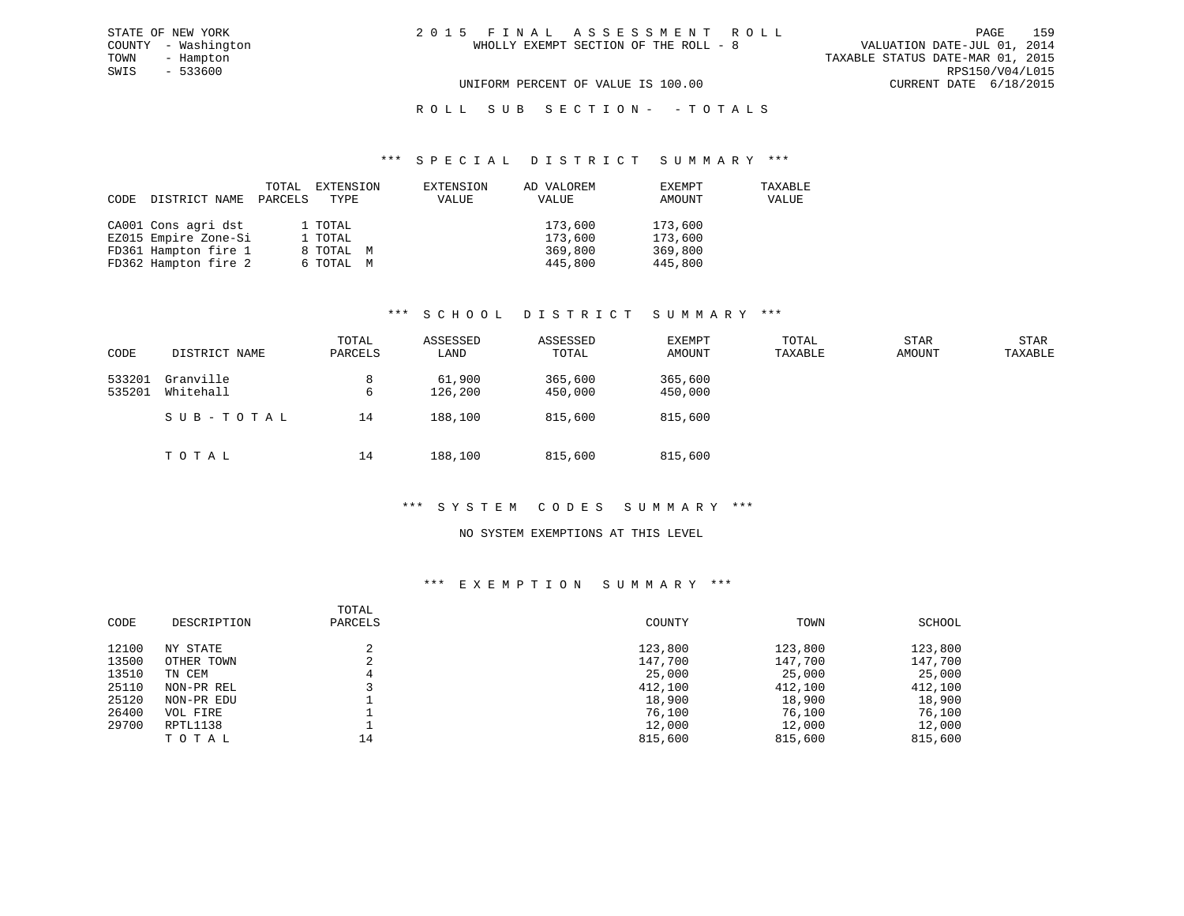STATE OF NEW YORK
COUNTY - Washington
TOWN - Hampton
SWIS - 533600

2 0 1 5 F I N A L A S S E S S M E N T R O L L
WHOLLY EXEMPT SECTION OF THE ROLL - 8

VALUATION DATE-JUL 01, 2014
TAXABLE STATUS DATE-MAR 01, 2015
RPS150/V04/L015
CURRENT DATE 6/18/2015

UNIFORM PERCENT OF VALUE IS 100.00

R O L L S U B S E C T I O N - - T O T A L S

### *** S P E C I A L D I S T R I C T S U M M A R Y ***

| CODE | DISTRICT NAME | TOTAL PARCELS | EXTENSION TYPE | EXTENSION VALUE | AD VALOREM VALUE | EXEMPT AMOUNT | TAXABLE VALUE |
|---|---|---|---|---|---|---|---|
| CA001 | Cons agri dst | 1 | TOTAL | | 173,600 | 173,600 | |
| EZ015 | Empire Zone-Si | 1 | TOTAL | | 173,600 | 173,600 | |
| FD361 | Hampton fire 1 | 8 | TOTAL M | | 369,800 | 369,800 | |
| FD362 | Hampton fire 2 | 6 | TOTAL M | | 445,800 | 445,800 | |

### *** S C H O O L D I S T R I C T S U M M A R Y ***

| CODE | DISTRICT NAME | TOTAL PARCELS | ASSESSED LAND | ASSESSED TOTAL | EXEMPT AMOUNT | TOTAL TAXABLE | STAR AMOUNT | STAR TAXABLE |
|---|---|---|---|---|---|---|---|---|
| 533201 | Granville | 8 | 61,900 | 365,600 | 365,600 | | | |
| 535201 | Whitehall | 6 | 126,200 | 450,000 | 450,000 | | | |
| | S U B - T O T A L | 14 | 188,100 | 815,600 | 815,600 | | | |
| | T O T A L | 14 | 188,100 | 815,600 | 815,600 | | | |

### *** S Y S T E M C O D E S S U M M A R Y ***

NO SYSTEM EXEMPTIONS AT THIS LEVEL

### *** E X E M P T I O N S U M M A R Y ***

| CODE | DESCRIPTION | TOTAL PARCELS | COUNTY | TOWN | SCHOOL |
|---|---|---|---|---|---|
| 12100 | NY STATE | 2 | 123,800 | 123,800 | 123,800 |
| 13500 | OTHER TOWN | 2 | 147,700 | 147,700 | 147,700 |
| 13510 | TN CEM | 4 | 25,000 | 25,000 | 25,000 |
| 25110 | NON-PR REL | 3 | 412,100 | 412,100 | 412,100 |
| 25120 | NON-PR EDU | 1 | 18,900 | 18,900 | 18,900 |
| 26400 | VOL FIRE | 1 | 76,100 | 76,100 | 76,100 |
| 29700 | RPTL1138 | 1 | 12,000 | 12,000 | 12,000 |
| | T O T A L | 14 | 815,600 | 815,600 | 815,600 |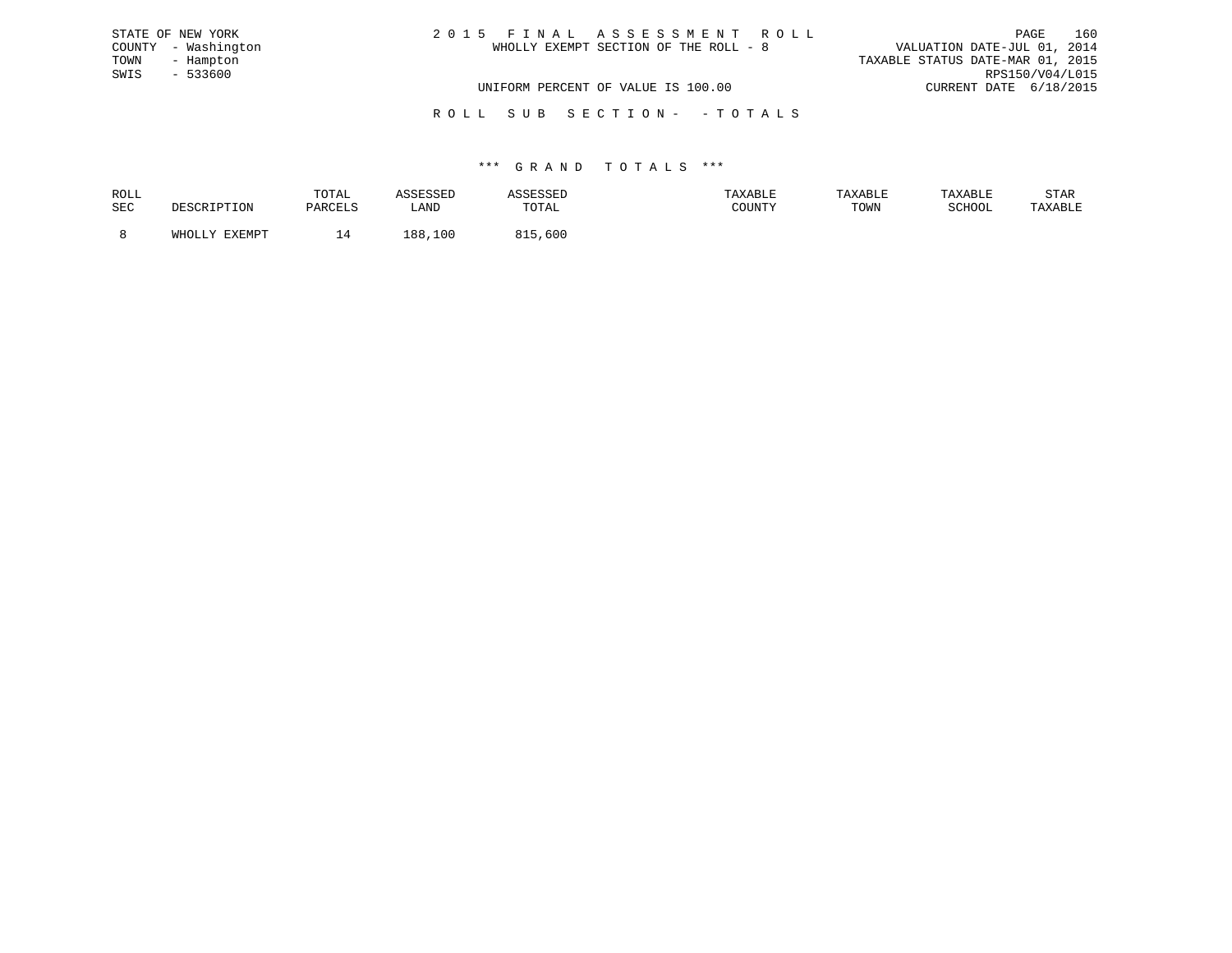STATE OF NEW YORK
COUNTY - Washington
TOWN - Hampton
SWIS - 533600

2 0 1 5 F I N A L A S S E S S M E N T R O L L
WHOLLY EXEMPT SECTION OF THE ROLL - 8

VALUATION DATE-JUL 01, 2014
TAXABLE STATUS DATE-MAR 01, 2015
RPS150/V04/L015
CURRENT DATE 6/18/2015

UNIFORM PERCENT OF VALUE IS 100.00

R O L L S U B S E C T I O N - - T O T A L S

\*\*\* G R A N D T O T A L S \*\*\*

| ROLL SEC | DESCRIPTION | TOTAL PARCELS | ASSESSED LAND | ASSESSED TOTAL | TAXABLE COUNTY | TAXABLE TOWN | TAXABLE SCHOOL | STAR TAXABLE |
|---|---|---|---|---|---|---|---|---|
| 8 | WHOLLY EXEMPT | 14 | 188,100 | 815,600 | | | | |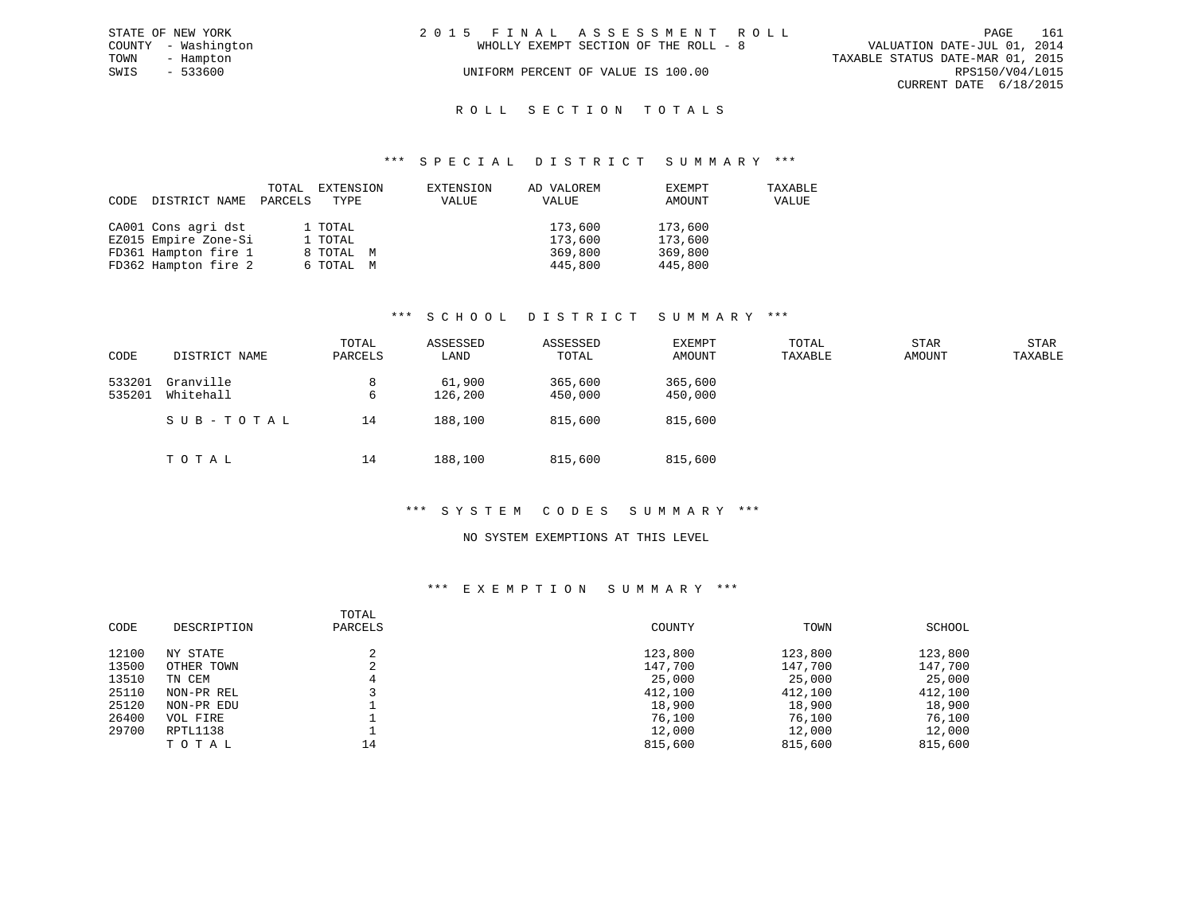STATE OF NEW YORK
COUNTY - Washington
TOWN - Hampton
SWIS - 533600

2 0 1 5 F I N A L A S S E S S M E N T R O L L
WHOLLY EXEMPT SECTION OF THE ROLL - 8
UNIFORM PERCENT OF VALUE IS 100.00

VALUATION DATE-JUL 01, 2014
TAXABLE STATUS DATE-MAR 01, 2015
RPS150/V04/L015
CURRENT DATE 6/18/2015

## R O L L S E C T I O N T O T A L S

### *** S P E C I A L D I S T R I C T S U M M A R Y ***

| CODE | DISTRICT NAME | TOTAL PARCELS | EXTENSION TYPE | EXTENSION VALUE | AD VALOREM VALUE | EXEMPT AMOUNT | TAXABLE VALUE |
|---|---|---|---|---|---|---|---|
| CA001 | Cons agri dst | 1 | TOTAL | | 173,600 | 173,600 | |
| EZ015 | Empire Zone-Si | 1 | TOTAL | | 173,600 | 173,600 | |
| FD361 | Hampton fire 1 | 8 | TOTAL M | | 369,800 | 369,800 | |
| FD362 | Hampton fire 2 | 6 | TOTAL M | | 445,800 | 445,800 | |

### *** S C H O O L D I S T R I C T S U M M A R Y ***

| CODE | DISTRICT NAME | TOTAL PARCELS | ASSESSED LAND | ASSESSED TOTAL | EXEMPT AMOUNT | TOTAL TAXABLE | STAR AMOUNT | STAR TAXABLE |
|---|---|---|---|---|---|---|---|---|
| 533201 | Granville | 8 | 61,900 | 365,600 | 365,600 | | | |
| 535201 | Whitehall | 6 | 126,200 | 450,000 | 450,000 | | | |
| | S U B - T O T A L | 14 | 188,100 | 815,600 | 815,600 | | | |
| | T O T A L | 14 | 188,100 | 815,600 | 815,600 | | | |

### *** S Y S T E M C O D E S S U M M A R Y ***

NO SYSTEM EXEMPTIONS AT THIS LEVEL

### *** E X E M P T I O N S U M M A R Y ***

| CODE | DESCRIPTION | TOTAL PARCELS | COUNTY | TOWN | SCHOOL |
|---|---|---|---|---|---|
| 12100 | NY STATE | 2 | 123,800 | 123,800 | 123,800 |
| 13500 | OTHER TOWN | 2 | 147,700 | 147,700 | 147,700 |
| 13510 | TN CEM | 4 | 25,000 | 25,000 | 25,000 |
| 25110 | NON-PR REL | 3 | 412,100 | 412,100 | 412,100 |
| 25120 | NON-PR EDU | 1 | 18,900 | 18,900 | 18,900 |
| 26400 | VOL FIRE | 1 | 76,100 | 76,100 | 76,100 |
| 29700 | RPTL1138 | 1 | 12,000 | 12,000 | 12,000 |
| | T O T A L | 14 | 815,600 | 815,600 | 815,600 |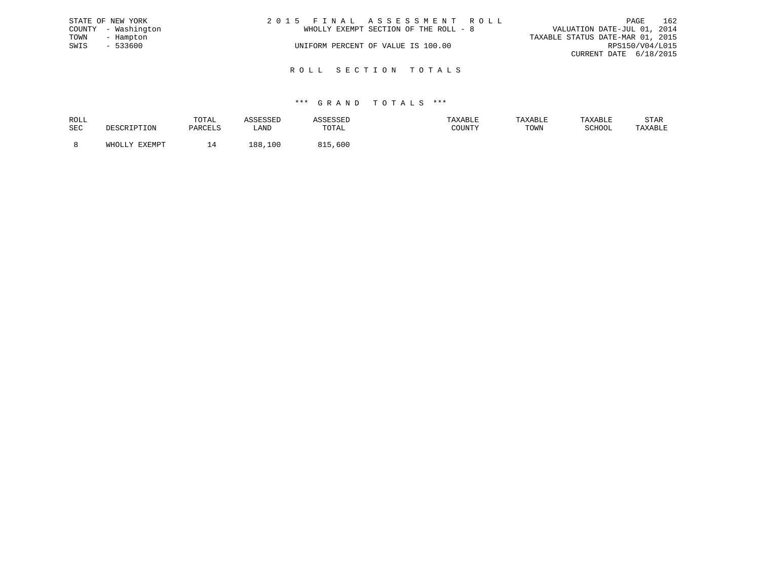STATE OF NEW YORK
COUNTY - Washington
TOWN - Hampton
SWIS - 533600

2 0 1 5 F I N A L A S S E S S M E N T R O L L
WHOLLY EXEMPT SECTION OF THE ROLL - 8

UNIFORM PERCENT OF VALUE IS 100.00

VALUATION DATE-JUL 01, 2014
TAXABLE STATUS DATE-MAR 01, 2015
RPS150/V04/L015
CURRENT DATE 6/18/2015

## R O L L S E C T I O N T O T A L S

### *** G R A N D T O T A L S ***

| ROLL SEC | DESCRIPTION | TOTAL PARCELS | ASSESSED LAND | ASSESSED TOTAL | TAXABLE COUNTY | TAXABLE TOWN | TAXABLE SCHOOL | STAR TAXABLE |
|---|---|---|---|---|---|---|---|---|
| 8 | WHOLLY EXEMPT | 14 | 188,100 | 815,600 | | | | |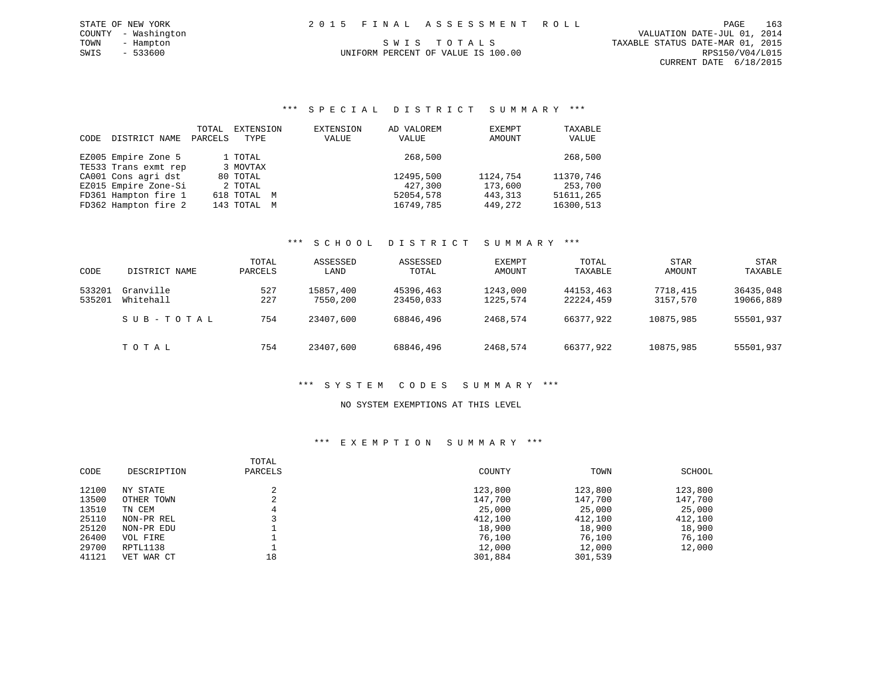STATE OF NEW YORK
COUNTY - Washington
TOWN - Hampton
SWIS - 533600

2 0 1 5 F I N A L A S S E S S M E N T R O L L

S W I S T O T A L S

UNIFORM PERCENT OF VALUE IS 100.00

VALUATION DATE-JUL 01, 2014
TAXABLE STATUS DATE-MAR 01, 2015
RPS150/V04/L015
CURRENT DATE 6/18/2015

### *** S P E C I A L D I S T R I C T S U M M A R Y ***

| CODE | DISTRICT NAME | TOTAL PARCELS | EXTENSION TYPE | EXTENSION VALUE | AD VALOREM VALUE | EXEMPT AMOUNT | TAXABLE VALUE |
|---|---|---|---|---|---|---|---|
| EZ005 | Empire Zone 5 | 1 | TOTAL | | 268,500 | | 268,500 |
| TE533 | Trans exmt rep | 3 | MOVTAX | | | | |
| CA001 | Cons agri dst | 80 | TOTAL | | 12495,500 | 1124,754 | 11370,746 |
| EZ015 | Empire Zone-Si | 2 | TOTAL | | 427,300 | 173,600 | 253,700 |
| FD361 | Hampton fire 1 | 618 | TOTAL M | | 52054,578 | 443,313 | 51611,265 |
| FD362 | Hampton fire 2 | 143 | TOTAL M | | 16749,785 | 449,272 | 16300,513 |

### *** S C H O O L D I S T R I C T S U M M A R Y ***

| CODE | DISTRICT NAME | TOTAL PARCELS | ASSESSED LAND | ASSESSED TOTAL | EXEMPT AMOUNT | TOTAL TAXABLE | STAR AMOUNT | STAR TAXABLE |
|---|---|---|---|---|---|---|---|---|
| 533201 | Granville | 527 | 15857,400 | 45396,463 | 1243,000 | 44153,463 | 7718,415 | 36435,048 |
| 535201 | Whitehall | 227 | 7550,200 | 23450,033 | 1225,574 | 22224,459 | 3157,570 | 19066,889 |
| | S U B - T O T A L | 754 | 23407,600 | 68846,496 | 2468,574 | 66377,922 | 10875,985 | 55501,937 |
| | T O T A L | 754 | 23407,600 | 68846,496 | 2468,574 | 66377,922 | 10875,985 | 55501,937 |

### *** S Y S T E M C O D E S S U M M A R Y ***

NO SYSTEM EXEMPTIONS AT THIS LEVEL

### *** E X E M P T I O N S U M M A R Y ***

| CODE | DESCRIPTION | TOTAL PARCELS | COUNTY | TOWN | SCHOOL |
|---|---|---|---|---|---|
| 12100 | NY STATE | 2 | 123,800 | 123,800 | 123,800 |
| 13500 | OTHER TOWN | 2 | 147,700 | 147,700 | 147,700 |
| 13510 | TN CEM | 4 | 25,000 | 25,000 | 25,000 |
| 25110 | NON-PR REL | 3 | 412,100 | 412,100 | 412,100 |
| 25120 | NON-PR EDU | 1 | 18,900 | 18,900 | 18,900 |
| 26400 | VOL FIRE | 1 | 76,100 | 76,100 | 76,100 |
| 29700 | RPTL1138 | 1 | 12,000 | 12,000 | 12,000 |
| 41121 | VET WAR CT | 18 | 301,884 | 301,539 | |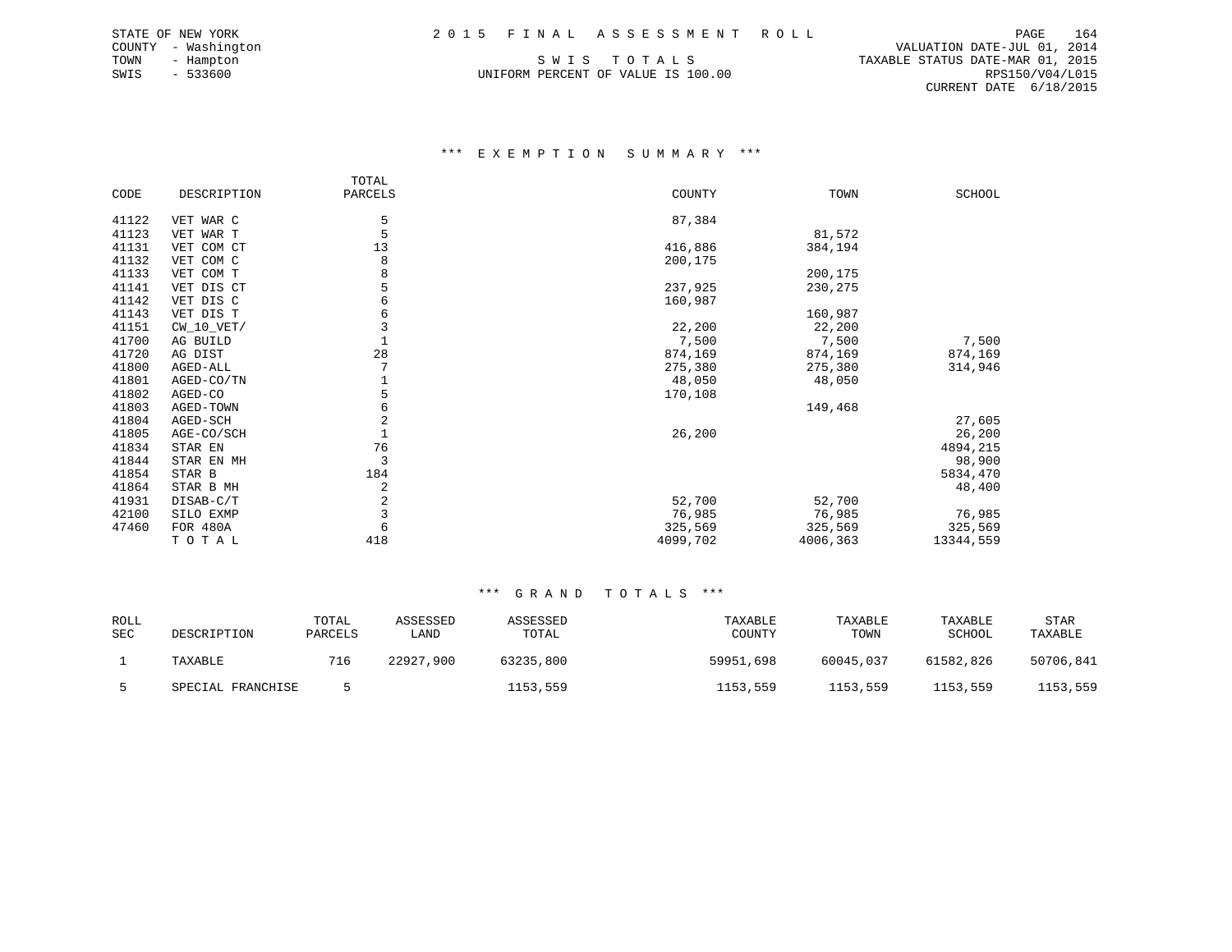STATE OF NEW YORK
COUNTY - Washington
TOWN - Hampton
SWIS - 533600

# 2015 FINAL ASSESSMENT ROLL

SWIS TOTALS
UNIFORM PERCENT OF VALUE IS 100.00

VALUATION DATE-JUL 01, 2014
TAXABLE STATUS DATE-MAR 01, 2015
RPS150/V04/L015
CURRENT DATE 6/18/2015

## *** EXEMPTION SUMMARY ***

| CODE | DESCRIPTION | TOTAL PARCELS | COUNTY | TOWN | SCHOOL |
|---|---|---|---|---|---|
| 41122 | VET WAR C | 5 | 87,384 | | |
| 41123 | VET WAR T | 5 | | 81,572 | |
| 41131 | VET COM CT | 13 | 416,886 | 384,194 | |
| 41132 | VET COM C | 8 | 200,175 | | |
| 41133 | VET COM T | 8 | | 200,175 | |
| 41141 | VET DIS CT | 5 | 237,925 | 230,275 | |
| 41142 | VET DIS C | 6 | 160,987 | | |
| 41143 | VET DIS T | 6 | | 160,987 | |
| 41151 | CW_10_VET/ | 3 | 22,200 | 22,200 | |
| 41700 | AG BUILD | 1 | 7,500 | 7,500 | 7,500 |
| 41720 | AG DIST | 28 | 874,169 | 874,169 | 874,169 |
| 41800 | AGED-ALL | 7 | 275,380 | 275,380 | 314,946 |
| 41801 | AGED-CO/TN | 1 | 48,050 | 48,050 | |
| 41802 | AGED-CO | 5 | 170,108 | | |
| 41803 | AGED-TOWN | 6 | | 149,468 | |
| 41804 | AGED-SCH | 2 | | | 27,605 |
| 41805 | AGE-CO/SCH | 1 | 26,200 | | 26,200 |
| 41834 | STAR EN | 76 | | | 4894,215 |
| 41844 | STAR EN MH | 3 | | | 98,900 |
| 41854 | STAR B | 184 | | | 5834,470 |
| 41864 | STAR B MH | 2 | | | 48,400 |
| 41931 | DISAB-C/T | 2 | 52,700 | 52,700 | |
| 42100 | SILO EXMP | 3 | 76,985 | 76,985 | 76,985 |
| 47460 | FOR 480A | 6 | 325,569 | 325,569 | 325,569 |
| | TOTAL | 418 | 4099,702 | 4006,363 | 13344,559 |

## *** GRAND TOTALS ***

| ROLL SEC | DESCRIPTION | TOTAL PARCELS | ASSESSED LAND | ASSESSED TOTAL | TAXABLE COUNTY | TAXABLE TOWN | TAXABLE SCHOOL | STAR TAXABLE |
|---|---|---|---|---|---|---|---|---|
| 1 | TAXABLE | 716 | 22927,900 | 63235,800 | 59951,698 | 60045,037 | 61582,826 | 50706,841 |
| 5 | SPECIAL FRANCHISE | 5 | | 1153,559 | 1153,559 | 1153,559 | 1153,559 | 1153,559 |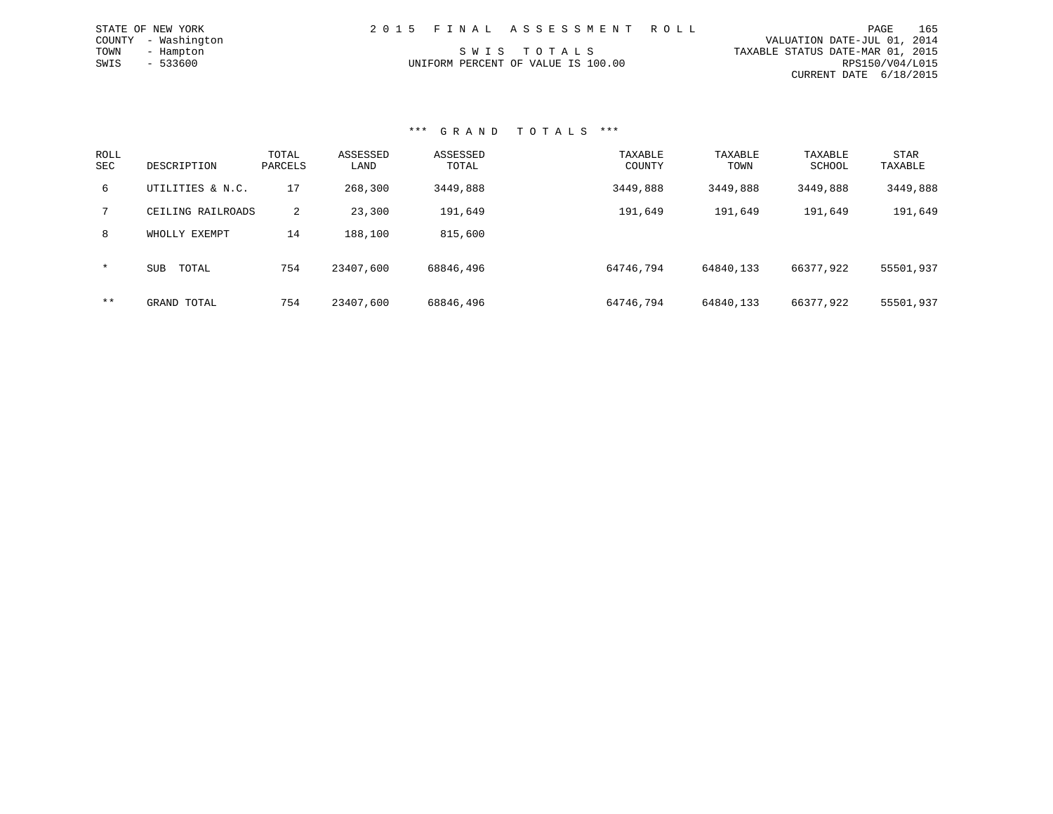STATE OF NEW YORK
COUNTY - Washington
TOWN - Hampton
SWIS - 533600

# 2 0 1 5 F I N A L A S S E S S M E N T R O L L

S W I S T O T A L S
UNIFORM PERCENT OF VALUE IS 100.00

VALUATION DATE-JUL 01, 2014
TAXABLE STATUS DATE-MAR 01, 2015
RPS150/V04/L015
CURRENT DATE 6/18/2015

## *** G R A N D T O T A L S ***

| ROLL SEC | DESCRIPTION | TOTAL PARCELS | ASSESSED LAND | ASSESSED TOTAL | TAXABLE COUNTY | TAXABLE TOWN | TAXABLE SCHOOL | STAR TAXABLE |
|---|---|---|---|---|---|---|---|---|
| 6 | UTILITIES & N.C. | 17 | 268,300 | 3449,888 | 3449,888 | 3449,888 | 3449,888 | 3449,888 |
| 7 | CEILING RAILROADS | 2 | 23,300 | 191,649 | 191,649 | 191,649 | 191,649 | 191,649 |
| 8 | WHOLLY EXEMPT | 14 | 188,100 | 815,600 | | | | |
| * | SUB TOTAL | 754 | 23407,600 | 68846,496 | 64746,794 | 64840,133 | 66377,922 | 55501,937 |
| ** | GRAND TOTAL | 754 | 23407,600 | 68846,496 | 64746,794 | 64840,133 | 66377,922 | 55501,937 |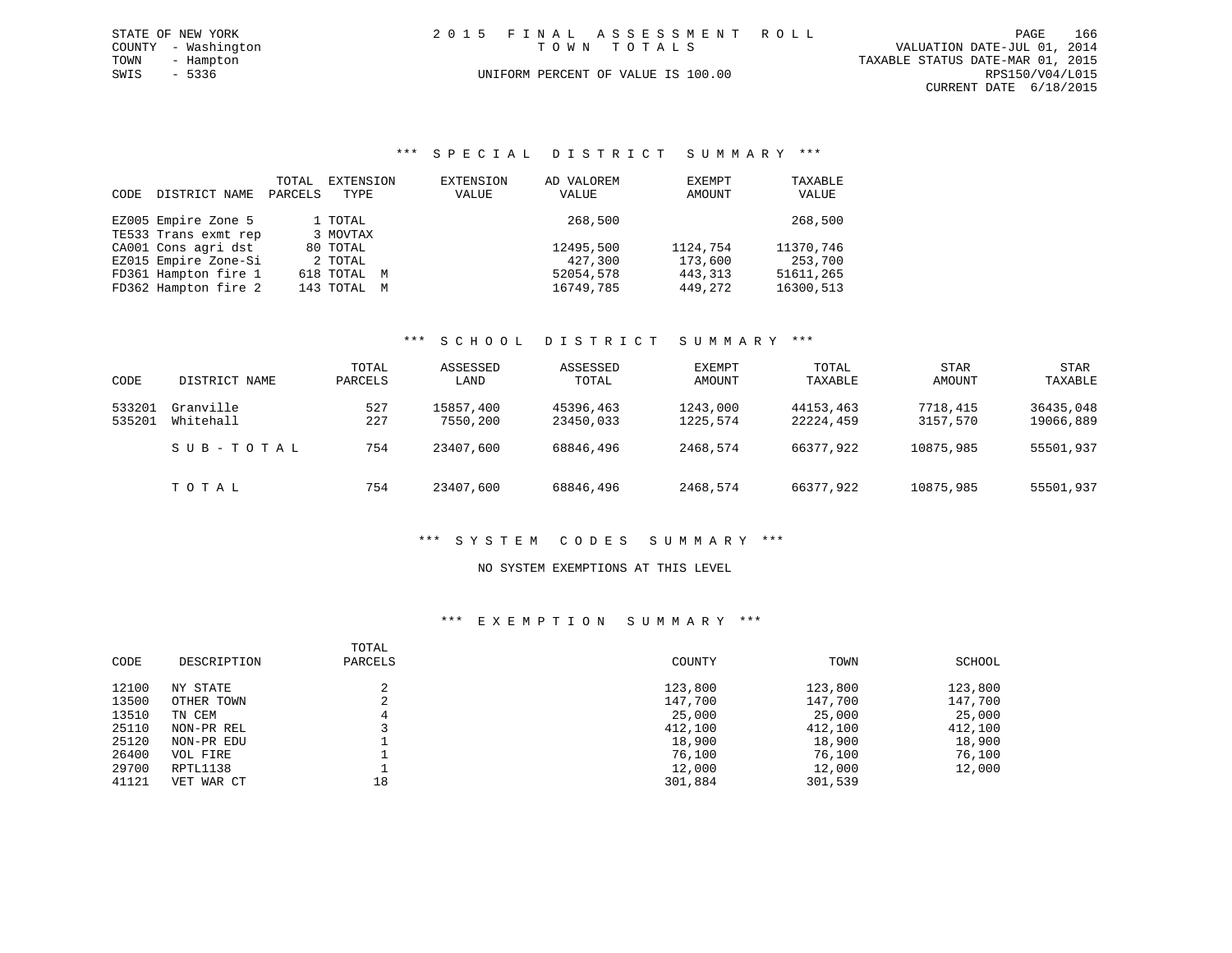STATE OF NEW YORK
COUNTY - Washington
TOWN - Hampton
SWIS - 5336

2 0 1 5 F I N A L A S S E S S M E N T R O L L
T O W N T O T A L S
UNIFORM PERCENT OF VALUE IS 100.00

VALUATION DATE-JUL 01, 2014
TAXABLE STATUS DATE-MAR 01, 2015
RPS150/V04/L015
CURRENT DATE 6/18/2015

### *** S P E C I A L D I S T R I C T S U M M A R Y ***

| CODE | DISTRICT NAME | TOTAL PARCELS | EXTENSION TYPE | EXTENSION VALUE | AD VALOREM VALUE | EXEMPT AMOUNT | TAXABLE VALUE |
|---|---|---|---|---|---|---|---|
| EZ005 | Empire Zone 5 | 1 | TOTAL | | 268,500 | | 268,500 |
| TE533 | Trans exmt rep | 3 | MOVTAX | | | | |
| CA001 | Cons agri dst | 80 | TOTAL | | 12495,500 | 1124,754 | 11370,746 |
| EZ015 | Empire Zone-Si | 2 | TOTAL | | 427,300 | 173,600 | 253,700 |
| FD361 | Hampton fire 1 | 618 | TOTAL M | | 52054,578 | 443,313 | 51611,265 |
| FD362 | Hampton fire 2 | 143 | TOTAL M | | 16749,785 | 449,272 | 16300,513 |

### *** S C H O O L D I S T R I C T S U M M A R Y ***

| CODE | DISTRICT NAME | TOTAL PARCELS | ASSESSED LAND | ASSESSED TOTAL | EXEMPT AMOUNT | TOTAL TAXABLE | STAR AMOUNT | STAR TAXABLE |
|---|---|---|---|---|---|---|---|---|
| 533201 | Granville | 527 | 15857,400 | 45396,463 | 1243,000 | 44153,463 | 7718,415 | 36435,048 |
| 535201 | Whitehall | 227 | 7550,200 | 23450,033 | 1225,574 | 22224,459 | 3157,570 | 19066,889 |
| | S U B - T O T A L | 754 | 23407,600 | 68846,496 | 2468,574 | 66377,922 | 10875,985 | 55501,937 |
| | T O T A L | 754 | 23407,600 | 68846,496 | 2468,574 | 66377,922 | 10875,985 | 55501,937 |

### *** S Y S T E M C O D E S S U M M A R Y ***

NO SYSTEM EXEMPTIONS AT THIS LEVEL

### *** E X E M P T I O N S U M M A R Y ***

| CODE | DESCRIPTION | TOTAL PARCELS | COUNTY | TOWN | SCHOOL |
|---|---|---|---|---|---|
| 12100 | NY STATE | 2 | 123,800 | 123,800 | 123,800 |
| 13500 | OTHER TOWN | 2 | 147,700 | 147,700 | 147,700 |
| 13510 | TN CEM | 4 | 25,000 | 25,000 | 25,000 |
| 25110 | NON-PR REL | 3 | 412,100 | 412,100 | 412,100 |
| 25120 | NON-PR EDU | 1 | 18,900 | 18,900 | 18,900 |
| 26400 | VOL FIRE | 1 | 76,100 | 76,100 | 76,100 |
| 29700 | RPTL1138 | 1 | 12,000 | 12,000 | 12,000 |
| 41121 | VET WAR CT | 18 | 301,884 | 301,539 | |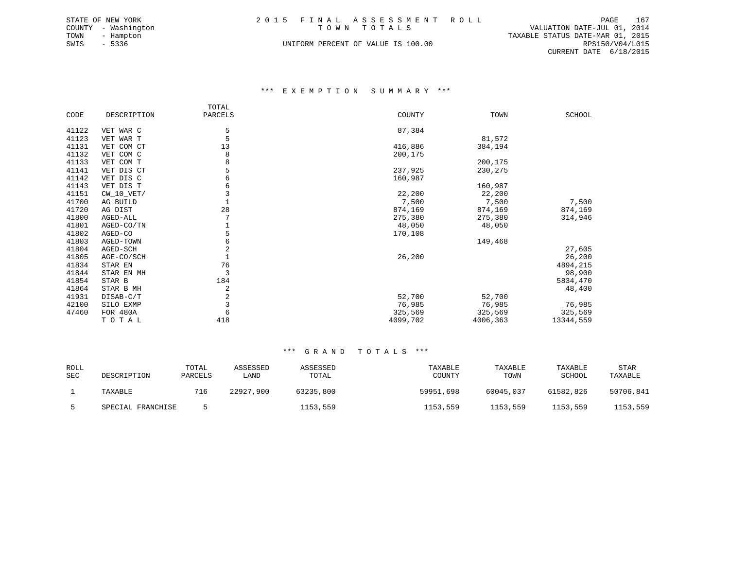STATE OF NEW YORK
COUNTY - Washington
TOWN - Hampton
SWIS - 5336

2 0 1 5 F I N A L A S S E S S M E N T R O L L
T O W N T O T A L S

UNIFORM PERCENT OF VALUE IS 100.00

VALUATION DATE-JUL 01, 2014
TAXABLE STATUS DATE-MAR 01, 2015
RPS150/V04/L015
CURRENT DATE 6/18/2015

## *** E X E M P T I O N S U M M A R Y ***

| CODE | DESCRIPTION | TOTAL PARCELS | COUNTY | TOWN | SCHOOL |
|---|---|---|---|---|---|
| 41122 | VET WAR C | 5 | 87,384 | | |
| 41123 | VET WAR T | 5 | | 81,572 | |
| 41131 | VET COM CT | 13 | 416,886 | 384,194 | |
| 41132 | VET COM C | 8 | 200,175 | | |
| 41133 | VET COM T | 8 | | 200,175 | |
| 41141 | VET DIS CT | 5 | 237,925 | 230,275 | |
| 41142 | VET DIS C | 6 | 160,987 | | |
| 41143 | VET DIS T | 6 | | 160,987 | |
| 41151 | CW_10_VET/ | 3 | 22,200 | 22,200 | |
| 41700 | AG BUILD | 1 | 7,500 | 7,500 | 7,500 |
| 41720 | AG DIST | 28 | 874,169 | 874,169 | 874,169 |
| 41800 | AGED-ALL | 7 | 275,380 | 275,380 | 314,946 |
| 41801 | AGED-CO/TN | 1 | 48,050 | 48,050 | |
| 41802 | AGED-CO | 5 | 170,108 | | |
| 41803 | AGED-TOWN | 6 | | 149,468 | |
| 41804 | AGED-SCH | 2 | | | 27,605 |
| 41805 | AGE-CO/SCH | 1 | 26,200 | | 26,200 |
| 41834 | STAR EN | 76 | | | 4894,215 |
| 41844 | STAR EN MH | 3 | | | 98,900 |
| 41854 | STAR B | 184 | | | 5834,470 |
| 41864 | STAR B MH | 2 | | | 48,400 |
| 41931 | DISAB-C/T | 2 | 52,700 | 52,700 | |
| 42100 | SILO EXMP | 3 | 76,985 | 76,985 | 76,985 |
| 47460 | FOR 480A | 6 | 325,569 | 325,569 | 325,569 |
| | T O T A L | 418 | 4099,702 | 4006,363 | 13344,559 |

## *** G R A N D T O T A L S ***

| ROLL SEC | DESCRIPTION | TOTAL PARCELS | ASSESSED LAND | ASSESSED TOTAL | TAXABLE COUNTY | TAXABLE TOWN | TAXABLE SCHOOL | STAR TAXABLE |
|---|---|---|---|---|---|---|---|---|
| 1 | TAXABLE | 716 | 22927,900 | 63235,800 | 59951,698 | 60045,037 | 61582,826 | 50706,841 |
| 5 | SPECIAL FRANCHISE | 5 | | 1153,559 | 1153,559 | 1153,559 | 1153,559 | 1153,559 |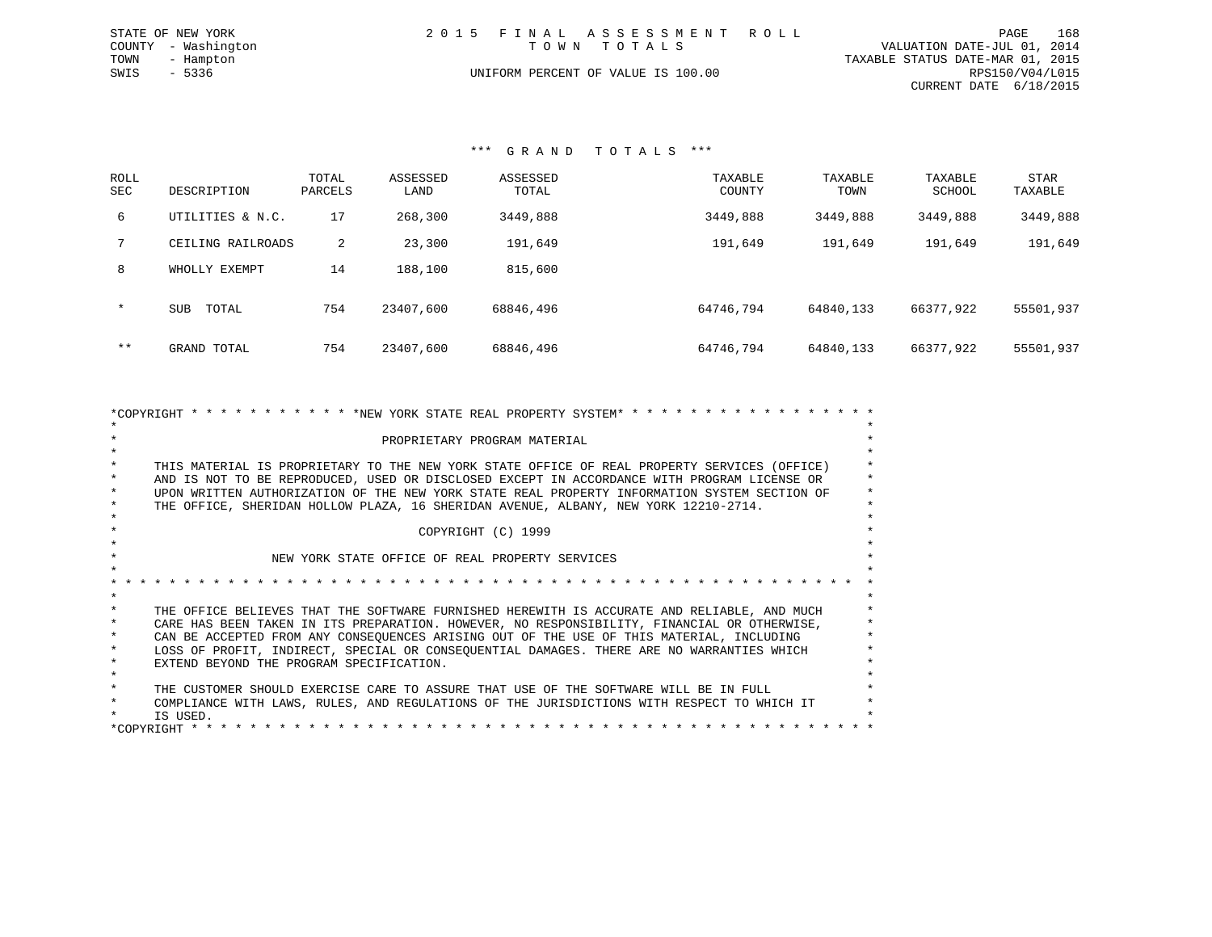STATE OF NEW YORK
COUNTY - Washington
TOWN - Hampton
SWIS - 5336

2 0 1 5 F I N A L A S S E S S M E N T R O L L
T O W N T O T A L S
UNIFORM PERCENT OF VALUE IS 100.00

VALUATION DATE-JUL 01, 2014
TAXABLE STATUS DATE-MAR 01, 2015
RPS150/V04/L015
CURRENT DATE 6/18/2015

### *** G R A N D T O T A L S ***

| ROLL SEC | DESCRIPTION | TOTAL PARCELS | ASSESSED LAND | ASSESSED TOTAL | TAXABLE COUNTY | TAXABLE TOWN | TAXABLE SCHOOL | STAR TAXABLE |
|---|---|---|---|---|---|---|---|---|
| 6 | UTILITIES & N.C. | 17 | 268,300 | 3449,888 | 3449,888 | 3449,888 | 3449,888 | 3449,888 |
| 7 | CEILING RAILROADS | 2 | 23,300 | 191,649 | 191,649 | 191,649 | 191,649 | 191,649 |
| 8 | WHOLLY EXEMPT | 14 | 188,100 | 815,600 | | | | |
| * | SUB TOTAL | 754 | 23407,600 | 68846,496 | 64746,794 | 64840,133 | 66377,922 | 55501,937 |
| ** | GRAND TOTAL | 754 | 23407,600 | 68846,496 | 64746,794 | 64840,133 | 66377,922 | 55501,937 |

*COPYRIGHT * * * * * * * * * * * *NEW YORK STATE REAL PROPERTY SYSTEM* * * * * * * * * * * * * * * * * *

PROPRIETARY PROGRAM MATERIAL

THIS MATERIAL IS PROPRIETARY TO THE NEW YORK STATE OFFICE OF REAL PROPERTY SERVICES (OFFICE) AND IS NOT TO BE REPRODUCED, USED OR DISCLOSED EXCEPT IN ACCORDANCE WITH PROGRAM LICENSE OR UPON WRITTEN AUTHORIZATION OF THE NEW YORK STATE REAL PROPERTY INFORMATION SYSTEM SECTION OF THE OFFICE, SHERIDAN HOLLOW PLAZA, 16 SHERIDAN AVENUE, ALBANY, NEW YORK 12210-2714.

COPYRIGHT (C) 1999

NEW YORK STATE OFFICE OF REAL PROPERTY SERVICES

THE OFFICE BELIEVES THAT THE SOFTWARE FURNISHED HEREWITH IS ACCURATE AND RELIABLE, AND MUCH CARE HAS BEEN TAKEN IN ITS PREPARATION. HOWEVER, NO RESPONSIBILITY, FINANCIAL OR OTHERWISE, CAN BE ACCEPTED FROM ANY CONSEQUENCES ARISING OUT OF THE USE OF THIS MATERIAL, INCLUDING LOSS OF PROFIT, INDIRECT, SPECIAL OR CONSEQUENTIAL DAMAGES. THERE ARE NO WARRANTIES WHICH EXTEND BEYOND THE PROGRAM SPECIFICATION.

THE CUSTOMER SHOULD EXERCISE CARE TO ASSURE THAT USE OF THE SOFTWARE WILL BE IN FULL COMPLIANCE WITH LAWS, RULES, AND REGULATIONS OF THE JURISDICTIONS WITH RESPECT TO WHICH IT IS USED.

*COPYRIGHT * * * * * * * * * * * * * * * * * * * * * * * * * * * * * * * * * * * * * * * * * * * * * *